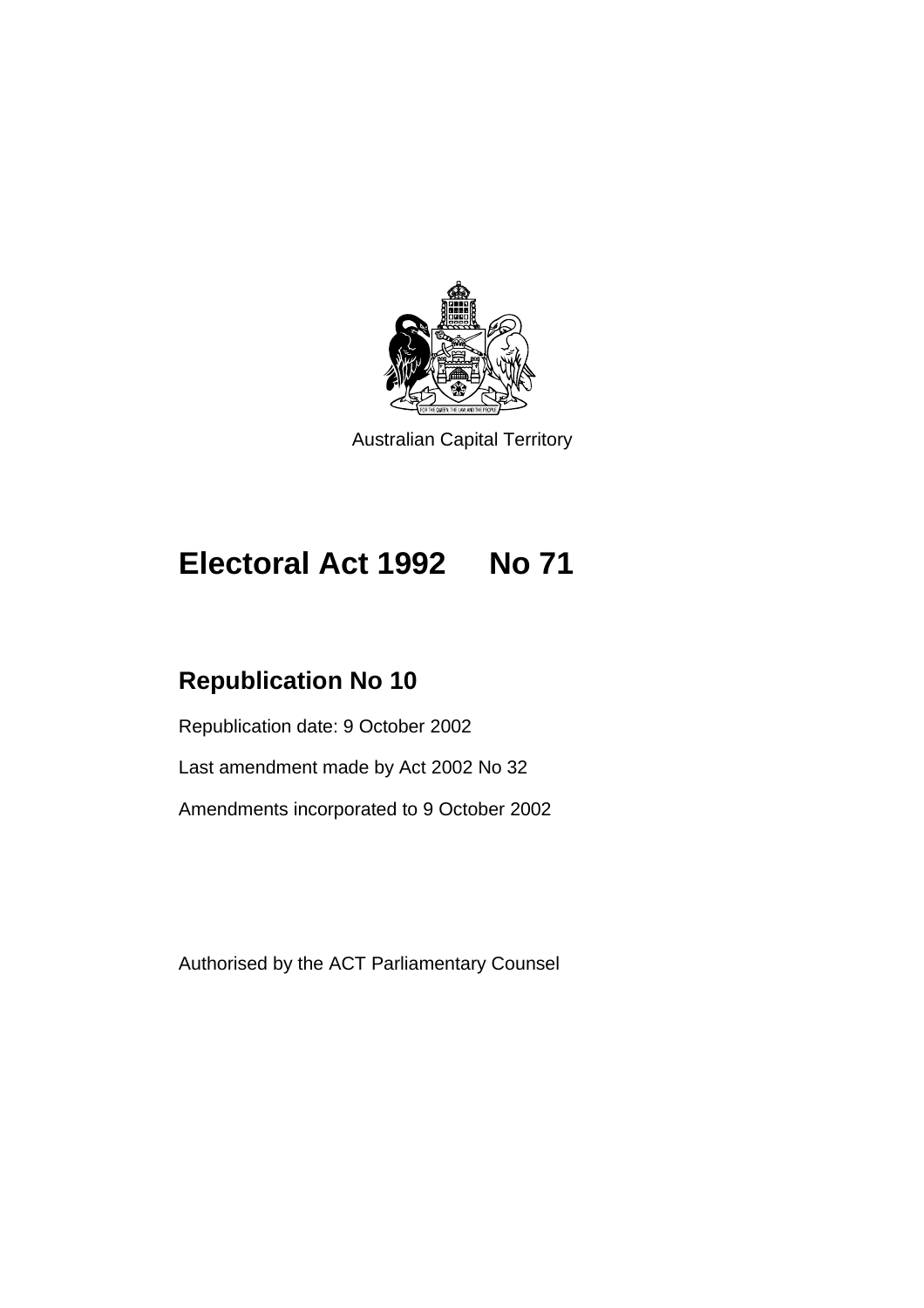Australian Capital Territory

# Electoral Act 1992 No 71

## Republication No 10

Republication date: 9 October 2002

Last amendment made by Act 2002 No 32

Amendments incorporated to 9 October 2002

Authorised by the ACT Parliamentary Counsel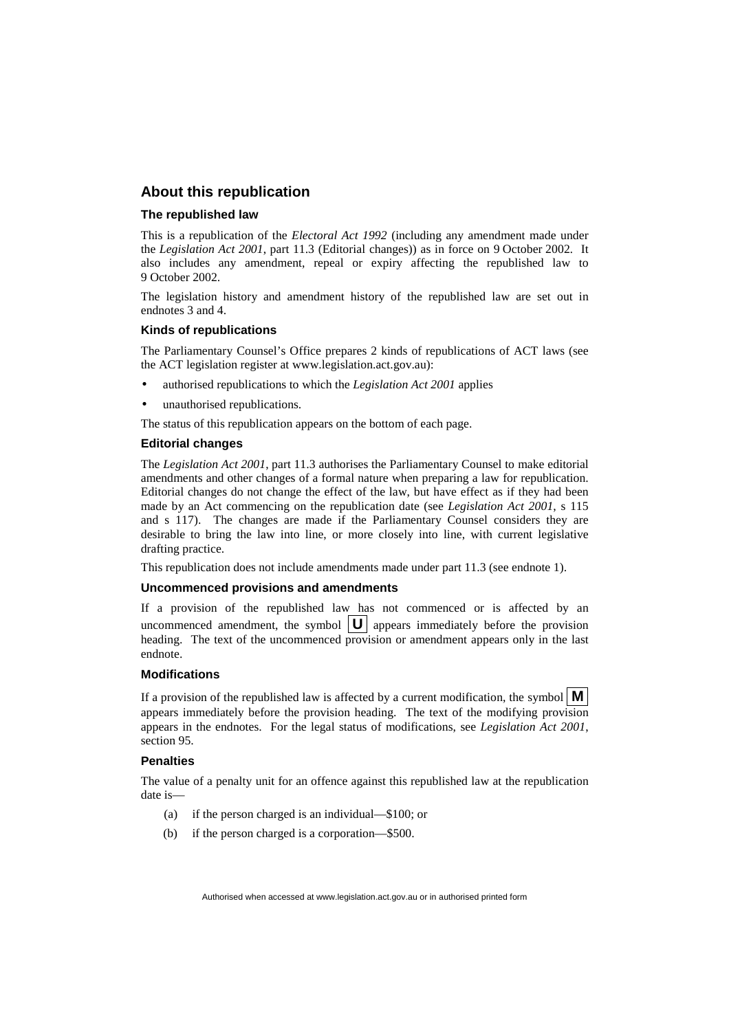## About this republication

### The republished law

This is a republication of the *Electoral Act 1992* (including any amendment made under the *Legislation Act 2001*, part 11.3 (Editorial changes)) as in force on 9 October 2002. It also includes any amendment, repeal or expiry affecting the republished law to 9 October 2002.

The legislation history and amendment history of the republished law are set out in endnotes 3 and 4.

### Kinds of republications

The Parliamentary Counsel's Office prepares 2 kinds of republications of ACT laws (see the ACT legislation register at www.legislation.act.gov.au):

- authorised republications to which the *Legislation Act 2001* applies
- unauthorised republications.

The status of this republication appears on the bottom of each page.

### Editorial changes

The *Legislation Act 2001*, part 11.3 authorises the Parliamentary Counsel to make editorial amendments and other changes of a formal nature when preparing a law for republication. Editorial changes do not change the effect of the law, but have effect as if they had been made by an Act commencing on the republication date (see *Legislation Act 2001*, s 115 and s 117). The changes are made if the Parliamentary Counsel considers they are desirable to bring the law into line, or more closely into line, with current legislative drafting practice.

This republication does not include amendments made under part 11.3 (see endnote 1).

### Uncommenced provisions and amendments

If a provision of the republished law has not commenced or is affected by an uncommenced amendment, the symbol **U** appears immediately before the provision heading. The text of the uncommenced provision or amendment appears only in the last endnote.

### Modifications

If a provision of the republished law is affected by a current modification, the symbol **M** appears immediately before the provision heading. The text of the modifying provision appears in the endnotes. For the legal status of modifications, see *Legislation Act 2001*, section 95.

### Penalties

The value of a penalty unit for an offence against this republished law at the republication date is—

(a) if the person charged is an individual—$100; or

(b) if the person charged is a corporation—$500.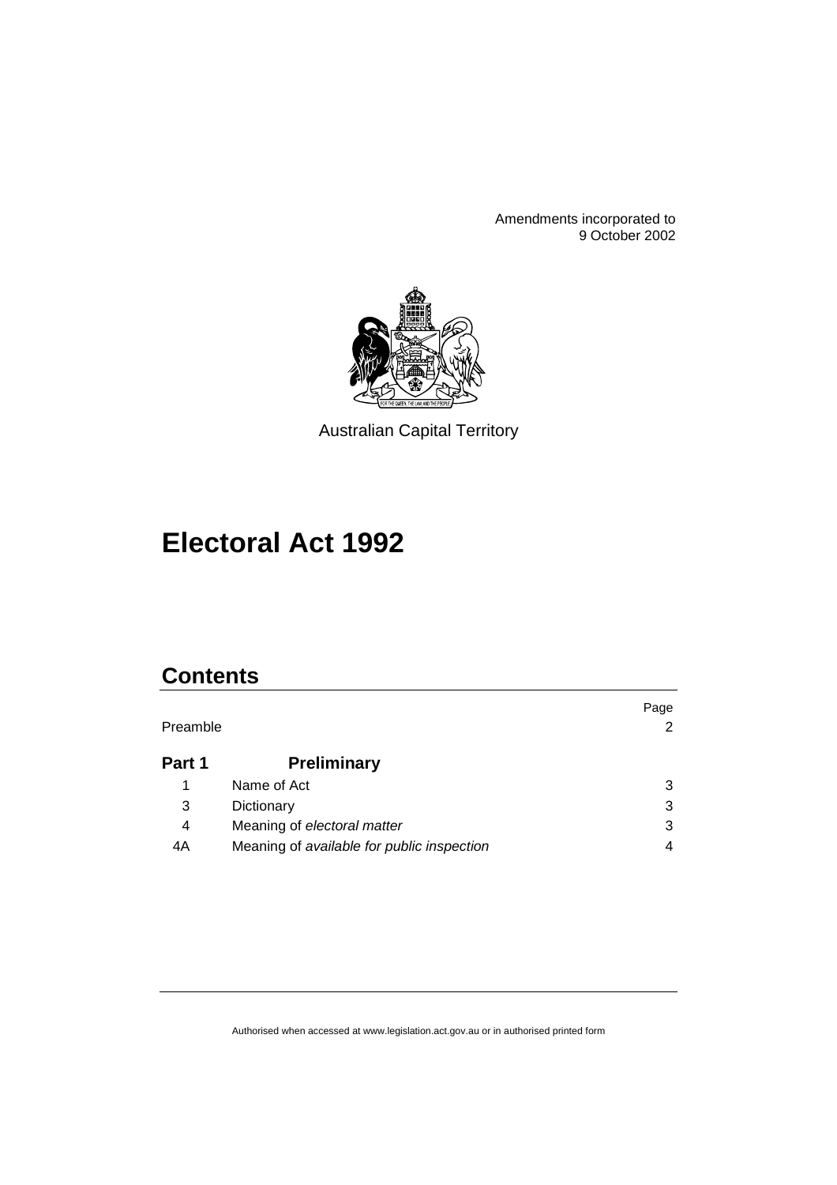Amendments incorporated to 9 October 2002

Australian Capital Territory

# Electoral Act 1992

## Contents

| | | Page |
|---|---|---|
| Preamble | | 2 |
| **Part 1** | **Preliminary** | |
| 1 | Name of Act | 3 |
| 3 | Dictionary | 3 |
| 4 | Meaning of *electoral matter* | 3 |
| 4A | Meaning of *available for public inspection* | 4 |

Authorised when accessed at www.legislation.act.gov.au or in authorised printed form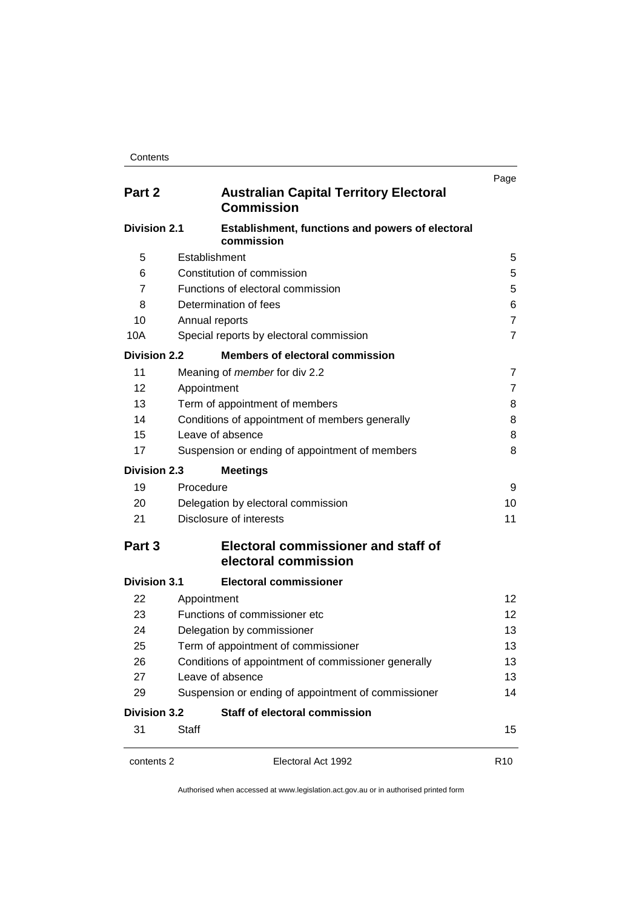| | | Page |
|---|---|---|
| **Part 2** | **Australian Capital Territory Electoral Commission** | |
| **Division 2.1** | **Establishment, functions and powers of electoral commission** | |
| 5 | Establishment | 5 |
| 6 | Constitution of commission | 5 |
| 7 | Functions of electoral commission | 5 |
| 8 | Determination of fees | 6 |
| 10 | Annual reports | 7 |
| 10A | Special reports by electoral commission | 7 |
| **Division 2.2** | **Members of electoral commission** | |
| 11 | Meaning of *member* for div 2.2 | 7 |
| 12 | Appointment | 7 |
| 13 | Term of appointment of members | 8 |
| 14 | Conditions of appointment of members generally | 8 |
| 15 | Leave of absence | 8 |
| 17 | Suspension or ending of appointment of members | 8 |
| **Division 2.3** | **Meetings** | |
| 19 | Procedure | 9 |
| 20 | Delegation by electoral commission | 10 |
| 21 | Disclosure of interests | 11 |
| **Part 3** | **Electoral commissioner and staff of electoral commission** | |
| **Division 3.1** | **Electoral commissioner** | |
| 22 | Appointment | 12 |
| 23 | Functions of commissioner etc | 12 |
| 24 | Delegation by commissioner | 13 |
| 25 | Term of appointment of commissioner | 13 |
| 26 | Conditions of appointment of commissioner generally | 13 |
| 27 | Leave of absence | 13 |
| 29 | Suspension or ending of appointment of commissioner | 14 |
| **Division 3.2** | **Staff of electoral commission** | |
| 31 | Staff | 15 |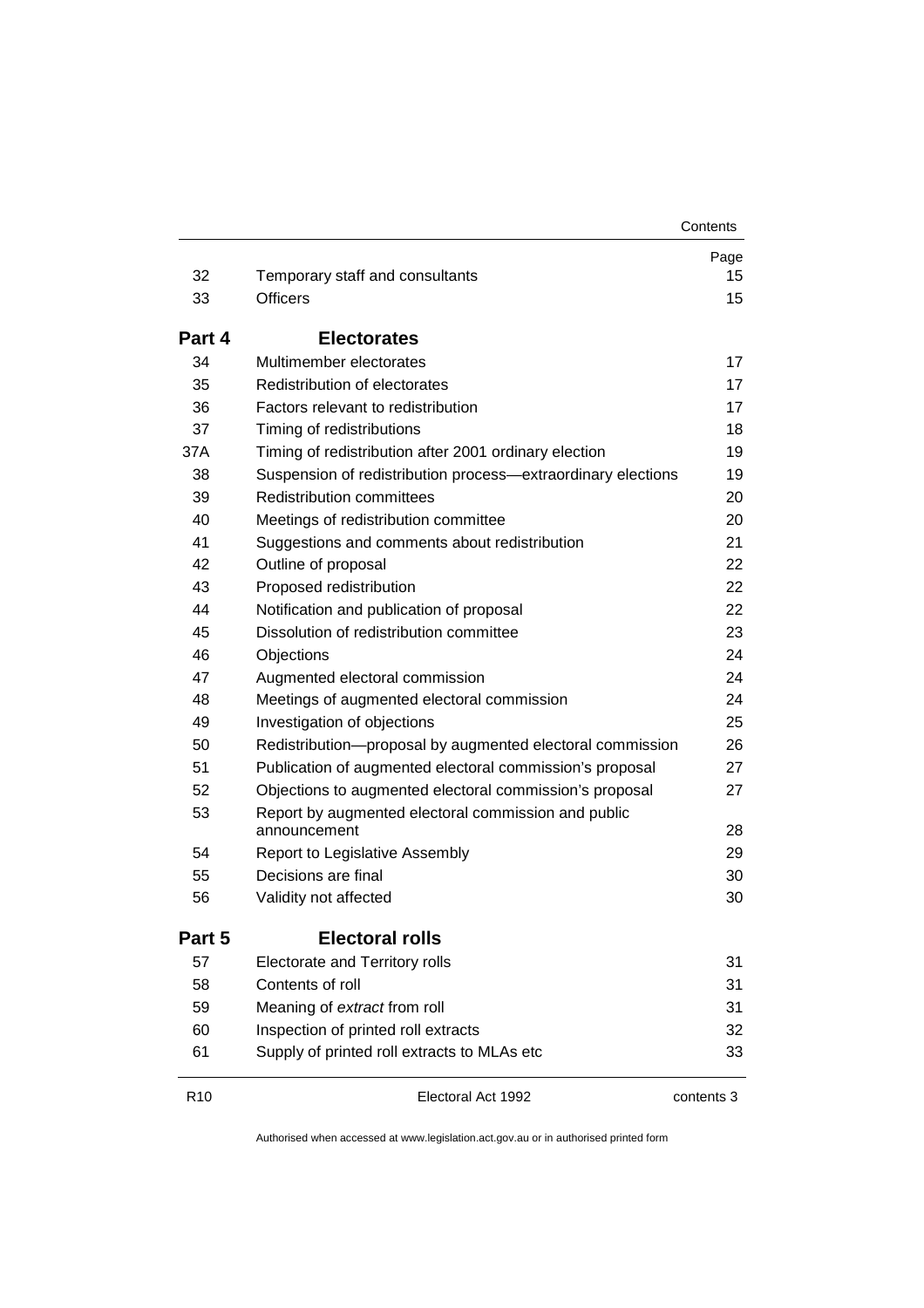| | | Page |
|---|---|---|
| 32 | Temporary staff and consultants | 15 |
| 33 | Officers | 15 |
| **Part 4** | **Electorates** | |
| 34 | Multimember electorates | 17 |
| 35 | Redistribution of electorates | 17 |
| 36 | Factors relevant to redistribution | 17 |
| 37 | Timing of redistributions | 18 |
| 37A | Timing of redistribution after 2001 ordinary election | 19 |
| 38 | Suspension of redistribution process—extraordinary elections | 19 |
| 39 | Redistribution committees | 20 |
| 40 | Meetings of redistribution committee | 20 |
| 41 | Suggestions and comments about redistribution | 21 |
| 42 | Outline of proposal | 22 |
| 43 | Proposed redistribution | 22 |
| 44 | Notification and publication of proposal | 22 |
| 45 | Dissolution of redistribution committee | 23 |
| 46 | Objections | 24 |
| 47 | Augmented electoral commission | 24 |
| 48 | Meetings of augmented electoral commission | 24 |
| 49 | Investigation of objections | 25 |
| 50 | Redistribution—proposal by augmented electoral commission | 26 |
| 51 | Publication of augmented electoral commission's proposal | 27 |
| 52 | Objections to augmented electoral commission's proposal | 27 |
| 53 | Report by augmented electoral commission and public announcement | 28 |
| 54 | Report to Legislative Assembly | 29 |
| 55 | Decisions are final | 30 |
| 56 | Validity not affected | 30 |
| **Part 5** | **Electoral rolls** | |
| 57 | Electorate and Territory rolls | 31 |
| 58 | Contents of roll | 31 |
| 59 | Meaning of *extract* from roll | 31 |
| 60 | Inspection of printed roll extracts | 32 |
| 61 | Supply of printed roll extracts to MLAs etc | 33 |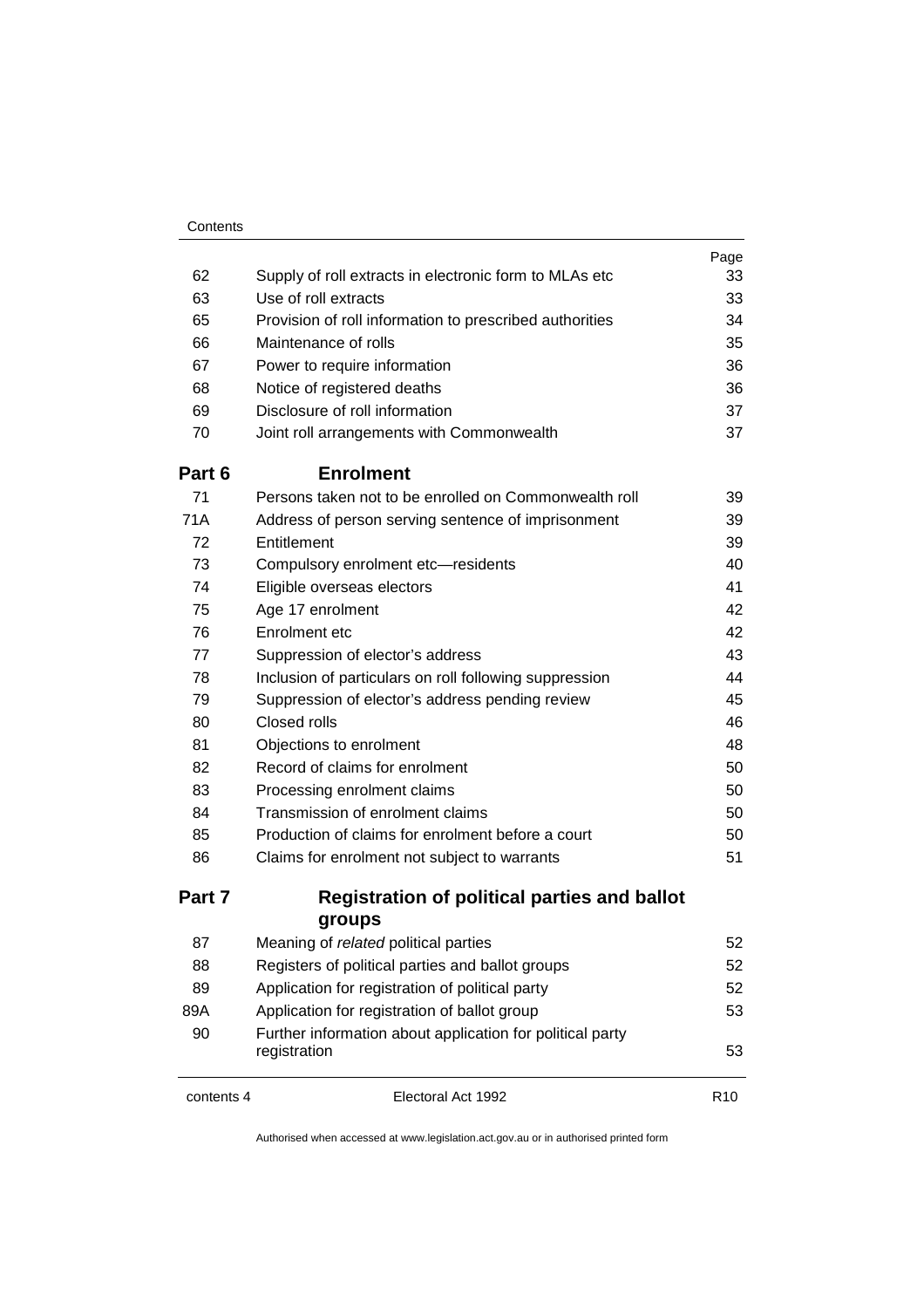| | | Page |
|---|---|---|
| 62 | Supply of roll extracts in electronic form to MLAs etc | 33 |
| 63 | Use of roll extracts | 33 |
| 65 | Provision of roll information to prescribed authorities | 34 |
| 66 | Maintenance of rolls | 35 |
| 67 | Power to require information | 36 |
| 68 | Notice of registered deaths | 36 |
| 69 | Disclosure of roll information | 37 |
| 70 | Joint roll arrangements with Commonwealth | 37 |

## Part 6 Enrolment

| | | |
|---|---|---|
| 71 | Persons taken not to be enrolled on Commonwealth roll | 39 |
| 71A | Address of person serving sentence of imprisonment | 39 |
| 72 | Entitlement | 39 |
| 73 | Compulsory enrolment etc—residents | 40 |
| 74 | Eligible overseas electors | 41 |
| 75 | Age 17 enrolment | 42 |
| 76 | Enrolment etc | 42 |
| 77 | Suppression of elector's address | 43 |
| 78 | Inclusion of particulars on roll following suppression | 44 |
| 79 | Suppression of elector's address pending review | 45 |
| 80 | Closed rolls | 46 |
| 81 | Objections to enrolment | 48 |
| 82 | Record of claims for enrolment | 50 |
| 83 | Processing enrolment claims | 50 |
| 84 | Transmission of enrolment claims | 50 |
| 85 | Production of claims for enrolment before a court | 50 |
| 86 | Claims for enrolment not subject to warrants | 51 |

## Part 7 Registration of political parties and ballot groups

| | | |
|---|---|---|
| 87 | Meaning of *related* political parties | 52 |
| 88 | Registers of political parties and ballot groups | 52 |
| 89 | Application for registration of political party | 52 |
| 89A | Application for registration of ballot group | 53 |
| 90 | Further information about application for political party registration | 53 |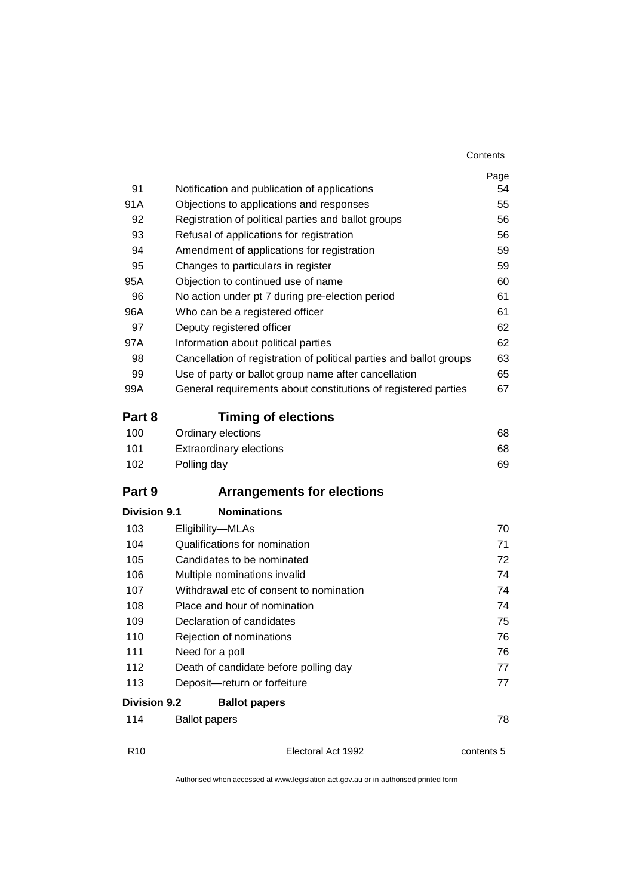| | | Page |
|---|---|---|
| 91 | Notification and publication of applications | 54 |
| 91A | Objections to applications and responses | 55 |
| 92 | Registration of political parties and ballot groups | 56 |
| 93 | Refusal of applications for registration | 56 |
| 94 | Amendment of applications for registration | 59 |
| 95 | Changes to particulars in register | 59 |
| 95A | Objection to continued use of name | 60 |
| 96 | No action under pt 7 during pre-election period | 61 |
| 96A | Who can be a registered officer | 61 |
| 97 | Deputy registered officer | 62 |
| 97A | Information about political parties | 62 |
| 98 | Cancellation of registration of political parties and ballot groups | 63 |
| 99 | Use of party or ballot group name after cancellation | 65 |
| 99A | General requirements about constitutions of registered parties | 67 |

## Part 8 Timing of elections

| | | |
|---|---|---|
| 100 | Ordinary elections | 68 |
| 101 | Extraordinary elections | 68 |
| 102 | Polling day | 69 |

## Part 9 Arrangements for elections

### Division 9.1 Nominations

| | | |
|---|---|---|
| 103 | Eligibility—MLAs | 70 |
| 104 | Qualifications for nomination | 71 |
| 105 | Candidates to be nominated | 72 |
| 106 | Multiple nominations invalid | 74 |
| 107 | Withdrawal etc of consent to nomination | 74 |
| 108 | Place and hour of nomination | 74 |
| 109 | Declaration of candidates | 75 |
| 110 | Rejection of nominations | 76 |
| 111 | Need for a poll | 76 |
| 112 | Death of candidate before polling day | 77 |
| 113 | Deposit—return or forfeiture | 77 |

### Division 9.2 Ballot papers

| | | |
|---|---|---|
| 114 | Ballot papers | 78 |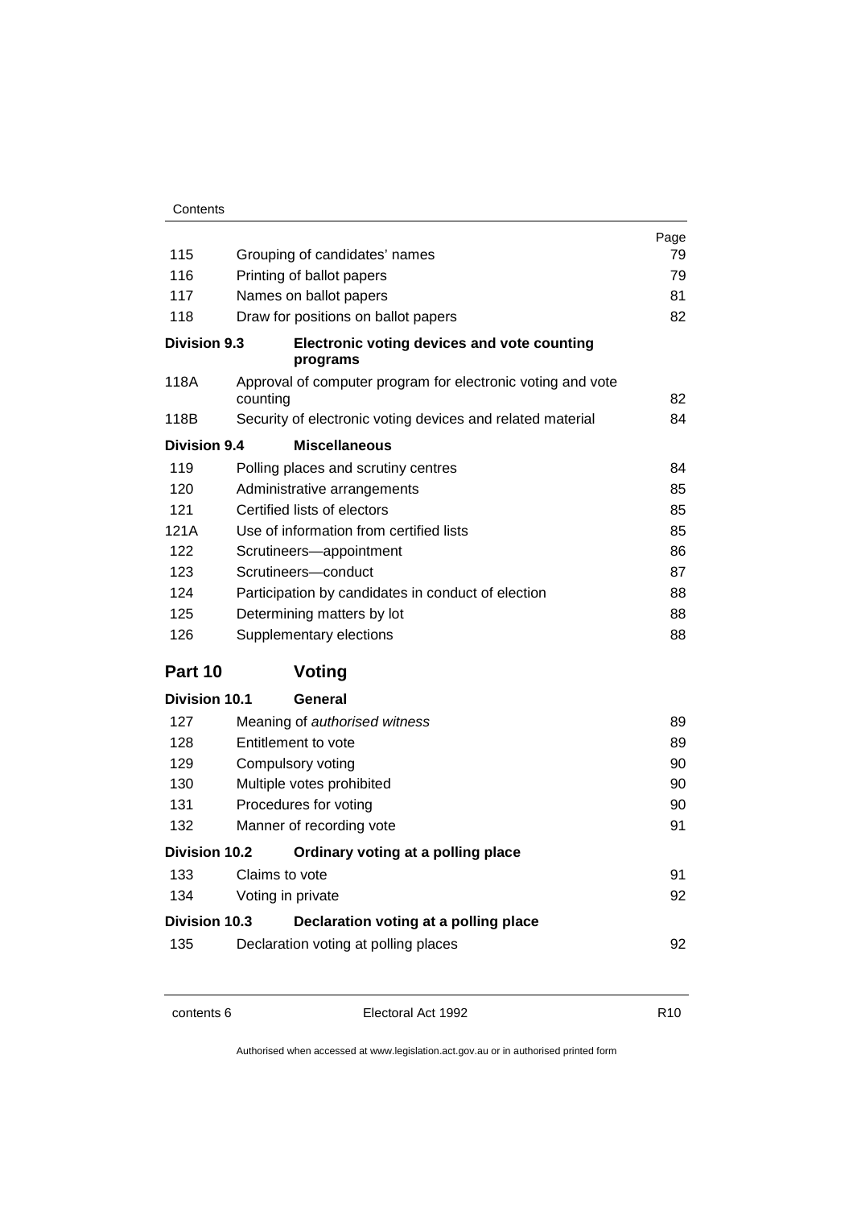| | | Page |
|---|---|---|
| 115 | Grouping of candidates' names | 79 |
| 116 | Printing of ballot papers | 79 |
| 117 | Names on ballot papers | 81 |
| 118 | Draw for positions on ballot papers | 82 |
| **Division 9.3** | **Electronic voting devices and vote counting programs** | |
| 118A | Approval of computer program for electronic voting and vote counting | 82 |
| 118B | Security of electronic voting devices and related material | 84 |
| **Division 9.4** | **Miscellaneous** | |
| 119 | Polling places and scrutiny centres | 84 |
| 120 | Administrative arrangements | 85 |
| 121 | Certified lists of electors | 85 |
| 121A | Use of information from certified lists | 85 |
| 122 | Scrutineers—appointment | 86 |
| 123 | Scrutineers—conduct | 87 |
| 124 | Participation by candidates in conduct of election | 88 |
| 125 | Determining matters by lot | 88 |
| 126 | Supplementary elections | 88 |

## Part 10 Voting

| | | |
|---|---|---|
| **Division 10.1** | **General** | |
| 127 | Meaning of *authorised witness* | 89 |
| 128 | Entitlement to vote | 89 |
| 129 | Compulsory voting | 90 |
| 130 | Multiple votes prohibited | 90 |
| 131 | Procedures for voting | 90 |
| 132 | Manner of recording vote | 91 |
| **Division 10.2** | **Ordinary voting at a polling place** | |
| 133 | Claims to vote | 91 |
| 134 | Voting in private | 92 |
| **Division 10.3** | **Declaration voting at a polling place** | |
| 135 | Declaration voting at polling places | 92 |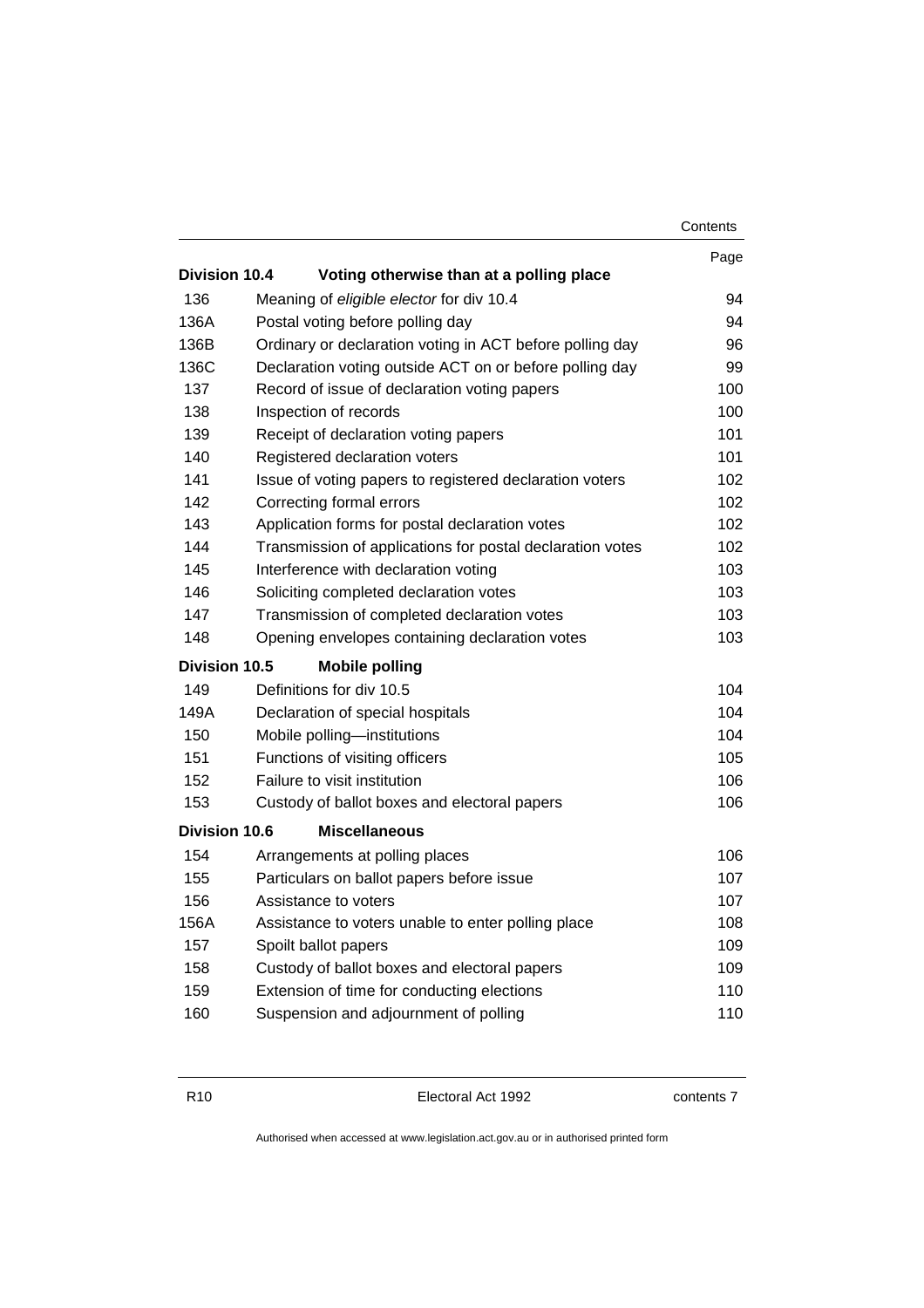| | | Page |
|---|---|---|
| **Division 10.4** | **Voting otherwise than at a polling place** | |
| 136 | Meaning of *eligible elector* for div 10.4 | 94 |
| 136A | Postal voting before polling day | 94 |
| 136B | Ordinary or declaration voting in ACT before polling day | 96 |
| 136C | Declaration voting outside ACT on or before polling day | 99 |
| 137 | Record of issue of declaration voting papers | 100 |
| 138 | Inspection of records | 100 |
| 139 | Receipt of declaration voting papers | 101 |
| 140 | Registered declaration voters | 101 |
| 141 | Issue of voting papers to registered declaration voters | 102 |
| 142 | Correcting formal errors | 102 |
| 143 | Application forms for postal declaration votes | 102 |
| 144 | Transmission of applications for postal declaration votes | 102 |
| 145 | Interference with declaration voting | 103 |
| 146 | Soliciting completed declaration votes | 103 |
| 147 | Transmission of completed declaration votes | 103 |
| 148 | Opening envelopes containing declaration votes | 103 |
| **Division 10.5** | **Mobile polling** | |
| 149 | Definitions for div 10.5 | 104 |
| 149A | Declaration of special hospitals | 104 |
| 150 | Mobile polling—institutions | 104 |
| 151 | Functions of visiting officers | 105 |
| 152 | Failure to visit institution | 106 |
| 153 | Custody of ballot boxes and electoral papers | 106 |
| **Division 10.6** | **Miscellaneous** | |
| 154 | Arrangements at polling places | 106 |
| 155 | Particulars on ballot papers before issue | 107 |
| 156 | Assistance to voters | 107 |
| 156A | Assistance to voters unable to enter polling place | 108 |
| 157 | Spoilt ballot papers | 109 |
| 158 | Custody of ballot boxes and electoral papers | 109 |
| 159 | Extension of time for conducting elections | 110 |
| 160 | Suspension and adjournment of polling | 110 |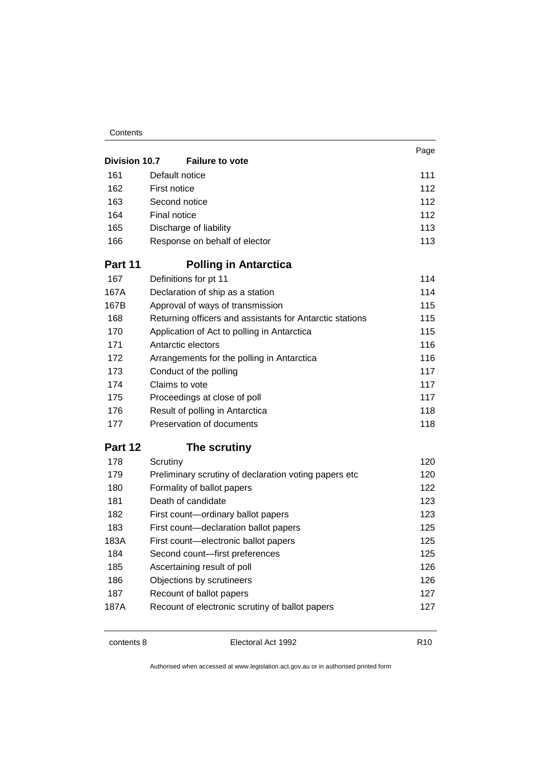| | | Page |
|---|---|---|
| **Division 10.7** | **Failure to vote** | |
| 161 | Default notice | 111 |
| 162 | First notice | 112 |
| 163 | Second notice | 112 |
| 164 | Final notice | 112 |
| 165 | Discharge of liability | 113 |
| 166 | Response on behalf of elector | 113 |
| **Part 11** | **Polling in Antarctica** | |
| 167 | Definitions for pt 11 | 114 |
| 167A | Declaration of ship as a station | 114 |
| 167B | Approval of ways of transmission | 115 |
| 168 | Returning officers and assistants for Antarctic stations | 115 |
| 170 | Application of Act to polling in Antarctica | 115 |
| 171 | Antarctic electors | 116 |
| 172 | Arrangements for the polling in Antarctica | 116 |
| 173 | Conduct of the polling | 117 |
| 174 | Claims to vote | 117 |
| 175 | Proceedings at close of poll | 117 |
| 176 | Result of polling in Antarctica | 118 |
| 177 | Preservation of documents | 118 |
| **Part 12** | **The scrutiny** | |
| 178 | Scrutiny | 120 |
| 179 | Preliminary scrutiny of declaration voting papers etc | 120 |
| 180 | Formality of ballot papers | 122 |
| 181 | Death of candidate | 123 |
| 182 | First count—ordinary ballot papers | 123 |
| 183 | First count—declaration ballot papers | 125 |
| 183A | First count—electronic ballot papers | 125 |
| 184 | Second count—first preferences | 125 |
| 185 | Ascertaining result of poll | 126 |
| 186 | Objections by scrutineers | 126 |
| 187 | Recount of ballot papers | 127 |
| 187A | Recount of electronic scrutiny of ballot papers | 127 |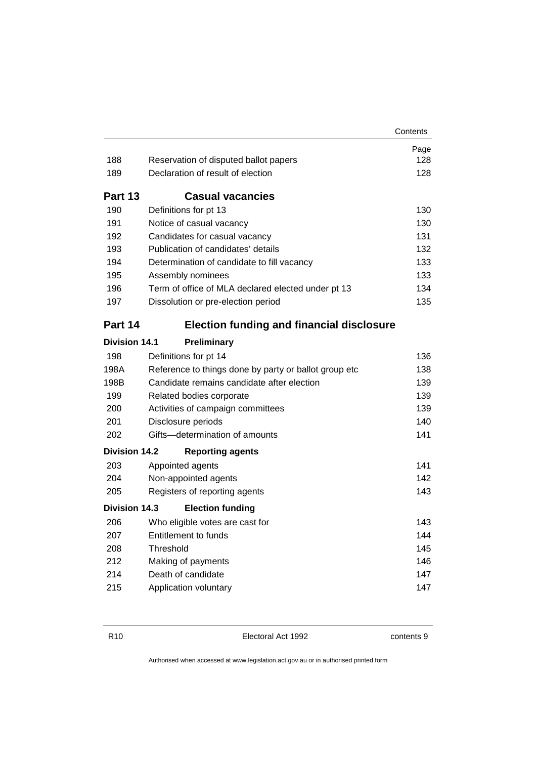| | | Page |
|---|---|---|
| 188 | Reservation of disputed ballot papers | 128 |
| 189 | Declaration of result of election | 128 |

## Part 13 Casual vacancies

| | | |
|---|---|---|
| 190 | Definitions for pt 13 | 130 |
| 191 | Notice of casual vacancy | 130 |
| 192 | Candidates for casual vacancy | 131 |
| 193 | Publication of candidates' details | 132 |
| 194 | Determination of candidate to fill vacancy | 133 |
| 195 | Assembly nominees | 133 |
| 196 | Term of office of MLA declared elected under pt 13 | 134 |
| 197 | Dissolution or pre-election period | 135 |

## Part 14 Election funding and financial disclosure

### Division 14.1 Preliminary

| | | |
|---|---|---|
| 198 | Definitions for pt 14 | 136 |
| 198A | Reference to things done by party or ballot group etc | 138 |
| 198B | Candidate remains candidate after election | 139 |
| 199 | Related bodies corporate | 139 |
| 200 | Activities of campaign committees | 139 |
| 201 | Disclosure periods | 140 |
| 202 | Gifts—determination of amounts | 141 |

### Division 14.2 Reporting agents

| | | |
|---|---|---|
| 203 | Appointed agents | 141 |
| 204 | Non-appointed agents | 142 |
| 205 | Registers of reporting agents | 143 |

### Division 14.3 Election funding

| | | |
|---|---|---|
| 206 | Who eligible votes are cast for | 143 |
| 207 | Entitlement to funds | 144 |
| 208 | Threshold | 145 |
| 212 | Making of payments | 146 |
| 214 | Death of candidate | 147 |
| 215 | Application voluntary | 147 |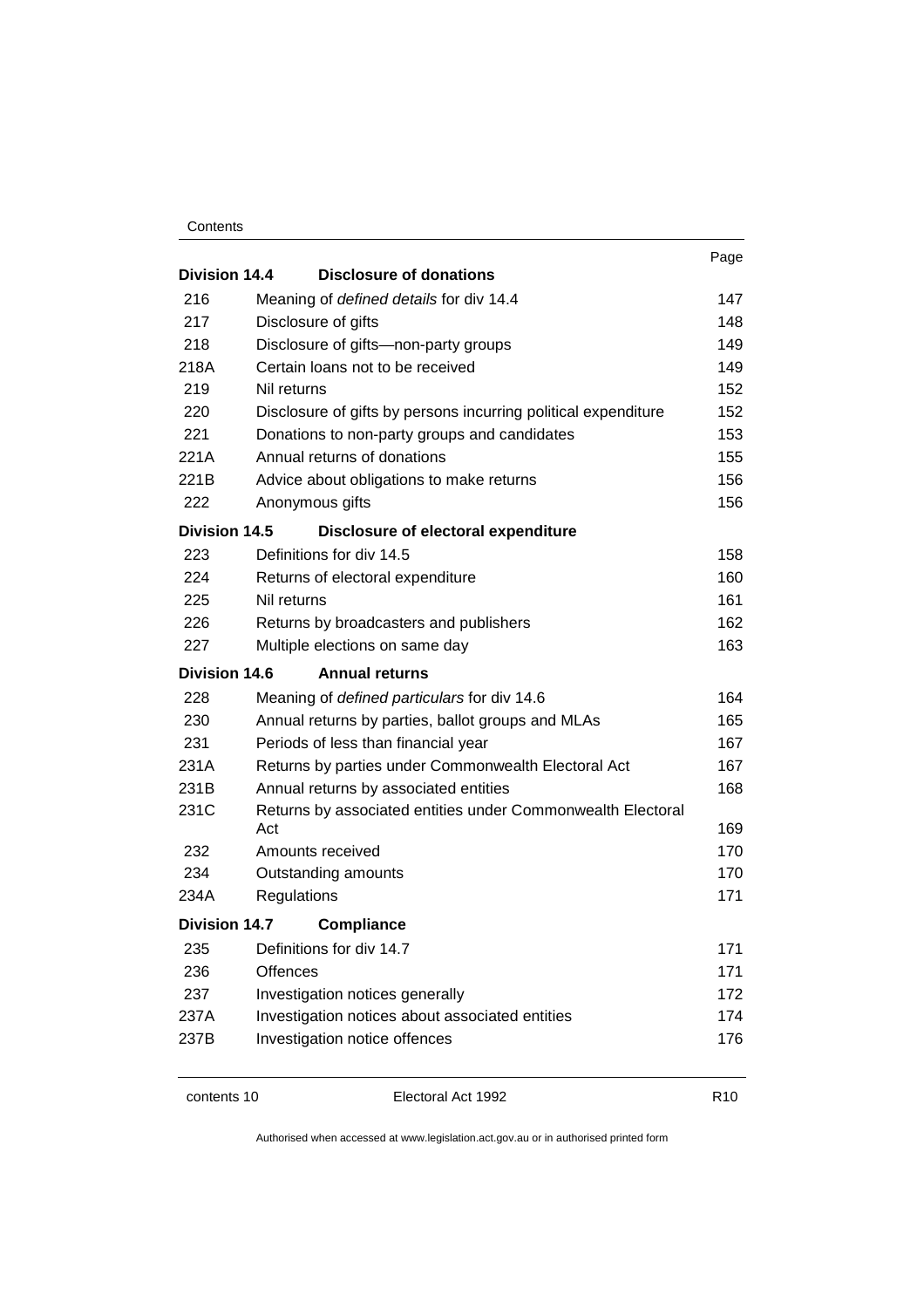| | | Page |
|---|---|---|
| **Division 14.4** | **Disclosure of donations** | |
| 216 | Meaning of *defined details* for div 14.4 | 147 |
| 217 | Disclosure of gifts | 148 |
| 218 | Disclosure of gifts—non-party groups | 149 |
| 218A | Certain loans not to be received | 149 |
| 219 | Nil returns | 152 |
| 220 | Disclosure of gifts by persons incurring political expenditure | 152 |
| 221 | Donations to non-party groups and candidates | 153 |
| 221A | Annual returns of donations | 155 |
| 221B | Advice about obligations to make returns | 156 |
| 222 | Anonymous gifts | 156 |
| **Division 14.5** | **Disclosure of electoral expenditure** | |
| 223 | Definitions for div 14.5 | 158 |
| 224 | Returns of electoral expenditure | 160 |
| 225 | Nil returns | 161 |
| 226 | Returns by broadcasters and publishers | 162 |
| 227 | Multiple elections on same day | 163 |
| **Division 14.6** | **Annual returns** | |
| 228 | Meaning of *defined particulars* for div 14.6 | 164 |
| 230 | Annual returns by parties, ballot groups and MLAs | 165 |
| 231 | Periods of less than financial year | 167 |
| 231A | Returns by parties under Commonwealth Electoral Act | 167 |
| 231B | Annual returns by associated entities | 168 |
| 231C | Returns by associated entities under Commonwealth Electoral Act | 169 |
| 232 | Amounts received | 170 |
| 234 | Outstanding amounts | 170 |
| 234A | Regulations | 171 |
| **Division 14.7** | **Compliance** | |
| 235 | Definitions for div 14.7 | 171 |
| 236 | Offences | 171 |
| 237 | Investigation notices generally | 172 |
| 237A | Investigation notices about associated entities | 174 |
| 237B | Investigation notice offences | 176 |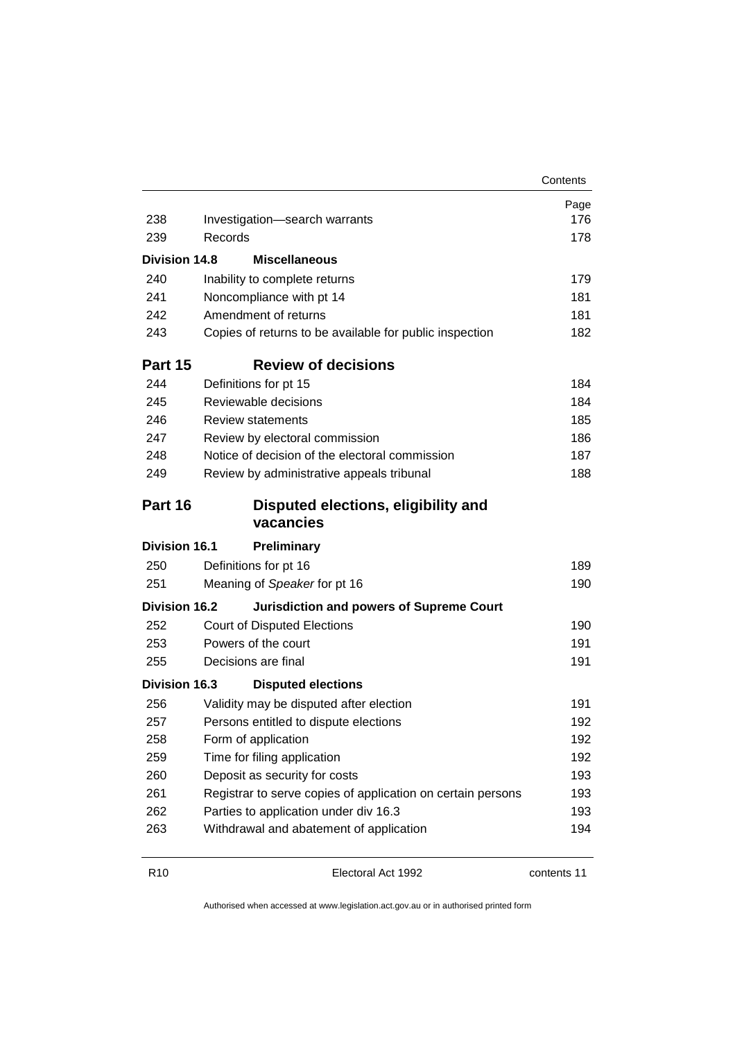| | | Page |
|---|---|---|
| 238 | Investigation—search warrants | 176 |
| 239 | Records | 178 |
| **Division 14.8** | **Miscellaneous** | |
| 240 | Inability to complete returns | 179 |
| 241 | Noncompliance with pt 14 | 181 |
| 242 | Amendment of returns | 181 |
| 243 | Copies of returns to be available for public inspection | 182 |
| **Part 15** | **Review of decisions** | |
| 244 | Definitions for pt 15 | 184 |
| 245 | Reviewable decisions | 184 |
| 246 | Review statements | 185 |
| 247 | Review by electoral commission | 186 |
| 248 | Notice of decision of the electoral commission | 187 |
| 249 | Review by administrative appeals tribunal | 188 |
| **Part 16** | **Disputed elections, eligibility and vacancies** | |
| **Division 16.1** | **Preliminary** | |
| 250 | Definitions for pt 16 | 189 |
| 251 | Meaning of *Speaker* for pt 16 | 190 |
| **Division 16.2** | **Jurisdiction and powers of Supreme Court** | |
| 252 | Court of Disputed Elections | 190 |
| 253 | Powers of the court | 191 |
| 255 | Decisions are final | 191 |
| **Division 16.3** | **Disputed elections** | |
| 256 | Validity may be disputed after election | 191 |
| 257 | Persons entitled to dispute elections | 192 |
| 258 | Form of application | 192 |
| 259 | Time for filing application | 192 |
| 260 | Deposit as security for costs | 193 |
| 261 | Registrar to serve copies of application on certain persons | 193 |
| 262 | Parties to application under div 16.3 | 193 |
| 263 | Withdrawal and abatement of application | 194 |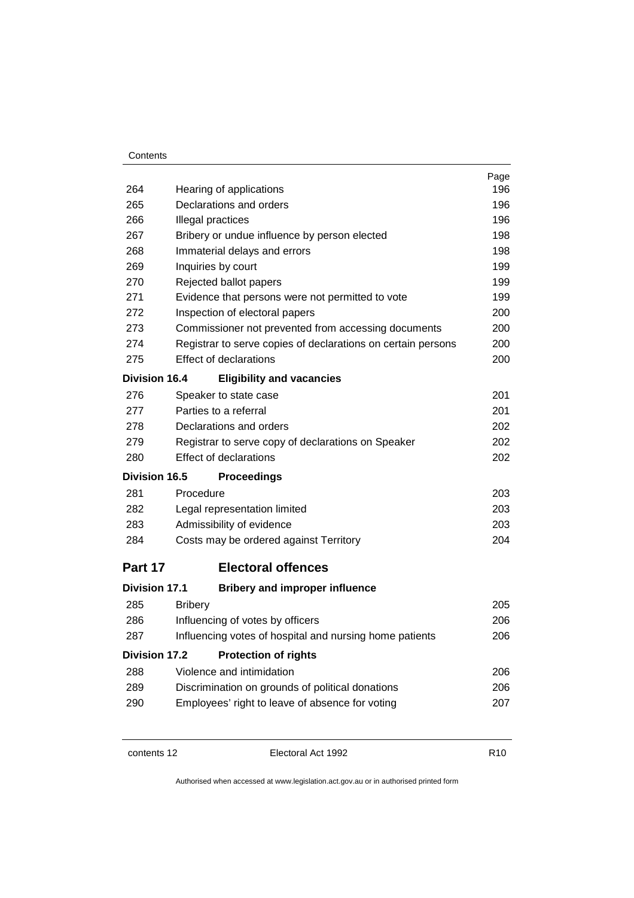| | | Page |
|---|---|---|
| 264 | Hearing of applications | 196 |
| 265 | Declarations and orders | 196 |
| 266 | Illegal practices | 196 |
| 267 | Bribery or undue influence by person elected | 198 |
| 268 | Immaterial delays and errors | 198 |
| 269 | Inquiries by court | 199 |
| 270 | Rejected ballot papers | 199 |
| 271 | Evidence that persons were not permitted to vote | 199 |
| 272 | Inspection of electoral papers | 200 |
| 273 | Commissioner not prevented from accessing documents | 200 |
| 274 | Registrar to serve copies of declarations on certain persons | 200 |
| 275 | Effect of declarations | 200 |

**Division 16.4 Eligibility and vacancies**

| | | |
|---|---|---|
| 276 | Speaker to state case | 201 |
| 277 | Parties to a referral | 201 |
| 278 | Declarations and orders | 202 |
| 279 | Registrar to serve copy of declarations on Speaker | 202 |
| 280 | Effect of declarations | 202 |

**Division 16.5 Proceedings**

| | | |
|---|---|---|
| 281 | Procedure | 203 |
| 282 | Legal representation limited | 203 |
| 283 | Admissibility of evidence | 203 |
| 284 | Costs may be ordered against Territory | 204 |

## Part 17 Electoral offences

**Division 17.1 Bribery and improper influence**

| | | |
|---|---|---|
| 285 | Bribery | 205 |
| 286 | Influencing of votes by officers | 206 |
| 287 | Influencing votes of hospital and nursing home patients | 206 |

**Division 17.2 Protection of rights**

| | | |
|---|---|---|
| 288 | Violence and intimidation | 206 |
| 289 | Discrimination on grounds of political donations | 206 |
| 290 | Employees' right to leave of absence for voting | 207 |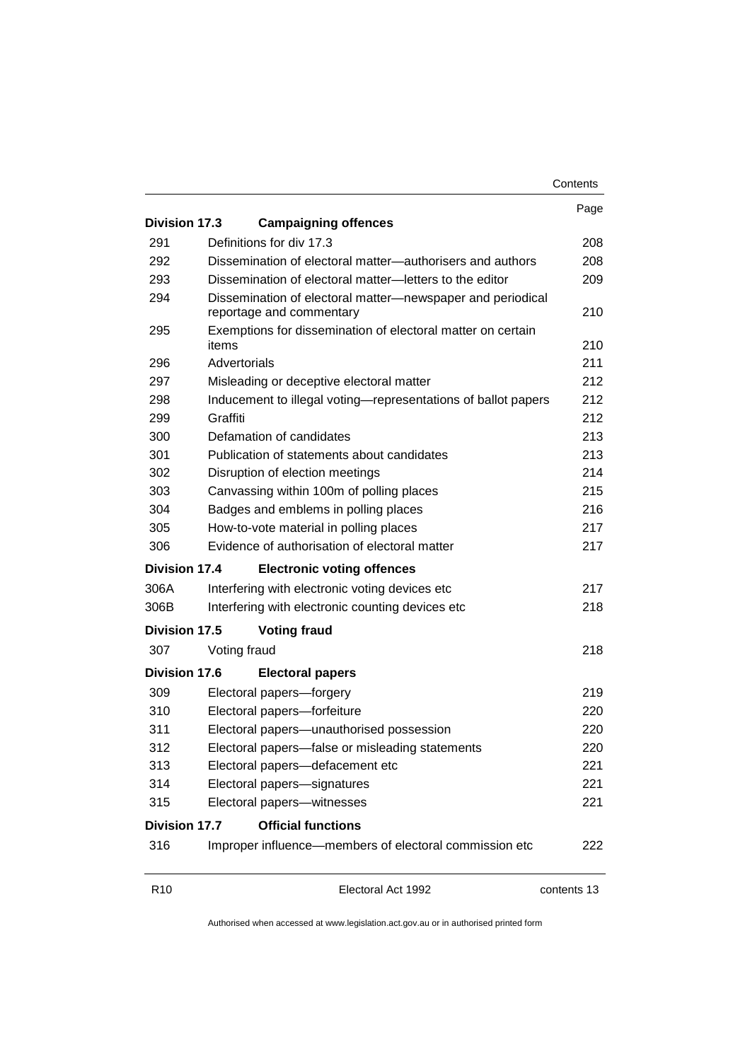| | | Page |
|---|---|---|
| **Division 17.3** | **Campaigning offences** | |
| 291 | Definitions for div 17.3 | 208 |
| 292 | Dissemination of electoral matter—authorisers and authors | 208 |
| 293 | Dissemination of electoral matter—letters to the editor | 209 |
| 294 | Dissemination of electoral matter—newspaper and periodical reportage and commentary | 210 |
| 295 | Exemptions for dissemination of electoral matter on certain items | 210 |
| 296 | Advertorials | 211 |
| 297 | Misleading or deceptive electoral matter | 212 |
| 298 | Inducement to illegal voting—representations of ballot papers | 212 |
| 299 | Graffiti | 212 |
| 300 | Defamation of candidates | 213 |
| 301 | Publication of statements about candidates | 213 |
| 302 | Disruption of election meetings | 214 |
| 303 | Canvassing within 100m of polling places | 215 |
| 304 | Badges and emblems in polling places | 216 |
| 305 | How-to-vote material in polling places | 217 |
| 306 | Evidence of authorisation of electoral matter | 217 |
| **Division 17.4** | **Electronic voting offences** | |
| 306A | Interfering with electronic voting devices etc | 217 |
| 306B | Interfering with electronic counting devices etc | 218 |
| **Division 17.5** | **Voting fraud** | |
| 307 | Voting fraud | 218 |
| **Division 17.6** | **Electoral papers** | |
| 309 | Electoral papers—forgery | 219 |
| 310 | Electoral papers—forfeiture | 220 |
| 311 | Electoral papers—unauthorised possession | 220 |
| 312 | Electoral papers—false or misleading statements | 220 |
| 313 | Electoral papers—defacement etc | 221 |
| 314 | Electoral papers—signatures | 221 |
| 315 | Electoral papers—witnesses | 221 |
| **Division 17.7** | **Official functions** | |
| 316 | Improper influence—members of electoral commission etc | 222 |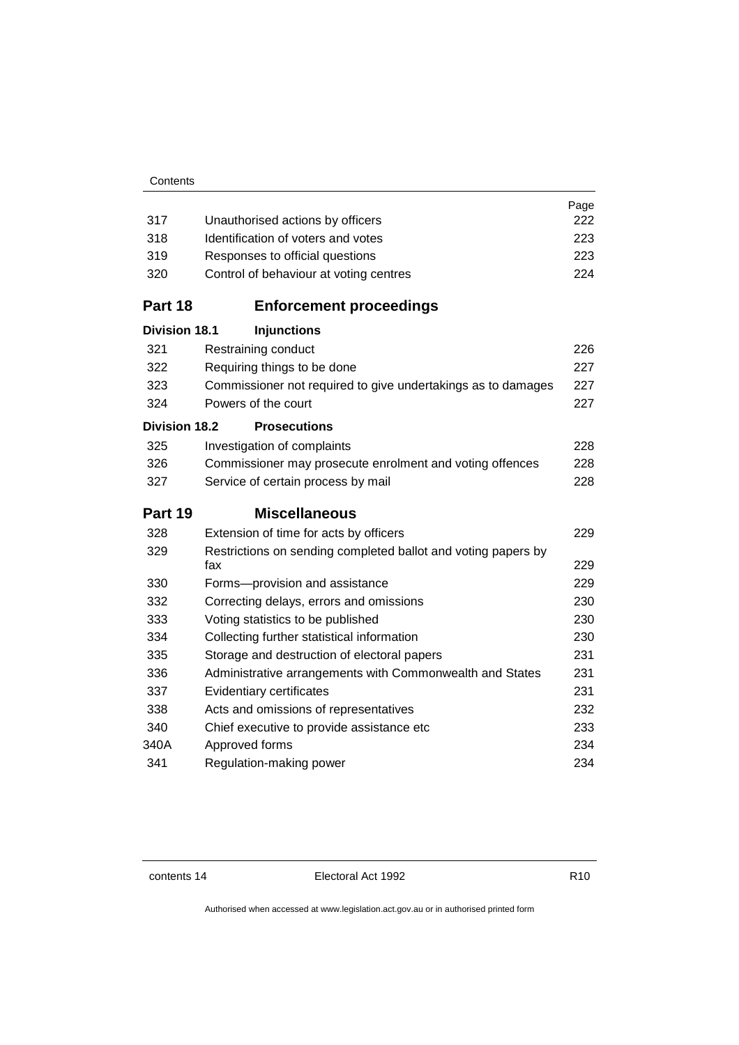| | | Page |
|---|---|---|
| 317 | Unauthorised actions by officers | 222 |
| 318 | Identification of voters and votes | 223 |
| 319 | Responses to official questions | 223 |
| 320 | Control of behaviour at voting centres | 224 |

## Part 18 Enforcement proceedings

### Division 18.1 Injunctions

| | | |
|---|---|---|
| 321 | Restraining conduct | 226 |
| 322 | Requiring things to be done | 227 |
| 323 | Commissioner not required to give undertakings as to damages | 227 |
| 324 | Powers of the court | 227 |

### Division 18.2 Prosecutions

| | | |
|---|---|---|
| 325 | Investigation of complaints | 228 |
| 326 | Commissioner may prosecute enrolment and voting offences | 228 |
| 327 | Service of certain process by mail | 228 |

## Part 19 Miscellaneous

| | | |
|---|---|---|
| 328 | Extension of time for acts by officers | 229 |
| 329 | Restrictions on sending completed ballot and voting papers by fax | 229 |
| 330 | Forms—provision and assistance | 229 |
| 332 | Correcting delays, errors and omissions | 230 |
| 333 | Voting statistics to be published | 230 |
| 334 | Collecting further statistical information | 230 |
| 335 | Storage and destruction of electoral papers | 231 |
| 336 | Administrative arrangements with Commonwealth and States | 231 |
| 337 | Evidentiary certificates | 231 |
| 338 | Acts and omissions of representatives | 232 |
| 340 | Chief executive to provide assistance etc | 233 |
| 340A | Approved forms | 234 |
| 341 | Regulation-making power | 234 |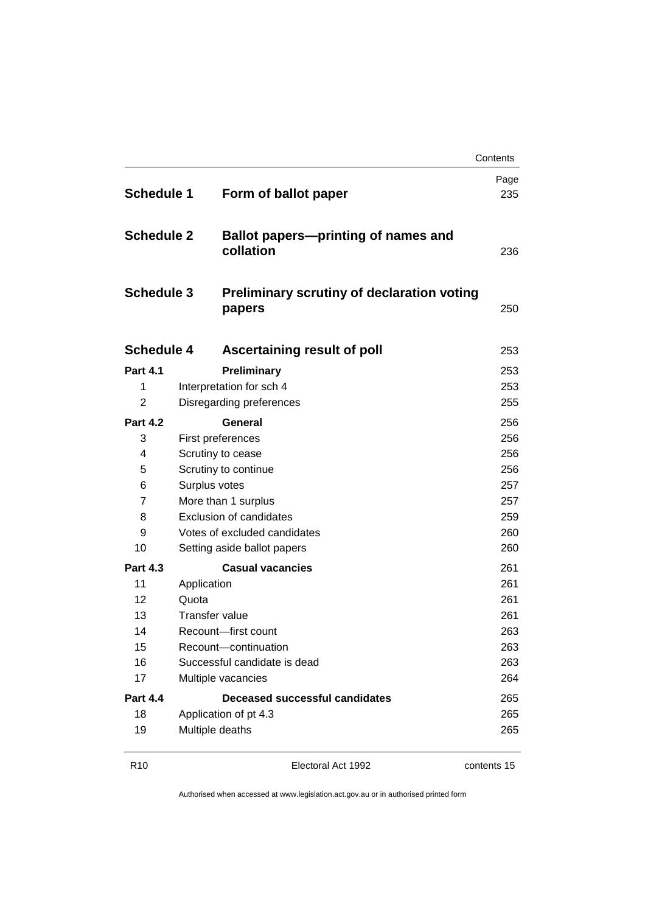| | | Page |
|---|---|---|
| **Schedule 1** | **Form of ballot paper** | 235 |
| **Schedule 2** | **Ballot papers—printing of names and collation** | 236 |
| **Schedule 3** | **Preliminary scrutiny of declaration voting papers** | 250 |
| **Schedule 4** | **Ascertaining result of poll** | 253 |
| **Part 4.1** | **Preliminary** | 253 |
| 1 | Interpretation for sch 4 | 253 |
| 2 | Disregarding preferences | 255 |
| **Part 4.2** | **General** | 256 |
| 3 | First preferences | 256 |
| 4 | Scrutiny to cease | 256 |
| 5 | Scrutiny to continue | 256 |
| 6 | Surplus votes | 257 |
| 7 | More than 1 surplus | 257 |
| 8 | Exclusion of candidates | 259 |
| 9 | Votes of excluded candidates | 260 |
| 10 | Setting aside ballot papers | 260 |
| **Part 4.3** | **Casual vacancies** | 261 |
| 11 | Application | 261 |
| 12 | Quota | 261 |
| 13 | Transfer value | 261 |
| 14 | Recount—first count | 263 |
| 15 | Recount—continuation | 263 |
| 16 | Successful candidate is dead | 263 |
| 17 | Multiple vacancies | 264 |
| **Part 4.4** | **Deceased successful candidates** | 265 |
| 18 | Application of pt 4.3 | 265 |
| 19 | Multiple deaths | 265 |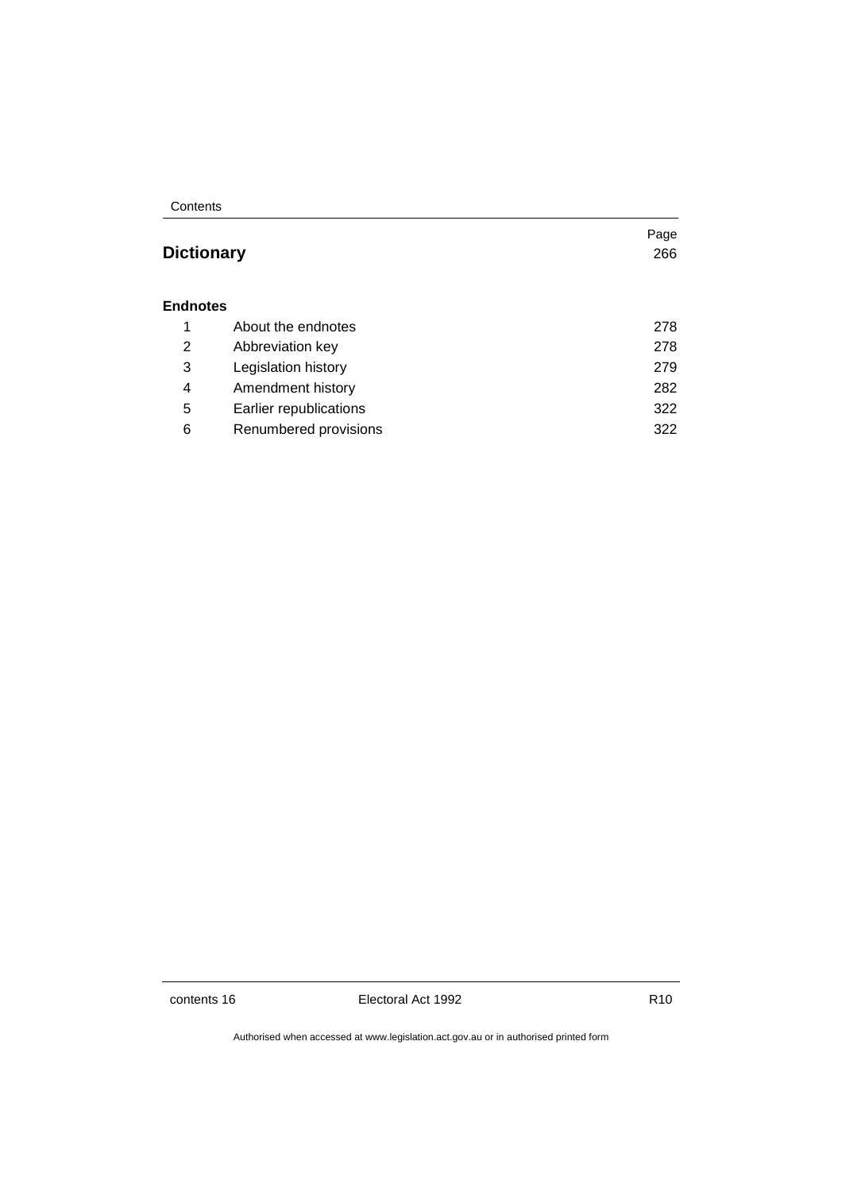| | | Page |
|---|---|---|
| **Dictionary** | | 266 |
| **Endnotes** | | |
| 1 | About the endnotes | 278 |
| 2 | Abbreviation key | 278 |
| 3 | Legislation history | 279 |
| 4 | Amendment history | 282 |
| 5 | Earlier republications | 322 |
| 6 | Renumbered provisions | 322 |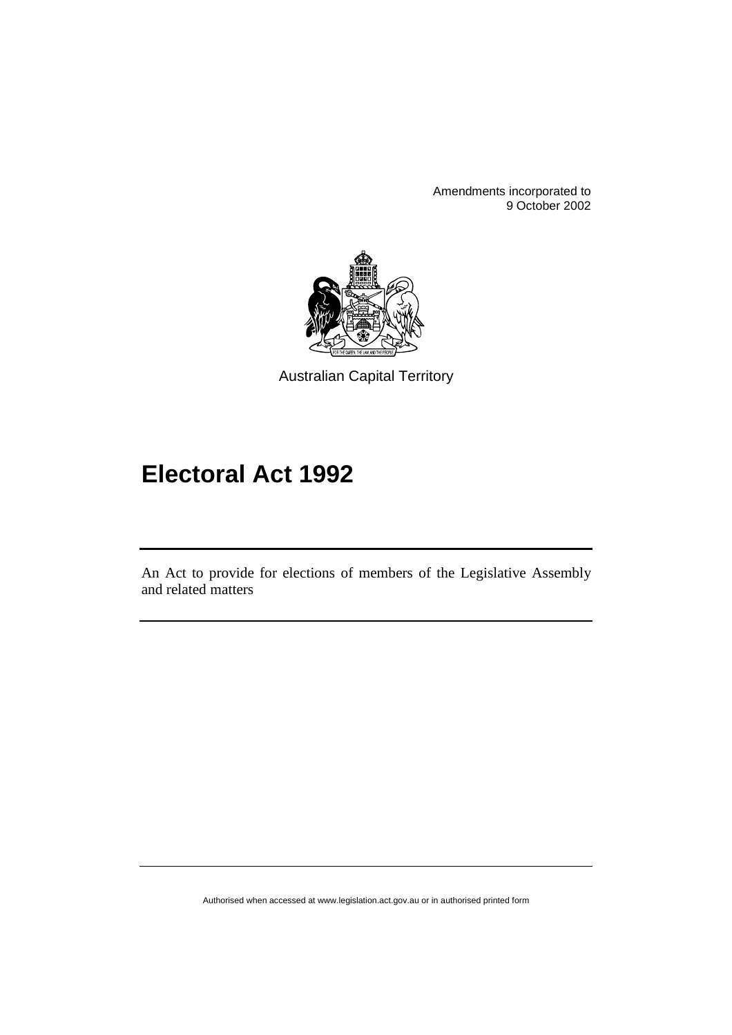Amendments incorporated to
9 October 2002

Australian Capital Territory

# Electoral Act 1992

An Act to provide for elections of members of the Legislative Assembly and related matters

Authorised when accessed at www.legislation.act.gov.au or in authorised printed form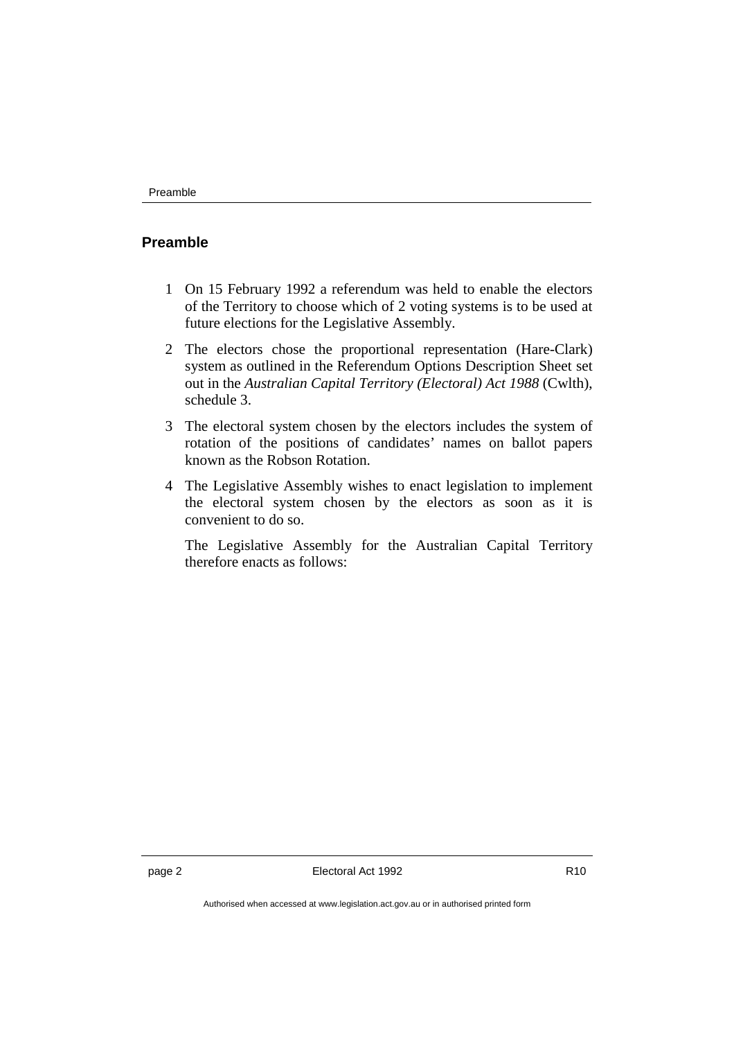## Preamble

1 On 15 February 1992 a referendum was held to enable the electors of the Territory to choose which of 2 voting systems is to be used at future elections for the Legislative Assembly.

2 The electors chose the proportional representation (Hare-Clark) system as outlined in the Referendum Options Description Sheet set out in the *Australian Capital Territory (Electoral) Act 1988* (Cwlth), schedule 3.

3 The electoral system chosen by the electors includes the system of rotation of the positions of candidates' names on ballot papers known as the Robson Rotation.

4 The Legislative Assembly wishes to enact legislation to implement the electoral system chosen by the electors as soon as it is convenient to do so.

The Legislative Assembly for the Australian Capital Territory therefore enacts as follows: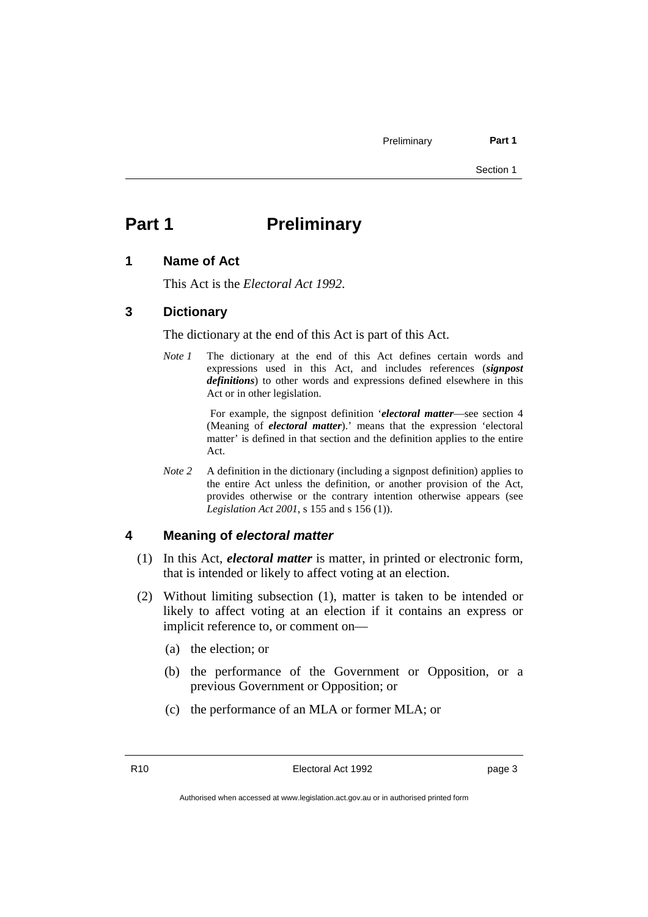# Part 1 Preliminary

## 1 Name of Act

This Act is the *Electoral Act 1992*.

## 3 Dictionary

The dictionary at the end of this Act is part of this Act.

*Note 1* The dictionary at the end of this Act defines certain words and expressions used in this Act, and includes references (***signpost definitions***) to other words and expressions defined elsewhere in this Act or in other legislation.

For example, the signpost definition '***electoral matter***—see section 4 (Meaning of ***electoral matter***).' means that the expression 'electoral matter' is defined in that section and the definition applies to the entire Act.

*Note 2* A definition in the dictionary (including a signpost definition) applies to the entire Act unless the definition, or another provision of the Act, provides otherwise or the contrary intention otherwise appears (see *Legislation Act 2001*, s 155 and s 156 (1)).

## 4 Meaning of *electoral matter*

(1) In this Act, ***electoral matter*** is matter, in printed or electronic form, that is intended or likely to affect voting at an election.

(2) Without limiting subsection (1), matter is taken to be intended or likely to affect voting at an election if it contains an express or implicit reference to, or comment on—

(a) the election; or

(b) the performance of the Government or Opposition, or a previous Government or Opposition; or

(c) the performance of an MLA or former MLA; or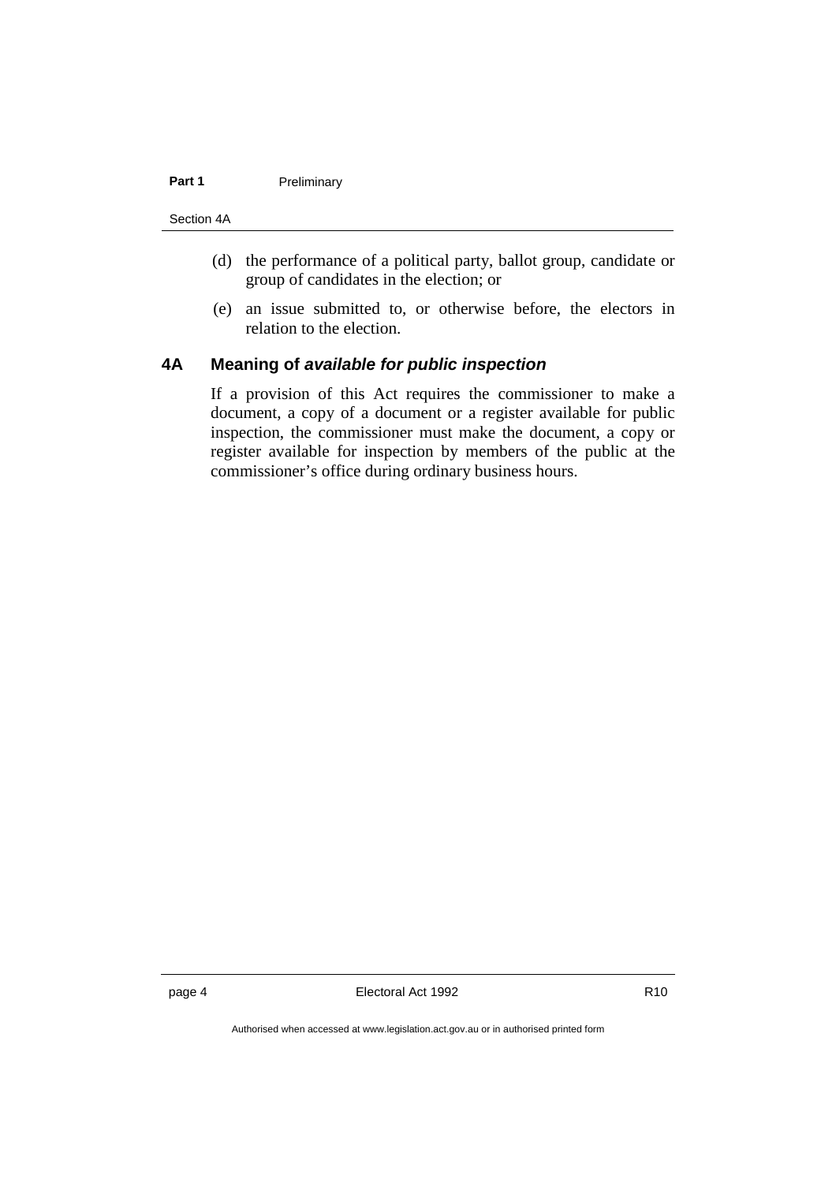(d) the performance of a political party, ballot group, candidate or group of candidates in the election; or

(e) an issue submitted to, or otherwise before, the electors in relation to the election.

## 4A Meaning of ***available for public inspection***

If a provision of this Act requires the commissioner to make a document, a copy of a document or a register available for public inspection, the commissioner must make the document, a copy or register available for inspection by members of the public at the commissioner's office during ordinary business hours.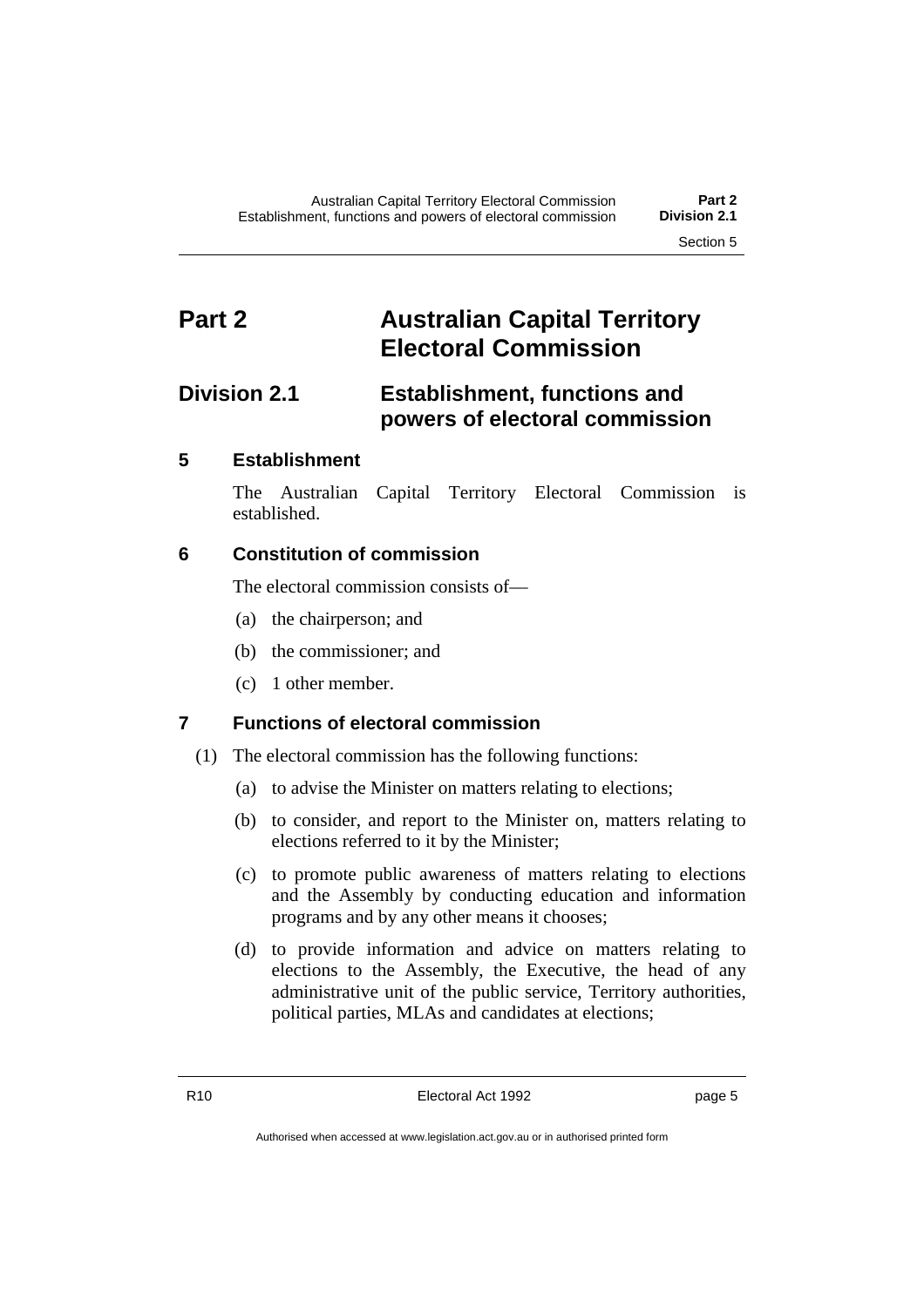# Part 2 Australian Capital Territory Electoral Commission

## Division 2.1 Establishment, functions and powers of electoral commission

### 5 Establishment

The Australian Capital Territory Electoral Commission is established.

### 6 Constitution of commission

The electoral commission consists of—

(a) the chairperson; and

(b) the commissioner; and

(c) 1 other member.

### 7 Functions of electoral commission

(1) The electoral commission has the following functions:

(a) to advise the Minister on matters relating to elections;

(b) to consider, and report to the Minister on, matters relating to elections referred to it by the Minister;

(c) to promote public awareness of matters relating to elections and the Assembly by conducting education and information programs and by any other means it chooses;

(d) to provide information and advice on matters relating to elections to the Assembly, the Executive, the head of any administrative unit of the public service, Territory authorities, political parties, MLAs and candidates at elections;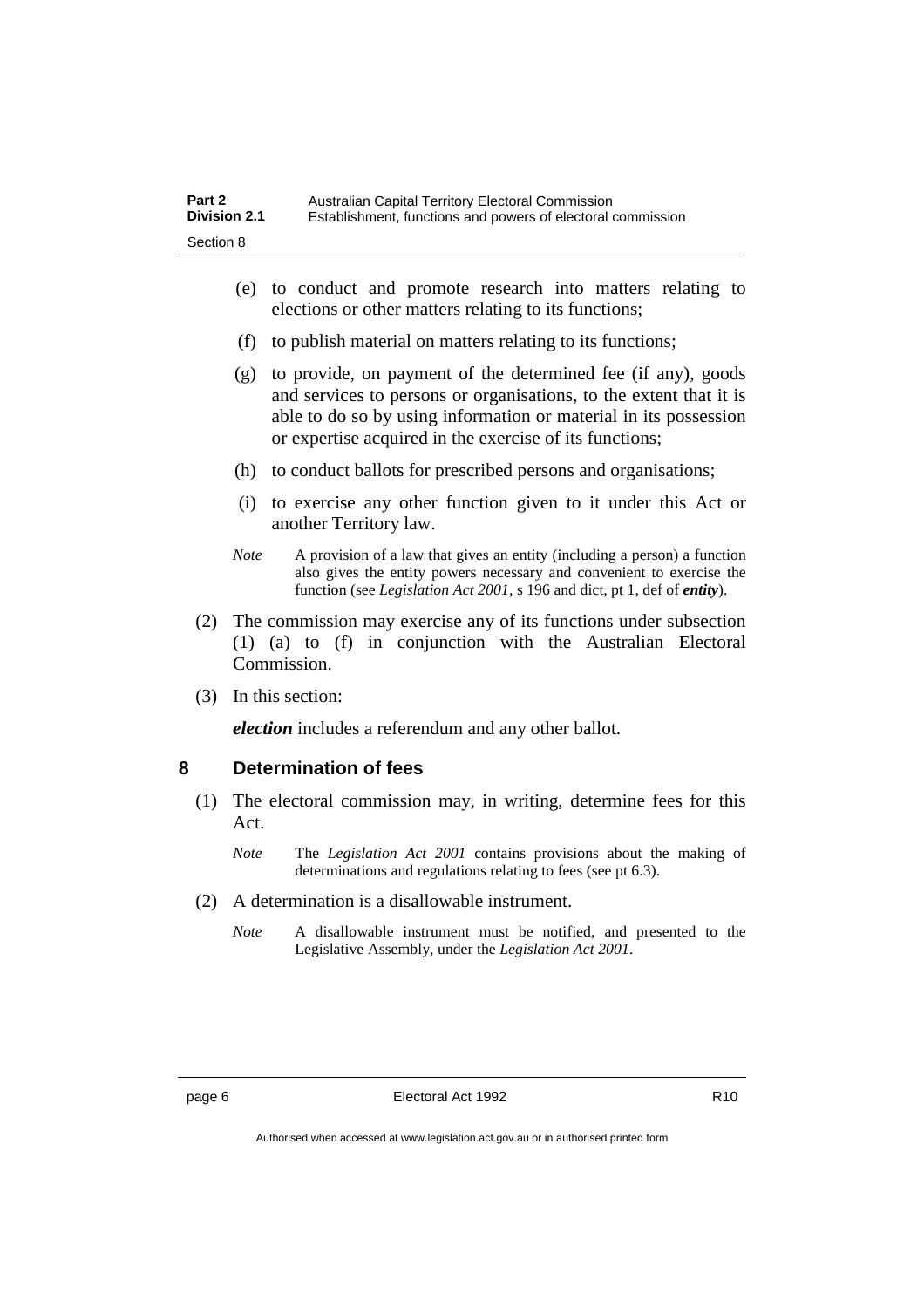(e) to conduct and promote research into matters relating to elections or other matters relating to its functions;

(f) to publish material on matters relating to its functions;

(g) to provide, on payment of the determined fee (if any), goods and services to persons or organisations, to the extent that it is able to do so by using information or material in its possession or expertise acquired in the exercise of its functions;

(h) to conduct ballots for prescribed persons and organisations;

(i) to exercise any other function given to it under this Act or another Territory law.

*Note* A provision of a law that gives an entity (including a person) a function also gives the entity powers necessary and convenient to exercise the function (see *Legislation Act 2001*, s 196 and dict, pt 1, def of ***entity***).

(2) The commission may exercise any of its functions under subsection (1) (a) to (f) in conjunction with the Australian Electoral Commission.

(3) In this section:

***election*** includes a referendum and any other ballot.

## 8 Determination of fees

(1) The electoral commission may, in writing, determine fees for this Act.

*Note* The *Legislation Act 2001* contains provisions about the making of determinations and regulations relating to fees (see pt 6.3).

(2) A determination is a disallowable instrument.

*Note* A disallowable instrument must be notified, and presented to the Legislative Assembly, under the *Legislation Act 2001*.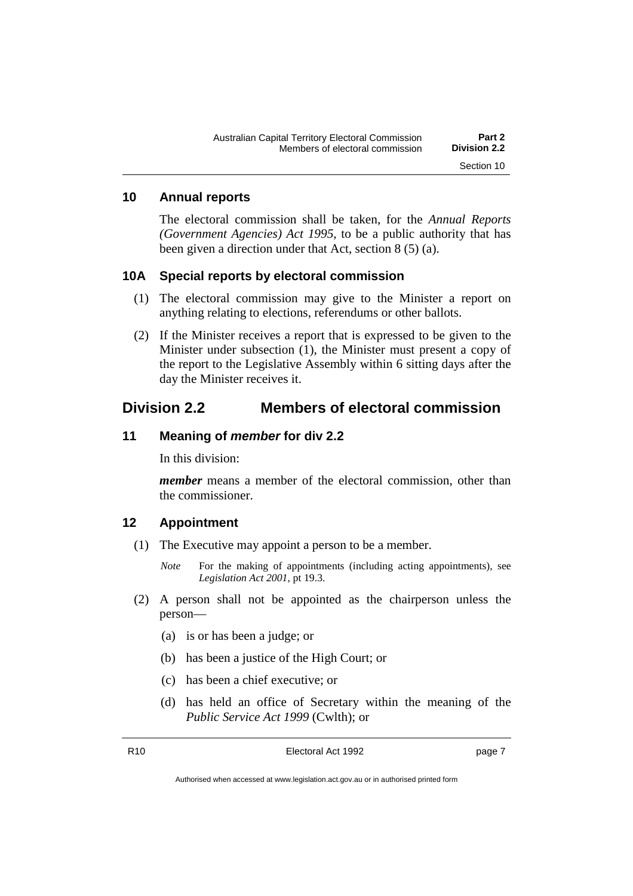### 10 Annual reports

The electoral commission shall be taken, for the *Annual Reports (Government Agencies) Act 1995*, to be a public authority that has been given a direction under that Act, section 8 (5) (a).

### 10A Special reports by electoral commission

(1) The electoral commission may give to the Minister a report on anything relating to elections, referendums or other ballots.

(2) If the Minister receives a report that is expressed to be given to the Minister under subsection (1), the Minister must present a copy of the report to the Legislative Assembly within 6 sitting days after the day the Minister receives it.

## Division 2.2 Members of electoral commission

### 11 Meaning of *member* for div 2.2

In this division:

***member*** means a member of the electoral commission, other than the commissioner.

### 12 Appointment

(1) The Executive may appoint a person to be a member.

*Note* For the making of appointments (including acting appointments), see *Legislation Act 2001*, pt 19.3.

(2) A person shall not be appointed as the chairperson unless the person—

(a) is or has been a judge; or

(b) has been a justice of the High Court; or

(c) has been a chief executive; or

(d) has held an office of Secretary within the meaning of the *Public Service Act 1999* (Cwlth); or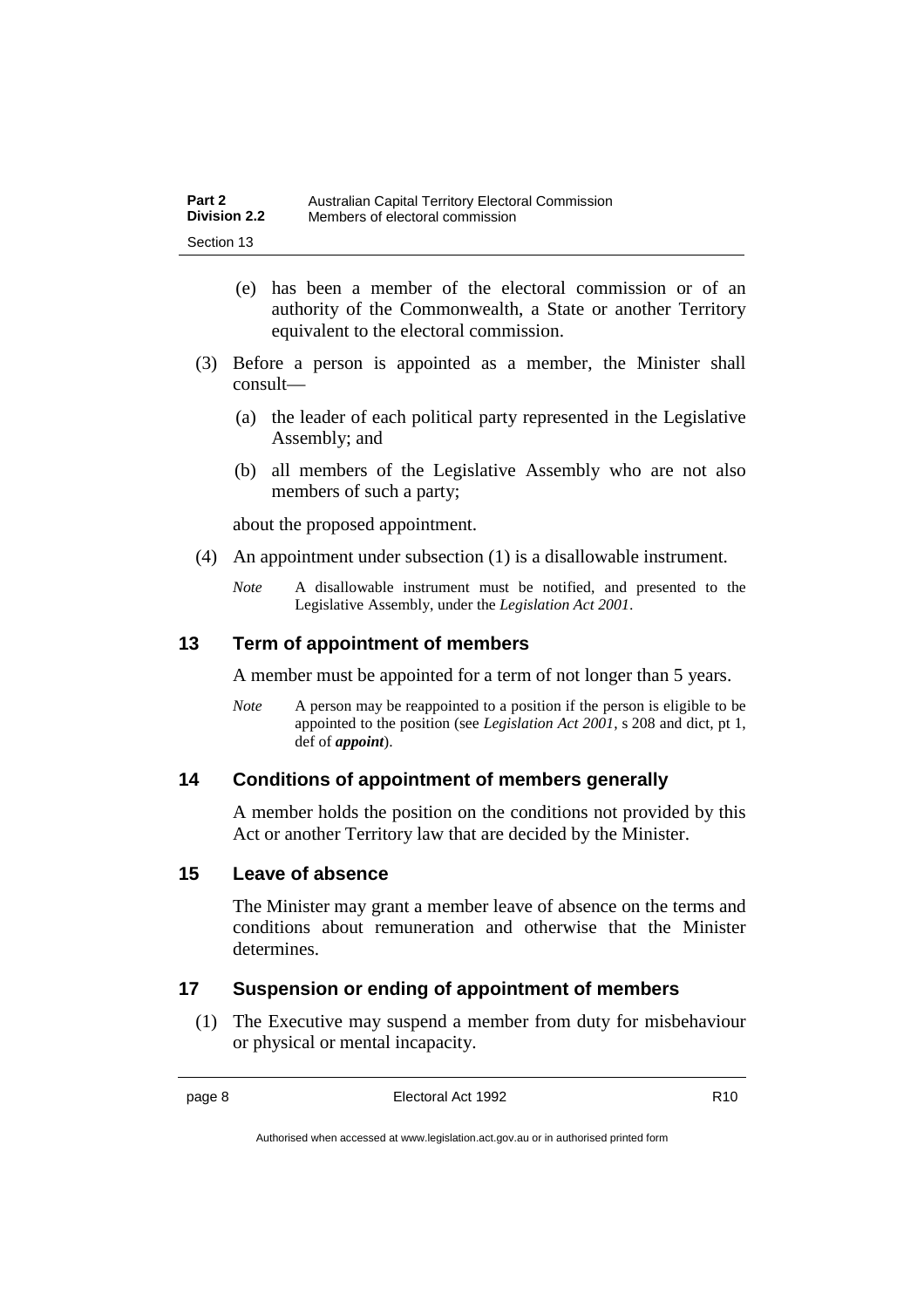(e) has been a member of the electoral commission or of an authority of the Commonwealth, a State or another Territory equivalent to the electoral commission.

(3) Before a person is appointed as a member, the Minister shall consult—

(a) the leader of each political party represented in the Legislative Assembly; and

(b) all members of the Legislative Assembly who are not also members of such a party;

about the proposed appointment.

(4) An appointment under subsection (1) is a disallowable instrument.

*Note* A disallowable instrument must be notified, and presented to the Legislative Assembly, under the *Legislation Act 2001*.

## 13 Term of appointment of members

A member must be appointed for a term of not longer than 5 years.

*Note* A person may be reappointed to a position if the person is eligible to be appointed to the position (see *Legislation Act 2001*, s 208 and dict, pt 1, def of ***appoint***).

## 14 Conditions of appointment of members generally

A member holds the position on the conditions not provided by this Act or another Territory law that are decided by the Minister.

## 15 Leave of absence

The Minister may grant a member leave of absence on the terms and conditions about remuneration and otherwise that the Minister determines.

## 17 Suspension or ending of appointment of members

(1) The Executive may suspend a member from duty for misbehaviour or physical or mental incapacity.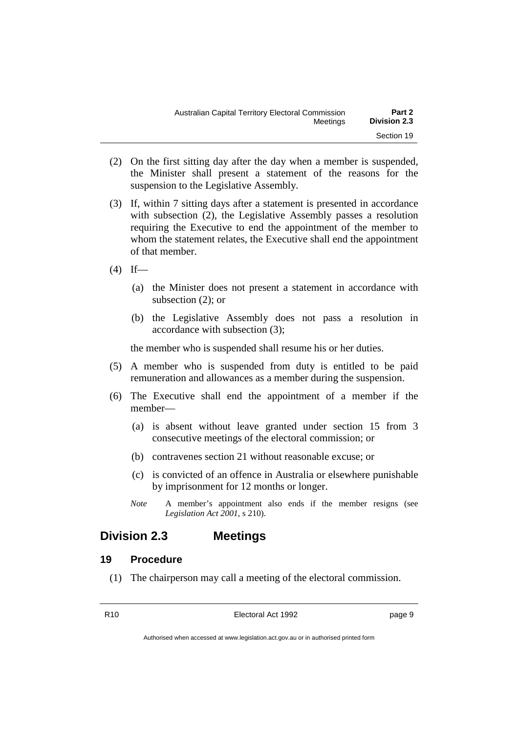(2) On the first sitting day after the day when a member is suspended, the Minister shall present a statement of the reasons for the suspension to the Legislative Assembly.

(3) If, within 7 sitting days after a statement is presented in accordance with subsection (2), the Legislative Assembly passes a resolution requiring the Executive to end the appointment of the member to whom the statement relates, the Executive shall end the appointment of that member.

(4) If—

  (a) the Minister does not present a statement in accordance with subsection (2); or

  (b) the Legislative Assembly does not pass a resolution in accordance with subsection (3);

  the member who is suspended shall resume his or her duties.

(5) A member who is suspended from duty is entitled to be paid remuneration and allowances as a member during the suspension.

(6) The Executive shall end the appointment of a member if the member—

  (a) is absent without leave granted under section 15 from 3 consecutive meetings of the electoral commission; or

  (b) contravenes section 21 without reasonable excuse; or

  (c) is convicted of an offence in Australia or elsewhere punishable by imprisonment for 12 months or longer.

  *Note* A member's appointment also ends if the member resigns (see *Legislation Act 2001*, s 210).

## Division 2.3 Meetings

### 19 Procedure

(1) The chairperson may call a meeting of the electoral commission.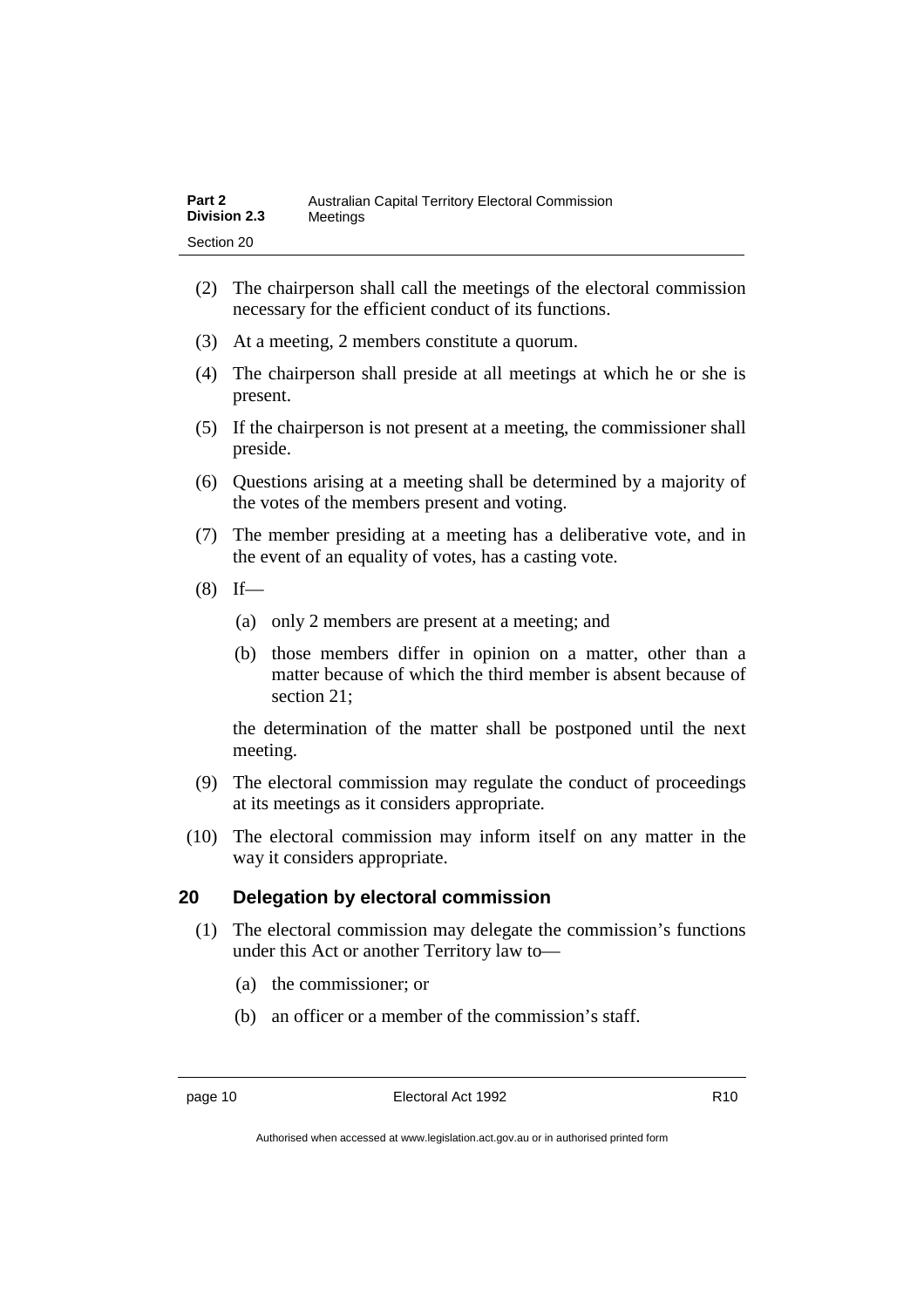(2) The chairperson shall call the meetings of the electoral commission necessary for the efficient conduct of its functions.

(3) At a meeting, 2 members constitute a quorum.

(4) The chairperson shall preside at all meetings at which he or she is present.

(5) If the chairperson is not present at a meeting, the commissioner shall preside.

(6) Questions arising at a meeting shall be determined by a majority of the votes of the members present and voting.

(7) The member presiding at a meeting has a deliberative vote, and in the event of an equality of votes, has a casting vote.

(8) If—

(a) only 2 members are present at a meeting; and

(b) those members differ in opinion on a matter, other than a matter because of which the third member is absent because of section 21;

the determination of the matter shall be postponed until the next meeting.

(9) The electoral commission may regulate the conduct of proceedings at its meetings as it considers appropriate.

(10) The electoral commission may inform itself on any matter in the way it considers appropriate.

## 20 Delegation by electoral commission

(1) The electoral commission may delegate the commission's functions under this Act or another Territory law to—

(a) the commissioner; or

(b) an officer or a member of the commission's staff.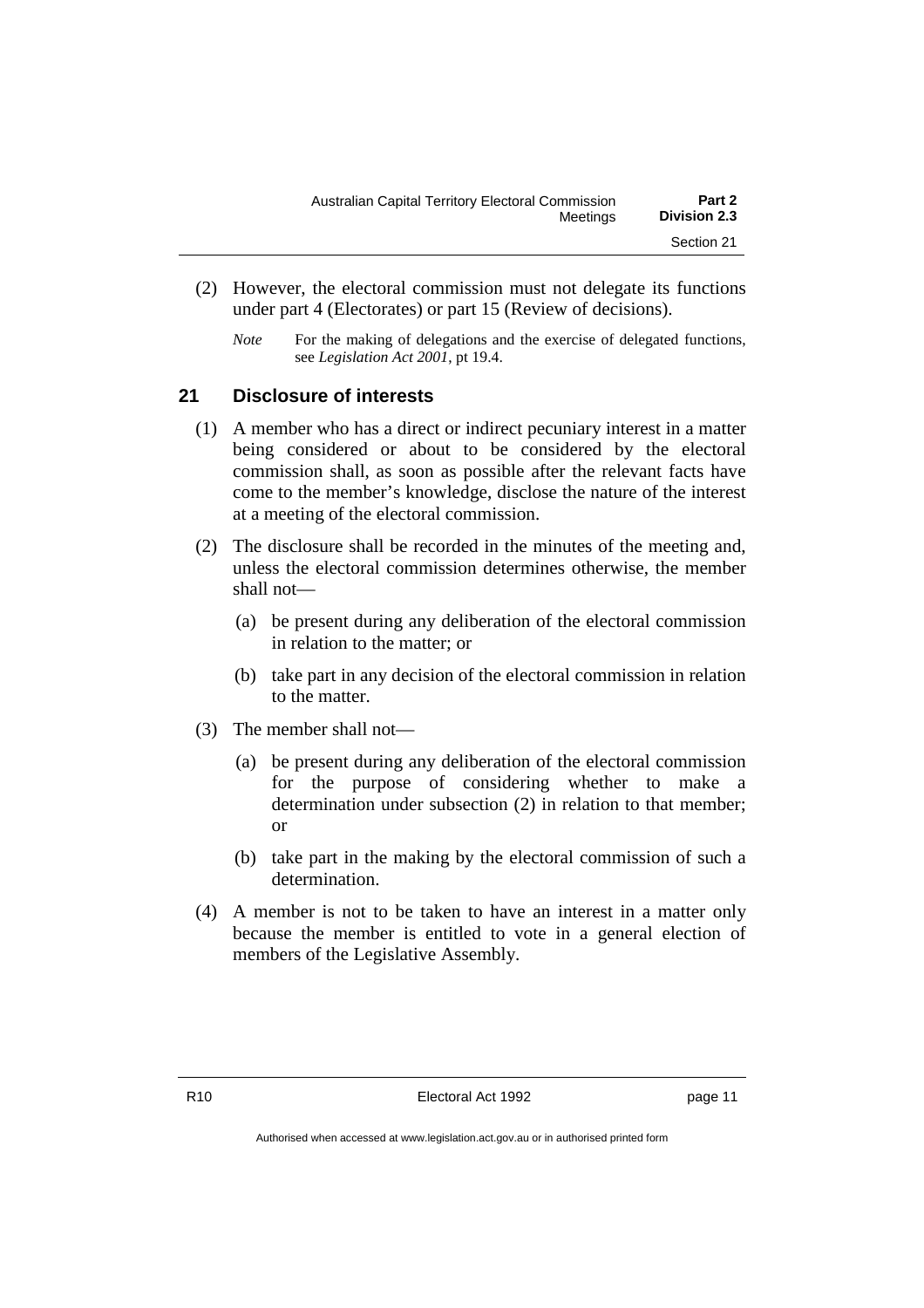(2) However, the electoral commission must not delegate its functions under part 4 (Electorates) or part 15 (Review of decisions).

*Note* For the making of delegations and the exercise of delegated functions, see *Legislation Act 2001*, pt 19.4.

## 21 Disclosure of interests

(1) A member who has a direct or indirect pecuniary interest in a matter being considered or about to be considered by the electoral commission shall, as soon as possible after the relevant facts have come to the member's knowledge, disclose the nature of the interest at a meeting of the electoral commission.

(2) The disclosure shall be recorded in the minutes of the meeting and, unless the electoral commission determines otherwise, the member shall not—

(a) be present during any deliberation of the electoral commission in relation to the matter; or

(b) take part in any decision of the electoral commission in relation to the matter.

(3) The member shall not—

(a) be present during any deliberation of the electoral commission for the purpose of considering whether to make a determination under subsection (2) in relation to that member; or

(b) take part in the making by the electoral commission of such a determination.

(4) A member is not to be taken to have an interest in a matter only because the member is entitled to vote in a general election of members of the Legislative Assembly.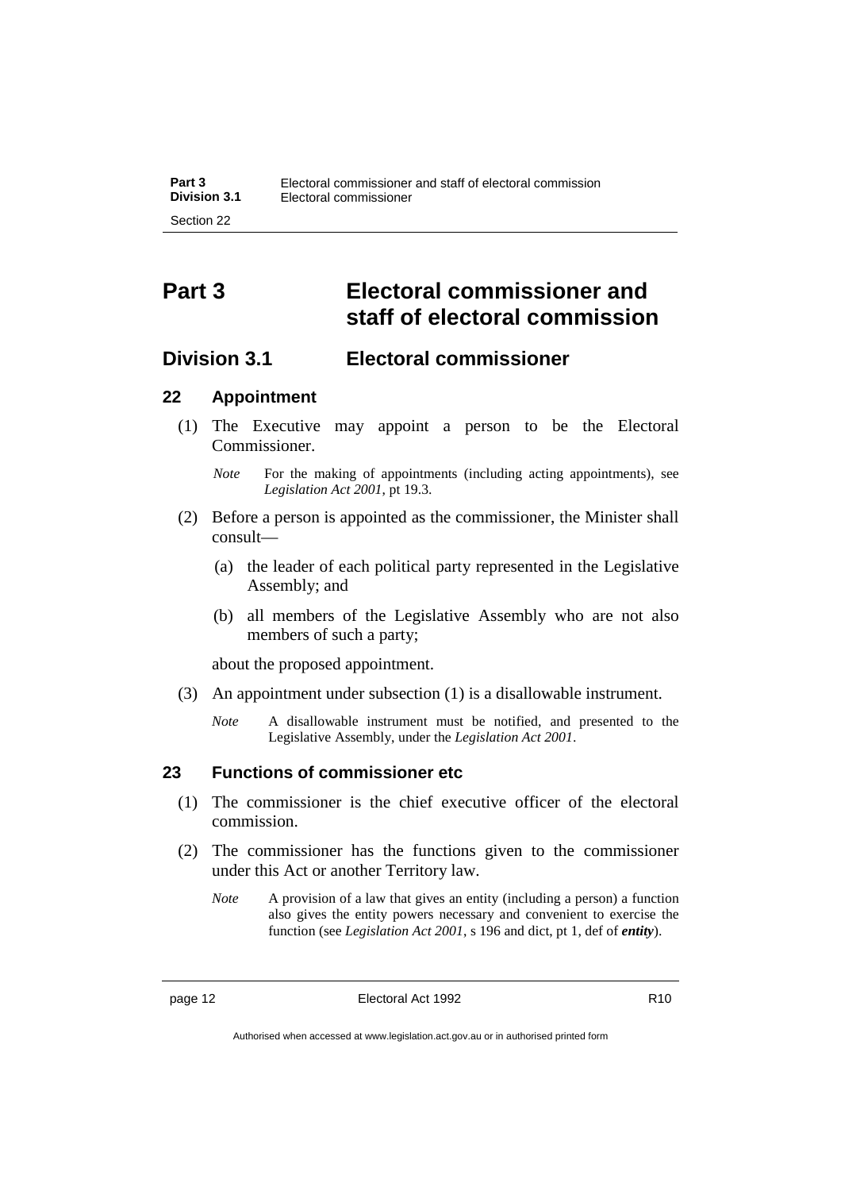# Part 3 Electoral commissioner and staff of electoral commission

## Division 3.1 Electoral commissioner

### 22 Appointment

(1) The Executive may appoint a person to be the Electoral Commissioner.

*Note* For the making of appointments (including acting appointments), see *Legislation Act 2001*, pt 19.3.

(2) Before a person is appointed as the commissioner, the Minister shall consult—

(a) the leader of each political party represented in the Legislative Assembly; and

(b) all members of the Legislative Assembly who are not also members of such a party;

about the proposed appointment.

(3) An appointment under subsection (1) is a disallowable instrument.

*Note* A disallowable instrument must be notified, and presented to the Legislative Assembly, under the *Legislation Act 2001*.

### 23 Functions of commissioner etc

(1) The commissioner is the chief executive officer of the electoral commission.

(2) The commissioner has the functions given to the commissioner under this Act or another Territory law.

*Note* A provision of a law that gives an entity (including a person) a function also gives the entity powers necessary and convenient to exercise the function (see *Legislation Act 2001*, s 196 and dict, pt 1, def of ***entity***).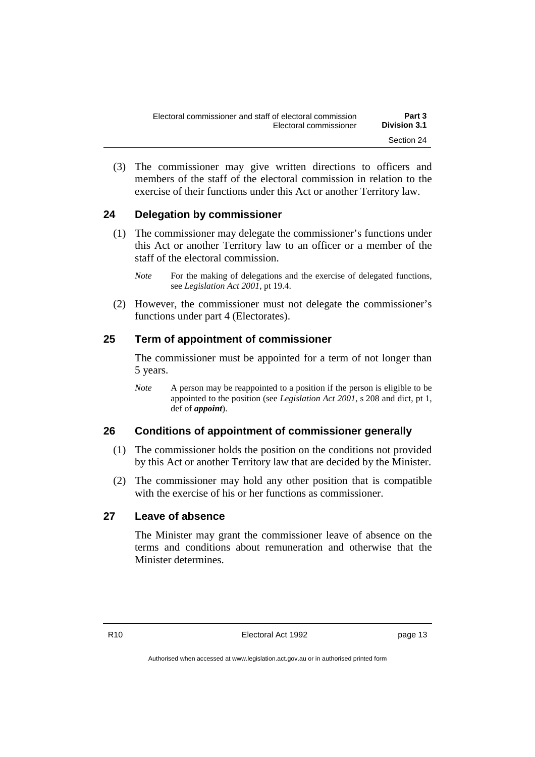(3) The commissioner may give written directions to officers and members of the staff of the electoral commission in relation to the exercise of their functions under this Act or another Territory law.

## 24 Delegation by commissioner

(1) The commissioner may delegate the commissioner's functions under this Act or another Territory law to an officer or a member of the staff of the electoral commission.

*Note* For the making of delegations and the exercise of delegated functions, see *Legislation Act 2001*, pt 19.4.

(2) However, the commissioner must not delegate the commissioner's functions under part 4 (Electorates).

## 25 Term of appointment of commissioner

The commissioner must be appointed for a term of not longer than 5 years.

*Note* A person may be reappointed to a position if the person is eligible to be appointed to the position (see *Legislation Act 2001*, s 208 and dict, pt 1, def of ***appoint***).

## 26 Conditions of appointment of commissioner generally

(1) The commissioner holds the position on the conditions not provided by this Act or another Territory law that are decided by the Minister.

(2) The commissioner may hold any other position that is compatible with the exercise of his or her functions as commissioner.

## 27 Leave of absence

The Minister may grant the commissioner leave of absence on the terms and conditions about remuneration and otherwise that the Minister determines.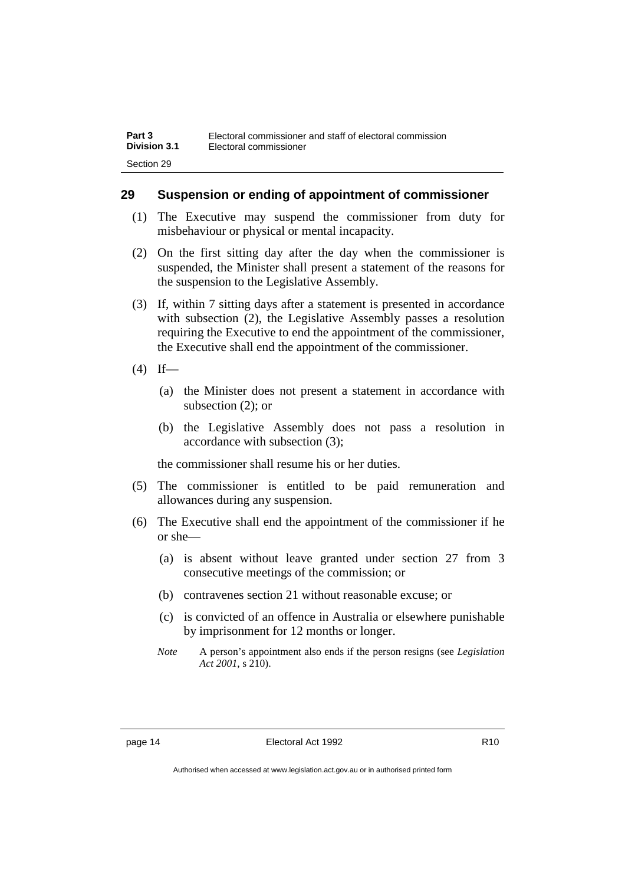## 29 Suspension or ending of appointment of commissioner

(1) The Executive may suspend the commissioner from duty for misbehaviour or physical or mental incapacity.

(2) On the first sitting day after the day when the commissioner is suspended, the Minister shall present a statement of the reasons for the suspension to the Legislative Assembly.

(3) If, within 7 sitting days after a statement is presented in accordance with subsection (2), the Legislative Assembly passes a resolution requiring the Executive to end the appointment of the commissioner, the Executive shall end the appointment of the commissioner.

(4) If—

(a) the Minister does not present a statement in accordance with subsection (2); or

(b) the Legislative Assembly does not pass a resolution in accordance with subsection (3);

the commissioner shall resume his or her duties.

(5) The commissioner is entitled to be paid remuneration and allowances during any suspension.

(6) The Executive shall end the appointment of the commissioner if he or she—

(a) is absent without leave granted under section 27 from 3 consecutive meetings of the commission; or

(b) contravenes section 21 without reasonable excuse; or

(c) is convicted of an offence in Australia or elsewhere punishable by imprisonment for 12 months or longer.

*Note* A person's appointment also ends if the person resigns (see *Legislation Act 2001*, s 210).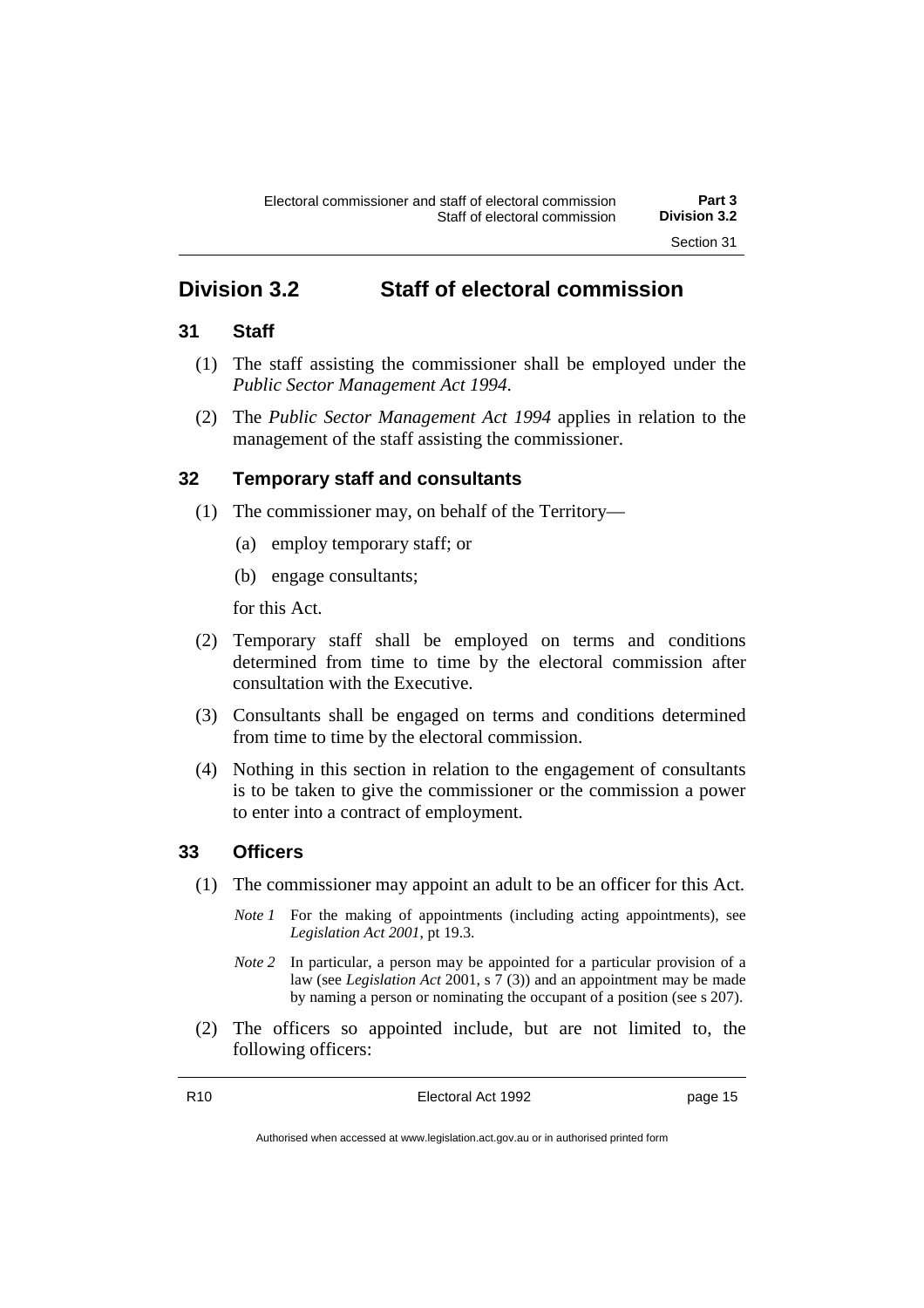## Division 3.2 Staff of electoral commission

### 31 Staff

(1) The staff assisting the commissioner shall be employed under the *Public Sector Management Act 1994*.

(2) The *Public Sector Management Act 1994* applies in relation to the management of the staff assisting the commissioner.

### 32 Temporary staff and consultants

(1) The commissioner may, on behalf of the Territory—

(a) employ temporary staff; or

(b) engage consultants;

for this Act.

(2) Temporary staff shall be employed on terms and conditions determined from time to time by the electoral commission after consultation with the Executive.

(3) Consultants shall be engaged on terms and conditions determined from time to time by the electoral commission.

(4) Nothing in this section in relation to the engagement of consultants is to be taken to give the commissioner or the commission a power to enter into a contract of employment.

### 33 Officers

(1) The commissioner may appoint an adult to be an officer for this Act.

*Note 1* For the making of appointments (including acting appointments), see *Legislation Act 2001*, pt 19.3.

*Note 2* In particular, a person may be appointed for a particular provision of a law (see *Legislation Act* 2001, s 7 (3)) and an appointment may be made by naming a person or nominating the occupant of a position (see s 207).

(2) The officers so appointed include, but are not limited to, the following officers: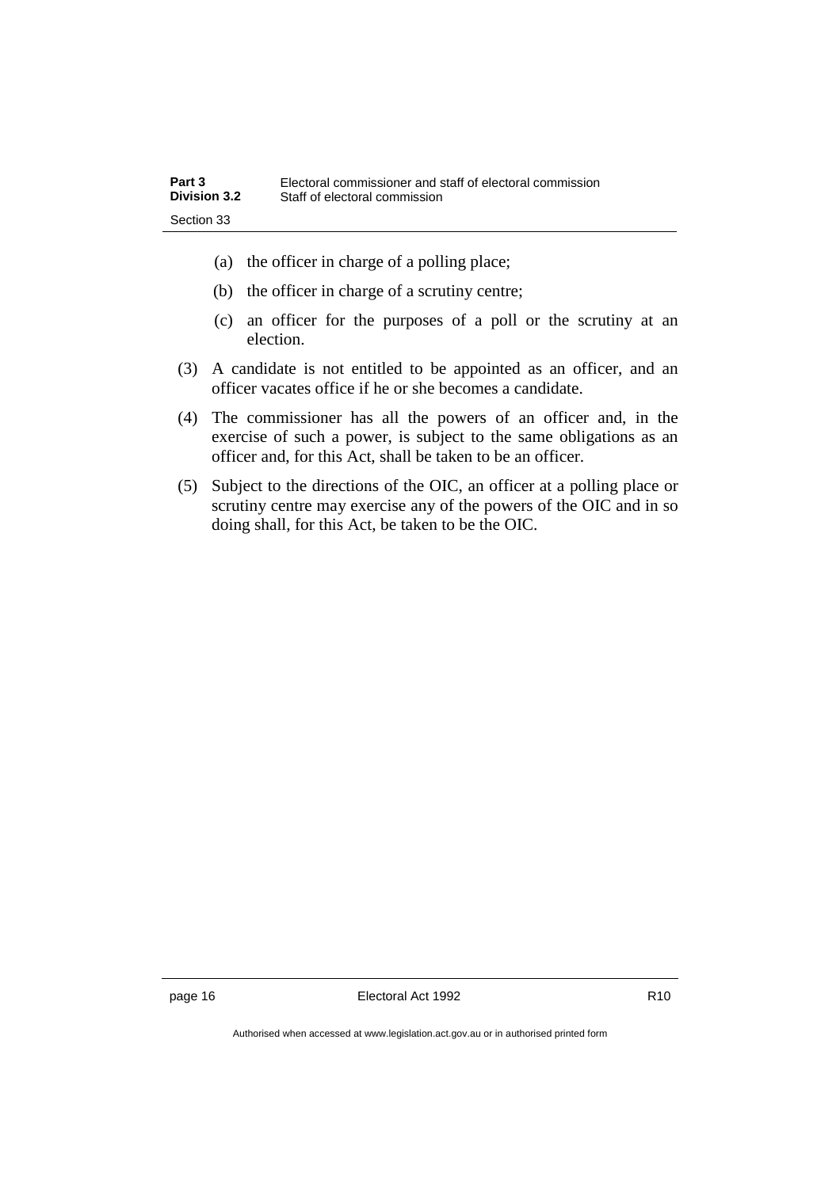(a) the officer in charge of a polling place;

(b) the officer in charge of a scrutiny centre;

(c) an officer for the purposes of a poll or the scrutiny at an election.

(3) A candidate is not entitled to be appointed as an officer, and an officer vacates office if he or she becomes a candidate.

(4) The commissioner has all the powers of an officer and, in the exercise of such a power, is subject to the same obligations as an officer and, for this Act, shall be taken to be an officer.

(5) Subject to the directions of the OIC, an officer at a polling place or scrutiny centre may exercise any of the powers of the OIC and in so doing shall, for this Act, be taken to be the OIC.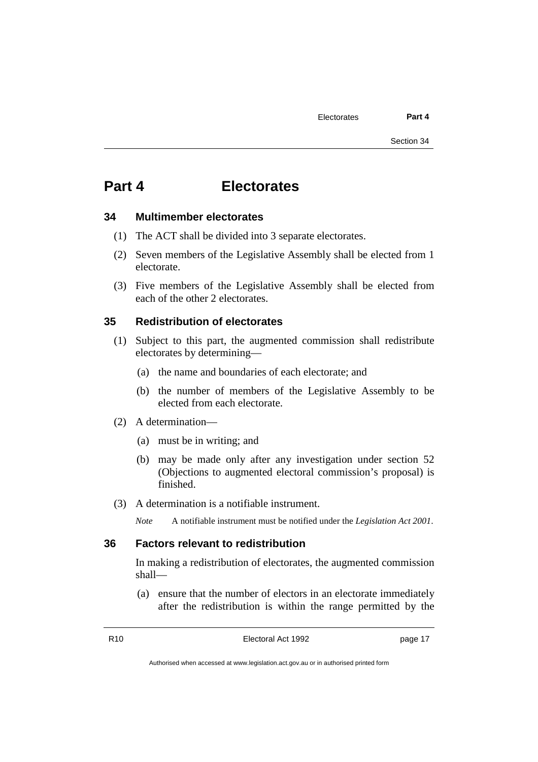# Part 4 Electorates

## 34 Multimember electorates

(1) The ACT shall be divided into 3 separate electorates.

(2) Seven members of the Legislative Assembly shall be elected from 1 electorate.

(3) Five members of the Legislative Assembly shall be elected from each of the other 2 electorates.

## 35 Redistribution of electorates

(1) Subject to this part, the augmented commission shall redistribute electorates by determining—

(a) the name and boundaries of each electorate; and

(b) the number of members of the Legislative Assembly to be elected from each electorate.

(2) A determination—

(a) must be in writing; and

(b) may be made only after any investigation under section 52 (Objections to augmented electoral commission's proposal) is finished.

(3) A determination is a notifiable instrument.

*Note* A notifiable instrument must be notified under the *Legislation Act 2001*.

## 36 Factors relevant to redistribution

In making a redistribution of electorates, the augmented commission shall—

(a) ensure that the number of electors in an electorate immediately after the redistribution is within the range permitted by the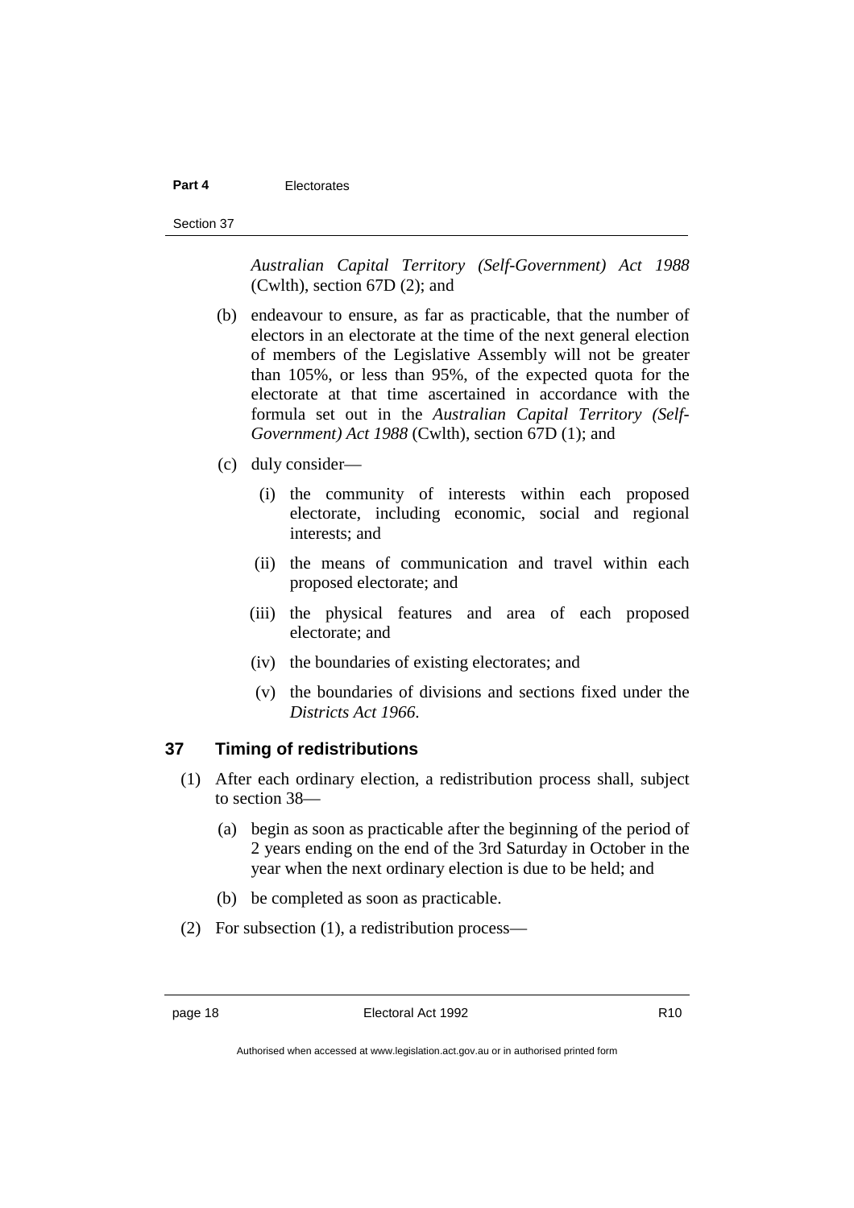*Australian Capital Territory (Self-Government) Act 1988* (Cwlth), section 67D (2); and

(b) endeavour to ensure, as far as practicable, that the number of electors in an electorate at the time of the next general election of members of the Legislative Assembly will not be greater than 105%, or less than 95%, of the expected quota for the electorate at that time ascertained in accordance with the formula set out in the *Australian Capital Territory (Self-Government) Act 1988* (Cwlth), section 67D (1); and

(c) duly consider—

(i) the community of interests within each proposed electorate, including economic, social and regional interests; and

(ii) the means of communication and travel within each proposed electorate; and

(iii) the physical features and area of each proposed electorate; and

(iv) the boundaries of existing electorates; and

(v) the boundaries of divisions and sections fixed under the *Districts Act 1966*.

## 37 Timing of redistributions

(1) After each ordinary election, a redistribution process shall, subject to section 38—

(a) begin as soon as practicable after the beginning of the period of 2 years ending on the end of the 3rd Saturday in October in the year when the next ordinary election is due to be held; and

(b) be completed as soon as practicable.

(2) For subsection (1), a redistribution process—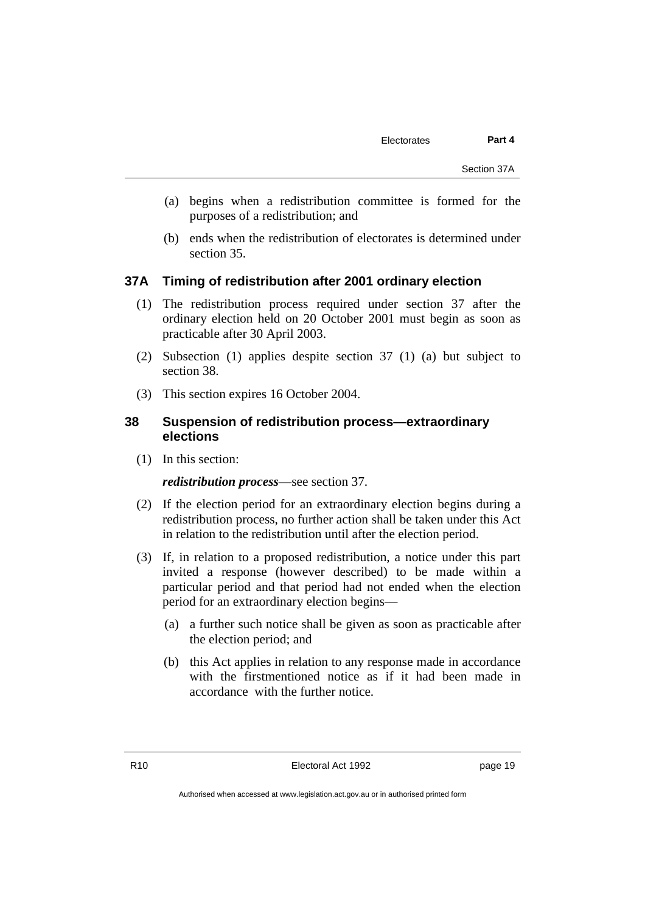(a) begins when a redistribution committee is formed for the purposes of a redistribution; and

(b) ends when the redistribution of electorates is determined under section 35.

### 37A Timing of redistribution after 2001 ordinary election

(1) The redistribution process required under section 37 after the ordinary election held on 20 October 2001 must begin as soon as practicable after 30 April 2003.

(2) Subsection (1) applies despite section 37 (1) (a) but subject to section 38.

(3) This section expires 16 October 2004.

### 38 Suspension of redistribution process—extraordinary elections

(1) In this section:

***redistribution process***—see section 37.

(2) If the election period for an extraordinary election begins during a redistribution process, no further action shall be taken under this Act in relation to the redistribution until after the election period.

(3) If, in relation to a proposed redistribution, a notice under this part invited a response (however described) to be made within a particular period and that period had not ended when the election period for an extraordinary election begins—

(a) a further such notice shall be given as soon as practicable after the election period; and

(b) this Act applies in relation to any response made in accordance with the firstmentioned notice as if it had been made in accordance with the further notice.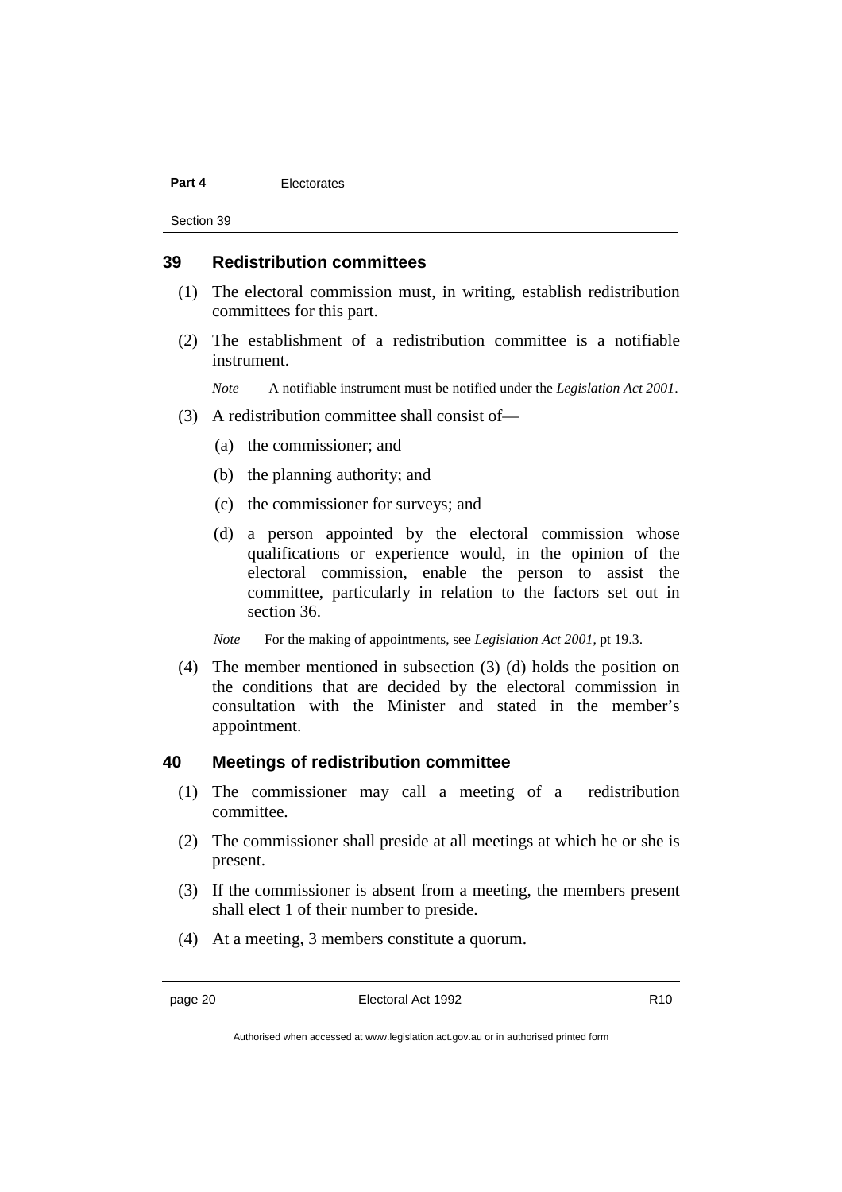## 39 Redistribution committees

(1) The electoral commission must, in writing, establish redistribution committees for this part.

(2) The establishment of a redistribution committee is a notifiable instrument.

*Note* A notifiable instrument must be notified under the *Legislation Act 2001*.

(3) A redistribution committee shall consist of—

(a) the commissioner; and

(b) the planning authority; and

(c) the commissioner for surveys; and

(d) a person appointed by the electoral commission whose qualifications or experience would, in the opinion of the electoral commission, enable the person to assist the committee, particularly in relation to the factors set out in section 36.

*Note* For the making of appointments, see *Legislation Act 2001*, pt 19.3.

(4) The member mentioned in subsection (3) (d) holds the position on the conditions that are decided by the electoral commission in consultation with the Minister and stated in the member's appointment.

## 40 Meetings of redistribution committee

(1) The commissioner may call a meeting of a redistribution committee.

(2) The commissioner shall preside at all meetings at which he or she is present.

(3) If the commissioner is absent from a meeting, the members present shall elect 1 of their number to preside.

(4) At a meeting, 3 members constitute a quorum.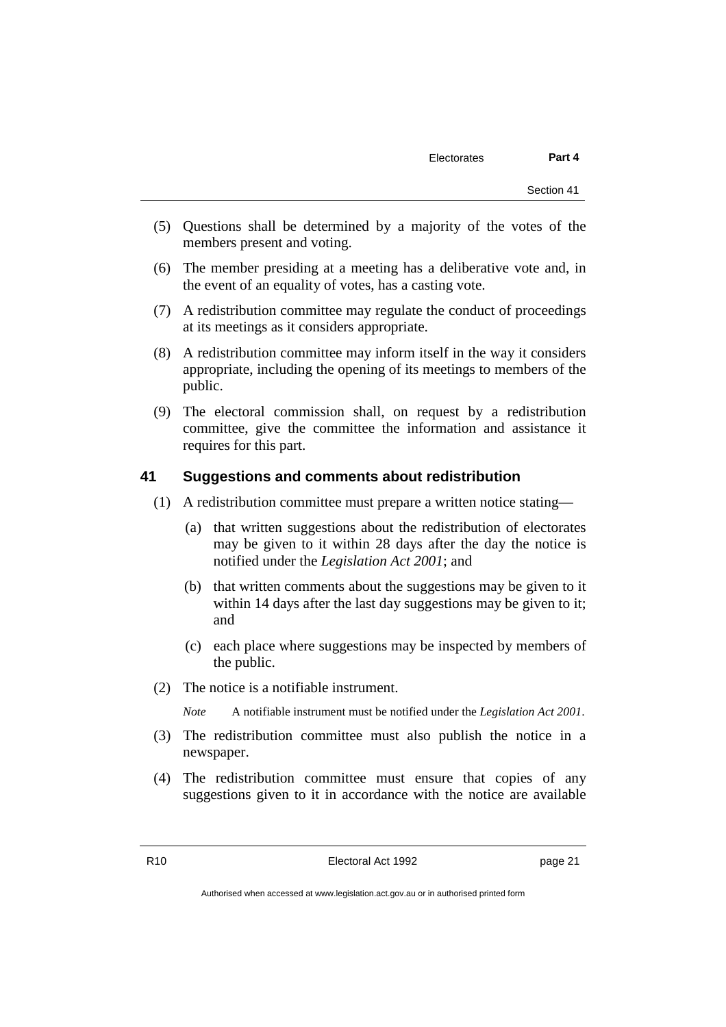(5) Questions shall be determined by a majority of the votes of the members present and voting.

(6) The member presiding at a meeting has a deliberative vote and, in the event of an equality of votes, has a casting vote.

(7) A redistribution committee may regulate the conduct of proceedings at its meetings as it considers appropriate.

(8) A redistribution committee may inform itself in the way it considers appropriate, including the opening of its meetings to members of the public.

(9) The electoral commission shall, on request by a redistribution committee, give the committee the information and assistance it requires for this part.

### 41 Suggestions and comments about redistribution

(1) A redistribution committee must prepare a written notice stating—

(a) that written suggestions about the redistribution of electorates may be given to it within 28 days after the day the notice is notified under the *Legislation Act 2001*; and

(b) that written comments about the suggestions may be given to it within 14 days after the last day suggestions may be given to it; and

(c) each place where suggestions may be inspected by members of the public.

(2) The notice is a notifiable instrument.

*Note* A notifiable instrument must be notified under the *Legislation Act 2001*.

(3) The redistribution committee must also publish the notice in a newspaper.

(4) The redistribution committee must ensure that copies of any suggestions given to it in accordance with the notice are available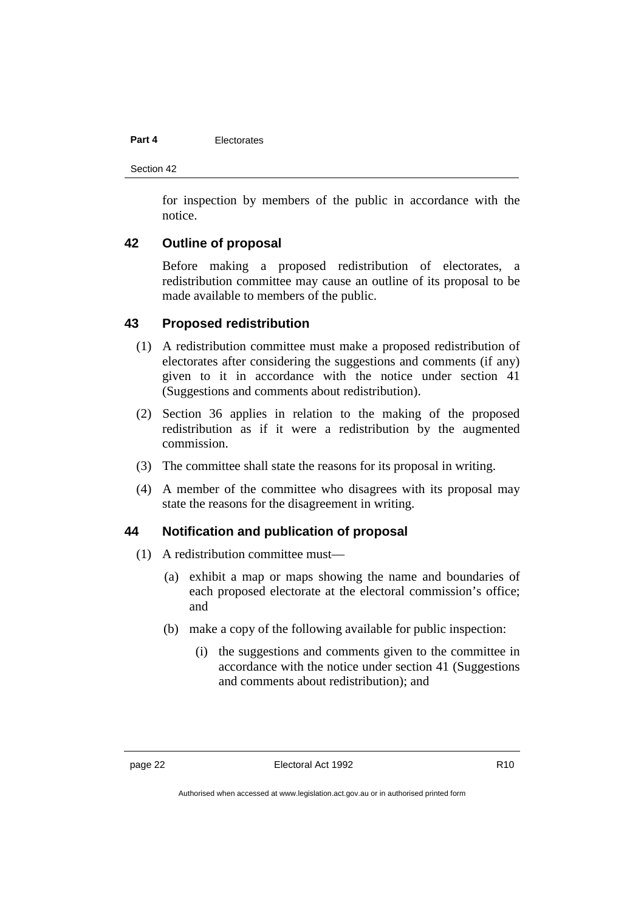for inspection by members of the public in accordance with the notice.

### 42 Outline of proposal

Before making a proposed redistribution of electorates, a redistribution committee may cause an outline of its proposal to be made available to members of the public.

### 43 Proposed redistribution

(1) A redistribution committee must make a proposed redistribution of electorates after considering the suggestions and comments (if any) given to it in accordance with the notice under section 41 (Suggestions and comments about redistribution).

(2) Section 36 applies in relation to the making of the proposed redistribution as if it were a redistribution by the augmented commission.

(3) The committee shall state the reasons for its proposal in writing.

(4) A member of the committee who disagrees with its proposal may state the reasons for the disagreement in writing.

### 44 Notification and publication of proposal

(1) A redistribution committee must—

(a) exhibit a map or maps showing the name and boundaries of each proposed electorate at the electoral commission's office; and

(b) make a copy of the following available for public inspection:

(i) the suggestions and comments given to the committee in accordance with the notice under section 41 (Suggestions and comments about redistribution); and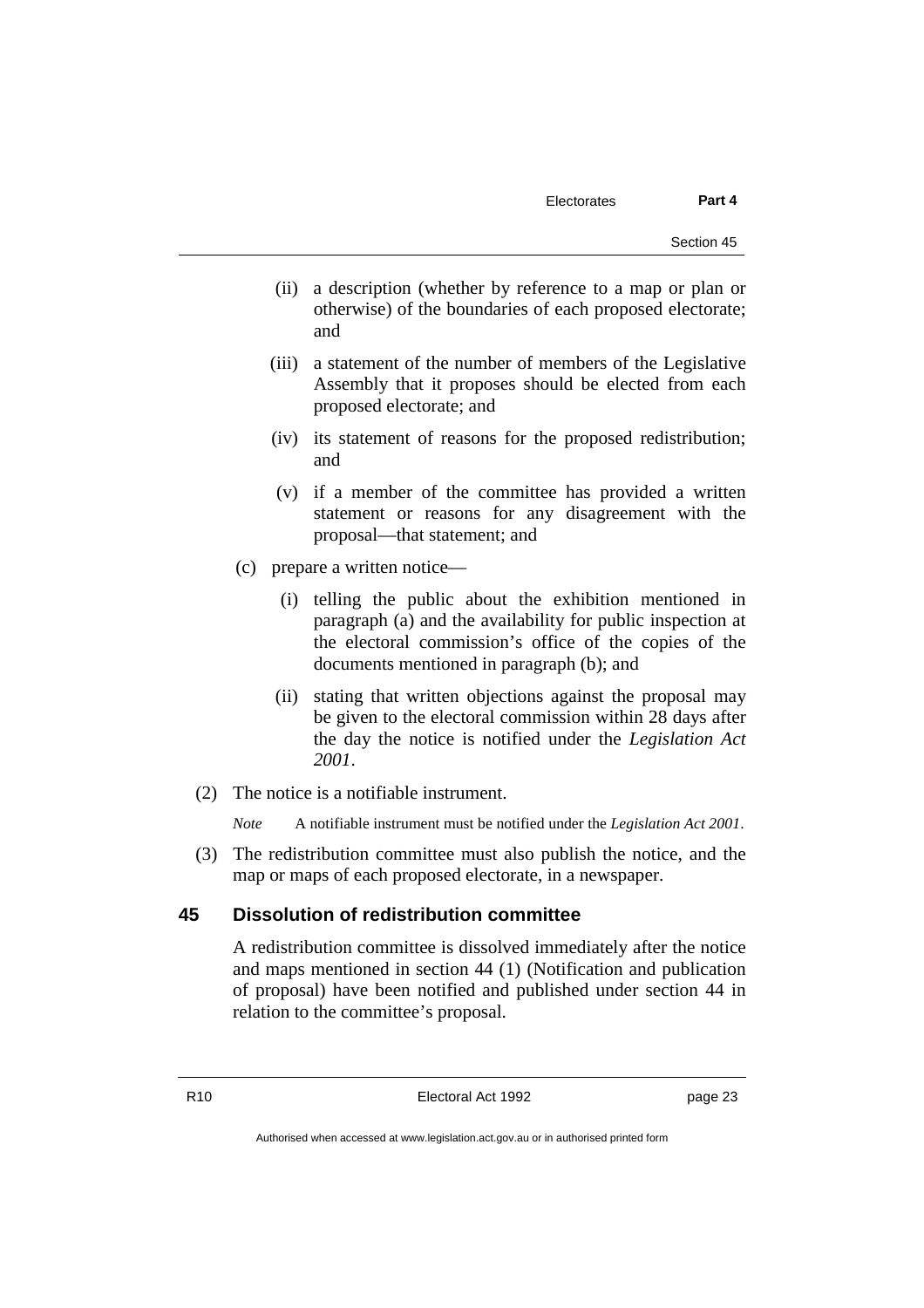(ii) a description (whether by reference to a map or plan or otherwise) of the boundaries of each proposed electorate; and

(iii) a statement of the number of members of the Legislative Assembly that it proposes should be elected from each proposed electorate; and

(iv) its statement of reasons for the proposed redistribution; and

(v) if a member of the committee has provided a written statement or reasons for any disagreement with the proposal—that statement; and

(c) prepare a written notice—

(i) telling the public about the exhibition mentioned in paragraph (a) and the availability for public inspection at the electoral commission's office of the copies of the documents mentioned in paragraph (b); and

(ii) stating that written objections against the proposal may be given to the electoral commission within 28 days after the day the notice is notified under the *Legislation Act 2001*.

(2) The notice is a notifiable instrument.

*Note* A notifiable instrument must be notified under the *Legislation Act 2001*.

(3) The redistribution committee must also publish the notice, and the map or maps of each proposed electorate, in a newspaper.

### 45 Dissolution of redistribution committee

A redistribution committee is dissolved immediately after the notice and maps mentioned in section 44 (1) (Notification and publication of proposal) have been notified and published under section 44 in relation to the committee's proposal.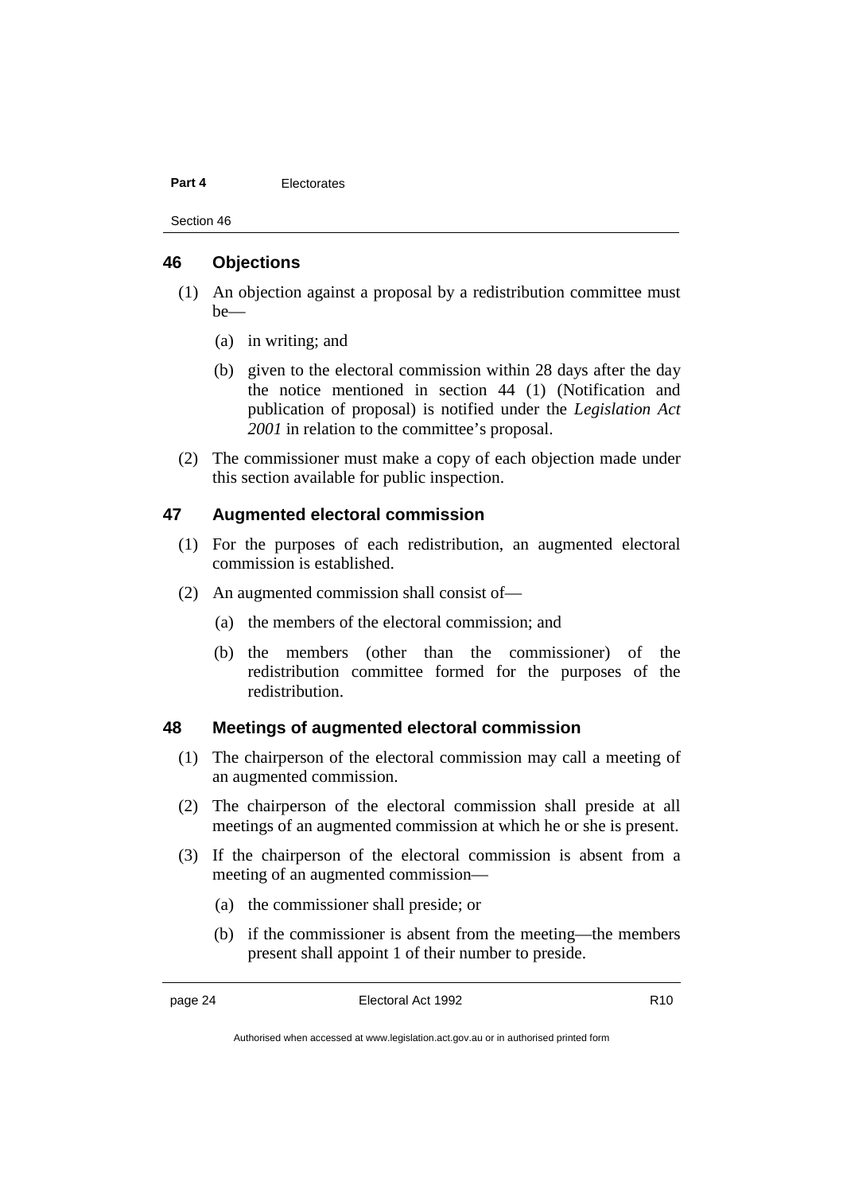## 46 Objections

(1) An objection against a proposal by a redistribution committee must be—

(a) in writing; and

(b) given to the electoral commission within 28 days after the day the notice mentioned in section 44 (1) (Notification and publication of proposal) is notified under the *Legislation Act 2001* in relation to the committee's proposal.

(2) The commissioner must make a copy of each objection made under this section available for public inspection.

## 47 Augmented electoral commission

(1) For the purposes of each redistribution, an augmented electoral commission is established.

(2) An augmented commission shall consist of—

(a) the members of the electoral commission; and

(b) the members (other than the commissioner) of the redistribution committee formed for the purposes of the redistribution.

## 48 Meetings of augmented electoral commission

(1) The chairperson of the electoral commission may call a meeting of an augmented commission.

(2) The chairperson of the electoral commission shall preside at all meetings of an augmented commission at which he or she is present.

(3) If the chairperson of the electoral commission is absent from a meeting of an augmented commission—

(a) the commissioner shall preside; or

(b) if the commissioner is absent from the meeting—the members present shall appoint 1 of their number to preside.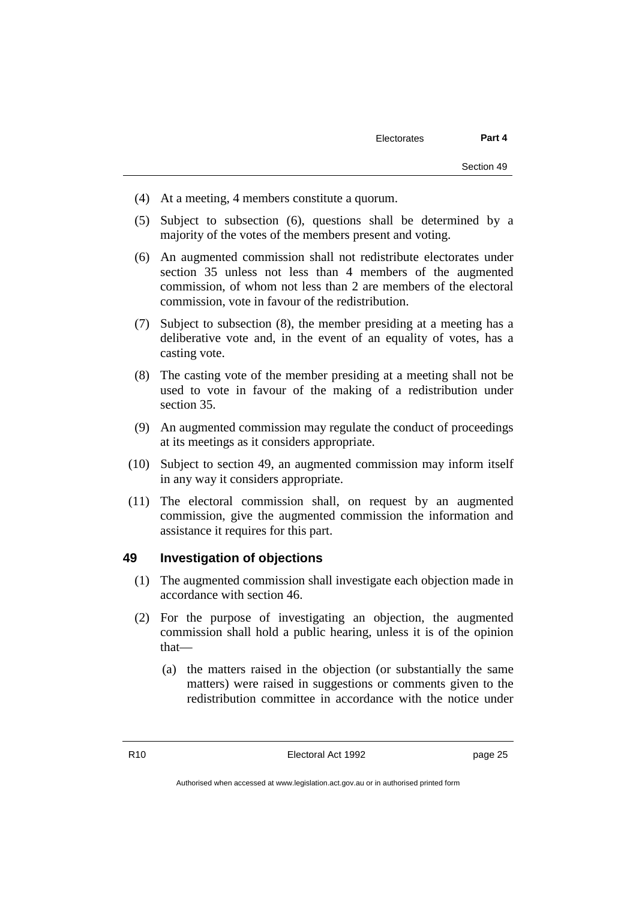(4) At a meeting, 4 members constitute a quorum.

(5) Subject to subsection (6), questions shall be determined by a majority of the votes of the members present and voting.

(6) An augmented commission shall not redistribute electorates under section 35 unless not less than 4 members of the augmented commission, of whom not less than 2 are members of the electoral commission, vote in favour of the redistribution.

(7) Subject to subsection (8), the member presiding at a meeting has a deliberative vote and, in the event of an equality of votes, has a casting vote.

(8) The casting vote of the member presiding at a meeting shall not be used to vote in favour of the making of a redistribution under section 35.

(9) An augmented commission may regulate the conduct of proceedings at its meetings as it considers appropriate.

(10) Subject to section 49, an augmented commission may inform itself in any way it considers appropriate.

(11) The electoral commission shall, on request by an augmented commission, give the augmented commission the information and assistance it requires for this part.

## 49 Investigation of objections

(1) The augmented commission shall investigate each objection made in accordance with section 46.

(2) For the purpose of investigating an objection, the augmented commission shall hold a public hearing, unless it is of the opinion that—

(a) the matters raised in the objection (or substantially the same matters) were raised in suggestions or comments given to the redistribution committee in accordance with the notice under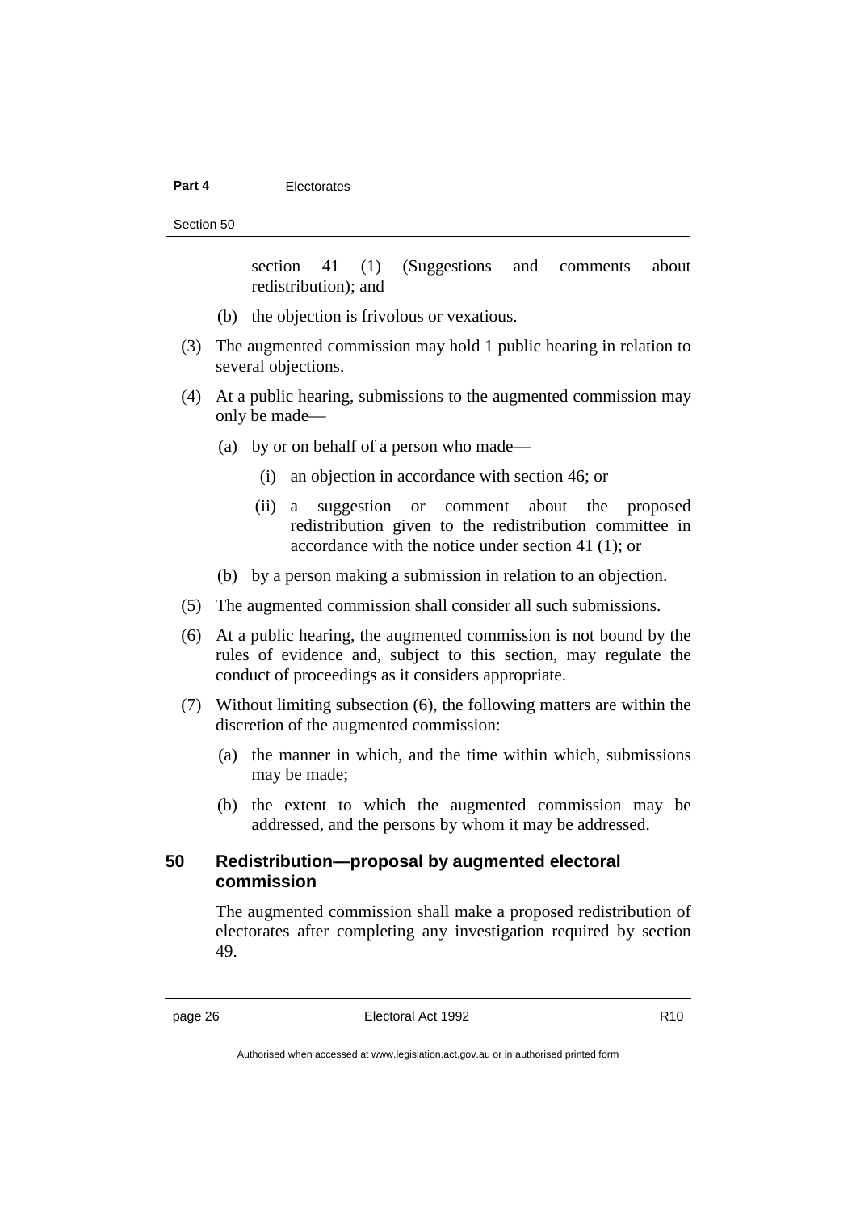section 41 (1) (Suggestions and comments about redistribution); and

(b) the objection is frivolous or vexatious.

(3) The augmented commission may hold 1 public hearing in relation to several objections.

(4) At a public hearing, submissions to the augmented commission may only be made—

(a) by or on behalf of a person who made—

(i) an objection in accordance with section 46; or

(ii) a suggestion or comment about the proposed redistribution given to the redistribution committee in accordance with the notice under section 41 (1); or

(b) by a person making a submission in relation to an objection.

(5) The augmented commission shall consider all such submissions.

(6) At a public hearing, the augmented commission is not bound by the rules of evidence and, subject to this section, may regulate the conduct of proceedings as it considers appropriate.

(7) Without limiting subsection (6), the following matters are within the discretion of the augmented commission:

(a) the manner in which, and the time within which, submissions may be made;

(b) the extent to which the augmented commission may be addressed, and the persons by whom it may be addressed.

## 50 Redistribution—proposal by augmented electoral commission

The augmented commission shall make a proposed redistribution of electorates after completing any investigation required by section 49.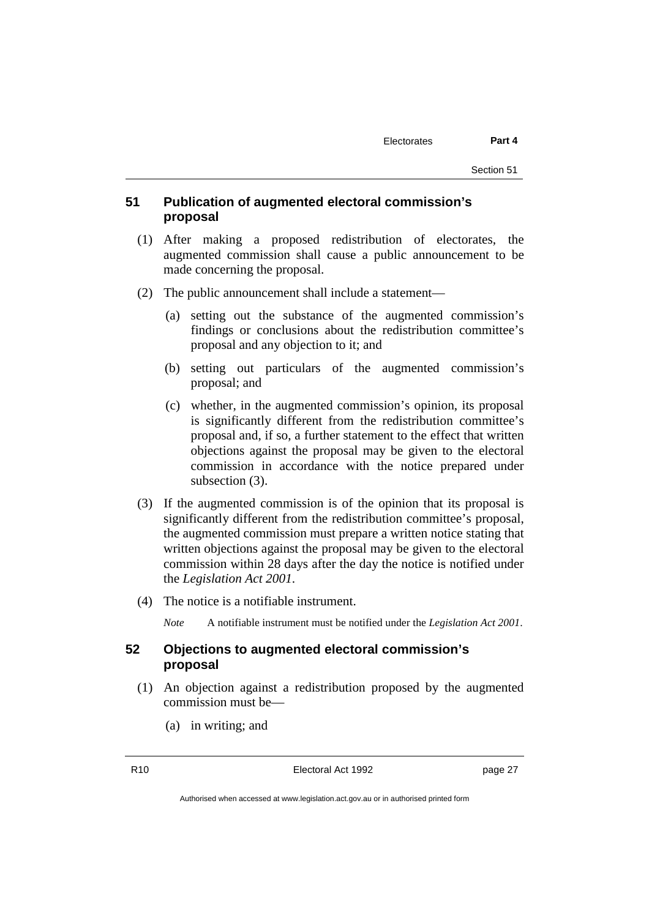## 51 Publication of augmented electoral commission's proposal

(1) After making a proposed redistribution of electorates, the augmented commission shall cause a public announcement to be made concerning the proposal.

(2) The public announcement shall include a statement—

(a) setting out the substance of the augmented commission's findings or conclusions about the redistribution committee's proposal and any objection to it; and

(b) setting out particulars of the augmented commission's proposal; and

(c) whether, in the augmented commission's opinion, its proposal is significantly different from the redistribution committee's proposal and, if so, a further statement to the effect that written objections against the proposal may be given to the electoral commission in accordance with the notice prepared under subsection (3).

(3) If the augmented commission is of the opinion that its proposal is significantly different from the redistribution committee's proposal, the augmented commission must prepare a written notice stating that written objections against the proposal may be given to the electoral commission within 28 days after the day the notice is notified under the *Legislation Act 2001*.

(4) The notice is a notifiable instrument.

*Note* A notifiable instrument must be notified under the *Legislation Act 2001*.

## 52 Objections to augmented electoral commission's proposal

(1) An objection against a redistribution proposed by the augmented commission must be—

(a) in writing; and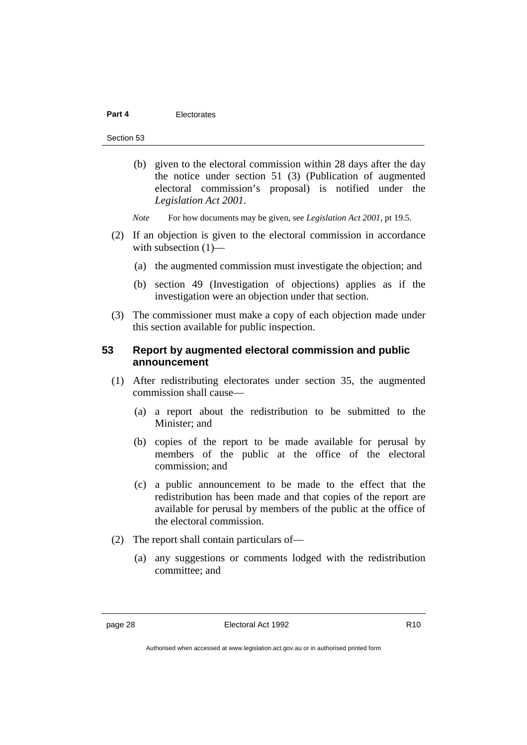(b) given to the electoral commission within 28 days after the day the notice under section 51 (3) (Publication of augmented electoral commission's proposal) is notified under the *Legislation Act 2001*.

*Note* For how documents may be given, see *Legislation Act 2001*, pt 19.5.

(2) If an objection is given to the electoral commission in accordance with subsection (1)—

(a) the augmented commission must investigate the objection; and

(b) section 49 (Investigation of objections) applies as if the investigation were an objection under that section.

(3) The commissioner must make a copy of each objection made under this section available for public inspection.

### 53 Report by augmented electoral commission and public announcement

(1) After redistributing electorates under section 35, the augmented commission shall cause—

(a) a report about the redistribution to be submitted to the Minister; and

(b) copies of the report to be made available for perusal by members of the public at the office of the electoral commission; and

(c) a public announcement to be made to the effect that the redistribution has been made and that copies of the report are available for perusal by members of the public at the office of the electoral commission.

(2) The report shall contain particulars of—

(a) any suggestions or comments lodged with the redistribution committee; and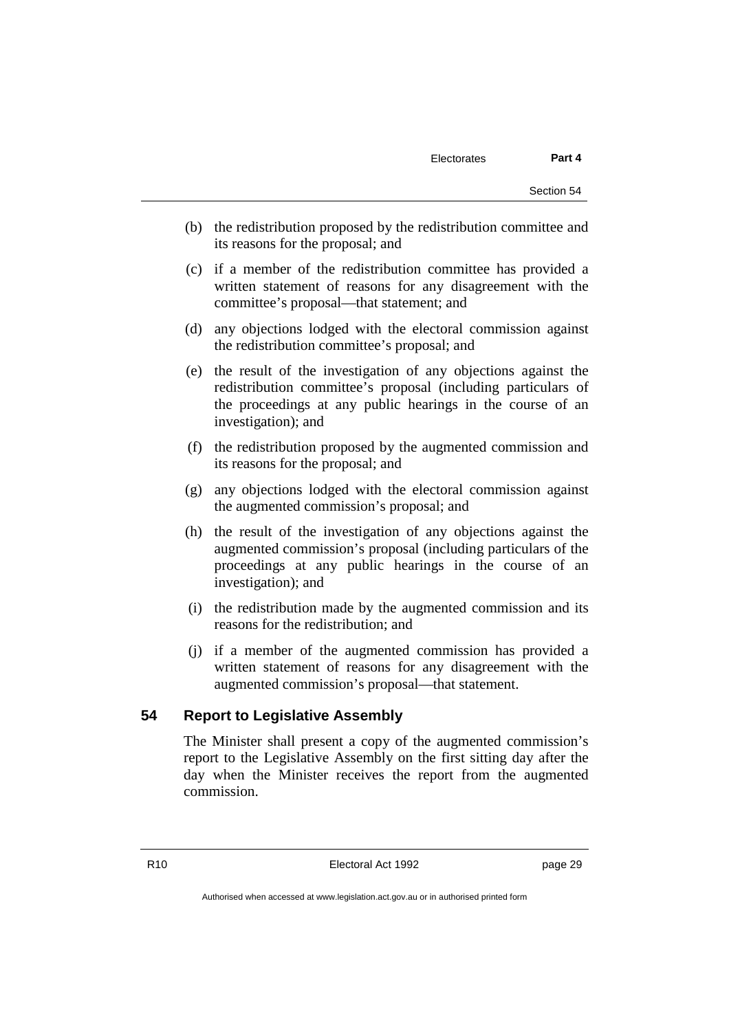(b) the redistribution proposed by the redistribution committee and its reasons for the proposal; and

(c) if a member of the redistribution committee has provided a written statement of reasons for any disagreement with the committee's proposal—that statement; and

(d) any objections lodged with the electoral commission against the redistribution committee's proposal; and

(e) the result of the investigation of any objections against the redistribution committee's proposal (including particulars of the proceedings at any public hearings in the course of an investigation); and

(f) the redistribution proposed by the augmented commission and its reasons for the proposal; and

(g) any objections lodged with the electoral commission against the augmented commission's proposal; and

(h) the result of the investigation of any objections against the augmented commission's proposal (including particulars of the proceedings at any public hearings in the course of an investigation); and

(i) the redistribution made by the augmented commission and its reasons for the redistribution; and

(j) if a member of the augmented commission has provided a written statement of reasons for any disagreement with the augmented commission's proposal—that statement.

## 54 Report to Legislative Assembly

The Minister shall present a copy of the augmented commission's report to the Legislative Assembly on the first sitting day after the day when the Minister receives the report from the augmented commission.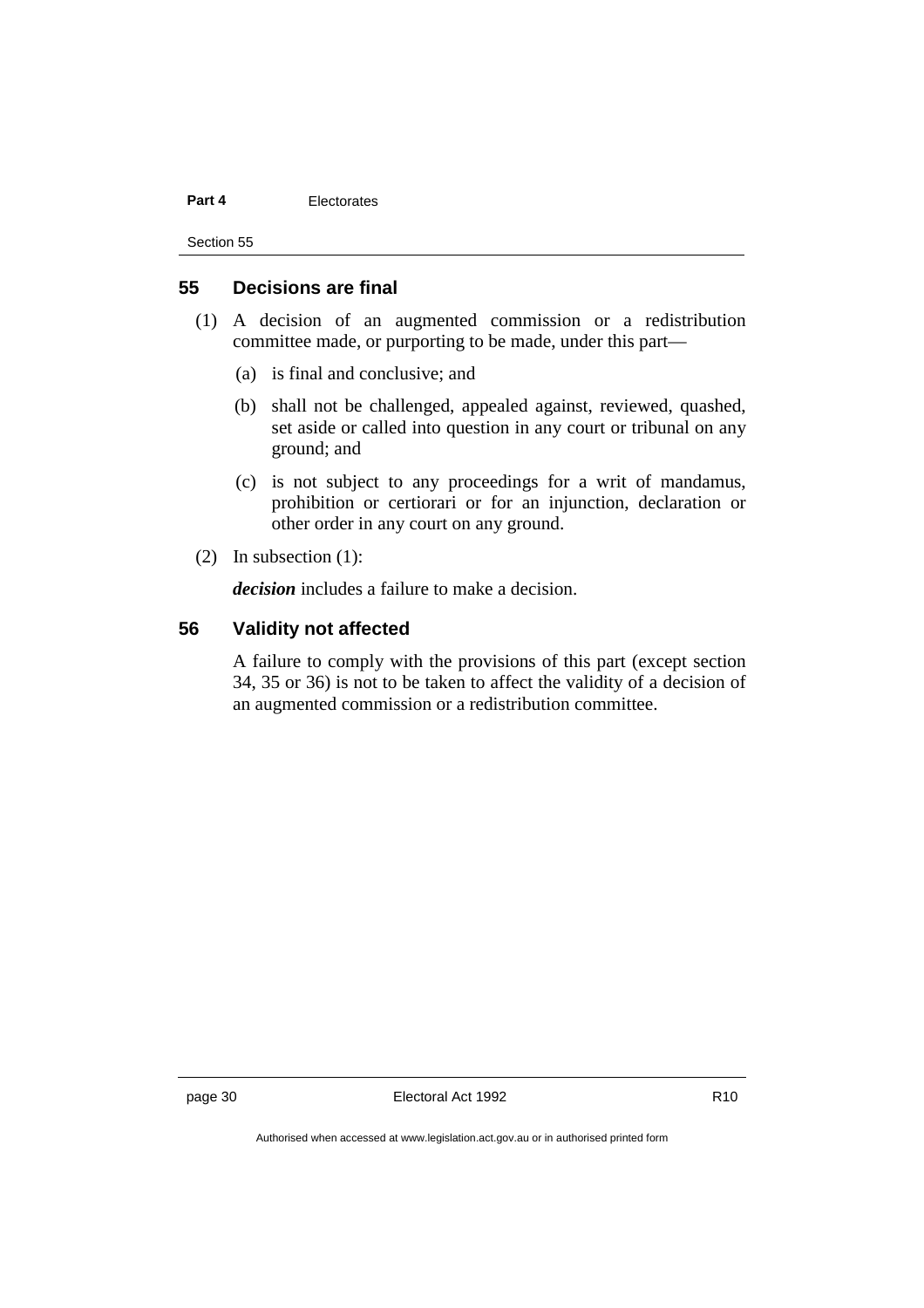## 55 Decisions are final

(1) A decision of an augmented commission or a redistribution committee made, or purporting to be made, under this part—

(a) is final and conclusive; and

(b) shall not be challenged, appealed against, reviewed, quashed, set aside or called into question in any court or tribunal on any ground; and

(c) is not subject to any proceedings for a writ of mandamus, prohibition or certiorari or for an injunction, declaration or other order in any court on any ground.

(2) In subsection (1):

***decision*** includes a failure to make a decision.

## 56 Validity not affected

A failure to comply with the provisions of this part (except section 34, 35 or 36) is not to be taken to affect the validity of a decision of an augmented commission or a redistribution committee.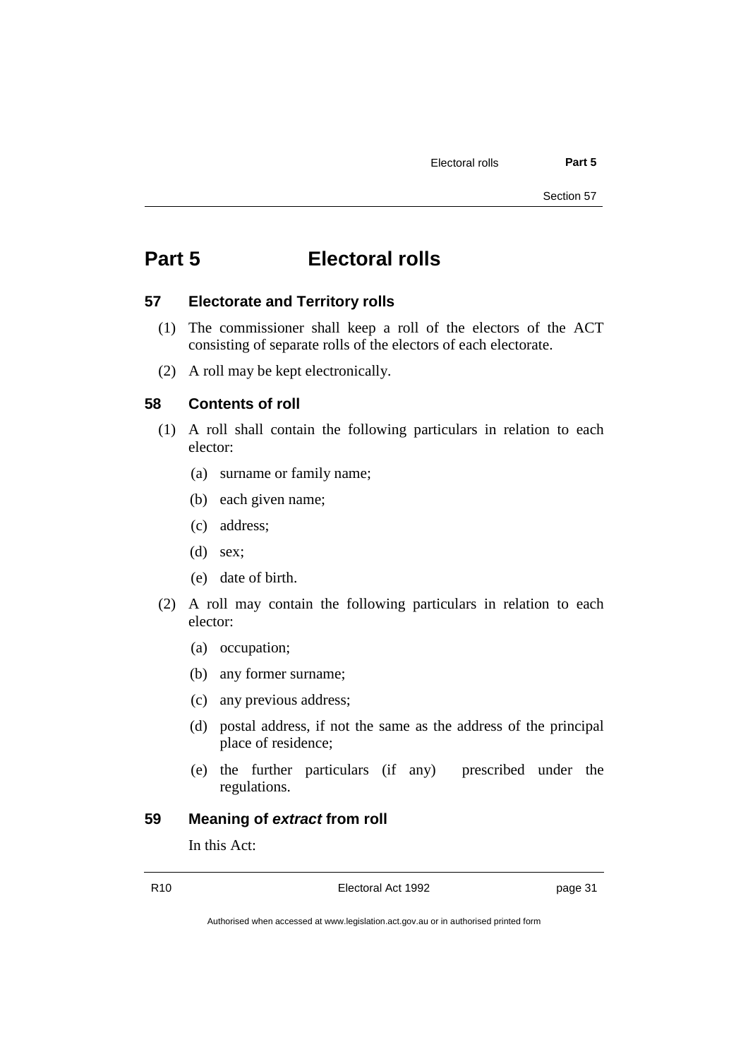# Part 5 Electoral rolls

## 57 Electorate and Territory rolls

(1) The commissioner shall keep a roll of the electors of the ACT consisting of separate rolls of the electors of each electorate.

(2) A roll may be kept electronically.

## 58 Contents of roll

(1) A roll shall contain the following particulars in relation to each elector:

(a) surname or family name;

(b) each given name;

(c) address;

(d) sex;

(e) date of birth.

(2) A roll may contain the following particulars in relation to each elector:

(a) occupation;

(b) any former surname;

(c) any previous address;

(d) postal address, if not the same as the address of the principal place of residence;

(e) the further particulars (if any) prescribed under the regulations.

## 59 Meaning of *extract* from roll

In this Act: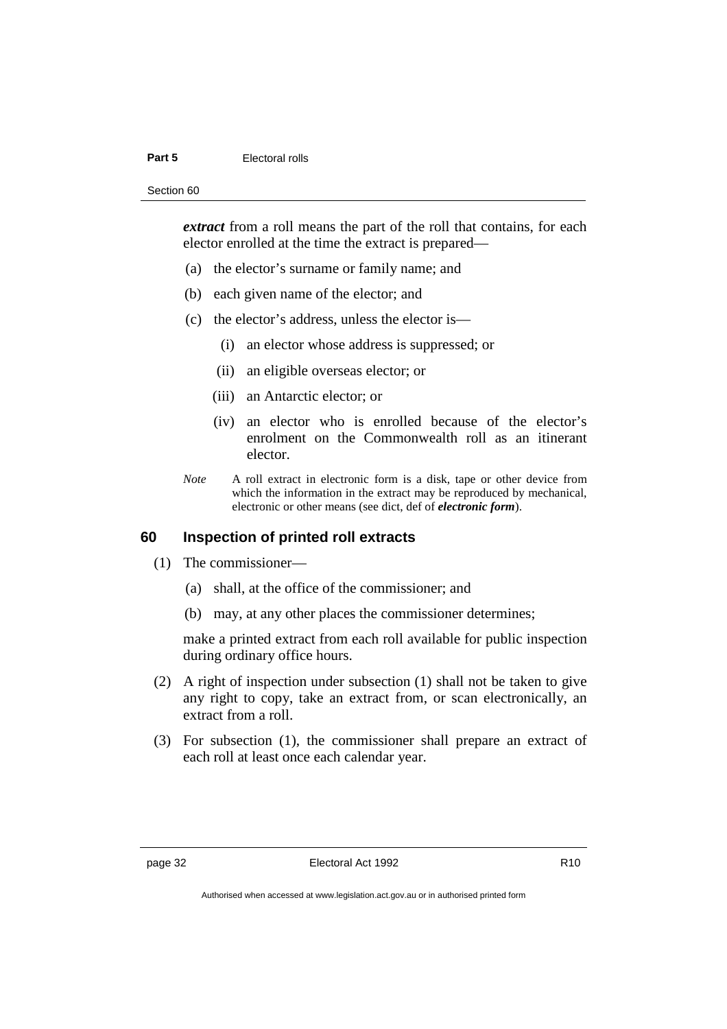***extract*** from a roll means the part of the roll that contains, for each elector enrolled at the time the extract is prepared—

(a) the elector's surname or family name; and

(b) each given name of the elector; and

(c) the elector's address, unless the elector is—

   (i) an elector whose address is suppressed; or

   (ii) an eligible overseas elector; or

   (iii) an Antarctic elector; or

   (iv) an elector who is enrolled because of the elector's enrolment on the Commonwealth roll as an itinerant elector.

*Note* A roll extract in electronic form is a disk, tape or other device from which the information in the extract may be reproduced by mechanical, electronic or other means (see dict, def of ***electronic form***).

## 60 Inspection of printed roll extracts

(1) The commissioner—

   (a) shall, at the office of the commissioner; and

   (b) may, at any other places the commissioner determines;

   make a printed extract from each roll available for public inspection during ordinary office hours.

(2) A right of inspection under subsection (1) shall not be taken to give any right to copy, take an extract from, or scan electronically, an extract from a roll.

(3) For subsection (1), the commissioner shall prepare an extract of each roll at least once each calendar year.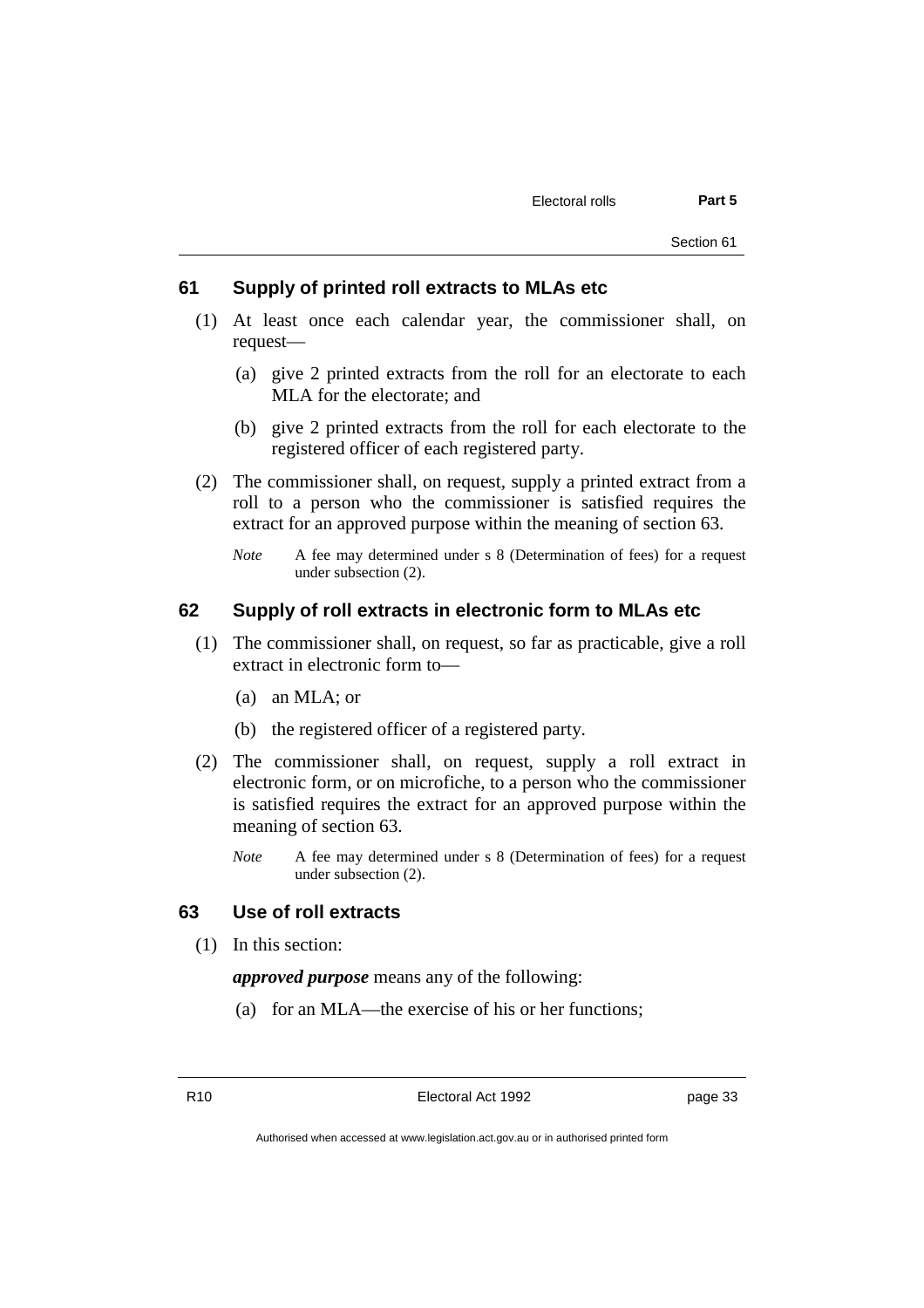### 61 Supply of printed roll extracts to MLAs etc

(1) At least once each calendar year, the commissioner shall, on request—

(a) give 2 printed extracts from the roll for an electorate to each MLA for the electorate; and

(b) give 2 printed extracts from the roll for each electorate to the registered officer of each registered party.

(2) The commissioner shall, on request, supply a printed extract from a roll to a person who the commissioner is satisfied requires the extract for an approved purpose within the meaning of section 63.

*Note* A fee may determined under s 8 (Determination of fees) for a request under subsection (2).

### 62 Supply of roll extracts in electronic form to MLAs etc

(1) The commissioner shall, on request, so far as practicable, give a roll extract in electronic form to—

(a) an MLA; or

(b) the registered officer of a registered party.

(2) The commissioner shall, on request, supply a roll extract in electronic form, or on microfiche, to a person who the commissioner is satisfied requires the extract for an approved purpose within the meaning of section 63.

*Note* A fee may determined under s 8 (Determination of fees) for a request under subsection (2).

### 63 Use of roll extracts

(1) In this section:

***approved purpose*** means any of the following:

(a) for an MLA—the exercise of his or her functions;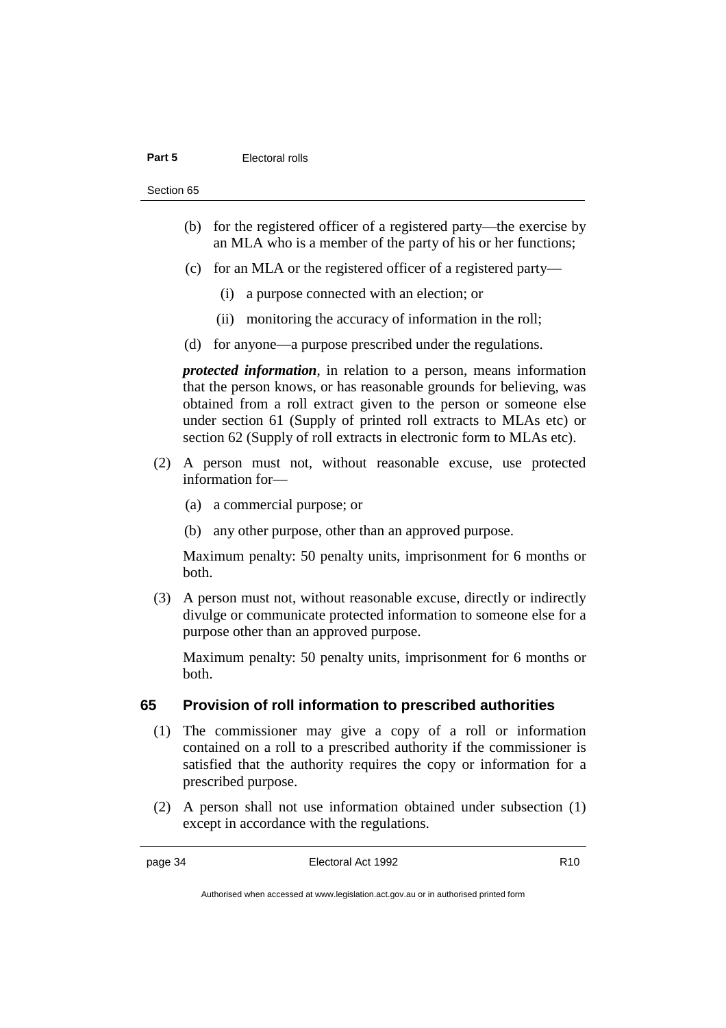(b) for the registered officer of a registered party—the exercise by an MLA who is a member of the party of his or her functions;

(c) for an MLA or the registered officer of a registered party—

(i) a purpose connected with an election; or

(ii) monitoring the accuracy of information in the roll;

(d) for anyone—a purpose prescribed under the regulations.

***protected information***, in relation to a person, means information that the person knows, or has reasonable grounds for believing, was obtained from a roll extract given to the person or someone else under section 61 (Supply of printed roll extracts to MLAs etc) or section 62 (Supply of roll extracts in electronic form to MLAs etc).

(2) A person must not, without reasonable excuse, use protected information for—

(a) a commercial purpose; or

(b) any other purpose, other than an approved purpose.

Maximum penalty: 50 penalty units, imprisonment for 6 months or both.

(3) A person must not, without reasonable excuse, directly or indirectly divulge or communicate protected information to someone else for a purpose other than an approved purpose.

Maximum penalty: 50 penalty units, imprisonment for 6 months or both.

## 65 Provision of roll information to prescribed authorities

(1) The commissioner may give a copy of a roll or information contained on a roll to a prescribed authority if the commissioner is satisfied that the authority requires the copy or information for a prescribed purpose.

(2) A person shall not use information obtained under subsection (1) except in accordance with the regulations.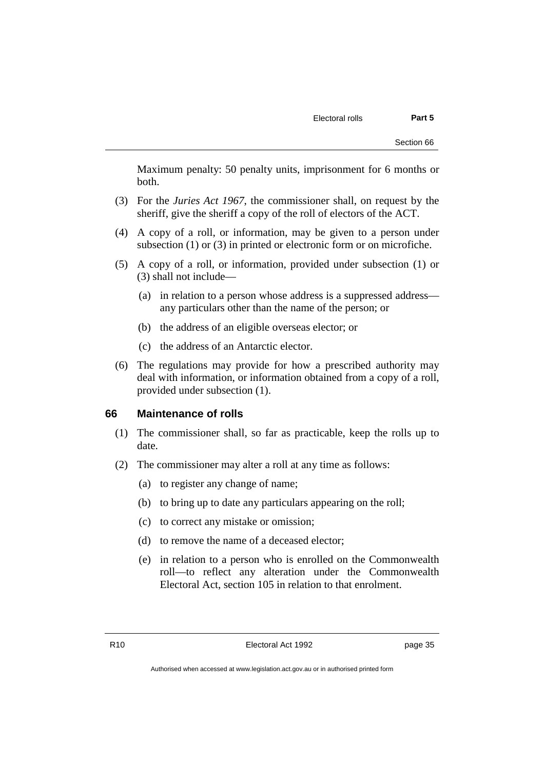Maximum penalty: 50 penalty units, imprisonment for 6 months or both.

(3) For the *Juries Act 1967*, the commissioner shall, on request by the sheriff, give the sheriff a copy of the roll of electors of the ACT.

(4) A copy of a roll, or information, may be given to a person under subsection (1) or (3) in printed or electronic form or on microfiche.

(5) A copy of a roll, or information, provided under subsection (1) or (3) shall not include—

(a) in relation to a person whose address is a suppressed address—any particulars other than the name of the person; or

(b) the address of an eligible overseas elector; or

(c) the address of an Antarctic elector.

(6) The regulations may provide for how a prescribed authority may deal with information, or information obtained from a copy of a roll, provided under subsection (1).

## 66 Maintenance of rolls

(1) The commissioner shall, so far as practicable, keep the rolls up to date.

(2) The commissioner may alter a roll at any time as follows:

(a) to register any change of name;

(b) to bring up to date any particulars appearing on the roll;

(c) to correct any mistake or omission;

(d) to remove the name of a deceased elector;

(e) in relation to a person who is enrolled on the Commonwealth roll—to reflect any alteration under the Commonwealth Electoral Act, section 105 in relation to that enrolment.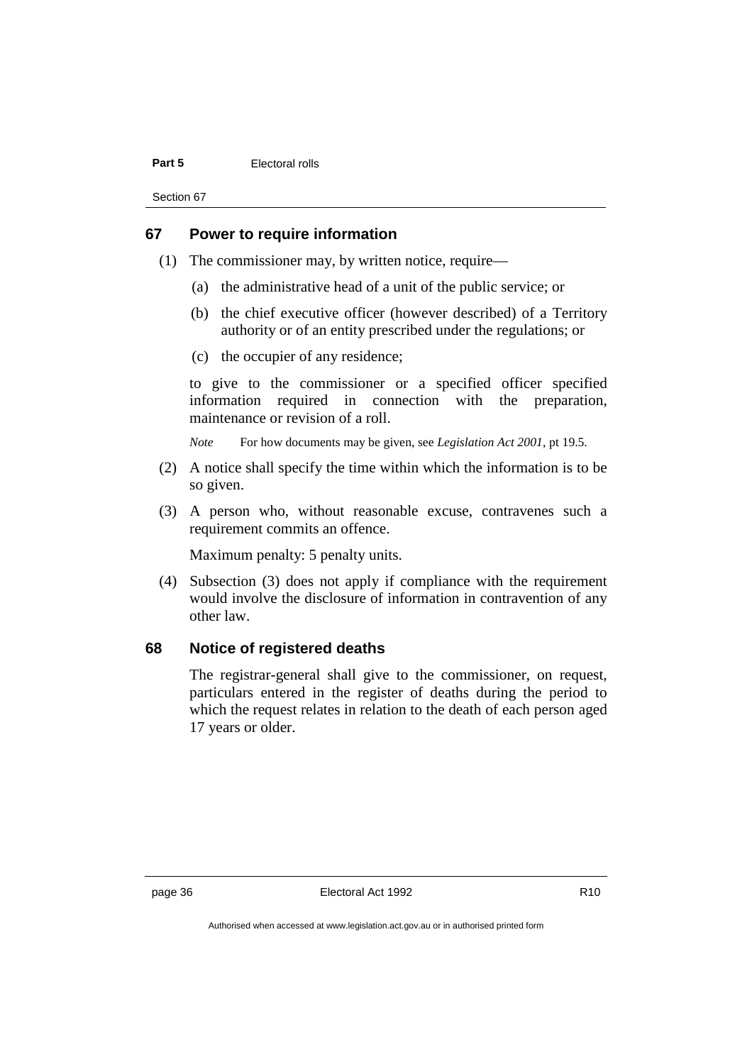## 67 Power to require information

(1) The commissioner may, by written notice, require—

(a) the administrative head of a unit of the public service; or

(b) the chief executive officer (however described) of a Territory authority or of an entity prescribed under the regulations; or

(c) the occupier of any residence;

to give to the commissioner or a specified officer specified information required in connection with the preparation, maintenance or revision of a roll.

*Note* For how documents may be given, see *Legislation Act 2001*, pt 19.5.

(2) A notice shall specify the time within which the information is to be so given.

(3) A person who, without reasonable excuse, contravenes such a requirement commits an offence.

Maximum penalty: 5 penalty units.

(4) Subsection (3) does not apply if compliance with the requirement would involve the disclosure of information in contravention of any other law.

## 68 Notice of registered deaths

The registrar-general shall give to the commissioner, on request, particulars entered in the register of deaths during the period to which the request relates in relation to the death of each person aged 17 years or older.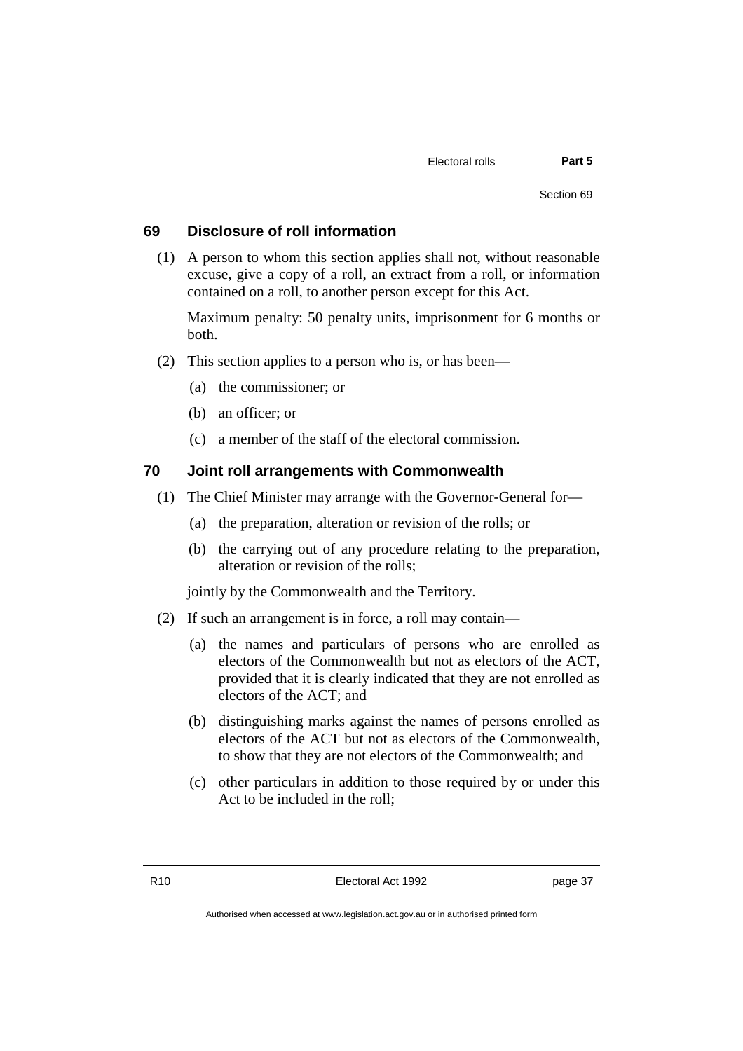## 69 Disclosure of roll information

(1) A person to whom this section applies shall not, without reasonable excuse, give a copy of a roll, an extract from a roll, or information contained on a roll, to another person except for this Act.

Maximum penalty: 50 penalty units, imprisonment for 6 months or both.

(2) This section applies to a person who is, or has been—

(a) the commissioner; or

(b) an officer; or

(c) a member of the staff of the electoral commission.

## 70 Joint roll arrangements with Commonwealth

(1) The Chief Minister may arrange with the Governor-General for—

(a) the preparation, alteration or revision of the rolls; or

(b) the carrying out of any procedure relating to the preparation, alteration or revision of the rolls;

jointly by the Commonwealth and the Territory.

(2) If such an arrangement is in force, a roll may contain—

(a) the names and particulars of persons who are enrolled as electors of the Commonwealth but not as electors of the ACT, provided that it is clearly indicated that they are not enrolled as electors of the ACT; and

(b) distinguishing marks against the names of persons enrolled as electors of the ACT but not as electors of the Commonwealth, to show that they are not electors of the Commonwealth; and

(c) other particulars in addition to those required by or under this Act to be included in the roll;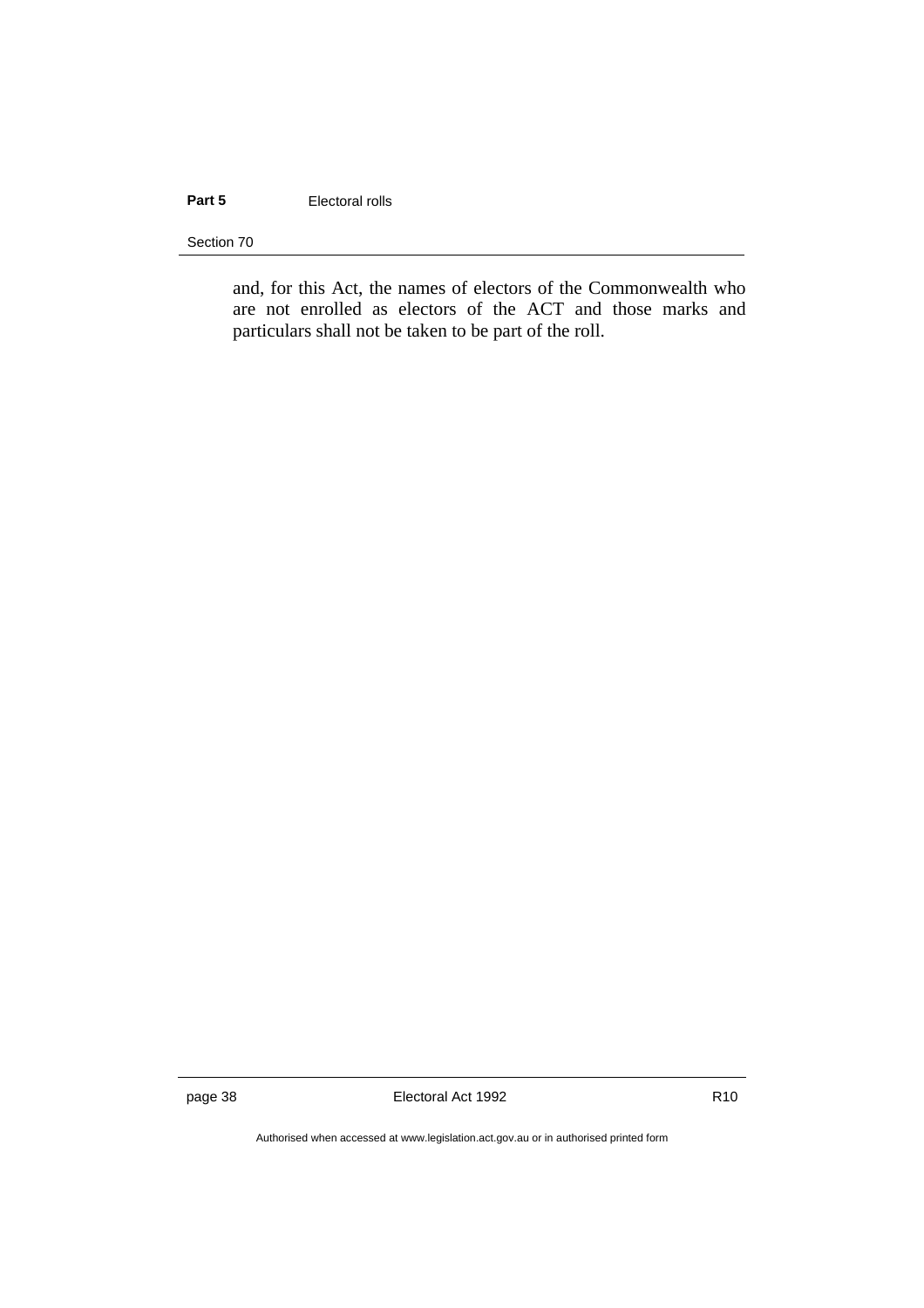and, for this Act, the names of electors of the Commonwealth who are not enrolled as electors of the ACT and those marks and particulars shall not be taken to be part of the roll.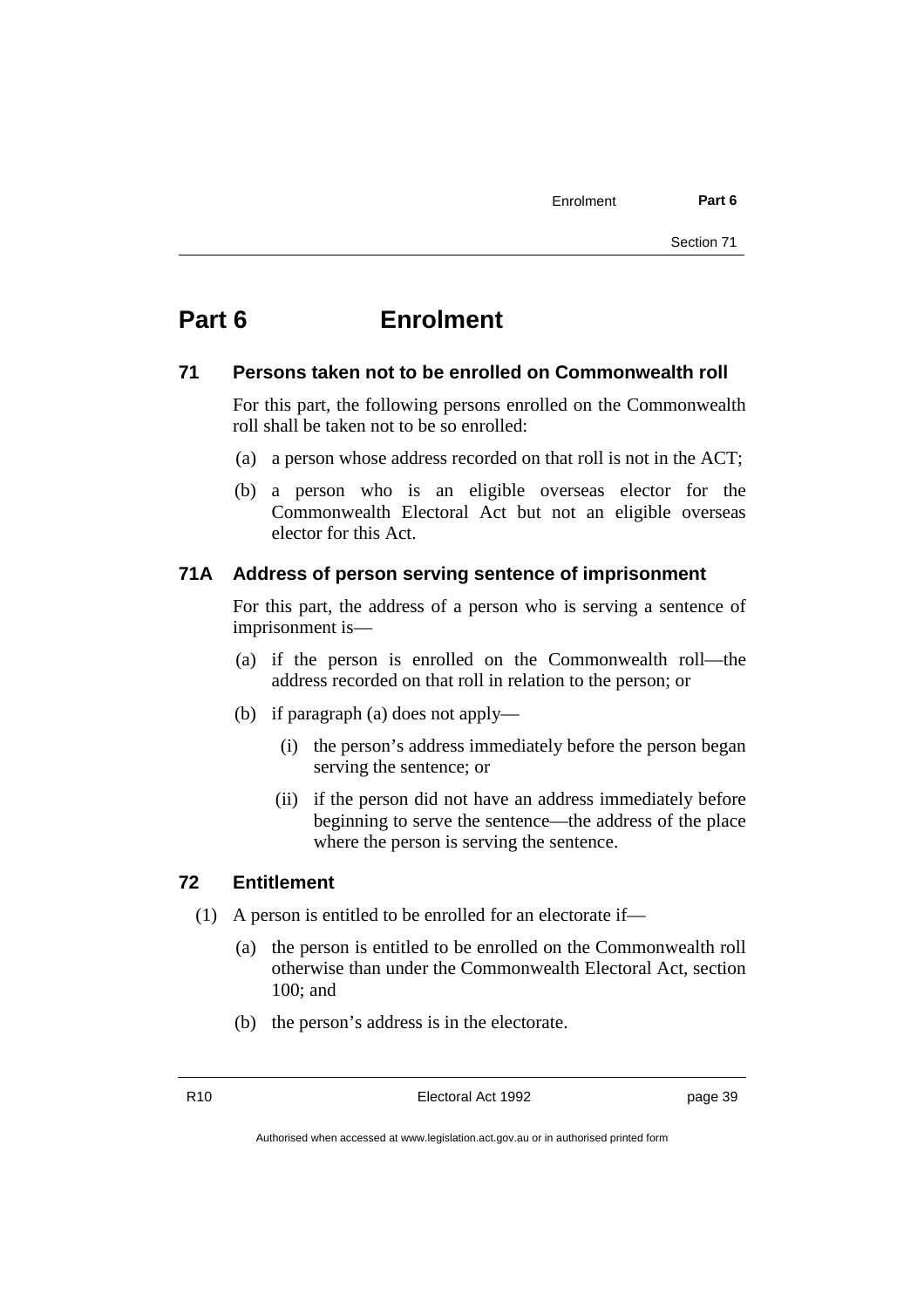# Part 6 Enrolment

## 71 Persons taken not to be enrolled on Commonwealth roll

For this part, the following persons enrolled on the Commonwealth roll shall be taken not to be so enrolled:

(a) a person whose address recorded on that roll is not in the ACT;

(b) a person who is an eligible overseas elector for the Commonwealth Electoral Act but not an eligible overseas elector for this Act.

## 71A Address of person serving sentence of imprisonment

For this part, the address of a person who is serving a sentence of imprisonment is—

(a) if the person is enrolled on the Commonwealth roll—the address recorded on that roll in relation to the person; or

(b) if paragraph (a) does not apply—

(i) the person's address immediately before the person began serving the sentence; or

(ii) if the person did not have an address immediately before beginning to serve the sentence—the address of the place where the person is serving the sentence.

## 72 Entitlement

(1) A person is entitled to be enrolled for an electorate if—

(a) the person is entitled to be enrolled on the Commonwealth roll otherwise than under the Commonwealth Electoral Act, section 100; and

(b) the person's address is in the electorate.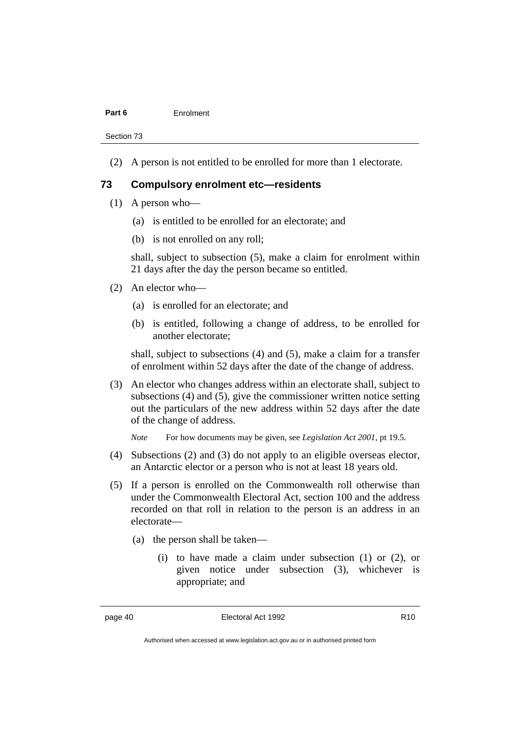(2) A person is not entitled to be enrolled for more than 1 electorate.

## 73 Compulsory enrolment etc—residents

(1) A person who—

(a) is entitled to be enrolled for an electorate; and

(b) is not enrolled on any roll;

shall, subject to subsection (5), make a claim for enrolment within 21 days after the day the person became so entitled.

(2) An elector who—

(a) is enrolled for an electorate; and

(b) is entitled, following a change of address, to be enrolled for another electorate;

shall, subject to subsections (4) and (5), make a claim for a transfer of enrolment within 52 days after the date of the change of address.

(3) An elector who changes address within an electorate shall, subject to subsections (4) and (5), give the commissioner written notice setting out the particulars of the new address within 52 days after the date of the change of address.

*Note* For how documents may be given, see *Legislation Act 2001*, pt 19.5.

(4) Subsections (2) and (3) do not apply to an eligible overseas elector, an Antarctic elector or a person who is not at least 18 years old.

(5) If a person is enrolled on the Commonwealth roll otherwise than under the Commonwealth Electoral Act, section 100 and the address recorded on that roll in relation to the person is an address in an electorate—

(a) the person shall be taken—

(i) to have made a claim under subsection (1) or (2), or given notice under subsection (3), whichever is appropriate; and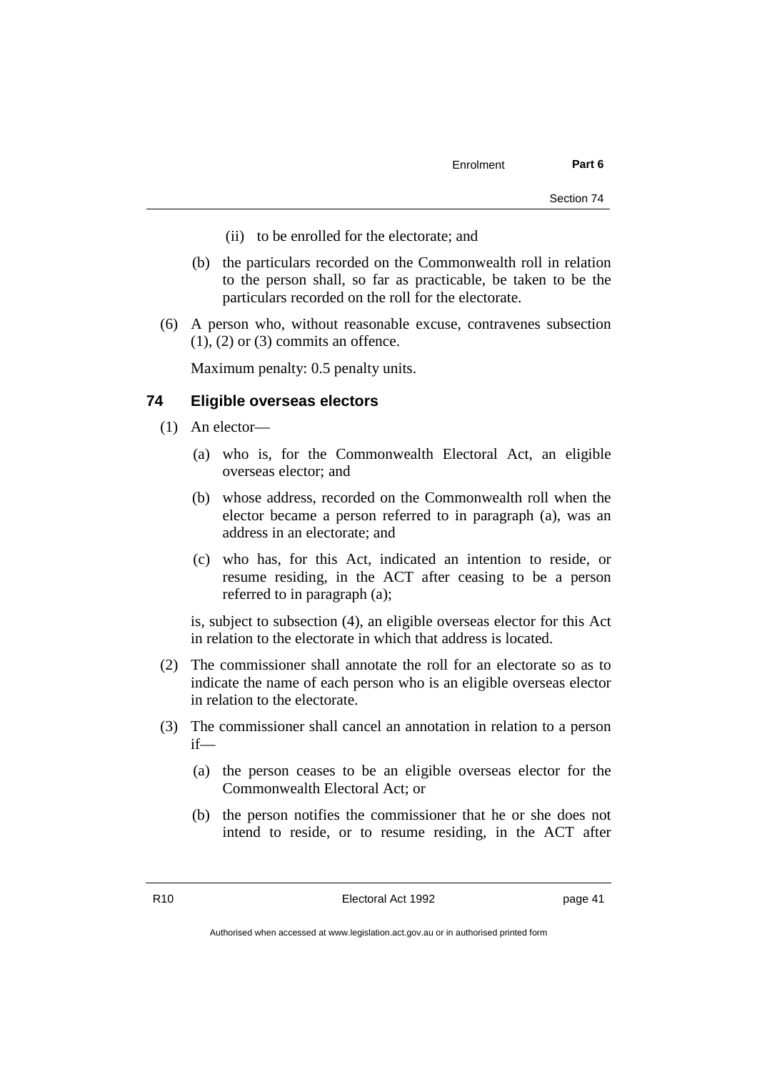(ii) to be enrolled for the electorate; and

(b) the particulars recorded on the Commonwealth roll in relation to the person shall, so far as practicable, be taken to be the particulars recorded on the roll for the electorate.

(6) A person who, without reasonable excuse, contravenes subsection (1), (2) or (3) commits an offence.

Maximum penalty: 0.5 penalty units.

## 74 Eligible overseas electors

(1) An elector—

(a) who is, for the Commonwealth Electoral Act, an eligible overseas elector; and

(b) whose address, recorded on the Commonwealth roll when the elector became a person referred to in paragraph (a), was an address in an electorate; and

(c) who has, for this Act, indicated an intention to reside, or resume residing, in the ACT after ceasing to be a person referred to in paragraph (a);

is, subject to subsection (4), an eligible overseas elector for this Act in relation to the electorate in which that address is located.

(2) The commissioner shall annotate the roll for an electorate so as to indicate the name of each person who is an eligible overseas elector in relation to the electorate.

(3) The commissioner shall cancel an annotation in relation to a person if—

(a) the person ceases to be an eligible overseas elector for the Commonwealth Electoral Act; or

(b) the person notifies the commissioner that he or she does not intend to reside, or to resume residing, in the ACT after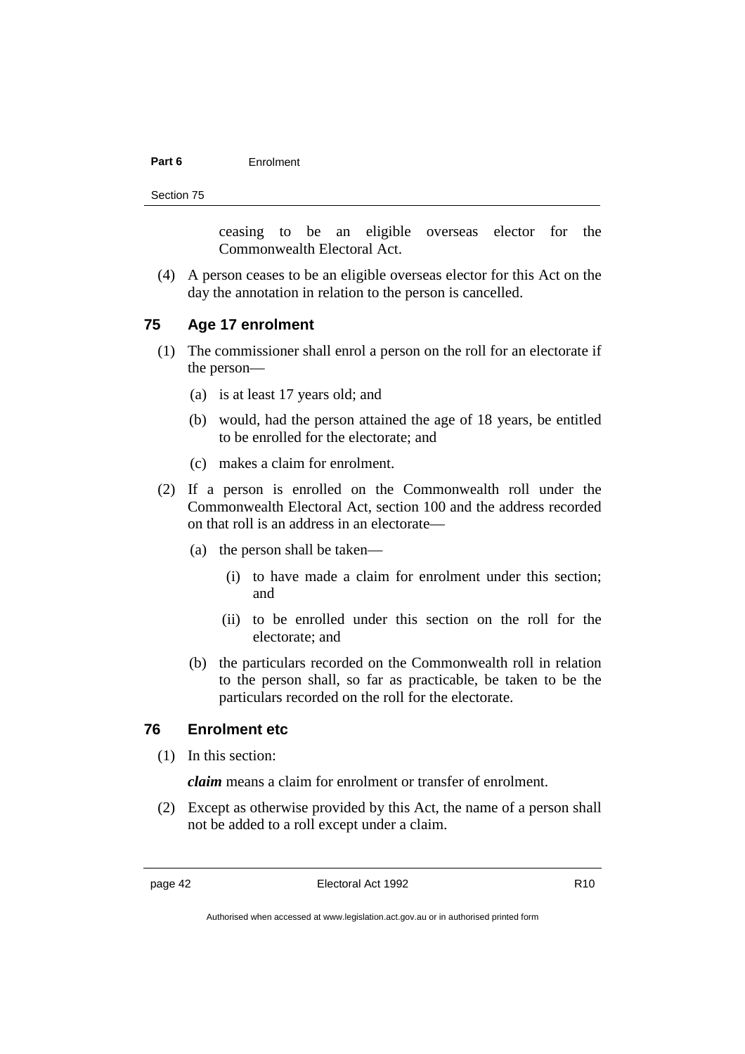ceasing to be an eligible overseas elector for the Commonwealth Electoral Act.

(4) A person ceases to be an eligible overseas elector for this Act on the day the annotation in relation to the person is cancelled.

## 75 Age 17 enrolment

(1) The commissioner shall enrol a person on the roll for an electorate if the person—

(a) is at least 17 years old; and

(b) would, had the person attained the age of 18 years, be entitled to be enrolled for the electorate; and

(c) makes a claim for enrolment.

(2) If a person is enrolled on the Commonwealth roll under the Commonwealth Electoral Act, section 100 and the address recorded on that roll is an address in an electorate—

(a) the person shall be taken—

(i) to have made a claim for enrolment under this section; and

(ii) to be enrolled under this section on the roll for the electorate; and

(b) the particulars recorded on the Commonwealth roll in relation to the person shall, so far as practicable, be taken to be the particulars recorded on the roll for the electorate.

## 76 Enrolment etc

(1) In this section:

***claim*** means a claim for enrolment or transfer of enrolment.

(2) Except as otherwise provided by this Act, the name of a person shall not be added to a roll except under a claim.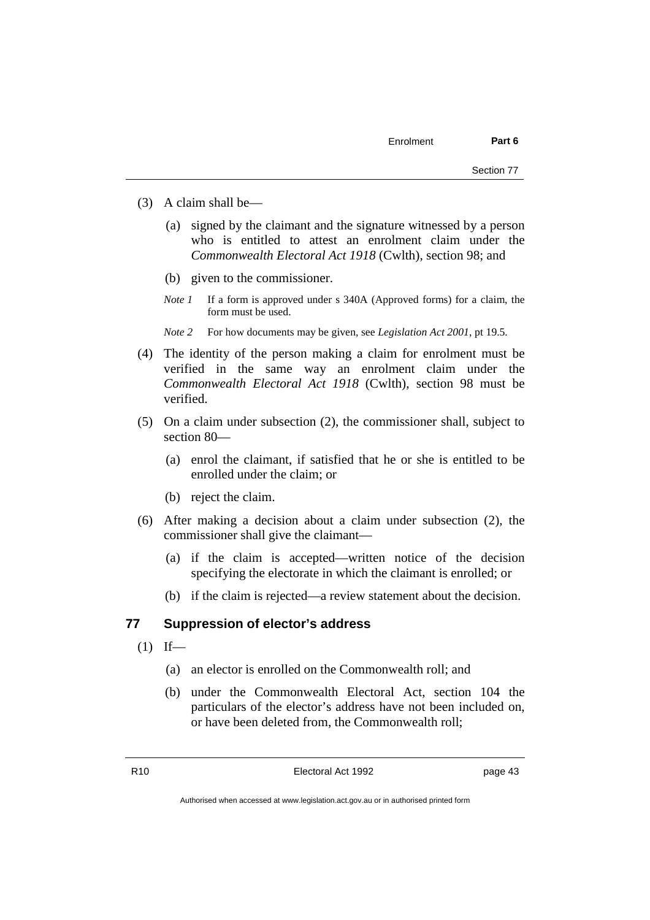(3) A claim shall be—

(a) signed by the claimant and the signature witnessed by a person who is entitled to attest an enrolment claim under the *Commonwealth Electoral Act 1918* (Cwlth), section 98; and

(b) given to the commissioner.

*Note 1* If a form is approved under s 340A (Approved forms) for a claim, the form must be used.

*Note 2* For how documents may be given, see *Legislation Act 2001*, pt 19.5.

(4) The identity of the person making a claim for enrolment must be verified in the same way an enrolment claim under the *Commonwealth Electoral Act 1918* (Cwlth), section 98 must be verified.

(5) On a claim under subsection (2), the commissioner shall, subject to section 80—

(a) enrol the claimant, if satisfied that he or she is entitled to be enrolled under the claim; or

(b) reject the claim.

(6) After making a decision about a claim under subsection (2), the commissioner shall give the claimant—

(a) if the claim is accepted—written notice of the decision specifying the electorate in which the claimant is enrolled; or

(b) if the claim is rejected—a review statement about the decision.

## 77 Suppression of elector's address

(1) If—

(a) an elector is enrolled on the Commonwealth roll; and

(b) under the Commonwealth Electoral Act, section 104 the particulars of the elector's address have not been included on, or have been deleted from, the Commonwealth roll;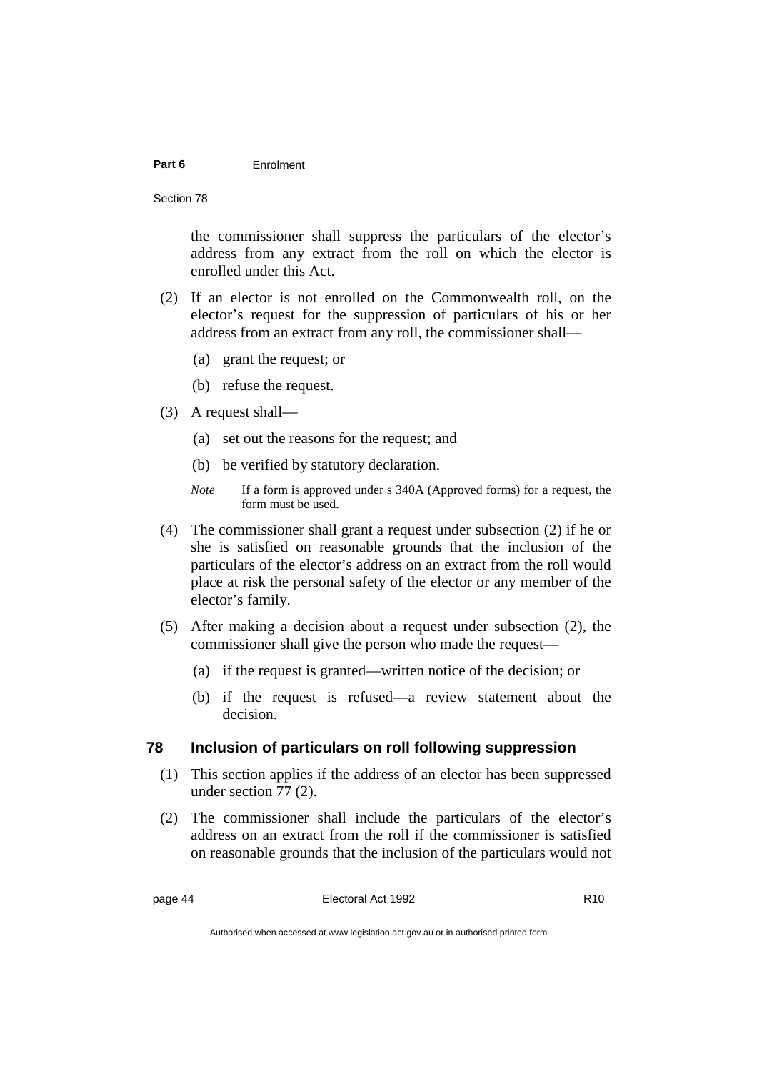the commissioner shall suppress the particulars of the elector's address from any extract from the roll on which the elector is enrolled under this Act.

(2) If an elector is not enrolled on the Commonwealth roll, on the elector's request for the suppression of particulars of his or her address from an extract from any roll, the commissioner shall—

(a) grant the request; or

(b) refuse the request.

(3) A request shall—

(a) set out the reasons for the request; and

(b) be verified by statutory declaration.

*Note* If a form is approved under s 340A (Approved forms) for a request, the form must be used.

(4) The commissioner shall grant a request under subsection (2) if he or she is satisfied on reasonable grounds that the inclusion of the particulars of the elector's address on an extract from the roll would place at risk the personal safety of the elector or any member of the elector's family.

(5) After making a decision about a request under subsection (2), the commissioner shall give the person who made the request—

(a) if the request is granted—written notice of the decision; or

(b) if the request is refused—a review statement about the decision.

## 78 Inclusion of particulars on roll following suppression

(1) This section applies if the address of an elector has been suppressed under section 77 (2).

(2) The commissioner shall include the particulars of the elector's address on an extract from the roll if the commissioner is satisfied on reasonable grounds that the inclusion of the particulars would not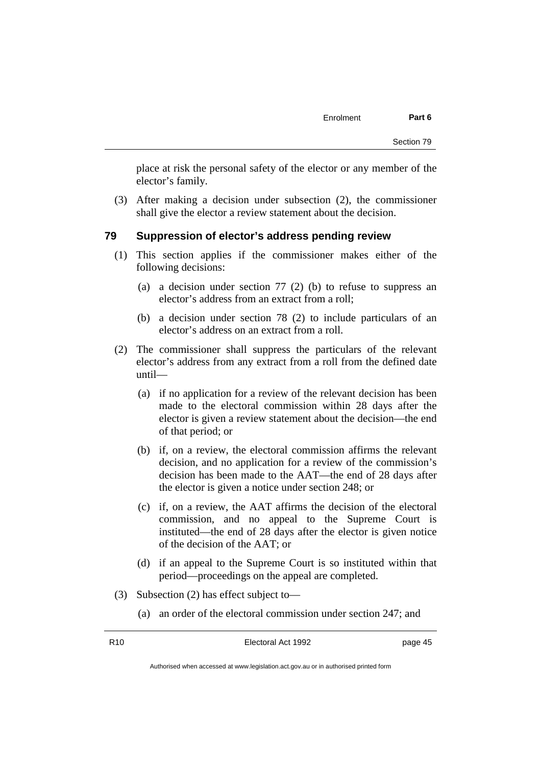place at risk the personal safety of the elector or any member of the elector's family.

(3) After making a decision under subsection (2), the commissioner shall give the elector a review statement about the decision.

## 79 Suppression of elector's address pending review

(1) This section applies if the commissioner makes either of the following decisions:

(a) a decision under section 77 (2) (b) to refuse to suppress an elector's address from an extract from a roll;

(b) a decision under section 78 (2) to include particulars of an elector's address on an extract from a roll.

(2) The commissioner shall suppress the particulars of the relevant elector's address from any extract from a roll from the defined date until—

(a) if no application for a review of the relevant decision has been made to the electoral commission within 28 days after the elector is given a review statement about the decision—the end of that period; or

(b) if, on a review, the electoral commission affirms the relevant decision, and no application for a review of the commission's decision has been made to the AAT—the end of 28 days after the elector is given a notice under section 248; or

(c) if, on a review, the AAT affirms the decision of the electoral commission, and no appeal to the Supreme Court is instituted—the end of 28 days after the elector is given notice of the decision of the AAT; or

(d) if an appeal to the Supreme Court is so instituted within that period—proceedings on the appeal are completed.

(3) Subsection (2) has effect subject to—

(a) an order of the electoral commission under section 247; and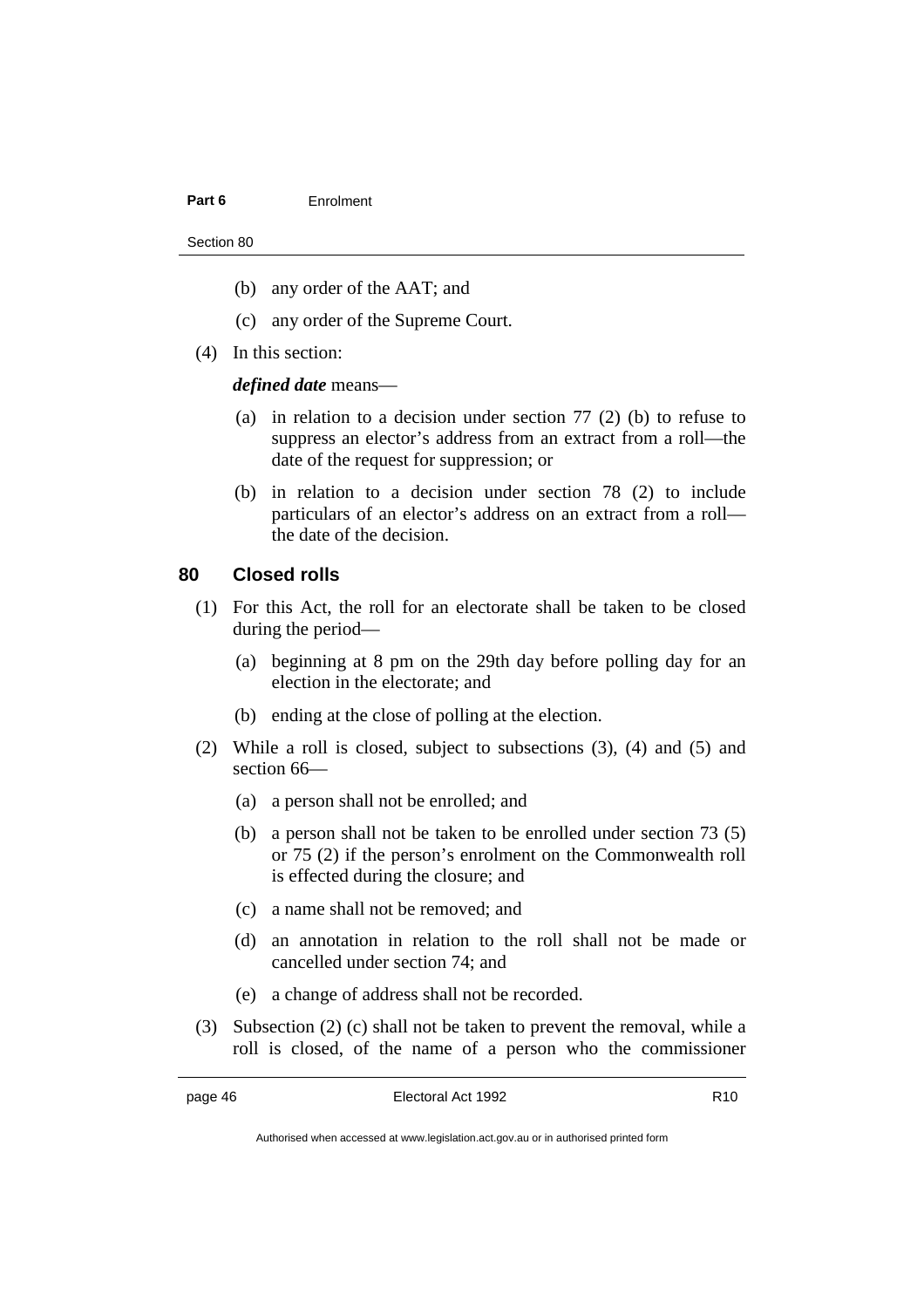(b) any order of the AAT; and

(c) any order of the Supreme Court.

(4) In this section:

***defined date*** means—

(a) in relation to a decision under section 77 (2) (b) to refuse to suppress an elector's address from an extract from a roll—the date of the request for suppression; or

(b) in relation to a decision under section 78 (2) to include particulars of an elector's address on an extract from a roll—the date of the decision.

## 80 Closed rolls

(1) For this Act, the roll for an electorate shall be taken to be closed during the period—

(a) beginning at 8 pm on the 29th day before polling day for an election in the electorate; and

(b) ending at the close of polling at the election.

(2) While a roll is closed, subject to subsections (3), (4) and (5) and section 66—

(a) a person shall not be enrolled; and

(b) a person shall not be taken to be enrolled under section 73 (5) or 75 (2) if the person's enrolment on the Commonwealth roll is effected during the closure; and

(c) a name shall not be removed; and

(d) an annotation in relation to the roll shall not be made or cancelled under section 74; and

(e) a change of address shall not be recorded.

(3) Subsection (2) (c) shall not be taken to prevent the removal, while a roll is closed, of the name of a person who the commissioner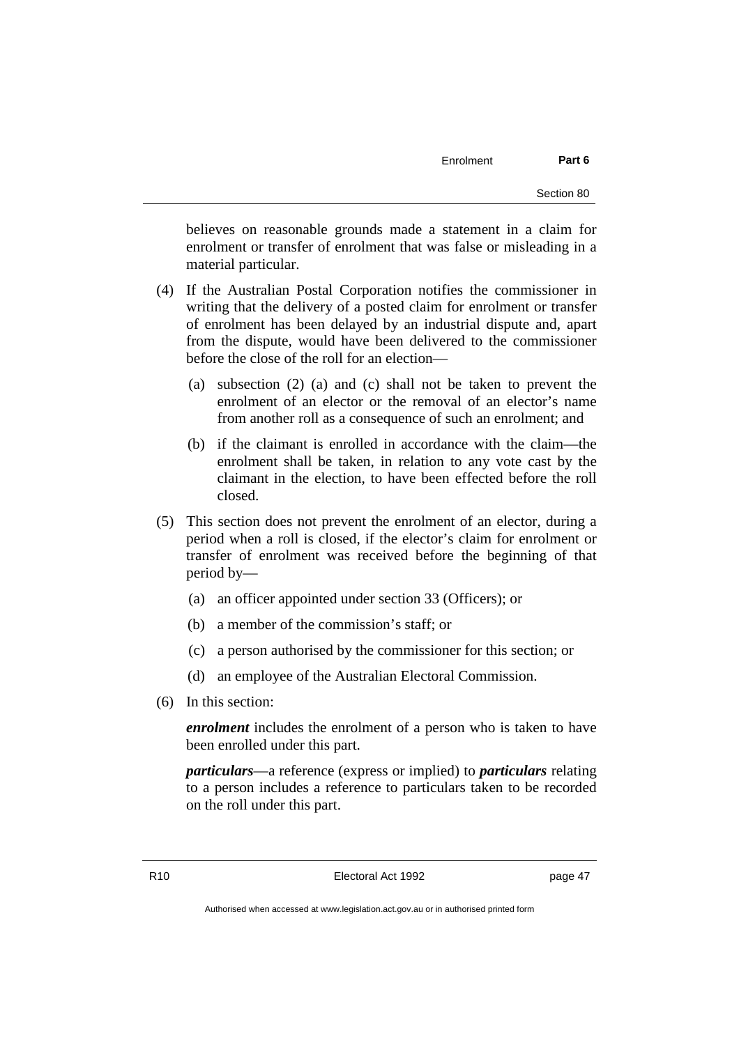believes on reasonable grounds made a statement in a claim for enrolment or transfer of enrolment that was false or misleading in a material particular.

(4) If the Australian Postal Corporation notifies the commissioner in writing that the delivery of a posted claim for enrolment or transfer of enrolment has been delayed by an industrial dispute and, apart from the dispute, would have been delivered to the commissioner before the close of the roll for an election—

(a) subsection (2) (a) and (c) shall not be taken to prevent the enrolment of an elector or the removal of an elector's name from another roll as a consequence of such an enrolment; and

(b) if the claimant is enrolled in accordance with the claim—the enrolment shall be taken, in relation to any vote cast by the claimant in the election, to have been effected before the roll closed.

(5) This section does not prevent the enrolment of an elector, during a period when a roll is closed, if the elector's claim for enrolment or transfer of enrolment was received before the beginning of that period by—

(a) an officer appointed under section 33 (Officers); or

(b) a member of the commission's staff; or

(c) a person authorised by the commissioner for this section; or

(d) an employee of the Australian Electoral Commission.

(6) In this section:

***enrolment*** includes the enrolment of a person who is taken to have been enrolled under this part.

***particulars***—a reference (express or implied) to ***particulars*** relating to a person includes a reference to particulars taken to be recorded on the roll under this part.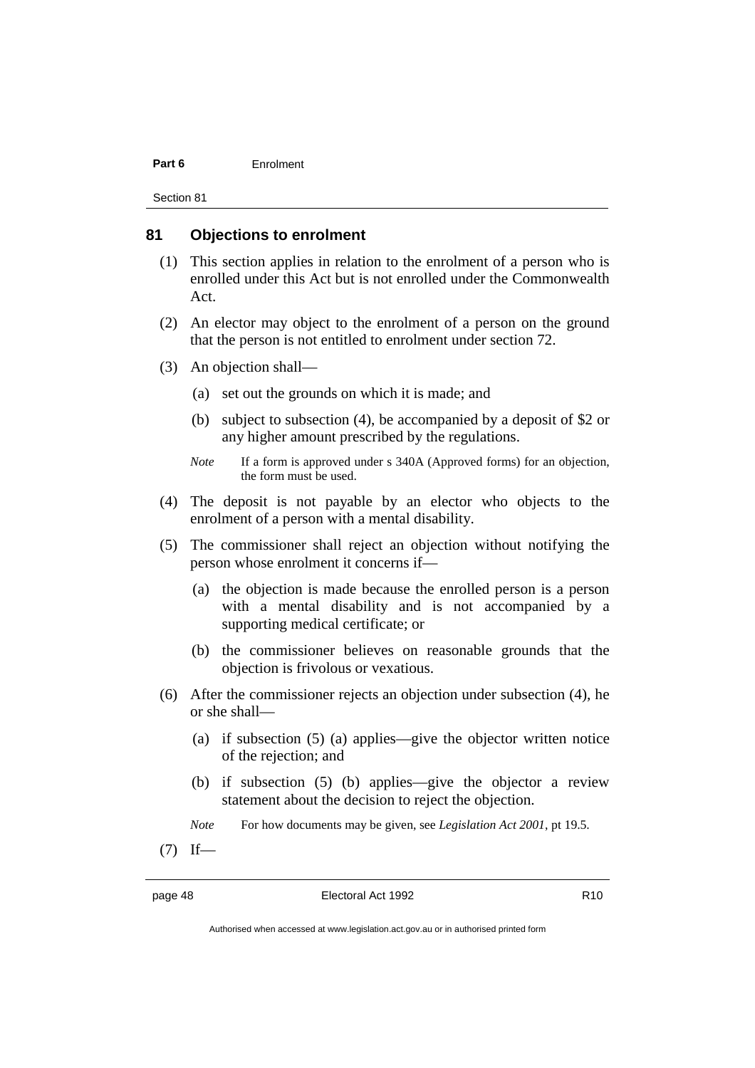## 81 Objections to enrolment

(1) This section applies in relation to the enrolment of a person who is enrolled under this Act but is not enrolled under the Commonwealth Act.

(2) An elector may object to the enrolment of a person on the ground that the person is not entitled to enrolment under section 72.

(3) An objection shall—

(a) set out the grounds on which it is made; and

(b) subject to subsection (4), be accompanied by a deposit of $2 or any higher amount prescribed by the regulations.

*Note* If a form is approved under s 340A (Approved forms) for an objection, the form must be used.

(4) The deposit is not payable by an elector who objects to the enrolment of a person with a mental disability.

(5) The commissioner shall reject an objection without notifying the person whose enrolment it concerns if—

(a) the objection is made because the enrolled person is a person with a mental disability and is not accompanied by a supporting medical certificate; or

(b) the commissioner believes on reasonable grounds that the objection is frivolous or vexatious.

(6) After the commissioner rejects an objection under subsection (4), he or she shall—

(a) if subsection (5) (a) applies—give the objector written notice of the rejection; and

(b) if subsection (5) (b) applies—give the objector a review statement about the decision to reject the objection.

*Note* For how documents may be given, see *Legislation Act 2001*, pt 19.5.

(7) If—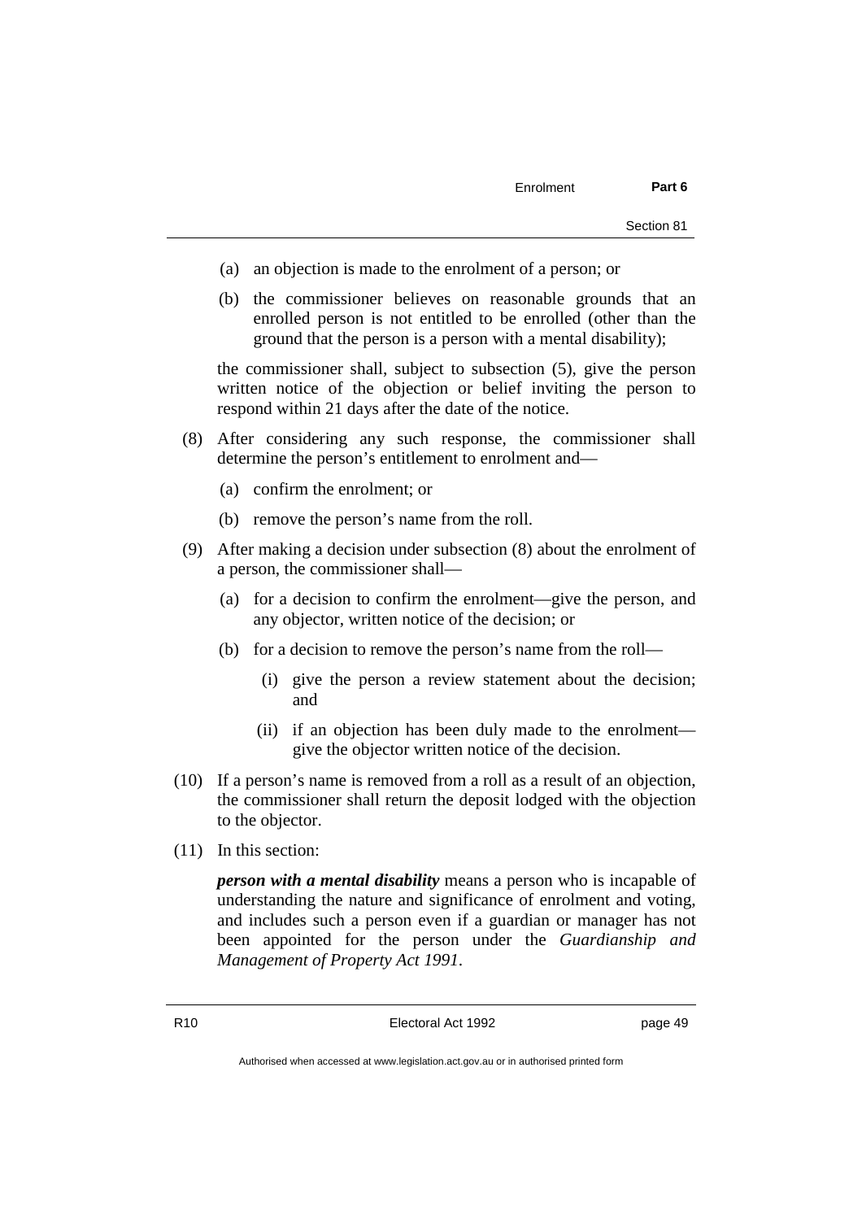(a) an objection is made to the enrolment of a person; or

(b) the commissioner believes on reasonable grounds that an enrolled person is not entitled to be enrolled (other than the ground that the person is a person with a mental disability);

the commissioner shall, subject to subsection (5), give the person written notice of the objection or belief inviting the person to respond within 21 days after the date of the notice.

(8) After considering any such response, the commissioner shall determine the person's entitlement to enrolment and—

(a) confirm the enrolment; or

(b) remove the person's name from the roll.

(9) After making a decision under subsection (8) about the enrolment of a person, the commissioner shall—

(a) for a decision to confirm the enrolment—give the person, and any objector, written notice of the decision; or

(b) for a decision to remove the person's name from the roll—

(i) give the person a review statement about the decision; and

(ii) if an objection has been duly made to the enrolment—give the objector written notice of the decision.

(10) If a person's name is removed from a roll as a result of an objection, the commissioner shall return the deposit lodged with the objection to the objector.

(11) In this section:

***person with a mental disability*** means a person who is incapable of understanding the nature and significance of enrolment and voting, and includes such a person even if a guardian or manager has not been appointed for the person under the *Guardianship and Management of Property Act 1991*.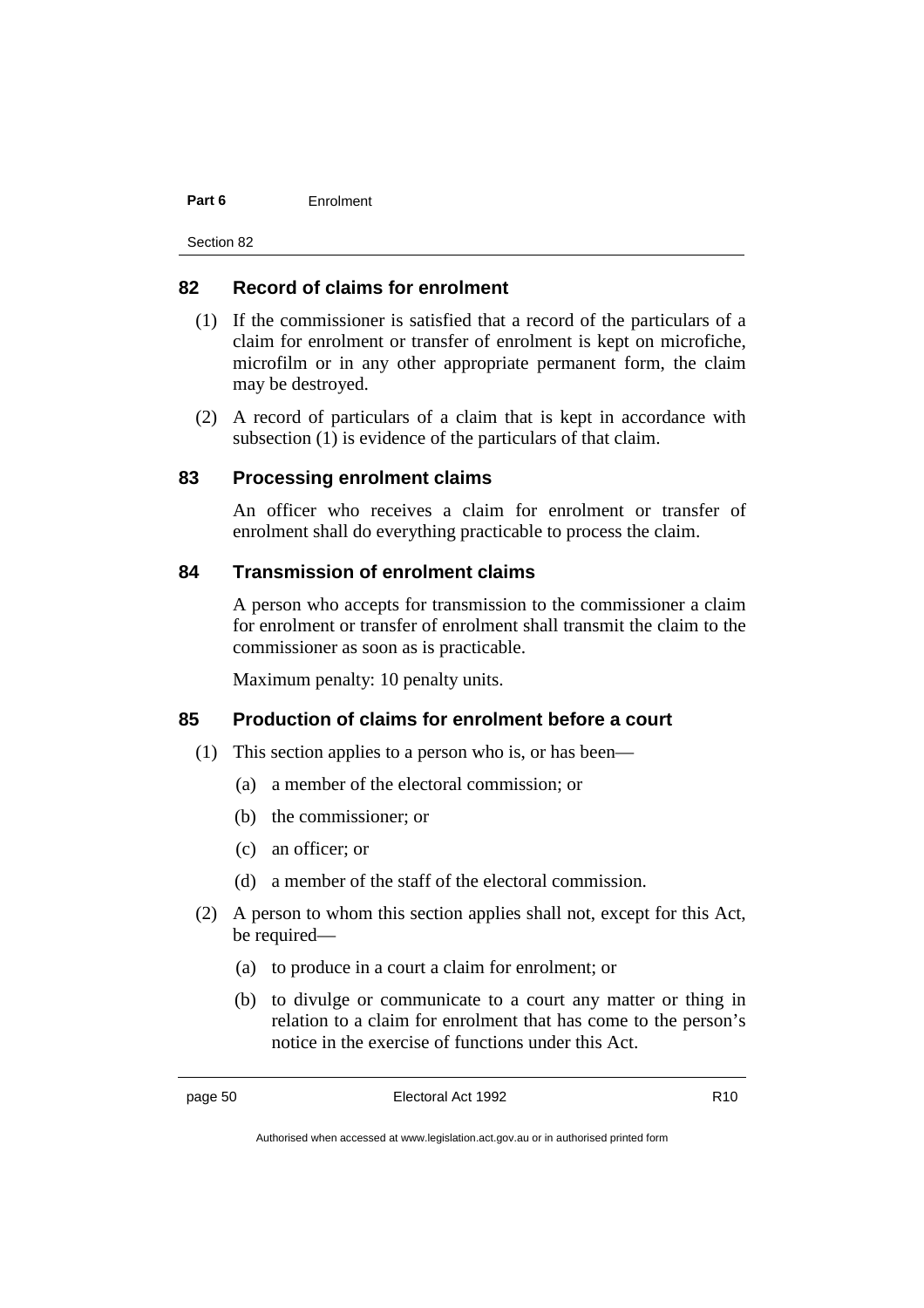## 82 Record of claims for enrolment

(1) If the commissioner is satisfied that a record of the particulars of a claim for enrolment or transfer of enrolment is kept on microfiche, microfilm or in any other appropriate permanent form, the claim may be destroyed.

(2) A record of particulars of a claim that is kept in accordance with subsection (1) is evidence of the particulars of that claim.

## 83 Processing enrolment claims

An officer who receives a claim for enrolment or transfer of enrolment shall do everything practicable to process the claim.

## 84 Transmission of enrolment claims

A person who accepts for transmission to the commissioner a claim for enrolment or transfer of enrolment shall transmit the claim to the commissioner as soon as is practicable.

Maximum penalty: 10 penalty units.

## 85 Production of claims for enrolment before a court

(1) This section applies to a person who is, or has been—

(a) a member of the electoral commission; or

(b) the commissioner; or

(c) an officer; or

(d) a member of the staff of the electoral commission.

(2) A person to whom this section applies shall not, except for this Act, be required—

(a) to produce in a court a claim for enrolment; or

(b) to divulge or communicate to a court any matter or thing in relation to a claim for enrolment that has come to the person's notice in the exercise of functions under this Act.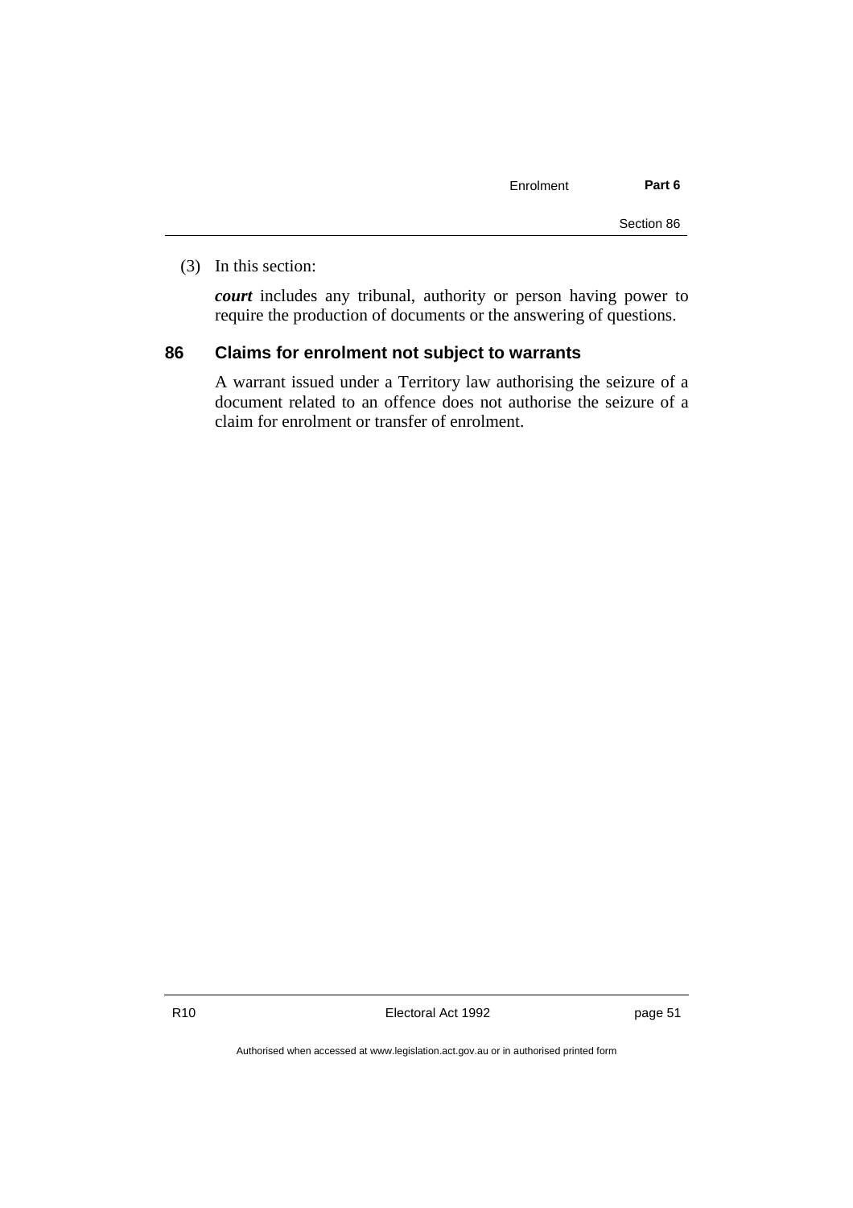(3) In this section:

***court*** includes any tribunal, authority or person having power to require the production of documents or the answering of questions.

## 86 Claims for enrolment not subject to warrants

A warrant issued under a Territory law authorising the seizure of a document related to an offence does not authorise the seizure of a claim for enrolment or transfer of enrolment.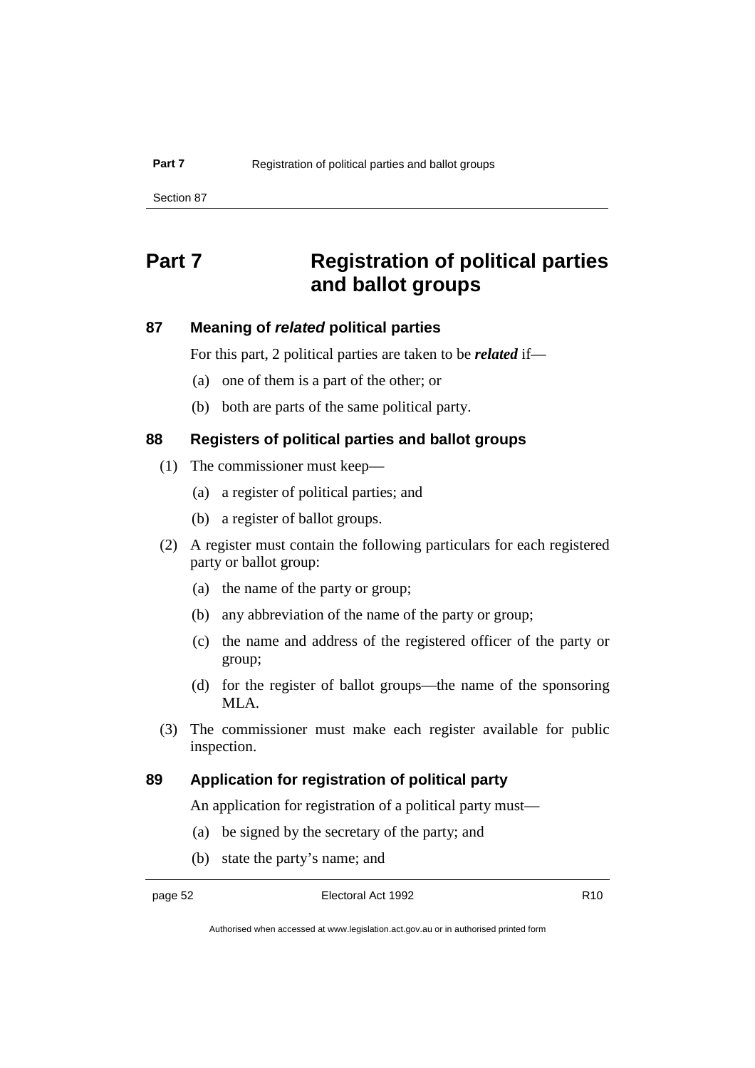# Part 7 Registration of political parties and ballot groups

## 87 Meaning of *related* political parties

For this part, 2 political parties are taken to be ***related*** if—

(a) one of them is a part of the other; or

(b) both are parts of the same political party.

## 88 Registers of political parties and ballot groups

(1) The commissioner must keep—

(a) a register of political parties; and

(b) a register of ballot groups.

(2) A register must contain the following particulars for each registered party or ballot group:

(a) the name of the party or group;

(b) any abbreviation of the name of the party or group;

(c) the name and address of the registered officer of the party or group;

(d) for the register of ballot groups—the name of the sponsoring MLA.

(3) The commissioner must make each register available for public inspection.

## 89 Application for registration of political party

An application for registration of a political party must—

(a) be signed by the secretary of the party; and

(b) state the party's name; and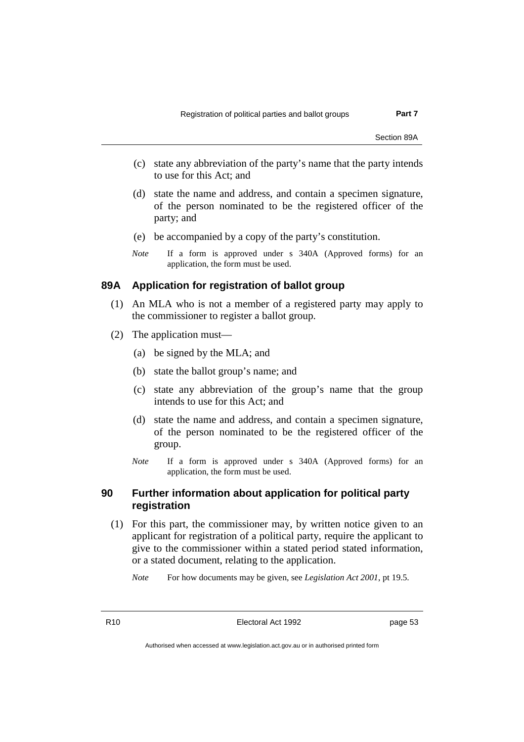(c) state any abbreviation of the party's name that the party intends to use for this Act; and

(d) state the name and address, and contain a specimen signature, of the person nominated to be the registered officer of the party; and

(e) be accompanied by a copy of the party's constitution.

*Note* If a form is approved under s 340A (Approved forms) for an application, the form must be used.

## 89A Application for registration of ballot group

(1) An MLA who is not a member of a registered party may apply to the commissioner to register a ballot group.

(2) The application must—

(a) be signed by the MLA; and

(b) state the ballot group's name; and

(c) state any abbreviation of the group's name that the group intends to use for this Act; and

(d) state the name and address, and contain a specimen signature, of the person nominated to be the registered officer of the group.

*Note* If a form is approved under s 340A (Approved forms) for an application, the form must be used.

## 90 Further information about application for political party registration

(1) For this part, the commissioner may, by written notice given to an applicant for registration of a political party, require the applicant to give to the commissioner within a stated period stated information, or a stated document, relating to the application.

*Note* For how documents may be given, see *Legislation Act 2001*, pt 19.5.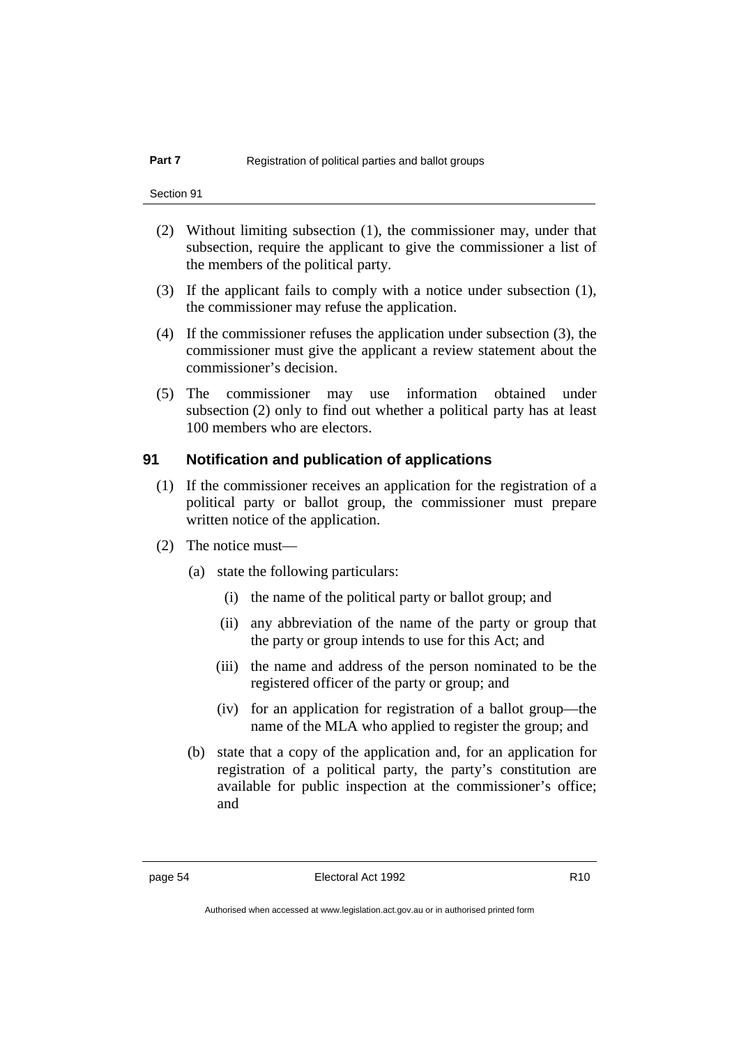(2) Without limiting subsection (1), the commissioner may, under that subsection, require the applicant to give the commissioner a list of the members of the political party.

(3) If the applicant fails to comply with a notice under subsection (1), the commissioner may refuse the application.

(4) If the commissioner refuses the application under subsection (3), the commissioner must give the applicant a review statement about the commissioner's decision.

(5) The commissioner may use information obtained under subsection (2) only to find out whether a political party has at least 100 members who are electors.

## 91 Notification and publication of applications

(1) If the commissioner receives an application for the registration of a political party or ballot group, the commissioner must prepare written notice of the application.

(2) The notice must—

(a) state the following particulars:

(i) the name of the political party or ballot group; and

(ii) any abbreviation of the name of the party or group that the party or group intends to use for this Act; and

(iii) the name and address of the person nominated to be the registered officer of the party or group; and

(iv) for an application for registration of a ballot group—the name of the MLA who applied to register the group; and

(b) state that a copy of the application and, for an application for registration of a political party, the party's constitution are available for public inspection at the commissioner's office; and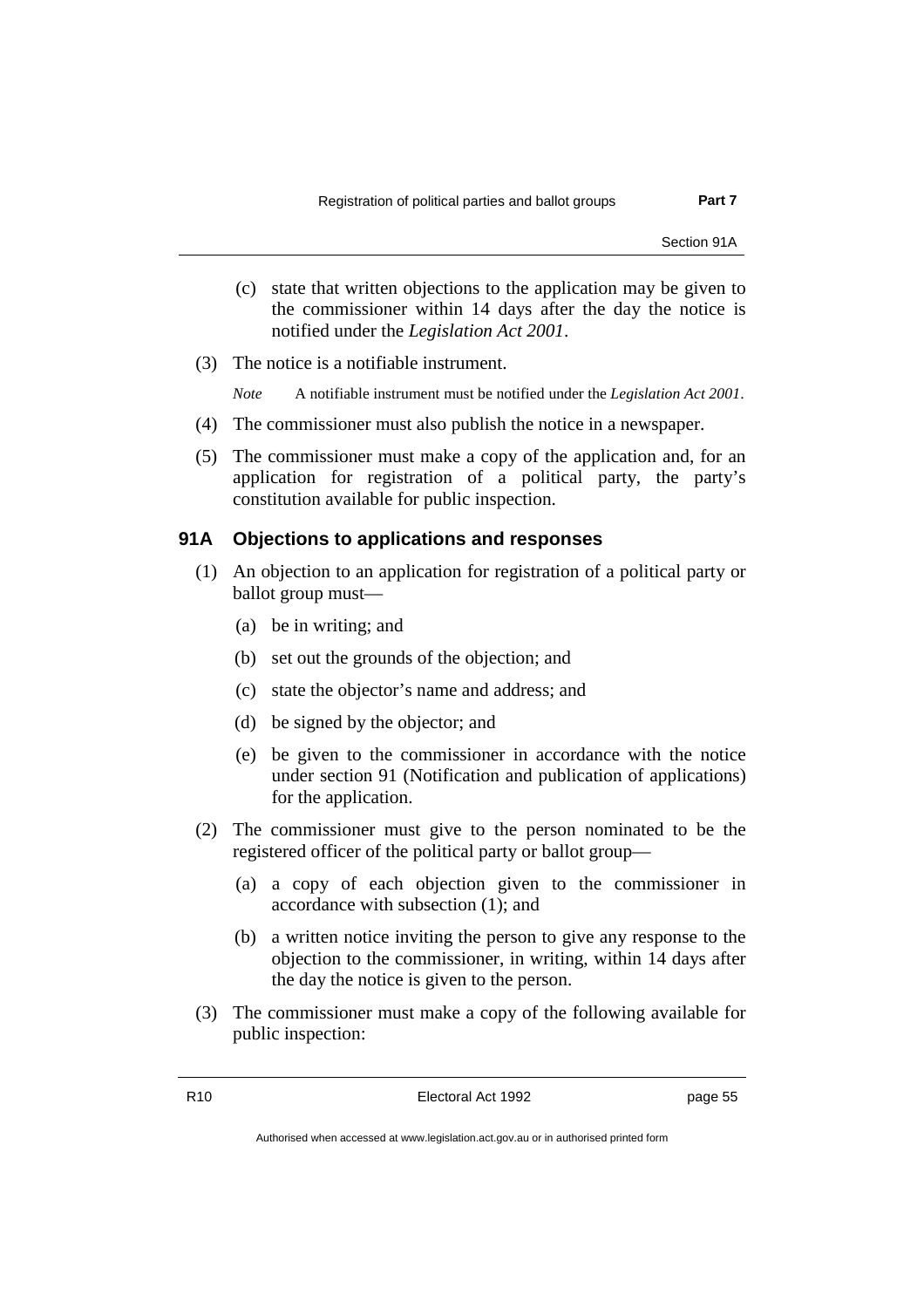(c) state that written objections to the application may be given to the commissioner within 14 days after the day the notice is notified under the *Legislation Act 2001*.

(3) The notice is a notifiable instrument.

*Note* A notifiable instrument must be notified under the *Legislation Act 2001*.

(4) The commissioner must also publish the notice in a newspaper.

(5) The commissioner must make a copy of the application and, for an application for registration of a political party, the party's constitution available for public inspection.

### 91A Objections to applications and responses

(1) An objection to an application for registration of a political party or ballot group must—

(a) be in writing; and

(b) set out the grounds of the objection; and

(c) state the objector's name and address; and

(d) be signed by the objector; and

(e) be given to the commissioner in accordance with the notice under section 91 (Notification and publication of applications) for the application.

(2) The commissioner must give to the person nominated to be the registered officer of the political party or ballot group—

(a) a copy of each objection given to the commissioner in accordance with subsection (1); and

(b) a written notice inviting the person to give any response to the objection to the commissioner, in writing, within 14 days after the day the notice is given to the person.

(3) The commissioner must make a copy of the following available for public inspection: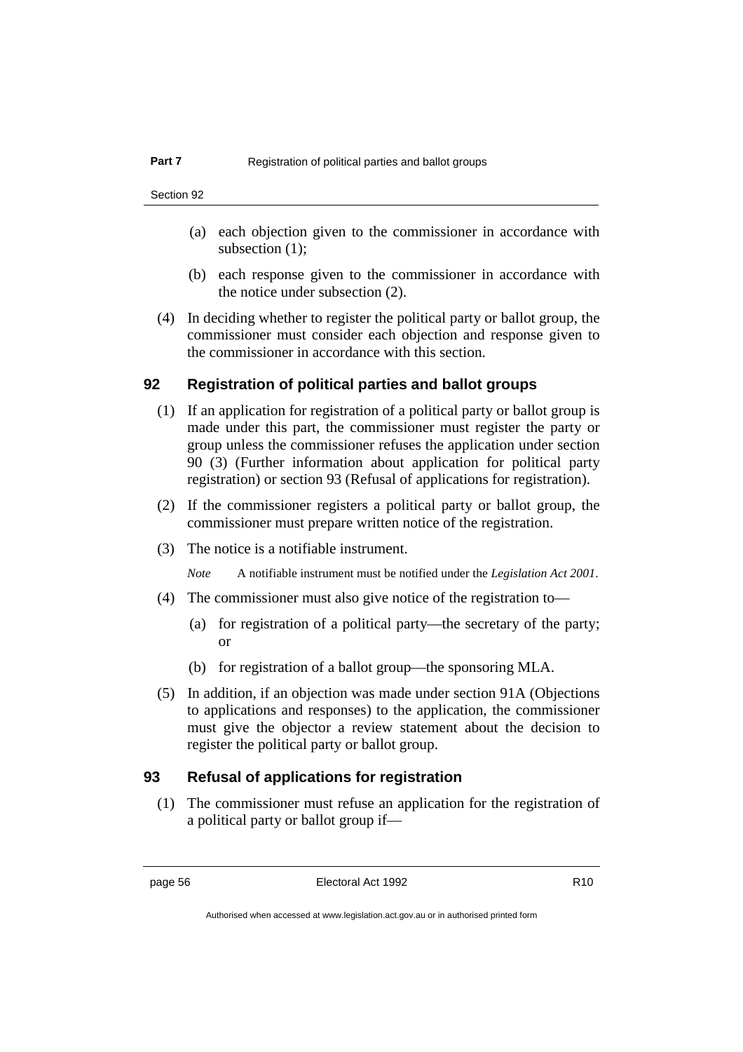(a) each objection given to the commissioner in accordance with subsection (1);

(b) each response given to the commissioner in accordance with the notice under subsection (2).

(4) In deciding whether to register the political party or ballot group, the commissioner must consider each objection and response given to the commissioner in accordance with this section.

## 92 Registration of political parties and ballot groups

(1) If an application for registration of a political party or ballot group is made under this part, the commissioner must register the party or group unless the commissioner refuses the application under section 90 (3) (Further information about application for political party registration) or section 93 (Refusal of applications for registration).

(2) If the commissioner registers a political party or ballot group, the commissioner must prepare written notice of the registration.

(3) The notice is a notifiable instrument.

*Note* A notifiable instrument must be notified under the *Legislation Act 2001*.

(4) The commissioner must also give notice of the registration to—

(a) for registration of a political party—the secretary of the party; or

(b) for registration of a ballot group—the sponsoring MLA.

(5) In addition, if an objection was made under section 91A (Objections to applications and responses) to the application, the commissioner must give the objector a review statement about the decision to register the political party or ballot group.

## 93 Refusal of applications for registration

(1) The commissioner must refuse an application for the registration of a political party or ballot group if—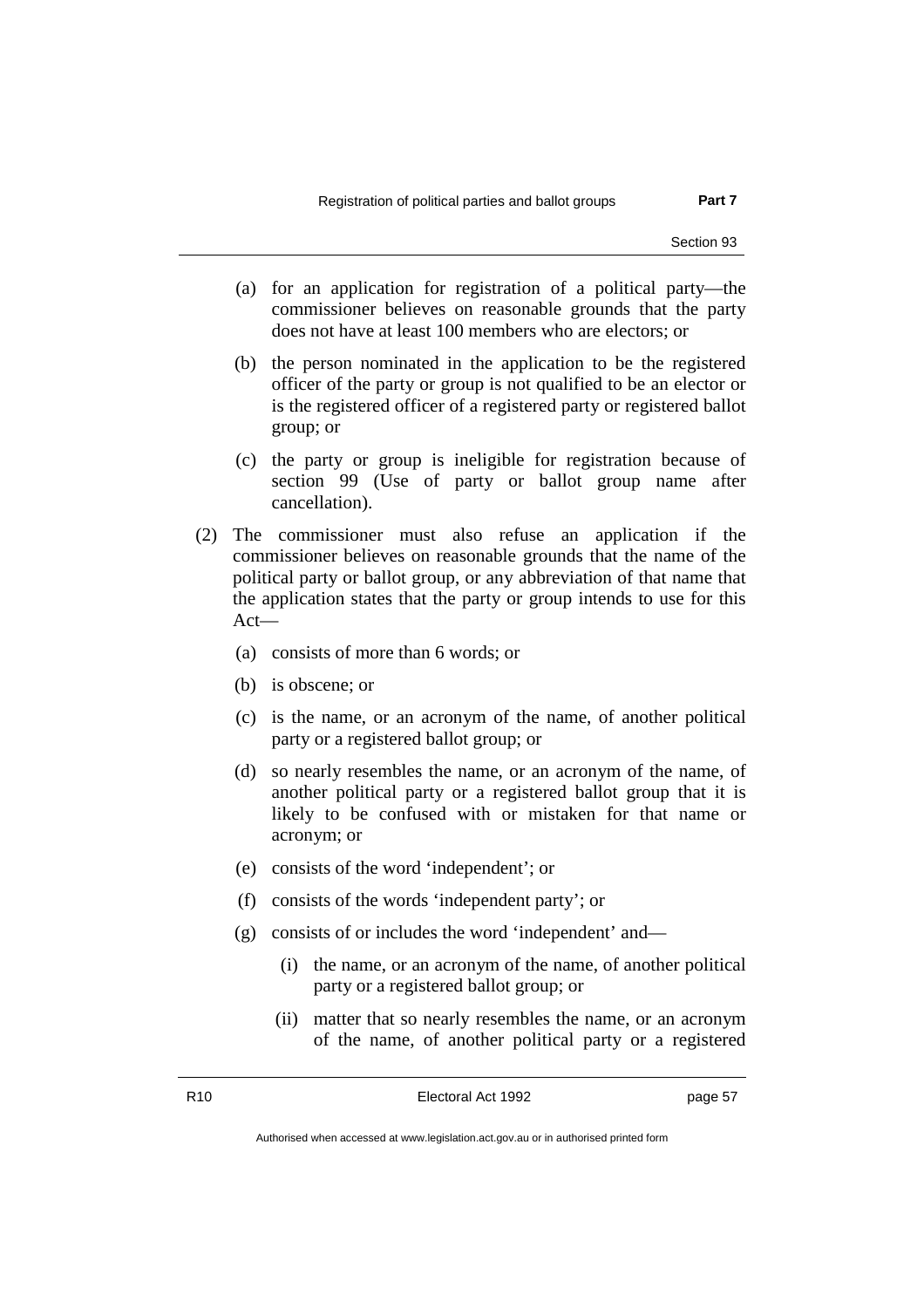(a) for an application for registration of a political party—the commissioner believes on reasonable grounds that the party does not have at least 100 members who are electors; or

(b) the person nominated in the application to be the registered officer of the party or group is not qualified to be an elector or is the registered officer of a registered party or registered ballot group; or

(c) the party or group is ineligible for registration because of section 99 (Use of party or ballot group name after cancellation).

(2) The commissioner must also refuse an application if the commissioner believes on reasonable grounds that the name of the political party or ballot group, or any abbreviation of that name that the application states that the party or group intends to use for this Act—

(a) consists of more than 6 words; or

(b) is obscene; or

(c) is the name, or an acronym of the name, of another political party or a registered ballot group; or

(d) so nearly resembles the name, or an acronym of the name, of another political party or a registered ballot group that it is likely to be confused with or mistaken for that name or acronym; or

(e) consists of the word 'independent'; or

(f) consists of the words 'independent party'; or

(g) consists of or includes the word 'independent' and—

(i) the name, or an acronym of the name, of another political party or a registered ballot group; or

(ii) matter that so nearly resembles the name, or an acronym of the name, of another political party or a registered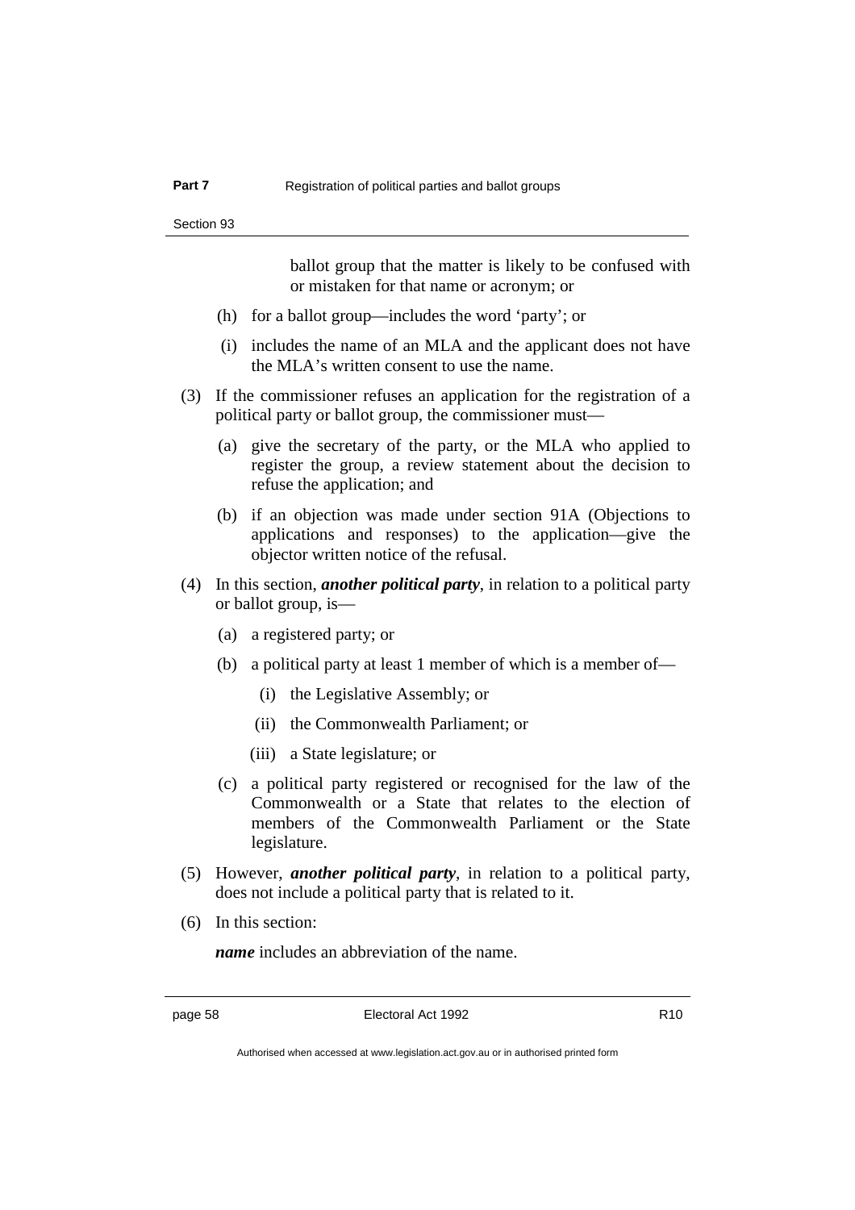ballot group that the matter is likely to be confused with or mistaken for that name or acronym; or

(h) for a ballot group—includes the word 'party'; or

(i) includes the name of an MLA and the applicant does not have the MLA's written consent to use the name.

(3) If the commissioner refuses an application for the registration of a political party or ballot group, the commissioner must—

(a) give the secretary of the party, or the MLA who applied to register the group, a review statement about the decision to refuse the application; and

(b) if an objection was made under section 91A (Objections to applications and responses) to the application—give the objector written notice of the refusal.

(4) In this section, ***another political party***, in relation to a political party or ballot group, is—

(a) a registered party; or

(b) a political party at least 1 member of which is a member of—

(i) the Legislative Assembly; or

(ii) the Commonwealth Parliament; or

(iii) a State legislature; or

(c) a political party registered or recognised for the law of the Commonwealth or a State that relates to the election of members of the Commonwealth Parliament or the State legislature.

(5) However, ***another political party***, in relation to a political party, does not include a political party that is related to it.

(6) In this section:

***name*** includes an abbreviation of the name.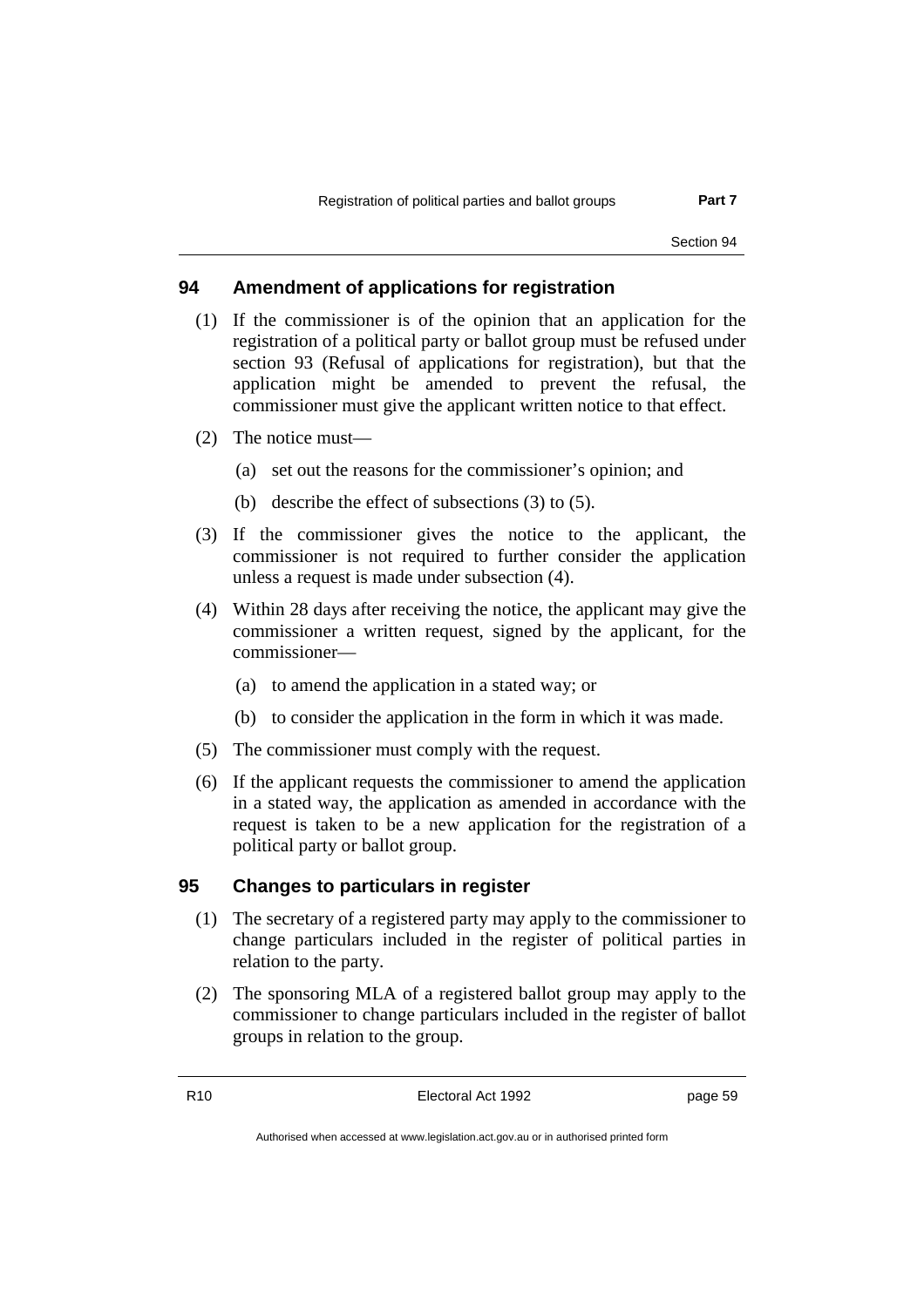## 94 Amendment of applications for registration

(1) If the commissioner is of the opinion that an application for the registration of a political party or ballot group must be refused under section 93 (Refusal of applications for registration), but that the application might be amended to prevent the refusal, the commissioner must give the applicant written notice to that effect.

(2) The notice must—

(a) set out the reasons for the commissioner's opinion; and

(b) describe the effect of subsections (3) to (5).

(3) If the commissioner gives the notice to the applicant, the commissioner is not required to further consider the application unless a request is made under subsection (4).

(4) Within 28 days after receiving the notice, the applicant may give the commissioner a written request, signed by the applicant, for the commissioner—

(a) to amend the application in a stated way; or

(b) to consider the application in the form in which it was made.

(5) The commissioner must comply with the request.

(6) If the applicant requests the commissioner to amend the application in a stated way, the application as amended in accordance with the request is taken to be a new application for the registration of a political party or ballot group.

## 95 Changes to particulars in register

(1) The secretary of a registered party may apply to the commissioner to change particulars included in the register of political parties in relation to the party.

(2) The sponsoring MLA of a registered ballot group may apply to the commissioner to change particulars included in the register of ballot groups in relation to the group.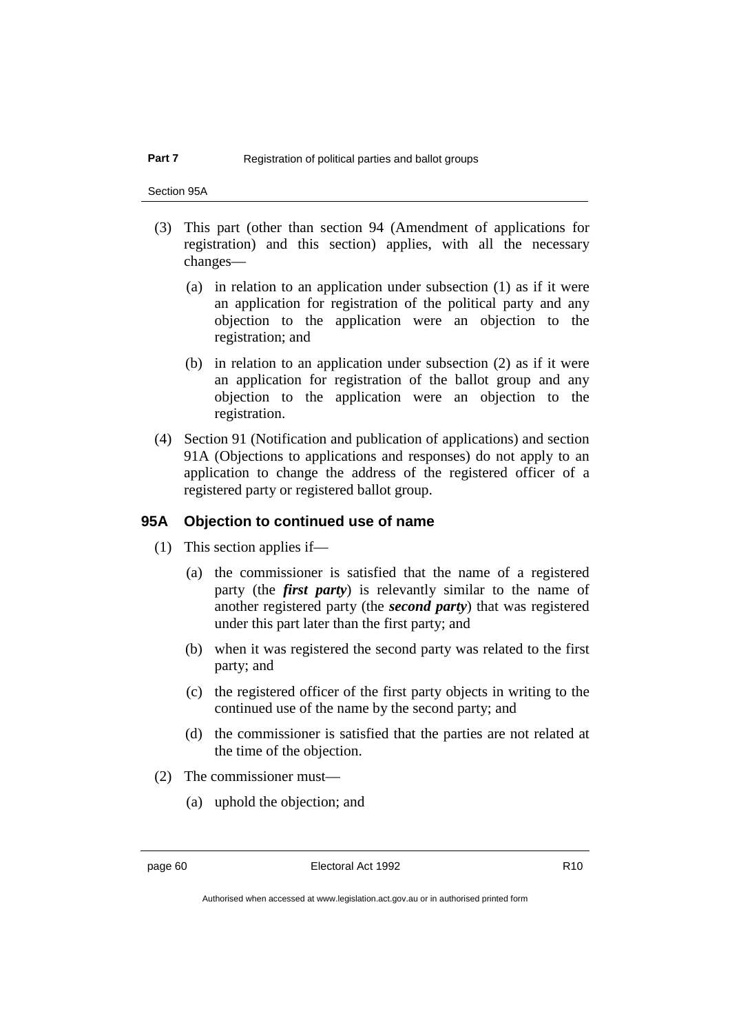(3) This part (other than section 94 (Amendment of applications for registration) and this section) applies, with all the necessary changes—

(a) in relation to an application under subsection (1) as if it were an application for registration of the political party and any objection to the application were an objection to the registration; and

(b) in relation to an application under subsection (2) as if it were an application for registration of the ballot group and any objection to the application were an objection to the registration.

(4) Section 91 (Notification and publication of applications) and section 91A (Objections to applications and responses) do not apply to an application to change the address of the registered officer of a registered party or registered ballot group.

### 95A Objection to continued use of name

(1) This section applies if—

(a) the commissioner is satisfied that the name of a registered party (the ***first party***) is relevantly similar to the name of another registered party (the ***second party***) that was registered under this part later than the first party; and

(b) when it was registered the second party was related to the first party; and

(c) the registered officer of the first party objects in writing to the continued use of the name by the second party; and

(d) the commissioner is satisfied that the parties are not related at the time of the objection.

(2) The commissioner must—

(a) uphold the objection; and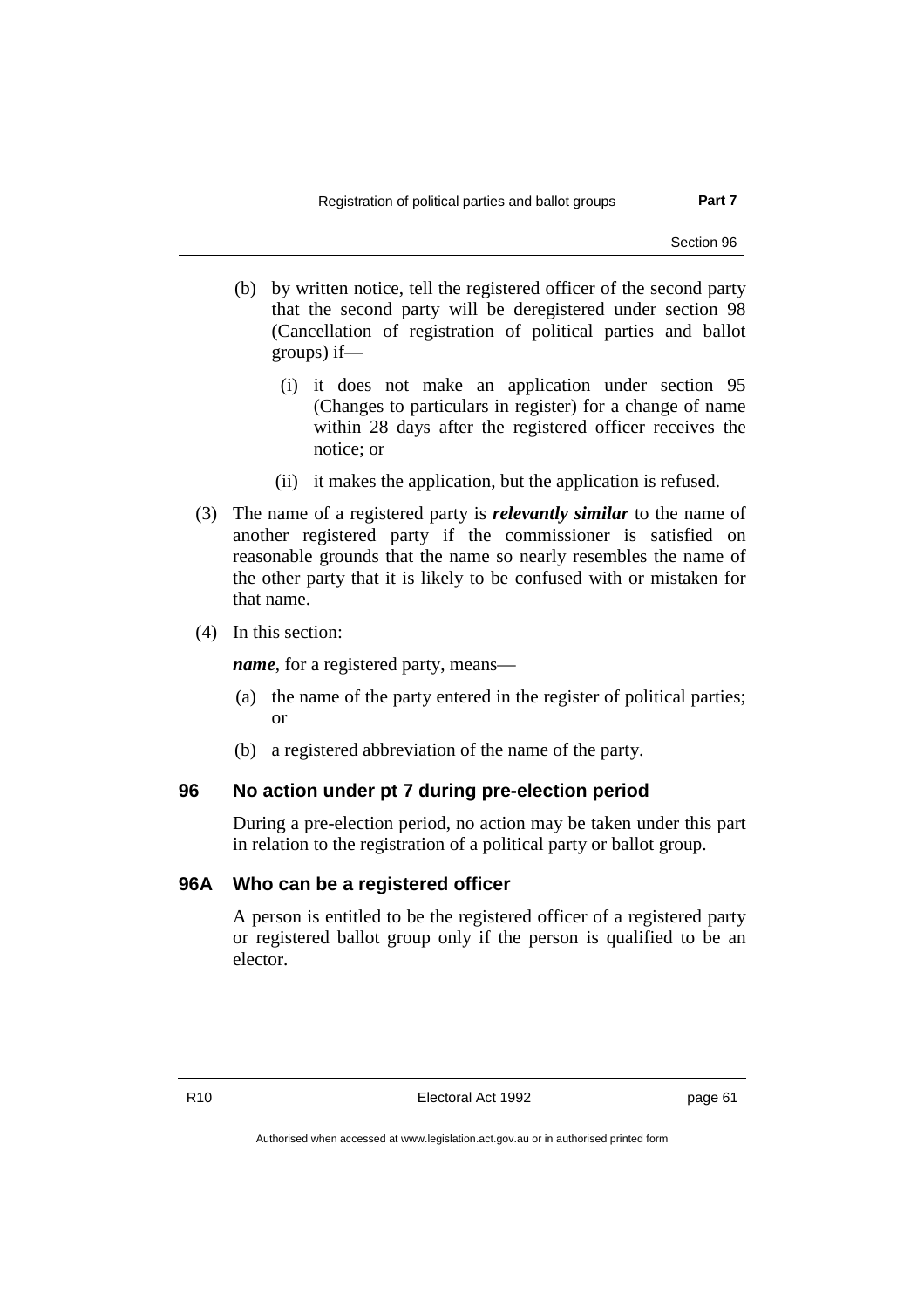(b) by written notice, tell the registered officer of the second party that the second party will be deregistered under section 98 (Cancellation of registration of political parties and ballot groups) if—

   (i) it does not make an application under section 95 (Changes to particulars in register) for a change of name within 28 days after the registered officer receives the notice; or

   (ii) it makes the application, but the application is refused.

(3) The name of a registered party is ***relevantly similar*** to the name of another registered party if the commissioner is satisfied on reasonable grounds that the name so nearly resembles the name of the other party that it is likely to be confused with or mistaken for that name.

(4) In this section:

***name***, for a registered party, means—

(a) the name of the party entered in the register of political parties; or

(b) a registered abbreviation of the name of the party.

## 96 No action under pt 7 during pre-election period

During a pre-election period, no action may be taken under this part in relation to the registration of a political party or ballot group.

## 96A Who can be a registered officer

A person is entitled to be the registered officer of a registered party or registered ballot group only if the person is qualified to be an elector.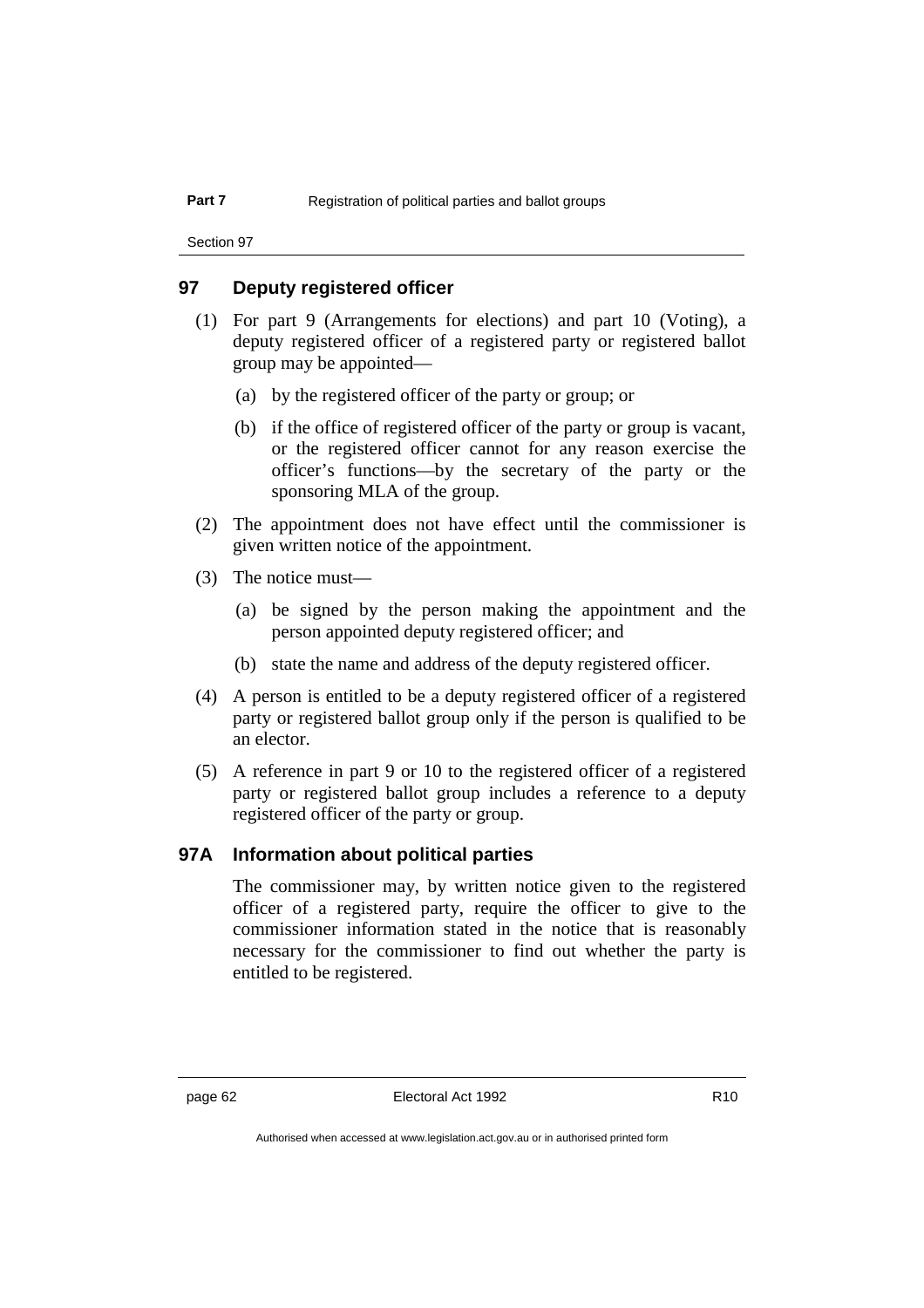## 97 Deputy registered officer

(1) For part 9 (Arrangements for elections) and part 10 (Voting), a deputy registered officer of a registered party or registered ballot group may be appointed—

(a) by the registered officer of the party or group; or

(b) if the office of registered officer of the party or group is vacant, or the registered officer cannot for any reason exercise the officer's functions—by the secretary of the party or the sponsoring MLA of the group.

(2) The appointment does not have effect until the commissioner is given written notice of the appointment.

(3) The notice must—

(a) be signed by the person making the appointment and the person appointed deputy registered officer; and

(b) state the name and address of the deputy registered officer.

(4) A person is entitled to be a deputy registered officer of a registered party or registered ballot group only if the person is qualified to be an elector.

(5) A reference in part 9 or 10 to the registered officer of a registered party or registered ballot group includes a reference to a deputy registered officer of the party or group.

## 97A Information about political parties

The commissioner may, by written notice given to the registered officer of a registered party, require the officer to give to the commissioner information stated in the notice that is reasonably necessary for the commissioner to find out whether the party is entitled to be registered.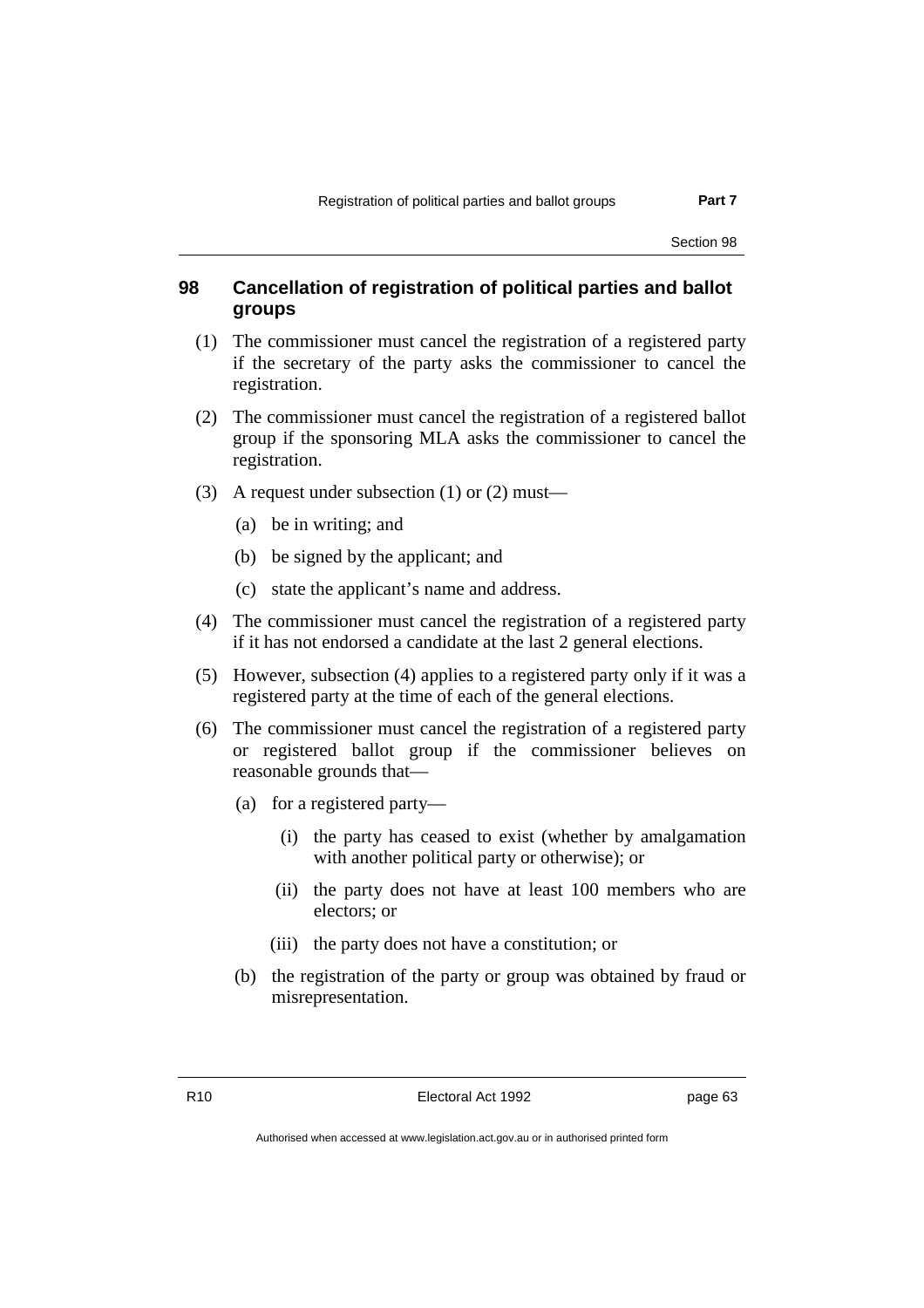## 98 Cancellation of registration of political parties and ballot groups

(1) The commissioner must cancel the registration of a registered party if the secretary of the party asks the commissioner to cancel the registration.

(2) The commissioner must cancel the registration of a registered ballot group if the sponsoring MLA asks the commissioner to cancel the registration.

(3) A request under subsection (1) or (2) must—

  (a) be in writing; and

  (b) be signed by the applicant; and

  (c) state the applicant's name and address.

(4) The commissioner must cancel the registration of a registered party if it has not endorsed a candidate at the last 2 general elections.

(5) However, subsection (4) applies to a registered party only if it was a registered party at the time of each of the general elections.

(6) The commissioner must cancel the registration of a registered party or registered ballot group if the commissioner believes on reasonable grounds that—

  (a) for a registered party—

    (i) the party has ceased to exist (whether by amalgamation with another political party or otherwise); or

    (ii) the party does not have at least 100 members who are electors; or

    (iii) the party does not have a constitution; or

  (b) the registration of the party or group was obtained by fraud or misrepresentation.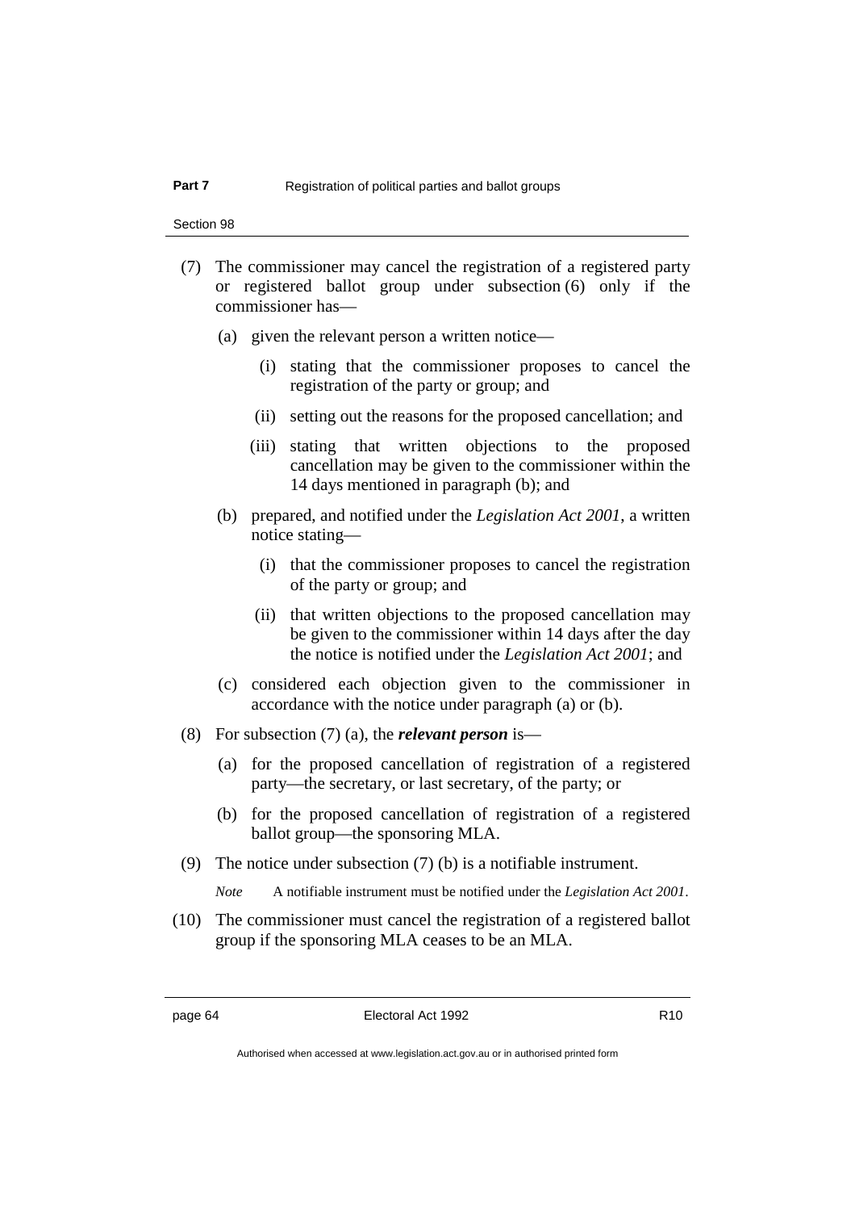(7) The commissioner may cancel the registration of a registered party or registered ballot group under subsection (6) only if the commissioner has—

  (a) given the relevant person a written notice—

    (i) stating that the commissioner proposes to cancel the registration of the party or group; and

    (ii) setting out the reasons for the proposed cancellation; and

    (iii) stating that written objections to the proposed cancellation may be given to the commissioner within the 14 days mentioned in paragraph (b); and

  (b) prepared, and notified under the *Legislation Act 2001*, a written notice stating—

    (i) that the commissioner proposes to cancel the registration of the party or group; and

    (ii) that written objections to the proposed cancellation may be given to the commissioner within 14 days after the day the notice is notified under the *Legislation Act 2001*; and

  (c) considered each objection given to the commissioner in accordance with the notice under paragraph (a) or (b).

(8) For subsection (7) (a), the ***relevant person*** is—

  (a) for the proposed cancellation of registration of a registered party—the secretary, or last secretary, of the party; or

  (b) for the proposed cancellation of registration of a registered ballot group—the sponsoring MLA.

(9) The notice under subsection (7) (b) is a notifiable instrument.

*Note* A notifiable instrument must be notified under the *Legislation Act 2001*.

(10) The commissioner must cancel the registration of a registered ballot group if the sponsoring MLA ceases to be an MLA.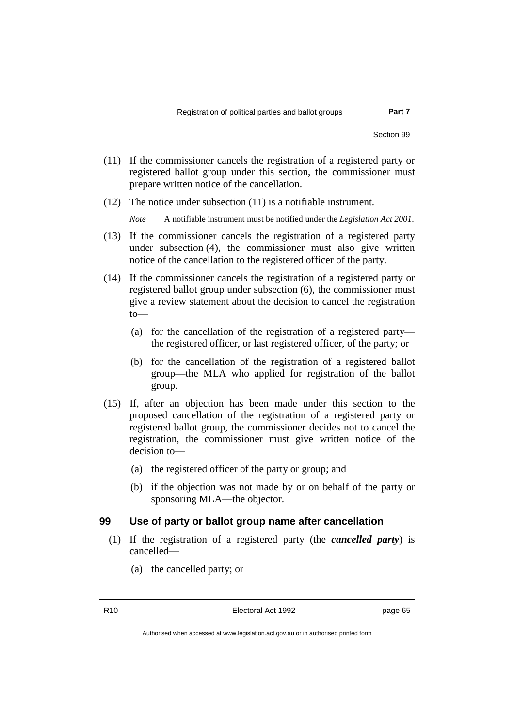(11) If the commissioner cancels the registration of a registered party or registered ballot group under this section, the commissioner must prepare written notice of the cancellation.

(12) The notice under subsection (11) is a notifiable instrument.

*Note* A notifiable instrument must be notified under the *Legislation Act 2001*.

(13) If the commissioner cancels the registration of a registered party under subsection (4), the commissioner must also give written notice of the cancellation to the registered officer of the party.

(14) If the commissioner cancels the registration of a registered party or registered ballot group under subsection (6), the commissioner must give a review statement about the decision to cancel the registration to—

(a) for the cancellation of the registration of a registered party—the registered officer, or last registered officer, of the party; or

(b) for the cancellation of the registration of a registered ballot group—the MLA who applied for registration of the ballot group.

(15) If, after an objection has been made under this section to the proposed cancellation of the registration of a registered party or registered ballot group, the commissioner decides not to cancel the registration, the commissioner must give written notice of the decision to—

(a) the registered officer of the party or group; and

(b) if the objection was not made by or on behalf of the party or sponsoring MLA—the objector.

## 99 Use of party or ballot group name after cancellation

(1) If the registration of a registered party (the ***cancelled party***) is cancelled—

(a) the cancelled party; or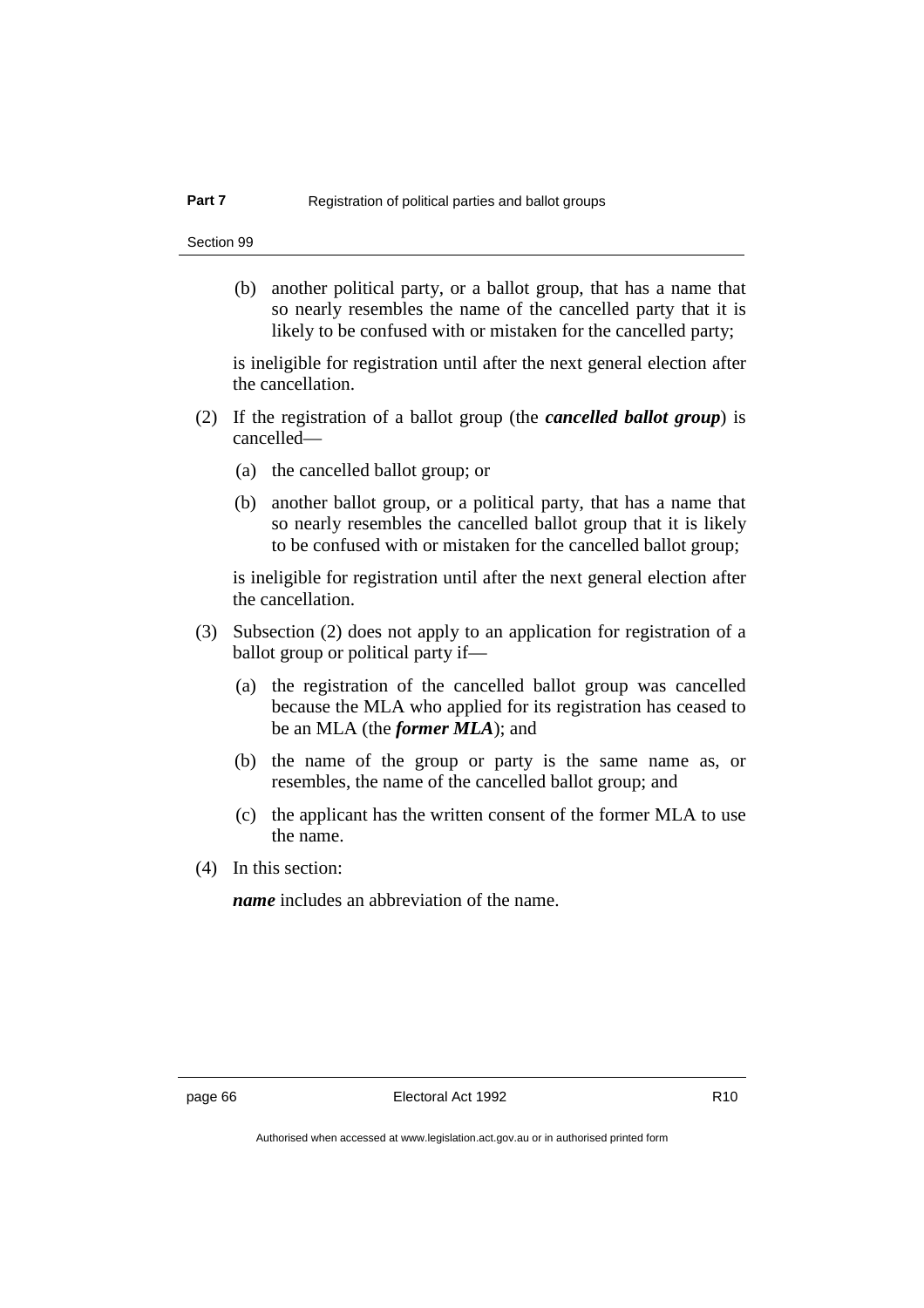(b) another political party, or a ballot group, that has a name that so nearly resembles the name of the cancelled party that it is likely to be confused with or mistaken for the cancelled party;

is ineligible for registration until after the next general election after the cancellation.

(2) If the registration of a ballot group (the ***cancelled ballot group***) is cancelled—

(a) the cancelled ballot group; or

(b) another ballot group, or a political party, that has a name that so nearly resembles the cancelled ballot group that it is likely to be confused with or mistaken for the cancelled ballot group;

is ineligible for registration until after the next general election after the cancellation.

(3) Subsection (2) does not apply to an application for registration of a ballot group or political party if—

(a) the registration of the cancelled ballot group was cancelled because the MLA who applied for its registration has ceased to be an MLA (the ***former MLA***); and

(b) the name of the group or party is the same name as, or resembles, the name of the cancelled ballot group; and

(c) the applicant has the written consent of the former MLA to use the name.

(4) In this section:

***name*** includes an abbreviation of the name.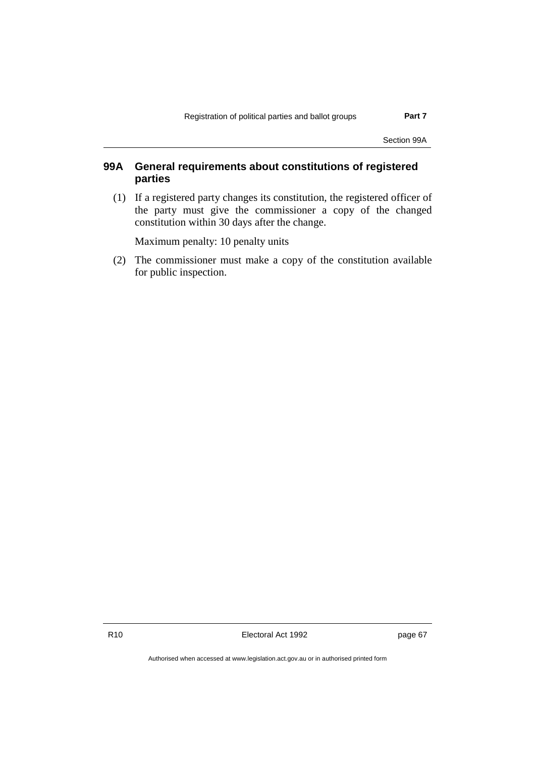## 99A General requirements about constitutions of registered parties

(1) If a registered party changes its constitution, the registered officer of the party must give the commissioner a copy of the changed constitution within 30 days after the change.

Maximum penalty: 10 penalty units

(2) The commissioner must make a copy of the constitution available for public inspection.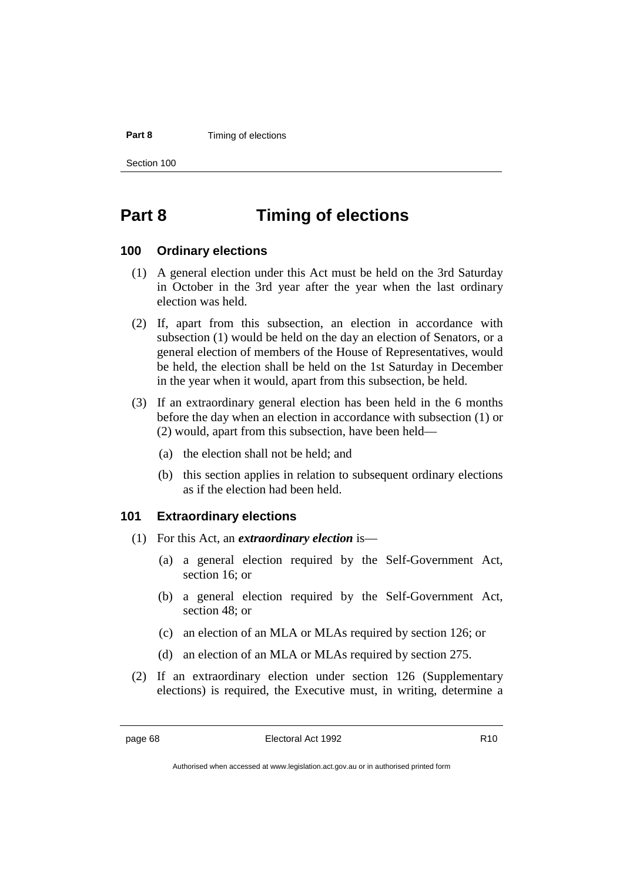# Part 8 Timing of elections

## 100 Ordinary elections

(1) A general election under this Act must be held on the 3rd Saturday in October in the 3rd year after the year when the last ordinary election was held.

(2) If, apart from this subsection, an election in accordance with subsection (1) would be held on the day an election of Senators, or a general election of members of the House of Representatives, would be held, the election shall be held on the 1st Saturday in December in the year when it would, apart from this subsection, be held.

(3) If an extraordinary general election has been held in the 6 months before the day when an election in accordance with subsection (1) or (2) would, apart from this subsection, have been held—

(a) the election shall not be held; and

(b) this section applies in relation to subsequent ordinary elections as if the election had been held.

## 101 Extraordinary elections

(1) For this Act, an ***extraordinary election*** is—

(a) a general election required by the Self-Government Act, section 16; or

(b) a general election required by the Self-Government Act, section 48; or

(c) an election of an MLA or MLAs required by section 126; or

(d) an election of an MLA or MLAs required by section 275.

(2) If an extraordinary election under section 126 (Supplementary elections) is required, the Executive must, in writing, determine a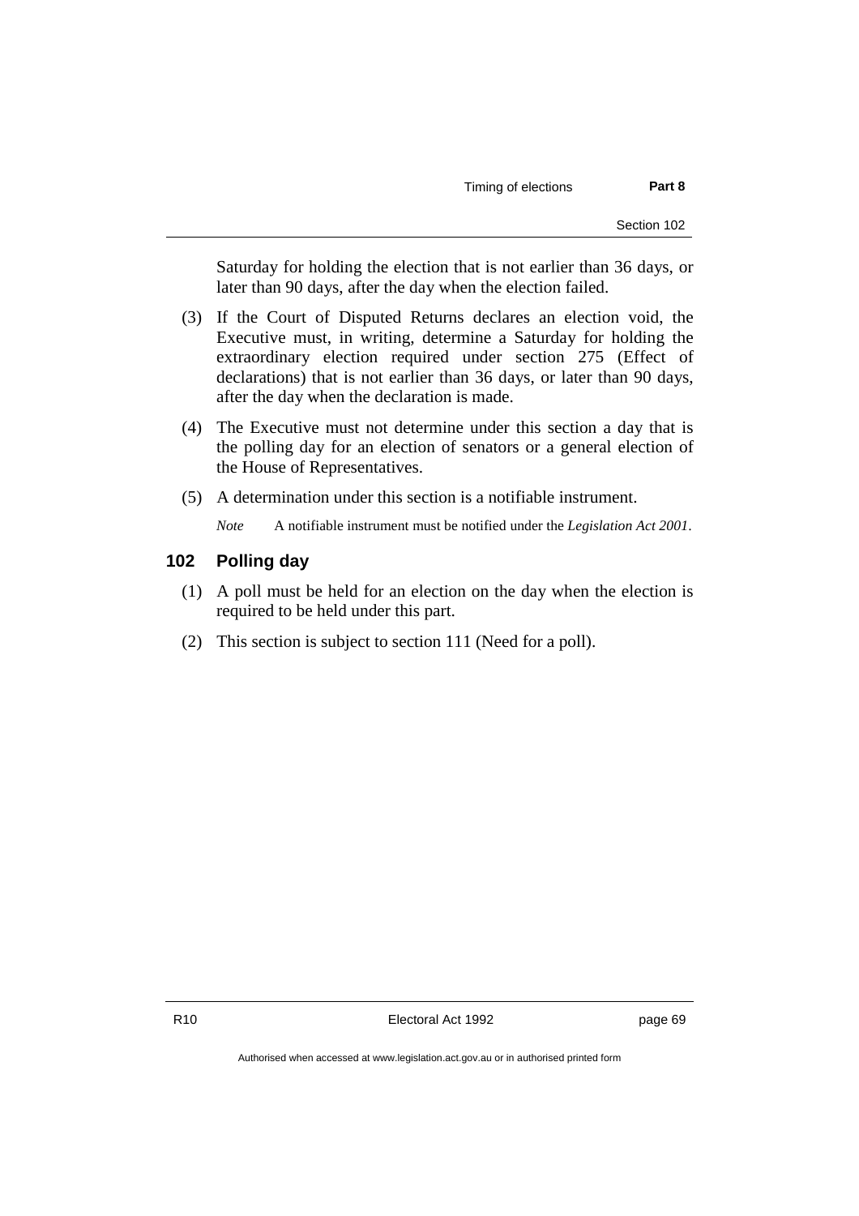Saturday for holding the election that is not earlier than 36 days, or later than 90 days, after the day when the election failed.

(3) If the Court of Disputed Returns declares an election void, the Executive must, in writing, determine a Saturday for holding the extraordinary election required under section 275 (Effect of declarations) that is not earlier than 36 days, or later than 90 days, after the day when the declaration is made.

(4) The Executive must not determine under this section a day that is the polling day for an election of senators or a general election of the House of Representatives.

(5) A determination under this section is a notifiable instrument.

*Note* A notifiable instrument must be notified under the *Legislation Act 2001*.

### 102 Polling day

(1) A poll must be held for an election on the day when the election is required to be held under this part.

(2) This section is subject to section 111 (Need for a poll).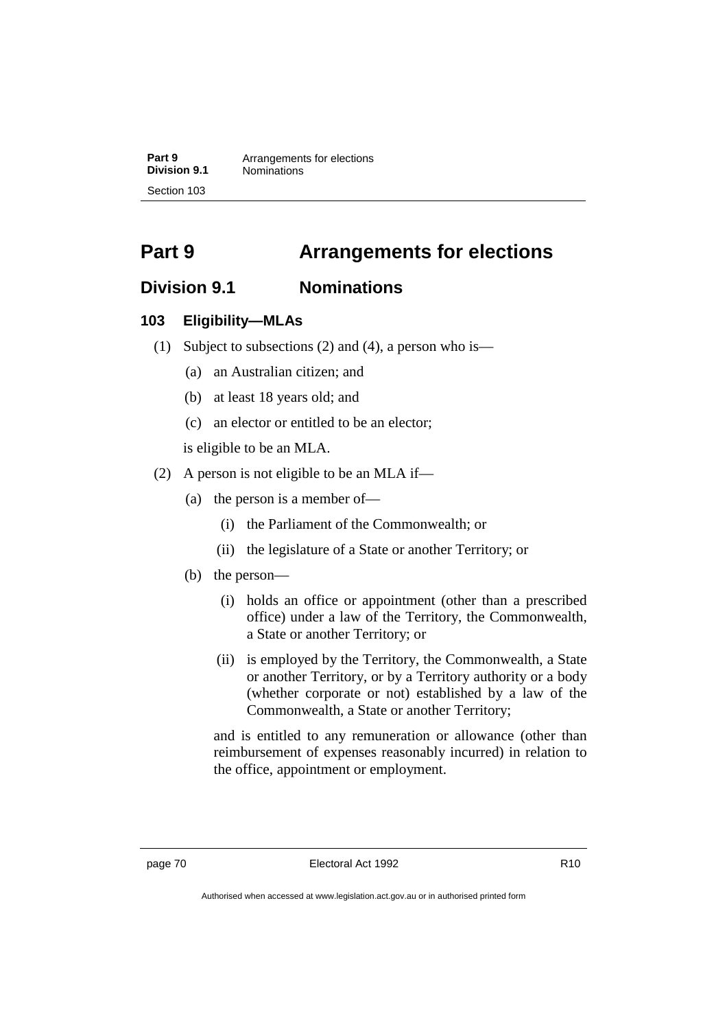# Part 9 Arrangements for elections

## Division 9.1 Nominations

### 103 Eligibility—MLAs

(1) Subject to subsections (2) and (4), a person who is—

(a) an Australian citizen; and

(b) at least 18 years old; and

(c) an elector or entitled to be an elector;

is eligible to be an MLA.

(2) A person is not eligible to be an MLA if—

(a) the person is a member of—

(i) the Parliament of the Commonwealth; or

(ii) the legislature of a State or another Territory; or

(b) the person—

(i) holds an office or appointment (other than a prescribed office) under a law of the Territory, the Commonwealth, a State or another Territory; or

(ii) is employed by the Territory, the Commonwealth, a State or another Territory, or by a Territory authority or a body (whether corporate or not) established by a law of the Commonwealth, a State or another Territory;

and is entitled to any remuneration or allowance (other than reimbursement of expenses reasonably incurred) in relation to the office, appointment or employment.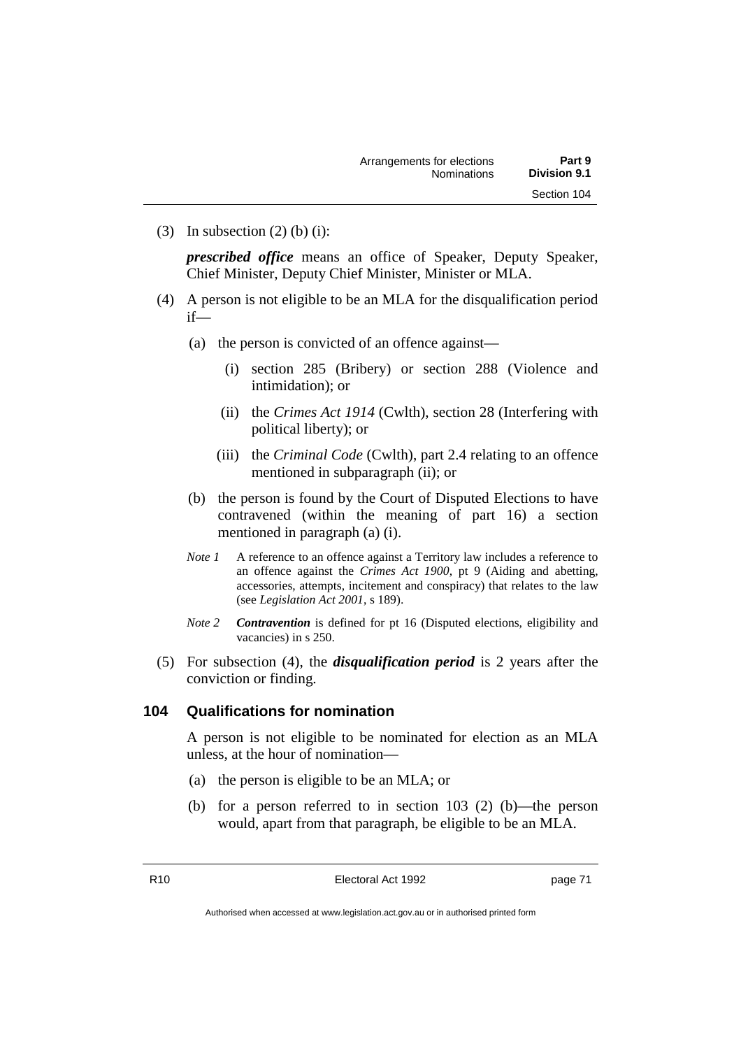(3) In subsection (2) (b) (i):

***prescribed office*** means an office of Speaker, Deputy Speaker, Chief Minister, Deputy Chief Minister, Minister or MLA.

(4) A person is not eligible to be an MLA for the disqualification period if—

(a) the person is convicted of an offence against—

(i) section 285 (Bribery) or section 288 (Violence and intimidation); or

(ii) the *Crimes Act 1914* (Cwlth), section 28 (Interfering with political liberty); or

(iii) the *Criminal Code* (Cwlth), part 2.4 relating to an offence mentioned in subparagraph (ii); or

(b) the person is found by the Court of Disputed Elections to have contravened (within the meaning of part 16) a section mentioned in paragraph (a) (i).

*Note 1* A reference to an offence against a Territory law includes a reference to an offence against the *Crimes Act 1900*, pt 9 (Aiding and abetting, accessories, attempts, incitement and conspiracy) that relates to the law (see *Legislation Act 2001*, s 189).

*Note 2* ***Contravention*** is defined for pt 16 (Disputed elections, eligibility and vacancies) in s 250.

(5) For subsection (4), the ***disqualification period*** is 2 years after the conviction or finding.

### 104 Qualifications for nomination

A person is not eligible to be nominated for election as an MLA unless, at the hour of nomination—

(a) the person is eligible to be an MLA; or

(b) for a person referred to in section 103 (2) (b)—the person would, apart from that paragraph, be eligible to be an MLA.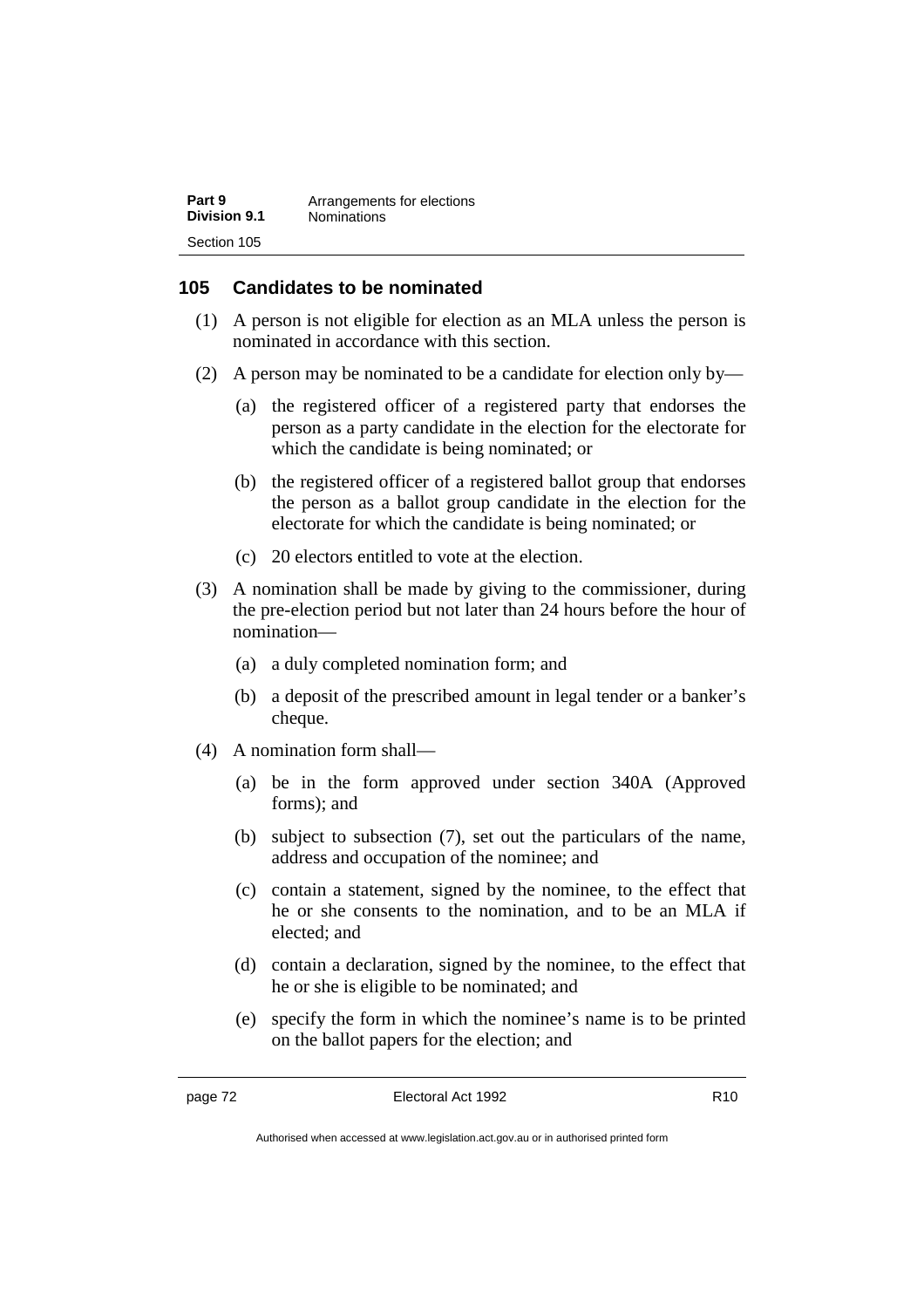## 105 Candidates to be nominated

(1) A person is not eligible for election as an MLA unless the person is nominated in accordance with this section.

(2) A person may be nominated to be a candidate for election only by—

(a) the registered officer of a registered party that endorses the person as a party candidate in the election for the electorate for which the candidate is being nominated; or

(b) the registered officer of a registered ballot group that endorses the person as a ballot group candidate in the election for the electorate for which the candidate is being nominated; or

(c) 20 electors entitled to vote at the election.

(3) A nomination shall be made by giving to the commissioner, during the pre-election period but not later than 24 hours before the hour of nomination—

(a) a duly completed nomination form; and

(b) a deposit of the prescribed amount in legal tender or a banker's cheque.

(4) A nomination form shall—

(a) be in the form approved under section 340A (Approved forms); and

(b) subject to subsection (7), set out the particulars of the name, address and occupation of the nominee; and

(c) contain a statement, signed by the nominee, to the effect that he or she consents to the nomination, and to be an MLA if elected; and

(d) contain a declaration, signed by the nominee, to the effect that he or she is eligible to be nominated; and

(e) specify the form in which the nominee's name is to be printed on the ballot papers for the election; and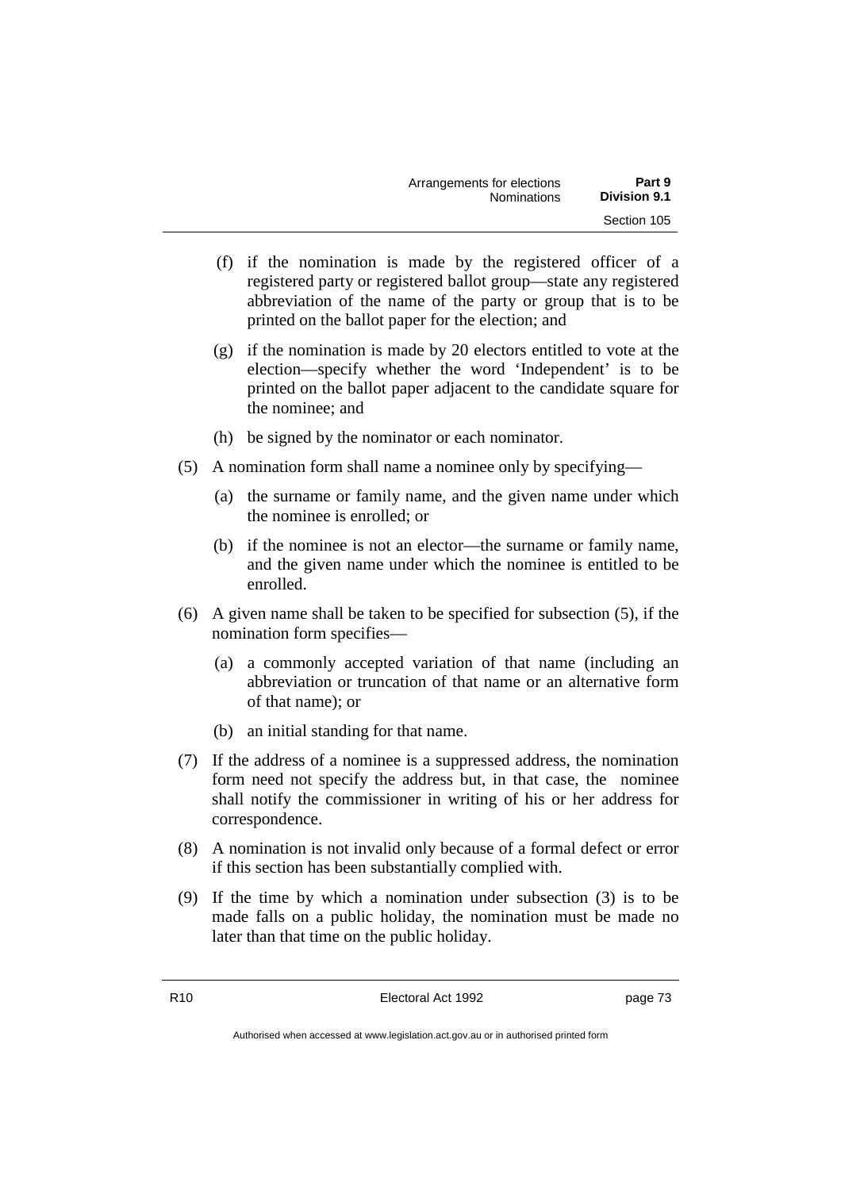(f) if the nomination is made by the registered officer of a registered party or registered ballot group—state any registered abbreviation of the name of the party or group that is to be printed on the ballot paper for the election; and

(g) if the nomination is made by 20 electors entitled to vote at the election—specify whether the word 'Independent' is to be printed on the ballot paper adjacent to the candidate square for the nominee; and

(h) be signed by the nominator or each nominator.

(5) A nomination form shall name a nominee only by specifying—

(a) the surname or family name, and the given name under which the nominee is enrolled; or

(b) if the nominee is not an elector—the surname or family name, and the given name under which the nominee is entitled to be enrolled.

(6) A given name shall be taken to be specified for subsection (5), if the nomination form specifies—

(a) a commonly accepted variation of that name (including an abbreviation or truncation of that name or an alternative form of that name); or

(b) an initial standing for that name.

(7) If the address of a nominee is a suppressed address, the nomination form need not specify the address but, in that case, the nominee shall notify the commissioner in writing of his or her address for correspondence.

(8) A nomination is not invalid only because of a formal defect or error if this section has been substantially complied with.

(9) If the time by which a nomination under subsection (3) is to be made falls on a public holiday, the nomination must be made no later than that time on the public holiday.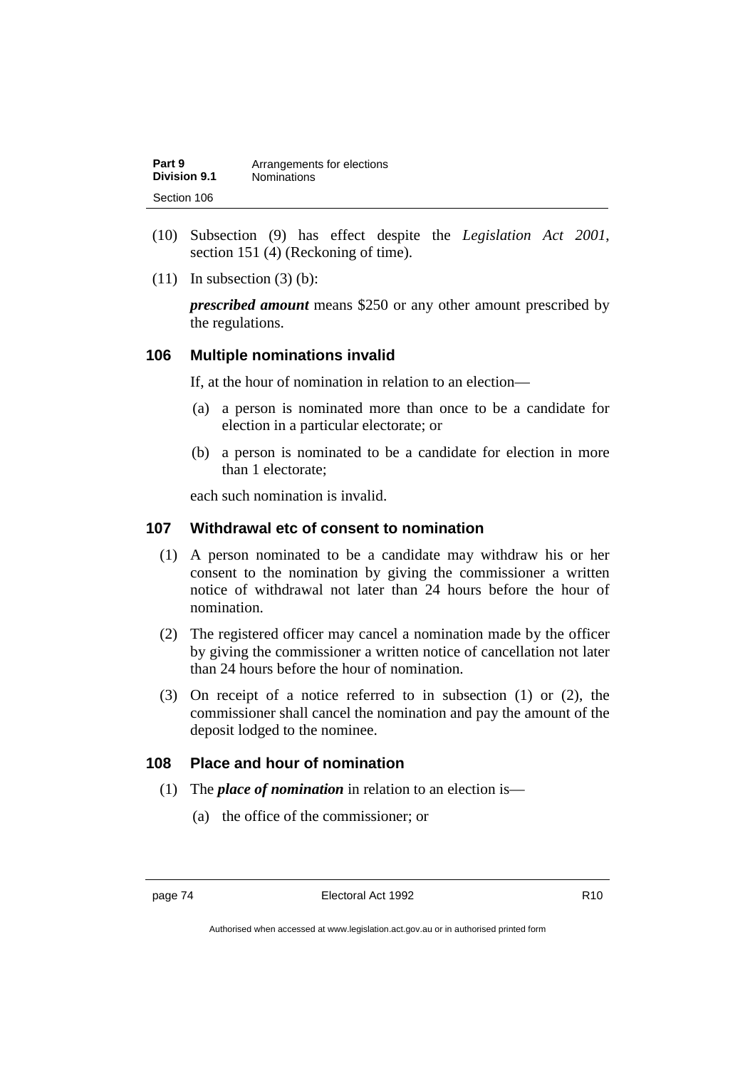(10) Subsection (9) has effect despite the *Legislation Act 2001*, section 151 (4) (Reckoning of time).

(11) In subsection (3) (b):

***prescribed amount*** means $250 or any other amount prescribed by the regulations.

### 106 Multiple nominations invalid

If, at the hour of nomination in relation to an election—

(a) a person is nominated more than once to be a candidate for election in a particular electorate; or

(b) a person is nominated to be a candidate for election in more than 1 electorate;

each such nomination is invalid.

### 107 Withdrawal etc of consent to nomination

(1) A person nominated to be a candidate may withdraw his or her consent to the nomination by giving the commissioner a written notice of withdrawal not later than 24 hours before the hour of nomination.

(2) The registered officer may cancel a nomination made by the officer by giving the commissioner a written notice of cancellation not later than 24 hours before the hour of nomination.

(3) On receipt of a notice referred to in subsection (1) or (2), the commissioner shall cancel the nomination and pay the amount of the deposit lodged to the nominee.

### 108 Place and hour of nomination

(1) The ***place of nomination*** in relation to an election is—

(a) the office of the commissioner; or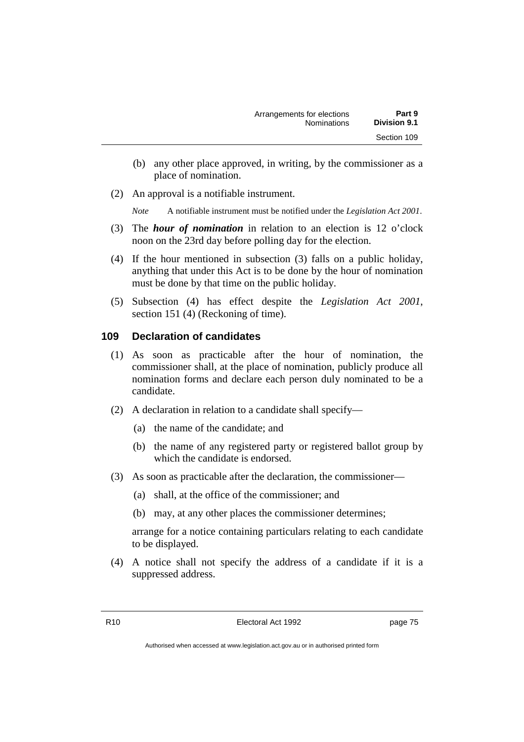(b) any other place approved, in writing, by the commissioner as a place of nomination.

(2) An approval is a notifiable instrument.

*Note* A notifiable instrument must be notified under the *Legislation Act 2001*.

(3) The ***hour of nomination*** in relation to an election is 12 o'clock noon on the 23rd day before polling day for the election.

(4) If the hour mentioned in subsection (3) falls on a public holiday, anything that under this Act is to be done by the hour of nomination must be done by that time on the public holiday.

(5) Subsection (4) has effect despite the *Legislation Act 2001*, section 151 (4) (Reckoning of time).

## 109 Declaration of candidates

(1) As soon as practicable after the hour of nomination, the commissioner shall, at the place of nomination, publicly produce all nomination forms and declare each person duly nominated to be a candidate.

(2) A declaration in relation to a candidate shall specify—

(a) the name of the candidate; and

(b) the name of any registered party or registered ballot group by which the candidate is endorsed.

(3) As soon as practicable after the declaration, the commissioner—

(a) shall, at the office of the commissioner; and

(b) may, at any other places the commissioner determines;

arrange for a notice containing particulars relating to each candidate to be displayed.

(4) A notice shall not specify the address of a candidate if it is a suppressed address.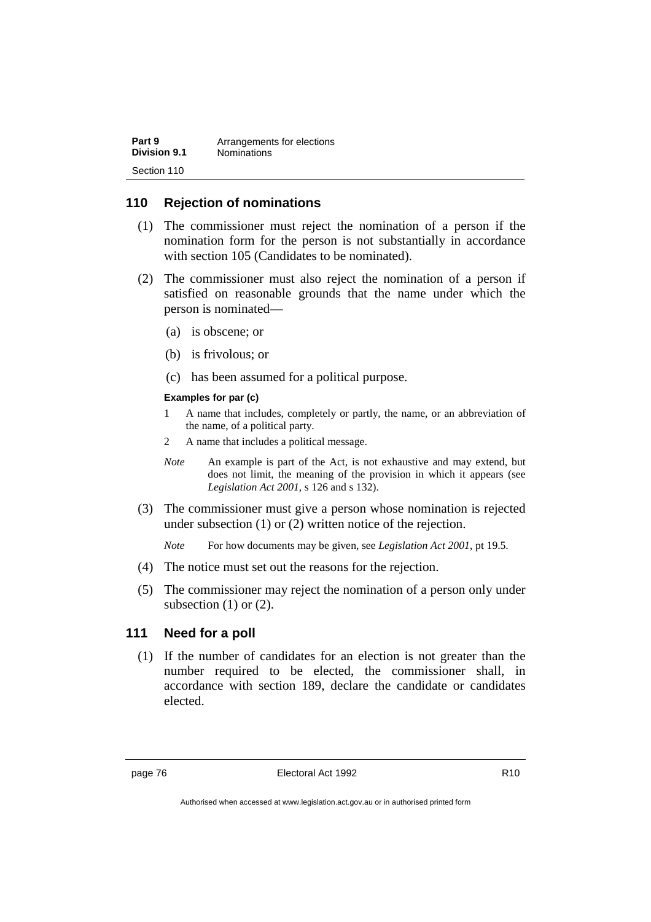### 110 Rejection of nominations

(1) The commissioner must reject the nomination of a person if the nomination form for the person is not substantially in accordance with section 105 (Candidates to be nominated).

(2) The commissioner must also reject the nomination of a person if satisfied on reasonable grounds that the name under which the person is nominated—

(a) is obscene; or

(b) is frivolous; or

(c) has been assumed for a political purpose.

**Examples for par (c)**

1 A name that includes, completely or partly, the name, or an abbreviation of the name, of a political party.

2 A name that includes a political message.

*Note* An example is part of the Act, is not exhaustive and may extend, but does not limit, the meaning of the provision in which it appears (see *Legislation Act 2001*, s 126 and s 132).

(3) The commissioner must give a person whose nomination is rejected under subsection (1) or (2) written notice of the rejection.

*Note* For how documents may be given, see *Legislation Act 2001*, pt 19.5.

(4) The notice must set out the reasons for the rejection.

(5) The commissioner may reject the nomination of a person only under subsection (1) or (2).

### 111 Need for a poll

(1) If the number of candidates for an election is not greater than the number required to be elected, the commissioner shall, in accordance with section 189, declare the candidate or candidates elected.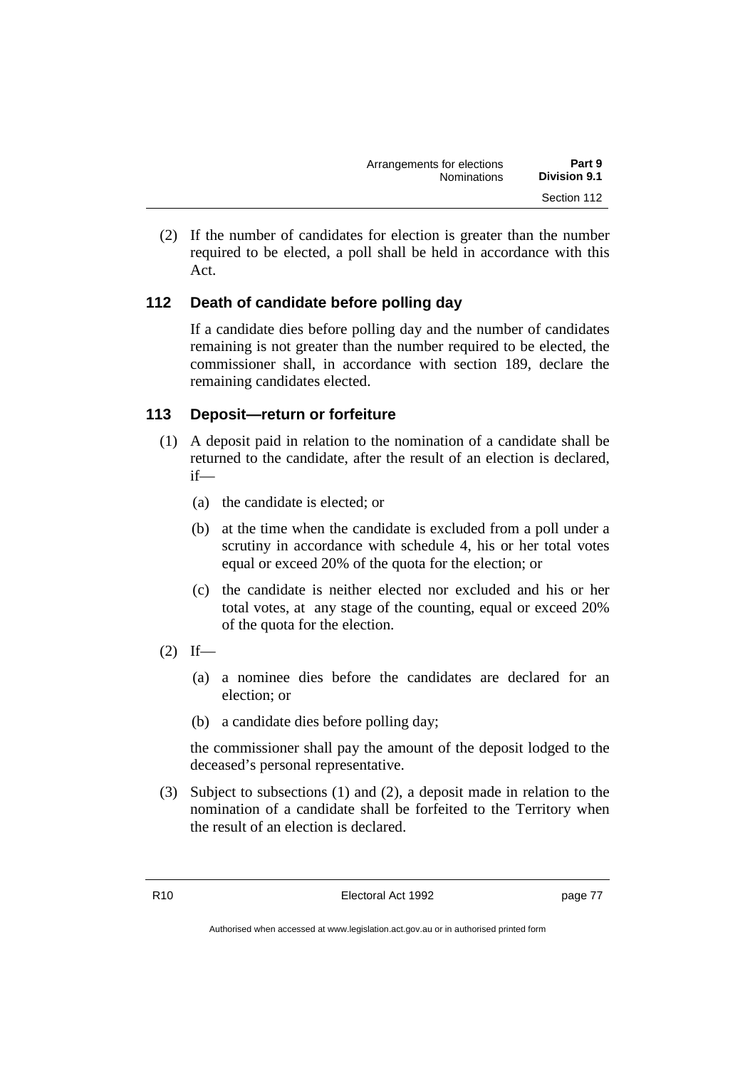(2) If the number of candidates for election is greater than the number required to be elected, a poll shall be held in accordance with this Act.

## 112 Death of candidate before polling day

If a candidate dies before polling day and the number of candidates remaining is not greater than the number required to be elected, the commissioner shall, in accordance with section 189, declare the remaining candidates elected.

## 113 Deposit—return or forfeiture

(1) A deposit paid in relation to the nomination of a candidate shall be returned to the candidate, after the result of an election is declared, if—

- (a) the candidate is elected; or
- (b) at the time when the candidate is excluded from a poll under a scrutiny in accordance with schedule 4, his or her total votes equal or exceed 20% of the quota for the election; or
- (c) the candidate is neither elected nor excluded and his or her total votes, at any stage of the counting, equal or exceed 20% of the quota for the election.

(2) If—

- (a) a nominee dies before the candidates are declared for an election; or
- (b) a candidate dies before polling day;

the commissioner shall pay the amount of the deposit lodged to the deceased's personal representative.

(3) Subject to subsections (1) and (2), a deposit made in relation to the nomination of a candidate shall be forfeited to the Territory when the result of an election is declared.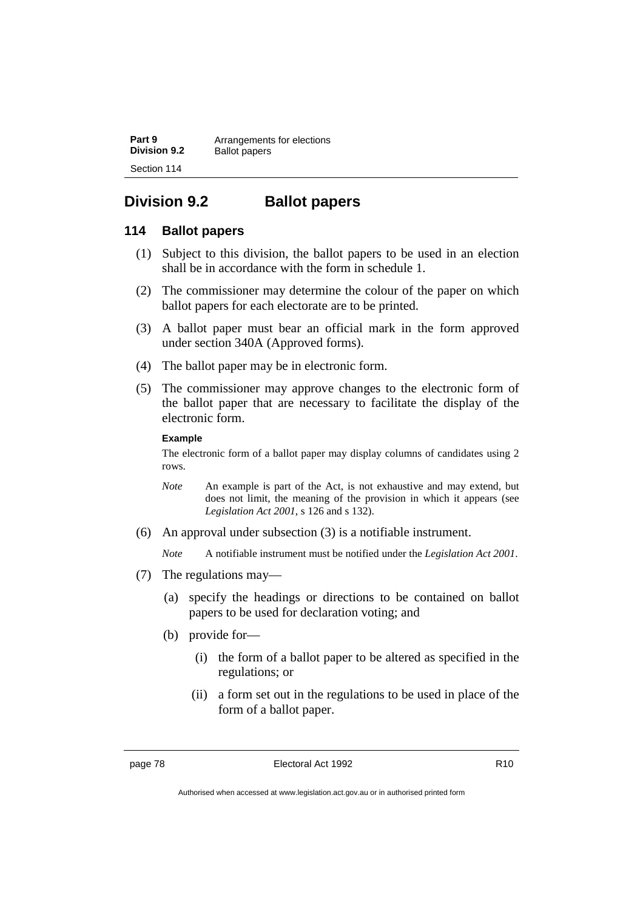## Division 9.2 Ballot papers

### 114 Ballot papers

(1) Subject to this division, the ballot papers to be used in an election shall be in accordance with the form in schedule 1.

(2) The commissioner may determine the colour of the paper on which ballot papers for each electorate are to be printed.

(3) A ballot paper must bear an official mark in the form approved under section 340A (Approved forms).

(4) The ballot paper may be in electronic form.

(5) The commissioner may approve changes to the electronic form of the ballot paper that are necessary to facilitate the display of the electronic form.

**Example**

The electronic form of a ballot paper may display columns of candidates using 2 rows.

*Note* An example is part of the Act, is not exhaustive and may extend, but does not limit, the meaning of the provision in which it appears (see *Legislation Act 2001*, s 126 and s 132).

(6) An approval under subsection (3) is a notifiable instrument.

*Note* A notifiable instrument must be notified under the *Legislation Act 2001*.

(7) The regulations may—

(a) specify the headings or directions to be contained on ballot papers to be used for declaration voting; and

(b) provide for—

(i) the form of a ballot paper to be altered as specified in the regulations; or

(ii) a form set out in the regulations to be used in place of the form of a ballot paper.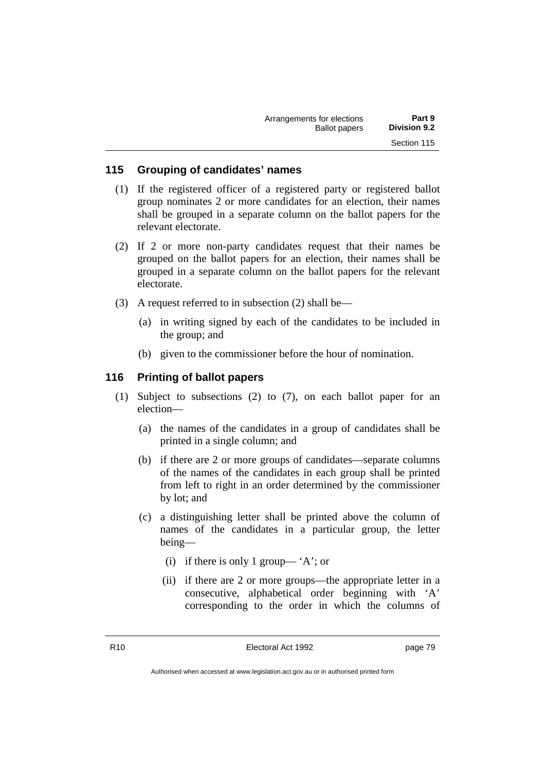## 115 Grouping of candidates' names

(1) If the registered officer of a registered party or registered ballot group nominates 2 or more candidates for an election, their names shall be grouped in a separate column on the ballot papers for the relevant electorate.

(2) If 2 or more non-party candidates request that their names be grouped on the ballot papers for an election, their names shall be grouped in a separate column on the ballot papers for the relevant electorate.

(3) A request referred to in subsection (2) shall be—

(a) in writing signed by each of the candidates to be included in the group; and

(b) given to the commissioner before the hour of nomination.

## 116 Printing of ballot papers

(1) Subject to subsections (2) to (7), on each ballot paper for an election—

(a) the names of the candidates in a group of candidates shall be printed in a single column; and

(b) if there are 2 or more groups of candidates—separate columns of the names of the candidates in each group shall be printed from left to right in an order determined by the commissioner by lot; and

(c) a distinguishing letter shall be printed above the column of names of the candidates in a particular group, the letter being—

(i) if there is only 1 group— 'A'; or

(ii) if there are 2 or more groups—the appropriate letter in a consecutive, alphabetical order beginning with 'A' corresponding to the order in which the columns of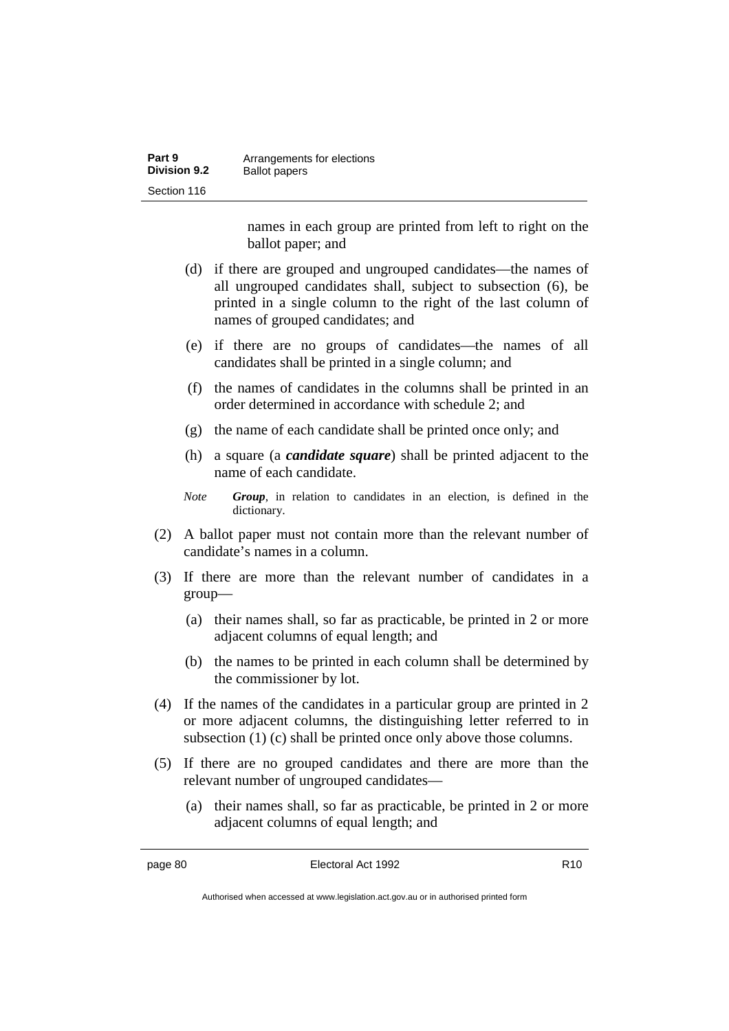names in each group are printed from left to right on the ballot paper; and

(d) if there are grouped and ungrouped candidates—the names of all ungrouped candidates shall, subject to subsection (6), be printed in a single column to the right of the last column of names of grouped candidates; and

(e) if there are no groups of candidates—the names of all candidates shall be printed in a single column; and

(f) the names of candidates in the columns shall be printed in an order determined in accordance with schedule 2; and

(g) the name of each candidate shall be printed once only; and

(h) a square (a ***candidate square***) shall be printed adjacent to the name of each candidate.

*Note* ***Group***, in relation to candidates in an election, is defined in the dictionary.

(2) A ballot paper must not contain more than the relevant number of candidate's names in a column.

(3) If there are more than the relevant number of candidates in a group—

(a) their names shall, so far as practicable, be printed in 2 or more adjacent columns of equal length; and

(b) the names to be printed in each column shall be determined by the commissioner by lot.

(4) If the names of the candidates in a particular group are printed in 2 or more adjacent columns, the distinguishing letter referred to in subsection (1) (c) shall be printed once only above those columns.

(5) If there are no grouped candidates and there are more than the relevant number of ungrouped candidates—

(a) their names shall, so far as practicable, be printed in 2 or more adjacent columns of equal length; and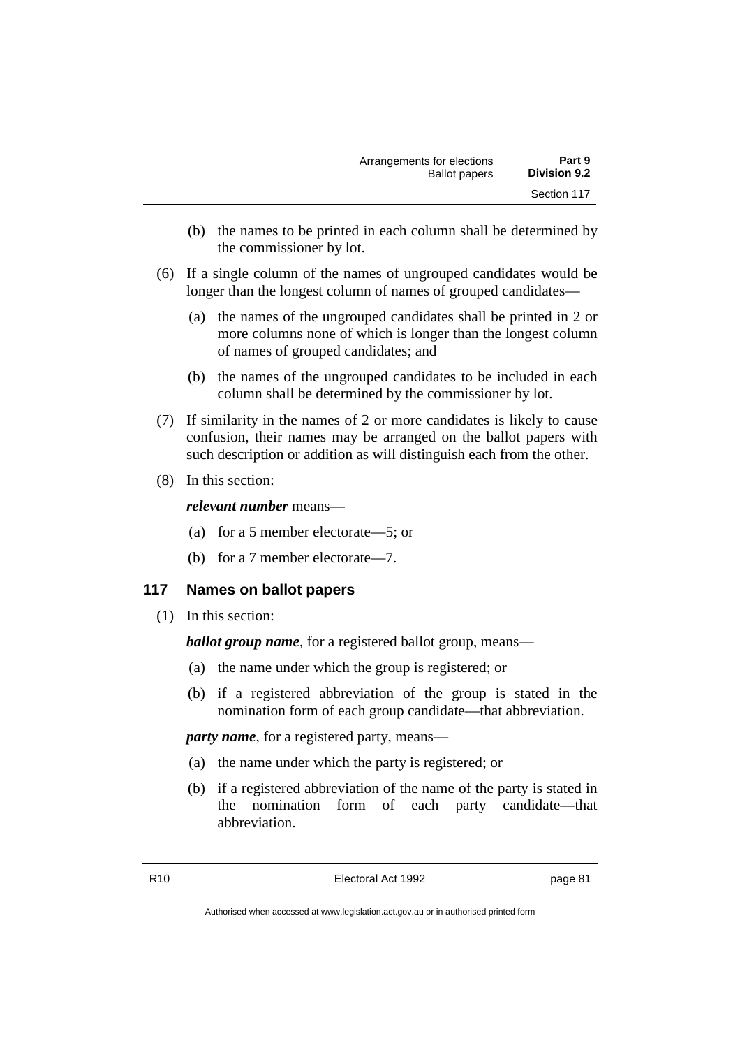(b) the names to be printed in each column shall be determined by the commissioner by lot.

(6) If a single column of the names of ungrouped candidates would be longer than the longest column of names of grouped candidates—

(a) the names of the ungrouped candidates shall be printed in 2 or more columns none of which is longer than the longest column of names of grouped candidates; and

(b) the names of the ungrouped candidates to be included in each column shall be determined by the commissioner by lot.

(7) If similarity in the names of 2 or more candidates is likely to cause confusion, their names may be arranged on the ballot papers with such description or addition as will distinguish each from the other.

(8) In this section:

***relevant number*** means—

(a) for a 5 member electorate—5; or

(b) for a 7 member electorate—7.

## 117 Names on ballot papers

(1) In this section:

***ballot group name***, for a registered ballot group, means—

(a) the name under which the group is registered; or

(b) if a registered abbreviation of the group is stated in the nomination form of each group candidate—that abbreviation.

***party name***, for a registered party, means—

(a) the name under which the party is registered; or

(b) if a registered abbreviation of the name of the party is stated in the nomination form of each party candidate—that abbreviation.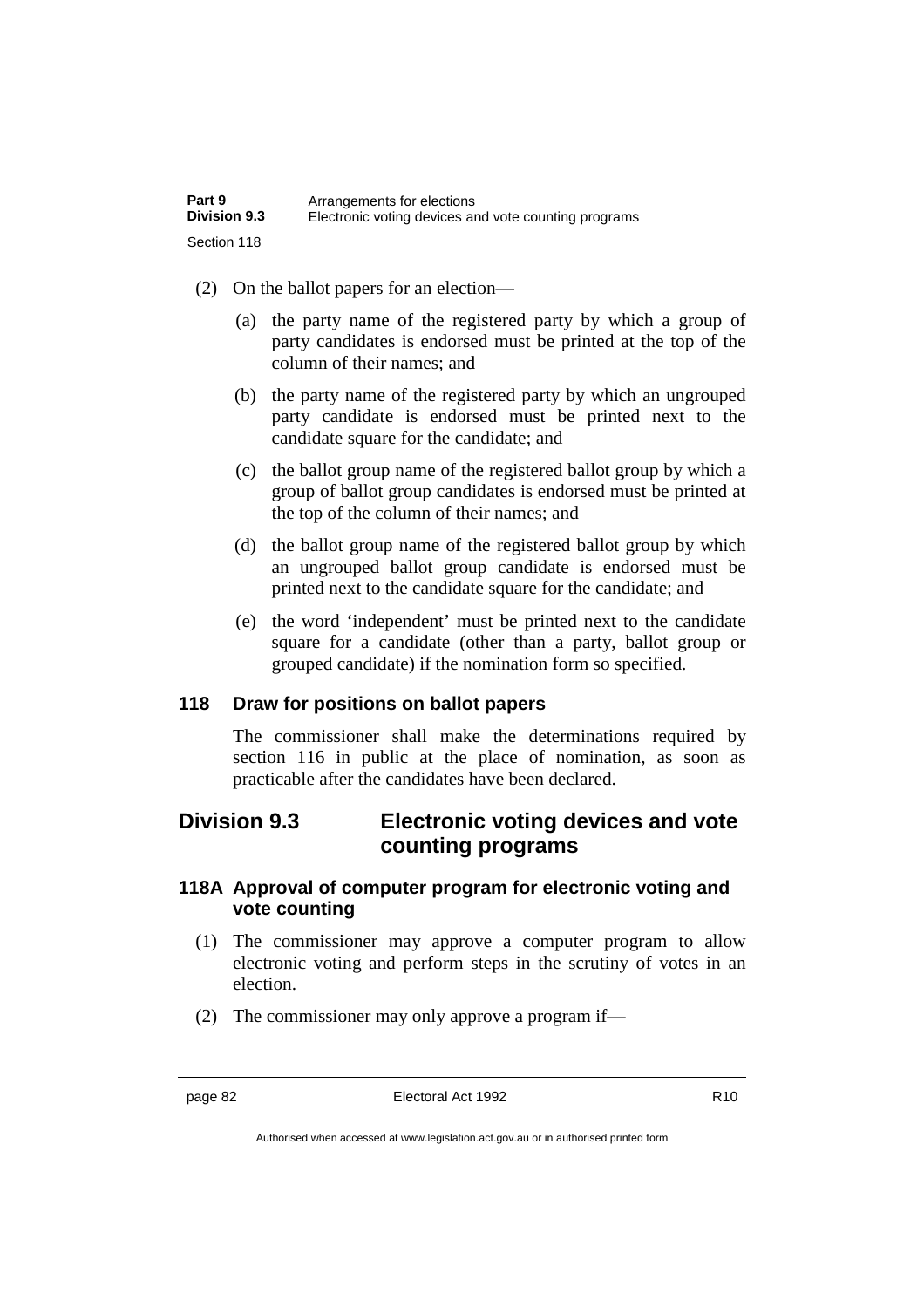(2) On the ballot papers for an election—

  (a) the party name of the registered party by which a group of party candidates is endorsed must be printed at the top of the column of their names; and

  (b) the party name of the registered party by which an ungrouped party candidate is endorsed must be printed next to the candidate square for the candidate; and

  (c) the ballot group name of the registered ballot group by which a group of ballot group candidates is endorsed must be printed at the top of the column of their names; and

  (d) the ballot group name of the registered ballot group by which an ungrouped ballot group candidate is endorsed must be printed next to the candidate square for the candidate; and

  (e) the word 'independent' must be printed next to the candidate square for a candidate (other than a party, ballot group or grouped candidate) if the nomination form so specified.

### 118 Draw for positions on ballot papers

The commissioner shall make the determinations required by section 116 in public at the place of nomination, as soon as practicable after the candidates have been declared.

## Division 9.3 Electronic voting devices and vote counting programs

### 118A Approval of computer program for electronic voting and vote counting

(1) The commissioner may approve a computer program to allow electronic voting and perform steps in the scrutiny of votes in an election.

(2) The commissioner may only approve a program if—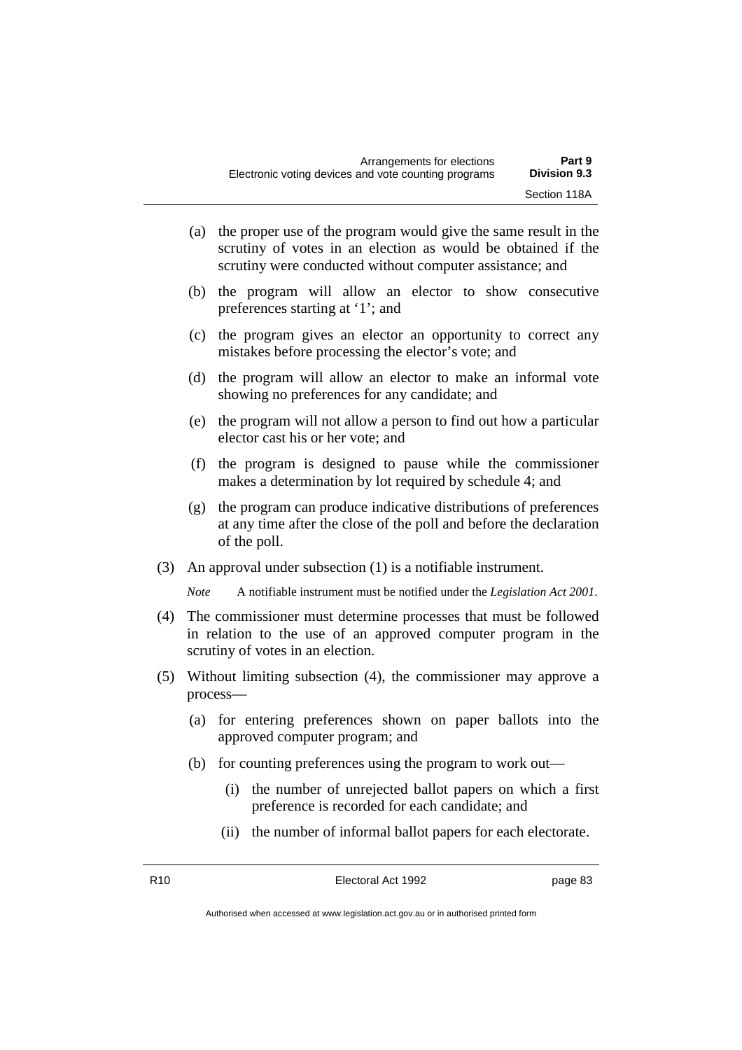(a) the proper use of the program would give the same result in the scrutiny of votes in an election as would be obtained if the scrutiny were conducted without computer assistance; and

(b) the program will allow an elector to show consecutive preferences starting at '1'; and

(c) the program gives an elector an opportunity to correct any mistakes before processing the elector's vote; and

(d) the program will allow an elector to make an informal vote showing no preferences for any candidate; and

(e) the program will not allow a person to find out how a particular elector cast his or her vote; and

(f) the program is designed to pause while the commissioner makes a determination by lot required by schedule 4; and

(g) the program can produce indicative distributions of preferences at any time after the close of the poll and before the declaration of the poll.

(3) An approval under subsection (1) is a notifiable instrument.

*Note* A notifiable instrument must be notified under the *Legislation Act 2001*.

(4) The commissioner must determine processes that must be followed in relation to the use of an approved computer program in the scrutiny of votes in an election.

(5) Without limiting subsection (4), the commissioner may approve a process—

(a) for entering preferences shown on paper ballots into the approved computer program; and

(b) for counting preferences using the program to work out—

(i) the number of unrejected ballot papers on which a first preference is recorded for each candidate; and

(ii) the number of informal ballot papers for each electorate.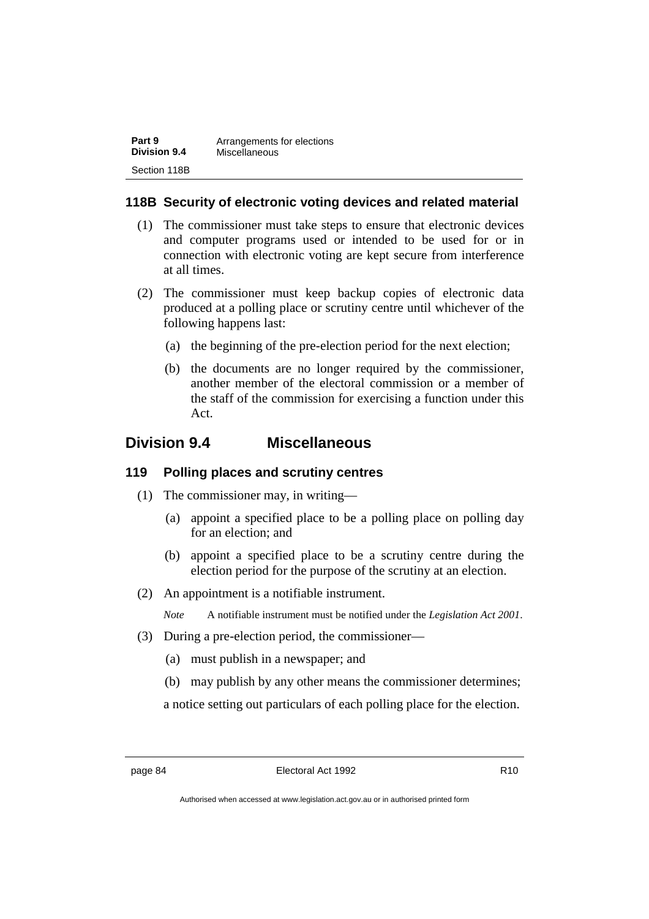### 118B Security of electronic voting devices and related material

(1) The commissioner must take steps to ensure that electronic devices and computer programs used or intended to be used for or in connection with electronic voting are kept secure from interference at all times.

(2) The commissioner must keep backup copies of electronic data produced at a polling place or scrutiny centre until whichever of the following happens last:

(a) the beginning of the pre-election period for the next election;

(b) the documents are no longer required by the commissioner, another member of the electoral commission or a member of the staff of the commission for exercising a function under this Act.

## Division 9.4 Miscellaneous

### 119 Polling places and scrutiny centres

(1) The commissioner may, in writing—

(a) appoint a specified place to be a polling place on polling day for an election; and

(b) appoint a specified place to be a scrutiny centre during the election period for the purpose of the scrutiny at an election.

(2) An appointment is a notifiable instrument.

*Note* A notifiable instrument must be notified under the *Legislation Act 2001*.

(3) During a pre-election period, the commissioner—

(a) must publish in a newspaper; and

(b) may publish by any other means the commissioner determines;

a notice setting out particulars of each polling place for the election.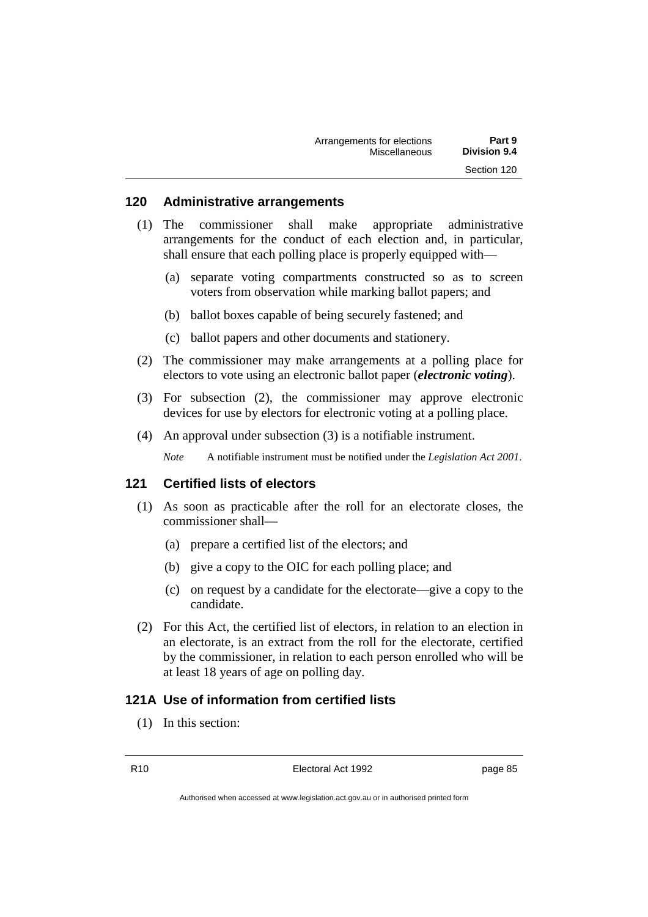### 120 Administrative arrangements

(1) The commissioner shall make appropriate administrative arrangements for the conduct of each election and, in particular, shall ensure that each polling place is properly equipped with—

(a) separate voting compartments constructed so as to screen voters from observation while marking ballot papers; and

(b) ballot boxes capable of being securely fastened; and

(c) ballot papers and other documents and stationery.

(2) The commissioner may make arrangements at a polling place for electors to vote using an electronic ballot paper (***electronic voting***).

(3) For subsection (2), the commissioner may approve electronic devices for use by electors for electronic voting at a polling place.

(4) An approval under subsection (3) is a notifiable instrument.

*Note* A notifiable instrument must be notified under the *Legislation Act 2001*.

### 121 Certified lists of electors

(1) As soon as practicable after the roll for an electorate closes, the commissioner shall—

(a) prepare a certified list of the electors; and

(b) give a copy to the OIC for each polling place; and

(c) on request by a candidate for the electorate—give a copy to the candidate.

(2) For this Act, the certified list of electors, in relation to an election in an electorate, is an extract from the roll for the electorate, certified by the commissioner, in relation to each person enrolled who will be at least 18 years of age on polling day.

### 121A Use of information from certified lists

(1) In this section: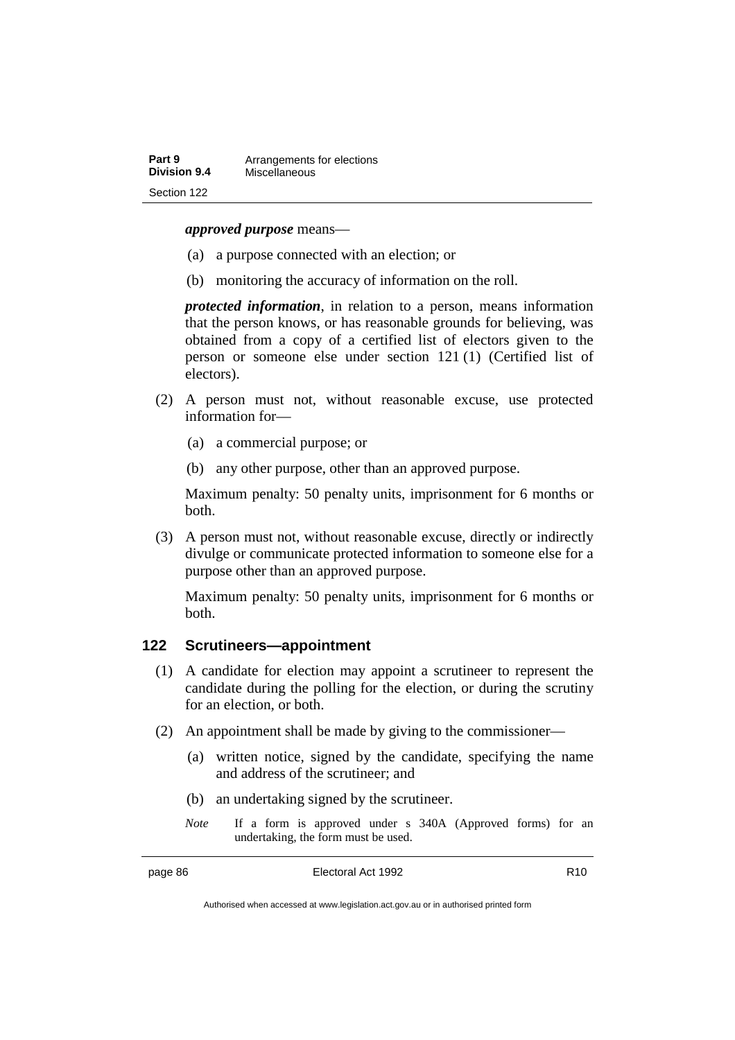***approved purpose*** means—

(a) a purpose connected with an election; or

(b) monitoring the accuracy of information on the roll.

***protected information***, in relation to a person, means information that the person knows, or has reasonable grounds for believing, was obtained from a copy of a certified list of electors given to the person or someone else under section 121 (1) (Certified list of electors).

(2) A person must not, without reasonable excuse, use protected information for—

(a) a commercial purpose; or

(b) any other purpose, other than an approved purpose.

Maximum penalty: 50 penalty units, imprisonment for 6 months or both.

(3) A person must not, without reasonable excuse, directly or indirectly divulge or communicate protected information to someone else for a purpose other than an approved purpose.

Maximum penalty: 50 penalty units, imprisonment for 6 months or both.

### 122 Scrutineers—appointment

(1) A candidate for election may appoint a scrutineer to represent the candidate during the polling for the election, or during the scrutiny for an election, or both.

(2) An appointment shall be made by giving to the commissioner—

(a) written notice, signed by the candidate, specifying the name and address of the scrutineer; and

(b) an undertaking signed by the scrutineer.

*Note* If a form is approved under s 340A (Approved forms) for an undertaking, the form must be used.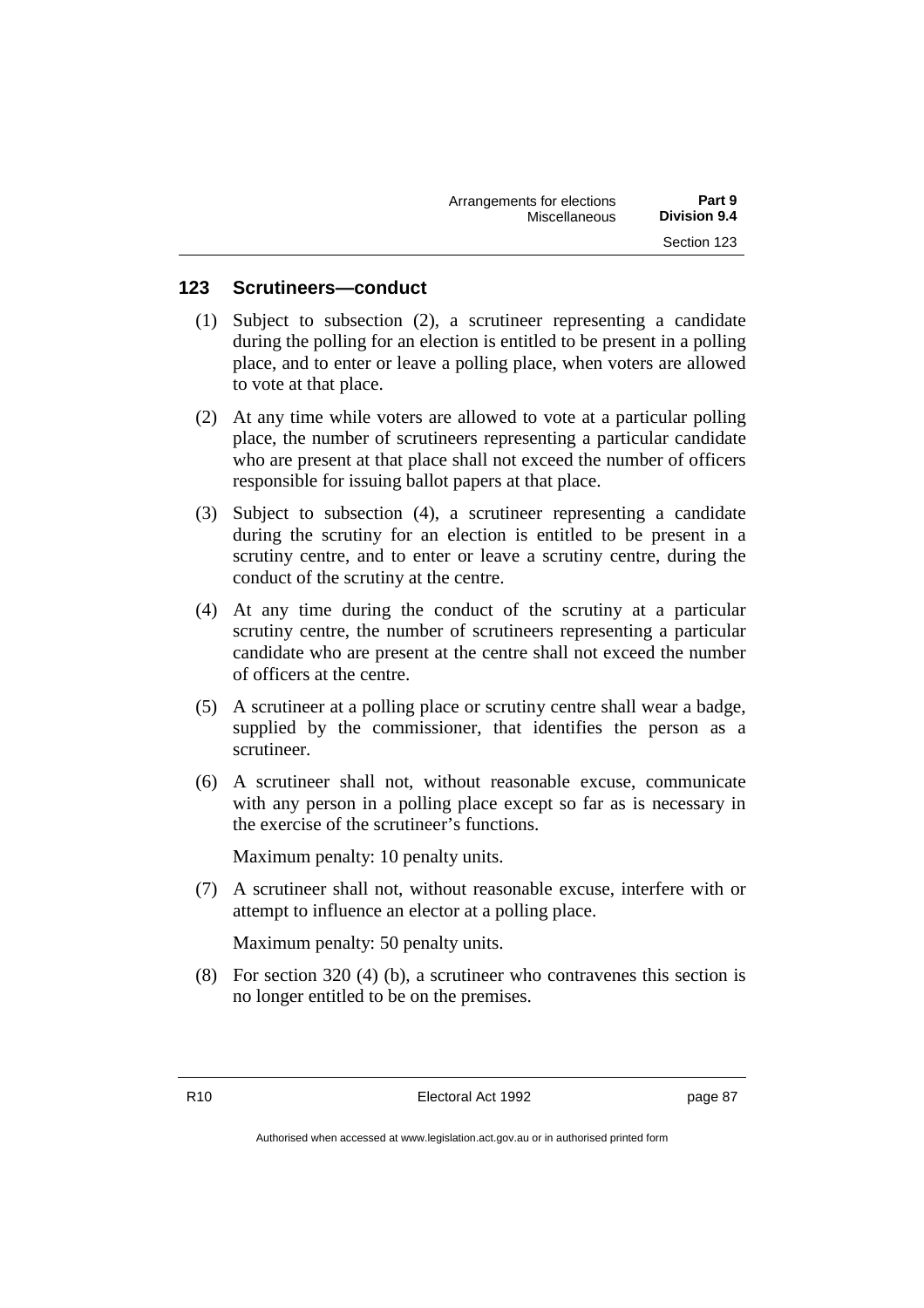## 123 Scrutineers—conduct

(1) Subject to subsection (2), a scrutineer representing a candidate during the polling for an election is entitled to be present in a polling place, and to enter or leave a polling place, when voters are allowed to vote at that place.

(2) At any time while voters are allowed to vote at a particular polling place, the number of scrutineers representing a particular candidate who are present at that place shall not exceed the number of officers responsible for issuing ballot papers at that place.

(3) Subject to subsection (4), a scrutineer representing a candidate during the scrutiny for an election is entitled to be present in a scrutiny centre, and to enter or leave a scrutiny centre, during the conduct of the scrutiny at the centre.

(4) At any time during the conduct of the scrutiny at a particular scrutiny centre, the number of scrutineers representing a particular candidate who are present at the centre shall not exceed the number of officers at the centre.

(5) A scrutineer at a polling place or scrutiny centre shall wear a badge, supplied by the commissioner, that identifies the person as a scrutineer.

(6) A scrutineer shall not, without reasonable excuse, communicate with any person in a polling place except so far as is necessary in the exercise of the scrutineer's functions.

Maximum penalty: 10 penalty units.

(7) A scrutineer shall not, without reasonable excuse, interfere with or attempt to influence an elector at a polling place.

Maximum penalty: 50 penalty units.

(8) For section 320 (4) (b), a scrutineer who contravenes this section is no longer entitled to be on the premises.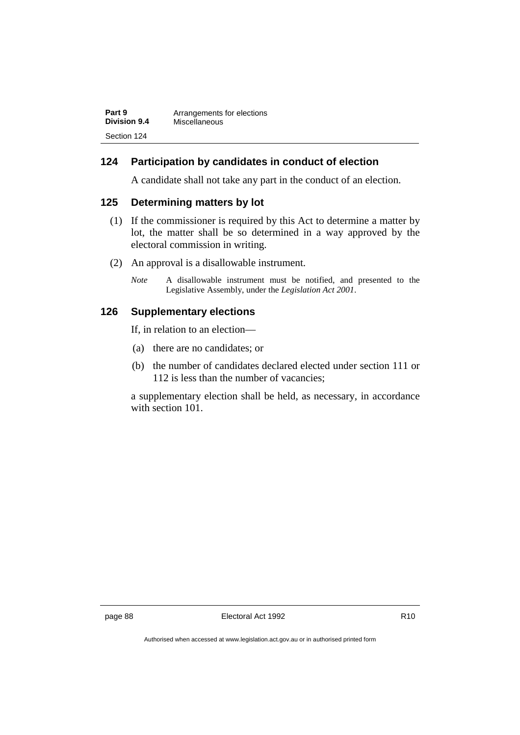## 124 Participation by candidates in conduct of election

A candidate shall not take any part in the conduct of an election.

## 125 Determining matters by lot

(1) If the commissioner is required by this Act to determine a matter by lot, the matter shall be so determined in a way approved by the electoral commission in writing.

(2) An approval is a disallowable instrument.

*Note* A disallowable instrument must be notified, and presented to the Legislative Assembly, under the *Legislation Act 2001*.

## 126 Supplementary elections

If, in relation to an election—

(a) there are no candidates; or

(b) the number of candidates declared elected under section 111 or 112 is less than the number of vacancies;

a supplementary election shall be held, as necessary, in accordance with section 101.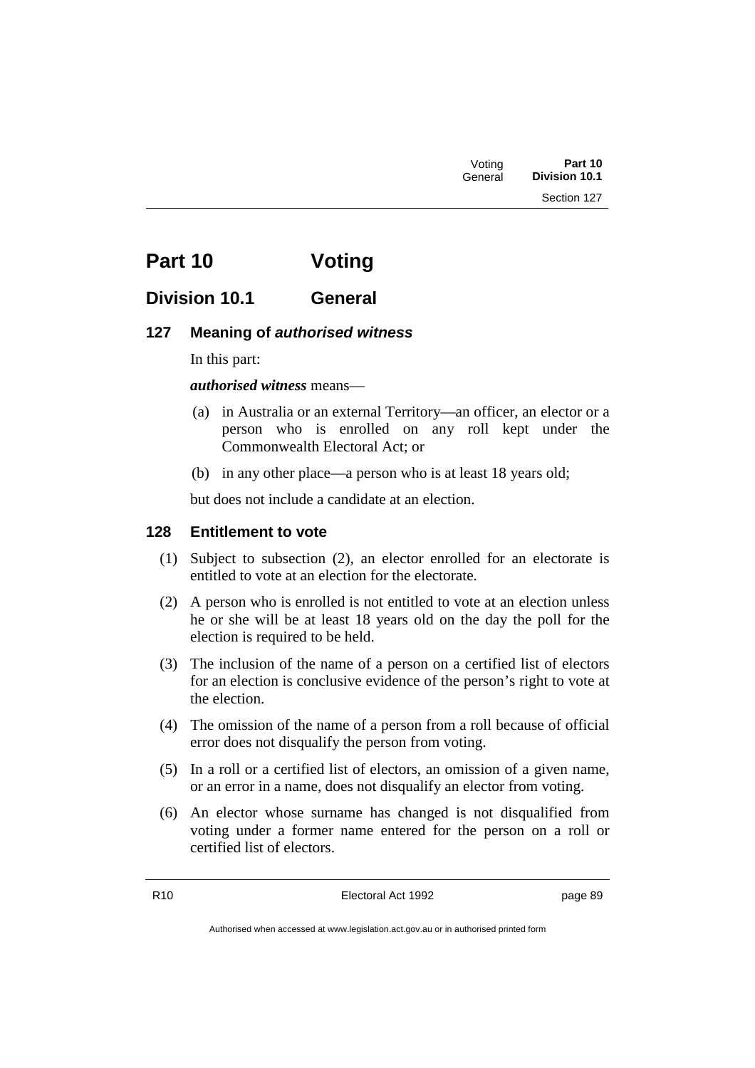# Part 10 Voting

## Division 10.1 General

### 127 Meaning of *authorised witness*

In this part:

***authorised witness*** means—

(a) in Australia or an external Territory—an officer, an elector or a person who is enrolled on any roll kept under the Commonwealth Electoral Act; or

(b) in any other place—a person who is at least 18 years old;

but does not include a candidate at an election.

### 128 Entitlement to vote

(1) Subject to subsection (2), an elector enrolled for an electorate is entitled to vote at an election for the electorate.

(2) A person who is enrolled is not entitled to vote at an election unless he or she will be at least 18 years old on the day the poll for the election is required to be held.

(3) The inclusion of the name of a person on a certified list of electors for an election is conclusive evidence of the person's right to vote at the election.

(4) The omission of the name of a person from a roll because of official error does not disqualify the person from voting.

(5) In a roll or a certified list of electors, an omission of a given name, or an error in a name, does not disqualify an elector from voting.

(6) An elector whose surname has changed is not disqualified from voting under a former name entered for the person on a roll or certified list of electors.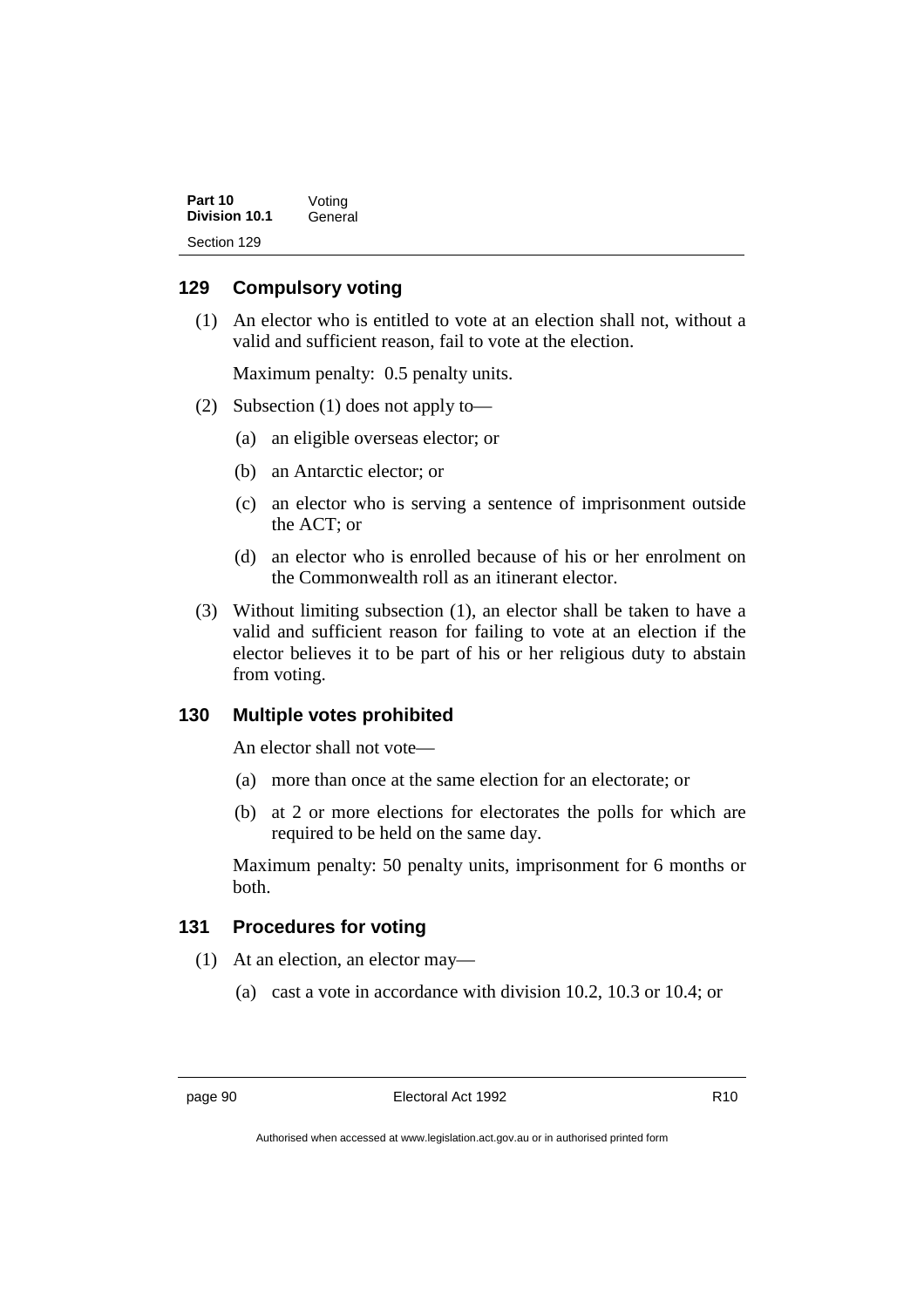### 129 Compulsory voting

(1) An elector who is entitled to vote at an election shall not, without a valid and sufficient reason, fail to vote at the election.

Maximum penalty: 0.5 penalty units.

(2) Subsection (1) does not apply to—

(a) an eligible overseas elector; or

(b) an Antarctic elector; or

(c) an elector who is serving a sentence of imprisonment outside the ACT; or

(d) an elector who is enrolled because of his or her enrolment on the Commonwealth roll as an itinerant elector.

(3) Without limiting subsection (1), an elector shall be taken to have a valid and sufficient reason for failing to vote at an election if the elector believes it to be part of his or her religious duty to abstain from voting.

### 130 Multiple votes prohibited

An elector shall not vote—

(a) more than once at the same election for an electorate; or

(b) at 2 or more elections for electorates the polls for which are required to be held on the same day.

Maximum penalty: 50 penalty units, imprisonment for 6 months or both.

### 131 Procedures for voting

(1) At an election, an elector may—

(a) cast a vote in accordance with division 10.2, 10.3 or 10.4; or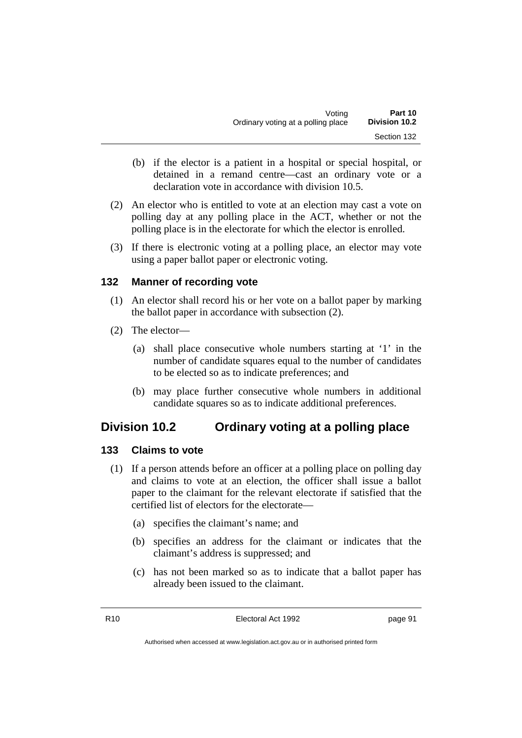(b) if the elector is a patient in a hospital or special hospital, or detained in a remand centre—cast an ordinary vote or a declaration vote in accordance with division 10.5.

(2) An elector who is entitled to vote at an election may cast a vote on polling day at any polling place in the ACT, whether or not the polling place is in the electorate for which the elector is enrolled.

(3) If there is electronic voting at a polling place, an elector may vote using a paper ballot paper or electronic voting.

### 132 Manner of recording vote

(1) An elector shall record his or her vote on a ballot paper by marking the ballot paper in accordance with subsection (2).

(2) The elector—

(a) shall place consecutive whole numbers starting at '1' in the number of candidate squares equal to the number of candidates to be elected so as to indicate preferences; and

(b) may place further consecutive whole numbers in additional candidate squares so as to indicate additional preferences.

## Division 10.2 Ordinary voting at a polling place

### 133 Claims to vote

(1) If a person attends before an officer at a polling place on polling day and claims to vote at an election, the officer shall issue a ballot paper to the claimant for the relevant electorate if satisfied that the certified list of electors for the electorate—

(a) specifies the claimant's name; and

(b) specifies an address for the claimant or indicates that the claimant's address is suppressed; and

(c) has not been marked so as to indicate that a ballot paper has already been issued to the claimant.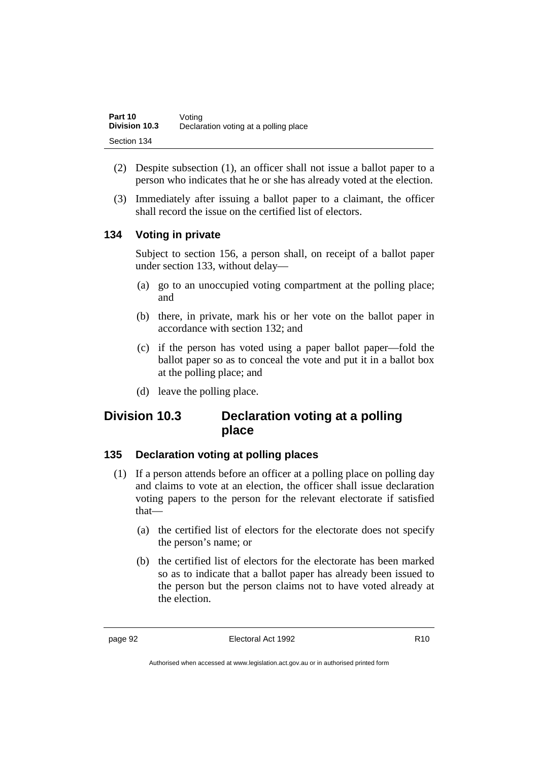(2) Despite subsection (1), an officer shall not issue a ballot paper to a person who indicates that he or she has already voted at the election.

(3) Immediately after issuing a ballot paper to a claimant, the officer shall record the issue on the certified list of electors.

### 134 Voting in private

Subject to section 156, a person shall, on receipt of a ballot paper under section 133, without delay—

(a) go to an unoccupied voting compartment at the polling place; and

(b) there, in private, mark his or her vote on the ballot paper in accordance with section 132; and

(c) if the person has voted using a paper ballot paper—fold the ballot paper so as to conceal the vote and put it in a ballot box at the polling place; and

(d) leave the polling place.

## Division 10.3 Declaration voting at a polling place

### 135 Declaration voting at polling places

(1) If a person attends before an officer at a polling place on polling day and claims to vote at an election, the officer shall issue declaration voting papers to the person for the relevant electorate if satisfied that—

(a) the certified list of electors for the electorate does not specify the person's name; or

(b) the certified list of electors for the electorate has been marked so as to indicate that a ballot paper has already been issued to the person but the person claims not to have voted already at the election.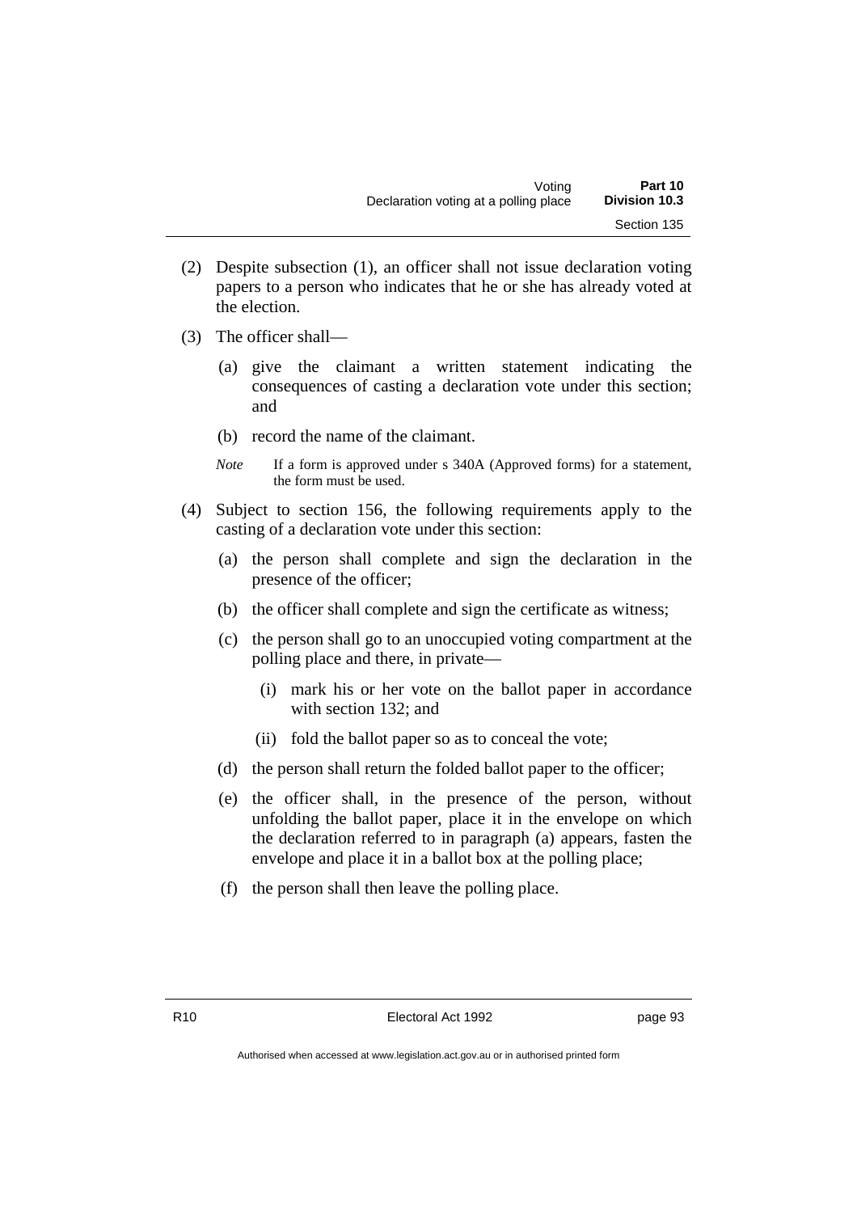(2) Despite subsection (1), an officer shall not issue declaration voting papers to a person who indicates that he or she has already voted at the election.

(3) The officer shall—

(a) give the claimant a written statement indicating the consequences of casting a declaration vote under this section; and

(b) record the name of the claimant.

*Note* If a form is approved under s 340A (Approved forms) for a statement, the form must be used.

(4) Subject to section 156, the following requirements apply to the casting of a declaration vote under this section:

(a) the person shall complete and sign the declaration in the presence of the officer;

(b) the officer shall complete and sign the certificate as witness;

(c) the person shall go to an unoccupied voting compartment at the polling place and there, in private—

(i) mark his or her vote on the ballot paper in accordance with section 132; and

(ii) fold the ballot paper so as to conceal the vote;

(d) the person shall return the folded ballot paper to the officer;

(e) the officer shall, in the presence of the person, without unfolding the ballot paper, place it in the envelope on which the declaration referred to in paragraph (a) appears, fasten the envelope and place it in a ballot box at the polling place;

(f) the person shall then leave the polling place.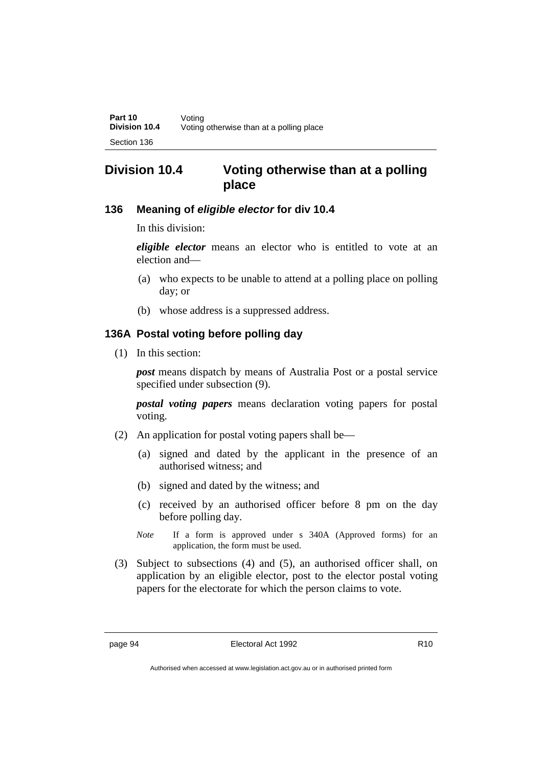## Division 10.4 Voting otherwise than at a polling place

### 136 Meaning of *eligible elector* for div 10.4

In this division:

***eligible elector*** means an elector who is entitled to vote at an election and—

(a) who expects to be unable to attend at a polling place on polling day; or

(b) whose address is a suppressed address.

### 136A Postal voting before polling day

(1) In this section:

***post*** means dispatch by means of Australia Post or a postal service specified under subsection (9).

***postal voting papers*** means declaration voting papers for postal voting.

(2) An application for postal voting papers shall be—

(a) signed and dated by the applicant in the presence of an authorised witness; and

(b) signed and dated by the witness; and

(c) received by an authorised officer before 8 pm on the day before polling day.

*Note* If a form is approved under s 340A (Approved forms) for an application, the form must be used.

(3) Subject to subsections (4) and (5), an authorised officer shall, on application by an eligible elector, post to the elector postal voting papers for the electorate for which the person claims to vote.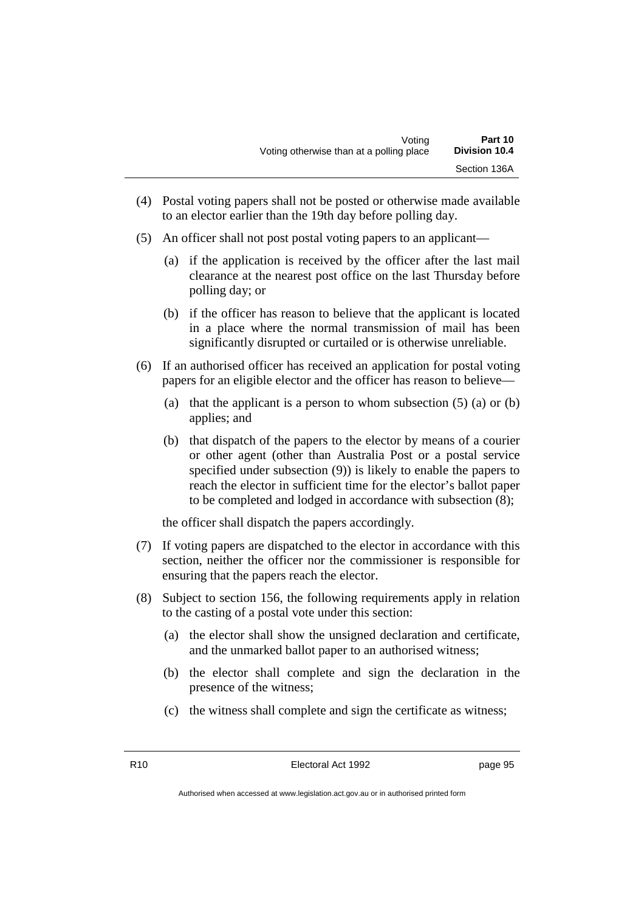(4) Postal voting papers shall not be posted or otherwise made available to an elector earlier than the 19th day before polling day.

(5) An officer shall not post postal voting papers to an applicant—

  (a) if the application is received by the officer after the last mail clearance at the nearest post office on the last Thursday before polling day; or

  (b) if the officer has reason to believe that the applicant is located in a place where the normal transmission of mail has been significantly disrupted or curtailed or is otherwise unreliable.

(6) If an authorised officer has received an application for postal voting papers for an eligible elector and the officer has reason to believe—

  (a) that the applicant is a person to whom subsection (5) (a) or (b) applies; and

  (b) that dispatch of the papers to the elector by means of a courier or other agent (other than Australia Post or a postal service specified under subsection (9)) is likely to enable the papers to reach the elector in sufficient time for the elector's ballot paper to be completed and lodged in accordance with subsection (8);

  the officer shall dispatch the papers accordingly.

(7) If voting papers are dispatched to the elector in accordance with this section, neither the officer nor the commissioner is responsible for ensuring that the papers reach the elector.

(8) Subject to section 156, the following requirements apply in relation to the casting of a postal vote under this section:

  (a) the elector shall show the unsigned declaration and certificate, and the unmarked ballot paper to an authorised witness;

  (b) the elector shall complete and sign the declaration in the presence of the witness;

  (c) the witness shall complete and sign the certificate as witness;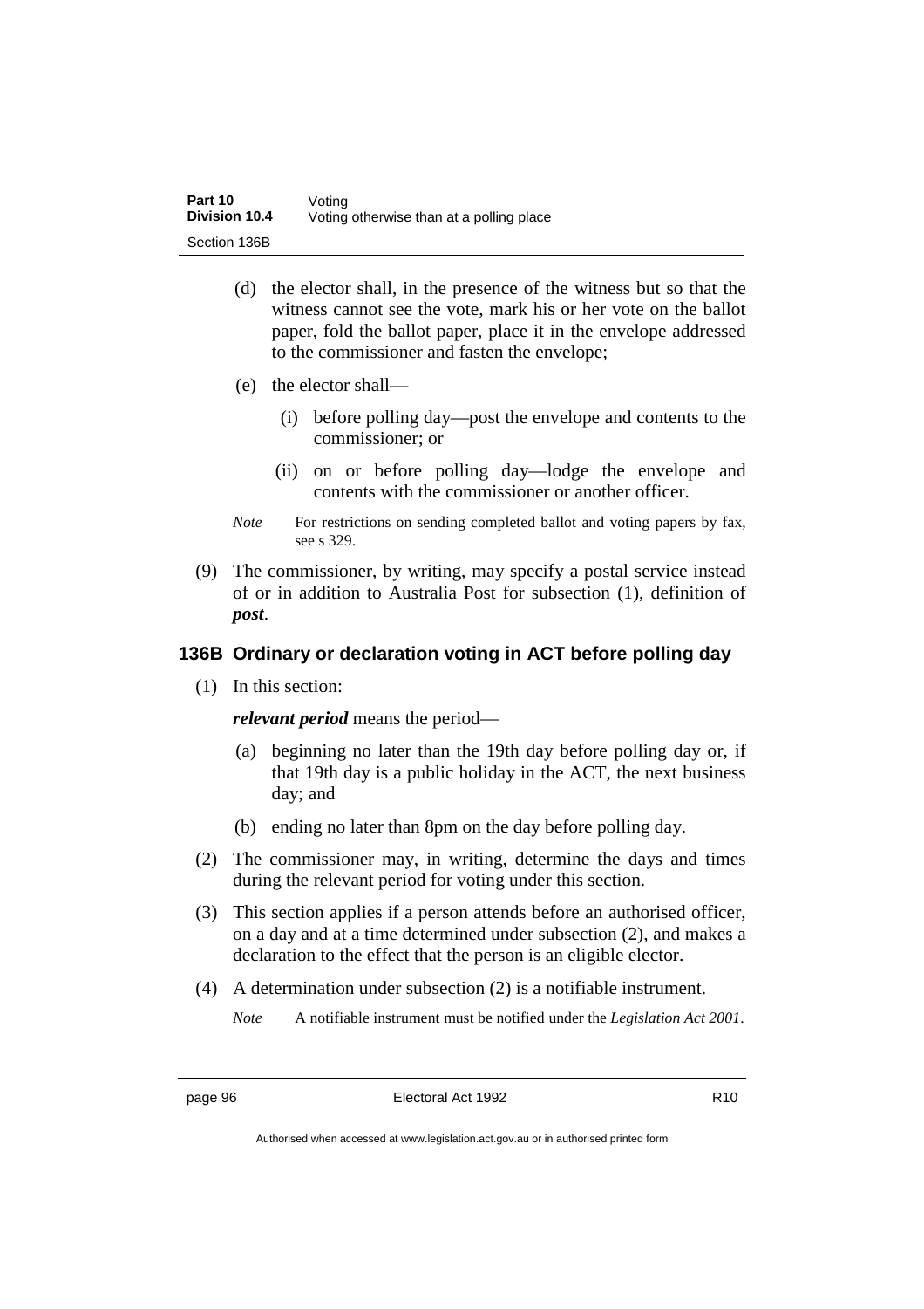(d) the elector shall, in the presence of the witness but so that the witness cannot see the vote, mark his or her vote on the ballot paper, fold the ballot paper, place it in the envelope addressed to the commissioner and fasten the envelope;

(e) the elector shall—

(i) before polling day—post the envelope and contents to the commissioner; or

(ii) on or before polling day—lodge the envelope and contents with the commissioner or another officer.

*Note* For restrictions on sending completed ballot and voting papers by fax, see s 329.

(9) The commissioner, by writing, may specify a postal service instead of or in addition to Australia Post for subsection (1), definition of ***post***.

### 136B Ordinary or declaration voting in ACT before polling day

(1) In this section:

***relevant period*** means the period—

(a) beginning no later than the 19th day before polling day or, if that 19th day is a public holiday in the ACT, the next business day; and

(b) ending no later than 8pm on the day before polling day.

(2) The commissioner may, in writing, determine the days and times during the relevant period for voting under this section.

(3) This section applies if a person attends before an authorised officer, on a day and at a time determined under subsection (2), and makes a declaration to the effect that the person is an eligible elector.

(4) A determination under subsection (2) is a notifiable instrument.

*Note* A notifiable instrument must be notified under the *Legislation Act 2001*.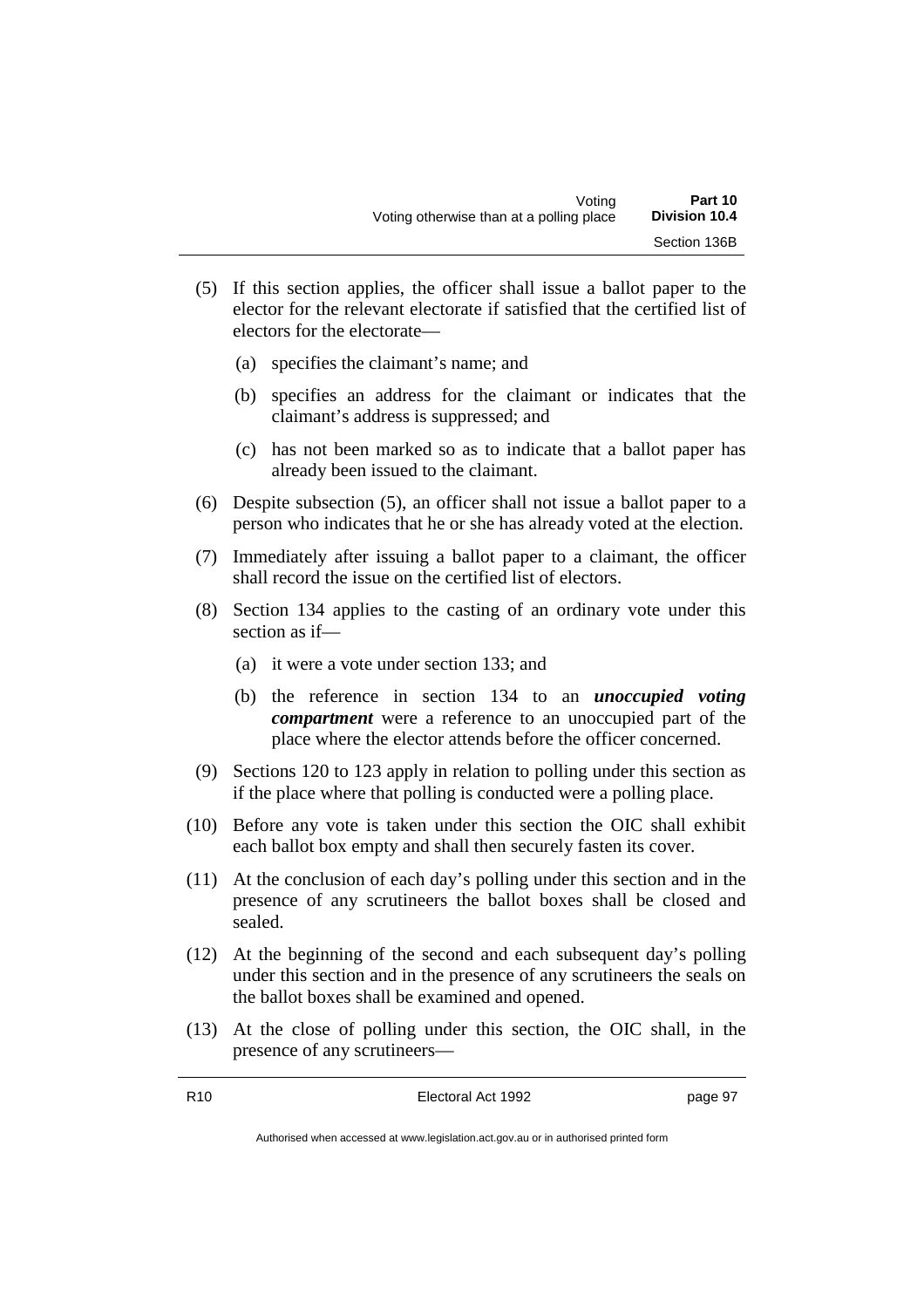(5) If this section applies, the officer shall issue a ballot paper to the elector for the relevant electorate if satisfied that the certified list of electors for the electorate—

   (a) specifies the claimant's name; and

   (b) specifies an address for the claimant or indicates that the claimant's address is suppressed; and

   (c) has not been marked so as to indicate that a ballot paper has already been issued to the claimant.

(6) Despite subsection (5), an officer shall not issue a ballot paper to a person who indicates that he or she has already voted at the election.

(7) Immediately after issuing a ballot paper to a claimant, the officer shall record the issue on the certified list of electors.

(8) Section 134 applies to the casting of an ordinary vote under this section as if—

   (a) it were a vote under section 133; and

   (b) the reference in section 134 to an ***unoccupied voting compartment*** were a reference to an unoccupied part of the place where the elector attends before the officer concerned.

(9) Sections 120 to 123 apply in relation to polling under this section as if the place where that polling is conducted were a polling place.

(10) Before any vote is taken under this section the OIC shall exhibit each ballot box empty and shall then securely fasten its cover.

(11) At the conclusion of each day's polling under this section and in the presence of any scrutineers the ballot boxes shall be closed and sealed.

(12) At the beginning of the second and each subsequent day's polling under this section and in the presence of any scrutineers the seals on the ballot boxes shall be examined and opened.

(13) At the close of polling under this section, the OIC shall, in the presence of any scrutineers—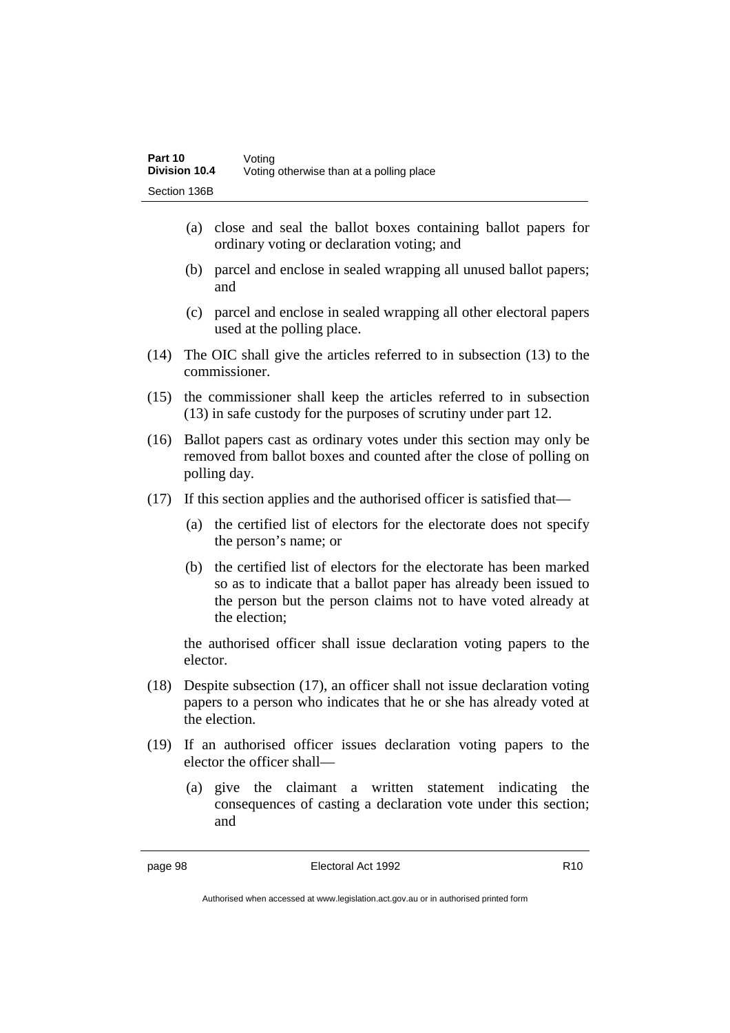(a) close and seal the ballot boxes containing ballot papers for ordinary voting or declaration voting; and

(b) parcel and enclose in sealed wrapping all unused ballot papers; and

(c) parcel and enclose in sealed wrapping all other electoral papers used at the polling place.

(14) The OIC shall give the articles referred to in subsection (13) to the commissioner.

(15) the commissioner shall keep the articles referred to in subsection (13) in safe custody for the purposes of scrutiny under part 12.

(16) Ballot papers cast as ordinary votes under this section may only be removed from ballot boxes and counted after the close of polling on polling day.

(17) If this section applies and the authorised officer is satisfied that—

(a) the certified list of electors for the electorate does not specify the person's name; or

(b) the certified list of electors for the electorate has been marked so as to indicate that a ballot paper has already been issued to the person but the person claims not to have voted already at the election;

the authorised officer shall issue declaration voting papers to the elector.

(18) Despite subsection (17), an officer shall not issue declaration voting papers to a person who indicates that he or she has already voted at the election.

(19) If an authorised officer issues declaration voting papers to the elector the officer shall—

(a) give the claimant a written statement indicating the consequences of casting a declaration vote under this section; and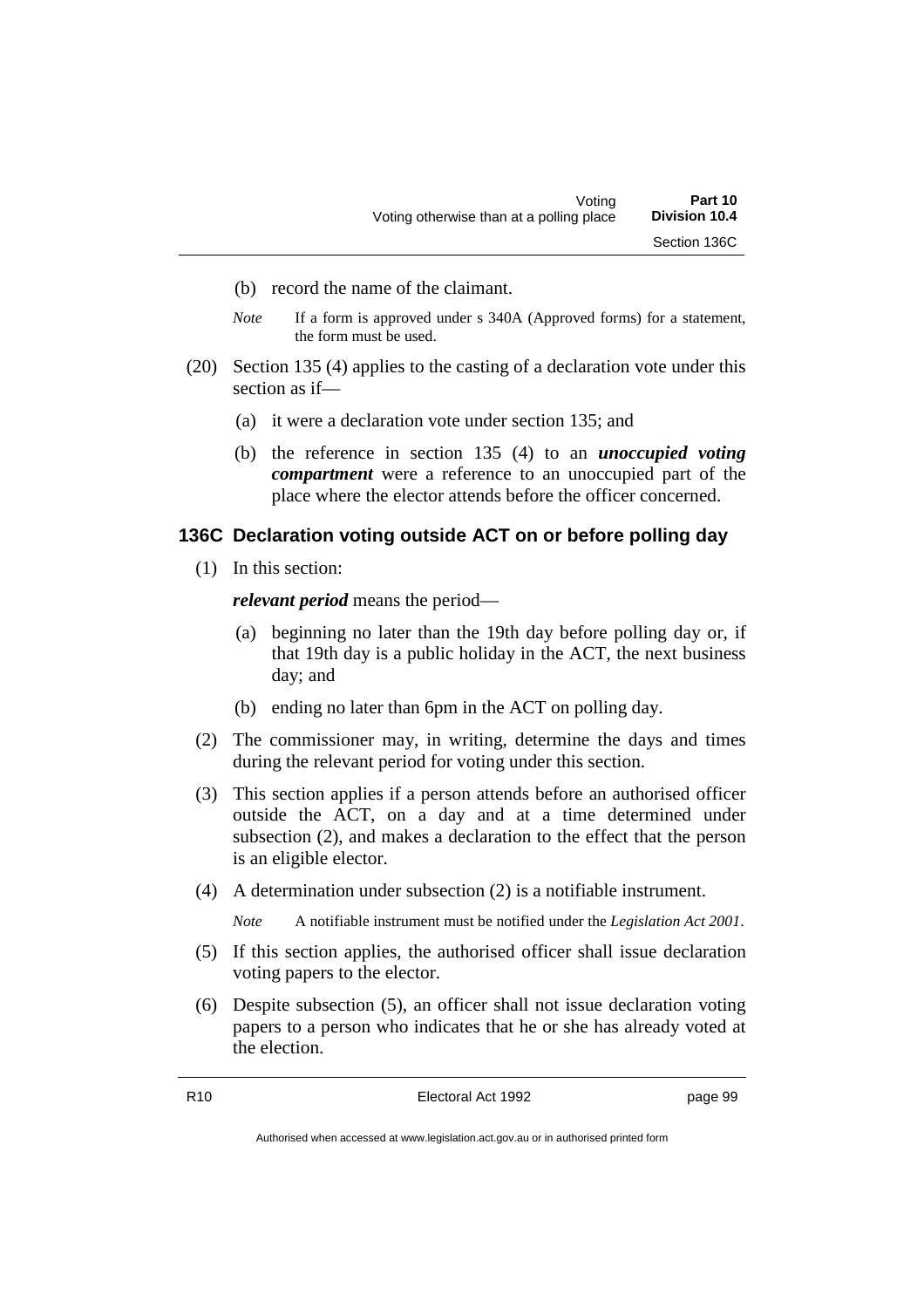(b) record the name of the claimant.

*Note* If a form is approved under s 340A (Approved forms) for a statement, the form must be used.

(20) Section 135 (4) applies to the casting of a declaration vote under this section as if—

(a) it were a declaration vote under section 135; and

(b) the reference in section 135 (4) to an ***unoccupied voting compartment*** were a reference to an unoccupied part of the place where the elector attends before the officer concerned.

### 136C Declaration voting outside ACT on or before polling day

(1) In this section:

***relevant period*** means the period—

(a) beginning no later than the 19th day before polling day or, if that 19th day is a public holiday in the ACT, the next business day; and

(b) ending no later than 6pm in the ACT on polling day.

(2) The commissioner may, in writing, determine the days and times during the relevant period for voting under this section.

(3) This section applies if a person attends before an authorised officer outside the ACT, on a day and at a time determined under subsection (2), and makes a declaration to the effect that the person is an eligible elector.

(4) A determination under subsection (2) is a notifiable instrument.

*Note* A notifiable instrument must be notified under the *Legislation Act 2001*.

(5) If this section applies, the authorised officer shall issue declaration voting papers to the elector.

(6) Despite subsection (5), an officer shall not issue declaration voting papers to a person who indicates that he or she has already voted at the election.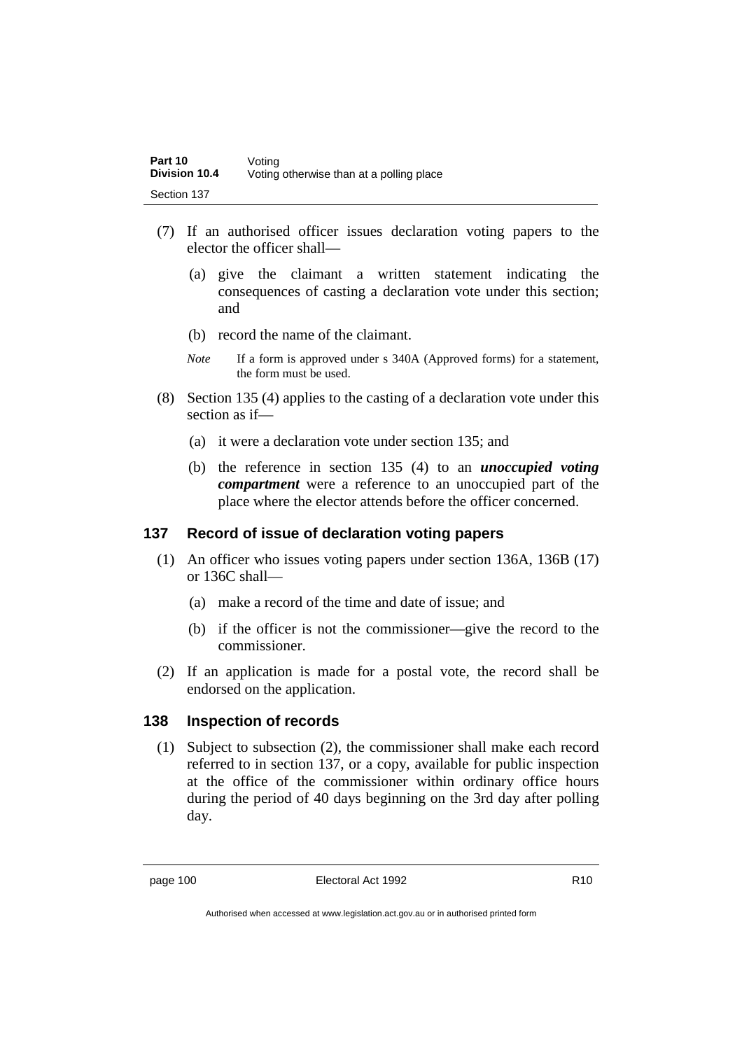(7) If an authorised officer issues declaration voting papers to the elector the officer shall—

(a) give the claimant a written statement indicating the consequences of casting a declaration vote under this section; and

(b) record the name of the claimant.

*Note* If a form is approved under s 340A (Approved forms) for a statement, the form must be used.

(8) Section 135 (4) applies to the casting of a declaration vote under this section as if—

(a) it were a declaration vote under section 135; and

(b) the reference in section 135 (4) to an ***unoccupied voting compartment*** were a reference to an unoccupied part of the place where the elector attends before the officer concerned.

## 137 Record of issue of declaration voting papers

(1) An officer who issues voting papers under section 136A, 136B (17) or 136C shall—

(a) make a record of the time and date of issue; and

(b) if the officer is not the commissioner—give the record to the commissioner.

(2) If an application is made for a postal vote, the record shall be endorsed on the application.

## 138 Inspection of records

(1) Subject to subsection (2), the commissioner shall make each record referred to in section 137, or a copy, available for public inspection at the office of the commissioner within ordinary office hours during the period of 40 days beginning on the 3rd day after polling day.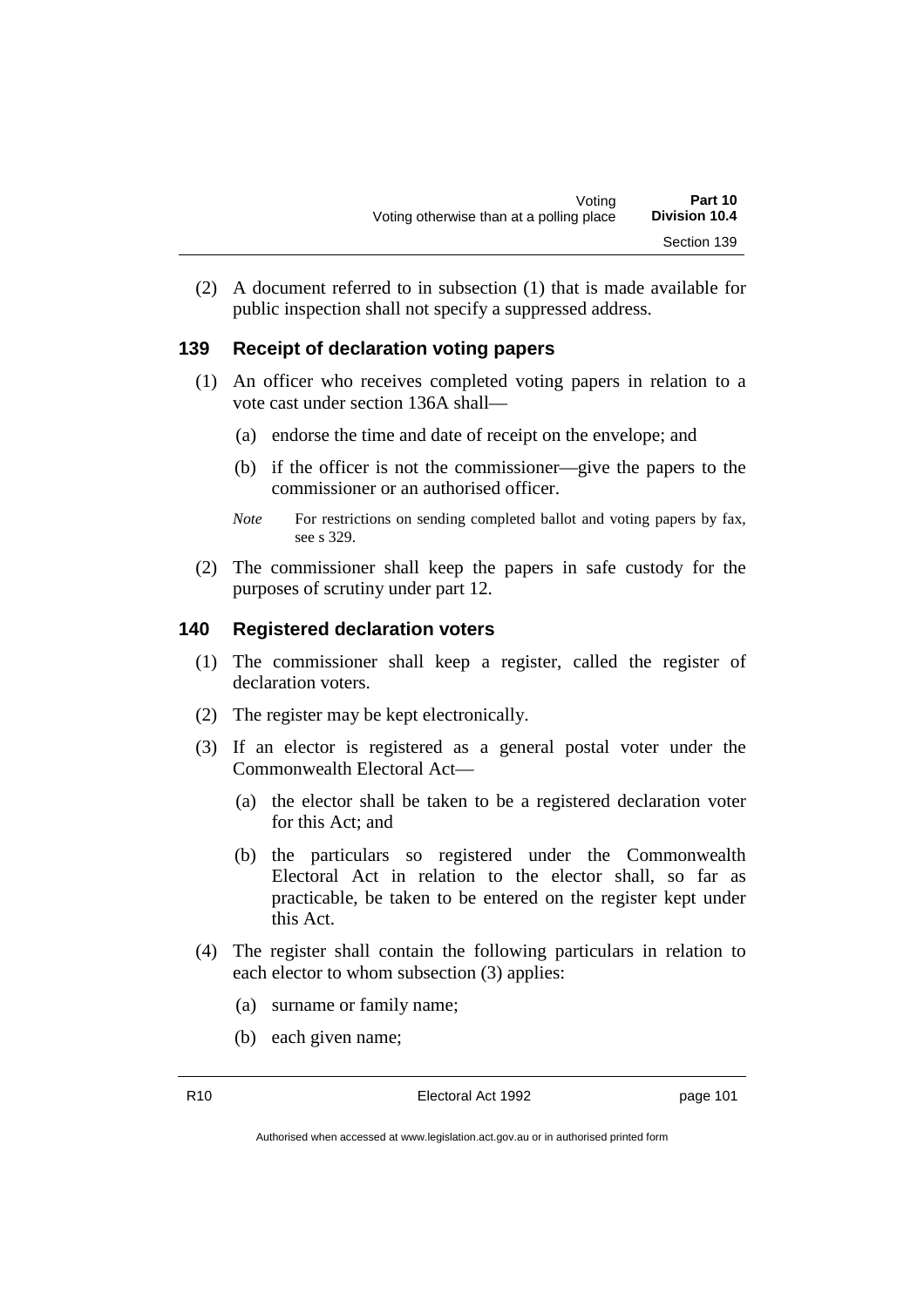(2) A document referred to in subsection (1) that is made available for public inspection shall not specify a suppressed address.

## 139 Receipt of declaration voting papers

(1) An officer who receives completed voting papers in relation to a vote cast under section 136A shall—

(a) endorse the time and date of receipt on the envelope; and

(b) if the officer is not the commissioner—give the papers to the commissioner or an authorised officer.

*Note* For restrictions on sending completed ballot and voting papers by fax, see s 329.

(2) The commissioner shall keep the papers in safe custody for the purposes of scrutiny under part 12.

## 140 Registered declaration voters

(1) The commissioner shall keep a register, called the register of declaration voters.

(2) The register may be kept electronically.

(3) If an elector is registered as a general postal voter under the Commonwealth Electoral Act—

(a) the elector shall be taken to be a registered declaration voter for this Act; and

(b) the particulars so registered under the Commonwealth Electoral Act in relation to the elector shall, so far as practicable, be taken to be entered on the register kept under this Act.

(4) The register shall contain the following particulars in relation to each elector to whom subsection (3) applies:

(a) surname or family name;

(b) each given name;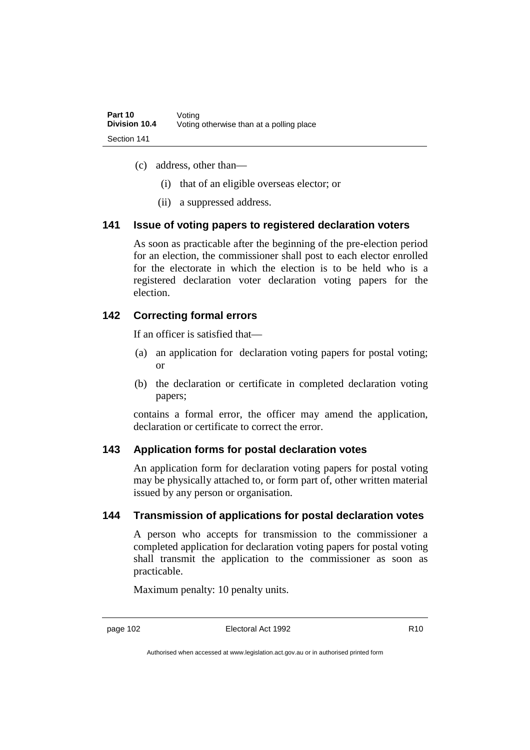(c) address, other than—

   (i) that of an eligible overseas elector; or

   (ii) a suppressed address.

### 141 Issue of voting papers to registered declaration voters

As soon as practicable after the beginning of the pre-election period for an election, the commissioner shall post to each elector enrolled for the electorate in which the election is to be held who is a registered declaration voter declaration voting papers for the election.

### 142 Correcting formal errors

If an officer is satisfied that—

(a) an application for declaration voting papers for postal voting; or

(b) the declaration or certificate in completed declaration voting papers;

contains a formal error, the officer may amend the application, declaration or certificate to correct the error.

### 143 Application forms for postal declaration votes

An application form for declaration voting papers for postal voting may be physically attached to, or form part of, other written material issued by any person or organisation.

### 144 Transmission of applications for postal declaration votes

A person who accepts for transmission to the commissioner a completed application for declaration voting papers for postal voting shall transmit the application to the commissioner as soon as practicable.

Maximum penalty: 10 penalty units.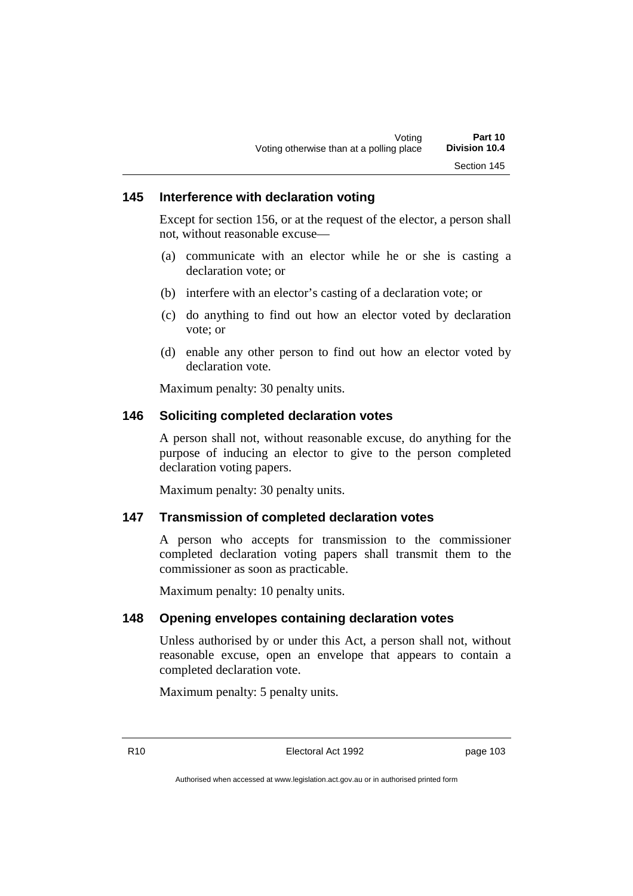### 145 Interference with declaration voting

Except for section 156, or at the request of the elector, a person shall not, without reasonable excuse—

(a) communicate with an elector while he or she is casting a declaration vote; or

(b) interfere with an elector's casting of a declaration vote; or

(c) do anything to find out how an elector voted by declaration vote; or

(d) enable any other person to find out how an elector voted by declaration vote.

Maximum penalty: 30 penalty units.

### 146 Soliciting completed declaration votes

A person shall not, without reasonable excuse, do anything for the purpose of inducing an elector to give to the person completed declaration voting papers.

Maximum penalty: 30 penalty units.

### 147 Transmission of completed declaration votes

A person who accepts for transmission to the commissioner completed declaration voting papers shall transmit them to the commissioner as soon as practicable.

Maximum penalty: 10 penalty units.

### 148 Opening envelopes containing declaration votes

Unless authorised by or under this Act, a person shall not, without reasonable excuse, open an envelope that appears to contain a completed declaration vote.

Maximum penalty: 5 penalty units.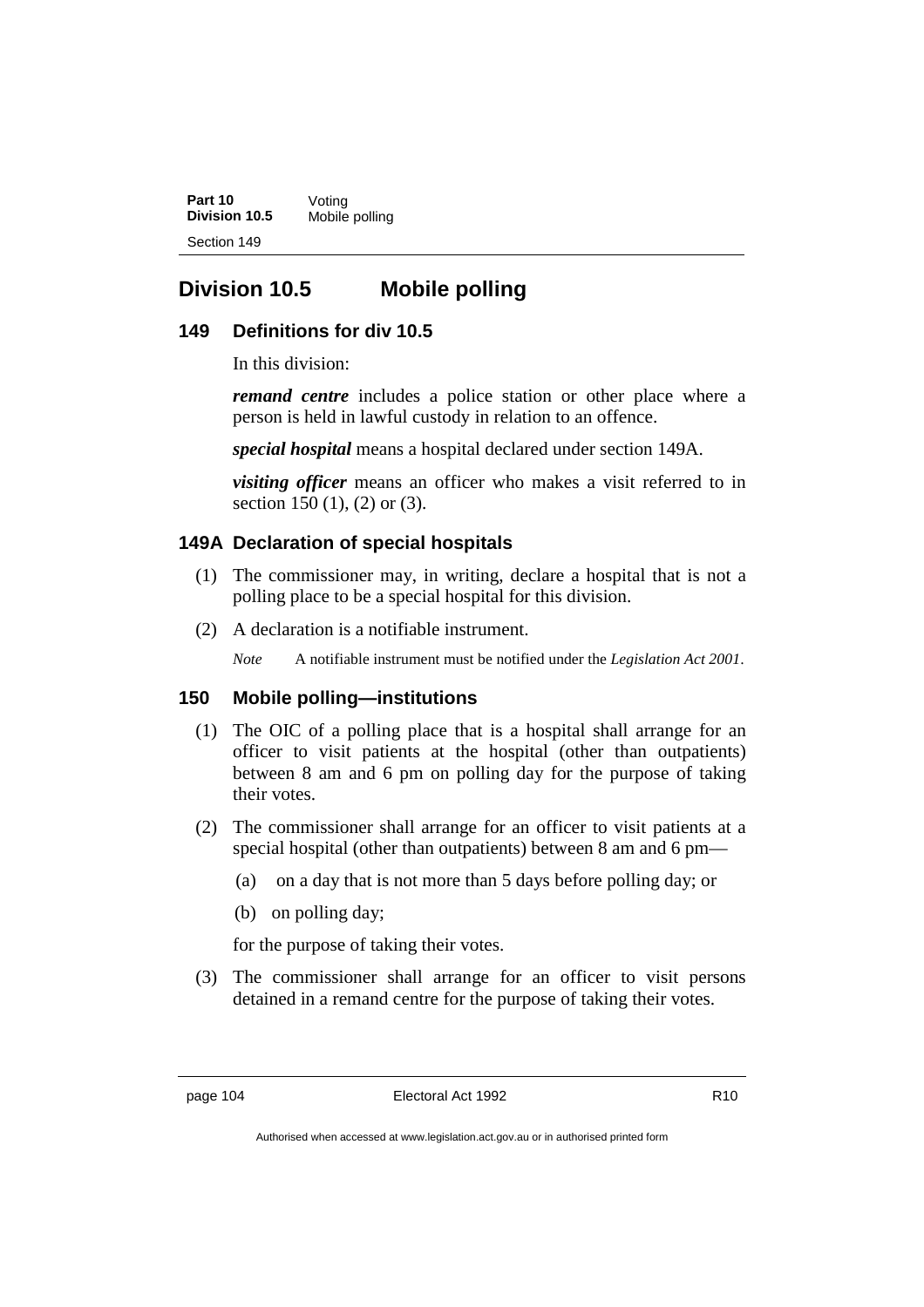## Division 10.5 Mobile polling

### 149 Definitions for div 10.5

In this division:

***remand centre*** includes a police station or other place where a person is held in lawful custody in relation to an offence.

***special hospital*** means a hospital declared under section 149A.

***visiting officer*** means an officer who makes a visit referred to in section 150 (1), (2) or (3).

### 149A Declaration of special hospitals

(1) The commissioner may, in writing, declare a hospital that is not a polling place to be a special hospital for this division.

(2) A declaration is a notifiable instrument.

*Note* A notifiable instrument must be notified under the *Legislation Act 2001*.

### 150 Mobile polling—institutions

(1) The OIC of a polling place that is a hospital shall arrange for an officer to visit patients at the hospital (other than outpatients) between 8 am and 6 pm on polling day for the purpose of taking their votes.

(2) The commissioner shall arrange for an officer to visit patients at a special hospital (other than outpatients) between 8 am and 6 pm—

(a) on a day that is not more than 5 days before polling day; or

(b) on polling day;

for the purpose of taking their votes.

(3) The commissioner shall arrange for an officer to visit persons detained in a remand centre for the purpose of taking their votes.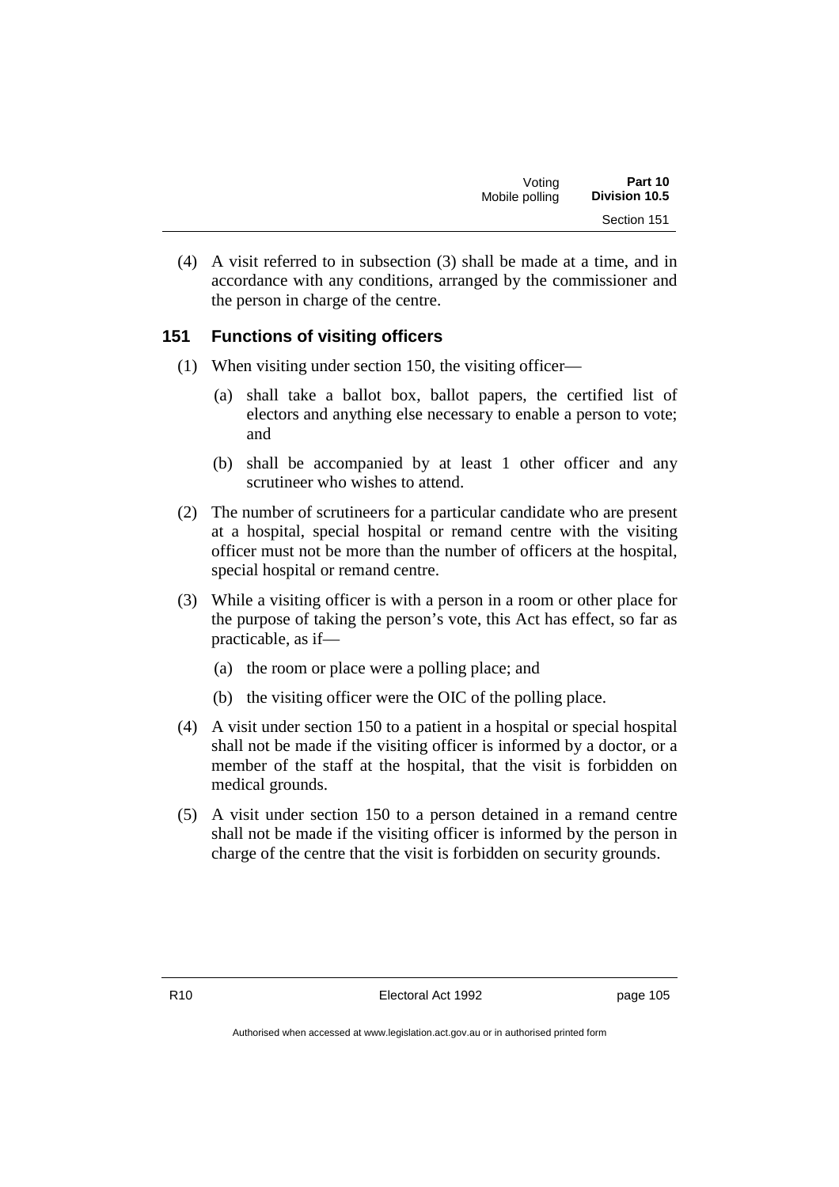(4) A visit referred to in subsection (3) shall be made at a time, and in accordance with any conditions, arranged by the commissioner and the person in charge of the centre.

## 151 Functions of visiting officers

(1) When visiting under section 150, the visiting officer—

(a) shall take a ballot box, ballot papers, the certified list of electors and anything else necessary to enable a person to vote; and

(b) shall be accompanied by at least 1 other officer and any scrutineer who wishes to attend.

(2) The number of scrutineers for a particular candidate who are present at a hospital, special hospital or remand centre with the visiting officer must not be more than the number of officers at the hospital, special hospital or remand centre.

(3) While a visiting officer is with a person in a room or other place for the purpose of taking the person's vote, this Act has effect, so far as practicable, as if—

(a) the room or place were a polling place; and

(b) the visiting officer were the OIC of the polling place.

(4) A visit under section 150 to a patient in a hospital or special hospital shall not be made if the visiting officer is informed by a doctor, or a member of the staff at the hospital, that the visit is forbidden on medical grounds.

(5) A visit under section 150 to a person detained in a remand centre shall not be made if the visiting officer is informed by the person in charge of the centre that the visit is forbidden on security grounds.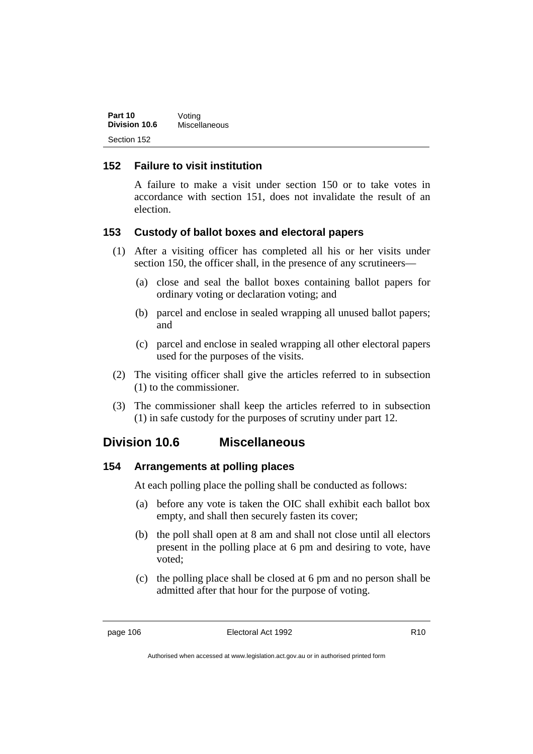### 152 Failure to visit institution

A failure to make a visit under section 150 or to take votes in accordance with section 151, does not invalidate the result of an election.

### 153 Custody of ballot boxes and electoral papers

(1) After a visiting officer has completed all his or her visits under section 150, the officer shall, in the presence of any scrutineers—

(a) close and seal the ballot boxes containing ballot papers for ordinary voting or declaration voting; and

(b) parcel and enclose in sealed wrapping all unused ballot papers; and

(c) parcel and enclose in sealed wrapping all other electoral papers used for the purposes of the visits.

(2) The visiting officer shall give the articles referred to in subsection (1) to the commissioner.

(3) The commissioner shall keep the articles referred to in subsection (1) in safe custody for the purposes of scrutiny under part 12.

## Division 10.6 Miscellaneous

### 154 Arrangements at polling places

At each polling place the polling shall be conducted as follows:

(a) before any vote is taken the OIC shall exhibit each ballot box empty, and shall then securely fasten its cover;

(b) the poll shall open at 8 am and shall not close until all electors present in the polling place at 6 pm and desiring to vote, have voted;

(c) the polling place shall be closed at 6 pm and no person shall be admitted after that hour for the purpose of voting.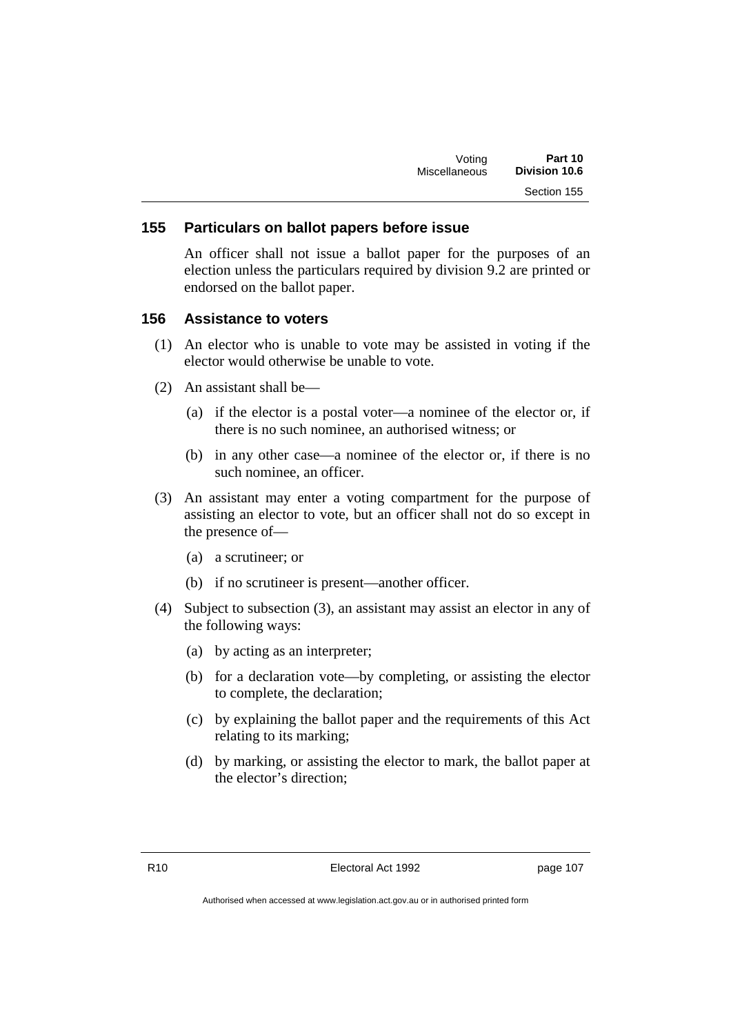### 155 Particulars on ballot papers before issue

An officer shall not issue a ballot paper for the purposes of an election unless the particulars required by division 9.2 are printed or endorsed on the ballot paper.

### 156 Assistance to voters

(1) An elector who is unable to vote may be assisted in voting if the elector would otherwise be unable to vote.

(2) An assistant shall be—

(a) if the elector is a postal voter—a nominee of the elector or, if there is no such nominee, an authorised witness; or

(b) in any other case—a nominee of the elector or, if there is no such nominee, an officer.

(3) An assistant may enter a voting compartment for the purpose of assisting an elector to vote, but an officer shall not do so except in the presence of—

(a) a scrutineer; or

(b) if no scrutineer is present—another officer.

(4) Subject to subsection (3), an assistant may assist an elector in any of the following ways:

(a) by acting as an interpreter;

(b) for a declaration vote—by completing, or assisting the elector to complete, the declaration;

(c) by explaining the ballot paper and the requirements of this Act relating to its marking;

(d) by marking, or assisting the elector to mark, the ballot paper at the elector's direction;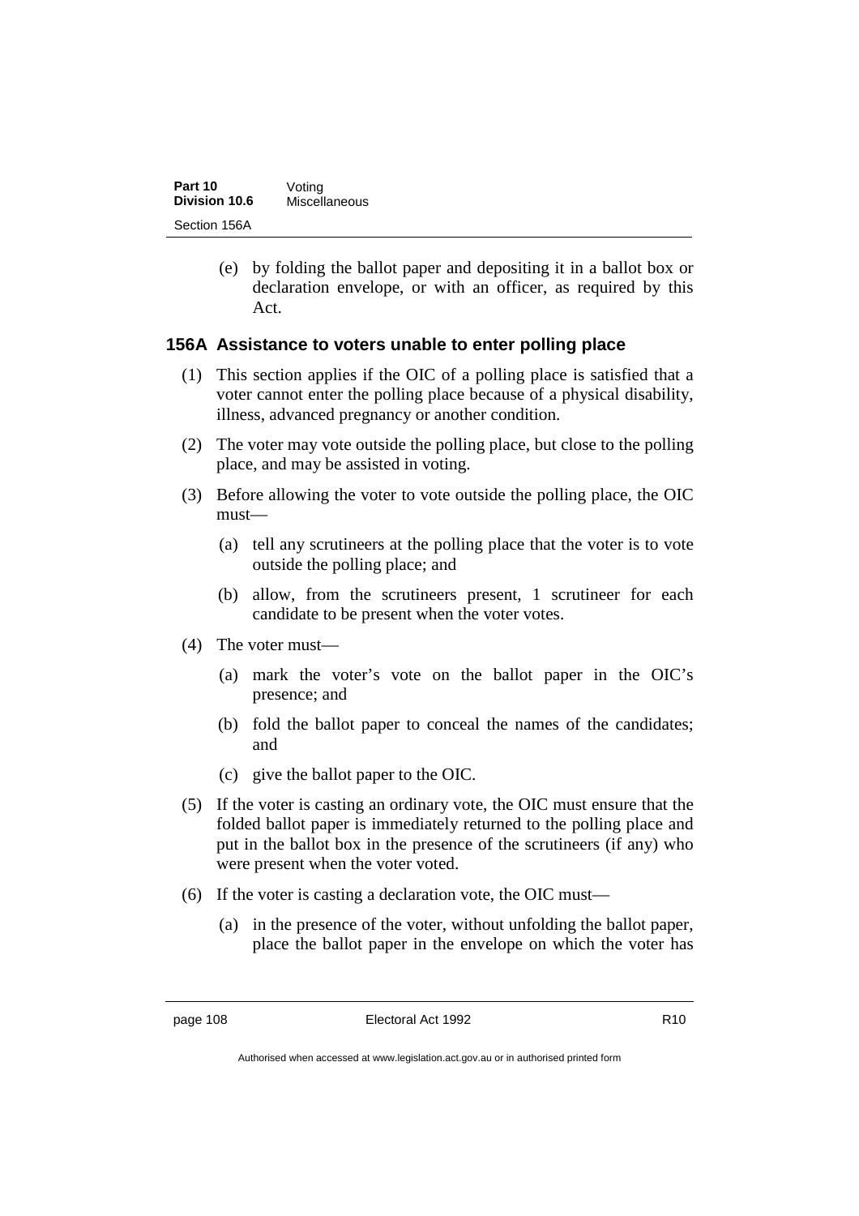(e) by folding the ballot paper and depositing it in a ballot box or declaration envelope, or with an officer, as required by this Act.

### 156A Assistance to voters unable to enter polling place

(1) This section applies if the OIC of a polling place is satisfied that a voter cannot enter the polling place because of a physical disability, illness, advanced pregnancy or another condition.

(2) The voter may vote outside the polling place, but close to the polling place, and may be assisted in voting.

(3) Before allowing the voter to vote outside the polling place, the OIC must—

(a) tell any scrutineers at the polling place that the voter is to vote outside the polling place; and

(b) allow, from the scrutineers present, 1 scrutineer for each candidate to be present when the voter votes.

(4) The voter must—

(a) mark the voter's vote on the ballot paper in the OIC's presence; and

(b) fold the ballot paper to conceal the names of the candidates; and

(c) give the ballot paper to the OIC.

(5) If the voter is casting an ordinary vote, the OIC must ensure that the folded ballot paper is immediately returned to the polling place and put in the ballot box in the presence of the scrutineers (if any) who were present when the voter voted.

(6) If the voter is casting a declaration vote, the OIC must—

(a) in the presence of the voter, without unfolding the ballot paper, place the ballot paper in the envelope on which the voter has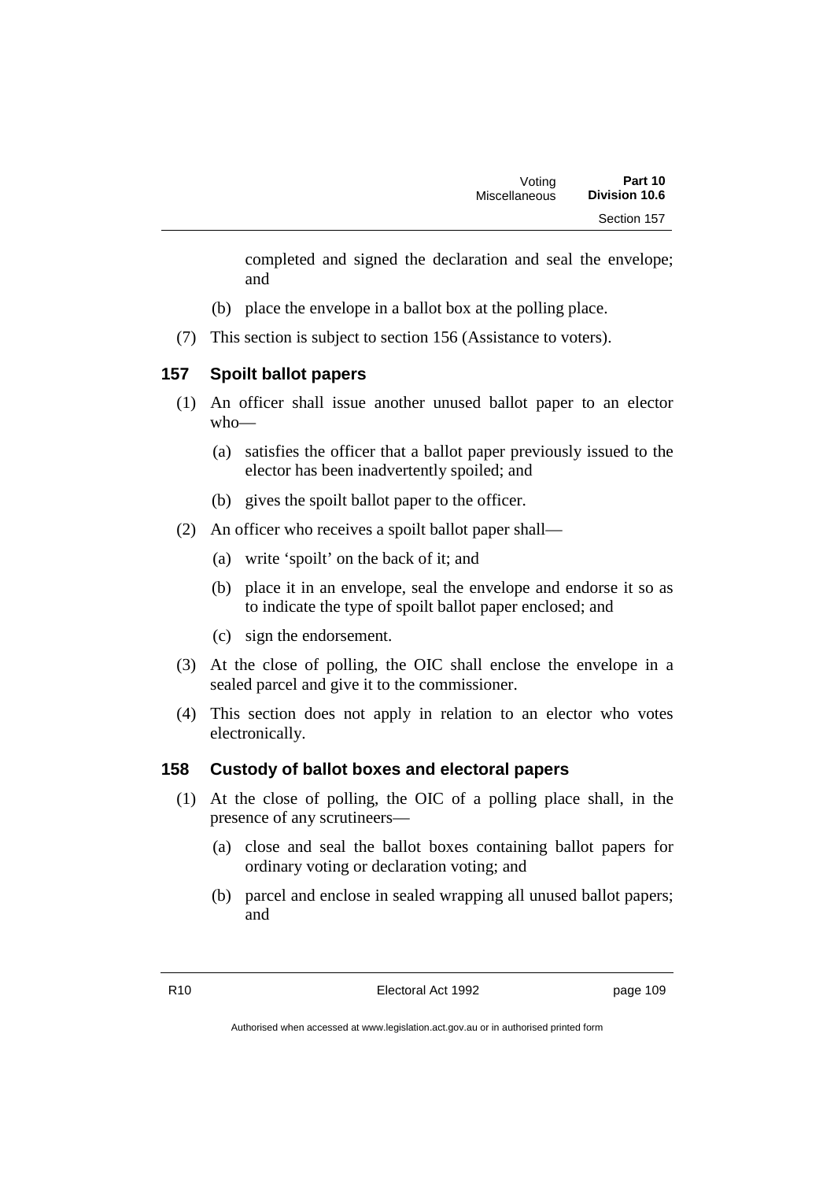completed and signed the declaration and seal the envelope; and

(b) place the envelope in a ballot box at the polling place.

(7) This section is subject to section 156 (Assistance to voters).

## 157 Spoilt ballot papers

(1) An officer shall issue another unused ballot paper to an elector who—

(a) satisfies the officer that a ballot paper previously issued to the elector has been inadvertently spoiled; and

(b) gives the spoilt ballot paper to the officer.

(2) An officer who receives a spoilt ballot paper shall—

(a) write 'spoilt' on the back of it; and

(b) place it in an envelope, seal the envelope and endorse it so as to indicate the type of spoilt ballot paper enclosed; and

(c) sign the endorsement.

(3) At the close of polling, the OIC shall enclose the envelope in a sealed parcel and give it to the commissioner.

(4) This section does not apply in relation to an elector who votes electronically.

## 158 Custody of ballot boxes and electoral papers

(1) At the close of polling, the OIC of a polling place shall, in the presence of any scrutineers—

(a) close and seal the ballot boxes containing ballot papers for ordinary voting or declaration voting; and

(b) parcel and enclose in sealed wrapping all unused ballot papers; and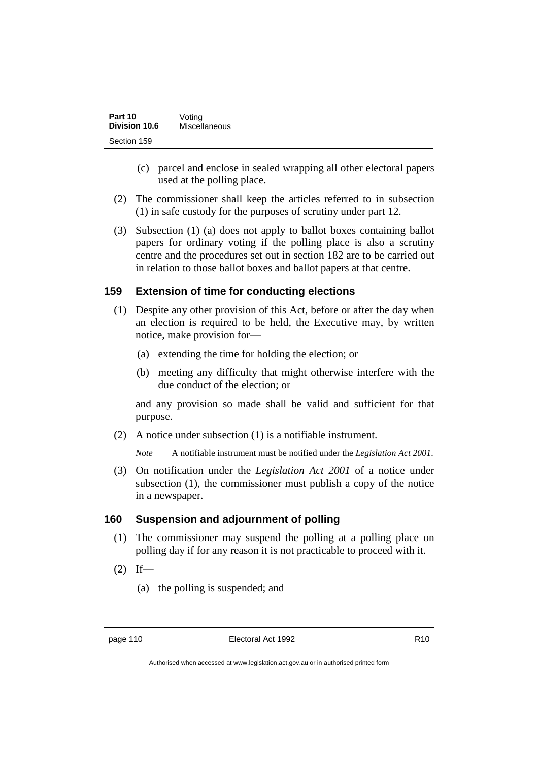(c) parcel and enclose in sealed wrapping all other electoral papers used at the polling place.

(2) The commissioner shall keep the articles referred to in subsection (1) in safe custody for the purposes of scrutiny under part 12.

(3) Subsection (1) (a) does not apply to ballot boxes containing ballot papers for ordinary voting if the polling place is also a scrutiny centre and the procedures set out in section 182 are to be carried out in relation to those ballot boxes and ballot papers at that centre.

## 159 Extension of time for conducting elections

(1) Despite any other provision of this Act, before or after the day when an election is required to be held, the Executive may, by written notice, make provision for—

(a) extending the time for holding the election; or

(b) meeting any difficulty that might otherwise interfere with the due conduct of the election; or

and any provision so made shall be valid and sufficient for that purpose.

(2) A notice under subsection (1) is a notifiable instrument.

*Note* A notifiable instrument must be notified under the *Legislation Act 2001*.

(3) On notification under the *Legislation Act 2001* of a notice under subsection (1), the commissioner must publish a copy of the notice in a newspaper.

## 160 Suspension and adjournment of polling

(1) The commissioner may suspend the polling at a polling place on polling day if for any reason it is not practicable to proceed with it.

(2) If—

(a) the polling is suspended; and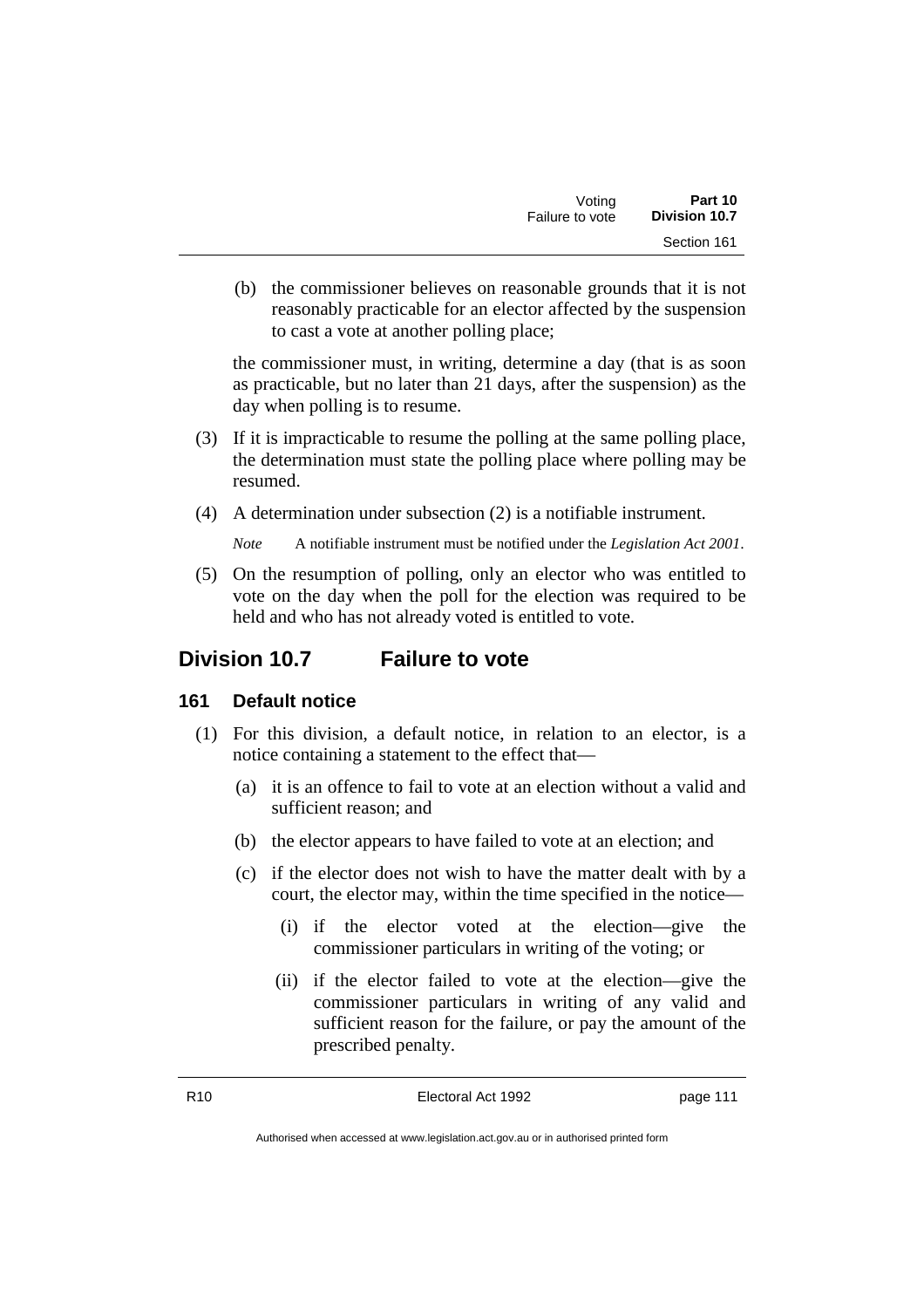(b) the commissioner believes on reasonable grounds that it is not reasonably practicable for an elector affected by the suspension to cast a vote at another polling place;

the commissioner must, in writing, determine a day (that is as soon as practicable, but no later than 21 days, after the suspension) as the day when polling is to resume.

(3) If it is impracticable to resume the polling at the same polling place, the determination must state the polling place where polling may be resumed.

(4) A determination under subsection (2) is a notifiable instrument.

*Note* A notifiable instrument must be notified under the *Legislation Act 2001*.

(5) On the resumption of polling, only an elector who was entitled to vote on the day when the poll for the election was required to be held and who has not already voted is entitled to vote.

## Division 10.7 Failure to vote

### 161 Default notice

(1) For this division, a default notice, in relation to an elector, is a notice containing a statement to the effect that—

(a) it is an offence to fail to vote at an election without a valid and sufficient reason; and

(b) the elector appears to have failed to vote at an election; and

(c) if the elector does not wish to have the matter dealt with by a court, the elector may, within the time specified in the notice—

(i) if the elector voted at the election—give the commissioner particulars in writing of the voting; or

(ii) if the elector failed to vote at the election—give the commissioner particulars in writing of any valid and sufficient reason for the failure, or pay the amount of the prescribed penalty.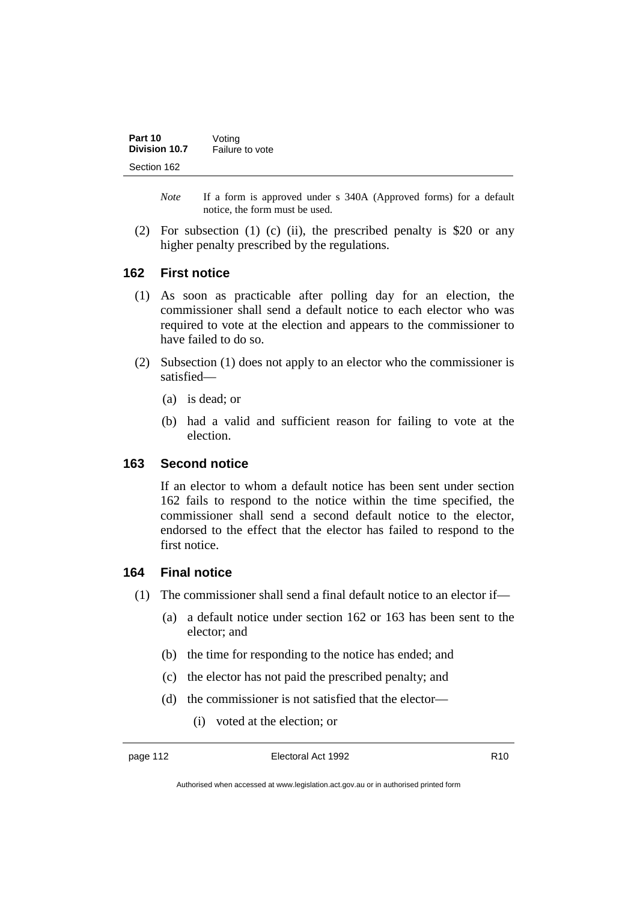*Note* If a form is approved under s 340A (Approved forms) for a default notice, the form must be used.

(2) For subsection (1) (c) (ii), the prescribed penalty is $20 or any higher penalty prescribed by the regulations.

### 162 First notice

(1) As soon as practicable after polling day for an election, the commissioner shall send a default notice to each elector who was required to vote at the election and appears to the commissioner to have failed to do so.

(2) Subsection (1) does not apply to an elector who the commissioner is satisfied—

(a) is dead; or

(b) had a valid and sufficient reason for failing to vote at the election.

### 163 Second notice

If an elector to whom a default notice has been sent under section 162 fails to respond to the notice within the time specified, the commissioner shall send a second default notice to the elector, endorsed to the effect that the elector has failed to respond to the first notice.

### 164 Final notice

(1) The commissioner shall send a final default notice to an elector if—

(a) a default notice under section 162 or 163 has been sent to the elector; and

(b) the time for responding to the notice has ended; and

(c) the elector has not paid the prescribed penalty; and

(d) the commissioner is not satisfied that the elector—

(i) voted at the election; or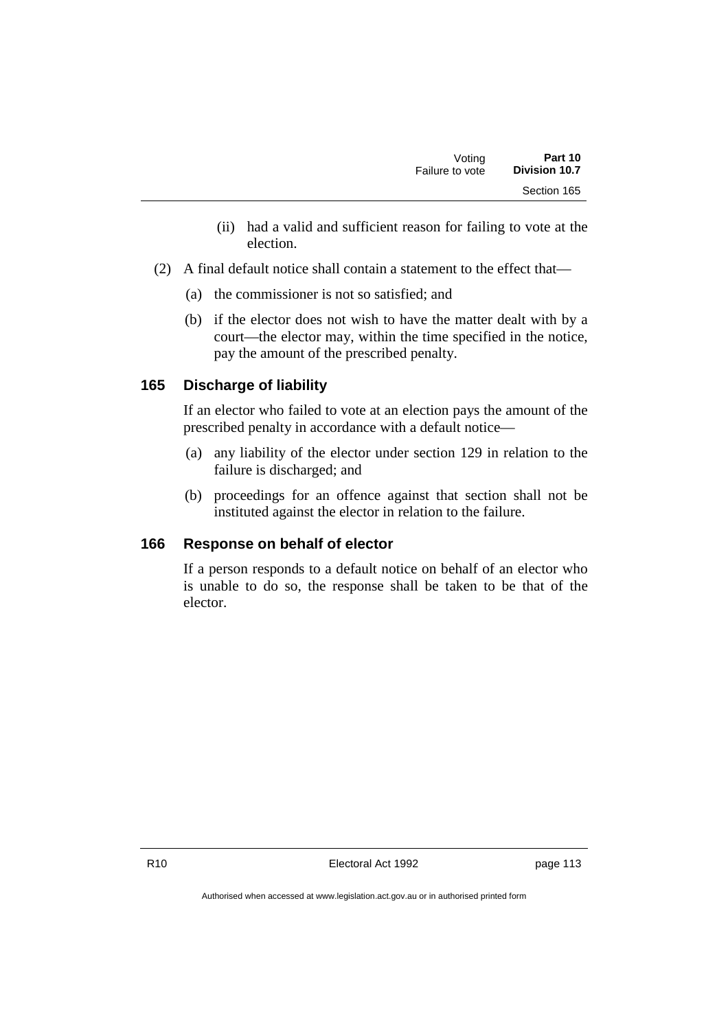(ii) had a valid and sufficient reason for failing to vote at the election.

(2) A final default notice shall contain a statement to the effect that—

(a) the commissioner is not so satisfied; and

(b) if the elector does not wish to have the matter dealt with by a court—the elector may, within the time specified in the notice, pay the amount of the prescribed penalty.

## 165 Discharge of liability

If an elector who failed to vote at an election pays the amount of the prescribed penalty in accordance with a default notice—

(a) any liability of the elector under section 129 in relation to the failure is discharged; and

(b) proceedings for an offence against that section shall not be instituted against the elector in relation to the failure.

## 166 Response on behalf of elector

If a person responds to a default notice on behalf of an elector who is unable to do so, the response shall be taken to be that of the elector.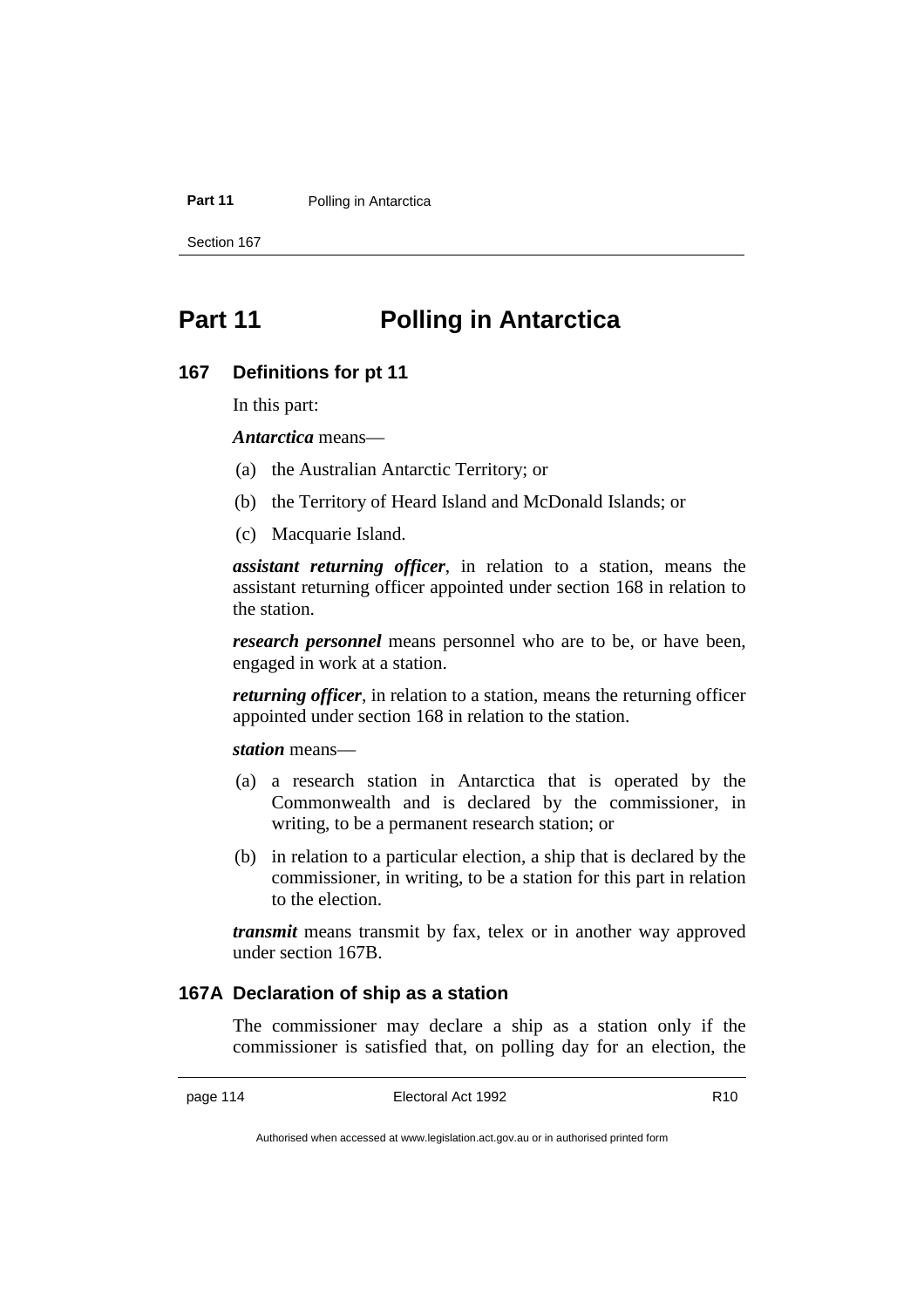# Part 11 Polling in Antarctica

### 167 Definitions for pt 11

In this part:

***Antarctica*** means—

(a) the Australian Antarctic Territory; or

(b) the Territory of Heard Island and McDonald Islands; or

(c) Macquarie Island.

***assistant returning officer***, in relation to a station, means the assistant returning officer appointed under section 168 in relation to the station.

***research personnel*** means personnel who are to be, or have been, engaged in work at a station.

***returning officer***, in relation to a station, means the returning officer appointed under section 168 in relation to the station.

***station*** means—

(a) a research station in Antarctica that is operated by the Commonwealth and is declared by the commissioner, in writing, to be a permanent research station; or

(b) in relation to a particular election, a ship that is declared by the commissioner, in writing, to be a station for this part in relation to the election.

***transmit*** means transmit by fax, telex or in another way approved under section 167B.

### 167A Declaration of ship as a station

The commissioner may declare a ship as a station only if the commissioner is satisfied that, on polling day for an election, the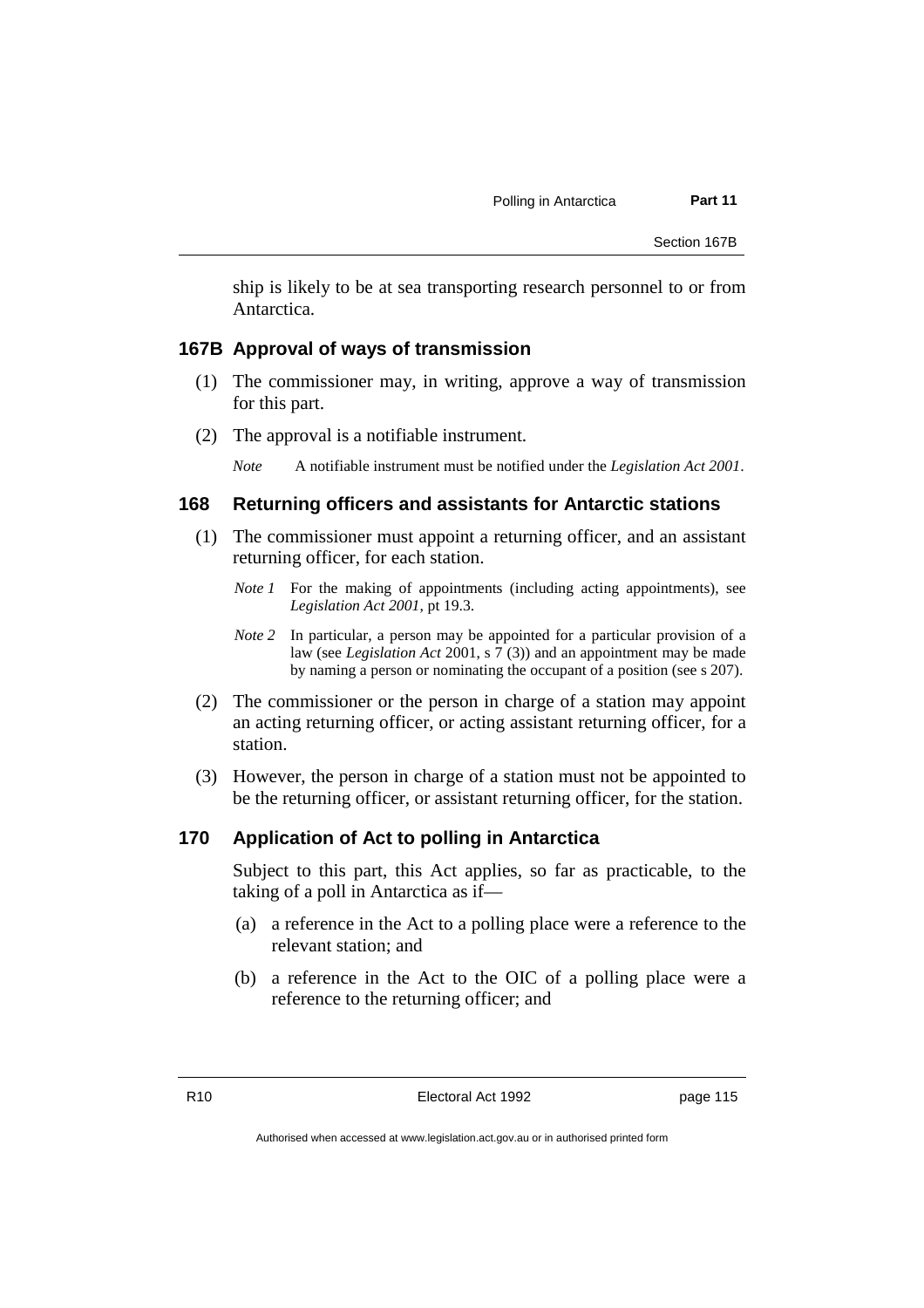ship is likely to be at sea transporting research personnel to or from Antarctica.

### 167B Approval of ways of transmission

(1) The commissioner may, in writing, approve a way of transmission for this part.

(2) The approval is a notifiable instrument.

*Note* A notifiable instrument must be notified under the *Legislation Act 2001*.

### 168 Returning officers and assistants for Antarctic stations

(1) The commissioner must appoint a returning officer, and an assistant returning officer, for each station.

*Note 1* For the making of appointments (including acting appointments), see *Legislation Act 2001*, pt 19.3.

*Note 2* In particular, a person may be appointed for a particular provision of a law (see *Legislation Act* 2001, s 7 (3)) and an appointment may be made by naming a person or nominating the occupant of a position (see s 207).

(2) The commissioner or the person in charge of a station may appoint an acting returning officer, or acting assistant returning officer, for a station.

(3) However, the person in charge of a station must not be appointed to be the returning officer, or assistant returning officer, for the station.

### 170 Application of Act to polling in Antarctica

Subject to this part, this Act applies, so far as practicable, to the taking of a poll in Antarctica as if—

(a) a reference in the Act to a polling place were a reference to the relevant station; and

(b) a reference in the Act to the OIC of a polling place were a reference to the returning officer; and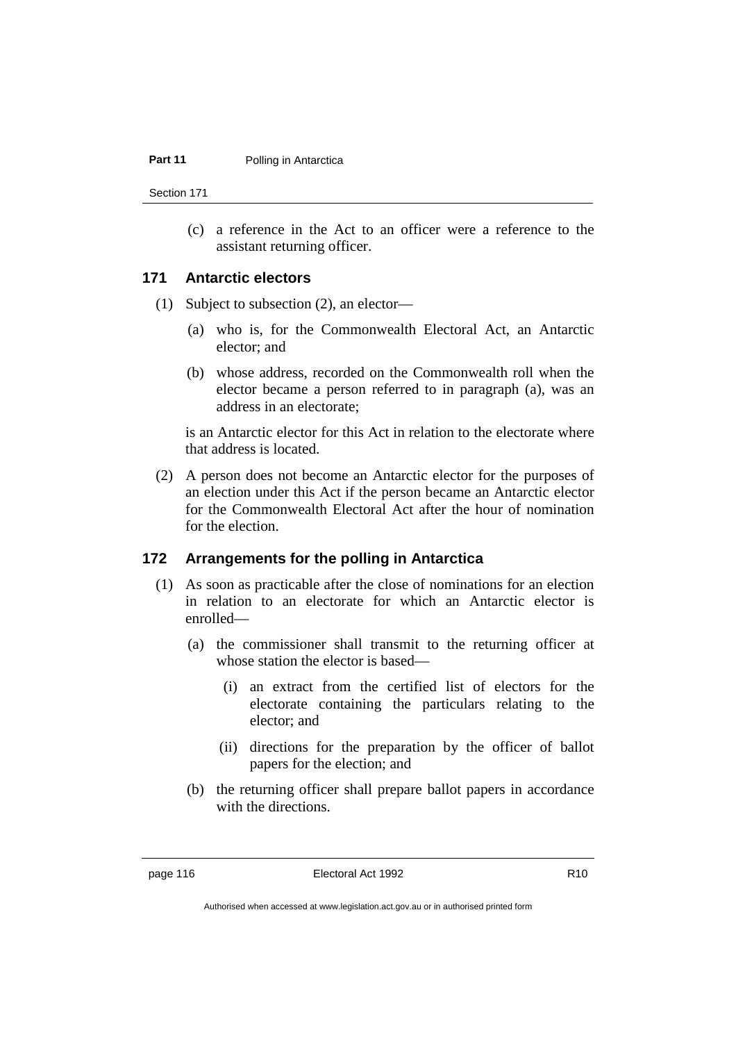(c) a reference in the Act to an officer were a reference to the assistant returning officer.

### 171 Antarctic electors

(1) Subject to subsection (2), an elector—

(a) who is, for the Commonwealth Electoral Act, an Antarctic elector; and

(b) whose address, recorded on the Commonwealth roll when the elector became a person referred to in paragraph (a), was an address in an electorate;

is an Antarctic elector for this Act in relation to the electorate where that address is located.

(2) A person does not become an Antarctic elector for the purposes of an election under this Act if the person became an Antarctic elector for the Commonwealth Electoral Act after the hour of nomination for the election.

### 172 Arrangements for the polling in Antarctica

(1) As soon as practicable after the close of nominations for an election in relation to an electorate for which an Antarctic elector is enrolled—

(a) the commissioner shall transmit to the returning officer at whose station the elector is based—

(i) an extract from the certified list of electors for the electorate containing the particulars relating to the elector; and

(ii) directions for the preparation by the officer of ballot papers for the election; and

(b) the returning officer shall prepare ballot papers in accordance with the directions.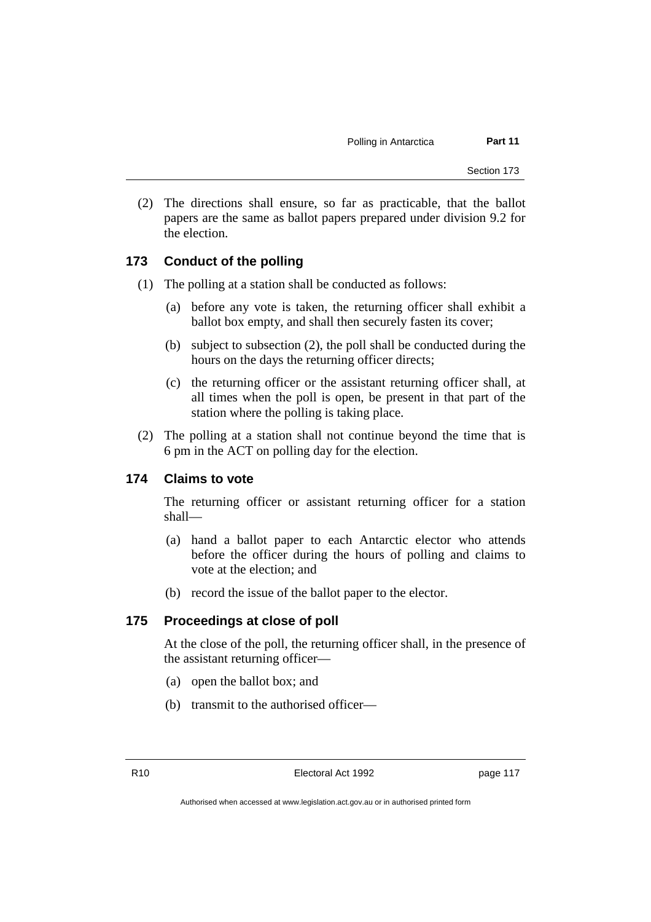(2) The directions shall ensure, so far as practicable, that the ballot papers are the same as ballot papers prepared under division 9.2 for the election.

### 173 Conduct of the polling

(1) The polling at a station shall be conducted as follows:

  (a) before any vote is taken, the returning officer shall exhibit a ballot box empty, and shall then securely fasten its cover;

  (b) subject to subsection (2), the poll shall be conducted during the hours on the days the returning officer directs;

  (c) the returning officer or the assistant returning officer shall, at all times when the poll is open, be present in that part of the station where the polling is taking place.

(2) The polling at a station shall not continue beyond the time that is 6 pm in the ACT on polling day for the election.

### 174 Claims to vote

The returning officer or assistant returning officer for a station shall—

  (a) hand a ballot paper to each Antarctic elector who attends before the officer during the hours of polling and claims to vote at the election; and

  (b) record the issue of the ballot paper to the elector.

### 175 Proceedings at close of poll

At the close of the poll, the returning officer shall, in the presence of the assistant returning officer—

  (a) open the ballot box; and

  (b) transmit to the authorised officer—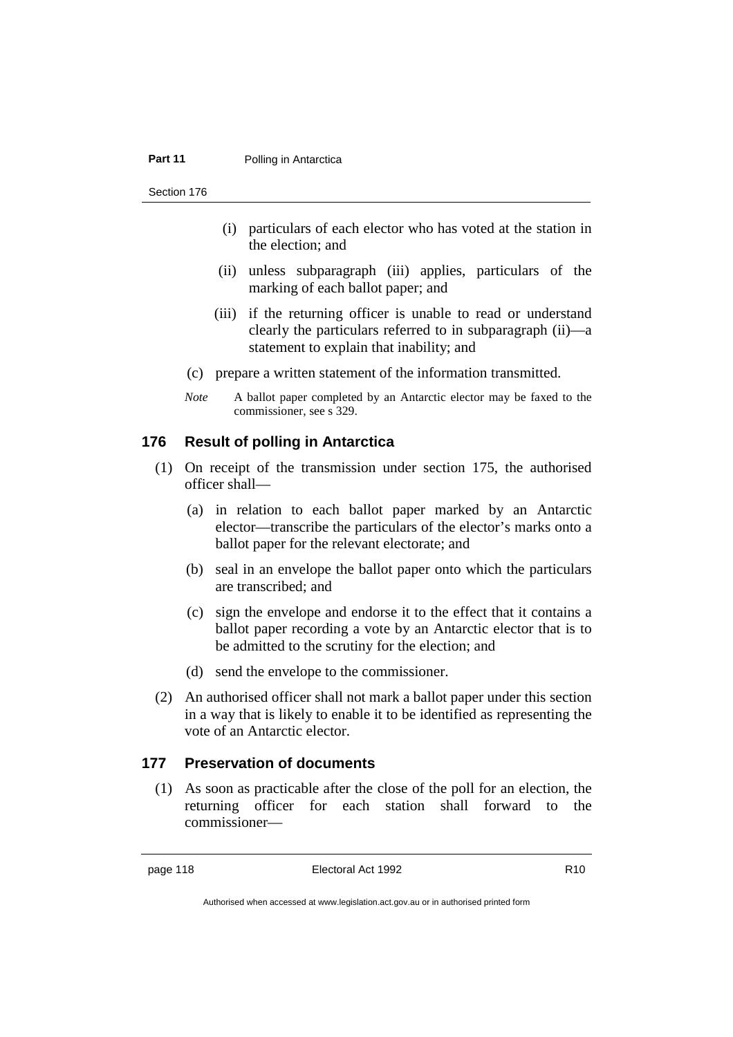(i) particulars of each elector who has voted at the station in the election; and

(ii) unless subparagraph (iii) applies, particulars of the marking of each ballot paper; and

(iii) if the returning officer is unable to read or understand clearly the particulars referred to in subparagraph (ii)—a statement to explain that inability; and

(c) prepare a written statement of the information transmitted.

*Note* A ballot paper completed by an Antarctic elector may be faxed to the commissioner, see s 329.

### 176 Result of polling in Antarctica

(1) On receipt of the transmission under section 175, the authorised officer shall—

(a) in relation to each ballot paper marked by an Antarctic elector—transcribe the particulars of the elector's marks onto a ballot paper for the relevant electorate; and

(b) seal in an envelope the ballot paper onto which the particulars are transcribed; and

(c) sign the envelope and endorse it to the effect that it contains a ballot paper recording a vote by an Antarctic elector that is to be admitted to the scrutiny for the election; and

(d) send the envelope to the commissioner.

(2) An authorised officer shall not mark a ballot paper under this section in a way that is likely to enable it to be identified as representing the vote of an Antarctic elector.

### 177 Preservation of documents

(1) As soon as practicable after the close of the poll for an election, the returning officer for each station shall forward to the commissioner—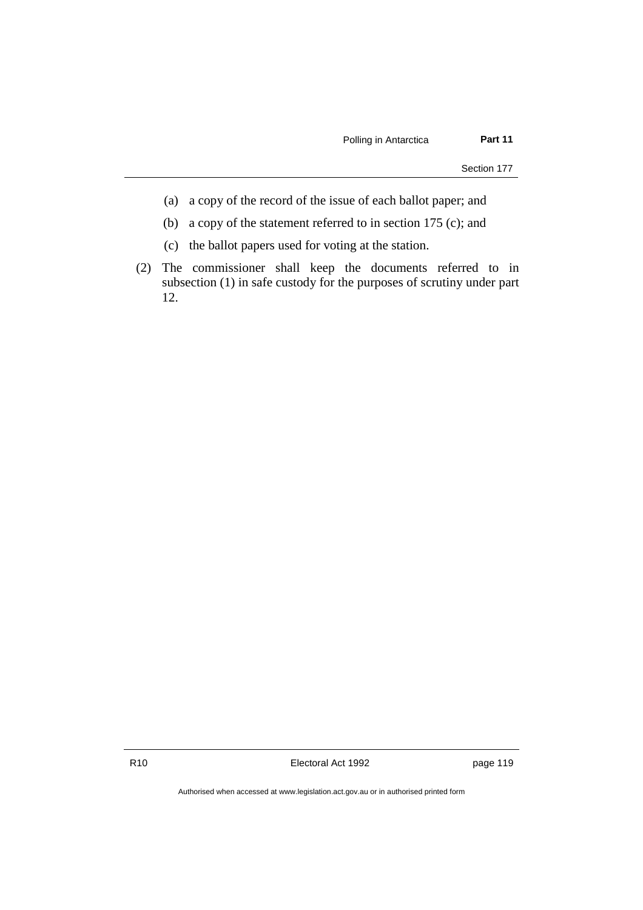(a) a copy of the record of the issue of each ballot paper; and

(b) a copy of the statement referred to in section 175 (c); and

(c) the ballot papers used for voting at the station.

(2) The commissioner shall keep the documents referred to in subsection (1) in safe custody for the purposes of scrutiny under part 12.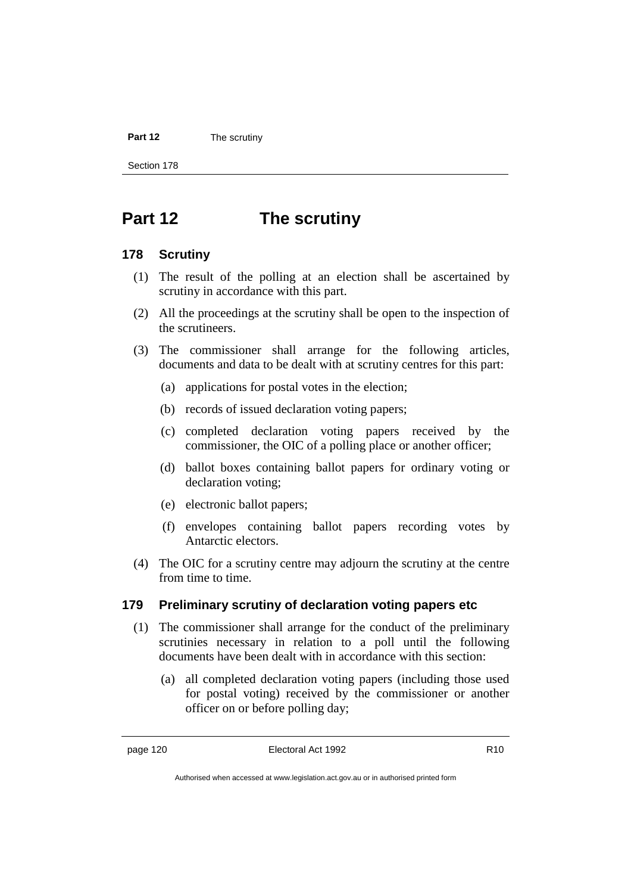# Part 12 The scrutiny

## 178 Scrutiny

(1) The result of the polling at an election shall be ascertained by scrutiny in accordance with this part.

(2) All the proceedings at the scrutiny shall be open to the inspection of the scrutineers.

(3) The commissioner shall arrange for the following articles, documents and data to be dealt with at scrutiny centres for this part:

(a) applications for postal votes in the election;

(b) records of issued declaration voting papers;

(c) completed declaration voting papers received by the commissioner, the OIC of a polling place or another officer;

(d) ballot boxes containing ballot papers for ordinary voting or declaration voting;

(e) electronic ballot papers;

(f) envelopes containing ballot papers recording votes by Antarctic electors.

(4) The OIC for a scrutiny centre may adjourn the scrutiny at the centre from time to time.

## 179 Preliminary scrutiny of declaration voting papers etc

(1) The commissioner shall arrange for the conduct of the preliminary scrutinies necessary in relation to a poll until the following documents have been dealt with in accordance with this section:

(a) all completed declaration voting papers (including those used for postal voting) received by the commissioner or another officer on or before polling day;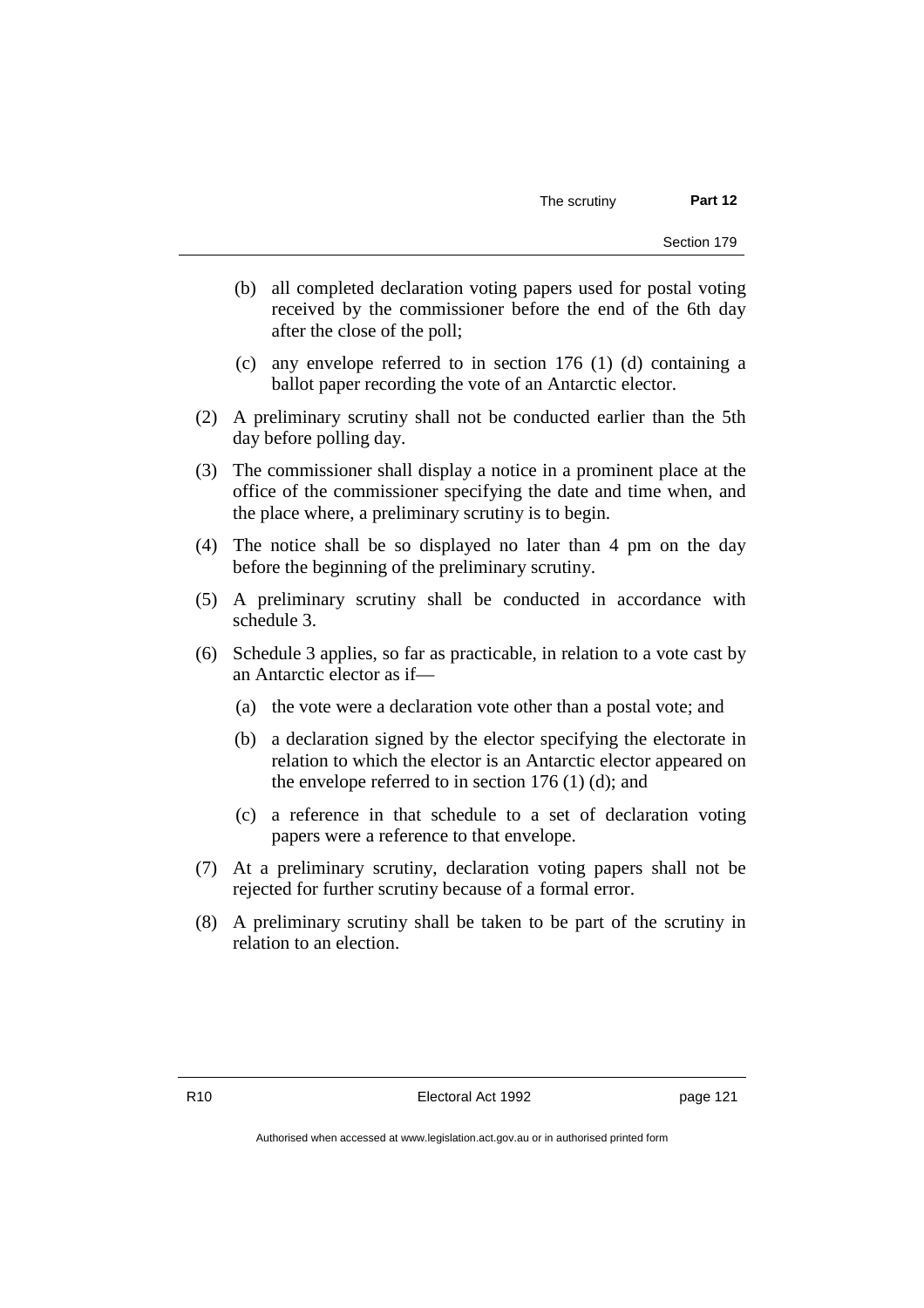(b) all completed declaration voting papers used for postal voting received by the commissioner before the end of the 6th day after the close of the poll;

(c) any envelope referred to in section 176 (1) (d) containing a ballot paper recording the vote of an Antarctic elector.

(2) A preliminary scrutiny shall not be conducted earlier than the 5th day before polling day.

(3) The commissioner shall display a notice in a prominent place at the office of the commissioner specifying the date and time when, and the place where, a preliminary scrutiny is to begin.

(4) The notice shall be so displayed no later than 4 pm on the day before the beginning of the preliminary scrutiny.

(5) A preliminary scrutiny shall be conducted in accordance with schedule 3.

(6) Schedule 3 applies, so far as practicable, in relation to a vote cast by an Antarctic elector as if—

(a) the vote were a declaration vote other than a postal vote; and

(b) a declaration signed by the elector specifying the electorate in relation to which the elector is an Antarctic elector appeared on the envelope referred to in section 176 (1) (d); and

(c) a reference in that schedule to a set of declaration voting papers were a reference to that envelope.

(7) At a preliminary scrutiny, declaration voting papers shall not be rejected for further scrutiny because of a formal error.

(8) A preliminary scrutiny shall be taken to be part of the scrutiny in relation to an election.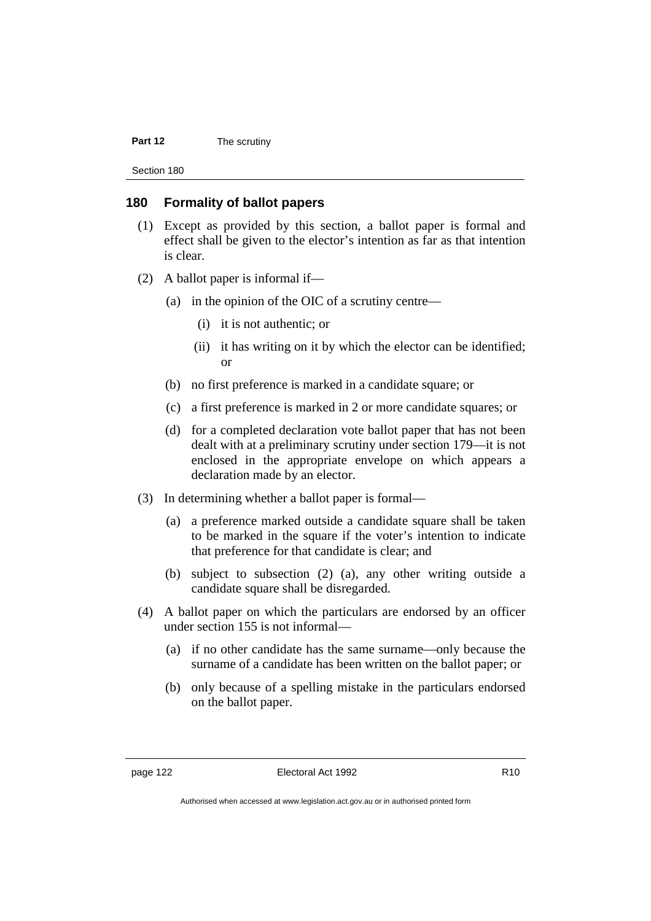## 180 Formality of ballot papers

(1) Except as provided by this section, a ballot paper is formal and effect shall be given to the elector's intention as far as that intention is clear.

(2) A ballot paper is informal if—

(a) in the opinion of the OIC of a scrutiny centre—

(i) it is not authentic; or

(ii) it has writing on it by which the elector can be identified; or

(b) no first preference is marked in a candidate square; or

(c) a first preference is marked in 2 or more candidate squares; or

(d) for a completed declaration vote ballot paper that has not been dealt with at a preliminary scrutiny under section 179—it is not enclosed in the appropriate envelope on which appears a declaration made by an elector.

(3) In determining whether a ballot paper is formal—

(a) a preference marked outside a candidate square shall be taken to be marked in the square if the voter's intention to indicate that preference for that candidate is clear; and

(b) subject to subsection (2) (a), any other writing outside a candidate square shall be disregarded.

(4) A ballot paper on which the particulars are endorsed by an officer under section 155 is not informal—

(a) if no other candidate has the same surname—only because the surname of a candidate has been written on the ballot paper; or

(b) only because of a spelling mistake in the particulars endorsed on the ballot paper.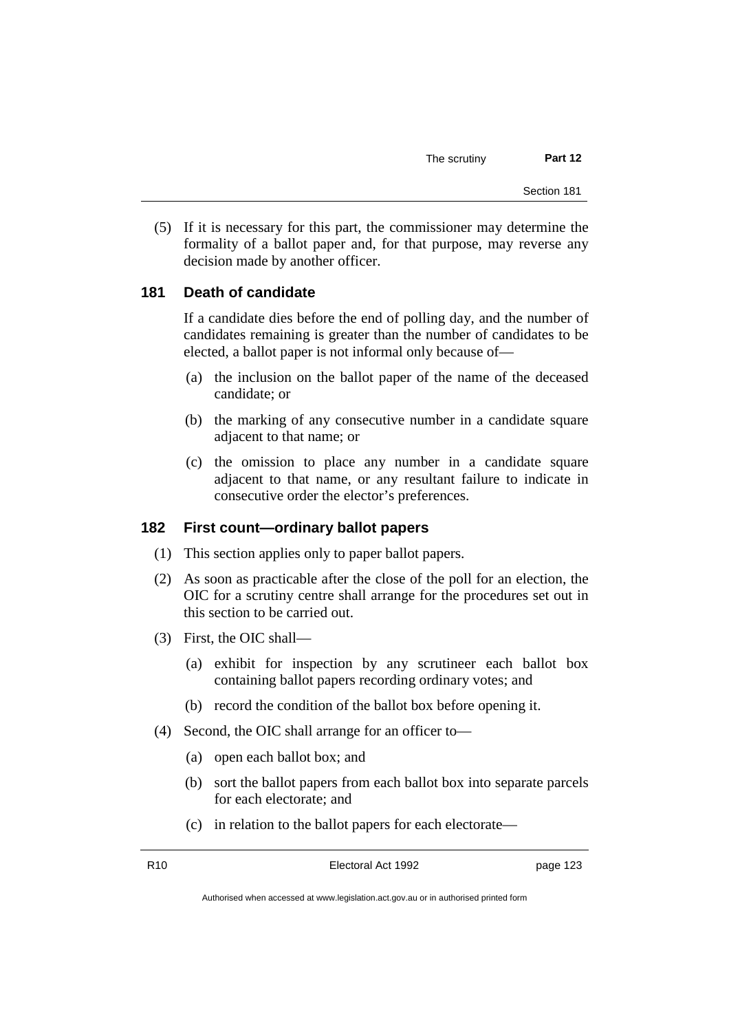(5) If it is necessary for this part, the commissioner may determine the formality of a ballot paper and, for that purpose, may reverse any decision made by another officer.

## 181 Death of candidate

If a candidate dies before the end of polling day, and the number of candidates remaining is greater than the number of candidates to be elected, a ballot paper is not informal only because of—

(a) the inclusion on the ballot paper of the name of the deceased candidate; or

(b) the marking of any consecutive number in a candidate square adjacent to that name; or

(c) the omission to place any number in a candidate square adjacent to that name, or any resultant failure to indicate in consecutive order the elector's preferences.

## 182 First count—ordinary ballot papers

(1) This section applies only to paper ballot papers.

(2) As soon as practicable after the close of the poll for an election, the OIC for a scrutiny centre shall arrange for the procedures set out in this section to be carried out.

(3) First, the OIC shall—

(a) exhibit for inspection by any scrutineer each ballot box containing ballot papers recording ordinary votes; and

(b) record the condition of the ballot box before opening it.

(4) Second, the OIC shall arrange for an officer to—

(a) open each ballot box; and

(b) sort the ballot papers from each ballot box into separate parcels for each electorate; and

(c) in relation to the ballot papers for each electorate—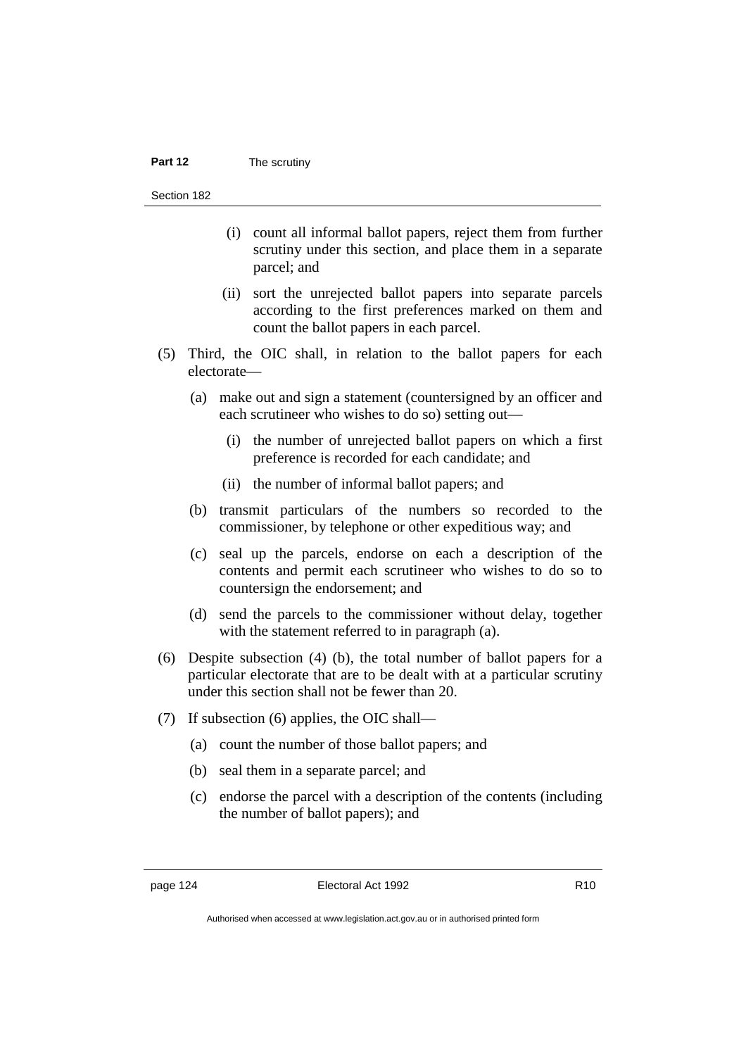(i) count all informal ballot papers, reject them from further scrutiny under this section, and place them in a separate parcel; and

(ii) sort the unrejected ballot papers into separate parcels according to the first preferences marked on them and count the ballot papers in each parcel.

(5) Third, the OIC shall, in relation to the ballot papers for each electorate—

(a) make out and sign a statement (countersigned by an officer and each scrutineer who wishes to do so) setting out—

(i) the number of unrejected ballot papers on which a first preference is recorded for each candidate; and

(ii) the number of informal ballot papers; and

(b) transmit particulars of the numbers so recorded to the commissioner, by telephone or other expeditious way; and

(c) seal up the parcels, endorse on each a description of the contents and permit each scrutineer who wishes to do so to countersign the endorsement; and

(d) send the parcels to the commissioner without delay, together with the statement referred to in paragraph (a).

(6) Despite subsection (4) (b), the total number of ballot papers for a particular electorate that are to be dealt with at a particular scrutiny under this section shall not be fewer than 20.

(7) If subsection (6) applies, the OIC shall—

(a) count the number of those ballot papers; and

(b) seal them in a separate parcel; and

(c) endorse the parcel with a description of the contents (including the number of ballot papers); and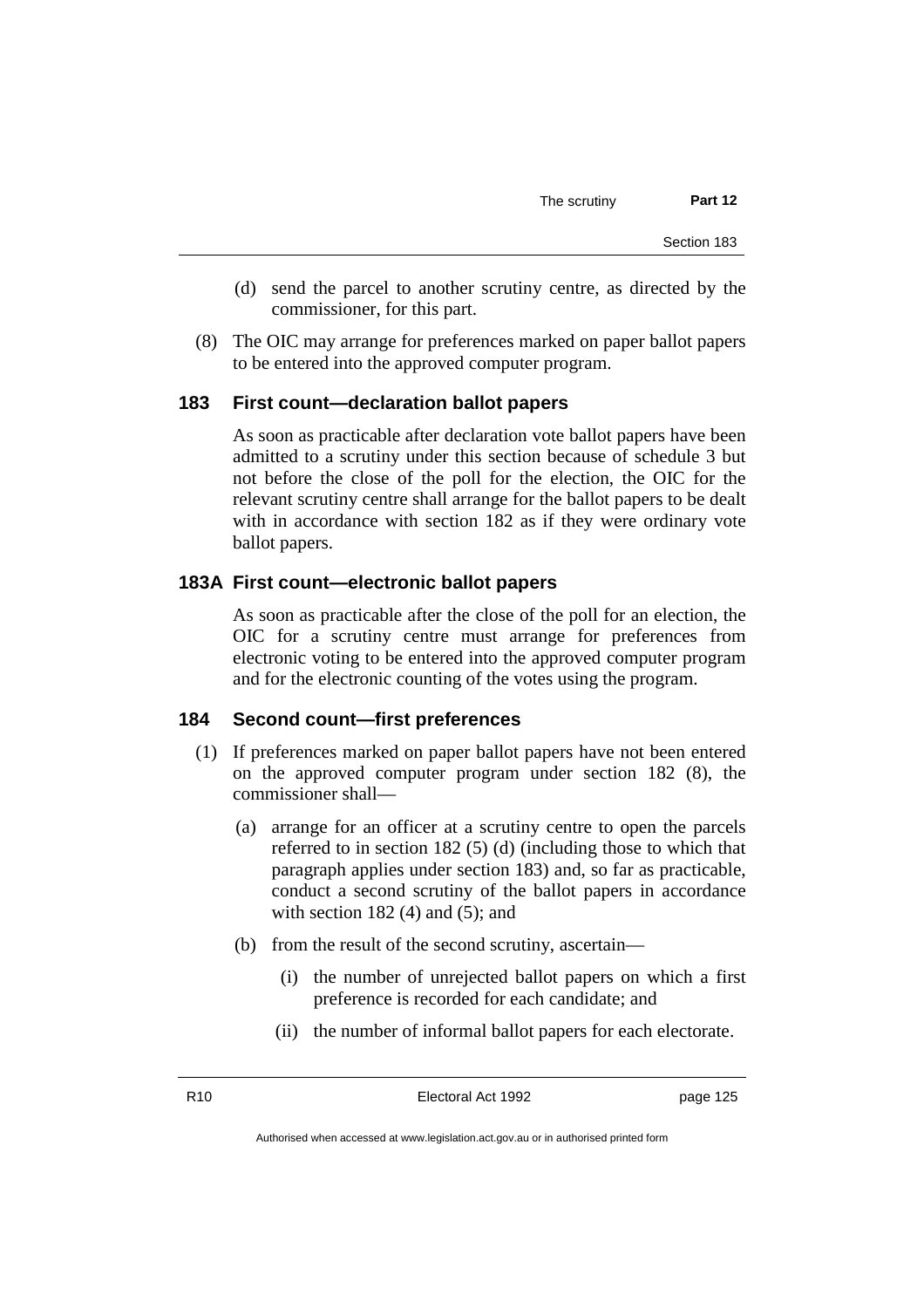(d) send the parcel to another scrutiny centre, as directed by the commissioner, for this part.

(8) The OIC may arrange for preferences marked on paper ballot papers to be entered into the approved computer program.

### 183 First count—declaration ballot papers

As soon as practicable after declaration vote ballot papers have been admitted to a scrutiny under this section because of schedule 3 but not before the close of the poll for the election, the OIC for the relevant scrutiny centre shall arrange for the ballot papers to be dealt with in accordance with section 182 as if they were ordinary vote ballot papers.

### 183A First count—electronic ballot papers

As soon as practicable after the close of the poll for an election, the OIC for a scrutiny centre must arrange for preferences from electronic voting to be entered into the approved computer program and for the electronic counting of the votes using the program.

### 184 Second count—first preferences

(1) If preferences marked on paper ballot papers have not been entered on the approved computer program under section 182 (8), the commissioner shall—

(a) arrange for an officer at a scrutiny centre to open the parcels referred to in section 182 (5) (d) (including those to which that paragraph applies under section 183) and, so far as practicable, conduct a second scrutiny of the ballot papers in accordance with section 182 (4) and (5); and

(b) from the result of the second scrutiny, ascertain—

(i) the number of unrejected ballot papers on which a first preference is recorded for each candidate; and

(ii) the number of informal ballot papers for each electorate.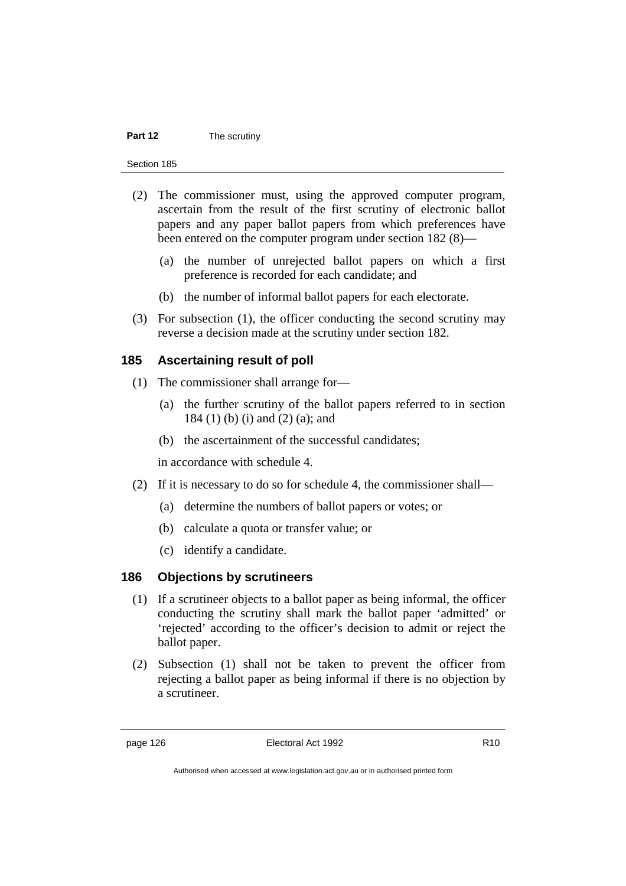(2) The commissioner must, using the approved computer program, ascertain from the result of the first scrutiny of electronic ballot papers and any paper ballot papers from which preferences have been entered on the computer program under section 182 (8)—

(a) the number of unrejected ballot papers on which a first preference is recorded for each candidate; and

(b) the number of informal ballot papers for each electorate.

(3) For subsection (1), the officer conducting the second scrutiny may reverse a decision made at the scrutiny under section 182.

### 185 Ascertaining result of poll

(1) The commissioner shall arrange for—

(a) the further scrutiny of the ballot papers referred to in section 184 (1) (b) (i) and (2) (a); and

(b) the ascertainment of the successful candidates;

in accordance with schedule 4.

(2) If it is necessary to do so for schedule 4, the commissioner shall—

(a) determine the numbers of ballot papers or votes; or

(b) calculate a quota or transfer value; or

(c) identify a candidate.

### 186 Objections by scrutineers

(1) If a scrutineer objects to a ballot paper as being informal, the officer conducting the scrutiny shall mark the ballot paper 'admitted' or 'rejected' according to the officer's decision to admit or reject the ballot paper.

(2) Subsection (1) shall not be taken to prevent the officer from rejecting a ballot paper as being informal if there is no objection by a scrutineer.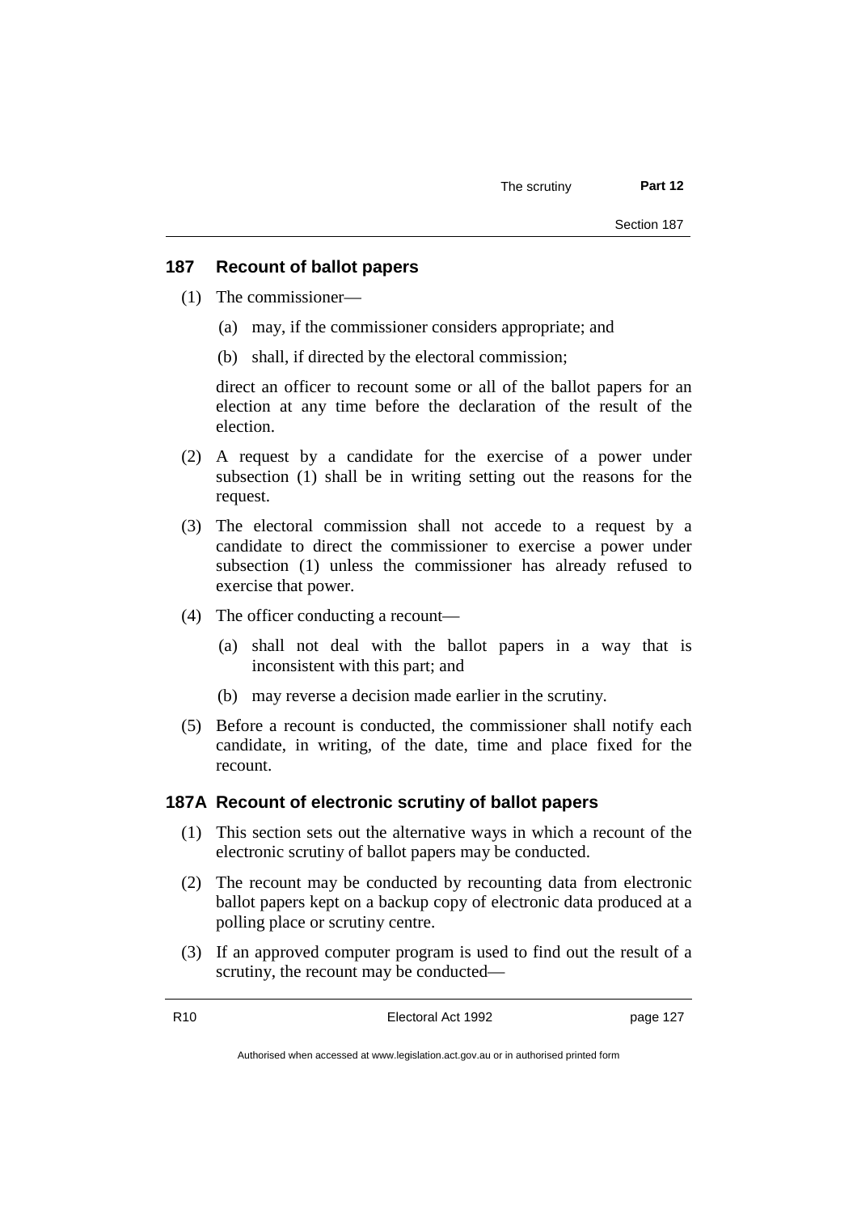## 187 Recount of ballot papers

(1) The commissioner—

(a) may, if the commissioner considers appropriate; and

(b) shall, if directed by the electoral commission;

direct an officer to recount some or all of the ballot papers for an election at any time before the declaration of the result of the election.

(2) A request by a candidate for the exercise of a power under subsection (1) shall be in writing setting out the reasons for the request.

(3) The electoral commission shall not accede to a request by a candidate to direct the commissioner to exercise a power under subsection (1) unless the commissioner has already refused to exercise that power.

(4) The officer conducting a recount—

(a) shall not deal with the ballot papers in a way that is inconsistent with this part; and

(b) may reverse a decision made earlier in the scrutiny.

(5) Before a recount is conducted, the commissioner shall notify each candidate, in writing, of the date, time and place fixed for the recount.

## 187A Recount of electronic scrutiny of ballot papers

(1) This section sets out the alternative ways in which a recount of the electronic scrutiny of ballot papers may be conducted.

(2) The recount may be conducted by recounting data from electronic ballot papers kept on a backup copy of electronic data produced at a polling place or scrutiny centre.

(3) If an approved computer program is used to find out the result of a scrutiny, the recount may be conducted—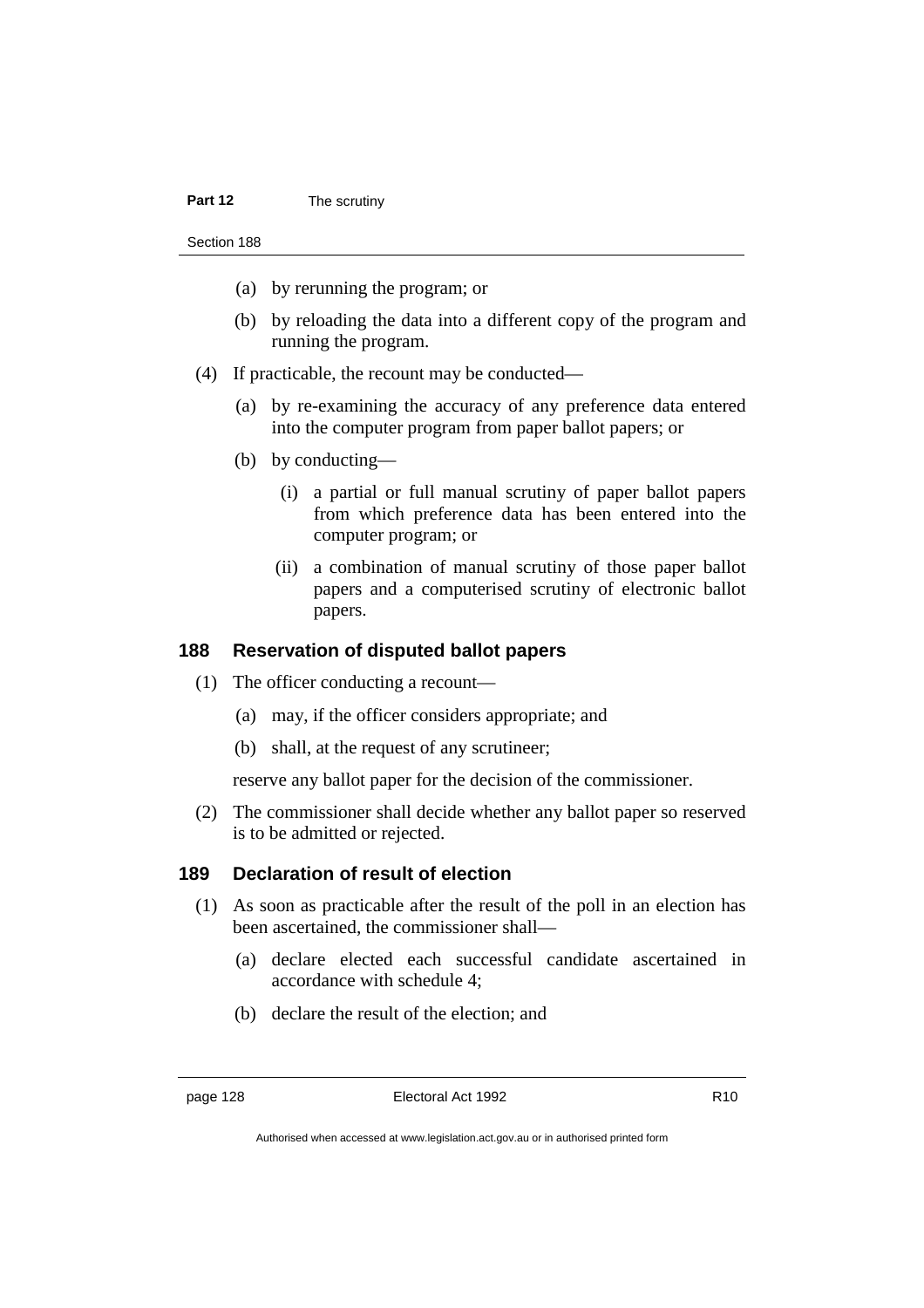(a) by rerunning the program; or

(b) by reloading the data into a different copy of the program and running the program.

(4) If practicable, the recount may be conducted—

(a) by re-examining the accuracy of any preference data entered into the computer program from paper ballot papers; or

(b) by conducting—

(i) a partial or full manual scrutiny of paper ballot papers from which preference data has been entered into the computer program; or

(ii) a combination of manual scrutiny of those paper ballot papers and a computerised scrutiny of electronic ballot papers.

### 188 Reservation of disputed ballot papers

(1) The officer conducting a recount—

(a) may, if the officer considers appropriate; and

(b) shall, at the request of any scrutineer;

reserve any ballot paper for the decision of the commissioner.

(2) The commissioner shall decide whether any ballot paper so reserved is to be admitted or rejected.

### 189 Declaration of result of election

(1) As soon as practicable after the result of the poll in an election has been ascertained, the commissioner shall—

(a) declare elected each successful candidate ascertained in accordance with schedule 4;

(b) declare the result of the election; and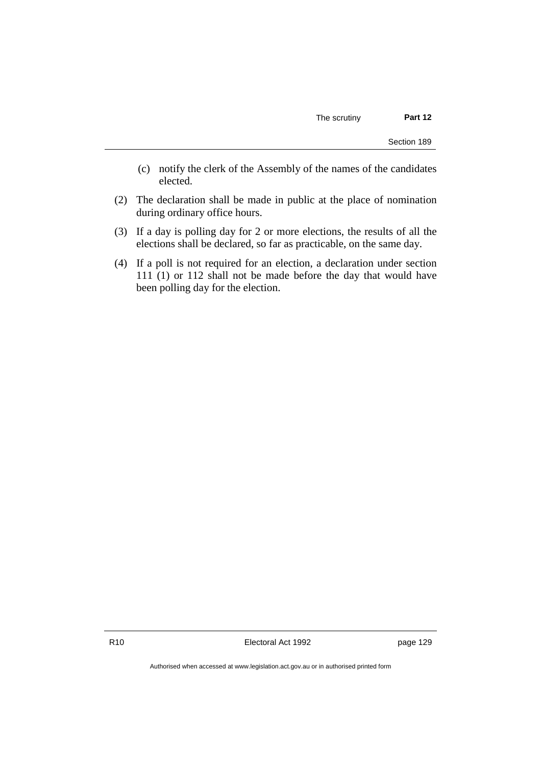(c) notify the clerk of the Assembly of the names of the candidates elected.

(2) The declaration shall be made in public at the place of nomination during ordinary office hours.

(3) If a day is polling day for 2 or more elections, the results of all the elections shall be declared, so far as practicable, on the same day.

(4) If a poll is not required for an election, a declaration under section 111 (1) or 112 shall not be made before the day that would have been polling day for the election.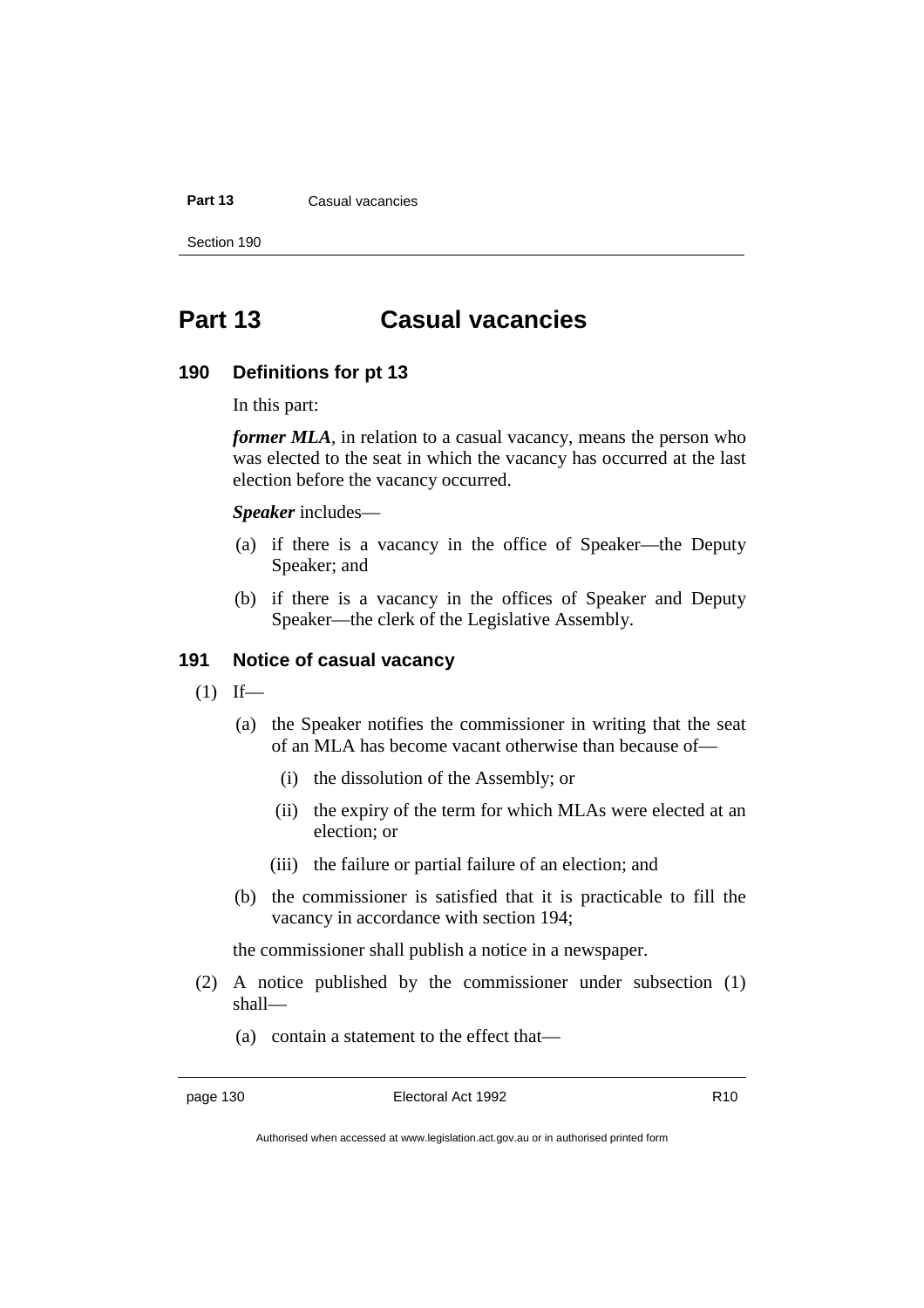# Part 13 Casual vacancies

## 190 Definitions for pt 13

In this part:

***former MLA***, in relation to a casual vacancy, means the person who was elected to the seat in which the vacancy has occurred at the last election before the vacancy occurred.

***Speaker*** includes—

(a) if there is a vacancy in the office of Speaker—the Deputy Speaker; and

(b) if there is a vacancy in the offices of Speaker and Deputy Speaker—the clerk of the Legislative Assembly.

## 191 Notice of casual vacancy

(1) If—

(a) the Speaker notifies the commissioner in writing that the seat of an MLA has become vacant otherwise than because of—

(i) the dissolution of the Assembly; or

(ii) the expiry of the term for which MLAs were elected at an election; or

(iii) the failure or partial failure of an election; and

(b) the commissioner is satisfied that it is practicable to fill the vacancy in accordance with section 194;

the commissioner shall publish a notice in a newspaper.

(2) A notice published by the commissioner under subsection (1) shall—

(a) contain a statement to the effect that—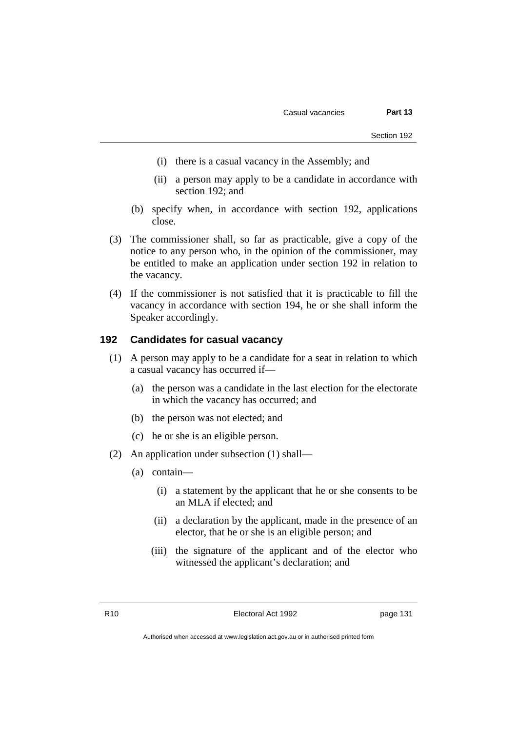(i) there is a casual vacancy in the Assembly; and

(ii) a person may apply to be a candidate in accordance with section 192; and

(b) specify when, in accordance with section 192, applications close.

(3) The commissioner shall, so far as practicable, give a copy of the notice to any person who, in the opinion of the commissioner, may be entitled to make an application under section 192 in relation to the vacancy.

(4) If the commissioner is not satisfied that it is practicable to fill the vacancy in accordance with section 194, he or she shall inform the Speaker accordingly.

## 192 Candidates for casual vacancy

(1) A person may apply to be a candidate for a seat in relation to which a casual vacancy has occurred if—

(a) the person was a candidate in the last election for the electorate in which the vacancy has occurred; and

(b) the person was not elected; and

(c) he or she is an eligible person.

(2) An application under subsection (1) shall—

(a) contain—

(i) a statement by the applicant that he or she consents to be an MLA if elected; and

(ii) a declaration by the applicant, made in the presence of an elector, that he or she is an eligible person; and

(iii) the signature of the applicant and of the elector who witnessed the applicant's declaration; and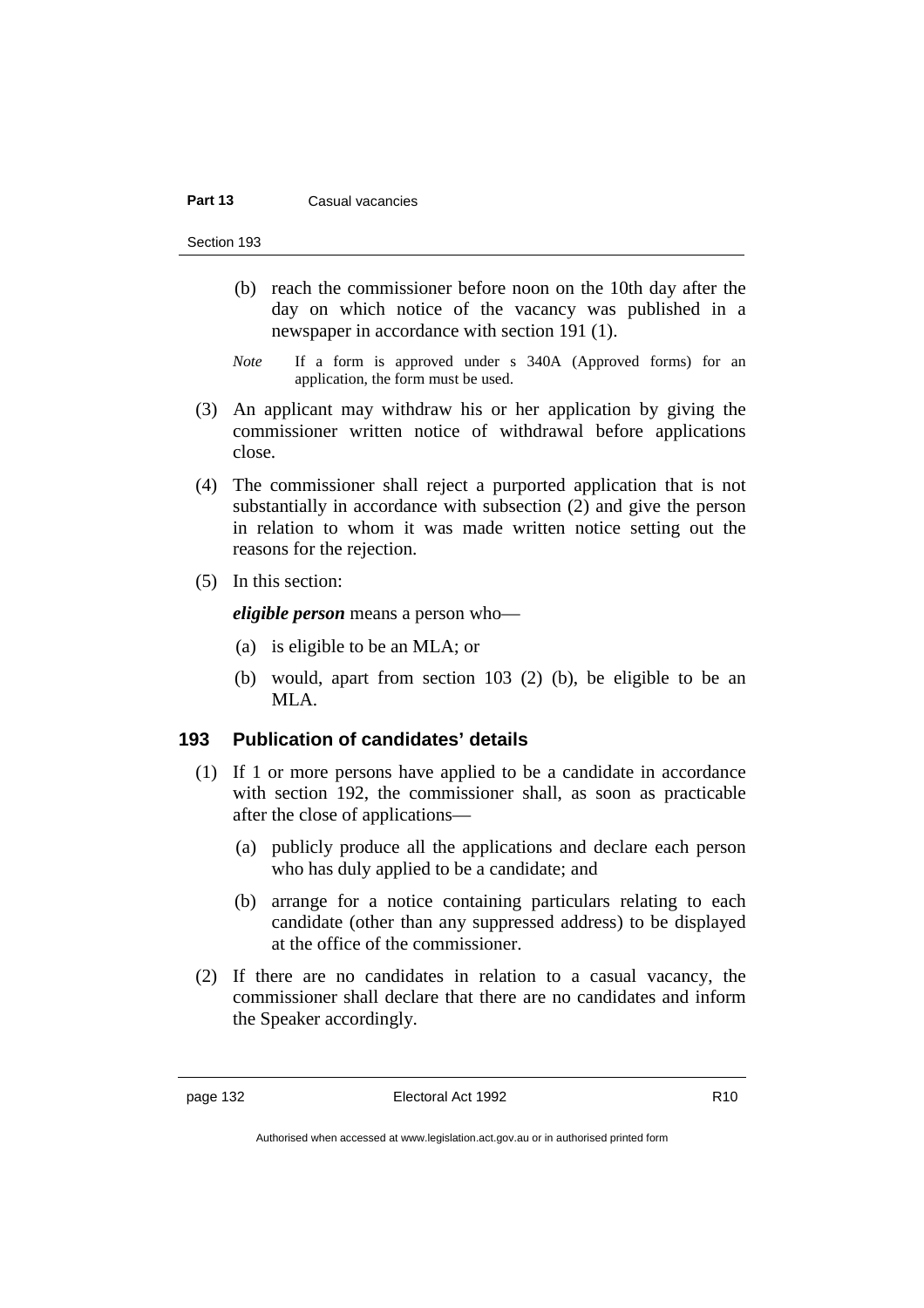(b) reach the commissioner before noon on the 10th day after the day on which notice of the vacancy was published in a newspaper in accordance with section 191 (1).

*Note* If a form is approved under s 340A (Approved forms) for an application, the form must be used.

(3) An applicant may withdraw his or her application by giving the commissioner written notice of withdrawal before applications close.

(4) The commissioner shall reject a purported application that is not substantially in accordance with subsection (2) and give the person in relation to whom it was made written notice setting out the reasons for the rejection.

(5) In this section:

***eligible person*** means a person who—

(a) is eligible to be an MLA; or

(b) would, apart from section 103 (2) (b), be eligible to be an MLA.

### 193 Publication of candidates' details

(1) If 1 or more persons have applied to be a candidate in accordance with section 192, the commissioner shall, as soon as practicable after the close of applications—

(a) publicly produce all the applications and declare each person who has duly applied to be a candidate; and

(b) arrange for a notice containing particulars relating to each candidate (other than any suppressed address) to be displayed at the office of the commissioner.

(2) If there are no candidates in relation to a casual vacancy, the commissioner shall declare that there are no candidates and inform the Speaker accordingly.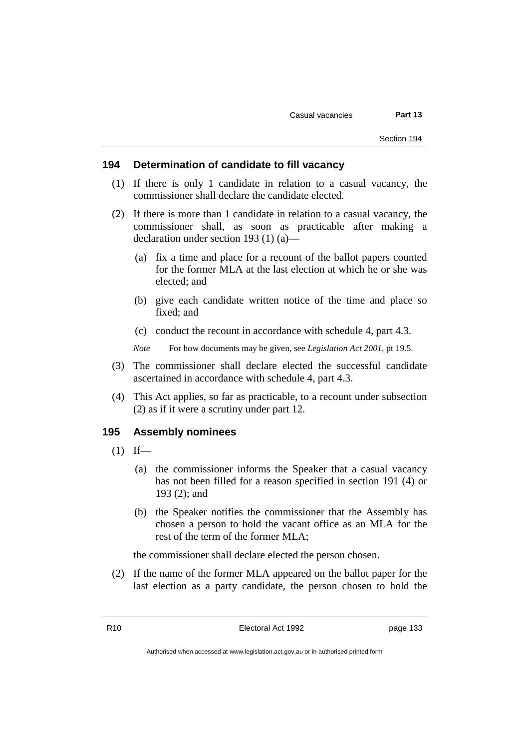## 194 Determination of candidate to fill vacancy

(1) If there is only 1 candidate in relation to a casual vacancy, the commissioner shall declare the candidate elected.

(2) If there is more than 1 candidate in relation to a casual vacancy, the commissioner shall, as soon as practicable after making a declaration under section 193 (1) (a)—

(a) fix a time and place for a recount of the ballot papers counted for the former MLA at the last election at which he or she was elected; and

(b) give each candidate written notice of the time and place so fixed; and

(c) conduct the recount in accordance with schedule 4, part 4.3.

*Note* For how documents may be given, see *Legislation Act 2001*, pt 19.5.

(3) The commissioner shall declare elected the successful candidate ascertained in accordance with schedule 4, part 4.3.

(4) This Act applies, so far as practicable, to a recount under subsection (2) as if it were a scrutiny under part 12.

## 195 Assembly nominees

(1) If—

(a) the commissioner informs the Speaker that a casual vacancy has not been filled for a reason specified in section 191 (4) or 193 (2); and

(b) the Speaker notifies the commissioner that the Assembly has chosen a person to hold the vacant office as an MLA for the rest of the term of the former MLA;

the commissioner shall declare elected the person chosen.

(2) If the name of the former MLA appeared on the ballot paper for the last election as a party candidate, the person chosen to hold the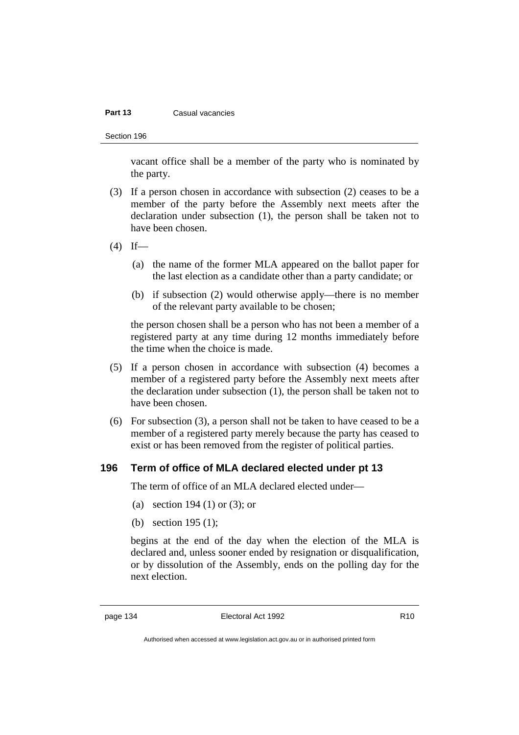vacant office shall be a member of the party who is nominated by the party.

(3) If a person chosen in accordance with subsection (2) ceases to be a member of the party before the Assembly next meets after the declaration under subsection (1), the person shall be taken not to have been chosen.

(4) If—

(a) the name of the former MLA appeared on the ballot paper for the last election as a candidate other than a party candidate; or

(b) if subsection (2) would otherwise apply—there is no member of the relevant party available to be chosen;

the person chosen shall be a person who has not been a member of a registered party at any time during 12 months immediately before the time when the choice is made.

(5) If a person chosen in accordance with subsection (4) becomes a member of a registered party before the Assembly next meets after the declaration under subsection (1), the person shall be taken not to have been chosen.

(6) For subsection (3), a person shall not be taken to have ceased to be a member of a registered party merely because the party has ceased to exist or has been removed from the register of political parties.

### 196 Term of office of MLA declared elected under pt 13

The term of office of an MLA declared elected under—

(a) section 194 (1) or (3); or

(b) section 195 (1);

begins at the end of the day when the election of the MLA is declared and, unless sooner ended by resignation or disqualification, or by dissolution of the Assembly, ends on the polling day for the next election.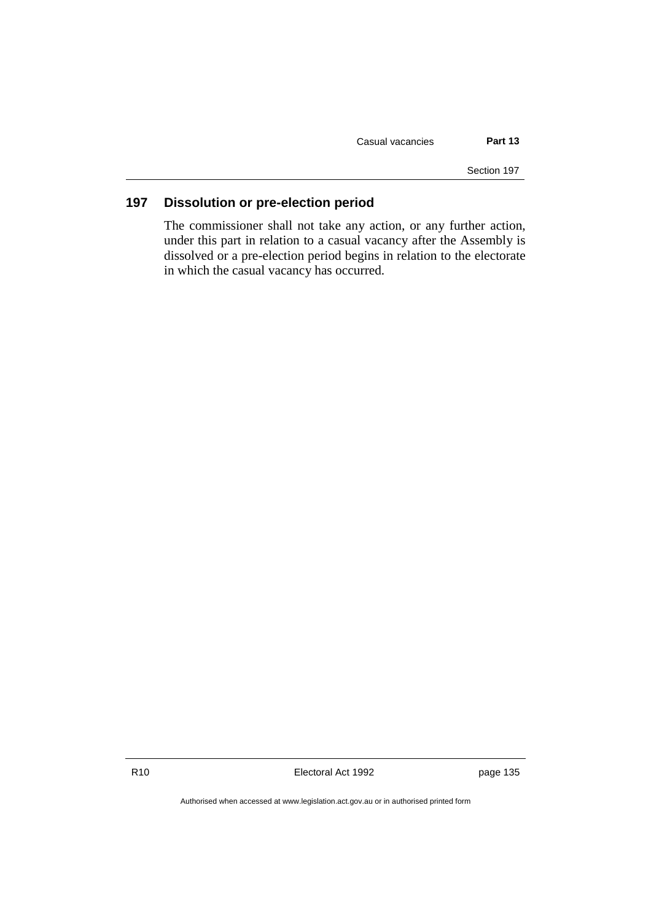## 197 Dissolution or pre-election period

The commissioner shall not take any action, or any further action, under this part in relation to a casual vacancy after the Assembly is dissolved or a pre-election period begins in relation to the electorate in which the casual vacancy has occurred.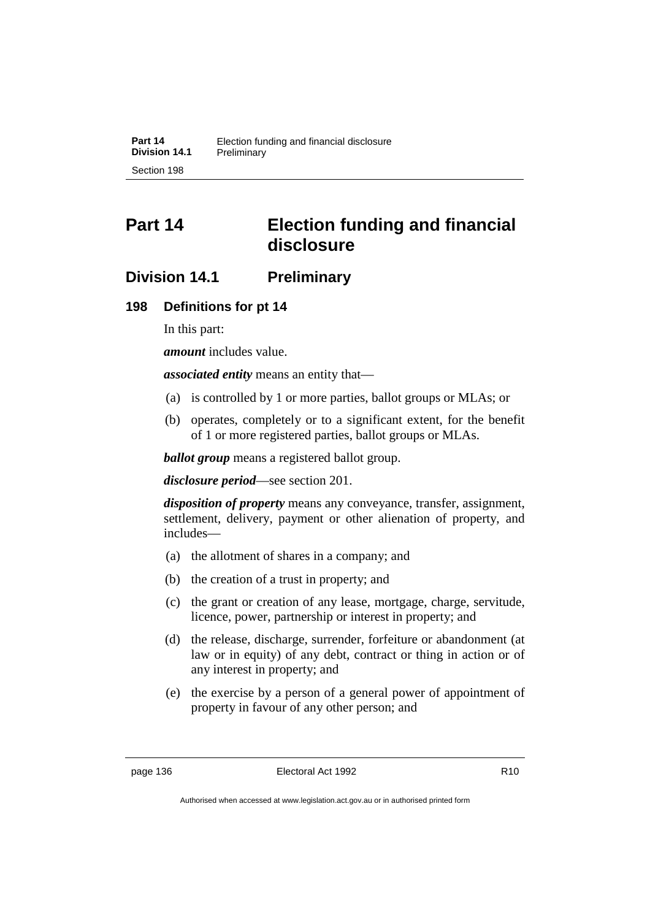# Part 14 Election funding and financial disclosure

## Division 14.1 Preliminary

### 198 Definitions for pt 14

In this part:

***amount*** includes value.

***associated entity*** means an entity that—

(a) is controlled by 1 or more parties, ballot groups or MLAs; or

(b) operates, completely or to a significant extent, for the benefit of 1 or more registered parties, ballot groups or MLAs.

***ballot group*** means a registered ballot group.

***disclosure period***—see section 201.

***disposition of property*** means any conveyance, transfer, assignment, settlement, delivery, payment or other alienation of property, and includes—

(a) the allotment of shares in a company; and

(b) the creation of a trust in property; and

(c) the grant or creation of any lease, mortgage, charge, servitude, licence, power, partnership or interest in property; and

(d) the release, discharge, surrender, forfeiture or abandonment (at law or in equity) of any debt, contract or thing in action or of any interest in property; and

(e) the exercise by a person of a general power of appointment of property in favour of any other person; and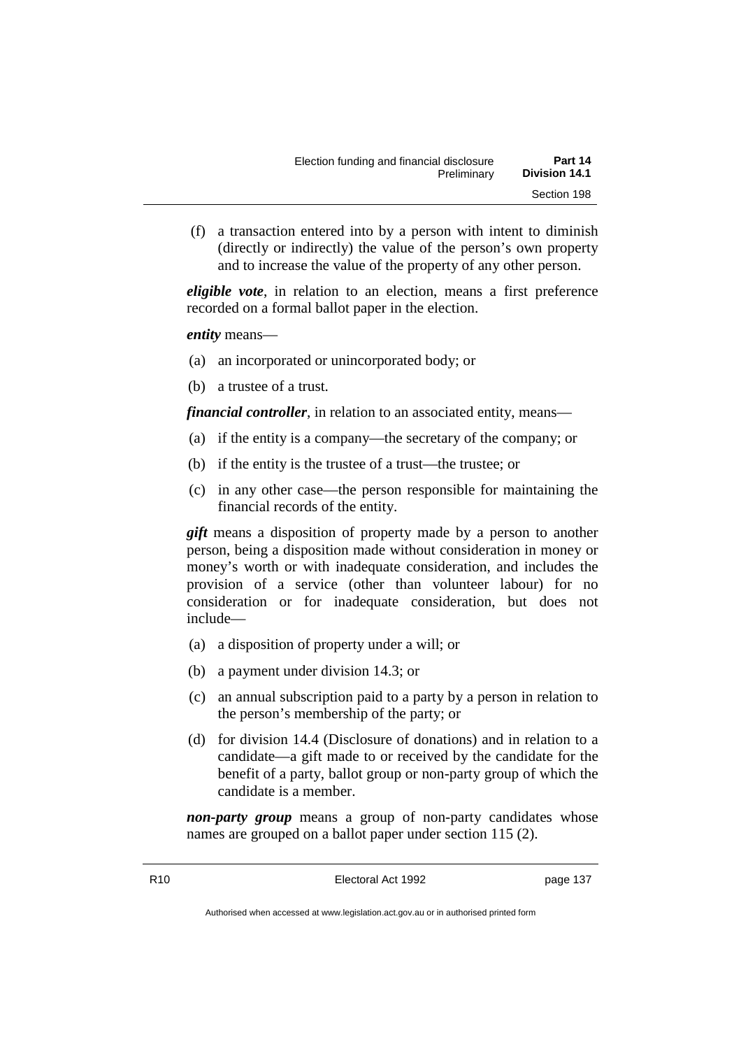(f) a transaction entered into by a person with intent to diminish (directly or indirectly) the value of the person's own property and to increase the value of the property of any other person.

***eligible vote***, in relation to an election, means a first preference recorded on a formal ballot paper in the election.

***entity*** means—

(a) an incorporated or unincorporated body; or

(b) a trustee of a trust.

***financial controller***, in relation to an associated entity, means—

(a) if the entity is a company—the secretary of the company; or

(b) if the entity is the trustee of a trust—the trustee; or

(c) in any other case—the person responsible for maintaining the financial records of the entity.

***gift*** means a disposition of property made by a person to another person, being a disposition made without consideration in money or money's worth or with inadequate consideration, and includes the provision of a service (other than volunteer labour) for no consideration or for inadequate consideration, but does not include—

(a) a disposition of property under a will; or

(b) a payment under division 14.3; or

(c) an annual subscription paid to a party by a person in relation to the person's membership of the party; or

(d) for division 14.4 (Disclosure of donations) and in relation to a candidate—a gift made to or received by the candidate for the benefit of a party, ballot group or non-party group of which the candidate is a member.

***non-party group*** means a group of non-party candidates whose names are grouped on a ballot paper under section 115 (2).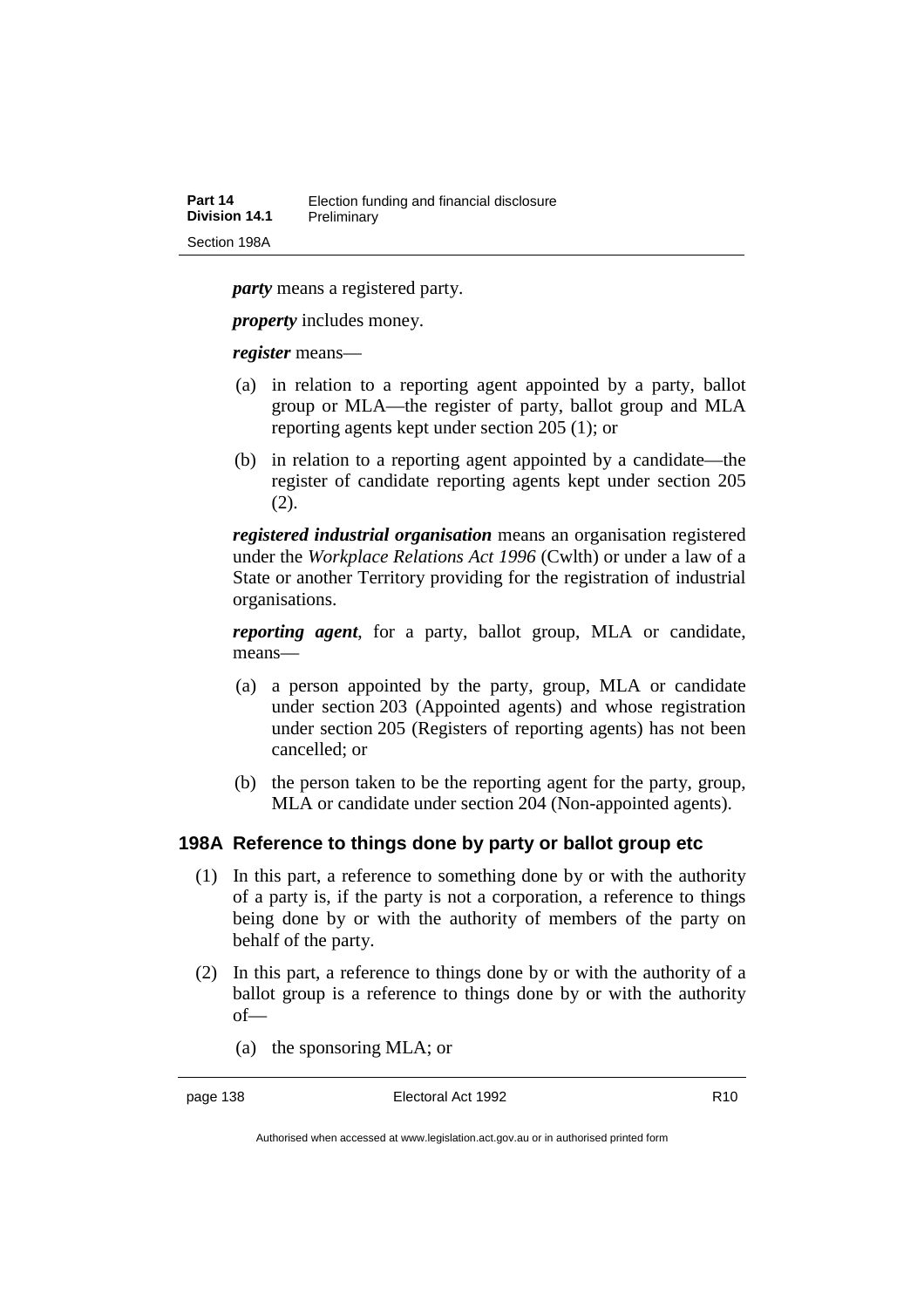***party*** means a registered party.

***property*** includes money.

***register*** means—

(a) in relation to a reporting agent appointed by a party, ballot group or MLA—the register of party, ballot group and MLA reporting agents kept under section 205 (1); or

(b) in relation to a reporting agent appointed by a candidate—the register of candidate reporting agents kept under section 205 (2).

***registered industrial organisation*** means an organisation registered under the *Workplace Relations Act 1996* (Cwlth) or under a law of a State or another Territory providing for the registration of industrial organisations.

***reporting agent***, for a party, ballot group, MLA or candidate, means—

(a) a person appointed by the party, group, MLA or candidate under section 203 (Appointed agents) and whose registration under section 205 (Registers of reporting agents) has not been cancelled; or

(b) the person taken to be the reporting agent for the party, group, MLA or candidate under section 204 (Non-appointed agents).

### 198A Reference to things done by party or ballot group etc

(1) In this part, a reference to something done by or with the authority of a party is, if the party is not a corporation, a reference to things being done by or with the authority of members of the party on behalf of the party.

(2) In this part, a reference to things done by or with the authority of a ballot group is a reference to things done by or with the authority of—

(a) the sponsoring MLA; or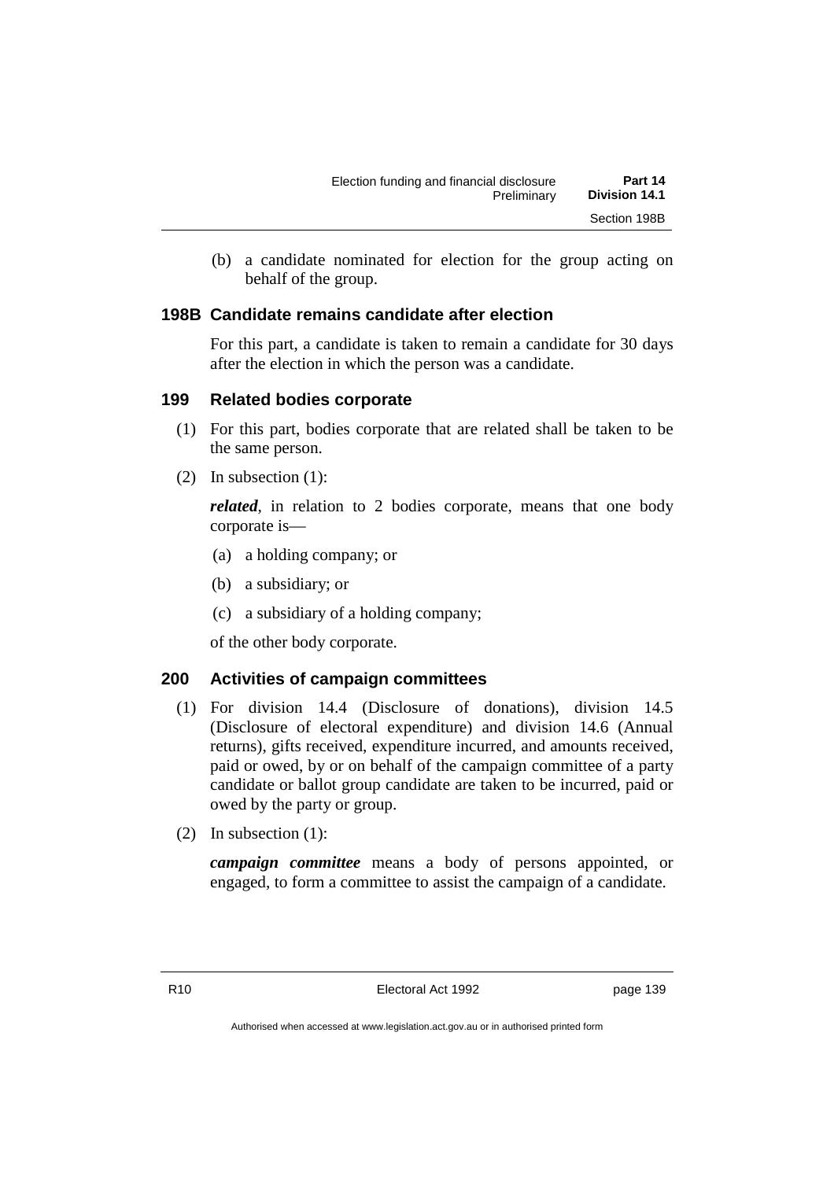(b) a candidate nominated for election for the group acting on behalf of the group.

### 198B Candidate remains candidate after election

For this part, a candidate is taken to remain a candidate for 30 days after the election in which the person was a candidate.

### 199 Related bodies corporate

(1) For this part, bodies corporate that are related shall be taken to be the same person.

(2) In subsection (1):

***related***, in relation to 2 bodies corporate, means that one body corporate is—

(a) a holding company; or

(b) a subsidiary; or

(c) a subsidiary of a holding company;

of the other body corporate.

### 200 Activities of campaign committees

(1) For division 14.4 (Disclosure of donations), division 14.5 (Disclosure of electoral expenditure) and division 14.6 (Annual returns), gifts received, expenditure incurred, and amounts received, paid or owed, by or on behalf of the campaign committee of a party candidate or ballot group candidate are taken to be incurred, paid or owed by the party or group.

(2) In subsection (1):

***campaign committee*** means a body of persons appointed, or engaged, to form a committee to assist the campaign of a candidate.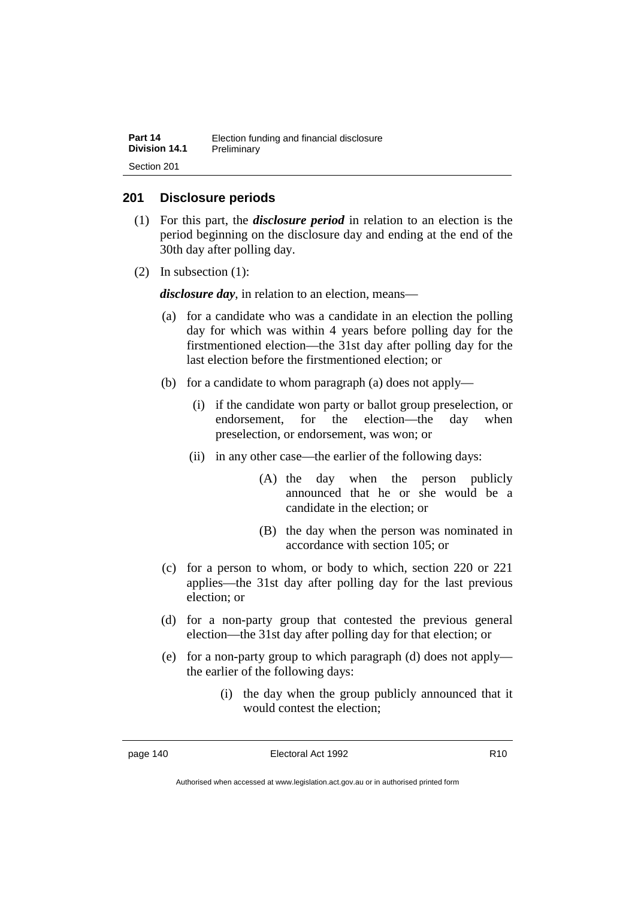## 201 Disclosure periods

(1) For this part, the ***disclosure period*** in relation to an election is the period beginning on the disclosure day and ending at the end of the 30th day after polling day.

(2) In subsection (1):

***disclosure day***, in relation to an election, means—

(a) for a candidate who was a candidate in an election the polling day for which was within 4 years before polling day for the firstmentioned election—the 31st day after polling day for the last election before the firstmentioned election; or

(b) for a candidate to whom paragraph (a) does not apply—

(i) if the candidate won party or ballot group preselection, or endorsement, for the election—the day when preselection, or endorsement, was won; or

(ii) in any other case—the earlier of the following days:

(A) the day when the person publicly announced that he or she would be a candidate in the election; or

(B) the day when the person was nominated in accordance with section 105; or

(c) for a person to whom, or body to which, section 220 or 221 applies—the 31st day after polling day for the last previous election; or

(d) for a non-party group that contested the previous general election—the 31st day after polling day for that election; or

(e) for a non-party group to which paragraph (d) does not apply—the earlier of the following days:

(i) the day when the group publicly announced that it would contest the election;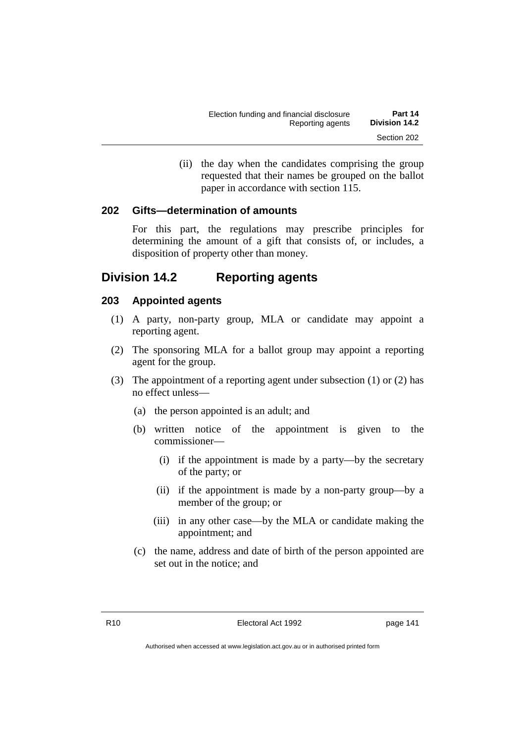(ii) the day when the candidates comprising the group requested that their names be grouped on the ballot paper in accordance with section 115.

### 202 Gifts—determination of amounts

For this part, the regulations may prescribe principles for determining the amount of a gift that consists of, or includes, a disposition of property other than money.

## Division 14.2 Reporting agents

### 203 Appointed agents

(1) A party, non-party group, MLA or candidate may appoint a reporting agent.

(2) The sponsoring MLA for a ballot group may appoint a reporting agent for the group.

(3) The appointment of a reporting agent under subsection (1) or (2) has no effect unless—

(a) the person appointed is an adult; and

(b) written notice of the appointment is given to the commissioner—

(i) if the appointment is made by a party—by the secretary of the party; or

(ii) if the appointment is made by a non-party group—by a member of the group; or

(iii) in any other case—by the MLA or candidate making the appointment; and

(c) the name, address and date of birth of the person appointed are set out in the notice; and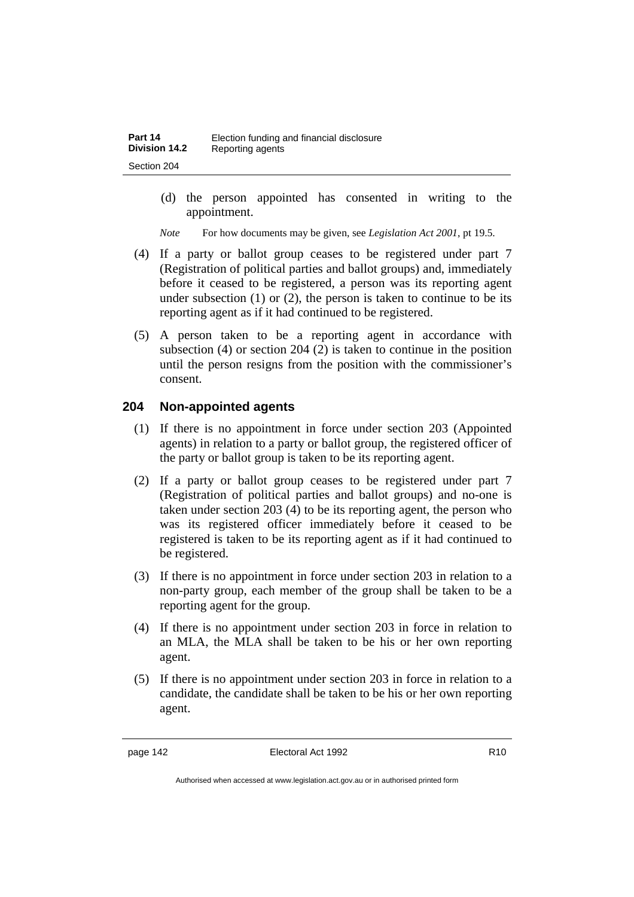(d) the person appointed has consented in writing to the appointment.

*Note* For how documents may be given, see *Legislation Act 2001*, pt 19.5.

(4) If a party or ballot group ceases to be registered under part 7 (Registration of political parties and ballot groups) and, immediately before it ceased to be registered, a person was its reporting agent under subsection (1) or (2), the person is taken to continue to be its reporting agent as if it had continued to be registered.

(5) A person taken to be a reporting agent in accordance with subsection (4) or section 204 (2) is taken to continue in the position until the person resigns from the position with the commissioner's consent.

## 204 Non-appointed agents

(1) If there is no appointment in force under section 203 (Appointed agents) in relation to a party or ballot group, the registered officer of the party or ballot group is taken to be its reporting agent.

(2) If a party or ballot group ceases to be registered under part 7 (Registration of political parties and ballot groups) and no-one is taken under section 203 (4) to be its reporting agent, the person who was its registered officer immediately before it ceased to be registered is taken to be its reporting agent as if it had continued to be registered.

(3) If there is no appointment in force under section 203 in relation to a non-party group, each member of the group shall be taken to be a reporting agent for the group.

(4) If there is no appointment under section 203 in force in relation to an MLA, the MLA shall be taken to be his or her own reporting agent.

(5) If there is no appointment under section 203 in force in relation to a candidate, the candidate shall be taken to be his or her own reporting agent.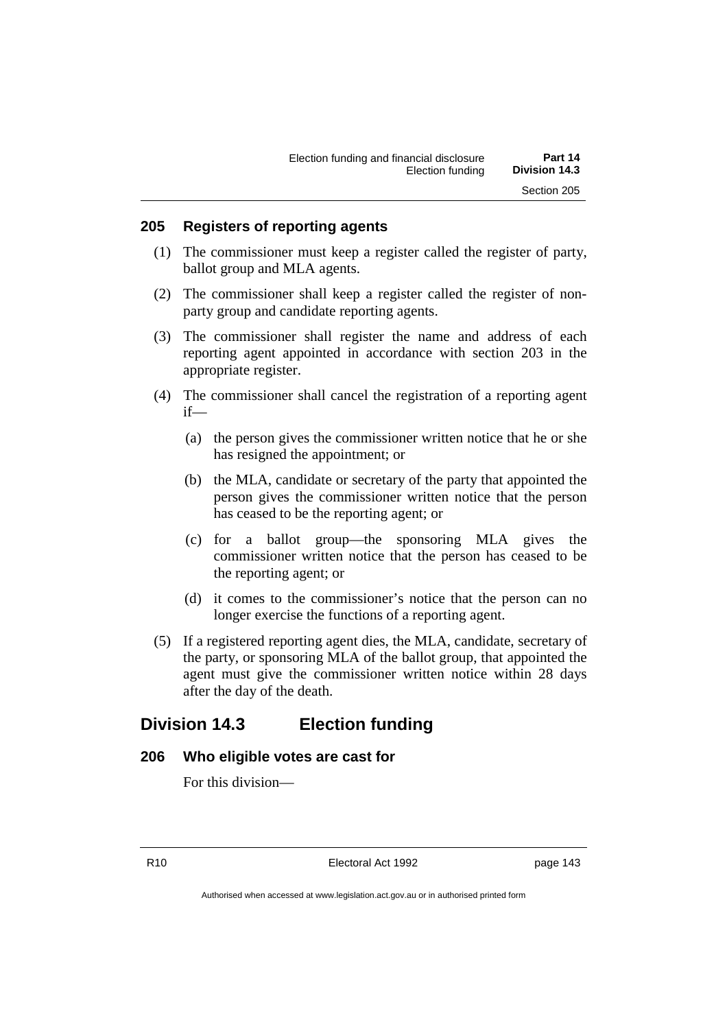### 205 Registers of reporting agents

(1) The commissioner must keep a register called the register of party, ballot group and MLA agents.

(2) The commissioner shall keep a register called the register of non-party group and candidate reporting agents.

(3) The commissioner shall register the name and address of each reporting agent appointed in accordance with section 203 in the appropriate register.

(4) The commissioner shall cancel the registration of a reporting agent if—

(a) the person gives the commissioner written notice that he or she has resigned the appointment; or

(b) the MLA, candidate or secretary of the party that appointed the person gives the commissioner written notice that the person has ceased to be the reporting agent; or

(c) for a ballot group—the sponsoring MLA gives the commissioner written notice that the person has ceased to be the reporting agent; or

(d) it comes to the commissioner's notice that the person can no longer exercise the functions of a reporting agent.

(5) If a registered reporting agent dies, the MLA, candidate, secretary of the party, or sponsoring MLA of the ballot group, that appointed the agent must give the commissioner written notice within 28 days after the day of the death.

## Division 14.3 Election funding

### 206 Who eligible votes are cast for

For this division—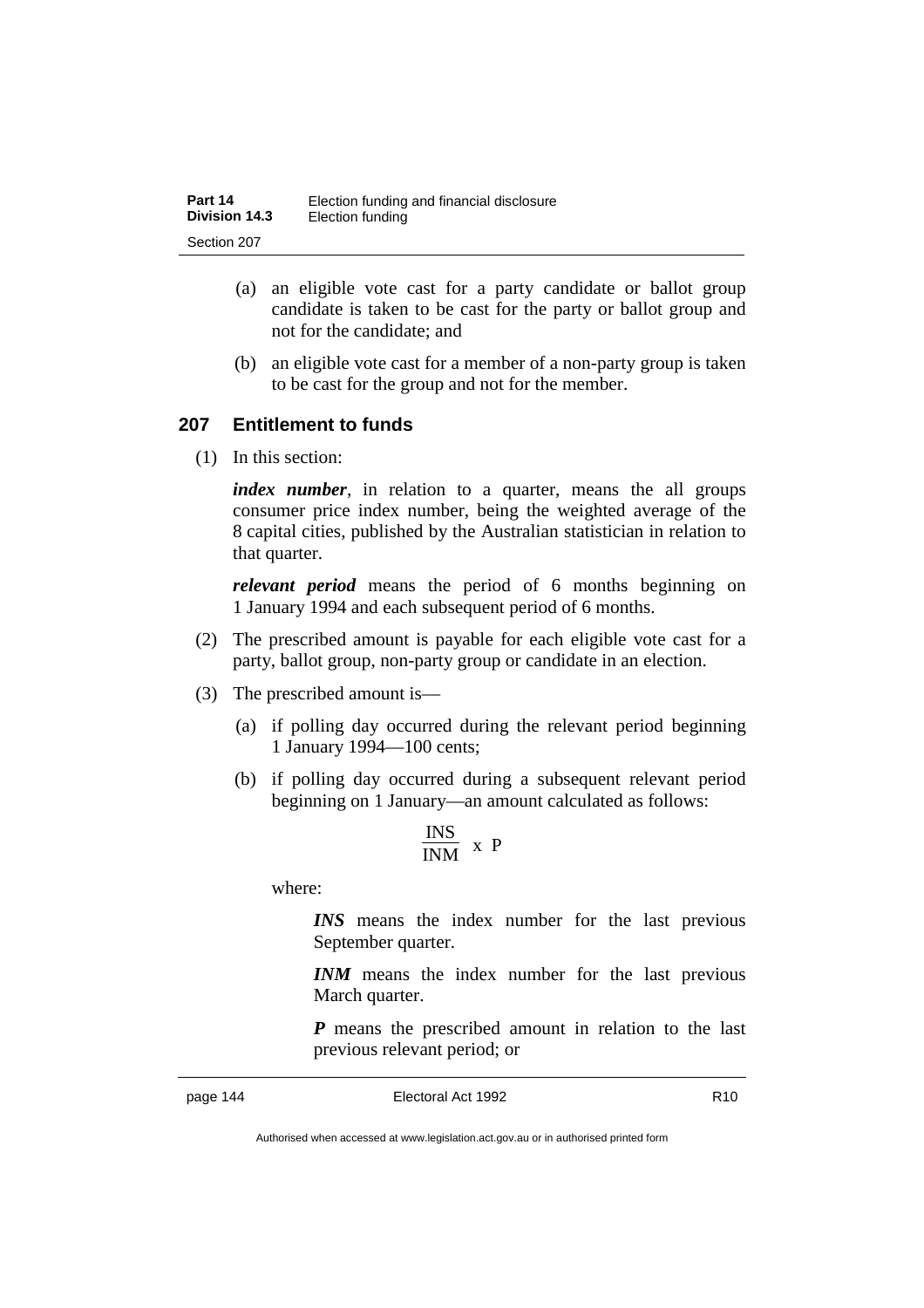(a) an eligible vote cast for a party candidate or ballot group candidate is taken to be cast for the party or ballot group and not for the candidate; and

(b) an eligible vote cast for a member of a non-party group is taken to be cast for the group and not for the member.

## 207 Entitlement to funds

(1) In this section:

***index number***, in relation to a quarter, means the all groups consumer price index number, being the weighted average of the 8 capital cities, published by the Australian statistician in relation to that quarter.

***relevant period*** means the period of 6 months beginning on 1 January 1994 and each subsequent period of 6 months.

(2) The prescribed amount is payable for each eligible vote cast for a party, ballot group, non-party group or candidate in an election.

(3) The prescribed amount is—

(a) if polling day occurred during the relevant period beginning 1 January 1994—100 cents;

(b) if polling day occurred during a subsequent relevant period beginning on 1 January—an amount calculated as follows:

$$\frac{INS}{INM} \times P$$

where:

***INS*** means the index number for the last previous September quarter.

***INM*** means the index number for the last previous March quarter.

***P*** means the prescribed amount in relation to the last previous relevant period; or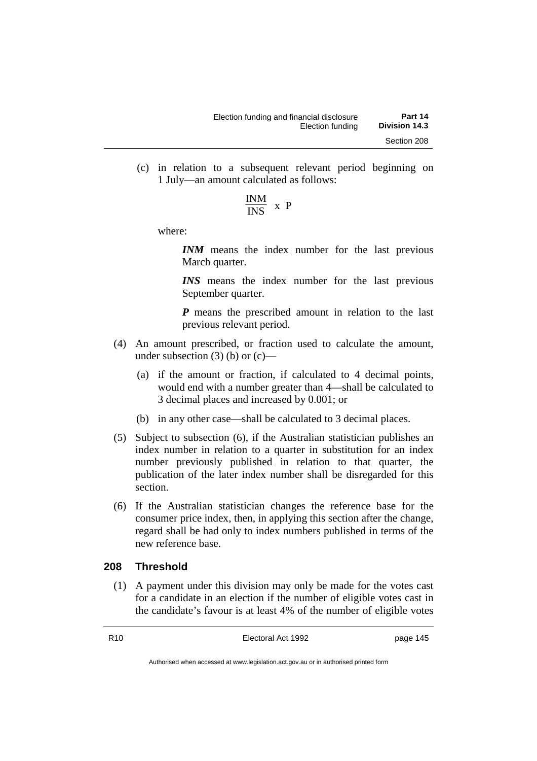(c) in relation to a subsequent relevant period beginning on 1 July—an amount calculated as follows:

$$\frac{INM}{INS} \times P$$

where:

***INM*** means the index number for the last previous March quarter.

***INS*** means the index number for the last previous September quarter.

***P*** means the prescribed amount in relation to the last previous relevant period.

(4) An amount prescribed, or fraction used to calculate the amount, under subsection (3) (b) or (c)—

(a) if the amount or fraction, if calculated to 4 decimal points, would end with a number greater than 4—shall be calculated to 3 decimal places and increased by 0.001; or

(b) in any other case—shall be calculated to 3 decimal places.

(5) Subject to subsection (6), if the Australian statistician publishes an index number in relation to a quarter in substitution for an index number previously published in relation to that quarter, the publication of the later index number shall be disregarded for this section.

(6) If the Australian statistician changes the reference base for the consumer price index, then, in applying this section after the change, regard shall be had only to index numbers published in terms of the new reference base.

## 208 Threshold

(1) A payment under this division may only be made for the votes cast for a candidate in an election if the number of eligible votes cast in the candidate's favour is at least 4% of the number of eligible votes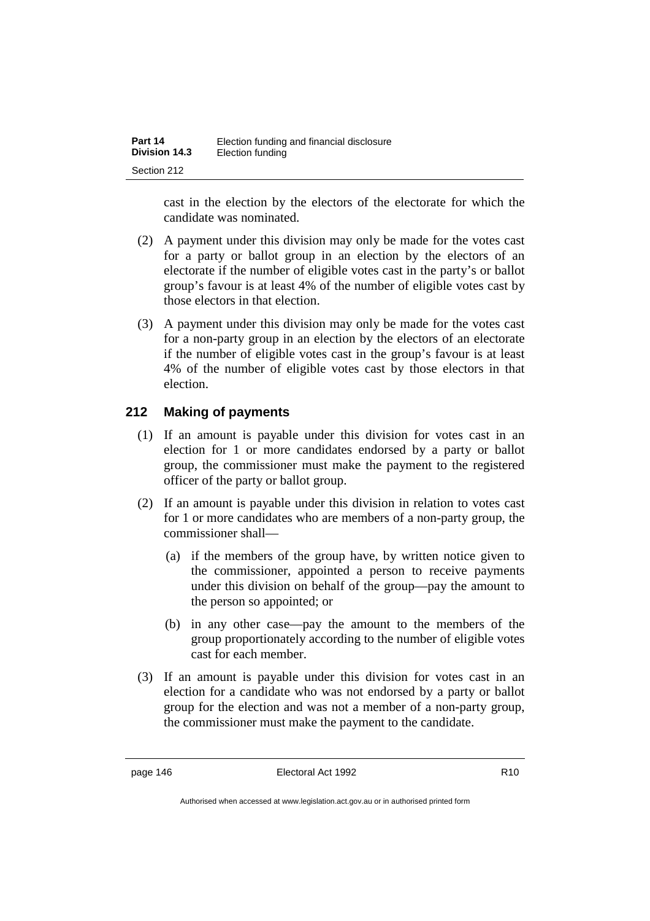cast in the election by the electors of the electorate for which the candidate was nominated.

(2) A payment under this division may only be made for the votes cast for a party or ballot group in an election by the electors of an electorate if the number of eligible votes cast in the party's or ballot group's favour is at least 4% of the number of eligible votes cast by those electors in that election.

(3) A payment under this division may only be made for the votes cast for a non-party group in an election by the electors of an electorate if the number of eligible votes cast in the group's favour is at least 4% of the number of eligible votes cast by those electors in that election.

## 212 Making of payments

(1) If an amount is payable under this division for votes cast in an election for 1 or more candidates endorsed by a party or ballot group, the commissioner must make the payment to the registered officer of the party or ballot group.

(2) If an amount is payable under this division in relation to votes cast for 1 or more candidates who are members of a non-party group, the commissioner shall—

(a) if the members of the group have, by written notice given to the commissioner, appointed a person to receive payments under this division on behalf of the group—pay the amount to the person so appointed; or

(b) in any other case—pay the amount to the members of the group proportionately according to the number of eligible votes cast for each member.

(3) If an amount is payable under this division for votes cast in an election for a candidate who was not endorsed by a party or ballot group for the election and was not a member of a non-party group, the commissioner must make the payment to the candidate.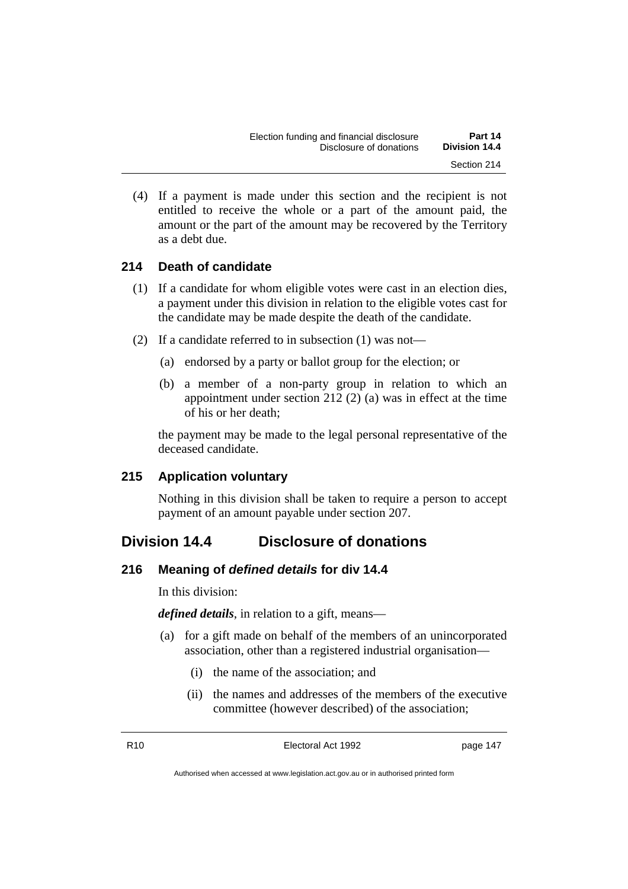(4) If a payment is made under this section and the recipient is not entitled to receive the whole or a part of the amount paid, the amount or the part of the amount may be recovered by the Territory as a debt due.

### 214 Death of candidate

(1) If a candidate for whom eligible votes were cast in an election dies, a payment under this division in relation to the eligible votes cast for the candidate may be made despite the death of the candidate.

(2) If a candidate referred to in subsection (1) was not—

(a) endorsed by a party or ballot group for the election; or

(b) a member of a non-party group in relation to which an appointment under section 212 (2) (a) was in effect at the time of his or her death;

the payment may be made to the legal personal representative of the deceased candidate.

### 215 Application voluntary

Nothing in this division shall be taken to require a person to accept payment of an amount payable under section 207.

## Division 14.4 Disclosure of donations

### 216 Meaning of *defined details* for div 14.4

In this division:

***defined details***, in relation to a gift, means—

(a) for a gift made on behalf of the members of an unincorporated association, other than a registered industrial organisation—

(i) the name of the association; and

(ii) the names and addresses of the members of the executive committee (however described) of the association;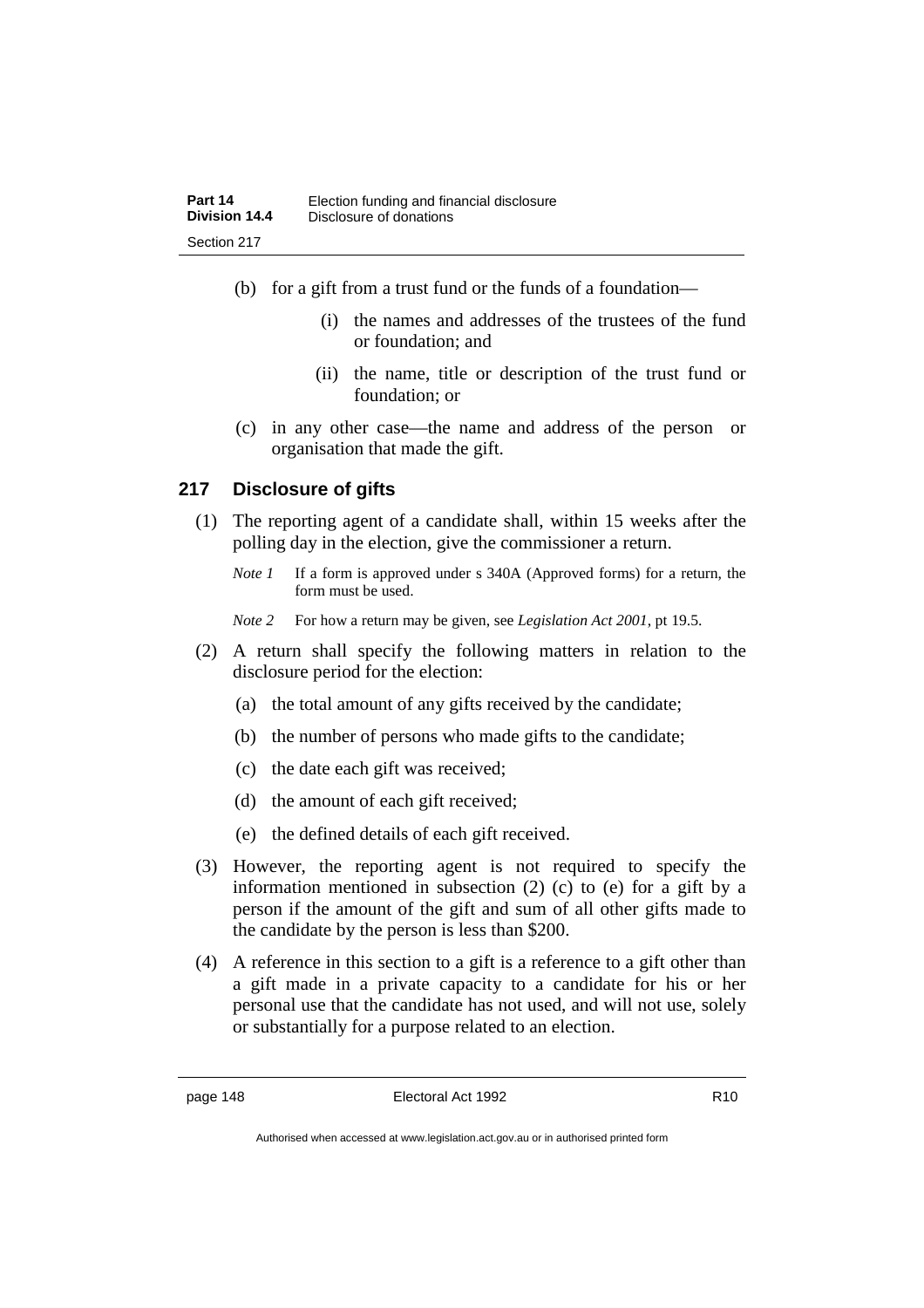(b) for a gift from a trust fund or the funds of a foundation—

(i) the names and addresses of the trustees of the fund or foundation; and

(ii) the name, title or description of the trust fund or foundation; or

(c) in any other case—the name and address of the person or organisation that made the gift.

## 217 Disclosure of gifts

(1) The reporting agent of a candidate shall, within 15 weeks after the polling day in the election, give the commissioner a return.

*Note 1* If a form is approved under s 340A (Approved forms) for a return, the form must be used.

*Note 2* For how a return may be given, see *Legislation Act 2001*, pt 19.5.

(2) A return shall specify the following matters in relation to the disclosure period for the election:

(a) the total amount of any gifts received by the candidate;

(b) the number of persons who made gifts to the candidate;

(c) the date each gift was received;

(d) the amount of each gift received;

(e) the defined details of each gift received.

(3) However, the reporting agent is not required to specify the information mentioned in subsection (2) (c) to (e) for a gift by a person if the amount of the gift and sum of all other gifts made to the candidate by the person is less than $200.

(4) A reference in this section to a gift is a reference to a gift other than a gift made in a private capacity to a candidate for his or her personal use that the candidate has not used, and will not use, solely or substantially for a purpose related to an election.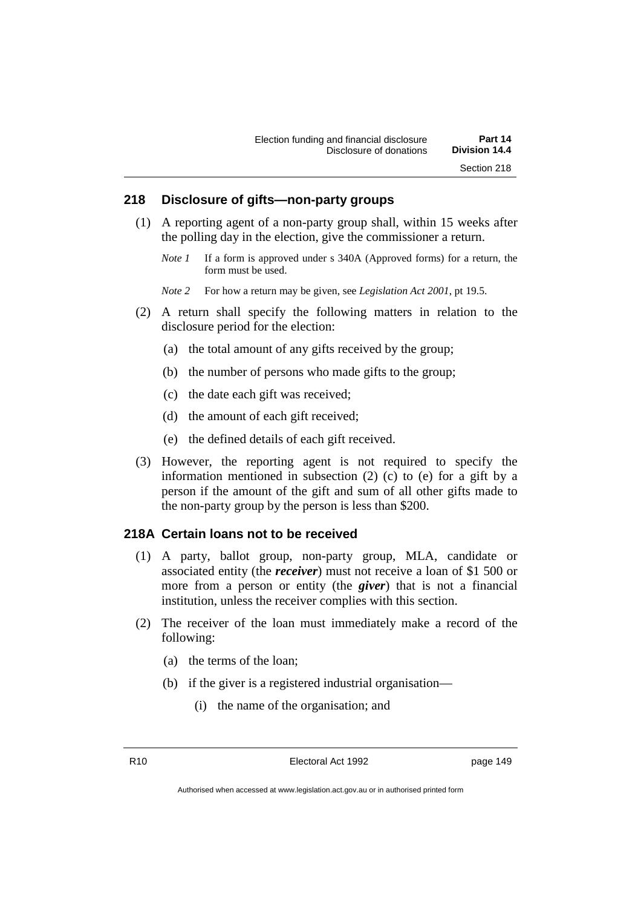## 218 Disclosure of gifts—non-party groups

(1) A reporting agent of a non-party group shall, within 15 weeks after the polling day in the election, give the commissioner a return.

*Note 1* If a form is approved under s 340A (Approved forms) for a return, the form must be used.

*Note 2* For how a return may be given, see *Legislation Act 2001*, pt 19.5.

(2) A return shall specify the following matters in relation to the disclosure period for the election:

(a) the total amount of any gifts received by the group;

(b) the number of persons who made gifts to the group;

(c) the date each gift was received;

(d) the amount of each gift received;

(e) the defined details of each gift received.

(3) However, the reporting agent is not required to specify the information mentioned in subsection (2) (c) to (e) for a gift by a person if the amount of the gift and sum of all other gifts made to the non-party group by the person is less than $200.

## 218A Certain loans not to be received

(1) A party, ballot group, non-party group, MLA, candidate or associated entity (the ***receiver***) must not receive a loan of $1 500 or more from a person or entity (the ***giver***) that is not a financial institution, unless the receiver complies with this section.

(2) The receiver of the loan must immediately make a record of the following:

(a) the terms of the loan;

(b) if the giver is a registered industrial organisation—

(i) the name of the organisation; and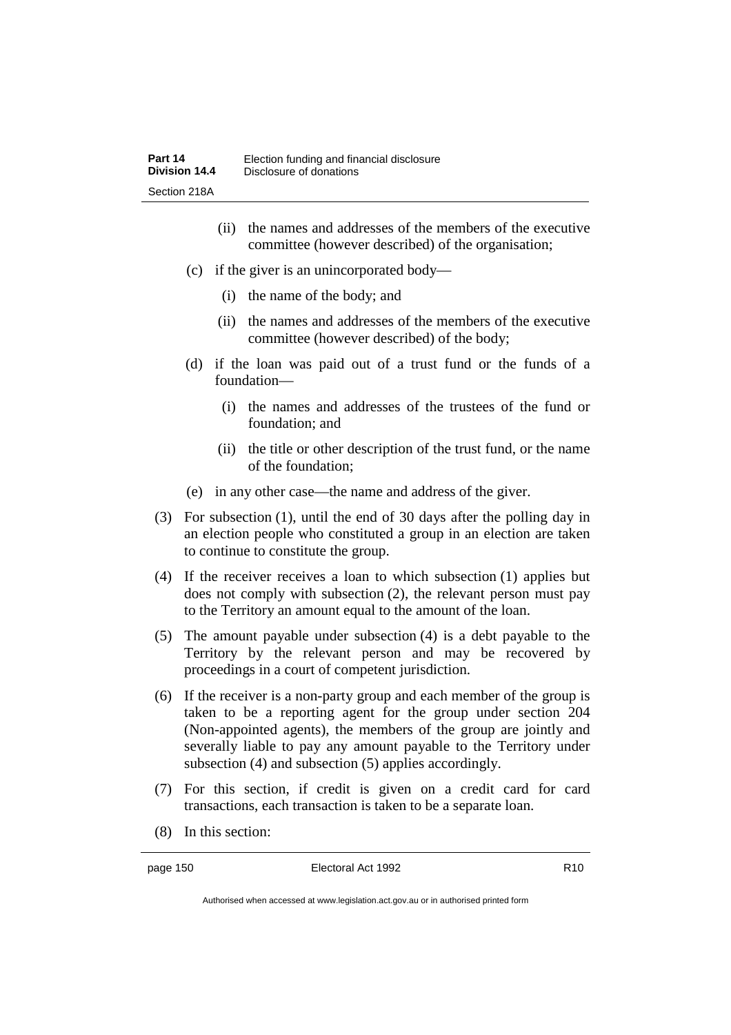(ii) the names and addresses of the members of the executive committee (however described) of the organisation;

(c) if the giver is an unincorporated body—

(i) the name of the body; and

(ii) the names and addresses of the members of the executive committee (however described) of the body;

(d) if the loan was paid out of a trust fund or the funds of a foundation—

(i) the names and addresses of the trustees of the fund or foundation; and

(ii) the title or other description of the trust fund, or the name of the foundation;

(e) in any other case—the name and address of the giver.

(3) For subsection (1), until the end of 30 days after the polling day in an election people who constituted a group in an election are taken to continue to constitute the group.

(4) If the receiver receives a loan to which subsection (1) applies but does not comply with subsection (2), the relevant person must pay to the Territory an amount equal to the amount of the loan.

(5) The amount payable under subsection (4) is a debt payable to the Territory by the relevant person and may be recovered by proceedings in a court of competent jurisdiction.

(6) If the receiver is a non-party group and each member of the group is taken to be a reporting agent for the group under section 204 (Non-appointed agents), the members of the group are jointly and severally liable to pay any amount payable to the Territory under subsection (4) and subsection (5) applies accordingly.

(7) For this section, if credit is given on a credit card for card transactions, each transaction is taken to be a separate loan.

(8) In this section: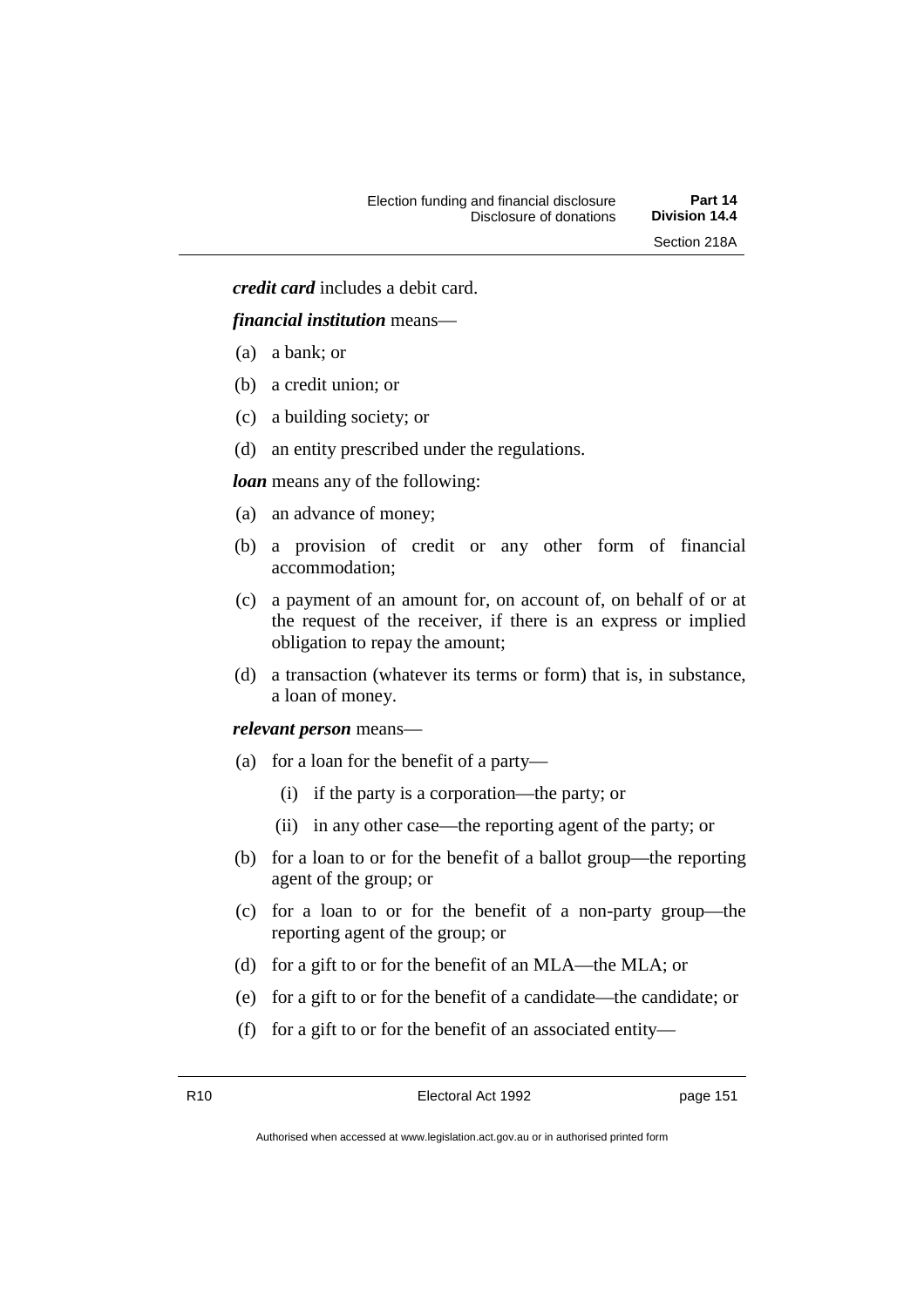***credit card*** includes a debit card.

***financial institution*** means—

(a) a bank; or

(b) a credit union; or

(c) a building society; or

(d) an entity prescribed under the regulations.

***loan*** means any of the following:

(a) an advance of money;

(b) a provision of credit or any other form of financial accommodation;

(c) a payment of an amount for, on account of, on behalf of or at the request of the receiver, if there is an express or implied obligation to repay the amount;

(d) a transaction (whatever its terms or form) that is, in substance, a loan of money.

***relevant person*** means—

(a) for a loan for the benefit of a party—

  (i) if the party is a corporation—the party; or

  (ii) in any other case—the reporting agent of the party; or

(b) for a loan to or for the benefit of a ballot group—the reporting agent of the group; or

(c) for a loan to or for the benefit of a non-party group—the reporting agent of the group; or

(d) for a gift to or for the benefit of an MLA—the MLA; or

(e) for a gift to or for the benefit of a candidate—the candidate; or

(f) for a gift to or for the benefit of an associated entity—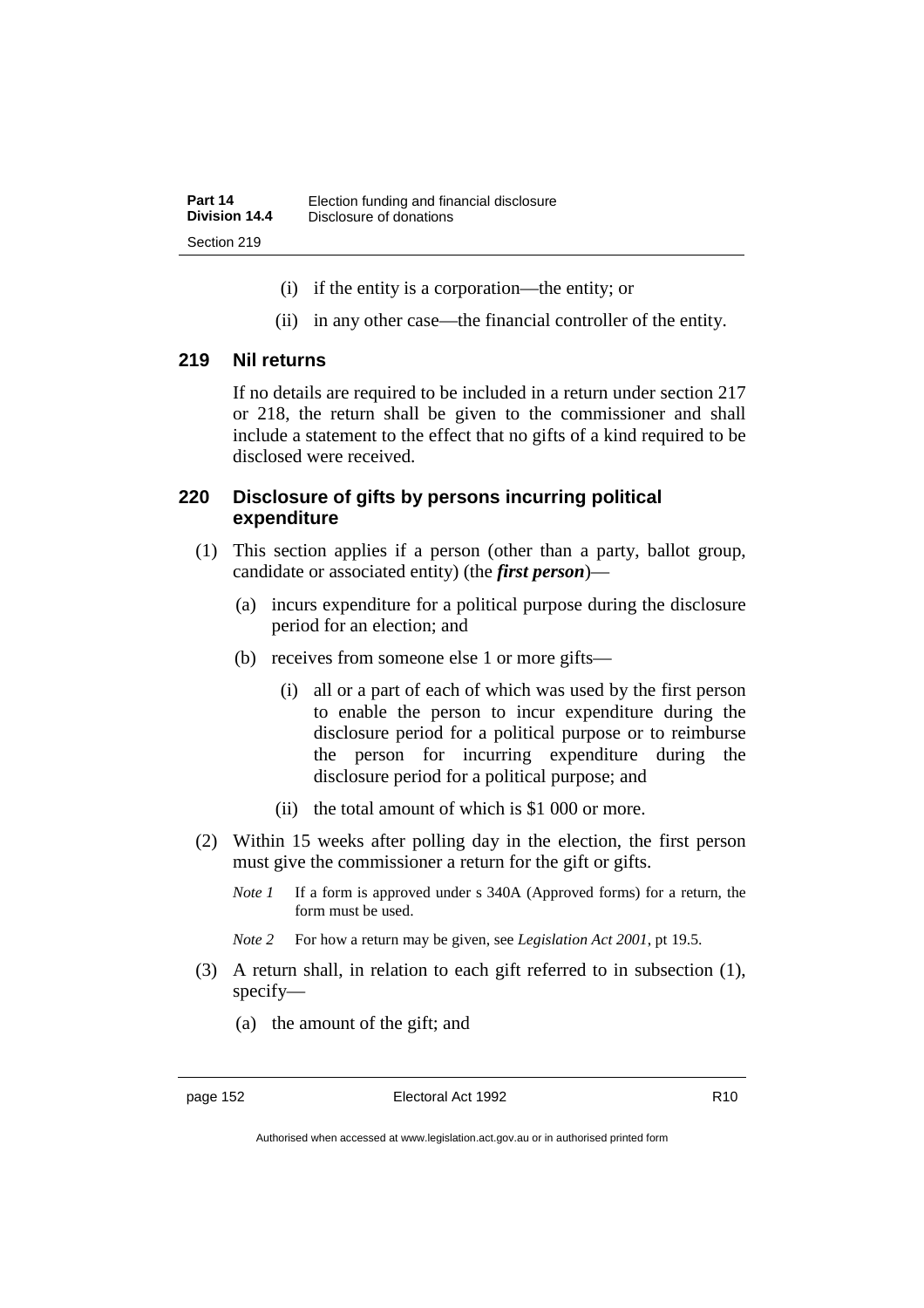(i) if the entity is a corporation—the entity; or

(ii) in any other case—the financial controller of the entity.

## 219 Nil returns

If no details are required to be included in a return under section 217 or 218, the return shall be given to the commissioner and shall include a statement to the effect that no gifts of a kind required to be disclosed were received.

## 220 Disclosure of gifts by persons incurring political expenditure

(1) This section applies if a person (other than a party, ballot group, candidate or associated entity) (the ***first person***)—

(a) incurs expenditure for a political purpose during the disclosure period for an election; and

(b) receives from someone else 1 or more gifts—

(i) all or a part of each of which was used by the first person to enable the person to incur expenditure during the disclosure period for a political purpose or to reimburse the person for incurring expenditure during the disclosure period for a political purpose; and

(ii) the total amount of which is $1 000 or more.

(2) Within 15 weeks after polling day in the election, the first person must give the commissioner a return for the gift or gifts.

*Note 1* If a form is approved under s 340A (Approved forms) for a return, the form must be used.

*Note 2* For how a return may be given, see *Legislation Act 2001*, pt 19.5.

(3) A return shall, in relation to each gift referred to in subsection (1), specify—

(a) the amount of the gift; and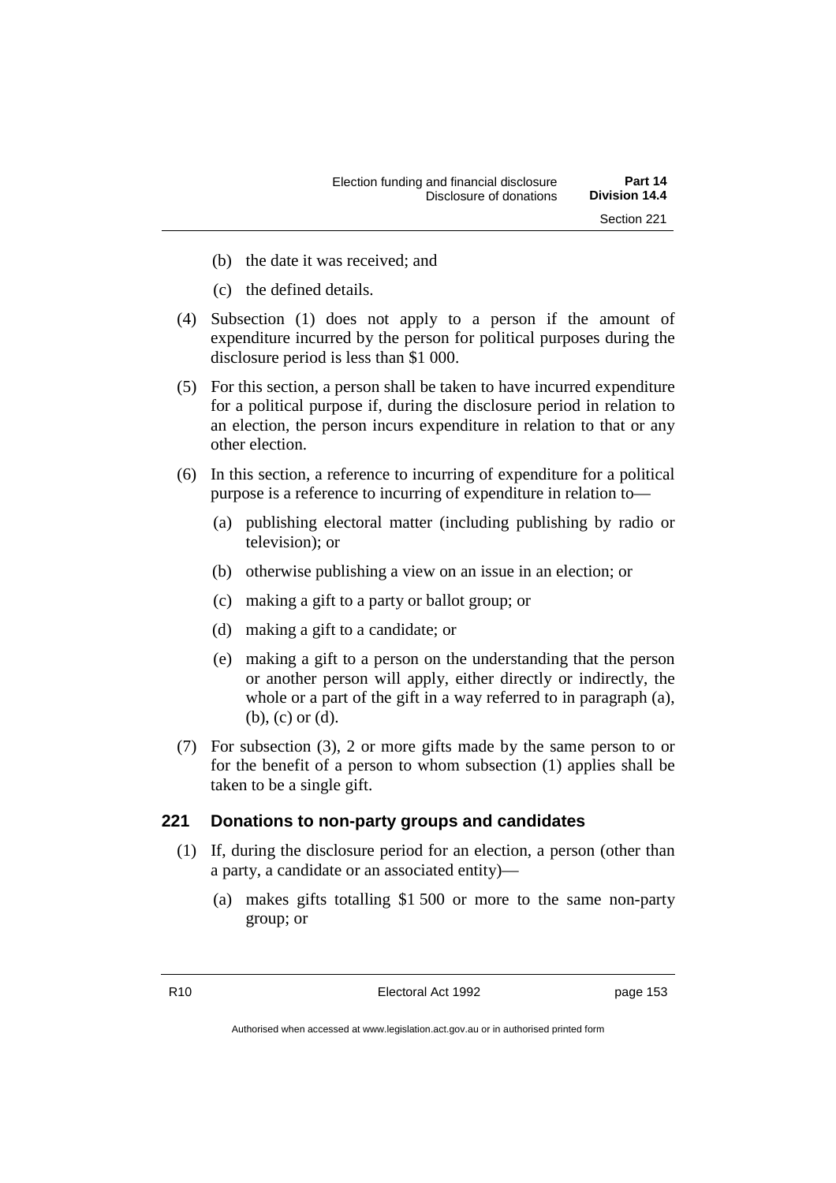(b) the date it was received; and

(c) the defined details.

(4) Subsection (1) does not apply to a person if the amount of expenditure incurred by the person for political purposes during the disclosure period is less than $1 000.

(5) For this section, a person shall be taken to have incurred expenditure for a political purpose if, during the disclosure period in relation to an election, the person incurs expenditure in relation to that or any other election.

(6) In this section, a reference to incurring of expenditure for a political purpose is a reference to incurring of expenditure in relation to—

(a) publishing electoral matter (including publishing by radio or television); or

(b) otherwise publishing a view on an issue in an election; or

(c) making a gift to a party or ballot group; or

(d) making a gift to a candidate; or

(e) making a gift to a person on the understanding that the person or another person will apply, either directly or indirectly, the whole or a part of the gift in a way referred to in paragraph (a), (b), (c) or (d).

(7) For subsection (3), 2 or more gifts made by the same person to or for the benefit of a person to whom subsection (1) applies shall be taken to be a single gift.

### 221 Donations to non-party groups and candidates

(1) If, during the disclosure period for an election, a person (other than a party, a candidate or an associated entity)—

(a) makes gifts totalling $1 500 or more to the same non-party group; or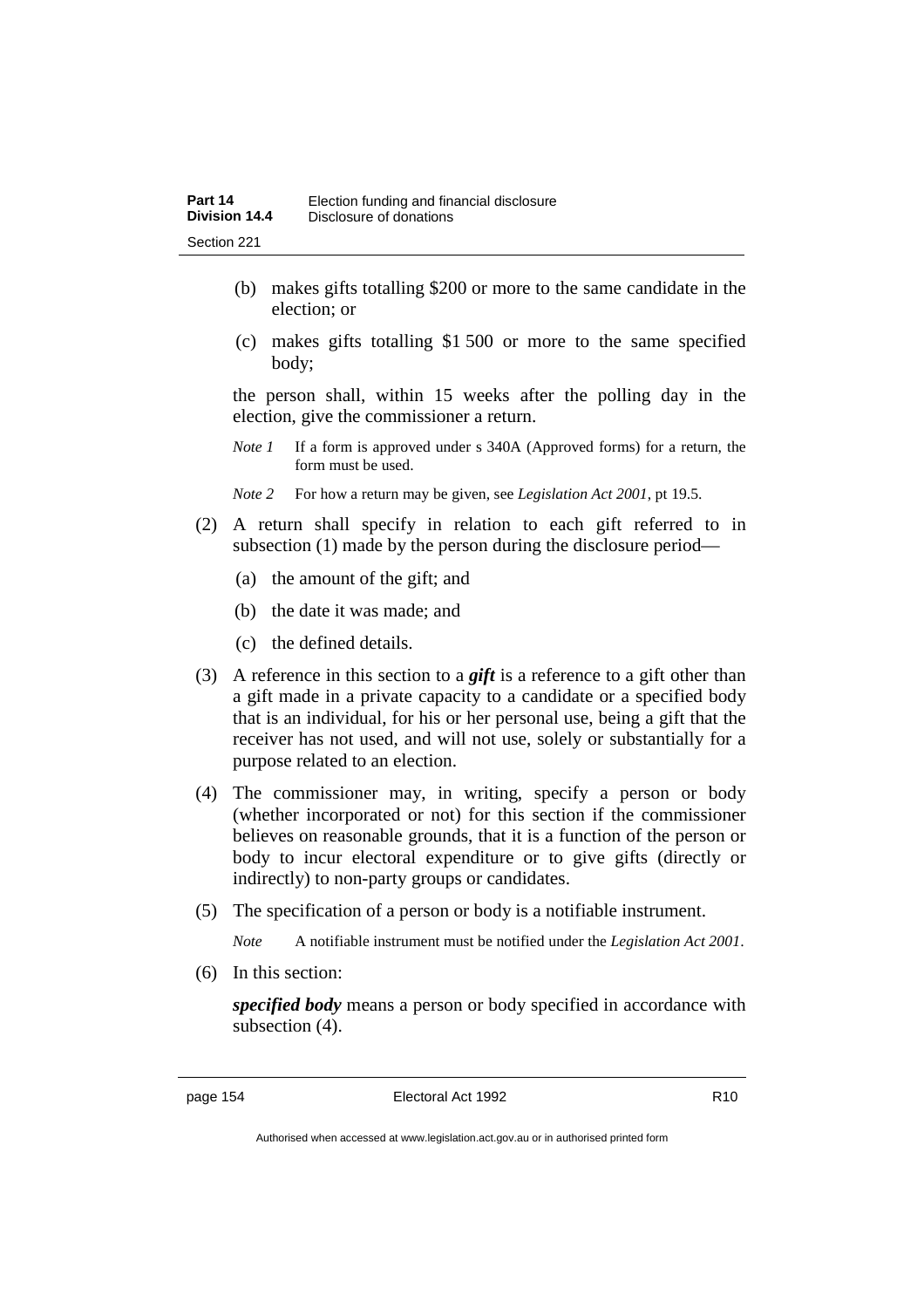(b) makes gifts totalling $200 or more to the same candidate in the election; or

(c) makes gifts totalling $1 500 or more to the same specified body;

the person shall, within 15 weeks after the polling day in the election, give the commissioner a return.

*Note 1* If a form is approved under s 340A (Approved forms) for a return, the form must be used.

*Note 2* For how a return may be given, see *Legislation Act 2001*, pt 19.5.

(2) A return shall specify in relation to each gift referred to in subsection (1) made by the person during the disclosure period—

(a) the amount of the gift; and

(b) the date it was made; and

(c) the defined details.

(3) A reference in this section to a ***gift*** is a reference to a gift other than a gift made in a private capacity to a candidate or a specified body that is an individual, for his or her personal use, being a gift that the receiver has not used, and will not use, solely or substantially for a purpose related to an election.

(4) The commissioner may, in writing, specify a person or body (whether incorporated or not) for this section if the commissioner believes on reasonable grounds, that it is a function of the person or body to incur electoral expenditure or to give gifts (directly or indirectly) to non-party groups or candidates.

(5) The specification of a person or body is a notifiable instrument.

*Note* A notifiable instrument must be notified under the *Legislation Act 2001*.

(6) In this section:

***specified body*** means a person or body specified in accordance with subsection (4).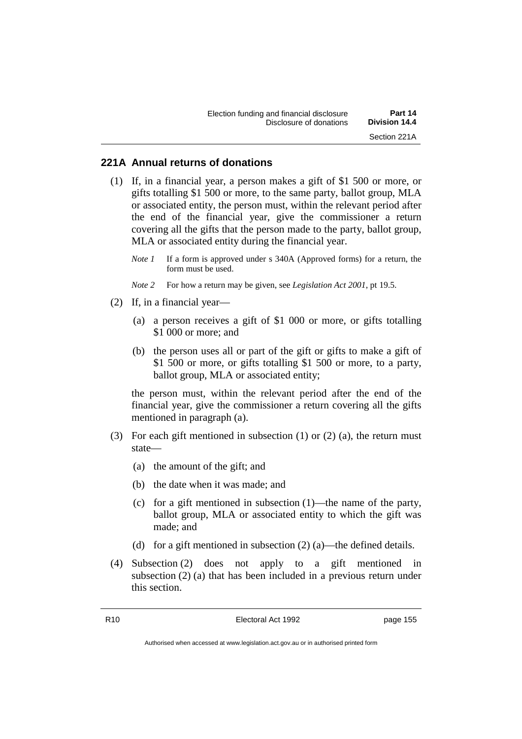## 221A Annual returns of donations

(1) If, in a financial year, a person makes a gift of $1 500 or more, or gifts totalling $1 500 or more, to the same party, ballot group, MLA or associated entity, the person must, within the relevant period after the end of the financial year, give the commissioner a return covering all the gifts that the person made to the party, ballot group, MLA or associated entity during the financial year.

*Note 1* If a form is approved under s 340A (Approved forms) for a return, the form must be used.

*Note 2* For how a return may be given, see *Legislation Act 2001*, pt 19.5.

(2) If, in a financial year—

(a) a person receives a gift of $1 000 or more, or gifts totalling $1 000 or more; and

(b) the person uses all or part of the gift or gifts to make a gift of $1 500 or more, or gifts totalling $1 500 or more, to a party, ballot group, MLA or associated entity;

the person must, within the relevant period after the end of the financial year, give the commissioner a return covering all the gifts mentioned in paragraph (a).

(3) For each gift mentioned in subsection (1) or (2) (a), the return must state—

(a) the amount of the gift; and

(b) the date when it was made; and

(c) for a gift mentioned in subsection (1)—the name of the party, ballot group, MLA or associated entity to which the gift was made; and

(d) for a gift mentioned in subsection (2) (a)—the defined details.

(4) Subsection (2) does not apply to a gift mentioned in subsection (2) (a) that has been included in a previous return under this section.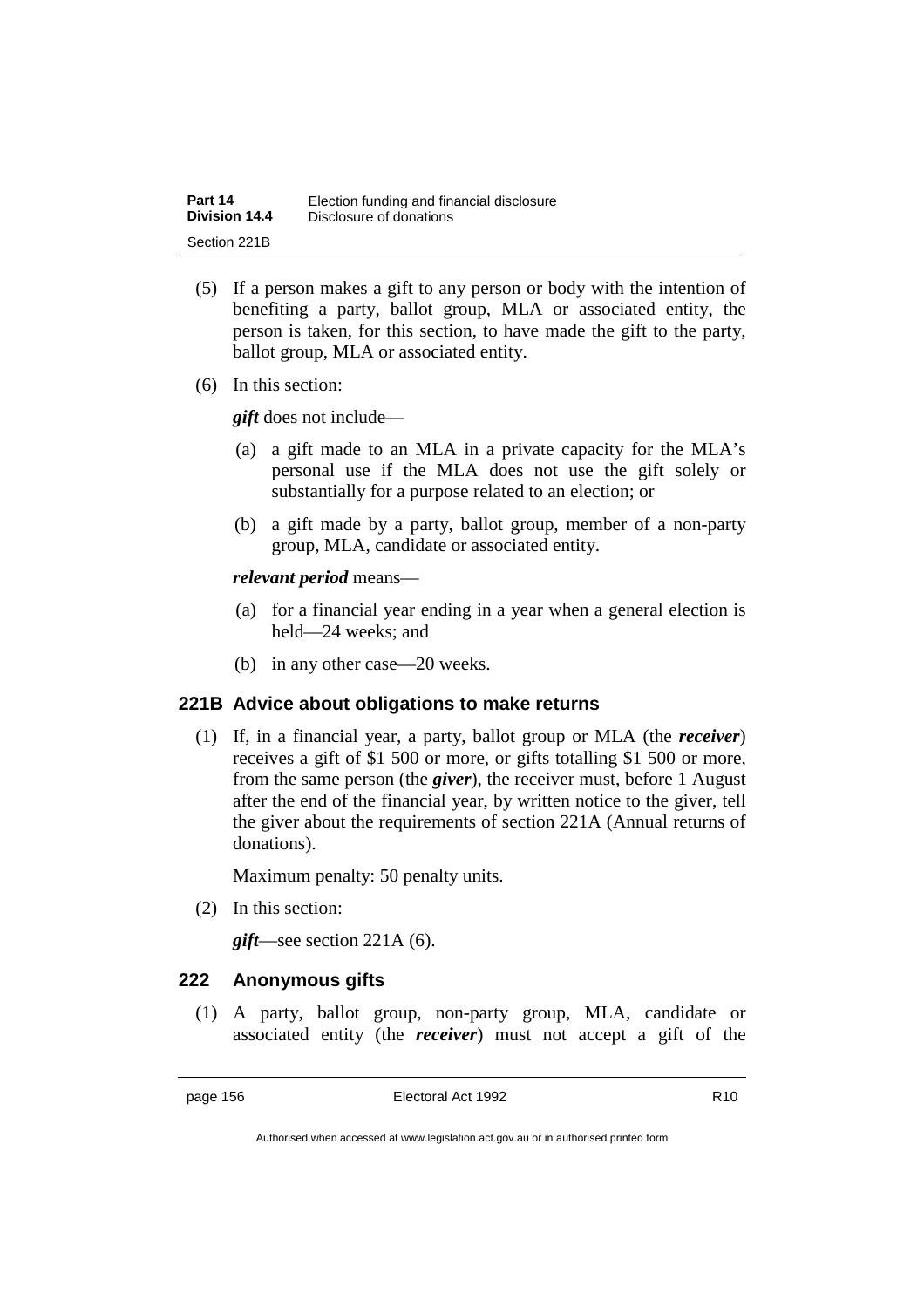(5) If a person makes a gift to any person or body with the intention of benefiting a party, ballot group, MLA or associated entity, the person is taken, for this section, to have made the gift to the party, ballot group, MLA or associated entity.

(6) In this section:

***gift*** does not include—

(a) a gift made to an MLA in a private capacity for the MLA's personal use if the MLA does not use the gift solely or substantially for a purpose related to an election; or

(b) a gift made by a party, ballot group, member of a non-party group, MLA, candidate or associated entity.

***relevant period*** means—

(a) for a financial year ending in a year when a general election is held—24 weeks; and

(b) in any other case—20 weeks.

### 221B Advice about obligations to make returns

(1) If, in a financial year, a party, ballot group or MLA (the ***receiver***) receives a gift of $1 500 or more, or gifts totalling $1 500 or more, from the same person (the ***giver***), the receiver must, before 1 August after the end of the financial year, by written notice to the giver, tell the giver about the requirements of section 221A (Annual returns of donations).

Maximum penalty: 50 penalty units.

(2) In this section:

***gift***—see section 221A (6).

### 222 Anonymous gifts

(1) A party, ballot group, non-party group, MLA, candidate or associated entity (the ***receiver***) must not accept a gift of the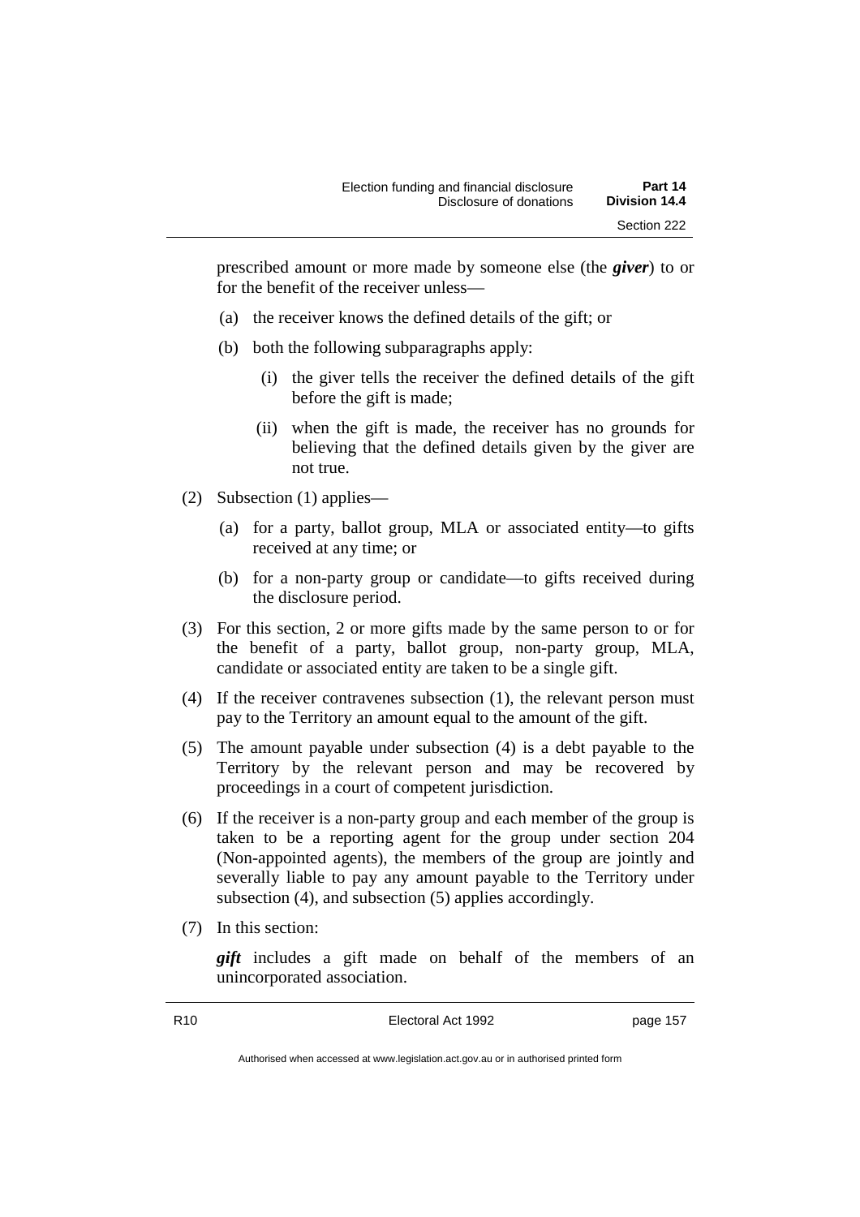prescribed amount or more made by someone else (the ***giver***) to or for the benefit of the receiver unless—

(a) the receiver knows the defined details of the gift; or

(b) both the following subparagraphs apply:

(i) the giver tells the receiver the defined details of the gift before the gift is made;

(ii) when the gift is made, the receiver has no grounds for believing that the defined details given by the giver are not true.

(2) Subsection (1) applies—

(a) for a party, ballot group, MLA or associated entity—to gifts received at any time; or

(b) for a non-party group or candidate—to gifts received during the disclosure period.

(3) For this section, 2 or more gifts made by the same person to or for the benefit of a party, ballot group, non-party group, MLA, candidate or associated entity are taken to be a single gift.

(4) If the receiver contravenes subsection (1), the relevant person must pay to the Territory an amount equal to the amount of the gift.

(5) The amount payable under subsection (4) is a debt payable to the Territory by the relevant person and may be recovered by proceedings in a court of competent jurisdiction.

(6) If the receiver is a non-party group and each member of the group is taken to be a reporting agent for the group under section 204 (Non-appointed agents), the members of the group are jointly and severally liable to pay any amount payable to the Territory under subsection (4), and subsection (5) applies accordingly.

(7) In this section:

***gift*** includes a gift made on behalf of the members of an unincorporated association.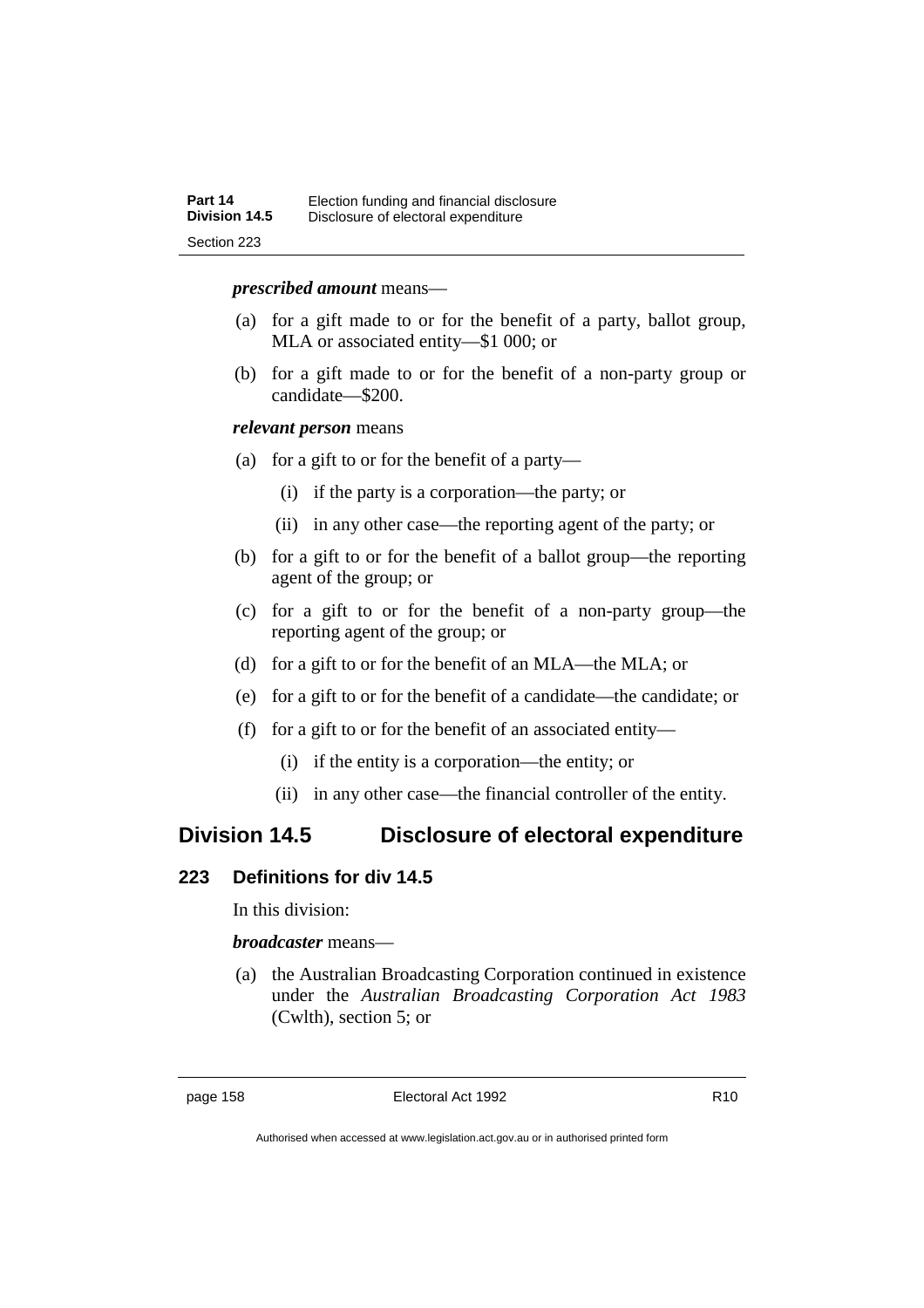***prescribed amount*** means—

(a) for a gift made to or for the benefit of a party, ballot group, MLA or associated entity—$1 000; or

(b) for a gift made to or for the benefit of a non-party group or candidate—$200.

***relevant person*** means

(a) for a gift to or for the benefit of a party—

 (i) if the party is a corporation—the party; or

 (ii) in any other case—the reporting agent of the party; or

(b) for a gift to or for the benefit of a ballot group—the reporting agent of the group; or

(c) for a gift to or for the benefit of a non-party group—the reporting agent of the group; or

(d) for a gift to or for the benefit of an MLA—the MLA; or

(e) for a gift to or for the benefit of a candidate—the candidate; or

(f) for a gift to or for the benefit of an associated entity—

 (i) if the entity is a corporation—the entity; or

 (ii) in any other case—the financial controller of the entity.

## Division 14.5 Disclosure of electoral expenditure

### 223 Definitions for div 14.5

In this division:

***broadcaster*** means—

(a) the Australian Broadcasting Corporation continued in existence under the *Australian Broadcasting Corporation Act 1983* (Cwlth), section 5; or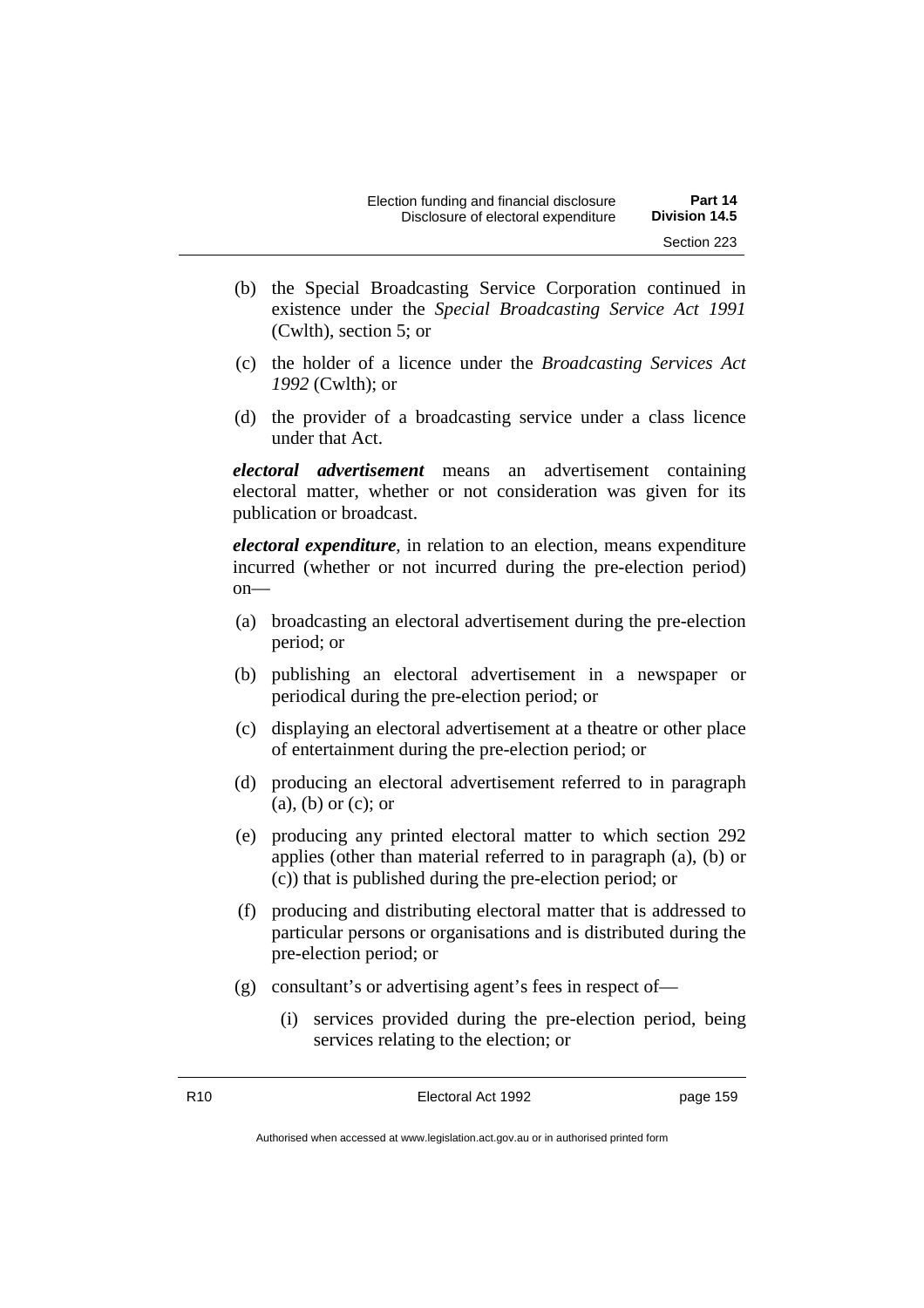(b) the Special Broadcasting Service Corporation continued in existence under the *Special Broadcasting Service Act 1991* (Cwlth), section 5; or

(c) the holder of a licence under the *Broadcasting Services Act 1992* (Cwlth); or

(d) the provider of a broadcasting service under a class licence under that Act.

***electoral advertisement*** means an advertisement containing electoral matter, whether or not consideration was given for its publication or broadcast.

***electoral expenditure***, in relation to an election, means expenditure incurred (whether or not incurred during the pre-election period) on—

(a) broadcasting an electoral advertisement during the pre-election period; or

(b) publishing an electoral advertisement in a newspaper or periodical during the pre-election period; or

(c) displaying an electoral advertisement at a theatre or other place of entertainment during the pre-election period; or

(d) producing an electoral advertisement referred to in paragraph (a), (b) or (c); or

(e) producing any printed electoral matter to which section 292 applies (other than material referred to in paragraph (a), (b) or (c)) that is published during the pre-election period; or

(f) producing and distributing electoral matter that is addressed to particular persons or organisations and is distributed during the pre-election period; or

(g) consultant's or advertising agent's fees in respect of—

  (i) services provided during the pre-election period, being services relating to the election; or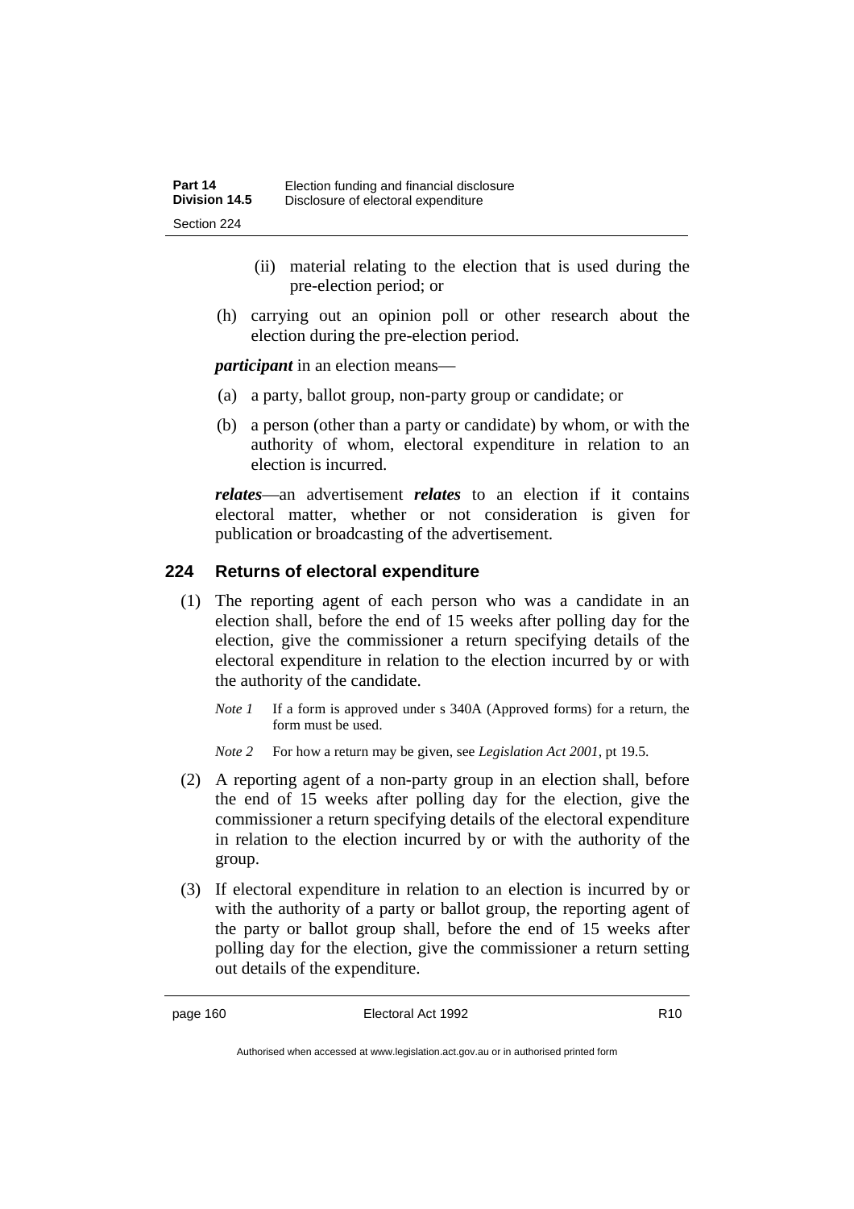(ii) material relating to the election that is used during the pre-election period; or

(h) carrying out an opinion poll or other research about the election during the pre-election period.

***participant*** in an election means—

(a) a party, ballot group, non-party group or candidate; or

(b) a person (other than a party or candidate) by whom, or with the authority of whom, electoral expenditure in relation to an election is incurred.

***relates***—an advertisement ***relates*** to an election if it contains electoral matter, whether or not consideration is given for publication or broadcasting of the advertisement.

### 224 Returns of electoral expenditure

(1) The reporting agent of each person who was a candidate in an election shall, before the end of 15 weeks after polling day for the election, give the commissioner a return specifying details of the electoral expenditure in relation to the election incurred by or with the authority of the candidate.

*Note 1* If a form is approved under s 340A (Approved forms) for a return, the form must be used.

*Note 2* For how a return may be given, see *Legislation Act 2001*, pt 19.5.

(2) A reporting agent of a non-party group in an election shall, before the end of 15 weeks after polling day for the election, give the commissioner a return specifying details of the electoral expenditure in relation to the election incurred by or with the authority of the group.

(3) If electoral expenditure in relation to an election is incurred by or with the authority of a party or ballot group, the reporting agent of the party or ballot group shall, before the end of 15 weeks after polling day for the election, give the commissioner a return setting out details of the expenditure.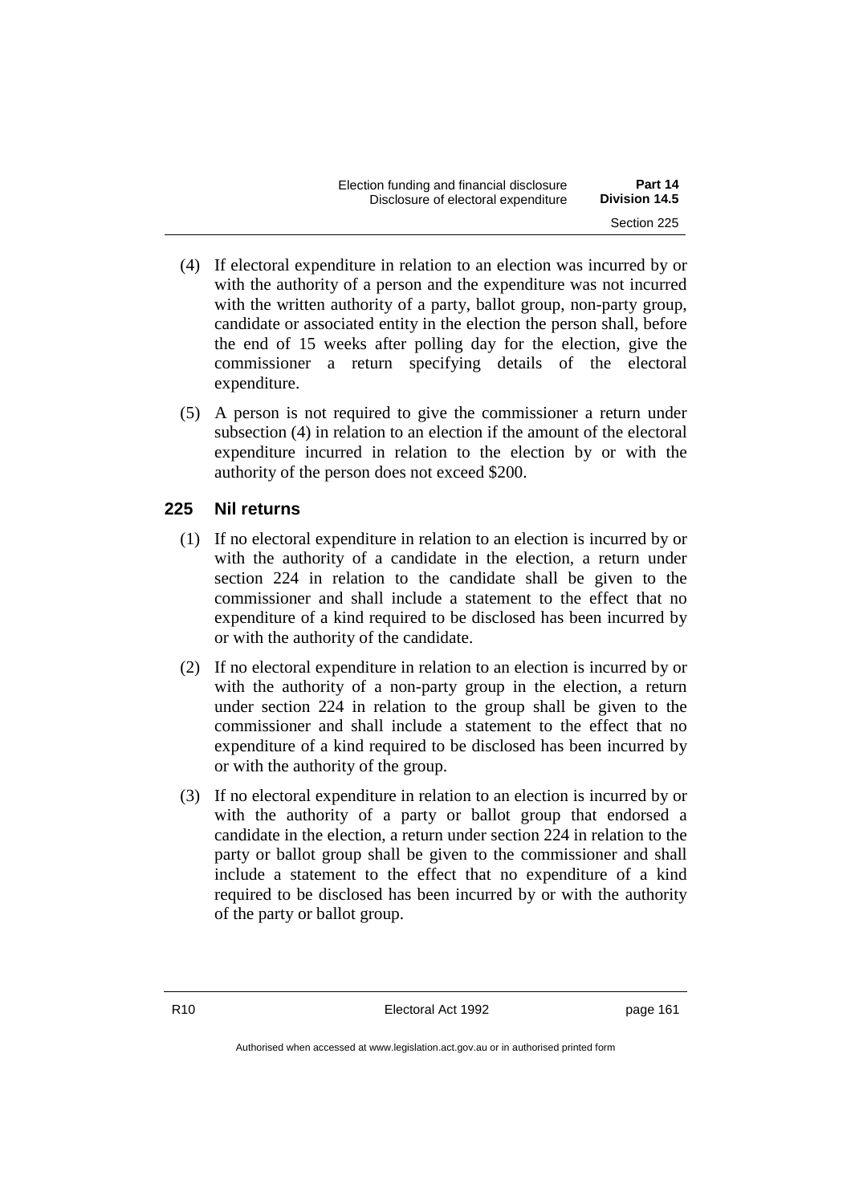(4) If electoral expenditure in relation to an election was incurred by or with the authority of a person and the expenditure was not incurred with the written authority of a party, ballot group, non-party group, candidate or associated entity in the election the person shall, before the end of 15 weeks after polling day for the election, give the commissioner a return specifying details of the electoral expenditure.

(5) A person is not required to give the commissioner a return under subsection (4) in relation to an election if the amount of the electoral expenditure incurred in relation to the election by or with the authority of the person does not exceed $200.

## 225 Nil returns

(1) If no electoral expenditure in relation to an election is incurred by or with the authority of a candidate in the election, a return under section 224 in relation to the candidate shall be given to the commissioner and shall include a statement to the effect that no expenditure of a kind required to be disclosed has been incurred by or with the authority of the candidate.

(2) If no electoral expenditure in relation to an election is incurred by or with the authority of a non-party group in the election, a return under section 224 in relation to the group shall be given to the commissioner and shall include a statement to the effect that no expenditure of a kind required to be disclosed has been incurred by or with the authority of the group.

(3) If no electoral expenditure in relation to an election is incurred by or with the authority of a party or ballot group that endorsed a candidate in the election, a return under section 224 in relation to the party or ballot group shall be given to the commissioner and shall include a statement to the effect that no expenditure of a kind required to be disclosed has been incurred by or with the authority of the party or ballot group.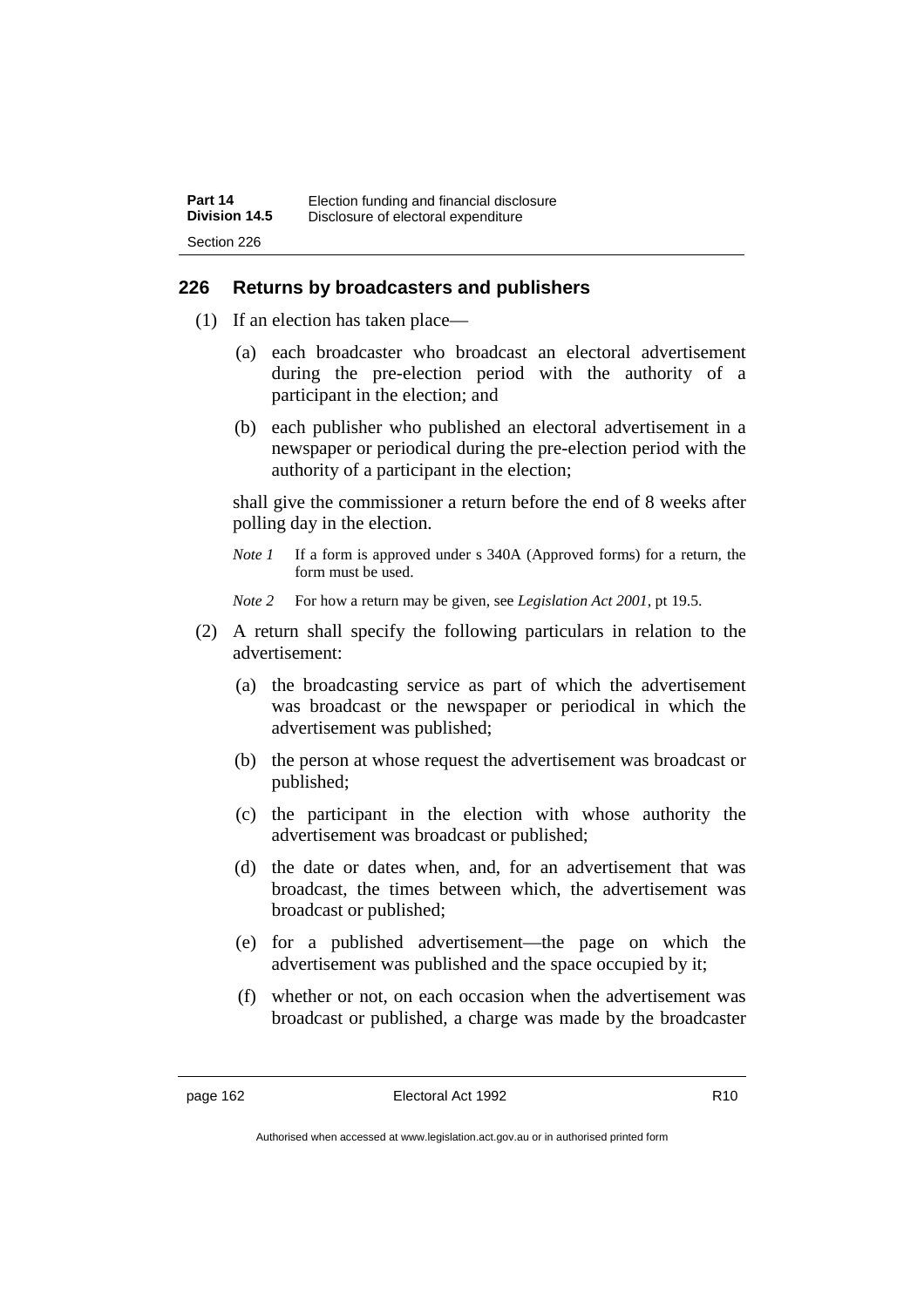## 226 Returns by broadcasters and publishers

(1) If an election has taken place—

  (a) each broadcaster who broadcast an electoral advertisement during the pre-election period with the authority of a participant in the election; and

  (b) each publisher who published an electoral advertisement in a newspaper or periodical during the pre-election period with the authority of a participant in the election;

shall give the commissioner a return before the end of 8 weeks after polling day in the election.

*Note 1* If a form is approved under s 340A (Approved forms) for a return, the form must be used.

*Note 2* For how a return may be given, see *Legislation Act 2001*, pt 19.5.

(2) A return shall specify the following particulars in relation to the advertisement:

  (a) the broadcasting service as part of which the advertisement was broadcast or the newspaper or periodical in which the advertisement was published;

  (b) the person at whose request the advertisement was broadcast or published;

  (c) the participant in the election with whose authority the advertisement was broadcast or published;

  (d) the date or dates when, and, for an advertisement that was broadcast, the times between which, the advertisement was broadcast or published;

  (e) for a published advertisement—the page on which the advertisement was published and the space occupied by it;

  (f) whether or not, on each occasion when the advertisement was broadcast or published, a charge was made by the broadcaster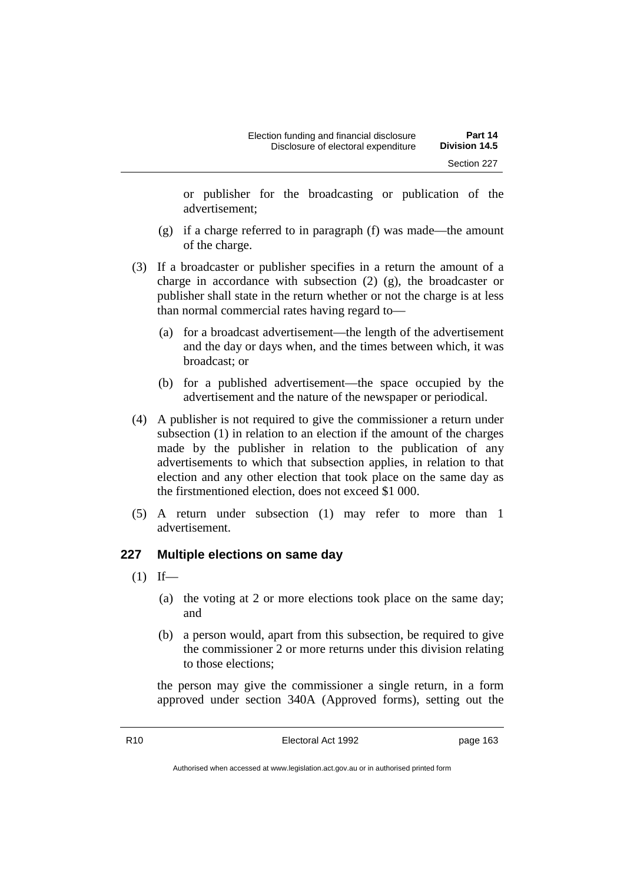or publisher for the broadcasting or publication of the advertisement;

(g) if a charge referred to in paragraph (f) was made—the amount of the charge.

(3) If a broadcaster or publisher specifies in a return the amount of a charge in accordance with subsection (2) (g), the broadcaster or publisher shall state in the return whether or not the charge is at less than normal commercial rates having regard to—

(a) for a broadcast advertisement—the length of the advertisement and the day or days when, and the times between which, it was broadcast; or

(b) for a published advertisement—the space occupied by the advertisement and the nature of the newspaper or periodical.

(4) A publisher is not required to give the commissioner a return under subsection (1) in relation to an election if the amount of the charges made by the publisher in relation to the publication of any advertisements to which that subsection applies, in relation to that election and any other election that took place on the same day as the firstmentioned election, does not exceed $1 000.

(5) A return under subsection (1) may refer to more than 1 advertisement.

## 227 Multiple elections on same day

(1) If—

(a) the voting at 2 or more elections took place on the same day; and

(b) a person would, apart from this subsection, be required to give the commissioner 2 or more returns under this division relating to those elections;

the person may give the commissioner a single return, in a form approved under section 340A (Approved forms), setting out the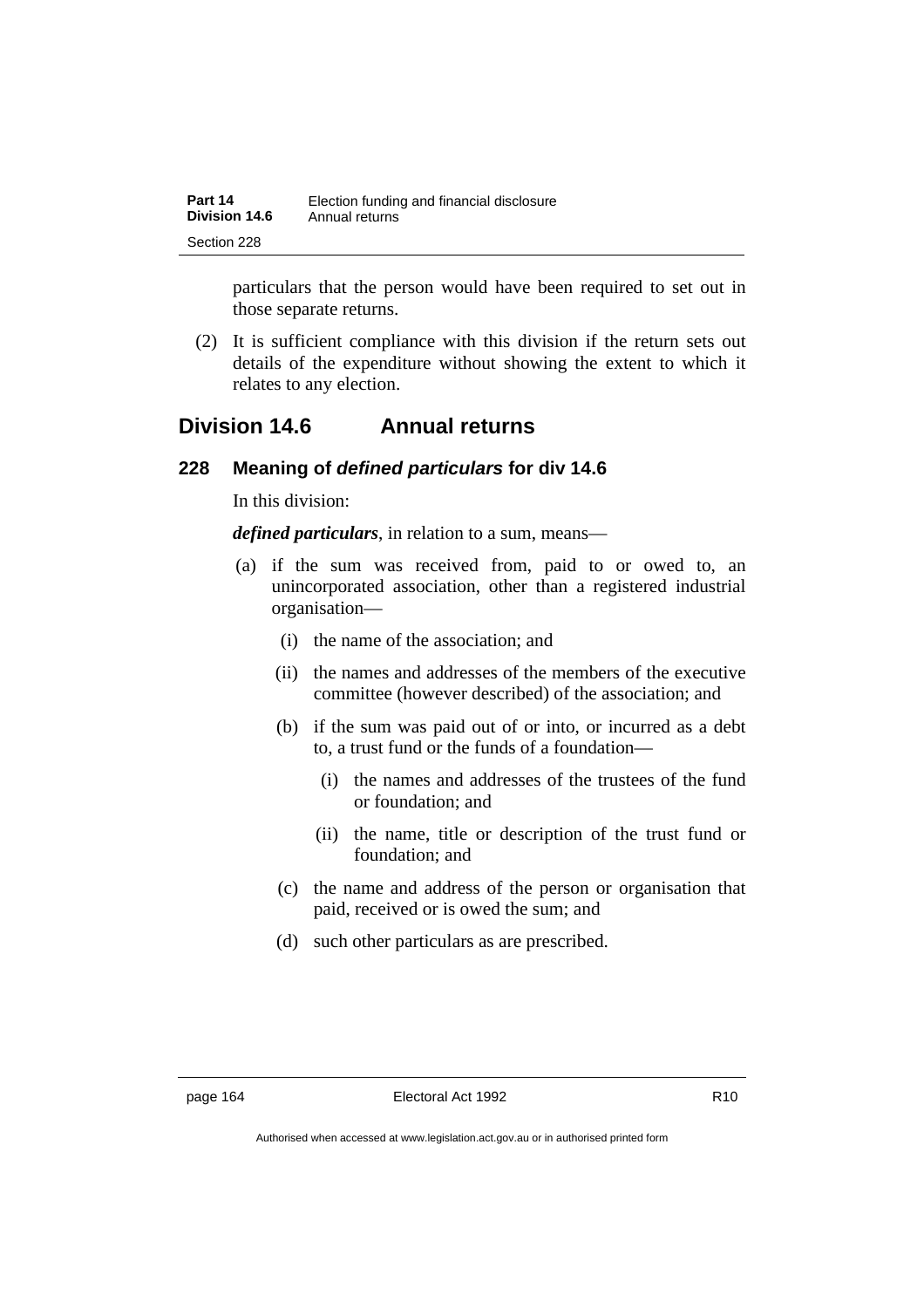particulars that the person would have been required to set out in those separate returns.

(2) It is sufficient compliance with this division if the return sets out details of the expenditure without showing the extent to which it relates to any election.

## Division 14.6 Annual returns

### 228 Meaning of *defined particulars* for div 14.6

In this division:

***defined particulars***, in relation to a sum, means—

(a) if the sum was received from, paid to or owed to, an unincorporated association, other than a registered industrial organisation—

  (i) the name of the association; and

  (ii) the names and addresses of the members of the executive committee (however described) of the association; and

  (b) if the sum was paid out of or into, or incurred as a debt to, a trust fund or the funds of a foundation—

    (i) the names and addresses of the trustees of the fund or foundation; and

    (ii) the name, title or description of the trust fund or foundation; and

  (c) the name and address of the person or organisation that paid, received or is owed the sum; and

  (d) such other particulars as are prescribed.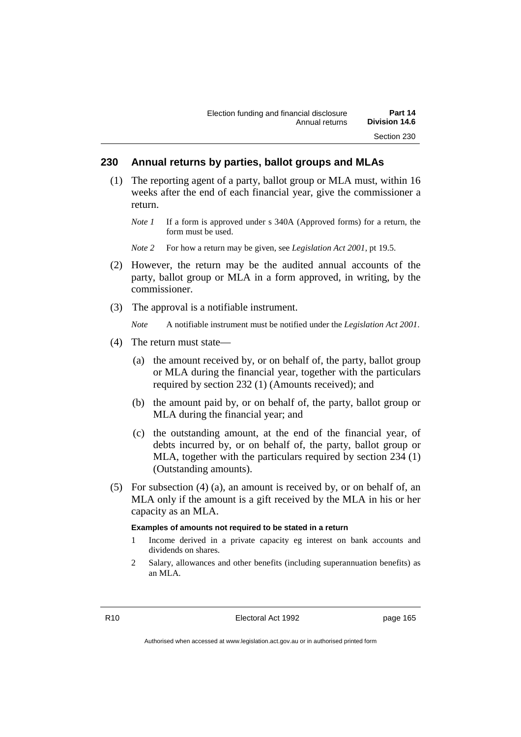## 230 Annual returns by parties, ballot groups and MLAs

(1) The reporting agent of a party, ballot group or MLA must, within 16 weeks after the end of each financial year, give the commissioner a return.

*Note 1* If a form is approved under s 340A (Approved forms) for a return, the form must be used.

*Note 2* For how a return may be given, see *Legislation Act 2001*, pt 19.5.

(2) However, the return may be the audited annual accounts of the party, ballot group or MLA in a form approved, in writing, by the commissioner.

(3) The approval is a notifiable instrument.

*Note* A notifiable instrument must be notified under the *Legislation Act 2001*.

(4) The return must state—

(a) the amount received by, or on behalf of, the party, ballot group or MLA during the financial year, together with the particulars required by section 232 (1) (Amounts received); and

(b) the amount paid by, or on behalf of, the party, ballot group or MLA during the financial year; and

(c) the outstanding amount, at the end of the financial year, of debts incurred by, or on behalf of, the party, ballot group or MLA, together with the particulars required by section 234 (1) (Outstanding amounts).

(5) For subsection (4) (a), an amount is received by, or on behalf of, an MLA only if the amount is a gift received by the MLA in his or her capacity as an MLA.

**Examples of amounts not required to be stated in a return**

1 Income derived in a private capacity eg interest on bank accounts and dividends on shares.

2 Salary, allowances and other benefits (including superannuation benefits) as an MLA.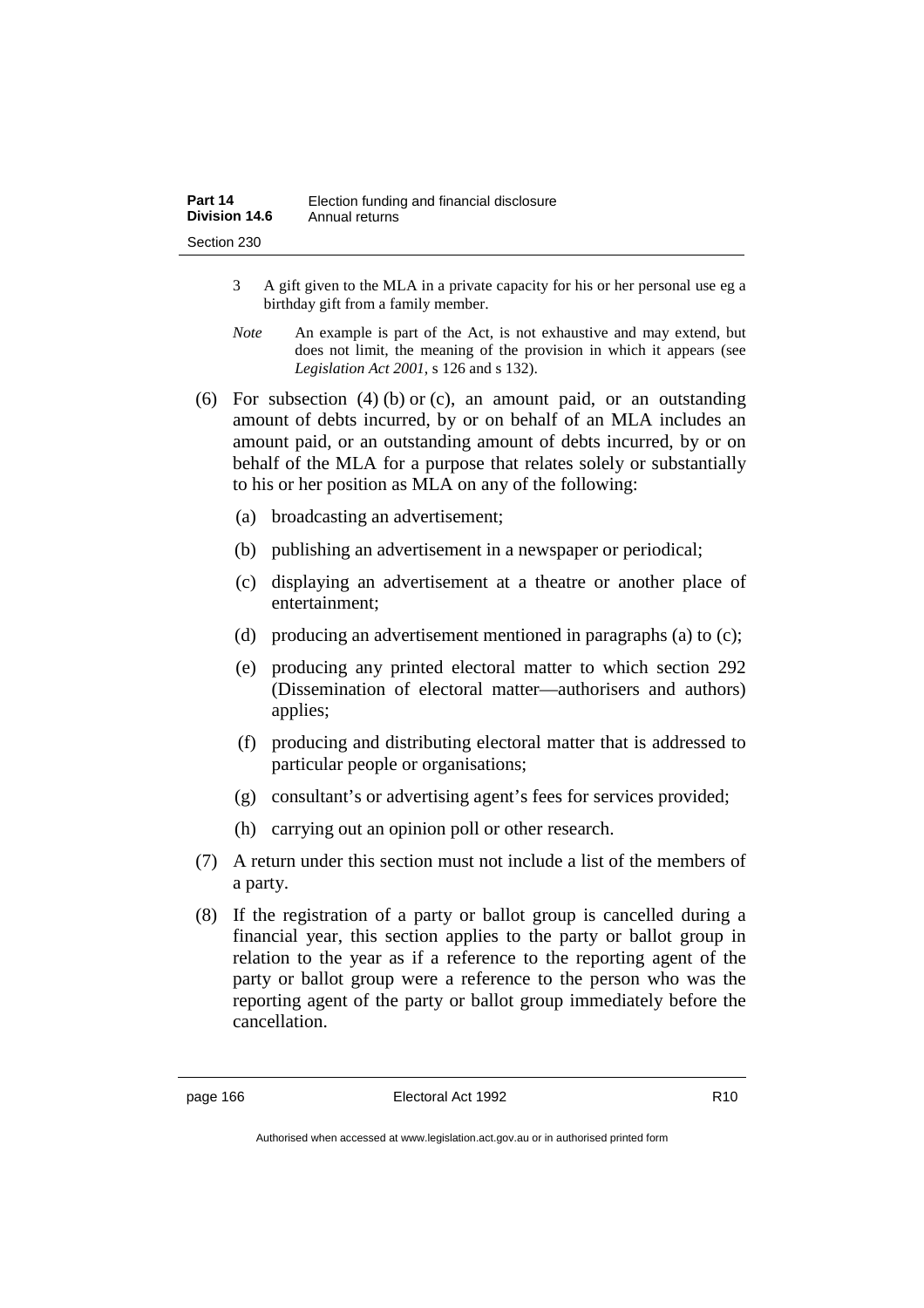3 A gift given to the MLA in a private capacity for his or her personal use eg a birthday gift from a family member.

*Note* An example is part of the Act, is not exhaustive and may extend, but does not limit, the meaning of the provision in which it appears (see *Legislation Act 2001*, s 126 and s 132).

(6) For subsection (4) (b) or (c), an amount paid, or an outstanding amount of debts incurred, by or on behalf of an MLA includes an amount paid, or an outstanding amount of debts incurred, by or on behalf of the MLA for a purpose that relates solely or substantially to his or her position as MLA on any of the following:

(a) broadcasting an advertisement;

(b) publishing an advertisement in a newspaper or periodical;

(c) displaying an advertisement at a theatre or another place of entertainment;

(d) producing an advertisement mentioned in paragraphs (a) to (c);

(e) producing any printed electoral matter to which section 292 (Dissemination of electoral matter—authorisers and authors) applies;

(f) producing and distributing electoral matter that is addressed to particular people or organisations;

(g) consultant's or advertising agent's fees for services provided;

(h) carrying out an opinion poll or other research.

(7) A return under this section must not include a list of the members of a party.

(8) If the registration of a party or ballot group is cancelled during a financial year, this section applies to the party or ballot group in relation to the year as if a reference to the reporting agent of the party or ballot group were a reference to the person who was the reporting agent of the party or ballot group immediately before the cancellation.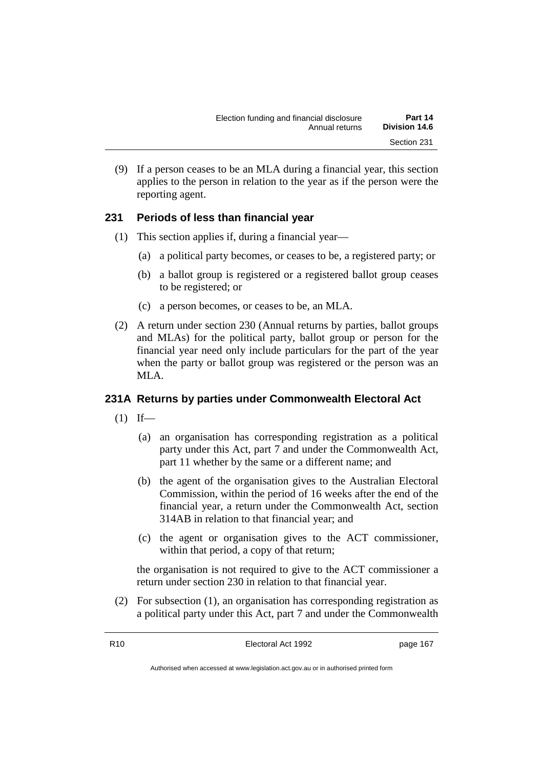(9) If a person ceases to be an MLA during a financial year, this section applies to the person in relation to the year as if the person were the reporting agent.

## 231 Periods of less than financial year

(1) This section applies if, during a financial year—

(a) a political party becomes, or ceases to be, a registered party; or

(b) a ballot group is registered or a registered ballot group ceases to be registered; or

(c) a person becomes, or ceases to be, an MLA.

(2) A return under section 230 (Annual returns by parties, ballot groups and MLAs) for the political party, ballot group or person for the financial year need only include particulars for the part of the year when the party or ballot group was registered or the person was an MLA.

## 231A Returns by parties under Commonwealth Electoral Act

(1) If—

(a) an organisation has corresponding registration as a political party under this Act, part 7 and under the Commonwealth Act, part 11 whether by the same or a different name; and

(b) the agent of the organisation gives to the Australian Electoral Commission, within the period of 16 weeks after the end of the financial year, a return under the Commonwealth Act, section 314AB in relation to that financial year; and

(c) the agent or organisation gives to the ACT commissioner, within that period, a copy of that return;

the organisation is not required to give to the ACT commissioner a return under section 230 in relation to that financial year.

(2) For subsection (1), an organisation has corresponding registration as a political party under this Act, part 7 and under the Commonwealth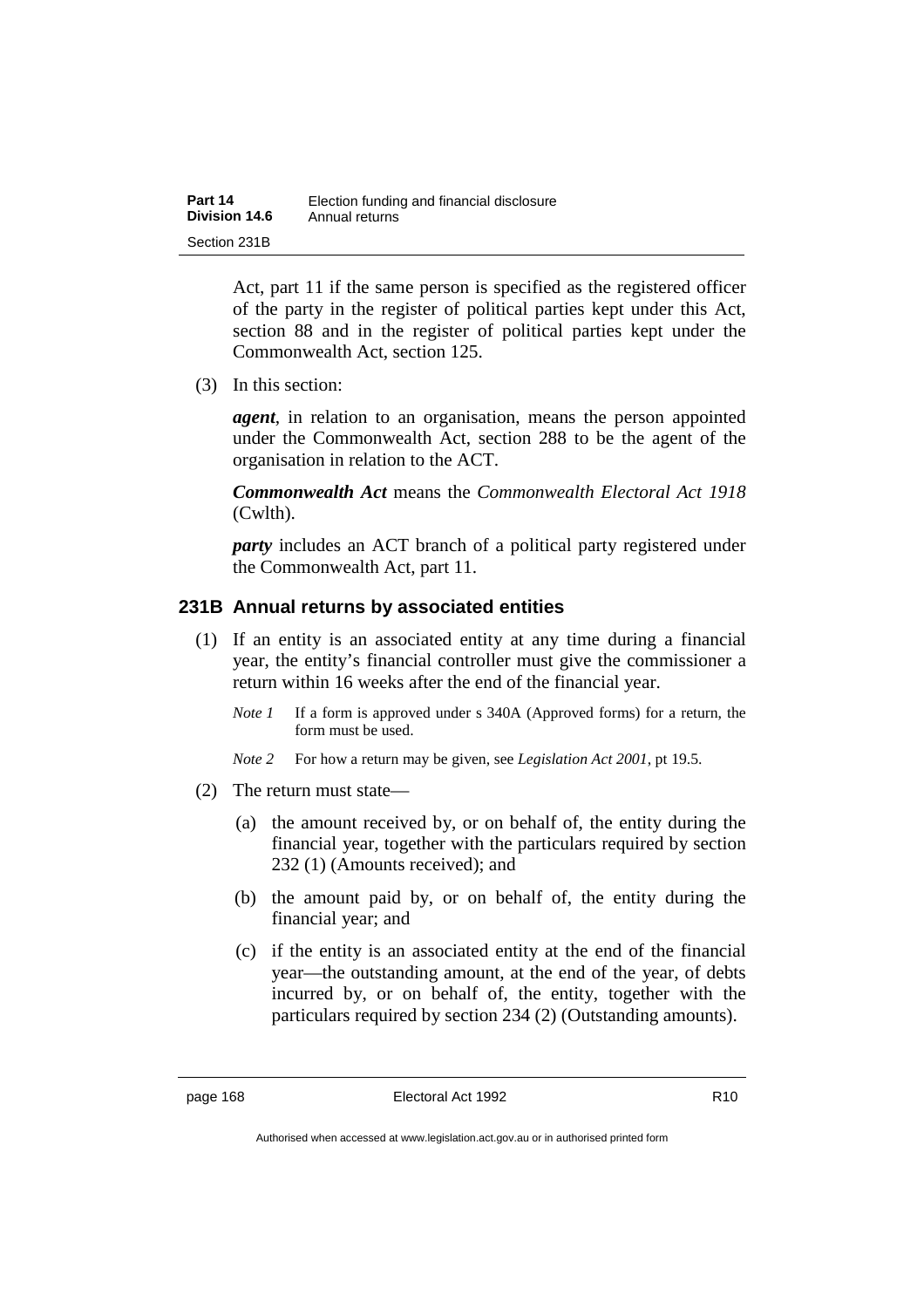Act, part 11 if the same person is specified as the registered officer of the party in the register of political parties kept under this Act, section 88 and in the register of political parties kept under the Commonwealth Act, section 125.

(3) In this section:

***agent***, in relation to an organisation, means the person appointed under the Commonwealth Act, section 288 to be the agent of the organisation in relation to the ACT.

***Commonwealth Act*** means the *Commonwealth Electoral Act 1918* (Cwlth).

***party*** includes an ACT branch of a political party registered under the Commonwealth Act, part 11.

### 231B Annual returns by associated entities

(1) If an entity is an associated entity at any time during a financial year, the entity's financial controller must give the commissioner a return within 16 weeks after the end of the financial year.

*Note 1* If a form is approved under s 340A (Approved forms) for a return, the form must be used.

*Note 2* For how a return may be given, see *Legislation Act 2001*, pt 19.5.

(2) The return must state—

(a) the amount received by, or on behalf of, the entity during the financial year, together with the particulars required by section 232 (1) (Amounts received); and

(b) the amount paid by, or on behalf of, the entity during the financial year; and

(c) if the entity is an associated entity at the end of the financial year—the outstanding amount, at the end of the year, of debts incurred by, or on behalf of, the entity, together with the particulars required by section 234 (2) (Outstanding amounts).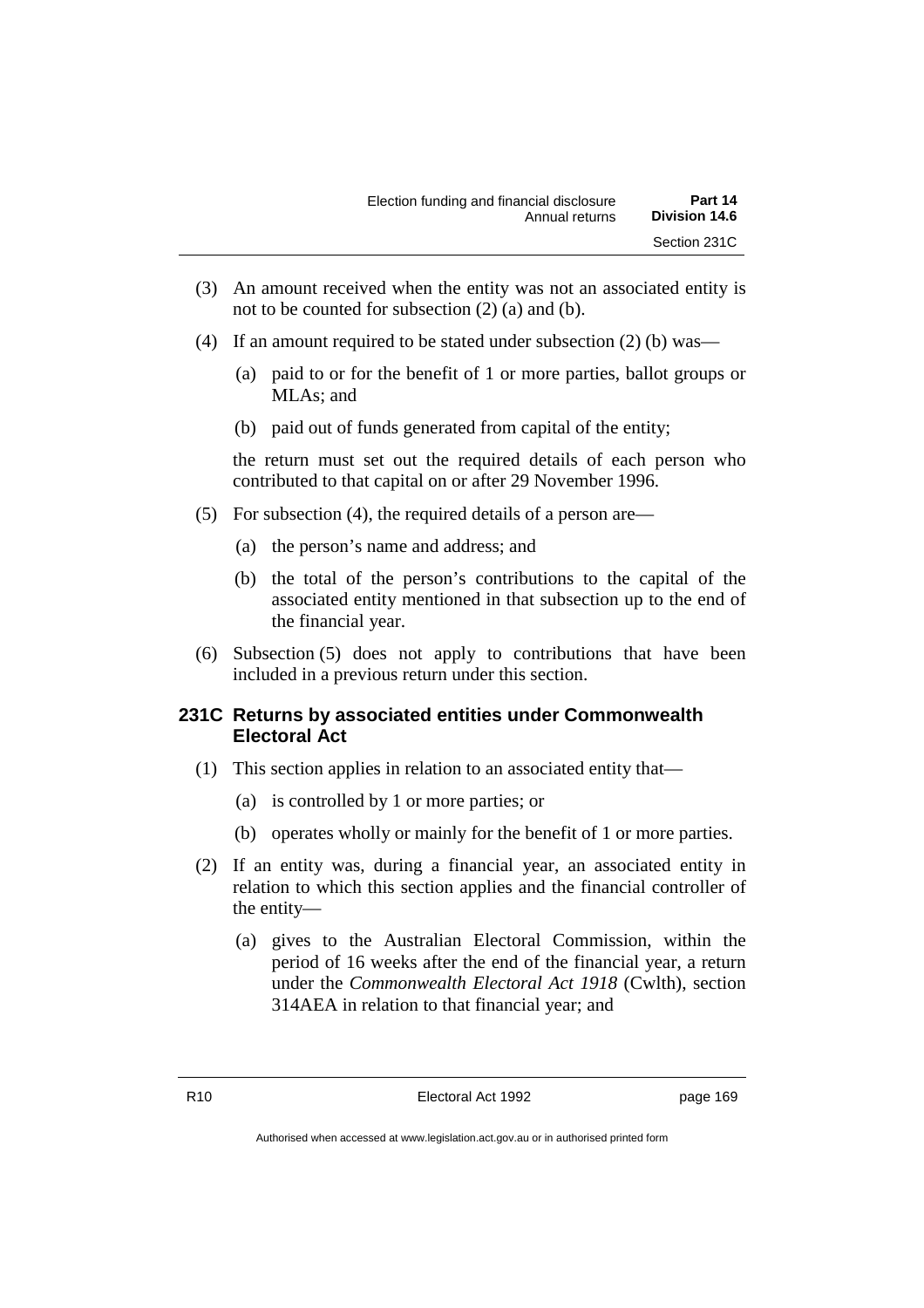(3) An amount received when the entity was not an associated entity is not to be counted for subsection (2) (a) and (b).

(4) If an amount required to be stated under subsection (2) (b) was—

 (a) paid to or for the benefit of 1 or more parties, ballot groups or MLAs; and

 (b) paid out of funds generated from capital of the entity;

 the return must set out the required details of each person who contributed to that capital on or after 29 November 1996.

(5) For subsection (4), the required details of a person are—

 (a) the person's name and address; and

 (b) the total of the person's contributions to the capital of the associated entity mentioned in that subsection up to the end of the financial year.

(6) Subsection (5) does not apply to contributions that have been included in a previous return under this section.

### 231C Returns by associated entities under Commonwealth Electoral Act

(1) This section applies in relation to an associated entity that—

 (a) is controlled by 1 or more parties; or

 (b) operates wholly or mainly for the benefit of 1 or more parties.

(2) If an entity was, during a financial year, an associated entity in relation to which this section applies and the financial controller of the entity—

 (a) gives to the Australian Electoral Commission, within the period of 16 weeks after the end of the financial year, a return under the *Commonwealth Electoral Act 1918* (Cwlth), section 314AEA in relation to that financial year; and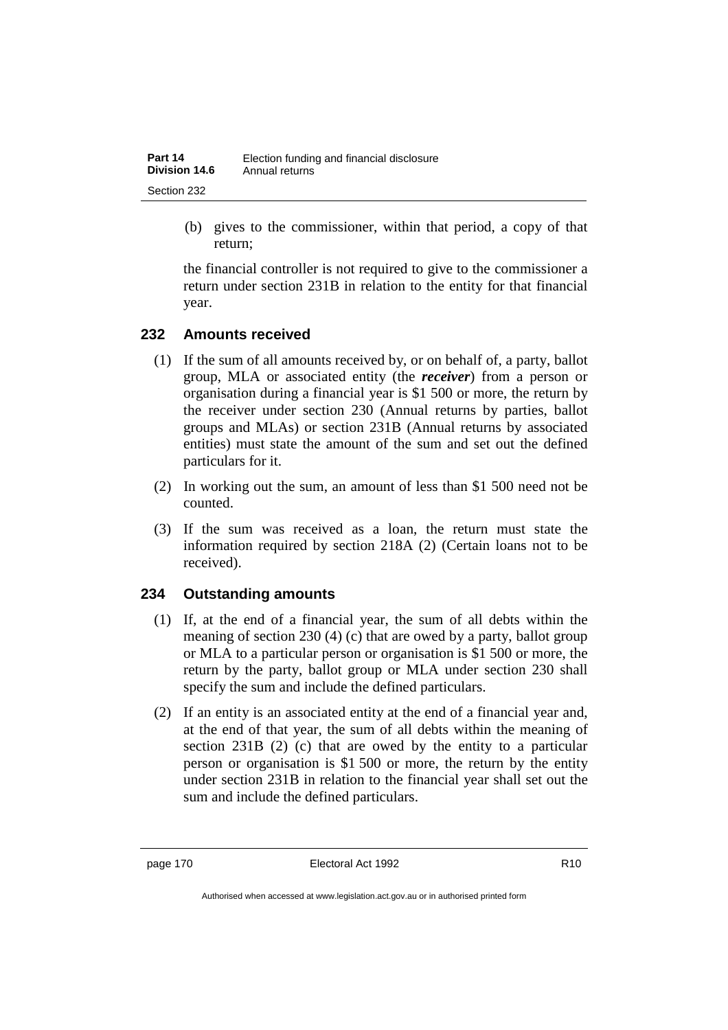(b) gives to the commissioner, within that period, a copy of that return;

the financial controller is not required to give to the commissioner a return under section 231B in relation to the entity for that financial year.

### 232 Amounts received

(1) If the sum of all amounts received by, or on behalf of, a party, ballot group, MLA or associated entity (the ***receiver***) from a person or organisation during a financial year is $1 500 or more, the return by the receiver under section 230 (Annual returns by parties, ballot groups and MLAs) or section 231B (Annual returns by associated entities) must state the amount of the sum and set out the defined particulars for it.

(2) In working out the sum, an amount of less than $1 500 need not be counted.

(3) If the sum was received as a loan, the return must state the information required by section 218A (2) (Certain loans not to be received).

### 234 Outstanding amounts

(1) If, at the end of a financial year, the sum of all debts within the meaning of section 230 (4) (c) that are owed by a party, ballot group or MLA to a particular person or organisation is $1 500 or more, the return by the party, ballot group or MLA under section 230 shall specify the sum and include the defined particulars.

(2) If an entity is an associated entity at the end of a financial year and, at the end of that year, the sum of all debts within the meaning of section 231B (2) (c) that are owed by the entity to a particular person or organisation is $1 500 or more, the return by the entity under section 231B in relation to the financial year shall set out the sum and include the defined particulars.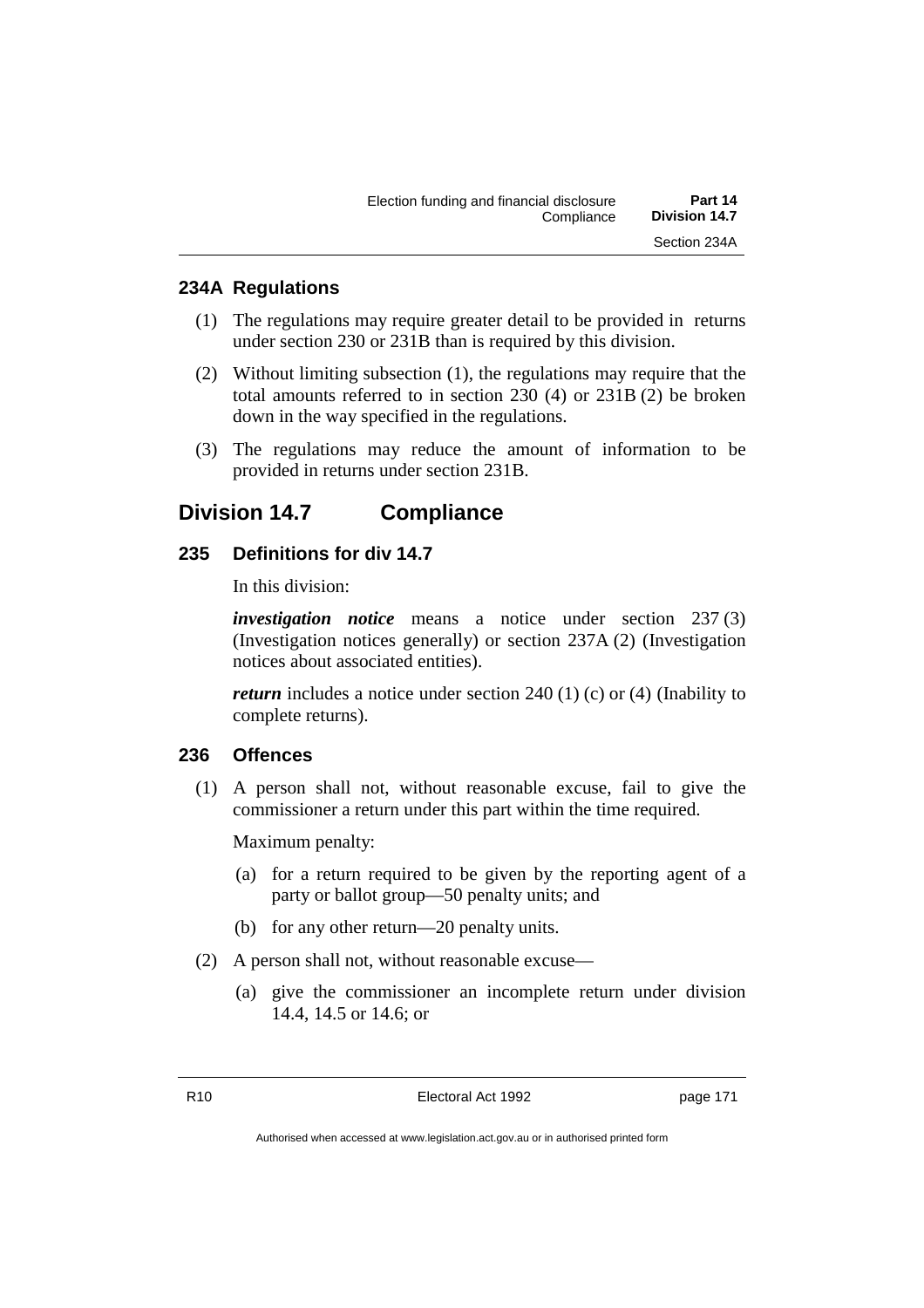### 234A Regulations

(1) The regulations may require greater detail to be provided in returns under section 230 or 231B than is required by this division.

(2) Without limiting subsection (1), the regulations may require that the total amounts referred to in section 230 (4) or 231B (2) be broken down in the way specified in the regulations.

(3) The regulations may reduce the amount of information to be provided in returns under section 231B.

## Division 14.7 Compliance

### 235 Definitions for div 14.7

In this division:

***investigation notice*** means a notice under section 237 (3) (Investigation notices generally) or section 237A (2) (Investigation notices about associated entities).

***return*** includes a notice under section 240 (1) (c) or (4) (Inability to complete returns).

### 236 Offences

(1) A person shall not, without reasonable excuse, fail to give the commissioner a return under this part within the time required.

Maximum penalty:

(a) for a return required to be given by the reporting agent of a party or ballot group—50 penalty units; and

(b) for any other return—20 penalty units.

(2) A person shall not, without reasonable excuse—

(a) give the commissioner an incomplete return under division 14.4, 14.5 or 14.6; or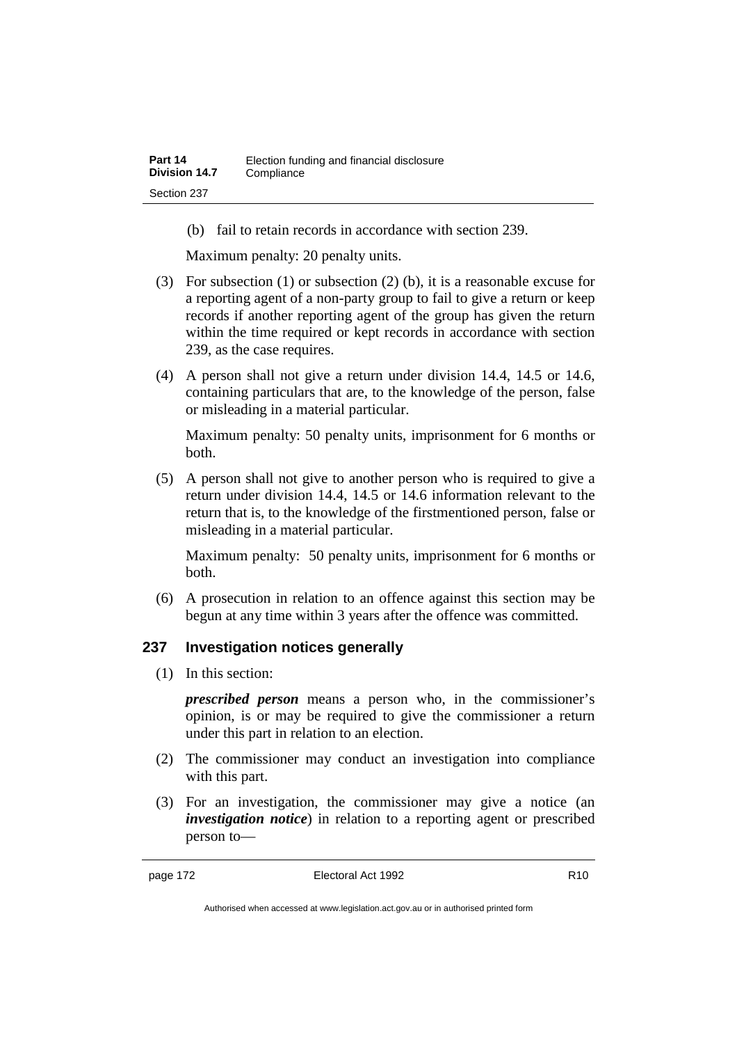(b) fail to retain records in accordance with section 239.

Maximum penalty: 20 penalty units.

(3) For subsection (1) or subsection (2) (b), it is a reasonable excuse for a reporting agent of a non-party group to fail to give a return or keep records if another reporting agent of the group has given the return within the time required or kept records in accordance with section 239, as the case requires.

(4) A person shall not give a return under division 14.4, 14.5 or 14.6, containing particulars that are, to the knowledge of the person, false or misleading in a material particular.

Maximum penalty: 50 penalty units, imprisonment for 6 months or both.

(5) A person shall not give to another person who is required to give a return under division 14.4, 14.5 or 14.6 information relevant to the return that is, to the knowledge of the firstmentioned person, false or misleading in a material particular.

Maximum penalty: 50 penalty units, imprisonment for 6 months or both.

(6) A prosecution in relation to an offence against this section may be begun at any time within 3 years after the offence was committed.

## 237 Investigation notices generally

(1) In this section:

***prescribed person*** means a person who, in the commissioner's opinion, is or may be required to give the commissioner a return under this part in relation to an election.

(2) The commissioner may conduct an investigation into compliance with this part.

(3) For an investigation, the commissioner may give a notice (an ***investigation notice***) in relation to a reporting agent or prescribed person to—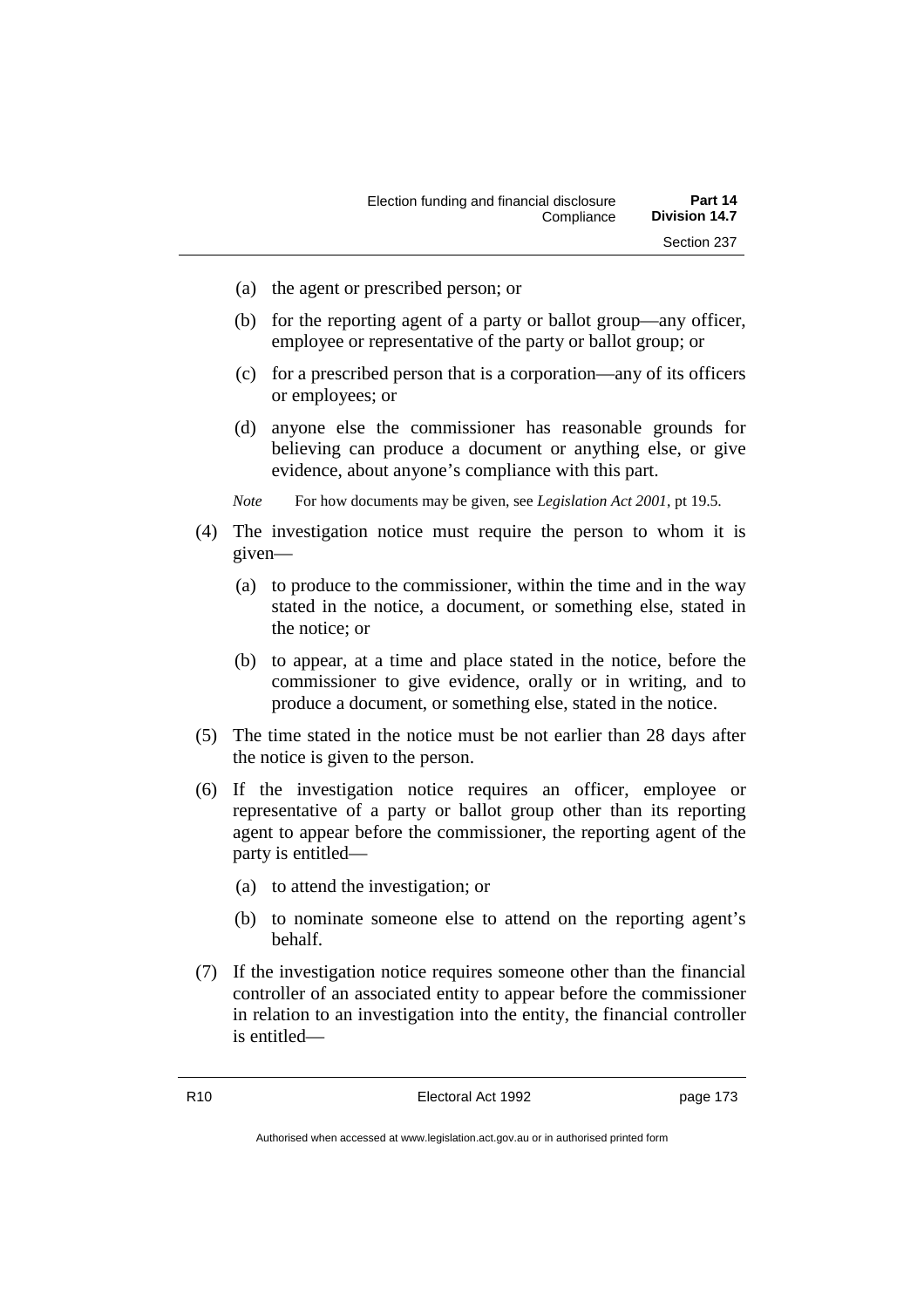(a) the agent or prescribed person; or

(b) for the reporting agent of a party or ballot group—any officer, employee or representative of the party or ballot group; or

(c) for a prescribed person that is a corporation—any of its officers or employees; or

(d) anyone else the commissioner has reasonable grounds for believing can produce a document or anything else, or give evidence, about anyone's compliance with this part.

*Note* For how documents may be given, see *Legislation Act 2001*, pt 19.5.

(4) The investigation notice must require the person to whom it is given—

(a) to produce to the commissioner, within the time and in the way stated in the notice, a document, or something else, stated in the notice; or

(b) to appear, at a time and place stated in the notice, before the commissioner to give evidence, orally or in writing, and to produce a document, or something else, stated in the notice.

(5) The time stated in the notice must be not earlier than 28 days after the notice is given to the person.

(6) If the investigation notice requires an officer, employee or representative of a party or ballot group other than its reporting agent to appear before the commissioner, the reporting agent of the party is entitled—

(a) to attend the investigation; or

(b) to nominate someone else to attend on the reporting agent's behalf.

(7) If the investigation notice requires someone other than the financial controller of an associated entity to appear before the commissioner in relation to an investigation into the entity, the financial controller is entitled—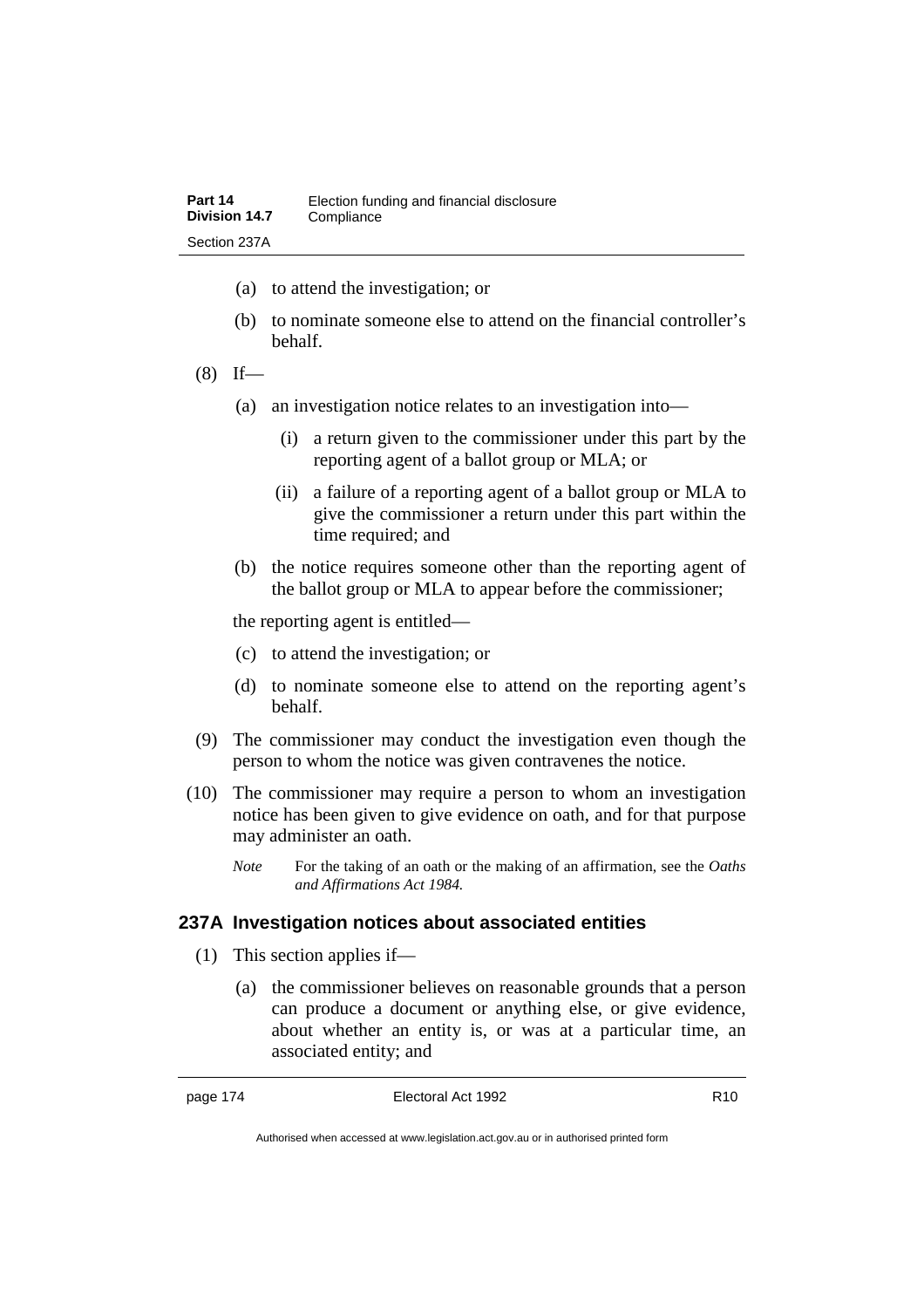(a) to attend the investigation; or

(b) to nominate someone else to attend on the financial controller's behalf.

(8) If—

(a) an investigation notice relates to an investigation into—

(i) a return given to the commissioner under this part by the reporting agent of a ballot group or MLA; or

(ii) a failure of a reporting agent of a ballot group or MLA to give the commissioner a return under this part within the time required; and

(b) the notice requires someone other than the reporting agent of the ballot group or MLA to appear before the commissioner;

the reporting agent is entitled—

(c) to attend the investigation; or

(d) to nominate someone else to attend on the reporting agent's behalf.

(9) The commissioner may conduct the investigation even though the person to whom the notice was given contravenes the notice.

(10) The commissioner may require a person to whom an investigation notice has been given to give evidence on oath, and for that purpose may administer an oath.

*Note* For the taking of an oath or the making of an affirmation, see the *Oaths and Affirmations Act 1984.*

### 237A Investigation notices about associated entities

(1) This section applies if—

(a) the commissioner believes on reasonable grounds that a person can produce a document or anything else, or give evidence, about whether an entity is, or was at a particular time, an associated entity; and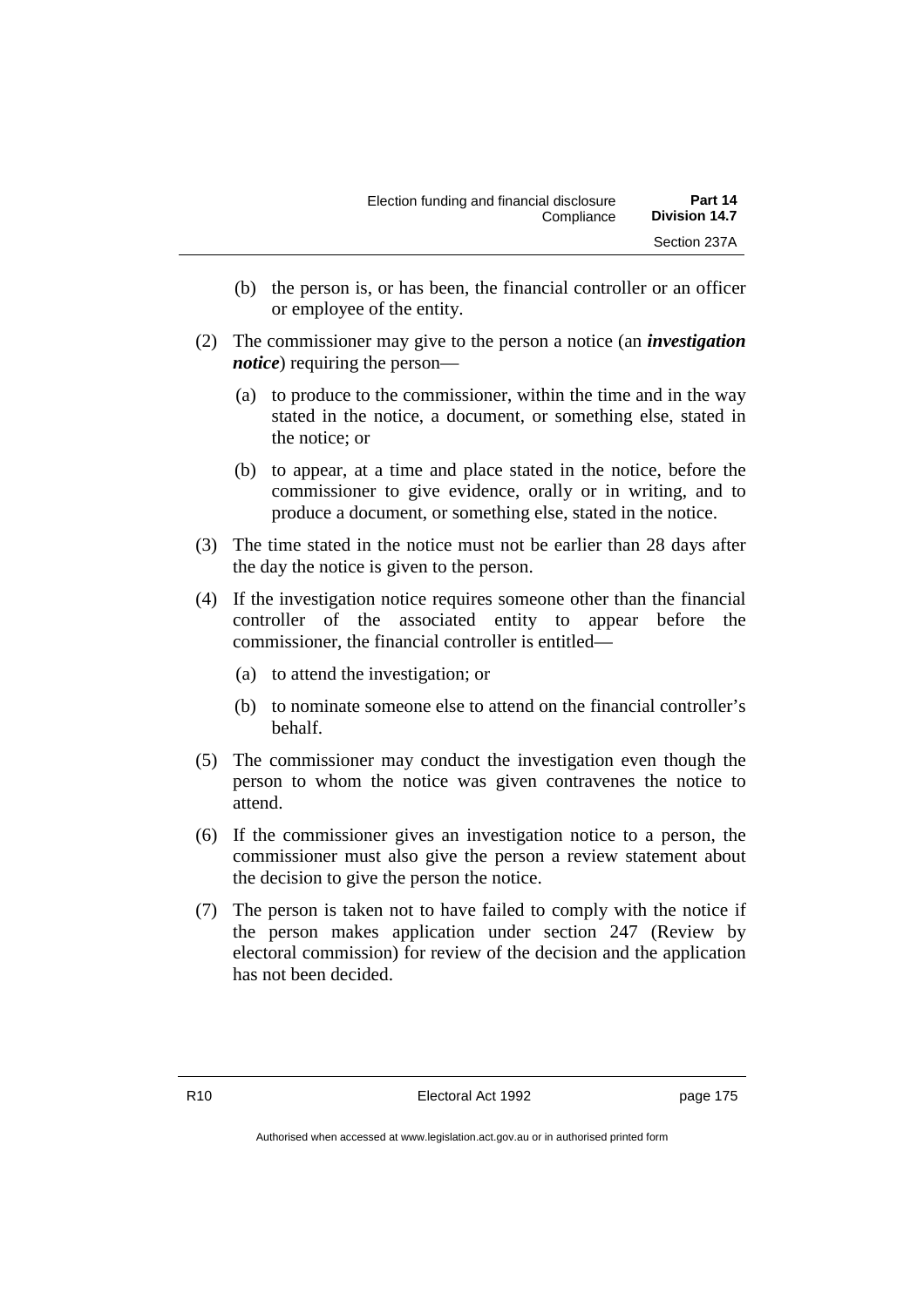(b) the person is, or has been, the financial controller or an officer or employee of the entity.

(2) The commissioner may give to the person a notice (an ***investigation notice***) requiring the person—

(a) to produce to the commissioner, within the time and in the way stated in the notice, a document, or something else, stated in the notice; or

(b) to appear, at a time and place stated in the notice, before the commissioner to give evidence, orally or in writing, and to produce a document, or something else, stated in the notice.

(3) The time stated in the notice must not be earlier than 28 days after the day the notice is given to the person.

(4) If the investigation notice requires someone other than the financial controller of the associated entity to appear before the commissioner, the financial controller is entitled—

(a) to attend the investigation; or

(b) to nominate someone else to attend on the financial controller's behalf.

(5) The commissioner may conduct the investigation even though the person to whom the notice was given contravenes the notice to attend.

(6) If the commissioner gives an investigation notice to a person, the commissioner must also give the person a review statement about the decision to give the person the notice.

(7) The person is taken not to have failed to comply with the notice if the person makes application under section 247 (Review by electoral commission) for review of the decision and the application has not been decided.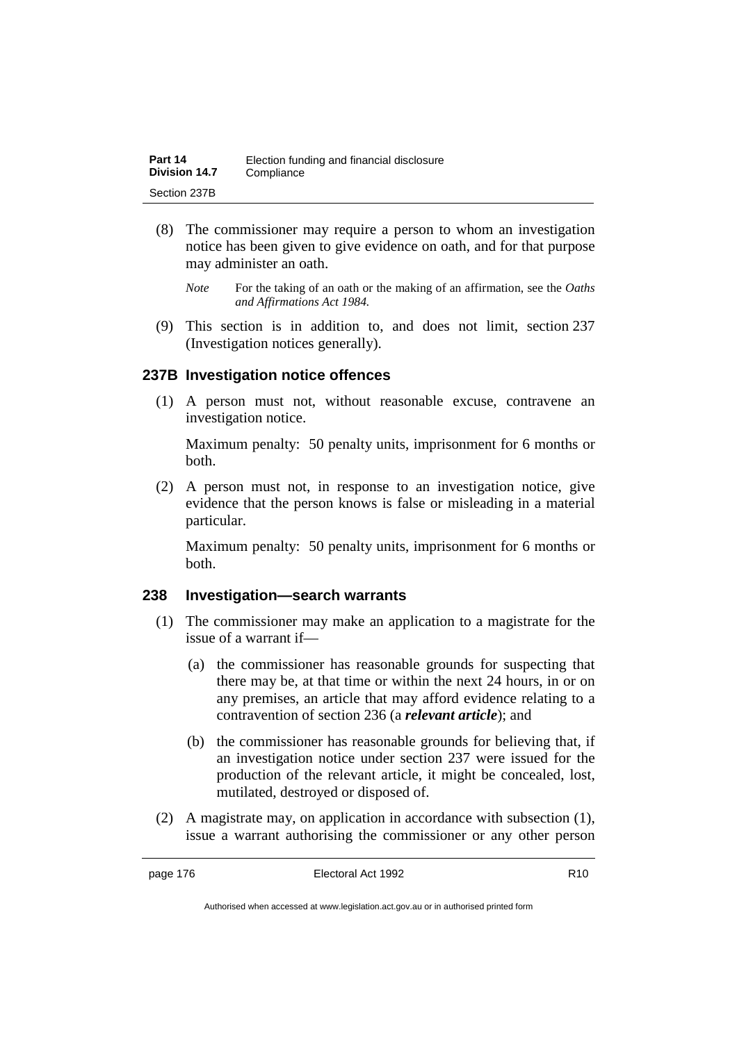(8) The commissioner may require a person to whom an investigation notice has been given to give evidence on oath, and for that purpose may administer an oath.

*Note* For the taking of an oath or the making of an affirmation, see the *Oaths and Affirmations Act 1984.*

(9) This section is in addition to, and does not limit, section 237 (Investigation notices generally).

### 237B Investigation notice offences

(1) A person must not, without reasonable excuse, contravene an investigation notice.

Maximum penalty: 50 penalty units, imprisonment for 6 months or both.

(2) A person must not, in response to an investigation notice, give evidence that the person knows is false or misleading in a material particular.

Maximum penalty: 50 penalty units, imprisonment for 6 months or both.

### 238 Investigation—search warrants

(1) The commissioner may make an application to a magistrate for the issue of a warrant if—

(a) the commissioner has reasonable grounds for suspecting that there may be, at that time or within the next 24 hours, in or on any premises, an article that may afford evidence relating to a contravention of section 236 (a ***relevant article***); and

(b) the commissioner has reasonable grounds for believing that, if an investigation notice under section 237 were issued for the production of the relevant article, it might be concealed, lost, mutilated, destroyed or disposed of.

(2) A magistrate may, on application in accordance with subsection (1), issue a warrant authorising the commissioner or any other person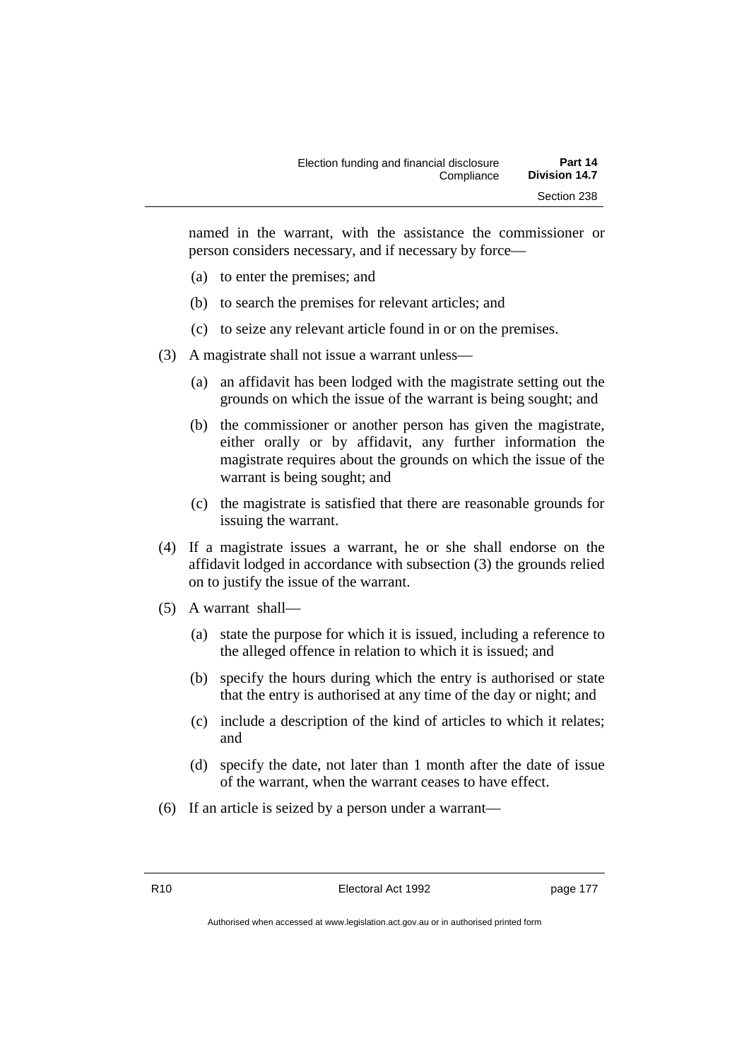named in the warrant, with the assistance the commissioner or person considers necessary, and if necessary by force—

(a) to enter the premises; and

(b) to search the premises for relevant articles; and

(c) to seize any relevant article found in or on the premises.

(3) A magistrate shall not issue a warrant unless—

(a) an affidavit has been lodged with the magistrate setting out the grounds on which the issue of the warrant is being sought; and

(b) the commissioner or another person has given the magistrate, either orally or by affidavit, any further information the magistrate requires about the grounds on which the issue of the warrant is being sought; and

(c) the magistrate is satisfied that there are reasonable grounds for issuing the warrant.

(4) If a magistrate issues a warrant, he or she shall endorse on the affidavit lodged in accordance with subsection (3) the grounds relied on to justify the issue of the warrant.

(5) A warrant shall—

(a) state the purpose for which it is issued, including a reference to the alleged offence in relation to which it is issued; and

(b) specify the hours during which the entry is authorised or state that the entry is authorised at any time of the day or night; and

(c) include a description of the kind of articles to which it relates; and

(d) specify the date, not later than 1 month after the date of issue of the warrant, when the warrant ceases to have effect.

(6) If an article is seized by a person under a warrant—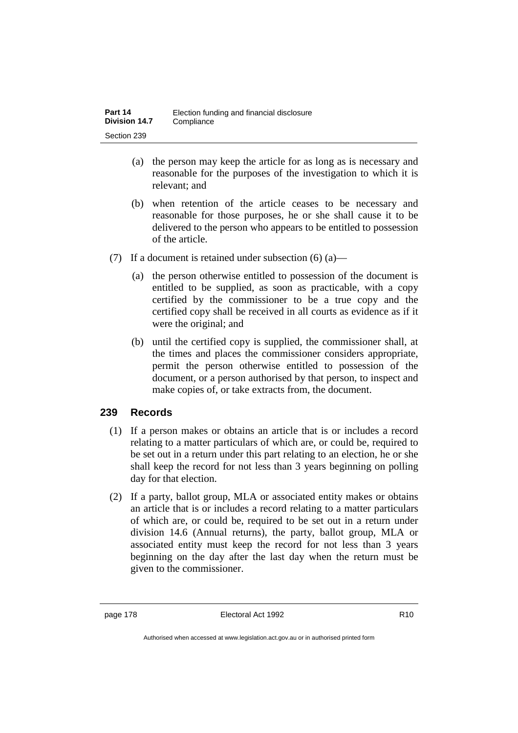(a) the person may keep the article for as long as is necessary and reasonable for the purposes of the investigation to which it is relevant; and

(b) when retention of the article ceases to be necessary and reasonable for those purposes, he or she shall cause it to be delivered to the person who appears to be entitled to possession of the article.

(7) If a document is retained under subsection (6) (a)—

(a) the person otherwise entitled to possession of the document is entitled to be supplied, as soon as practicable, with a copy certified by the commissioner to be a true copy and the certified copy shall be received in all courts as evidence as if it were the original; and

(b) until the certified copy is supplied, the commissioner shall, at the times and places the commissioner considers appropriate, permit the person otherwise entitled to possession of the document, or a person authorised by that person, to inspect and make copies of, or take extracts from, the document.

## 239 Records

(1) If a person makes or obtains an article that is or includes a record relating to a matter particulars of which are, or could be, required to be set out in a return under this part relating to an election, he or she shall keep the record for not less than 3 years beginning on polling day for that election.

(2) If a party, ballot group, MLA or associated entity makes or obtains an article that is or includes a record relating to a matter particulars of which are, or could be, required to be set out in a return under division 14.6 (Annual returns), the party, ballot group, MLA or associated entity must keep the record for not less than 3 years beginning on the day after the last day when the return must be given to the commissioner.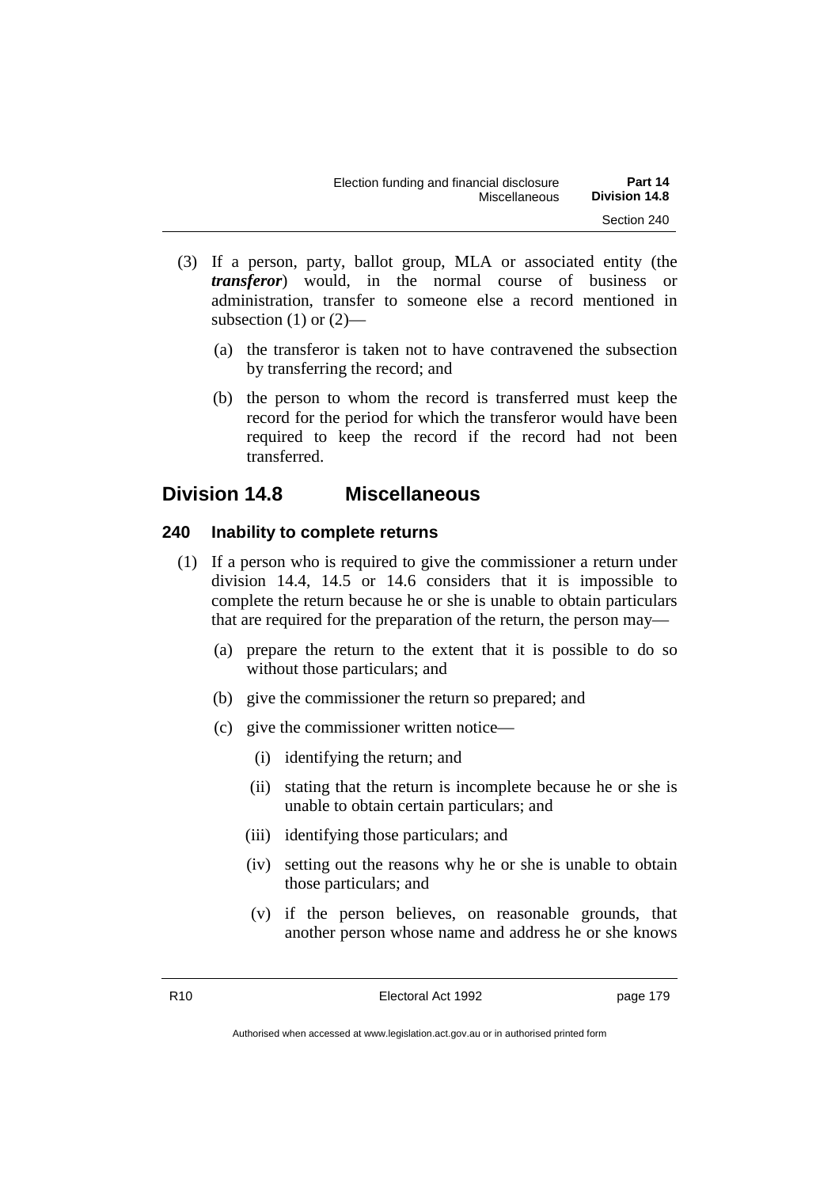(3) If a person, party, ballot group, MLA or associated entity (the ***transferor***) would, in the normal course of business or administration, transfer to someone else a record mentioned in subsection (1) or (2)—

(a) the transferor is taken not to have contravened the subsection by transferring the record; and

(b) the person to whom the record is transferred must keep the record for the period for which the transferor would have been required to keep the record if the record had not been transferred.

## Division 14.8 Miscellaneous

### 240 Inability to complete returns

(1) If a person who is required to give the commissioner a return under division 14.4, 14.5 or 14.6 considers that it is impossible to complete the return because he or she is unable to obtain particulars that are required for the preparation of the return, the person may—

(a) prepare the return to the extent that it is possible to do so without those particulars; and

(b) give the commissioner the return so prepared; and

(c) give the commissioner written notice—

(i) identifying the return; and

(ii) stating that the return is incomplete because he or she is unable to obtain certain particulars; and

(iii) identifying those particulars; and

(iv) setting out the reasons why he or she is unable to obtain those particulars; and

(v) if the person believes, on reasonable grounds, that another person whose name and address he or she knows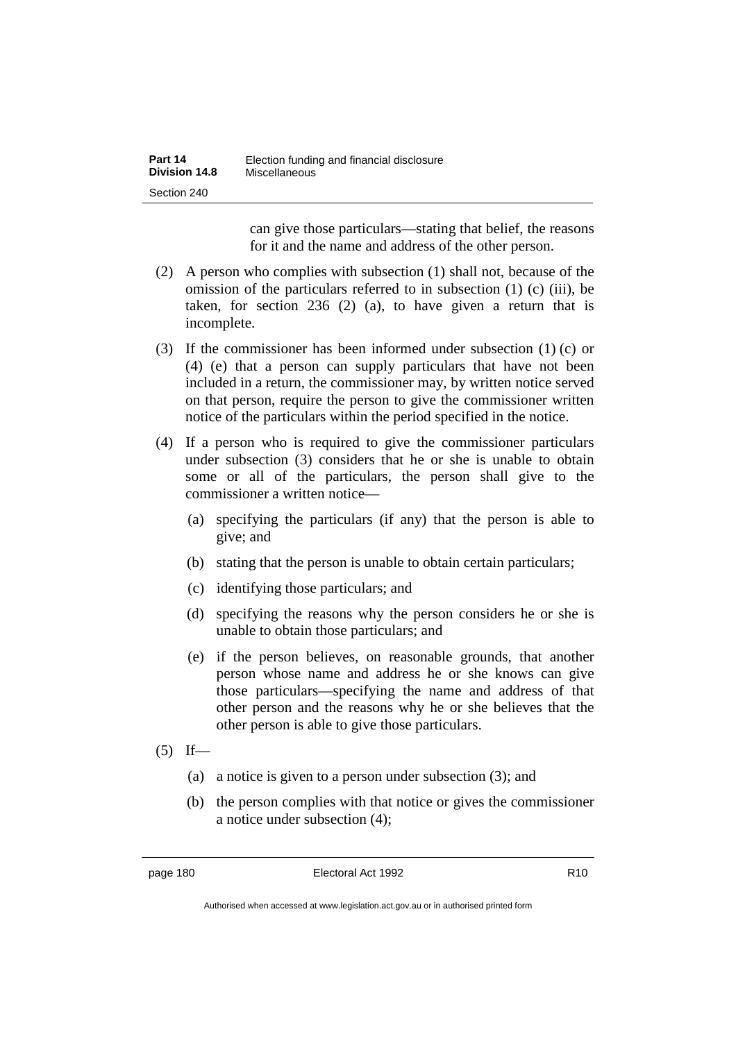can give those particulars—stating that belief, the reasons for it and the name and address of the other person.

(2) A person who complies with subsection (1) shall not, because of the omission of the particulars referred to in subsection (1) (c) (iii), be taken, for section 236 (2) (a), to have given a return that is incomplete.

(3) If the commissioner has been informed under subsection (1) (c) or (4) (e) that a person can supply particulars that have not been included in a return, the commissioner may, by written notice served on that person, require the person to give the commissioner written notice of the particulars within the period specified in the notice.

(4) If a person who is required to give the commissioner particulars under subsection (3) considers that he or she is unable to obtain some or all of the particulars, the person shall give to the commissioner a written notice—

- (a) specifying the particulars (if any) that the person is able to give; and
- (b) stating that the person is unable to obtain certain particulars;
- (c) identifying those particulars; and
- (d) specifying the reasons why the person considers he or she is unable to obtain those particulars; and
- (e) if the person believes, on reasonable grounds, that another person whose name and address he or she knows can give those particulars—specifying the name and address of that other person and the reasons why he or she believes that the other person is able to give those particulars.

(5) If—

- (a) a notice is given to a person under subsection (3); and
- (b) the person complies with that notice or gives the commissioner a notice under subsection (4);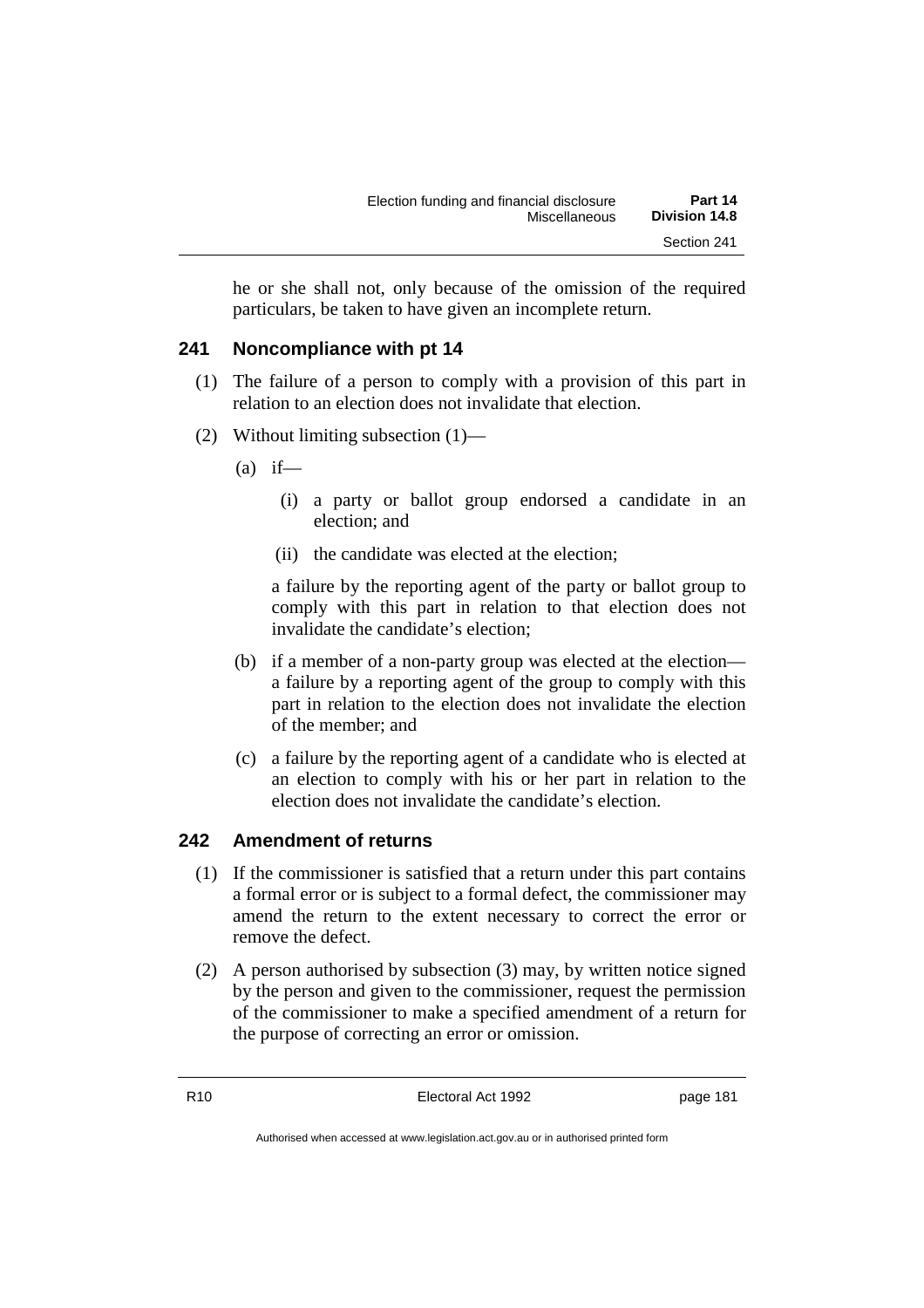he or she shall not, only because of the omission of the required particulars, be taken to have given an incomplete return.

## 241 Noncompliance with pt 14

(1) The failure of a person to comply with a provision of this part in relation to an election does not invalidate that election.

(2) Without limiting subsection (1)—

(a) if—

(i) a party or ballot group endorsed a candidate in an election; and

(ii) the candidate was elected at the election;

a failure by the reporting agent of the party or ballot group to comply with this part in relation to that election does not invalidate the candidate's election;

(b) if a member of a non-party group was elected at the election—a failure by a reporting agent of the group to comply with this part in relation to the election does not invalidate the election of the member; and

(c) a failure by the reporting agent of a candidate who is elected at an election to comply with his or her part in relation to the election does not invalidate the candidate's election.

## 242 Amendment of returns

(1) If the commissioner is satisfied that a return under this part contains a formal error or is subject to a formal defect, the commissioner may amend the return to the extent necessary to correct the error or remove the defect.

(2) A person authorised by subsection (3) may, by written notice signed by the person and given to the commissioner, request the permission of the commissioner to make a specified amendment of a return for the purpose of correcting an error or omission.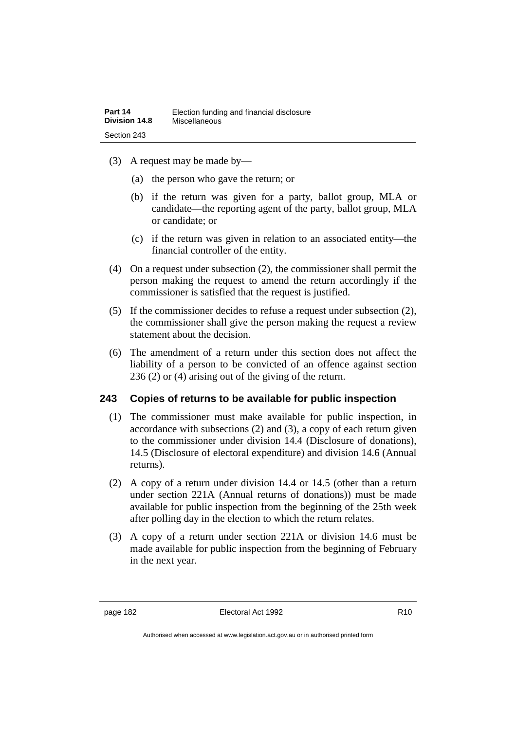(3) A request may be made by—

(a) the person who gave the return; or

(b) if the return was given for a party, ballot group, MLA or candidate—the reporting agent of the party, ballot group, MLA or candidate; or

(c) if the return was given in relation to an associated entity—the financial controller of the entity.

(4) On a request under subsection (2), the commissioner shall permit the person making the request to amend the return accordingly if the commissioner is satisfied that the request is justified.

(5) If the commissioner decides to refuse a request under subsection (2), the commissioner shall give the person making the request a review statement about the decision.

(6) The amendment of a return under this section does not affect the liability of a person to be convicted of an offence against section 236 (2) or (4) arising out of the giving of the return.

### 243 Copies of returns to be available for public inspection

(1) The commissioner must make available for public inspection, in accordance with subsections (2) and (3), a copy of each return given to the commissioner under division 14.4 (Disclosure of donations), 14.5 (Disclosure of electoral expenditure) and division 14.6 (Annual returns).

(2) A copy of a return under division 14.4 or 14.5 (other than a return under section 221A (Annual returns of donations)) must be made available for public inspection from the beginning of the 25th week after polling day in the election to which the return relates.

(3) A copy of a return under section 221A or division 14.6 must be made available for public inspection from the beginning of February in the next year.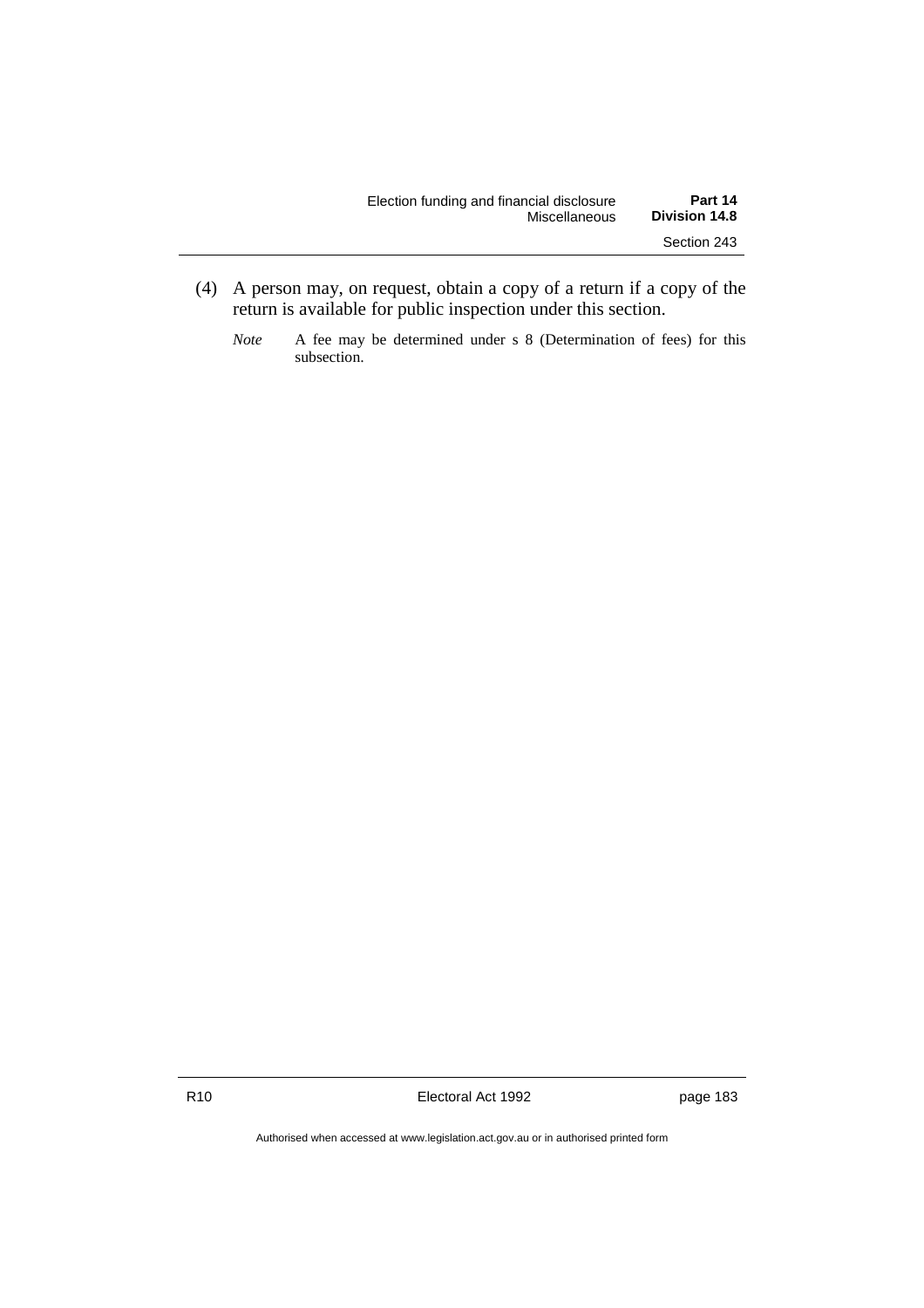(4) A person may, on request, obtain a copy of a return if a copy of the return is available for public inspection under this section.

*Note* A fee may be determined under s 8 (Determination of fees) for this subsection.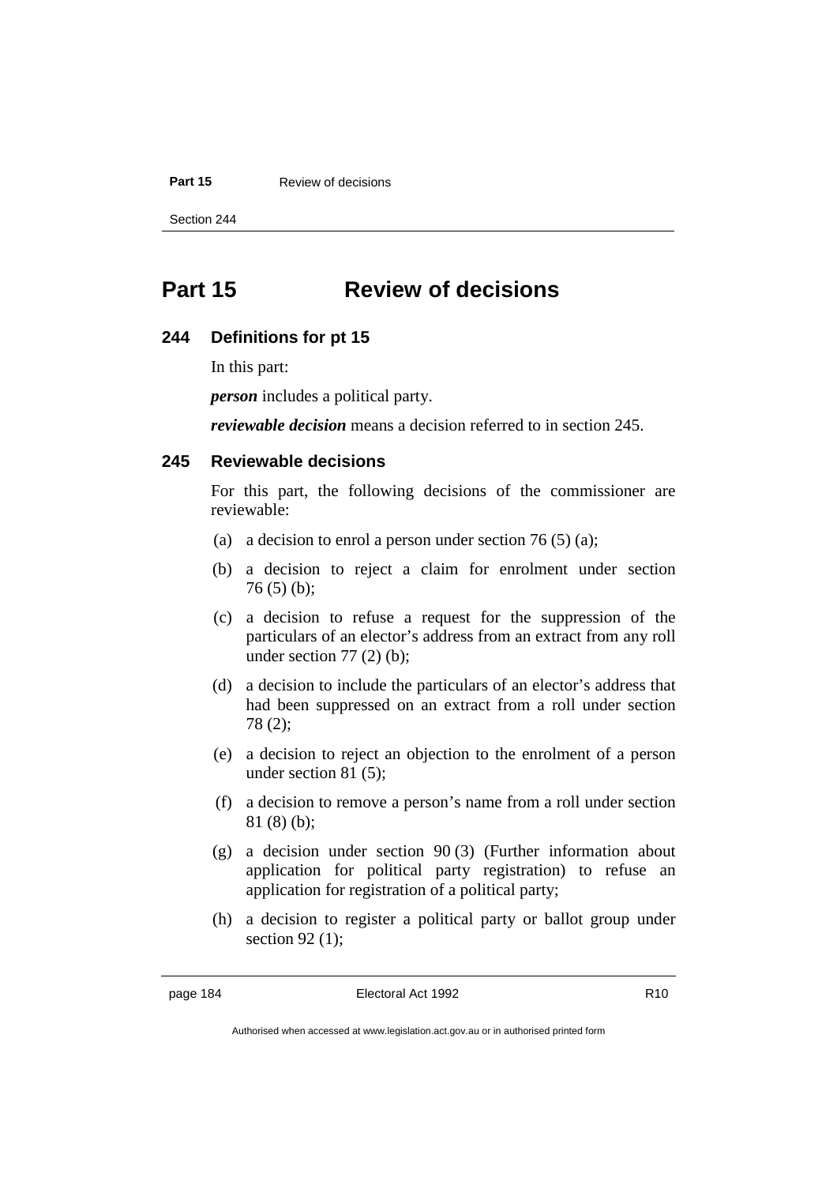# Part 15 Review of decisions

## 244 Definitions for pt 15

In this part:

***person*** includes a political party.

***reviewable decision*** means a decision referred to in section 245.

## 245 Reviewable decisions

For this part, the following decisions of the commissioner are reviewable:

(a) a decision to enrol a person under section 76 (5) (a);

(b) a decision to reject a claim for enrolment under section 76 (5) (b);

(c) a decision to refuse a request for the suppression of the particulars of an elector's address from an extract from any roll under section 77 (2) (b);

(d) a decision to include the particulars of an elector's address that had been suppressed on an extract from a roll under section 78 (2);

(e) a decision to reject an objection to the enrolment of a person under section 81 (5);

(f) a decision to remove a person's name from a roll under section 81 (8) (b);

(g) a decision under section 90 (3) (Further information about application for political party registration) to refuse an application for registration of a political party;

(h) a decision to register a political party or ballot group under section 92 (1);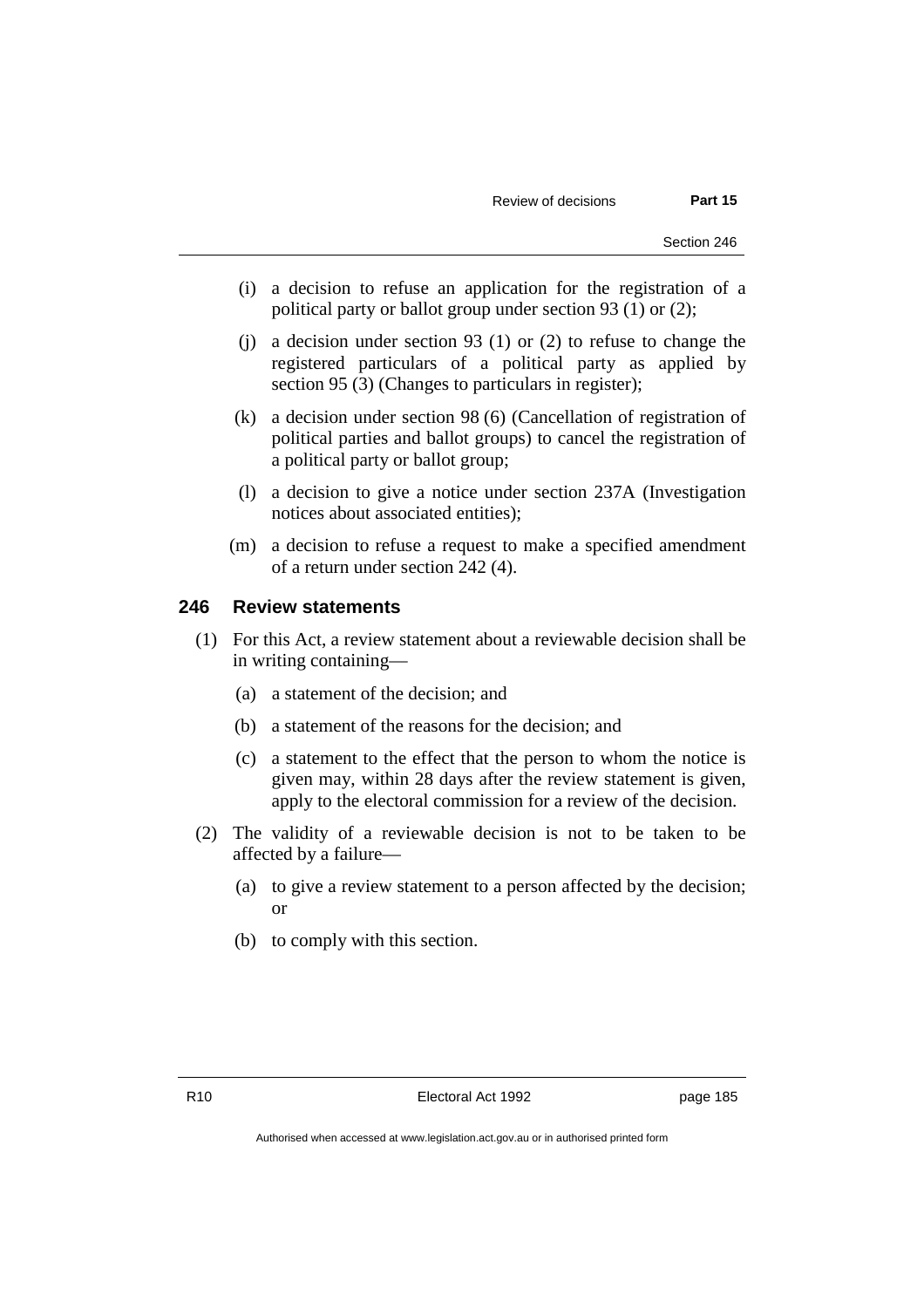(i) a decision to refuse an application for the registration of a political party or ballot group under section 93 (1) or (2);

(j) a decision under section 93 (1) or (2) to refuse to change the registered particulars of a political party as applied by section 95 (3) (Changes to particulars in register);

(k) a decision under section 98 (6) (Cancellation of registration of political parties and ballot groups) to cancel the registration of a political party or ballot group;

(l) a decision to give a notice under section 237A (Investigation notices about associated entities);

(m) a decision to refuse a request to make a specified amendment of a return under section 242 (4).

## 246 Review statements

(1) For this Act, a review statement about a reviewable decision shall be in writing containing—

(a) a statement of the decision; and

(b) a statement of the reasons for the decision; and

(c) a statement to the effect that the person to whom the notice is given may, within 28 days after the review statement is given, apply to the electoral commission for a review of the decision.

(2) The validity of a reviewable decision is not to be taken to be affected by a failure—

(a) to give a review statement to a person affected by the decision; or

(b) to comply with this section.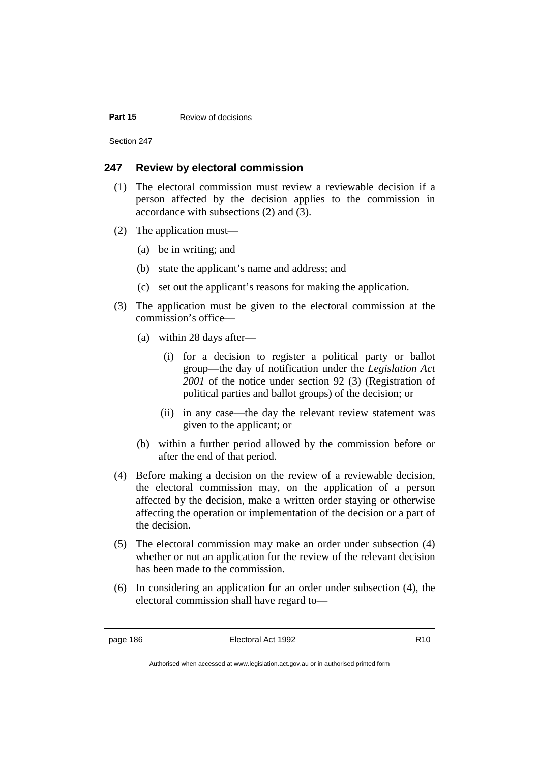## 247 Review by electoral commission

(1) The electoral commission must review a reviewable decision if a person affected by the decision applies to the commission in accordance with subsections (2) and (3).

(2) The application must—

(a) be in writing; and

(b) state the applicant's name and address; and

(c) set out the applicant's reasons for making the application.

(3) The application must be given to the electoral commission at the commission's office—

(a) within 28 days after—

(i) for a decision to register a political party or ballot group—the day of notification under the *Legislation Act 2001* of the notice under section 92 (3) (Registration of political parties and ballot groups) of the decision; or

(ii) in any case—the day the relevant review statement was given to the applicant; or

(b) within a further period allowed by the commission before or after the end of that period.

(4) Before making a decision on the review of a reviewable decision, the electoral commission may, on the application of a person affected by the decision, make a written order staying or otherwise affecting the operation or implementation of the decision or a part of the decision.

(5) The electoral commission may make an order under subsection (4) whether or not an application for the review of the relevant decision has been made to the commission.

(6) In considering an application for an order under subsection (4), the electoral commission shall have regard to—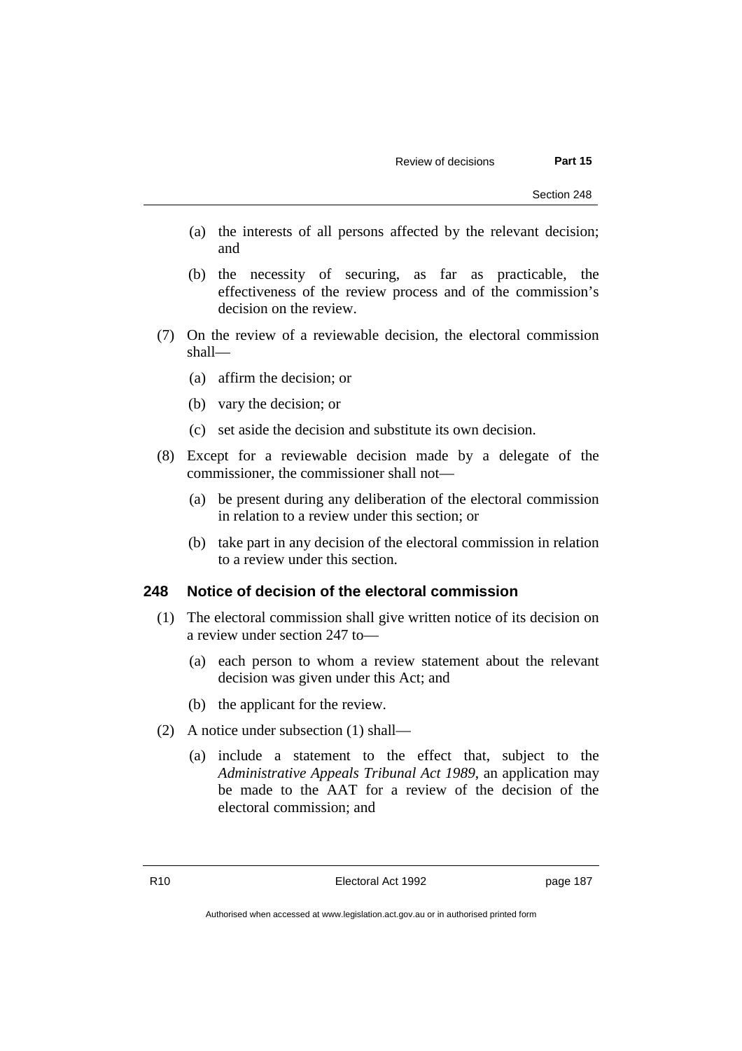(a) the interests of all persons affected by the relevant decision; and

(b) the necessity of securing, as far as practicable, the effectiveness of the review process and of the commission's decision on the review.

(7) On the review of a reviewable decision, the electoral commission shall—

(a) affirm the decision; or

(b) vary the decision; or

(c) set aside the decision and substitute its own decision.

(8) Except for a reviewable decision made by a delegate of the commissioner, the commissioner shall not—

(a) be present during any deliberation of the electoral commission in relation to a review under this section; or

(b) take part in any decision of the electoral commission in relation to a review under this section.

### 248 Notice of decision of the electoral commission

(1) The electoral commission shall give written notice of its decision on a review under section 247 to—

(a) each person to whom a review statement about the relevant decision was given under this Act; and

(b) the applicant for the review.

(2) A notice under subsection (1) shall—

(a) include a statement to the effect that, subject to the *Administrative Appeals Tribunal Act 1989*, an application may be made to the AAT for a review of the decision of the electoral commission; and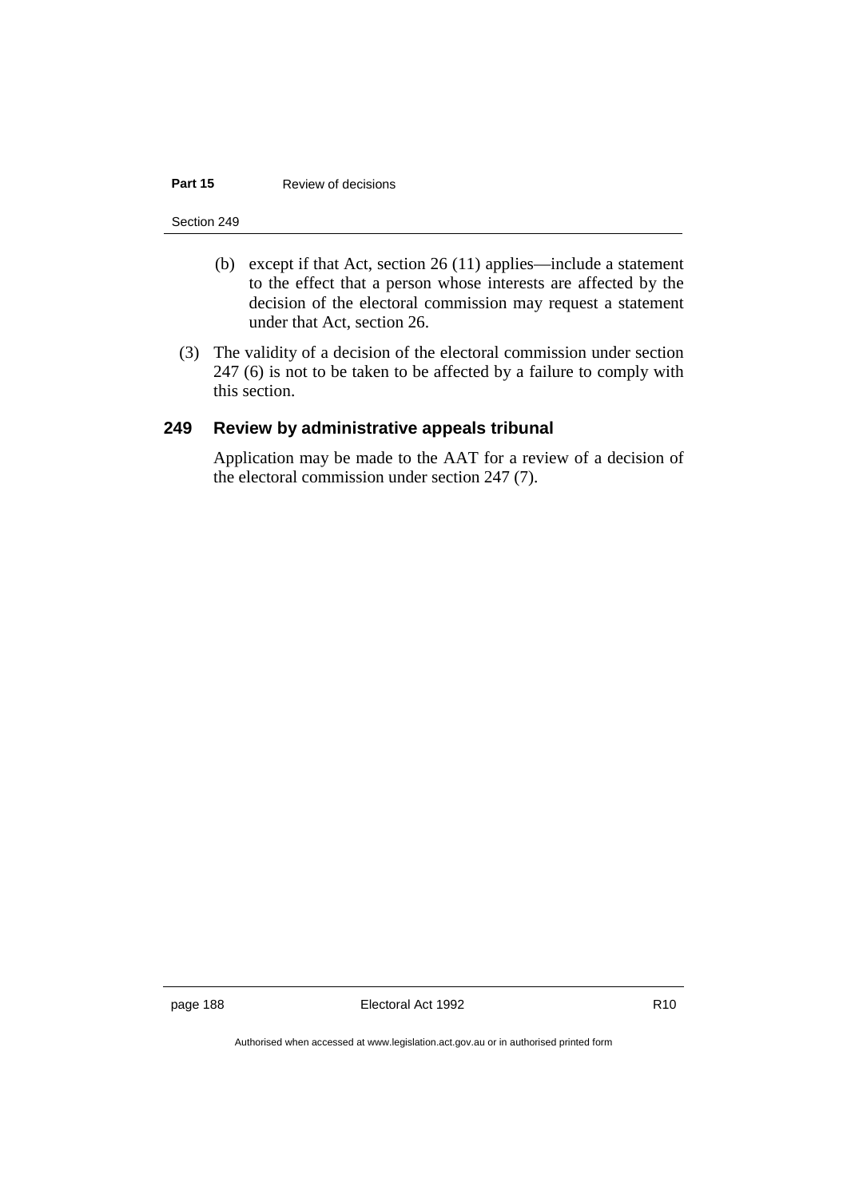(b) except if that Act, section 26 (11) applies—include a statement to the effect that a person whose interests are affected by the decision of the electoral commission may request a statement under that Act, section 26.

(3) The validity of a decision of the electoral commission under section 247 (6) is not to be taken to be affected by a failure to comply with this section.

### 249 Review by administrative appeals tribunal

Application may be made to the AAT for a review of a decision of the electoral commission under section 247 (7).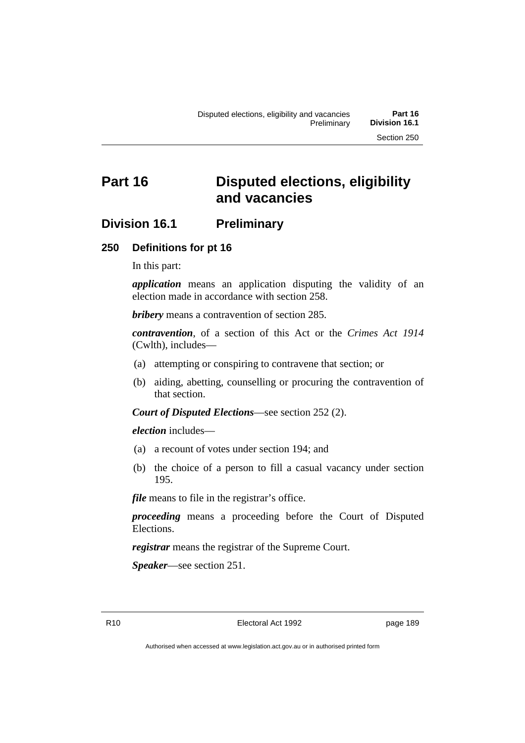# Part 16 Disputed elections, eligibility and vacancies

## Division 16.1 Preliminary

### 250 Definitions for pt 16

In this part:

***application*** means an application disputing the validity of an election made in accordance with section 258.

***bribery*** means a contravention of section 285.

***contravention***, of a section of this Act or the *Crimes Act 1914* (Cwlth), includes—

(a) attempting or conspiring to contravene that section; or

(b) aiding, abetting, counselling or procuring the contravention of that section.

***Court of Disputed Elections***—see section 252 (2).

***election*** includes—

(a) a recount of votes under section 194; and

(b) the choice of a person to fill a casual vacancy under section 195.

***file*** means to file in the registrar's office.

***proceeding*** means a proceeding before the Court of Disputed Elections.

***registrar*** means the registrar of the Supreme Court.

***Speaker***—see section 251.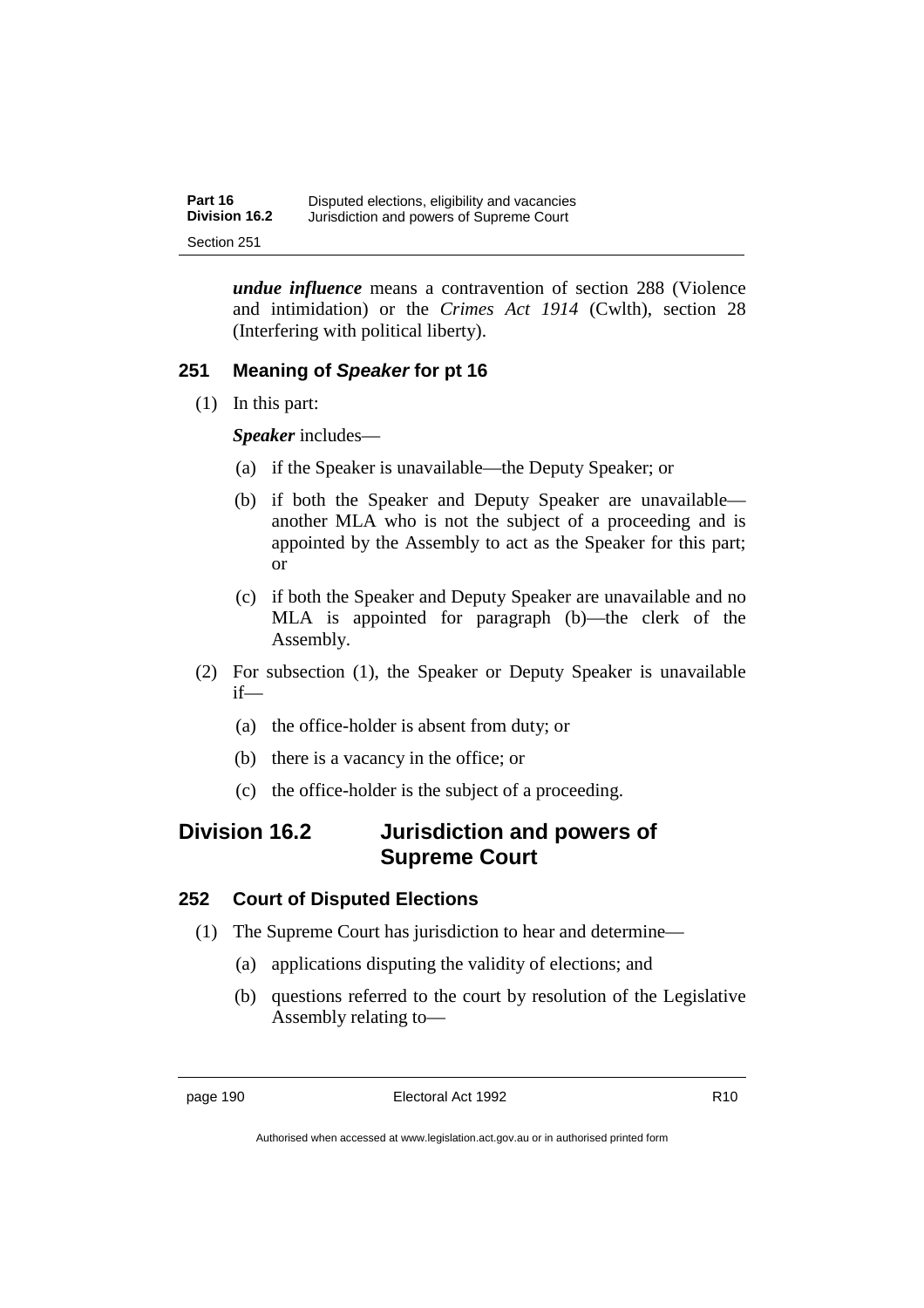***undue influence*** means a contravention of section 288 (Violence and intimidation) or the *Crimes Act 1914* (Cwlth), section 28 (Interfering with political liberty).

### 251 Meaning of *Speaker* for pt 16

(1) In this part:

***Speaker*** includes—

(a) if the Speaker is unavailable—the Deputy Speaker; or

(b) if both the Speaker and Deputy Speaker are unavailable—another MLA who is not the subject of a proceeding and is appointed by the Assembly to act as the Speaker for this part; or

(c) if both the Speaker and Deputy Speaker are unavailable and no MLA is appointed for paragraph (b)—the clerk of the Assembly.

(2) For subsection (1), the Speaker or Deputy Speaker is unavailable if—

(a) the office-holder is absent from duty; or

(b) there is a vacancy in the office; or

(c) the office-holder is the subject of a proceeding.

## Division 16.2 Jurisdiction and powers of Supreme Court

### 252 Court of Disputed Elections

(1) The Supreme Court has jurisdiction to hear and determine—

(a) applications disputing the validity of elections; and

(b) questions referred to the court by resolution of the Legislative Assembly relating to—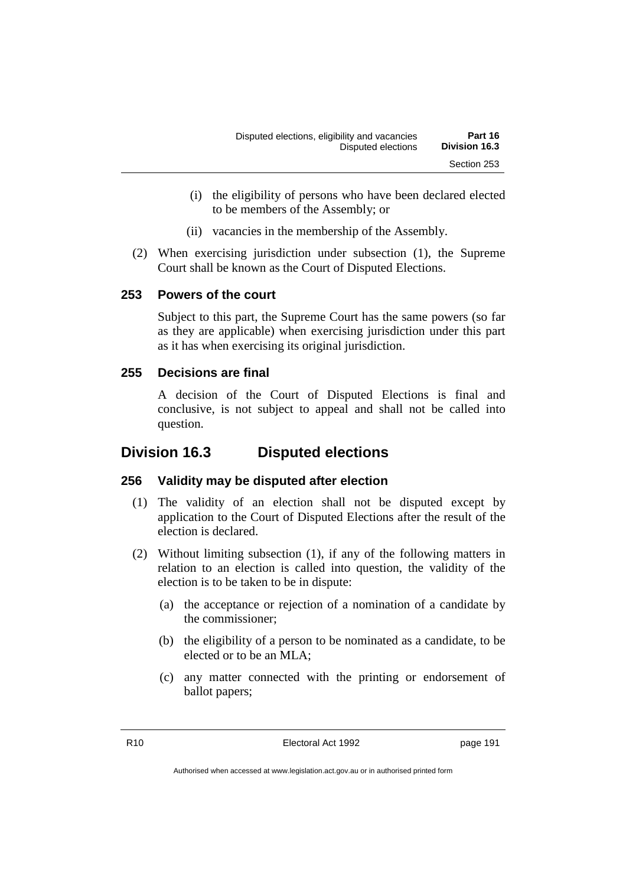(i) the eligibility of persons who have been declared elected to be members of the Assembly; or

(ii) vacancies in the membership of the Assembly.

(2) When exercising jurisdiction under subsection (1), the Supreme Court shall be known as the Court of Disputed Elections.

### 253 Powers of the court

Subject to this part, the Supreme Court has the same powers (so far as they are applicable) when exercising jurisdiction under this part as it has when exercising its original jurisdiction.

### 255 Decisions are final

A decision of the Court of Disputed Elections is final and conclusive, is not subject to appeal and shall not be called into question.

## Division 16.3 Disputed elections

### 256 Validity may be disputed after election

(1) The validity of an election shall not be disputed except by application to the Court of Disputed Elections after the result of the election is declared.

(2) Without limiting subsection (1), if any of the following matters in relation to an election is called into question, the validity of the election is to be taken to be in dispute:

(a) the acceptance or rejection of a nomination of a candidate by the commissioner;

(b) the eligibility of a person to be nominated as a candidate, to be elected or to be an MLA;

(c) any matter connected with the printing or endorsement of ballot papers;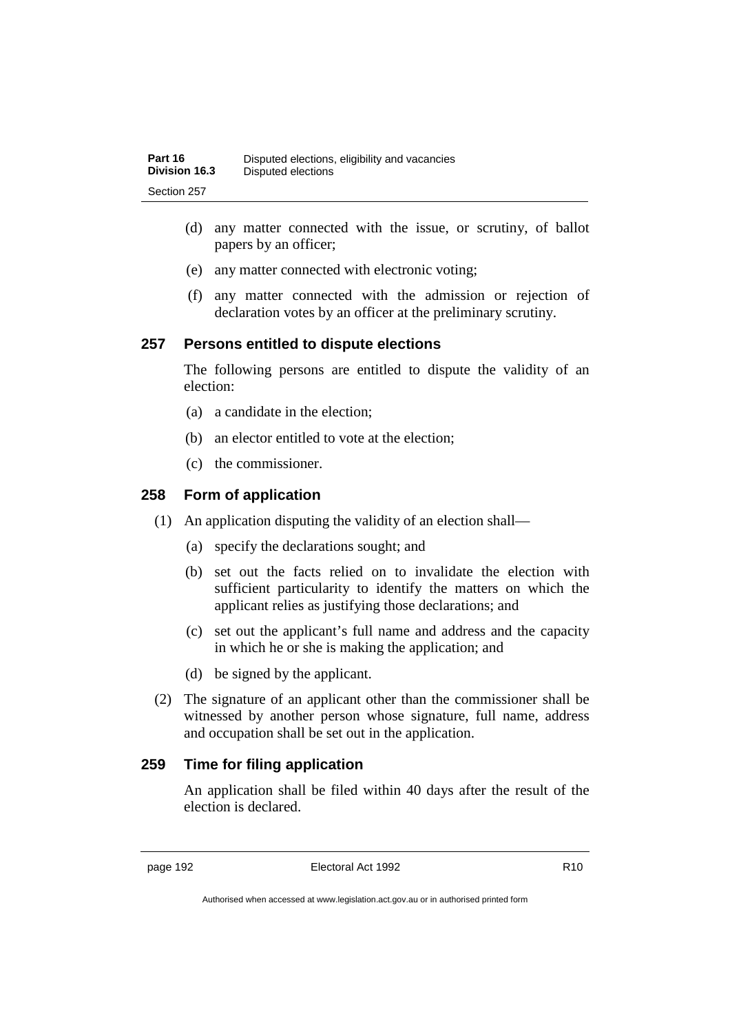(d) any matter connected with the issue, or scrutiny, of ballot papers by an officer;

(e) any matter connected with electronic voting;

(f) any matter connected with the admission or rejection of declaration votes by an officer at the preliminary scrutiny.

## 257 Persons entitled to dispute elections

The following persons are entitled to dispute the validity of an election:

(a) a candidate in the election;

(b) an elector entitled to vote at the election;

(c) the commissioner.

## 258 Form of application

(1) An application disputing the validity of an election shall—

(a) specify the declarations sought; and

(b) set out the facts relied on to invalidate the election with sufficient particularity to identify the matters on which the applicant relies as justifying those declarations; and

(c) set out the applicant's full name and address and the capacity in which he or she is making the application; and

(d) be signed by the applicant.

(2) The signature of an applicant other than the commissioner shall be witnessed by another person whose signature, full name, address and occupation shall be set out in the application.

## 259 Time for filing application

An application shall be filed within 40 days after the result of the election is declared.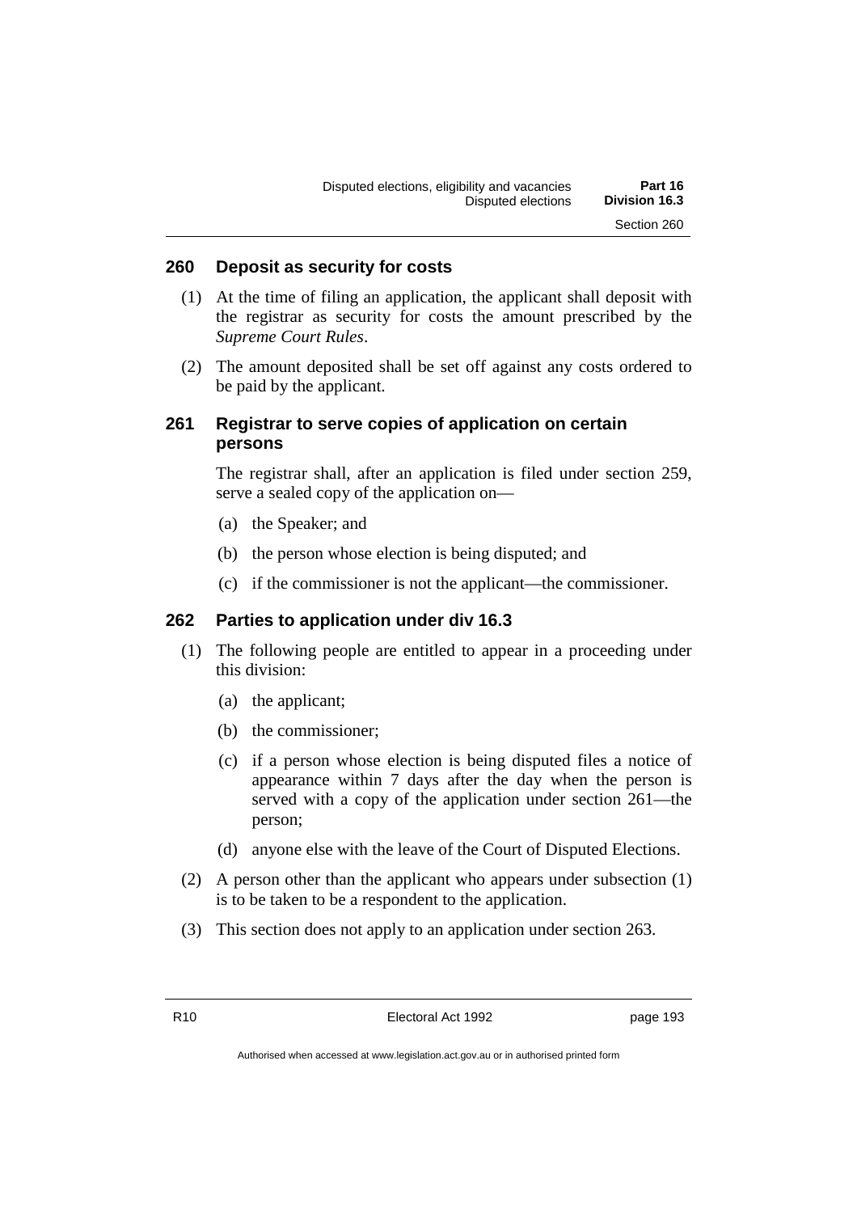### 260 Deposit as security for costs

(1) At the time of filing an application, the applicant shall deposit with the registrar as security for costs the amount prescribed by the *Supreme Court Rules*.

(2) The amount deposited shall be set off against any costs ordered to be paid by the applicant.

### 261 Registrar to serve copies of application on certain persons

The registrar shall, after an application is filed under section 259, serve a sealed copy of the application on—

(a) the Speaker; and

(b) the person whose election is being disputed; and

(c) if the commissioner is not the applicant—the commissioner.

### 262 Parties to application under div 16.3

(1) The following people are entitled to appear in a proceeding under this division:

(a) the applicant;

(b) the commissioner;

(c) if a person whose election is being disputed files a notice of appearance within 7 days after the day when the person is served with a copy of the application under section 261—the person;

(d) anyone else with the leave of the Court of Disputed Elections.

(2) A person other than the applicant who appears under subsection (1) is to be taken to be a respondent to the application.

(3) This section does not apply to an application under section 263.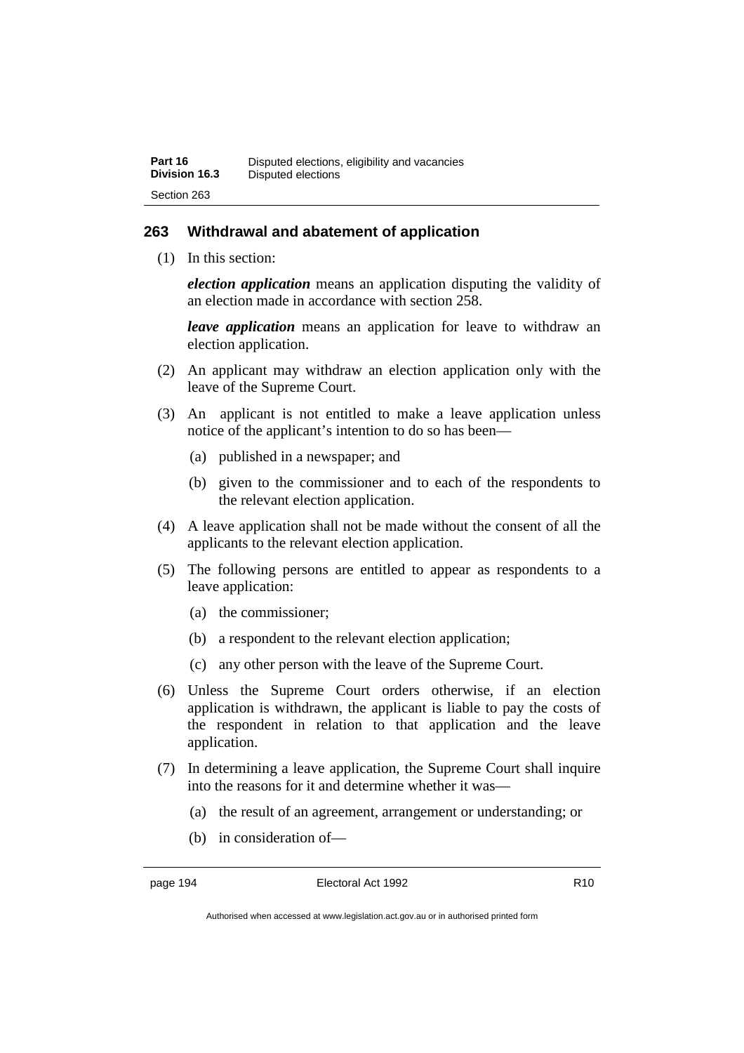## 263 Withdrawal and abatement of application

(1) In this section:

***election application*** means an application disputing the validity of an election made in accordance with section 258.

***leave application*** means an application for leave to withdraw an election application.

(2) An applicant may withdraw an election application only with the leave of the Supreme Court.

(3) An applicant is not entitled to make a leave application unless notice of the applicant's intention to do so has been—

(a) published in a newspaper; and

(b) given to the commissioner and to each of the respondents to the relevant election application.

(4) A leave application shall not be made without the consent of all the applicants to the relevant election application.

(5) The following persons are entitled to appear as respondents to a leave application:

(a) the commissioner;

(b) a respondent to the relevant election application;

(c) any other person with the leave of the Supreme Court.

(6) Unless the Supreme Court orders otherwise, if an election application is withdrawn, the applicant is liable to pay the costs of the respondent in relation to that application and the leave application.

(7) In determining a leave application, the Supreme Court shall inquire into the reasons for it and determine whether it was—

(a) the result of an agreement, arrangement or understanding; or

(b) in consideration of—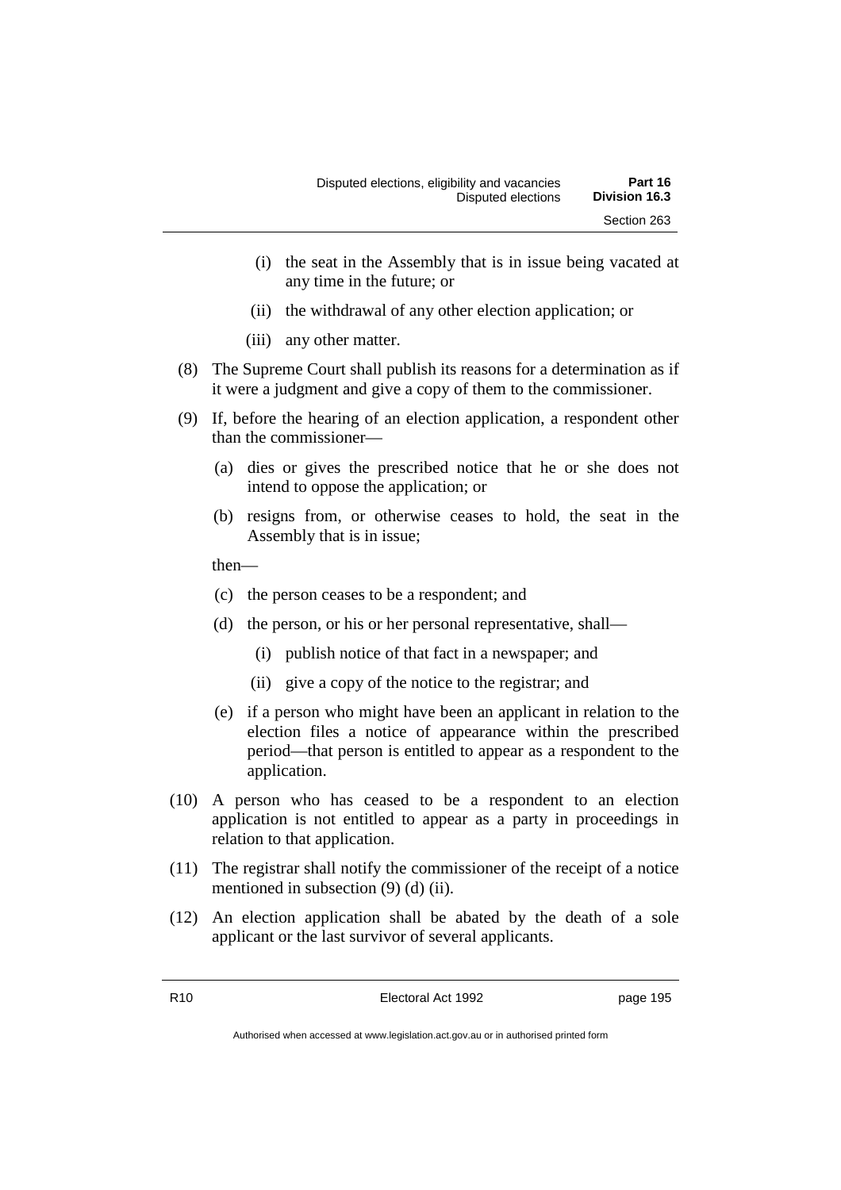(i) the seat in the Assembly that is in issue being vacated at any time in the future; or

(ii) the withdrawal of any other election application; or

(iii) any other matter.

(8) The Supreme Court shall publish its reasons for a determination as if it were a judgment and give a copy of them to the commissioner.

(9) If, before the hearing of an election application, a respondent other than the commissioner—

(a) dies or gives the prescribed notice that he or she does not intend to oppose the application; or

(b) resigns from, or otherwise ceases to hold, the seat in the Assembly that is in issue;

then—

(c) the person ceases to be a respondent; and

(d) the person, or his or her personal representative, shall—

(i) publish notice of that fact in a newspaper; and

(ii) give a copy of the notice to the registrar; and

(e) if a person who might have been an applicant in relation to the election files a notice of appearance within the prescribed period—that person is entitled to appear as a respondent to the application.

(10) A person who has ceased to be a respondent to an election application is not entitled to appear as a party in proceedings in relation to that application.

(11) The registrar shall notify the commissioner of the receipt of a notice mentioned in subsection (9) (d) (ii).

(12) An election application shall be abated by the death of a sole applicant or the last survivor of several applicants.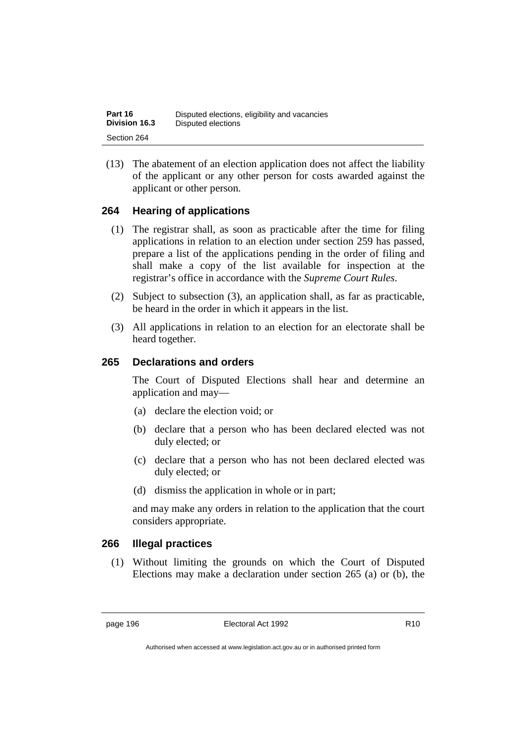(13) The abatement of an election application does not affect the liability of the applicant or any other person for costs awarded against the applicant or other person.

## 264 Hearing of applications

(1) The registrar shall, as soon as practicable after the time for filing applications in relation to an election under section 259 has passed, prepare a list of the applications pending in the order of filing and shall make a copy of the list available for inspection at the registrar's office in accordance with the *Supreme Court Rules*.

(2) Subject to subsection (3), an application shall, as far as practicable, be heard in the order in which it appears in the list.

(3) All applications in relation to an election for an electorate shall be heard together.

## 265 Declarations and orders

The Court of Disputed Elections shall hear and determine an application and may—

(a) declare the election void; or

(b) declare that a person who has been declared elected was not duly elected; or

(c) declare that a person who has not been declared elected was duly elected; or

(d) dismiss the application in whole or in part;

and may make any orders in relation to the application that the court considers appropriate.

## 266 Illegal practices

(1) Without limiting the grounds on which the Court of Disputed Elections may make a declaration under section 265 (a) or (b), the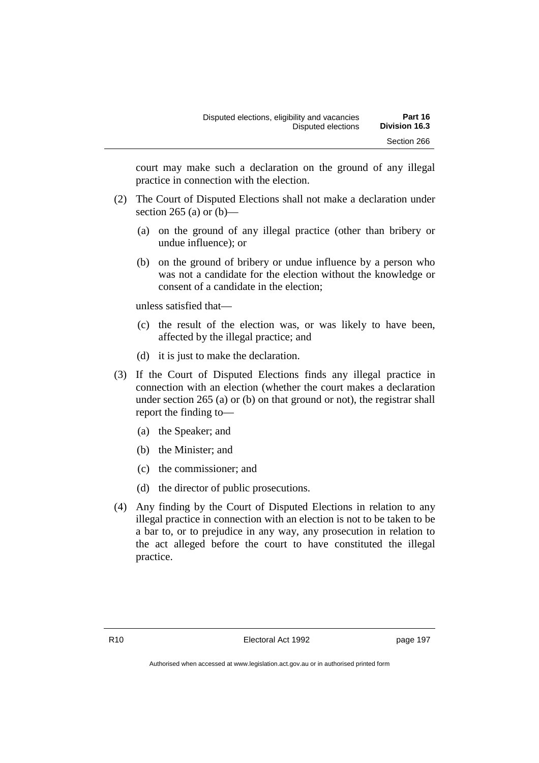court may make such a declaration on the ground of any illegal practice in connection with the election.

(2) The Court of Disputed Elections shall not make a declaration under section 265 (a) or (b)—

(a) on the ground of any illegal practice (other than bribery or undue influence); or

(b) on the ground of bribery or undue influence by a person who was not a candidate for the election without the knowledge or consent of a candidate in the election;

unless satisfied that—

(c) the result of the election was, or was likely to have been, affected by the illegal practice; and

(d) it is just to make the declaration.

(3) If the Court of Disputed Elections finds any illegal practice in connection with an election (whether the court makes a declaration under section 265 (a) or (b) on that ground or not), the registrar shall report the finding to—

(a) the Speaker; and

(b) the Minister; and

(c) the commissioner; and

(d) the director of public prosecutions.

(4) Any finding by the Court of Disputed Elections in relation to any illegal practice in connection with an election is not to be taken to be a bar to, or to prejudice in any way, any prosecution in relation to the act alleged before the court to have constituted the illegal practice.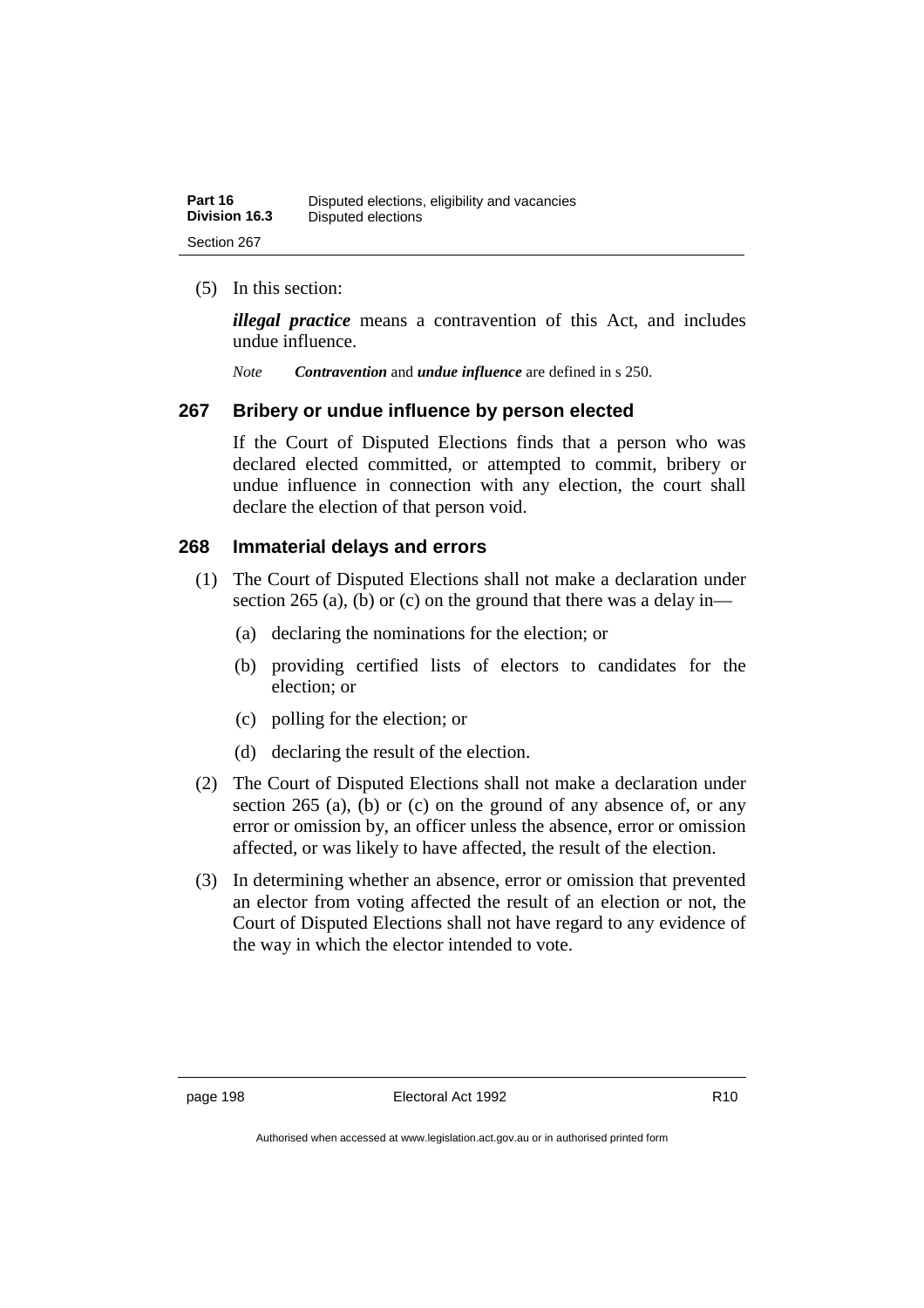(5) In this section:

***illegal practice*** means a contravention of this Act, and includes undue influence.

*Note* ***Contravention*** and ***undue influence*** are defined in s 250.

### 267 Bribery or undue influence by person elected

If the Court of Disputed Elections finds that a person who was declared elected committed, or attempted to commit, bribery or undue influence in connection with any election, the court shall declare the election of that person void.

### 268 Immaterial delays and errors

(1) The Court of Disputed Elections shall not make a declaration under section 265 (a), (b) or (c) on the ground that there was a delay in—

(a) declaring the nominations for the election; or

(b) providing certified lists of electors to candidates for the election; or

(c) polling for the election; or

(d) declaring the result of the election.

(2) The Court of Disputed Elections shall not make a declaration under section 265 (a), (b) or (c) on the ground of any absence of, or any error or omission by, an officer unless the absence, error or omission affected, or was likely to have affected, the result of the election.

(3) In determining whether an absence, error or omission that prevented an elector from voting affected the result of an election or not, the Court of Disputed Elections shall not have regard to any evidence of the way in which the elector intended to vote.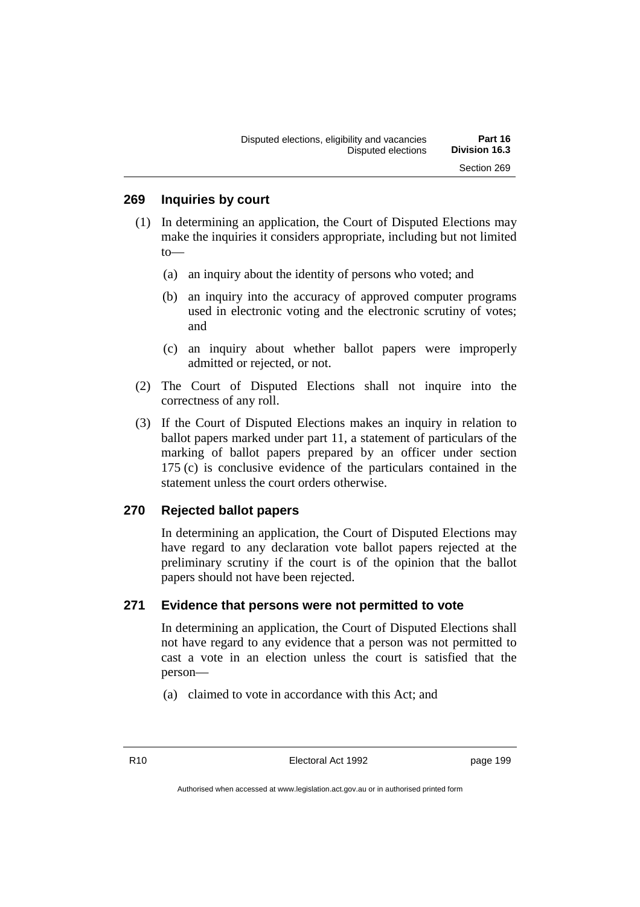## 269 Inquiries by court

(1) In determining an application, the Court of Disputed Elections may make the inquiries it considers appropriate, including but not limited to—

(a) an inquiry about the identity of persons who voted; and

(b) an inquiry into the accuracy of approved computer programs used in electronic voting and the electronic scrutiny of votes; and

(c) an inquiry about whether ballot papers were improperly admitted or rejected, or not.

(2) The Court of Disputed Elections shall not inquire into the correctness of any roll.

(3) If the Court of Disputed Elections makes an inquiry in relation to ballot papers marked under part 11, a statement of particulars of the marking of ballot papers prepared by an officer under section 175 (c) is conclusive evidence of the particulars contained in the statement unless the court orders otherwise.

## 270 Rejected ballot papers

In determining an application, the Court of Disputed Elections may have regard to any declaration vote ballot papers rejected at the preliminary scrutiny if the court is of the opinion that the ballot papers should not have been rejected.

## 271 Evidence that persons were not permitted to vote

In determining an application, the Court of Disputed Elections shall not have regard to any evidence that a person was not permitted to cast a vote in an election unless the court is satisfied that the person—

(a) claimed to vote in accordance with this Act; and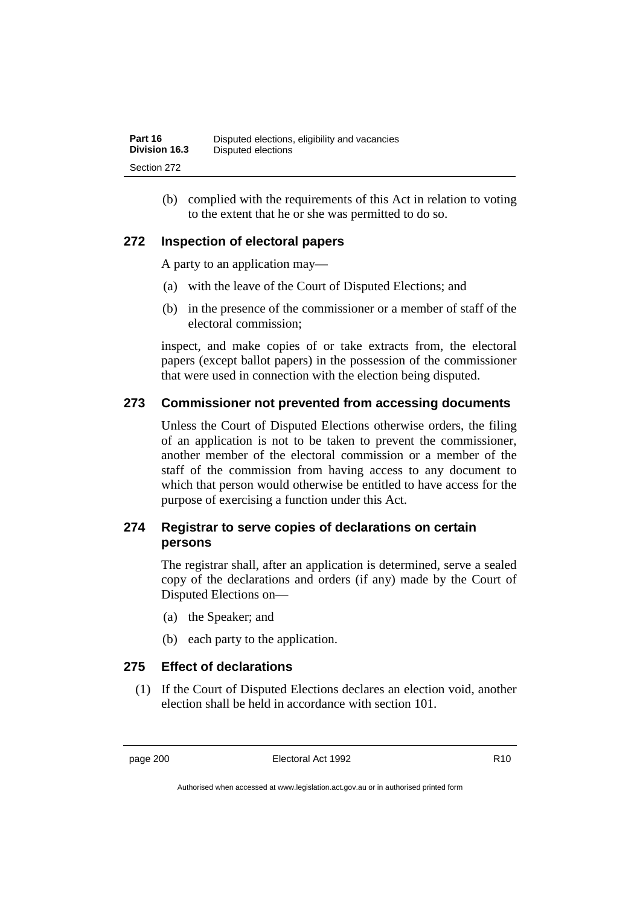(b) complied with the requirements of this Act in relation to voting to the extent that he or she was permitted to do so.

### 272 Inspection of electoral papers

A party to an application may—

(a) with the leave of the Court of Disputed Elections; and

(b) in the presence of the commissioner or a member of staff of the electoral commission;

inspect, and make copies of or take extracts from, the electoral papers (except ballot papers) in the possession of the commissioner that were used in connection with the election being disputed.

### 273 Commissioner not prevented from accessing documents

Unless the Court of Disputed Elections otherwise orders, the filing of an application is not to be taken to prevent the commissioner, another member of the electoral commission or a member of the staff of the commission from having access to any document to which that person would otherwise be entitled to have access for the purpose of exercising a function under this Act.

### 274 Registrar to serve copies of declarations on certain persons

The registrar shall, after an application is determined, serve a sealed copy of the declarations and orders (if any) made by the Court of Disputed Elections on—

(a) the Speaker; and

(b) each party to the application.

### 275 Effect of declarations

(1) If the Court of Disputed Elections declares an election void, another election shall be held in accordance with section 101.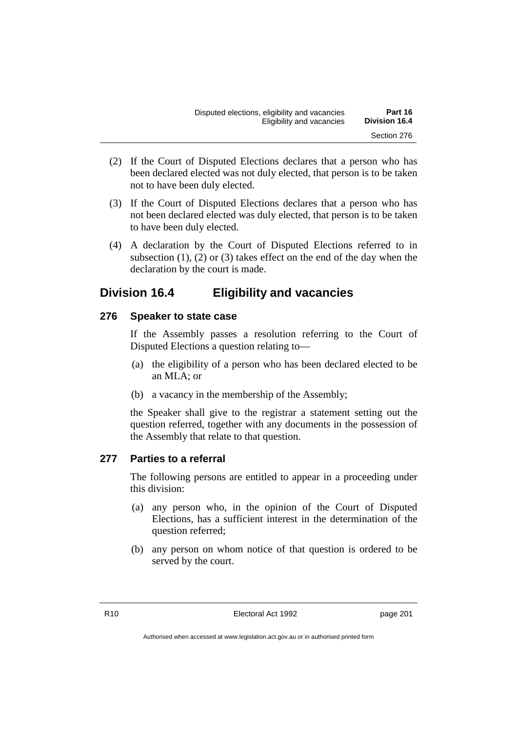(2) If the Court of Disputed Elections declares that a person who has been declared elected was not duly elected, that person is to be taken not to have been duly elected.

(3) If the Court of Disputed Elections declares that a person who has not been declared elected was duly elected, that person is to be taken to have been duly elected.

(4) A declaration by the Court of Disputed Elections referred to in subsection (1), (2) or (3) takes effect on the end of the day when the declaration by the court is made.

## Division 16.4 Eligibility and vacancies

### 276 Speaker to state case

If the Assembly passes a resolution referring to the Court of Disputed Elections a question relating to—

(a) the eligibility of a person who has been declared elected to be an MLA; or

(b) a vacancy in the membership of the Assembly;

the Speaker shall give to the registrar a statement setting out the question referred, together with any documents in the possession of the Assembly that relate to that question.

### 277 Parties to a referral

The following persons are entitled to appear in a proceeding under this division:

(a) any person who, in the opinion of the Court of Disputed Elections, has a sufficient interest in the determination of the question referred;

(b) any person on whom notice of that question is ordered to be served by the court.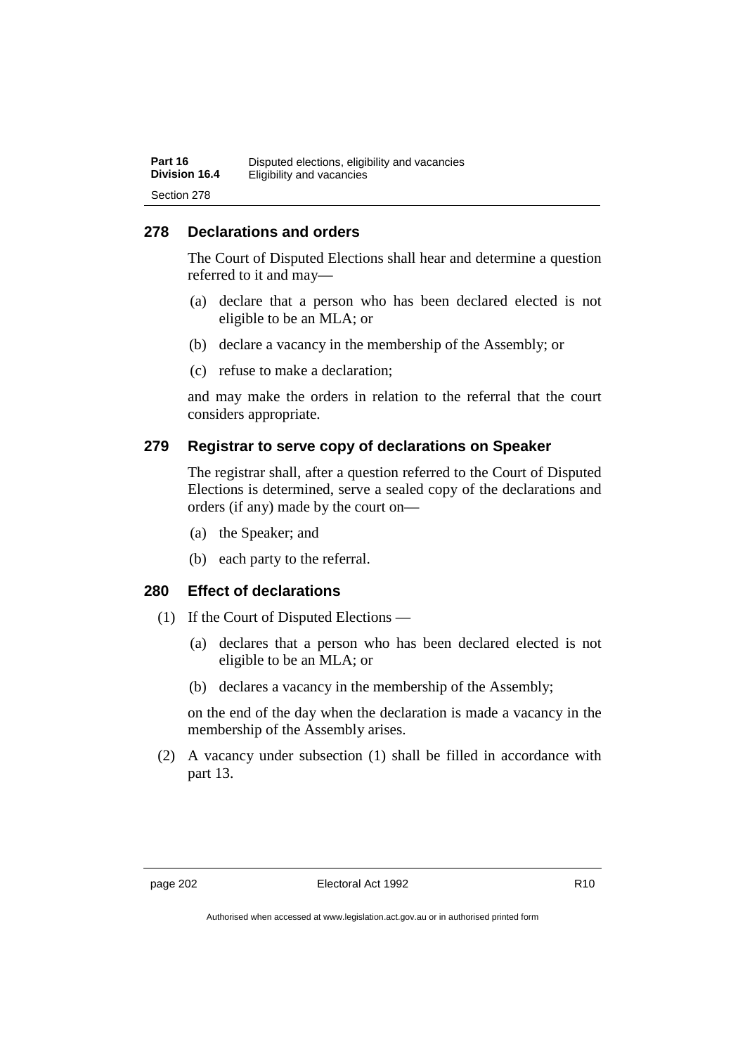## 278 Declarations and orders

The Court of Disputed Elections shall hear and determine a question referred to it and may—

(a) declare that a person who has been declared elected is not eligible to be an MLA; or

(b) declare a vacancy in the membership of the Assembly; or

(c) refuse to make a declaration;

and may make the orders in relation to the referral that the court considers appropriate.

## 279 Registrar to serve copy of declarations on Speaker

The registrar shall, after a question referred to the Court of Disputed Elections is determined, serve a sealed copy of the declarations and orders (if any) made by the court on—

(a) the Speaker; and

(b) each party to the referral.

## 280 Effect of declarations

(1) If the Court of Disputed Elections —

(a) declares that a person who has been declared elected is not eligible to be an MLA; or

(b) declares a vacancy in the membership of the Assembly;

on the end of the day when the declaration is made a vacancy in the membership of the Assembly arises.

(2) A vacancy under subsection (1) shall be filled in accordance with part 13.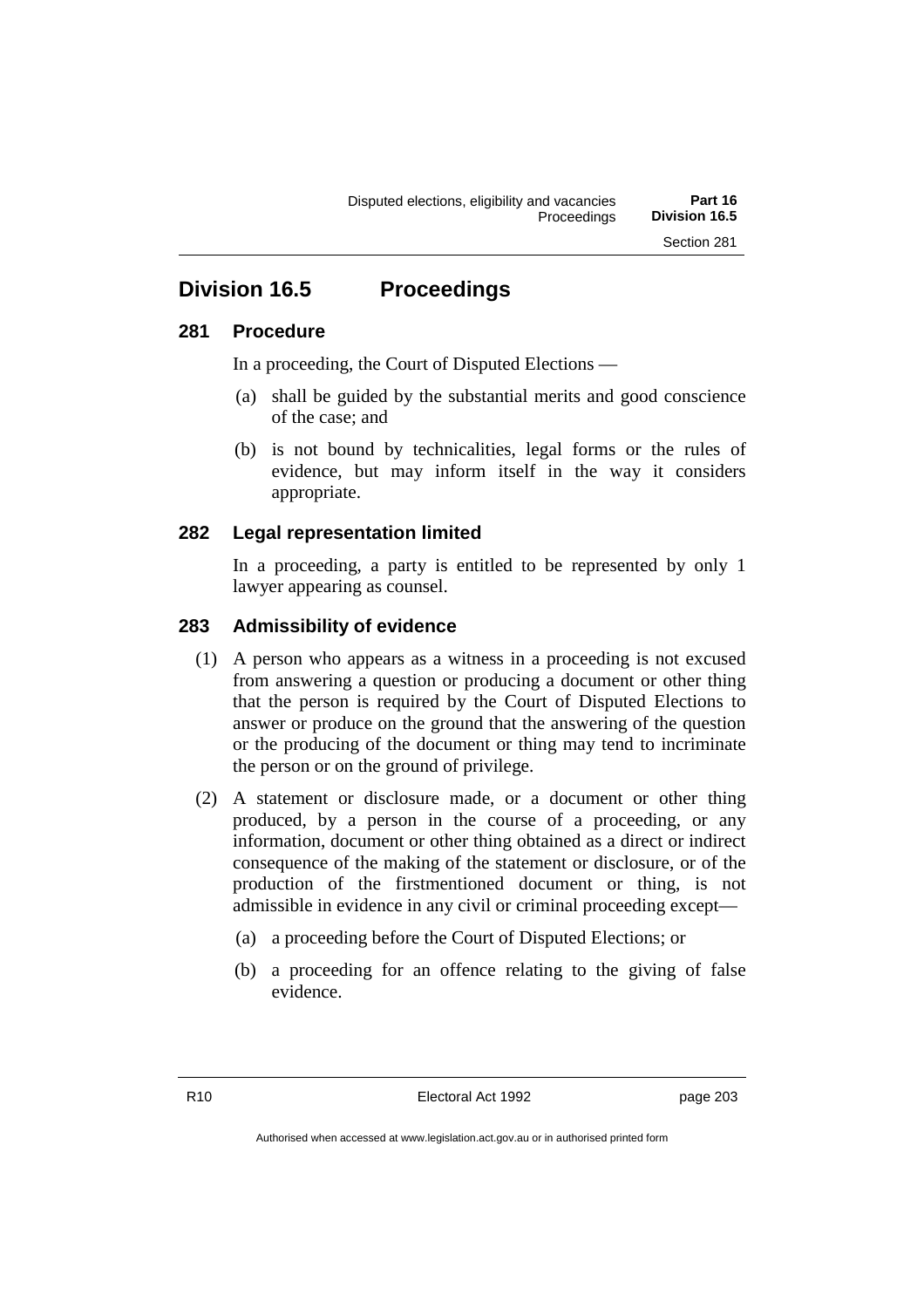## Division 16.5 Proceedings

### 281 Procedure

In a proceeding, the Court of Disputed Elections —

(a) shall be guided by the substantial merits and good conscience of the case; and

(b) is not bound by technicalities, legal forms or the rules of evidence, but may inform itself in the way it considers appropriate.

### 282 Legal representation limited

In a proceeding, a party is entitled to be represented by only 1 lawyer appearing as counsel.

### 283 Admissibility of evidence

(1) A person who appears as a witness in a proceeding is not excused from answering a question or producing a document or other thing that the person is required by the Court of Disputed Elections to answer or produce on the ground that the answering of the question or the producing of the document or thing may tend to incriminate the person or on the ground of privilege.

(2) A statement or disclosure made, or a document or other thing produced, by a person in the course of a proceeding, or any information, document or other thing obtained as a direct or indirect consequence of the making of the statement or disclosure, or of the production of the firstmentioned document or thing, is not admissible in evidence in any civil or criminal proceeding except—

(a) a proceeding before the Court of Disputed Elections; or

(b) a proceeding for an offence relating to the giving of false evidence.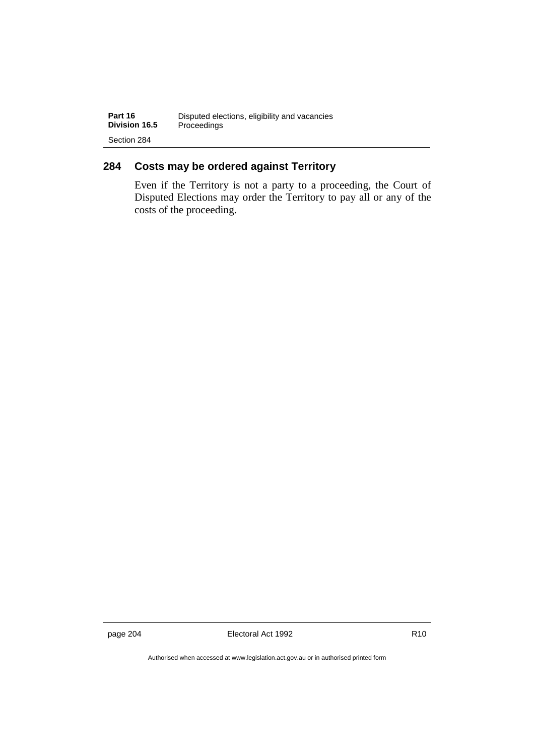## 284 Costs may be ordered against Territory

Even if the Territory is not a party to a proceeding, the Court of Disputed Elections may order the Territory to pay all or any of the costs of the proceeding.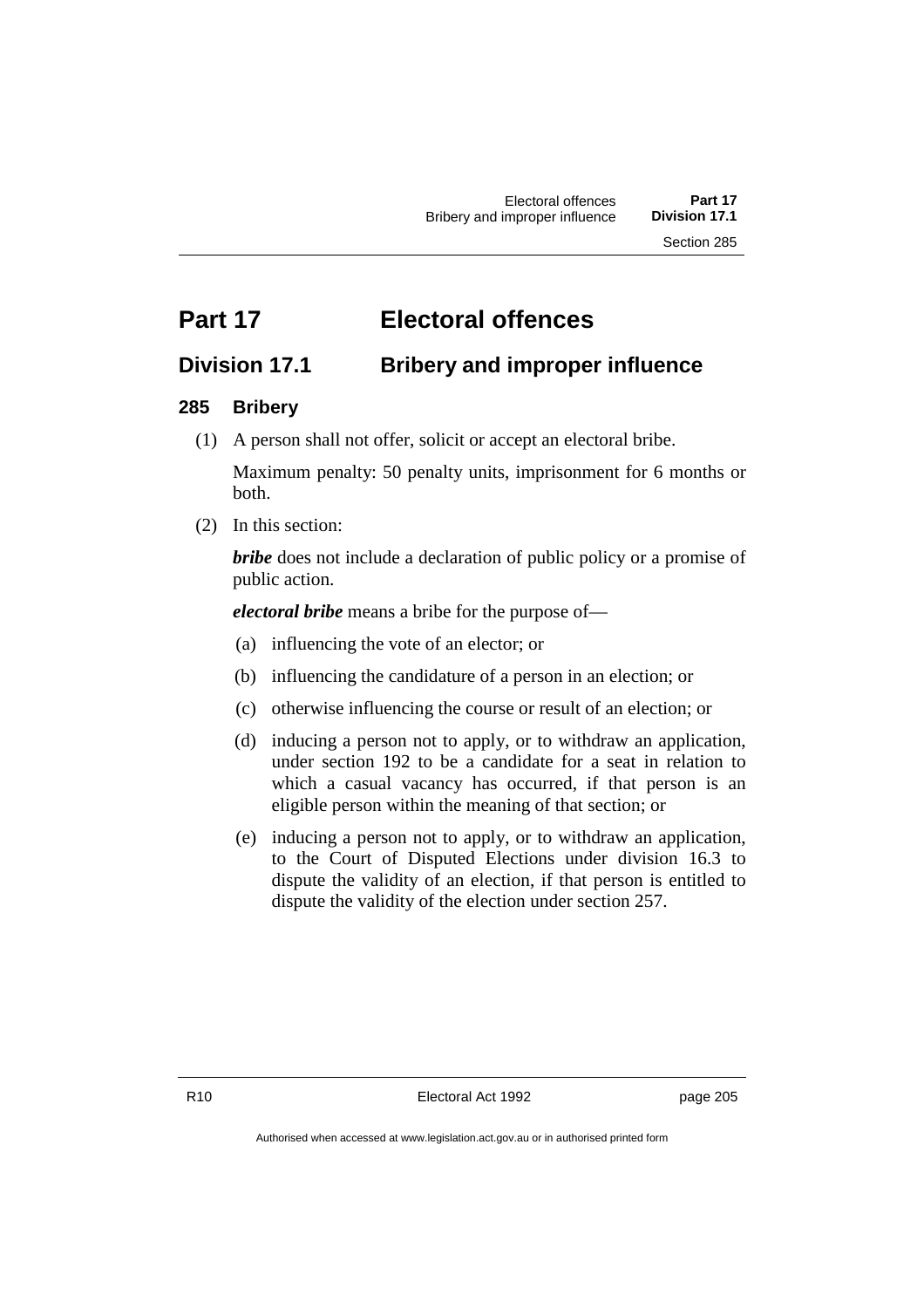# Part 17 Electoral offences

## Division 17.1 Bribery and improper influence

### 285 Bribery

(1) A person shall not offer, solicit or accept an electoral bribe.

Maximum penalty: 50 penalty units, imprisonment for 6 months or both.

(2) In this section:

***bribe*** does not include a declaration of public policy or a promise of public action.

***electoral bribe*** means a bribe for the purpose of—

(a) influencing the vote of an elector; or

(b) influencing the candidature of a person in an election; or

(c) otherwise influencing the course or result of an election; or

(d) inducing a person not to apply, or to withdraw an application, under section 192 to be a candidate for a seat in relation to which a casual vacancy has occurred, if that person is an eligible person within the meaning of that section; or

(e) inducing a person not to apply, or to withdraw an application, to the Court of Disputed Elections under division 16.3 to dispute the validity of an election, if that person is entitled to dispute the validity of the election under section 257.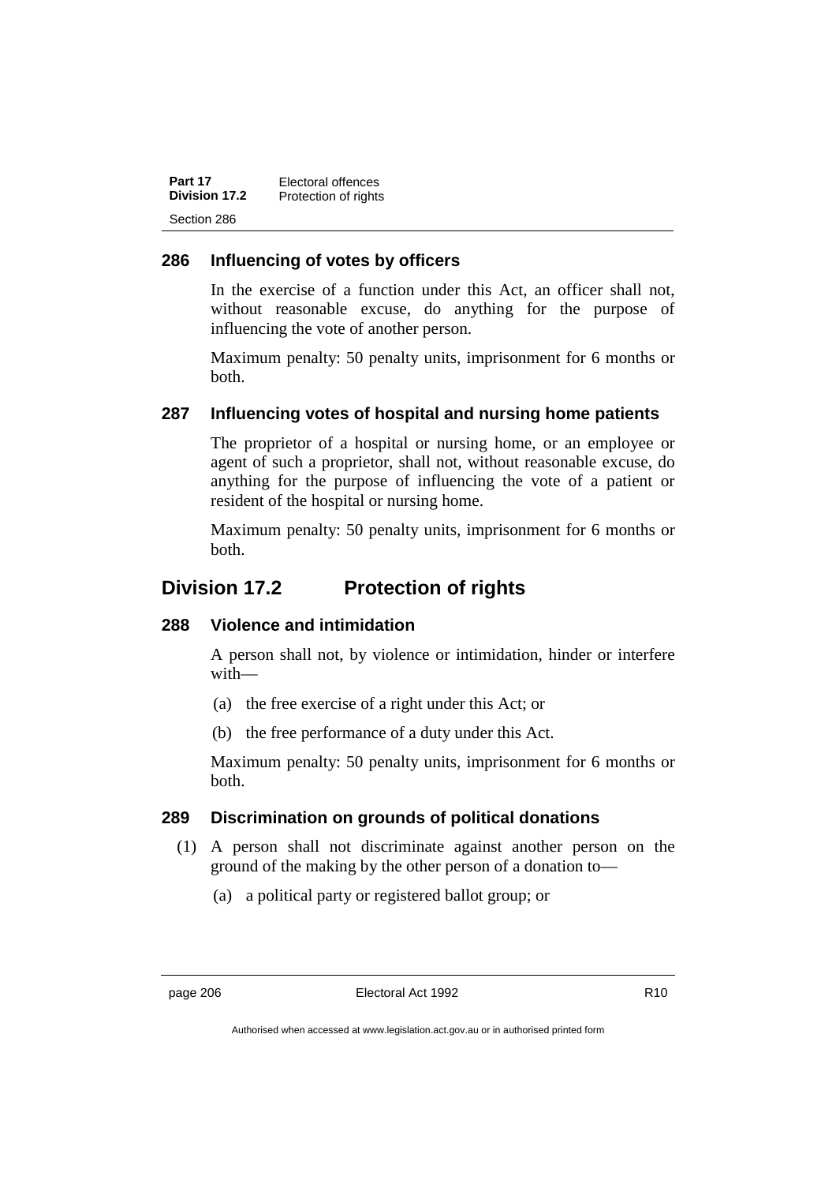### 286 Influencing of votes by officers

In the exercise of a function under this Act, an officer shall not, without reasonable excuse, do anything for the purpose of influencing the vote of another person.

Maximum penalty: 50 penalty units, imprisonment for 6 months or both.

### 287 Influencing votes of hospital and nursing home patients

The proprietor of a hospital or nursing home, or an employee or agent of such a proprietor, shall not, without reasonable excuse, do anything for the purpose of influencing the vote of a patient or resident of the hospital or nursing home.

Maximum penalty: 50 penalty units, imprisonment for 6 months or both.

## Division 17.2 Protection of rights

### 288 Violence and intimidation

A person shall not, by violence or intimidation, hinder or interfere with—

(a) the free exercise of a right under this Act; or

(b) the free performance of a duty under this Act.

Maximum penalty: 50 penalty units, imprisonment for 6 months or both.

### 289 Discrimination on grounds of political donations

(1) A person shall not discriminate against another person on the ground of the making by the other person of a donation to—

(a) a political party or registered ballot group; or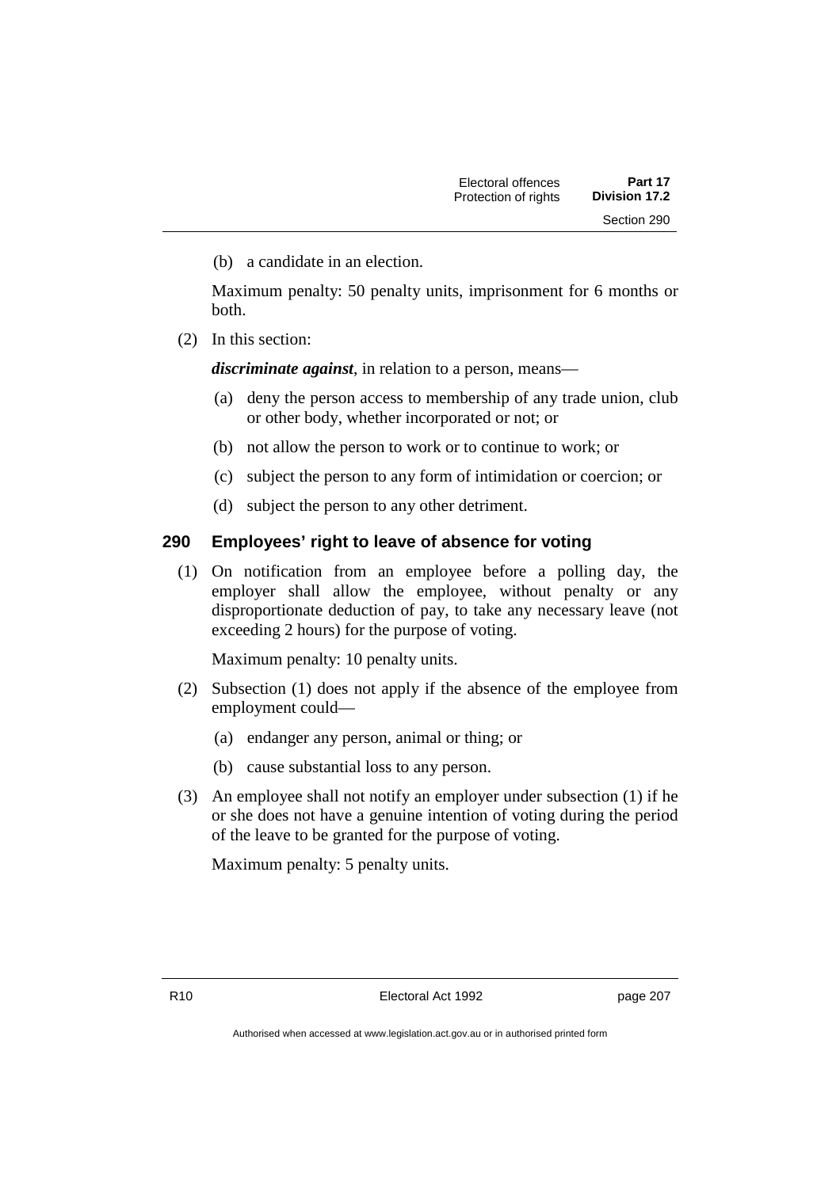(b) a candidate in an election.

Maximum penalty: 50 penalty units, imprisonment for 6 months or both.

(2) In this section:

***discriminate against***, in relation to a person, means—

(a) deny the person access to membership of any trade union, club or other body, whether incorporated or not; or

(b) not allow the person to work or to continue to work; or

(c) subject the person to any form of intimidation or coercion; or

(d) subject the person to any other detriment.

## 290 Employees' right to leave of absence for voting

(1) On notification from an employee before a polling day, the employer shall allow the employee, without penalty or any disproportionate deduction of pay, to take any necessary leave (not exceeding 2 hours) for the purpose of voting.

Maximum penalty: 10 penalty units.

(2) Subsection (1) does not apply if the absence of the employee from employment could—

(a) endanger any person, animal or thing; or

(b) cause substantial loss to any person.

(3) An employee shall not notify an employer under subsection (1) if he or she does not have a genuine intention of voting during the period of the leave to be granted for the purpose of voting.

Maximum penalty: 5 penalty units.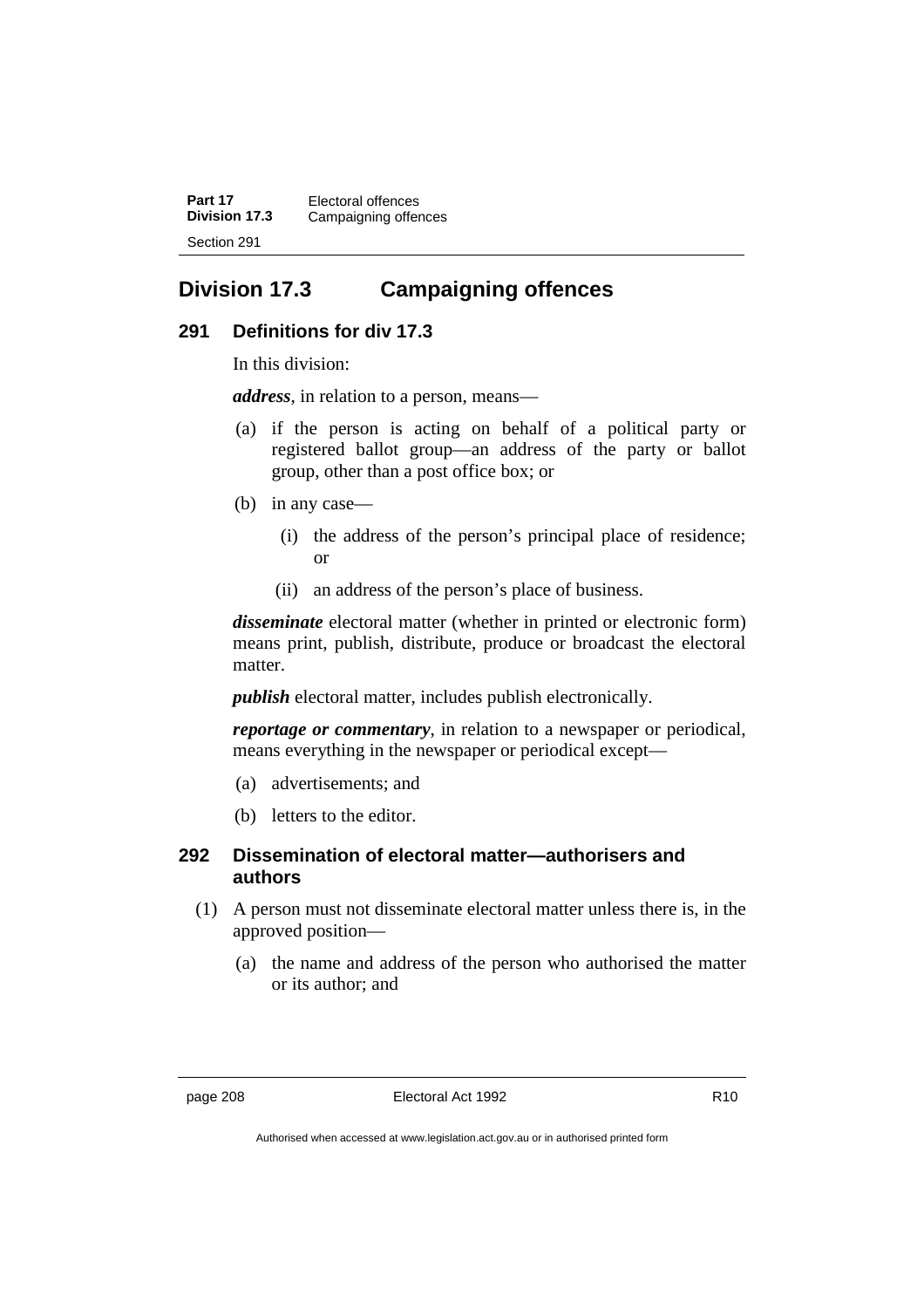## Division 17.3 Campaigning offences

### 291 Definitions for div 17.3

In this division:

***address***, in relation to a person, means—

(a) if the person is acting on behalf of a political party or registered ballot group—an address of the party or ballot group, other than a post office box; or

(b) in any case—

(i) the address of the person's principal place of residence; or

(ii) an address of the person's place of business.

***disseminate*** electoral matter (whether in printed or electronic form) means print, publish, distribute, produce or broadcast the electoral matter.

***publish*** electoral matter, includes publish electronically.

***reportage or commentary***, in relation to a newspaper or periodical, means everything in the newspaper or periodical except—

(a) advertisements; and

(b) letters to the editor.

### 292 Dissemination of electoral matter—authorisers and authors

(1) A person must not disseminate electoral matter unless there is, in the approved position—

(a) the name and address of the person who authorised the matter or its author; and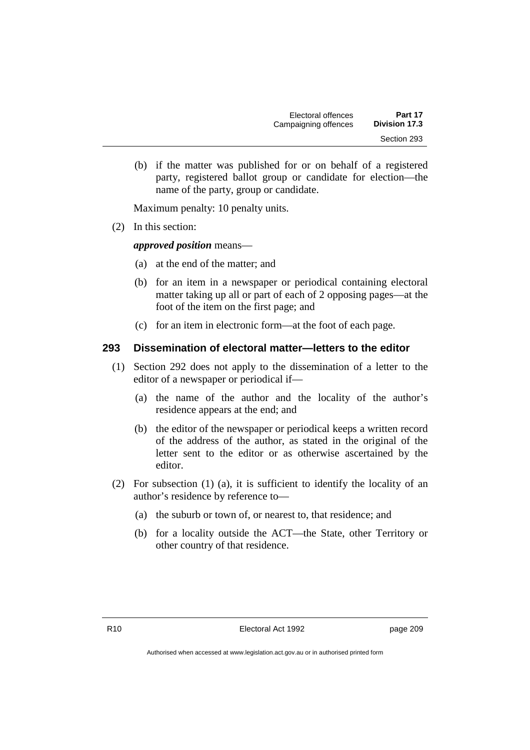(b) if the matter was published for or on behalf of a registered party, registered ballot group or candidate for election—the name of the party, group or candidate.

Maximum penalty: 10 penalty units.

(2) In this section:

***approved position*** means—

(a) at the end of the matter; and

(b) for an item in a newspaper or periodical containing electoral matter taking up all or part of each of 2 opposing pages—at the foot of the item on the first page; and

(c) for an item in electronic form—at the foot of each page.

## 293 Dissemination of electoral matter—letters to the editor

(1) Section 292 does not apply to the dissemination of a letter to the editor of a newspaper or periodical if—

(a) the name of the author and the locality of the author's residence appears at the end; and

(b) the editor of the newspaper or periodical keeps a written record of the address of the author, as stated in the original of the letter sent to the editor or as otherwise ascertained by the editor.

(2) For subsection (1) (a), it is sufficient to identify the locality of an author's residence by reference to—

(a) the suburb or town of, or nearest to, that residence; and

(b) for a locality outside the ACT—the State, other Territory or other country of that residence.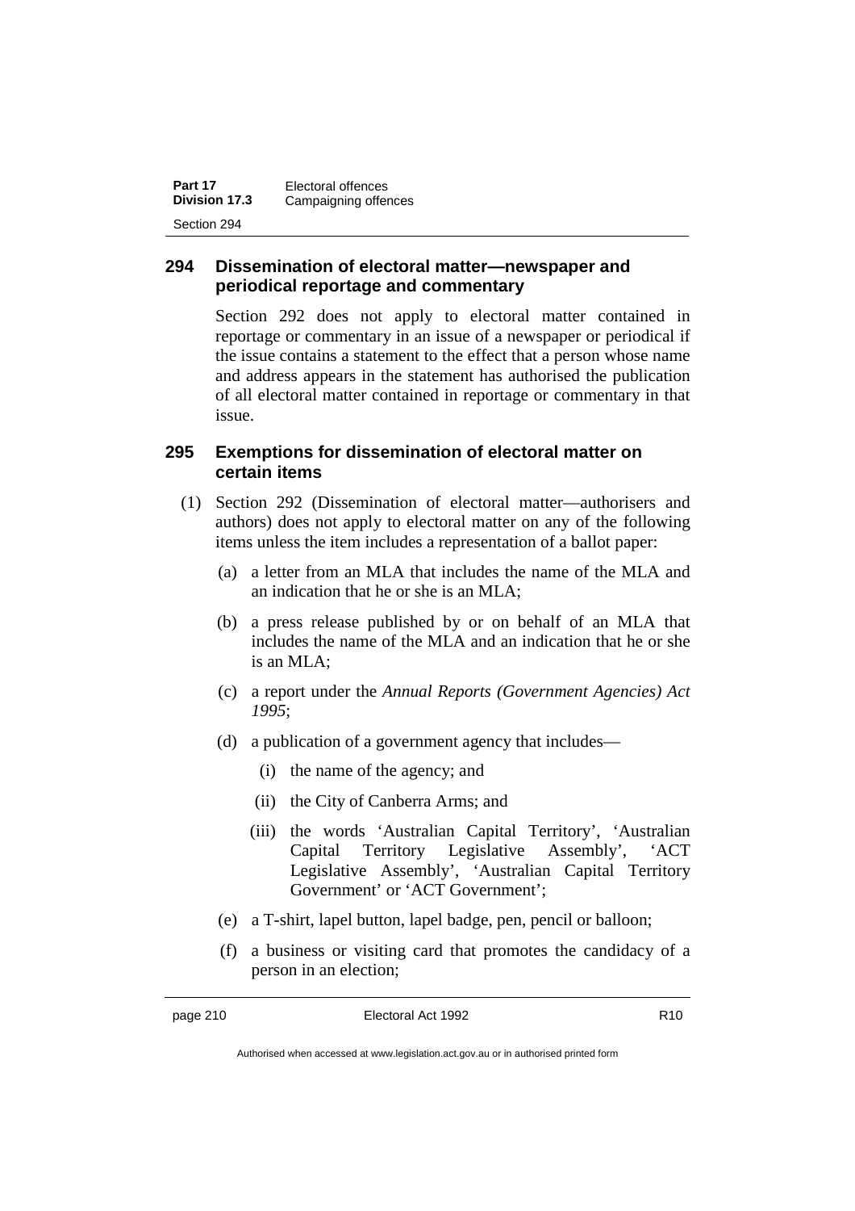### 294 Dissemination of electoral matter—newspaper and periodical reportage and commentary

Section 292 does not apply to electoral matter contained in reportage or commentary in an issue of a newspaper or periodical if the issue contains a statement to the effect that a person whose name and address appears in the statement has authorised the publication of all electoral matter contained in reportage or commentary in that issue.

### 295 Exemptions for dissemination of electoral matter on certain items

(1) Section 292 (Dissemination of electoral matter—authorisers and authors) does not apply to electoral matter on any of the following items unless the item includes a representation of a ballot paper:

(a) a letter from an MLA that includes the name of the MLA and an indication that he or she is an MLA;

(b) a press release published by or on behalf of an MLA that includes the name of the MLA and an indication that he or she is an MLA;

(c) a report under the *Annual Reports (Government Agencies) Act 1995*;

(d) a publication of a government agency that includes—

(i) the name of the agency; and

(ii) the City of Canberra Arms; and

(iii) the words 'Australian Capital Territory', 'Australian Capital Territory Legislative Assembly', 'ACT Legislative Assembly', 'Australian Capital Territory Government' or 'ACT Government';

(e) a T-shirt, lapel button, lapel badge, pen, pencil or balloon;

(f) a business or visiting card that promotes the candidacy of a person in an election;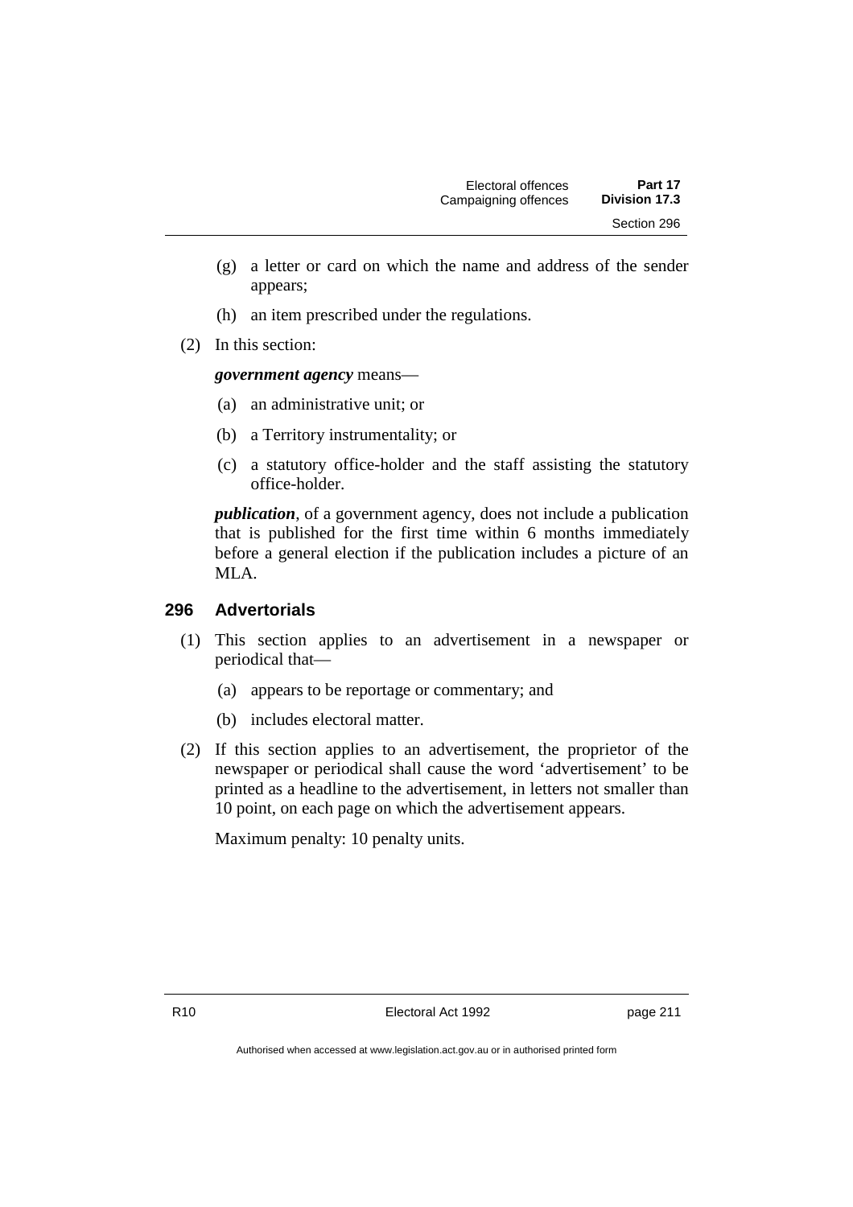(g) a letter or card on which the name and address of the sender appears;

(h) an item prescribed under the regulations.

(2) In this section:

***government agency*** means—

(a) an administrative unit; or

(b) a Territory instrumentality; or

(c) a statutory office-holder and the staff assisting the statutory office-holder.

***publication***, of a government agency, does not include a publication that is published for the first time within 6 months immediately before a general election if the publication includes a picture of an MLA.

## 296 Advertorials

(1) This section applies to an advertisement in a newspaper or periodical that—

(a) appears to be reportage or commentary; and

(b) includes electoral matter.

(2) If this section applies to an advertisement, the proprietor of the newspaper or periodical shall cause the word 'advertisement' to be printed as a headline to the advertisement, in letters not smaller than 10 point, on each page on which the advertisement appears.

Maximum penalty: 10 penalty units.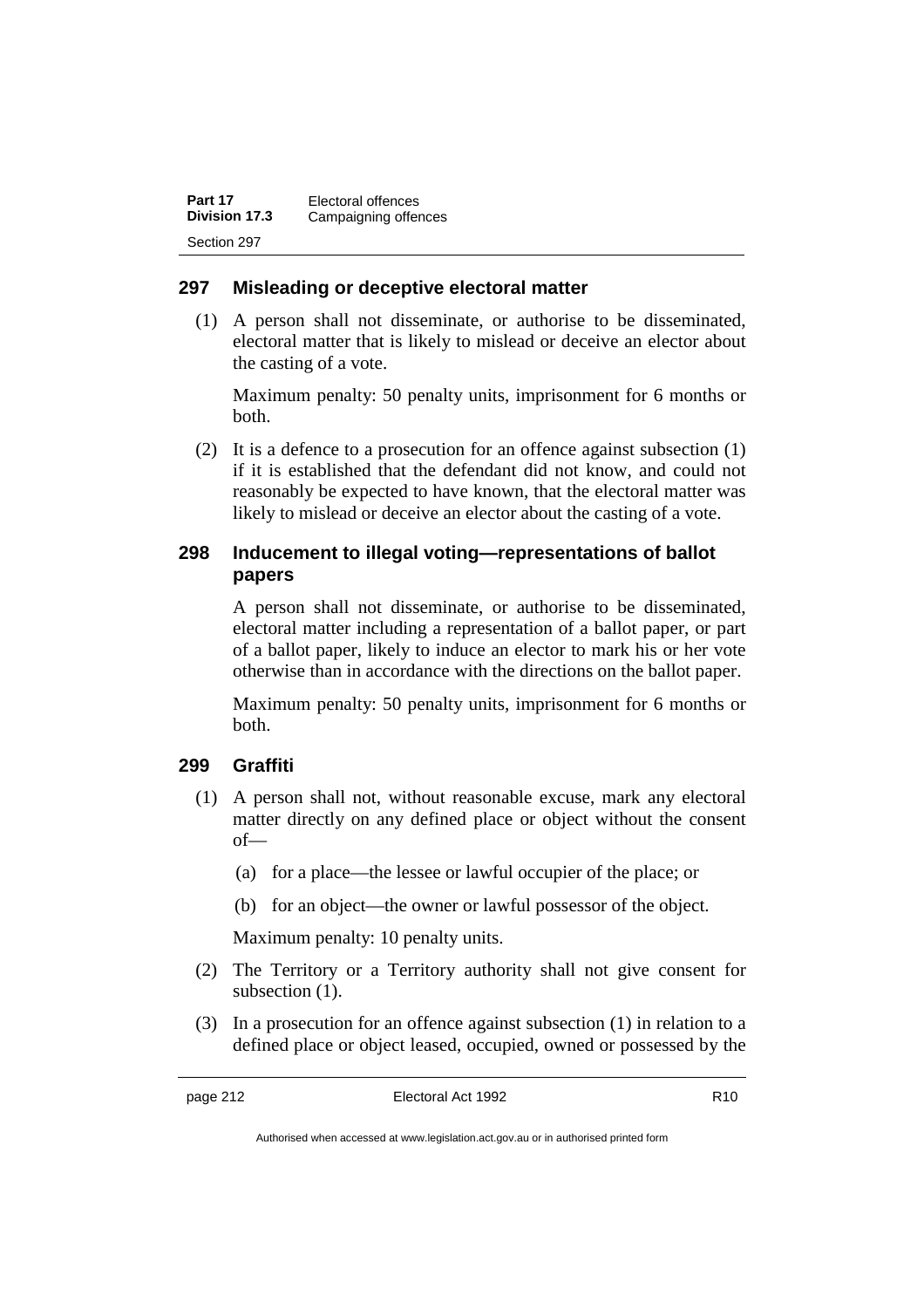## 297 Misleading or deceptive electoral matter

(1) A person shall not disseminate, or authorise to be disseminated, electoral matter that is likely to mislead or deceive an elector about the casting of a vote.

Maximum penalty: 50 penalty units, imprisonment for 6 months or both.

(2) It is a defence to a prosecution for an offence against subsection (1) if it is established that the defendant did not know, and could not reasonably be expected to have known, that the electoral matter was likely to mislead or deceive an elector about the casting of a vote.

## 298 Inducement to illegal voting—representations of ballot papers

A person shall not disseminate, or authorise to be disseminated, electoral matter including a representation of a ballot paper, or part of a ballot paper, likely to induce an elector to mark his or her vote otherwise than in accordance with the directions on the ballot paper.

Maximum penalty: 50 penalty units, imprisonment for 6 months or both.

## 299 Graffiti

(1) A person shall not, without reasonable excuse, mark any electoral matter directly on any defined place or object without the consent of—

(a) for a place—the lessee or lawful occupier of the place; or

(b) for an object—the owner or lawful possessor of the object.

Maximum penalty: 10 penalty units.

(2) The Territory or a Territory authority shall not give consent for subsection (1).

(3) In a prosecution for an offence against subsection (1) in relation to a defined place or object leased, occupied, owned or possessed by the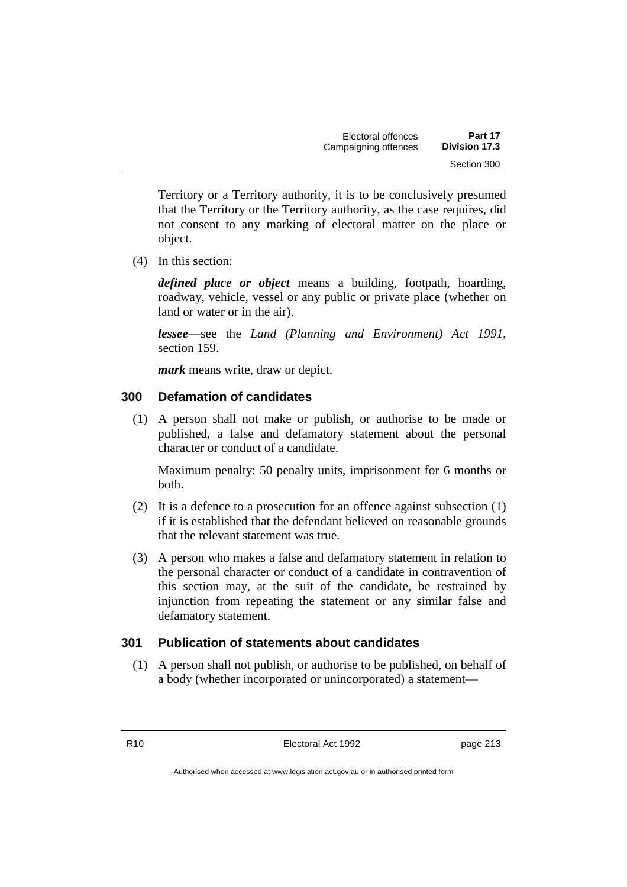Territory or a Territory authority, it is to be conclusively presumed that the Territory or the Territory authority, as the case requires, did not consent to any marking of electoral matter on the place or object.

(4) In this section:

***defined place or object*** means a building, footpath, hoarding, roadway, vehicle, vessel or any public or private place (whether on land or water or in the air).

***lessee***—see the *Land (Planning and Environment) Act 1991*, section 159.

***mark*** means write, draw or depict.

## 300 Defamation of candidates

(1) A person shall not make or publish, or authorise to be made or published, a false and defamatory statement about the personal character or conduct of a candidate.

Maximum penalty: 50 penalty units, imprisonment for 6 months or both.

(2) It is a defence to a prosecution for an offence against subsection (1) if it is established that the defendant believed on reasonable grounds that the relevant statement was true.

(3) A person who makes a false and defamatory statement in relation to the personal character or conduct of a candidate in contravention of this section may, at the suit of the candidate, be restrained by injunction from repeating the statement or any similar false and defamatory statement.

## 301 Publication of statements about candidates

(1) A person shall not publish, or authorise to be published, on behalf of a body (whether incorporated or unincorporated) a statement—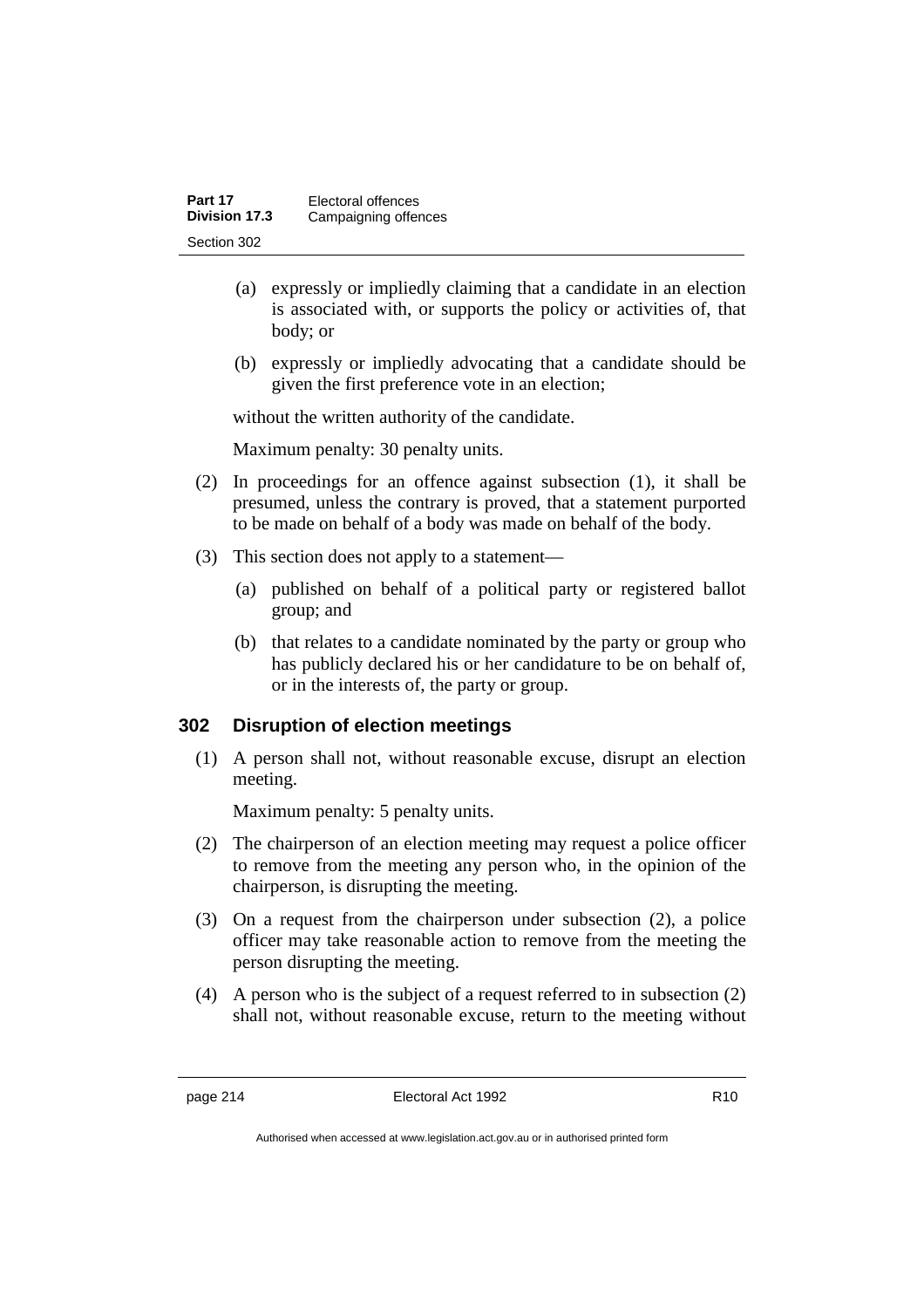(a) expressly or impliedly claiming that a candidate in an election is associated with, or supports the policy or activities of, that body; or

(b) expressly or impliedly advocating that a candidate should be given the first preference vote in an election;

without the written authority of the candidate.

Maximum penalty: 30 penalty units.

(2) In proceedings for an offence against subsection (1), it shall be presumed, unless the contrary is proved, that a statement purported to be made on behalf of a body was made on behalf of the body.

(3) This section does not apply to a statement—

(a) published on behalf of a political party or registered ballot group; and

(b) that relates to a candidate nominated by the party or group who has publicly declared his or her candidature to be on behalf of, or in the interests of, the party or group.

### 302 Disruption of election meetings

(1) A person shall not, without reasonable excuse, disrupt an election meeting.

Maximum penalty: 5 penalty units.

(2) The chairperson of an election meeting may request a police officer to remove from the meeting any person who, in the opinion of the chairperson, is disrupting the meeting.

(3) On a request from the chairperson under subsection (2), a police officer may take reasonable action to remove from the meeting the person disrupting the meeting.

(4) A person who is the subject of a request referred to in subsection (2) shall not, without reasonable excuse, return to the meeting without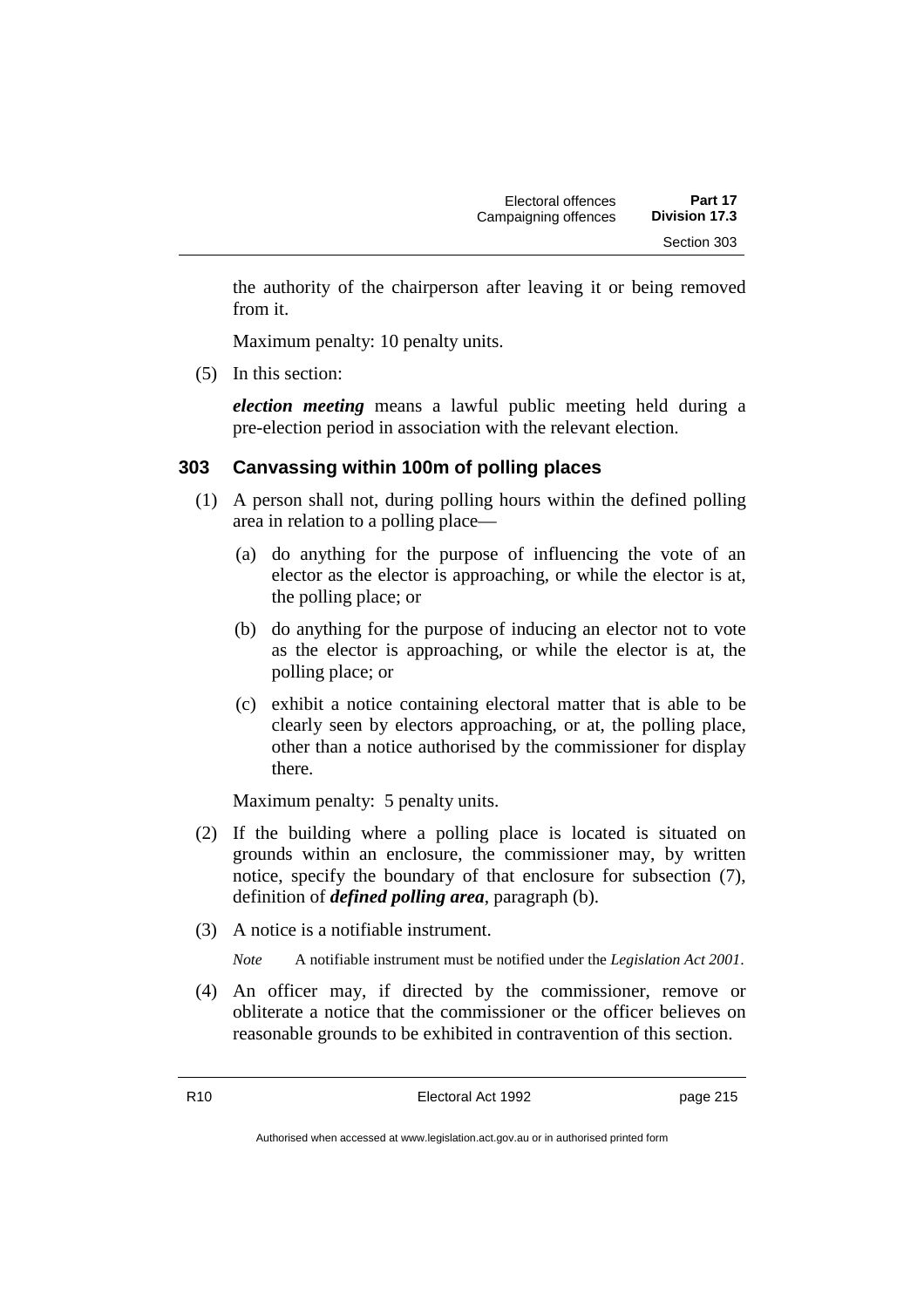the authority of the chairperson after leaving it or being removed from it.

Maximum penalty: 10 penalty units.

(5) In this section:

***election meeting*** means a lawful public meeting held during a pre-election period in association with the relevant election.

### 303 Canvassing within 100m of polling places

(1) A person shall not, during polling hours within the defined polling area in relation to a polling place—

(a) do anything for the purpose of influencing the vote of an elector as the elector is approaching, or while the elector is at, the polling place; or

(b) do anything for the purpose of inducing an elector not to vote as the elector is approaching, or while the elector is at, the polling place; or

(c) exhibit a notice containing electoral matter that is able to be clearly seen by electors approaching, or at, the polling place, other than a notice authorised by the commissioner for display there.

Maximum penalty: 5 penalty units.

(2) If the building where a polling place is located is situated on grounds within an enclosure, the commissioner may, by written notice, specify the boundary of that enclosure for subsection (7), definition of ***defined polling area***, paragraph (b).

(3) A notice is a notifiable instrument.

*Note* A notifiable instrument must be notified under the *Legislation Act 2001*.

(4) An officer may, if directed by the commissioner, remove or obliterate a notice that the commissioner or the officer believes on reasonable grounds to be exhibited in contravention of this section.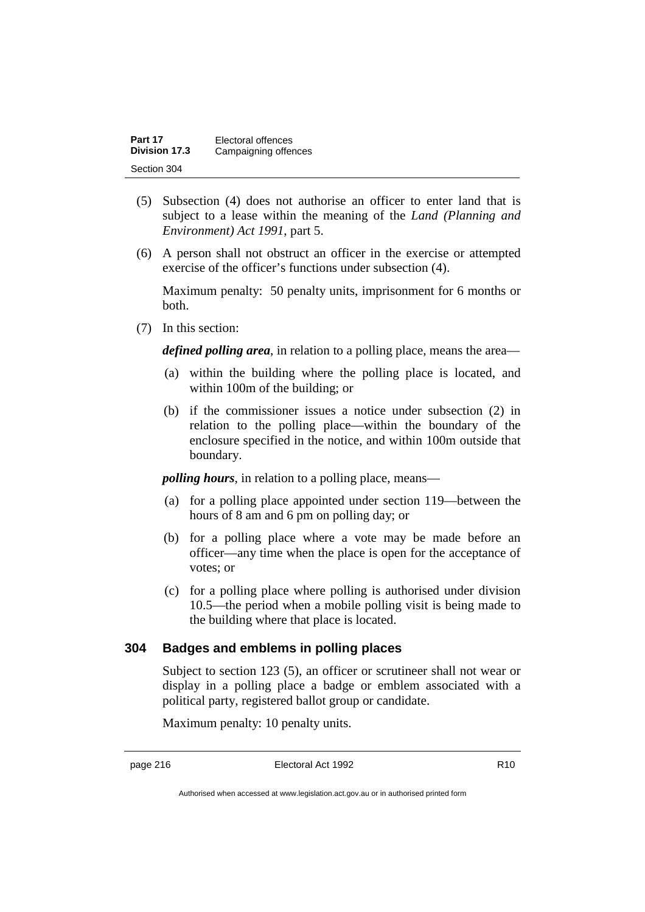(5) Subsection (4) does not authorise an officer to enter land that is subject to a lease within the meaning of the *Land (Planning and Environment) Act 1991*, part 5.

(6) A person shall not obstruct an officer in the exercise or attempted exercise of the officer's functions under subsection (4).

Maximum penalty: 50 penalty units, imprisonment for 6 months or both.

(7) In this section:

***defined polling area***, in relation to a polling place, means the area—

(a) within the building where the polling place is located, and within 100m of the building; or

(b) if the commissioner issues a notice under subsection (2) in relation to the polling place—within the boundary of the enclosure specified in the notice, and within 100m outside that boundary.

***polling hours***, in relation to a polling place, means—

(a) for a polling place appointed under section 119—between the hours of 8 am and 6 pm on polling day; or

(b) for a polling place where a vote may be made before an officer—any time when the place is open for the acceptance of votes; or

(c) for a polling place where polling is authorised under division 10.5—the period when a mobile polling visit is being made to the building where that place is located.

### 304 Badges and emblems in polling places

Subject to section 123 (5), an officer or scrutineer shall not wear or display in a polling place a badge or emblem associated with a political party, registered ballot group or candidate.

Maximum penalty: 10 penalty units.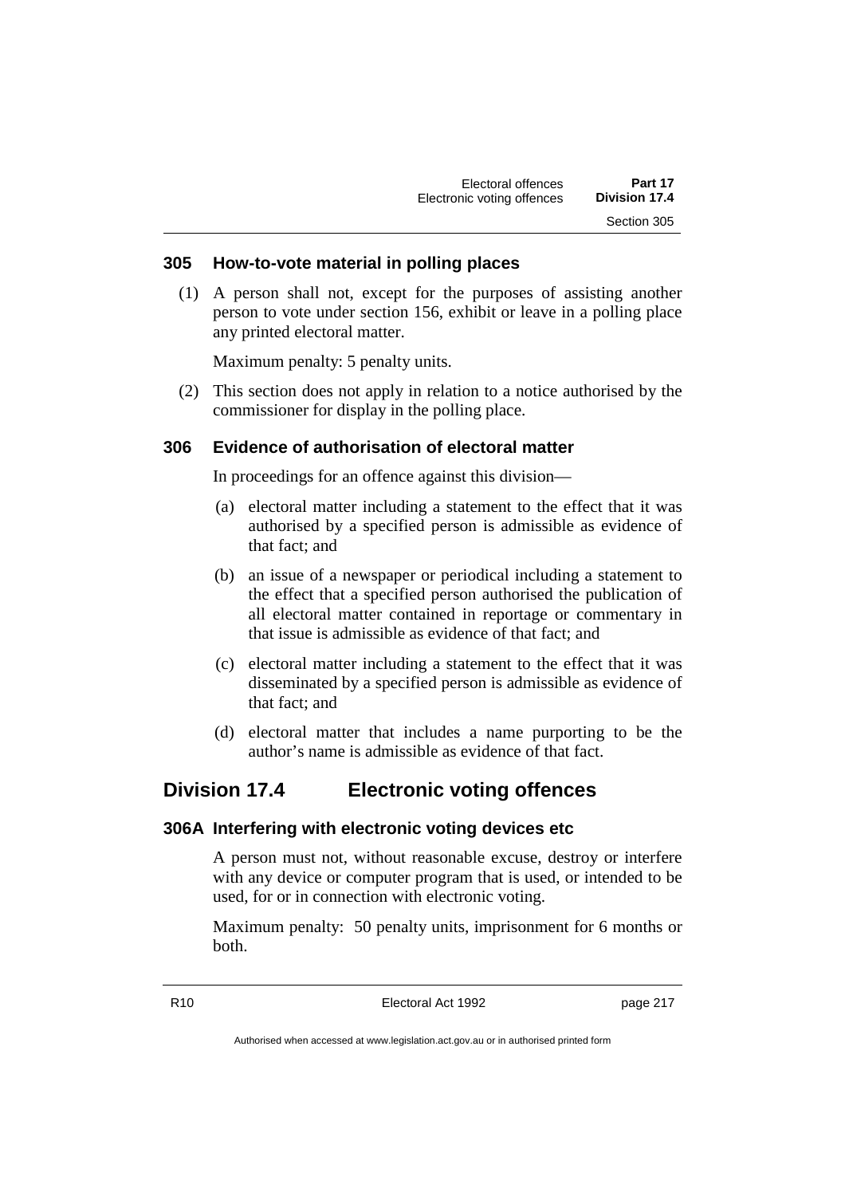### 305 How-to-vote material in polling places

(1) A person shall not, except for the purposes of assisting another person to vote under section 156, exhibit or leave in a polling place any printed electoral matter.

Maximum penalty: 5 penalty units.

(2) This section does not apply in relation to a notice authorised by the commissioner for display in the polling place.

### 306 Evidence of authorisation of electoral matter

In proceedings for an offence against this division—

(a) electoral matter including a statement to the effect that it was authorised by a specified person is admissible as evidence of that fact; and

(b) an issue of a newspaper or periodical including a statement to the effect that a specified person authorised the publication of all electoral matter contained in reportage or commentary in that issue is admissible as evidence of that fact; and

(c) electoral matter including a statement to the effect that it was disseminated by a specified person is admissible as evidence of that fact; and

(d) electoral matter that includes a name purporting to be the author's name is admissible as evidence of that fact.

## Division 17.4 Electronic voting offences

### 306A Interfering with electronic voting devices etc

A person must not, without reasonable excuse, destroy or interfere with any device or computer program that is used, or intended to be used, for or in connection with electronic voting.

Maximum penalty: 50 penalty units, imprisonment for 6 months or both.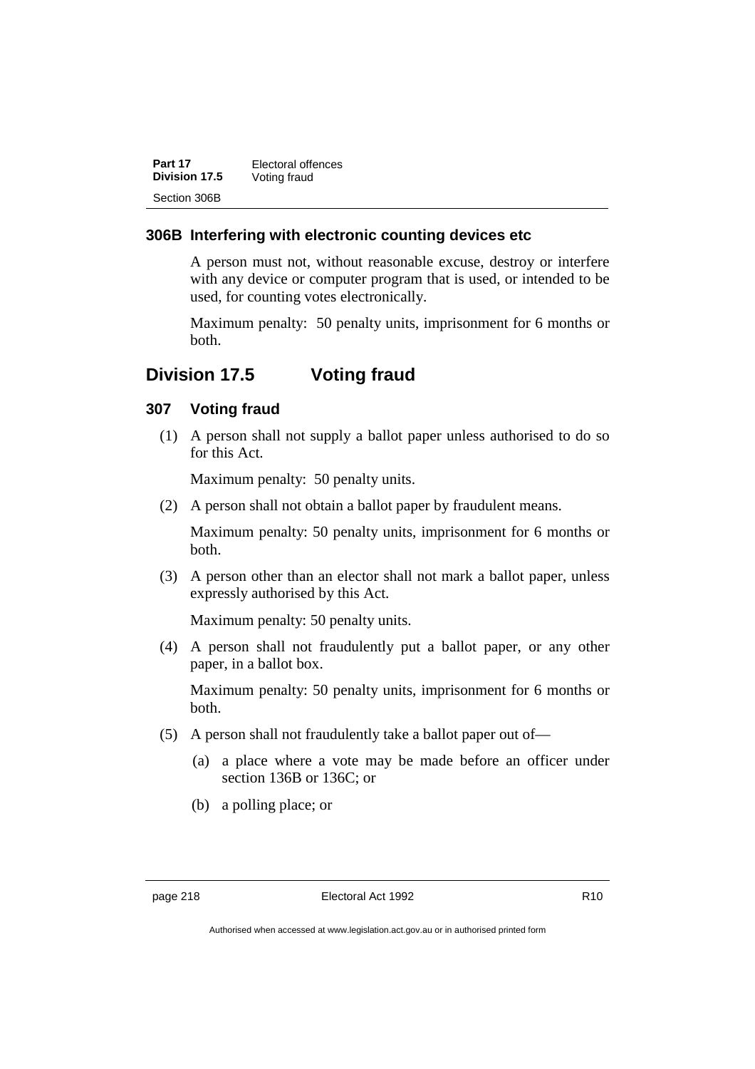### 306B Interfering with electronic counting devices etc

A person must not, without reasonable excuse, destroy or interfere with any device or computer program that is used, or intended to be used, for counting votes electronically.

Maximum penalty: 50 penalty units, imprisonment for 6 months or both.

## Division 17.5 Voting fraud

### 307 Voting fraud

(1) A person shall not supply a ballot paper unless authorised to do so for this Act.

Maximum penalty: 50 penalty units.

(2) A person shall not obtain a ballot paper by fraudulent means.

Maximum penalty: 50 penalty units, imprisonment for 6 months or both.

(3) A person other than an elector shall not mark a ballot paper, unless expressly authorised by this Act.

Maximum penalty: 50 penalty units.

(4) A person shall not fraudulently put a ballot paper, or any other paper, in a ballot box.

Maximum penalty: 50 penalty units, imprisonment for 6 months or both.

(5) A person shall not fraudulently take a ballot paper out of—

(a) a place where a vote may be made before an officer under section 136B or 136C; or

(b) a polling place; or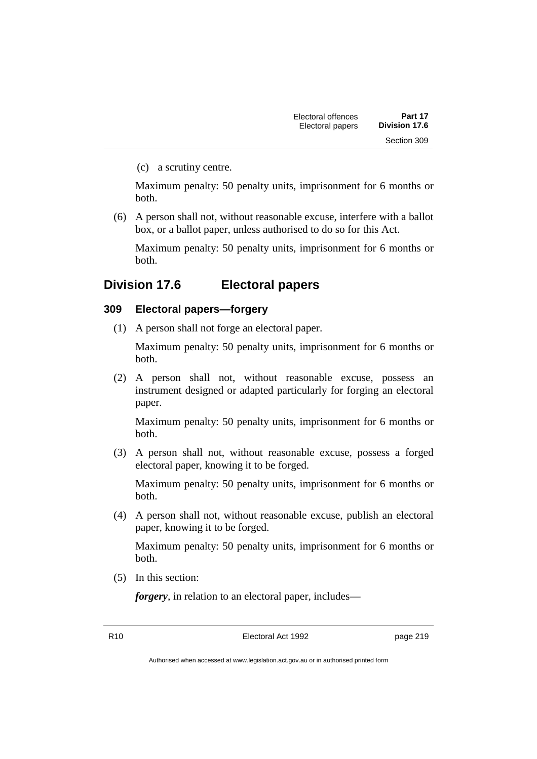(c) a scrutiny centre.

Maximum penalty: 50 penalty units, imprisonment for 6 months or both.

(6) A person shall not, without reasonable excuse, interfere with a ballot box, or a ballot paper, unless authorised to do so for this Act.

Maximum penalty: 50 penalty units, imprisonment for 6 months or both.

## Division 17.6 Electoral papers

### 309 Electoral papers—forgery

(1) A person shall not forge an electoral paper.

Maximum penalty: 50 penalty units, imprisonment for 6 months or both.

(2) A person shall not, without reasonable excuse, possess an instrument designed or adapted particularly for forging an electoral paper.

Maximum penalty: 50 penalty units, imprisonment for 6 months or both.

(3) A person shall not, without reasonable excuse, possess a forged electoral paper, knowing it to be forged.

Maximum penalty: 50 penalty units, imprisonment for 6 months or both.

(4) A person shall not, without reasonable excuse, publish an electoral paper, knowing it to be forged.

Maximum penalty: 50 penalty units, imprisonment for 6 months or both.

(5) In this section:

***forgery***, in relation to an electoral paper, includes—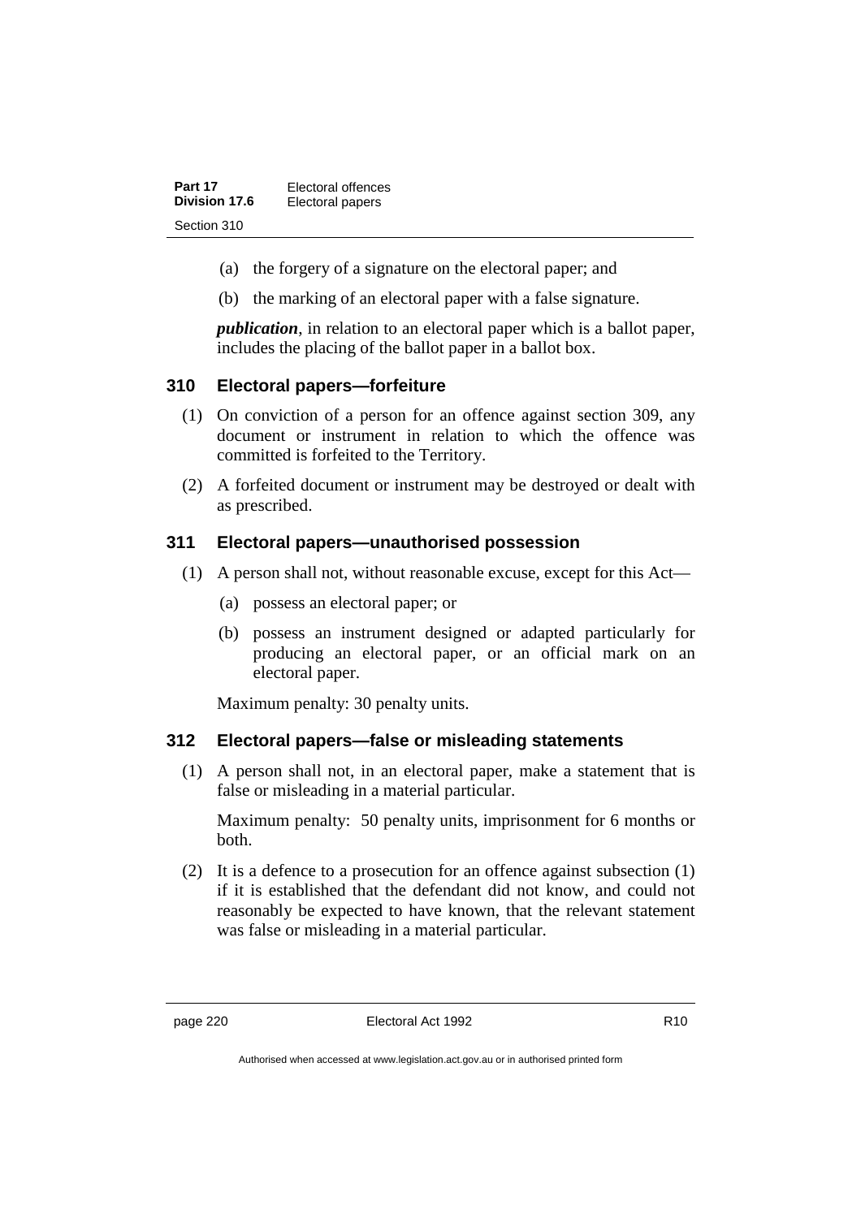(a) the forgery of a signature on the electoral paper; and

(b) the marking of an electoral paper with a false signature.

***publication***, in relation to an electoral paper which is a ballot paper, includes the placing of the ballot paper in a ballot box.

### 310 Electoral papers—forfeiture

(1) On conviction of a person for an offence against section 309, any document or instrument in relation to which the offence was committed is forfeited to the Territory.

(2) A forfeited document or instrument may be destroyed or dealt with as prescribed.

### 311 Electoral papers—unauthorised possession

(1) A person shall not, without reasonable excuse, except for this Act—

(a) possess an electoral paper; or

(b) possess an instrument designed or adapted particularly for producing an electoral paper, or an official mark on an electoral paper.

Maximum penalty: 30 penalty units.

### 312 Electoral papers—false or misleading statements

(1) A person shall not, in an electoral paper, make a statement that is false or misleading in a material particular.

Maximum penalty: 50 penalty units, imprisonment for 6 months or both.

(2) It is a defence to a prosecution for an offence against subsection (1) if it is established that the defendant did not know, and could not reasonably be expected to have known, that the relevant statement was false or misleading in a material particular.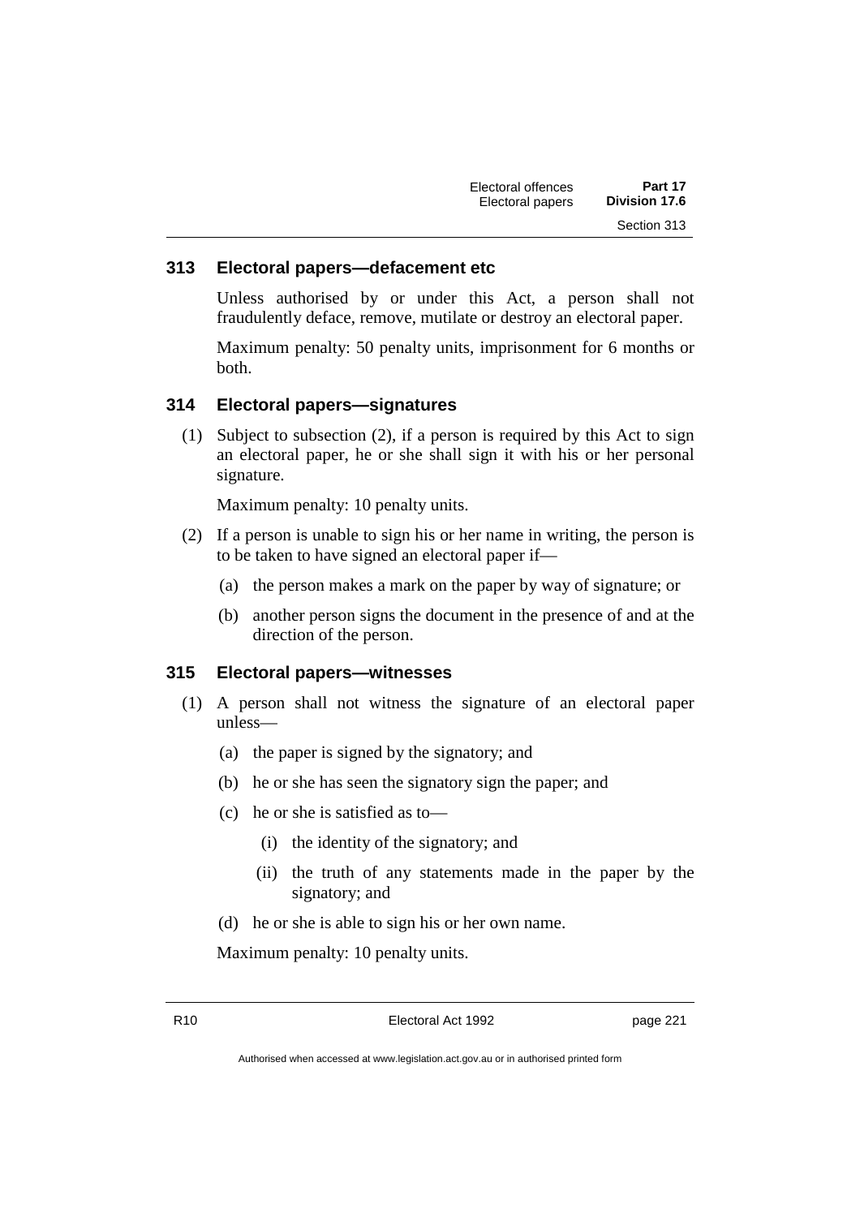### 313 Electoral papers—defacement etc

Unless authorised by or under this Act, a person shall not fraudulently deface, remove, mutilate or destroy an electoral paper.

Maximum penalty: 50 penalty units, imprisonment for 6 months or both.

### 314 Electoral papers—signatures

(1) Subject to subsection (2), if a person is required by this Act to sign an electoral paper, he or she shall sign it with his or her personal signature.

Maximum penalty: 10 penalty units.

(2) If a person is unable to sign his or her name in writing, the person is to be taken to have signed an electoral paper if—

(a) the person makes a mark on the paper by way of signature; or

(b) another person signs the document in the presence of and at the direction of the person.

### 315 Electoral papers—witnesses

(1) A person shall not witness the signature of an electoral paper unless—

(a) the paper is signed by the signatory; and

(b) he or she has seen the signatory sign the paper; and

(c) he or she is satisfied as to—

(i) the identity of the signatory; and

(ii) the truth of any statements made in the paper by the signatory; and

(d) he or she is able to sign his or her own name.

Maximum penalty: 10 penalty units.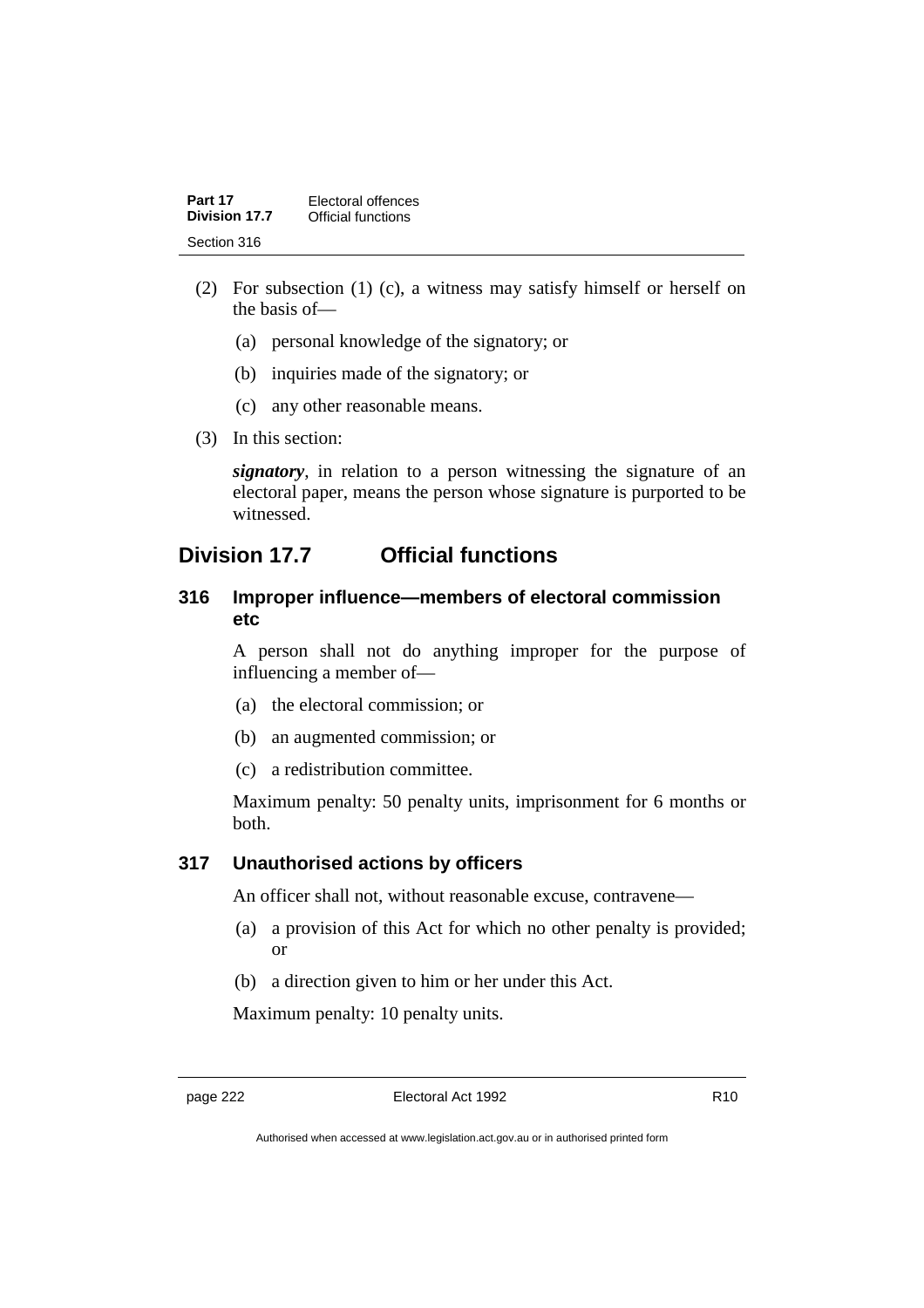(2) For subsection (1) (c), a witness may satisfy himself or herself on the basis of—

(a) personal knowledge of the signatory; or

(b) inquiries made of the signatory; or

(c) any other reasonable means.

(3) In this section:

***signatory***, in relation to a person witnessing the signature of an electoral paper, means the person whose signature is purported to be witnessed.

## Division 17.7 Official functions

### 316 Improper influence—members of electoral commission etc

A person shall not do anything improper for the purpose of influencing a member of—

(a) the electoral commission; or

(b) an augmented commission; or

(c) a redistribution committee.

Maximum penalty: 50 penalty units, imprisonment for 6 months or both.

### 317 Unauthorised actions by officers

An officer shall not, without reasonable excuse, contravene—

(a) a provision of this Act for which no other penalty is provided; or

(b) a direction given to him or her under this Act.

Maximum penalty: 10 penalty units.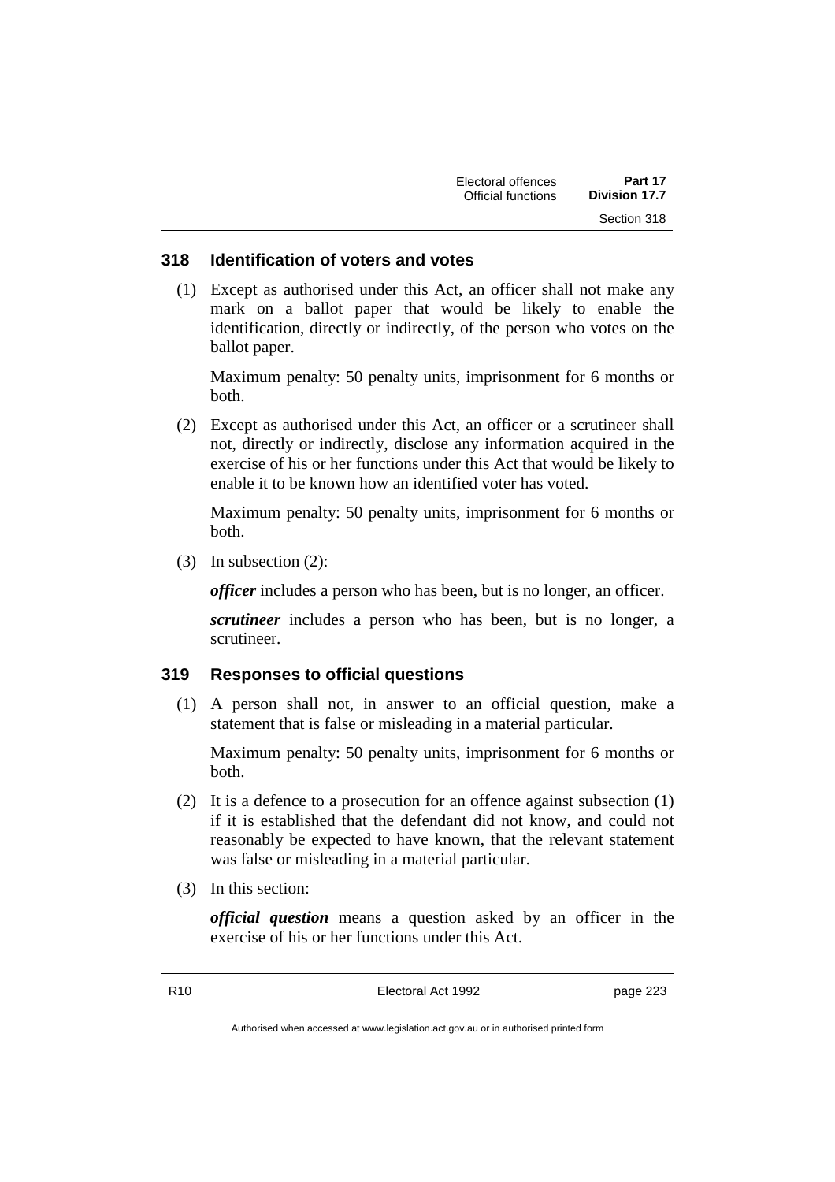## 318 Identification of voters and votes

(1) Except as authorised under this Act, an officer shall not make any mark on a ballot paper that would be likely to enable the identification, directly or indirectly, of the person who votes on the ballot paper.

Maximum penalty: 50 penalty units, imprisonment for 6 months or both.

(2) Except as authorised under this Act, an officer or a scrutineer shall not, directly or indirectly, disclose any information acquired in the exercise of his or her functions under this Act that would be likely to enable it to be known how an identified voter has voted.

Maximum penalty: 50 penalty units, imprisonment for 6 months or both.

(3) In subsection (2):

***officer*** includes a person who has been, but is no longer, an officer.

***scrutineer*** includes a person who has been, but is no longer, a scrutineer.

## 319 Responses to official questions

(1) A person shall not, in answer to an official question, make a statement that is false or misleading in a material particular.

Maximum penalty: 50 penalty units, imprisonment for 6 months or both.

(2) It is a defence to a prosecution for an offence against subsection (1) if it is established that the defendant did not know, and could not reasonably be expected to have known, that the relevant statement was false or misleading in a material particular.

(3) In this section:

***official question*** means a question asked by an officer in the exercise of his or her functions under this Act.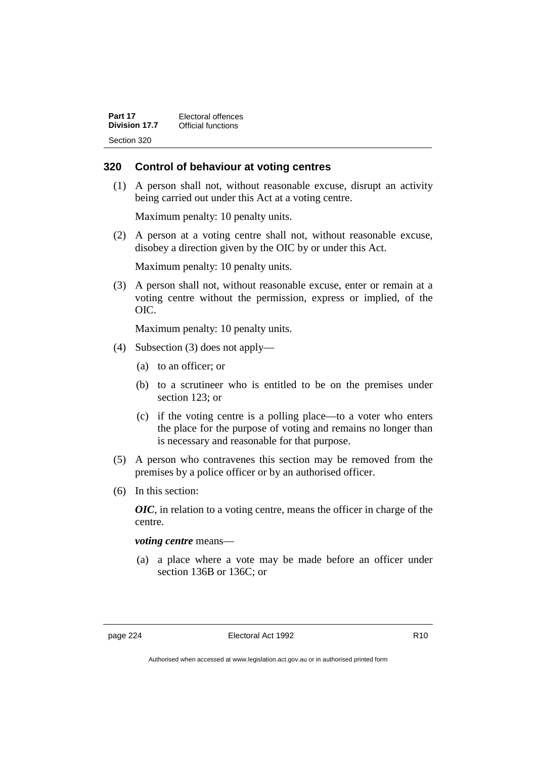## 320 Control of behaviour at voting centres

(1) A person shall not, without reasonable excuse, disrupt an activity being carried out under this Act at a voting centre.

Maximum penalty: 10 penalty units.

(2) A person at a voting centre shall not, without reasonable excuse, disobey a direction given by the OIC by or under this Act.

Maximum penalty: 10 penalty units.

(3) A person shall not, without reasonable excuse, enter or remain at a voting centre without the permission, express or implied, of the OIC.

Maximum penalty: 10 penalty units.

(4) Subsection (3) does not apply—

(a) to an officer; or

(b) to a scrutineer who is entitled to be on the premises under section 123; or

(c) if the voting centre is a polling place—to a voter who enters the place for the purpose of voting and remains no longer than is necessary and reasonable for that purpose.

(5) A person who contravenes this section may be removed from the premises by a police officer or by an authorised officer.

(6) In this section:

***OIC***, in relation to a voting centre, means the officer in charge of the centre.

***voting centre*** means—

(a) a place where a vote may be made before an officer under section 136B or 136C; or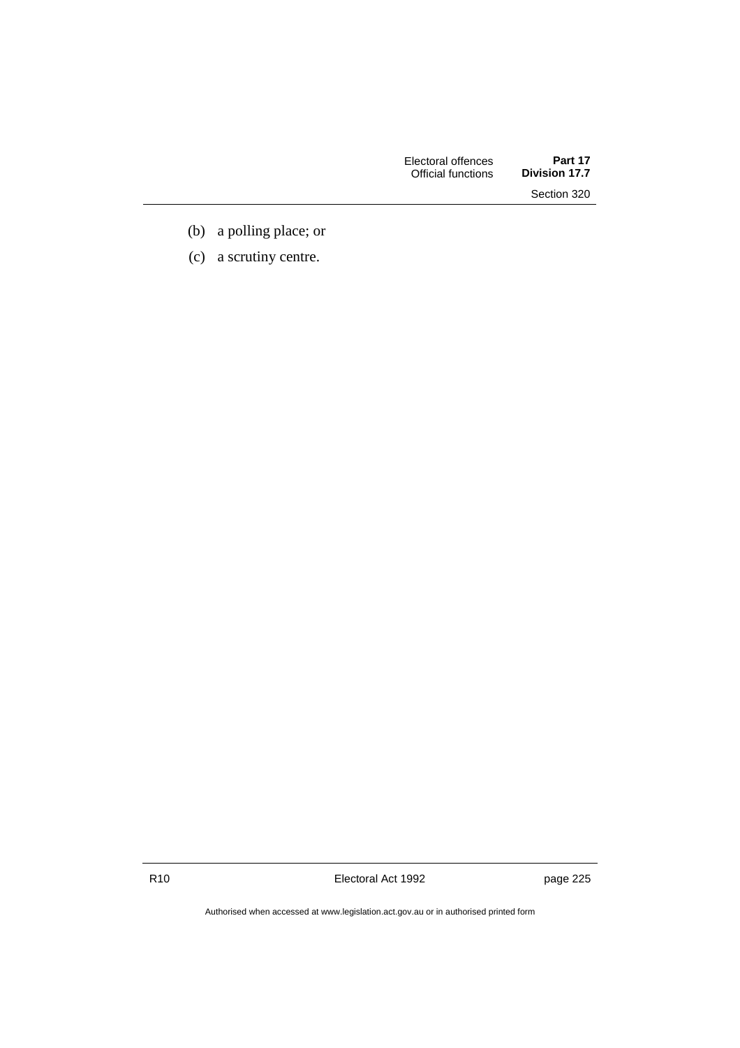(b) a polling place; or

(c) a scrutiny centre.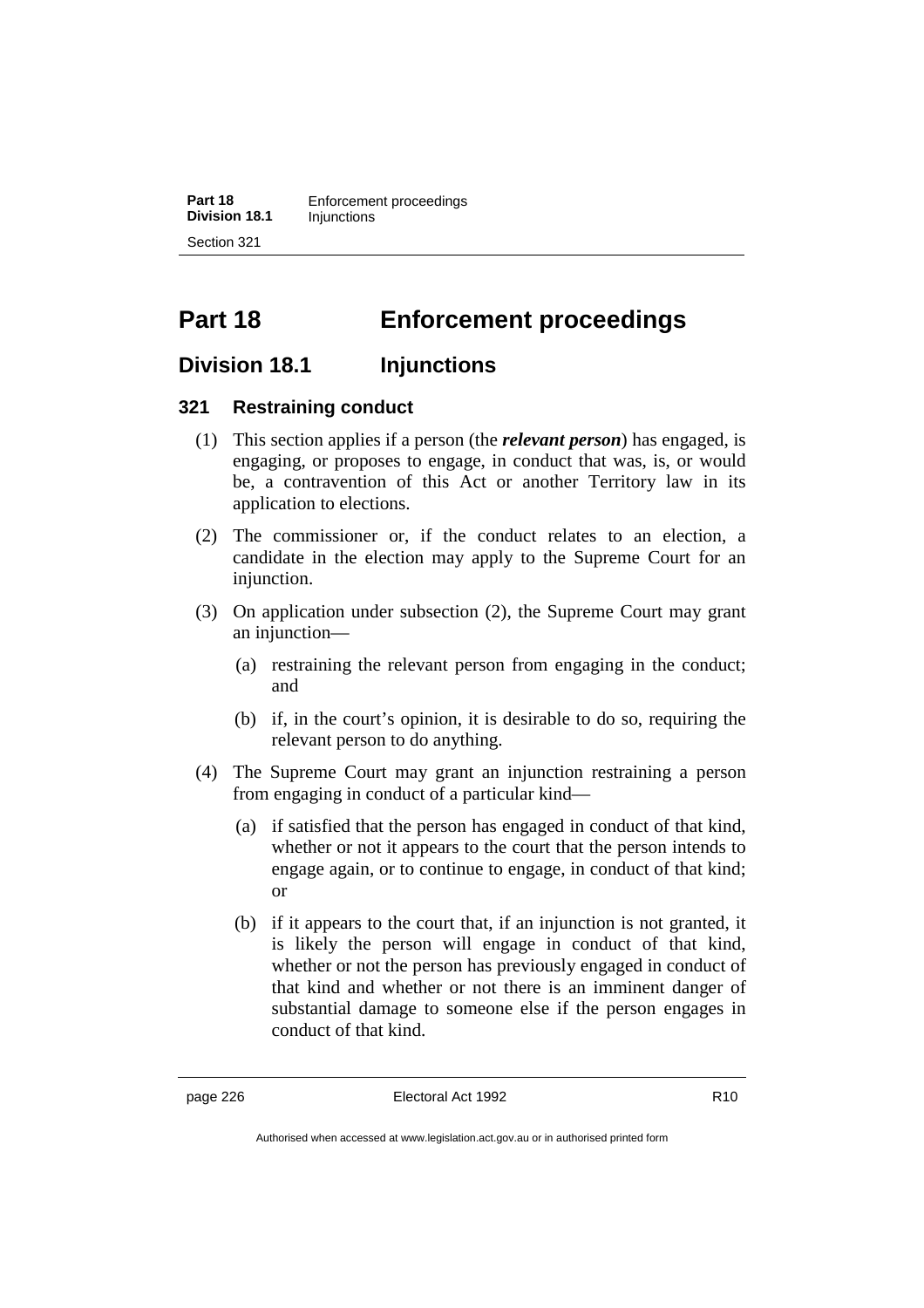# Part 18 Enforcement proceedings

## Division 18.1 Injunctions

### 321 Restraining conduct

(1) This section applies if a person (the ***relevant person***) has engaged, is engaging, or proposes to engage, in conduct that was, is, or would be, a contravention of this Act or another Territory law in its application to elections.

(2) The commissioner or, if the conduct relates to an election, a candidate in the election may apply to the Supreme Court for an injunction.

(3) On application under subsection (2), the Supreme Court may grant an injunction—

(a) restraining the relevant person from engaging in the conduct; and

(b) if, in the court's opinion, it is desirable to do so, requiring the relevant person to do anything.

(4) The Supreme Court may grant an injunction restraining a person from engaging in conduct of a particular kind—

(a) if satisfied that the person has engaged in conduct of that kind, whether or not it appears to the court that the person intends to engage again, or to continue to engage, in conduct of that kind; or

(b) if it appears to the court that, if an injunction is not granted, it is likely the person will engage in conduct of that kind, whether or not the person has previously engaged in conduct of that kind and whether or not there is an imminent danger of substantial damage to someone else if the person engages in conduct of that kind.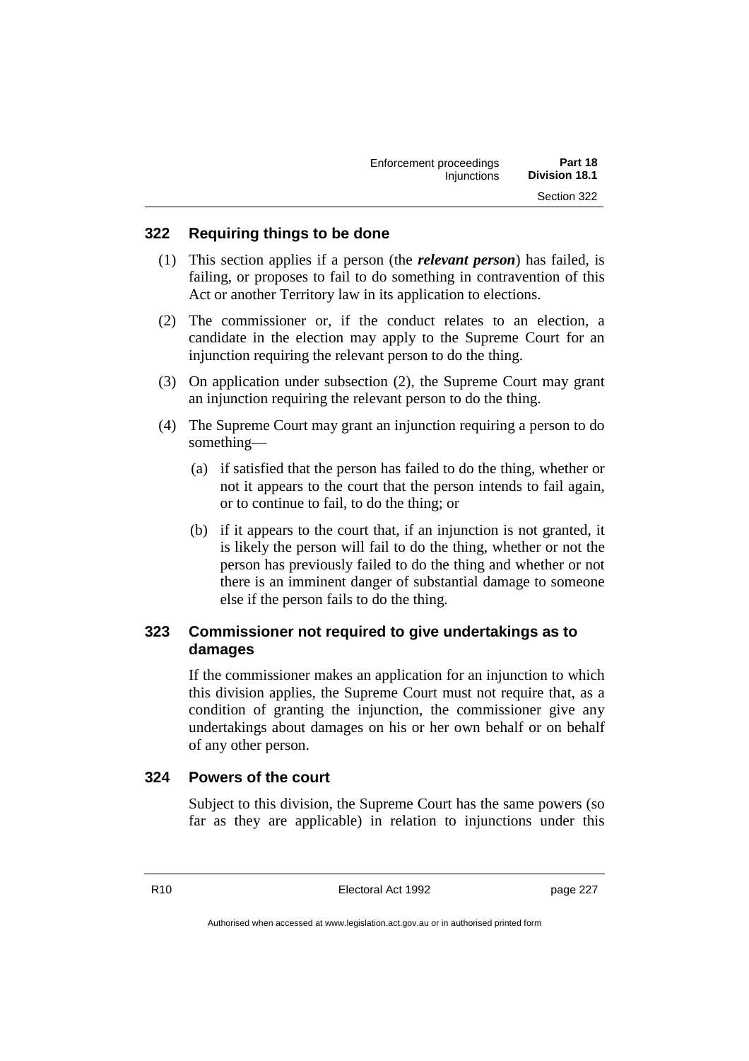### 322 Requiring things to be done

(1) This section applies if a person (the ***relevant person***) has failed, is failing, or proposes to fail to do something in contravention of this Act or another Territory law in its application to elections.

(2) The commissioner or, if the conduct relates to an election, a candidate in the election may apply to the Supreme Court for an injunction requiring the relevant person to do the thing.

(3) On application under subsection (2), the Supreme Court may grant an injunction requiring the relevant person to do the thing.

(4) The Supreme Court may grant an injunction requiring a person to do something—

(a) if satisfied that the person has failed to do the thing, whether or not it appears to the court that the person intends to fail again, or to continue to fail, to do the thing; or

(b) if it appears to the court that, if an injunction is not granted, it is likely the person will fail to do the thing, whether or not the person has previously failed to do the thing and whether or not there is an imminent danger of substantial damage to someone else if the person fails to do the thing.

### 323 Commissioner not required to give undertakings as to damages

If the commissioner makes an application for an injunction to which this division applies, the Supreme Court must not require that, as a condition of granting the injunction, the commissioner give any undertakings about damages on his or her own behalf or on behalf of any other person.

### 324 Powers of the court

Subject to this division, the Supreme Court has the same powers (so far as they are applicable) in relation to injunctions under this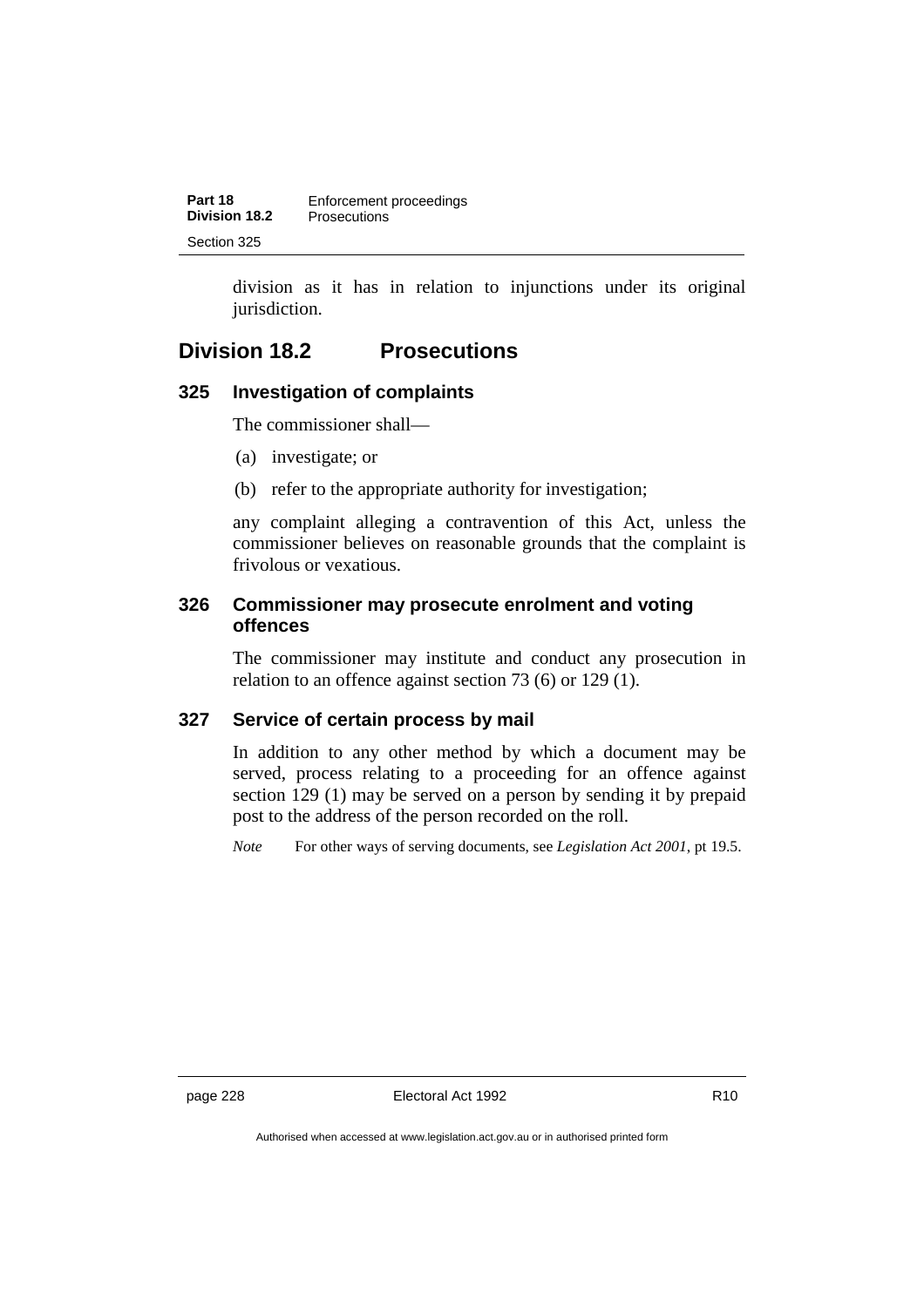division as it has in relation to injunctions under its original jurisdiction.

## Division 18.2 Prosecutions

### 325 Investigation of complaints

The commissioner shall—

(a) investigate; or

(b) refer to the appropriate authority for investigation;

any complaint alleging a contravention of this Act, unless the commissioner believes on reasonable grounds that the complaint is frivolous or vexatious.

### 326 Commissioner may prosecute enrolment and voting offences

The commissioner may institute and conduct any prosecution in relation to an offence against section 73 (6) or 129 (1).

### 327 Service of certain process by mail

In addition to any other method by which a document may be served, process relating to a proceeding for an offence against section 129 (1) may be served on a person by sending it by prepaid post to the address of the person recorded on the roll.

*Note* For other ways of serving documents, see *Legislation Act 2001*, pt 19.5.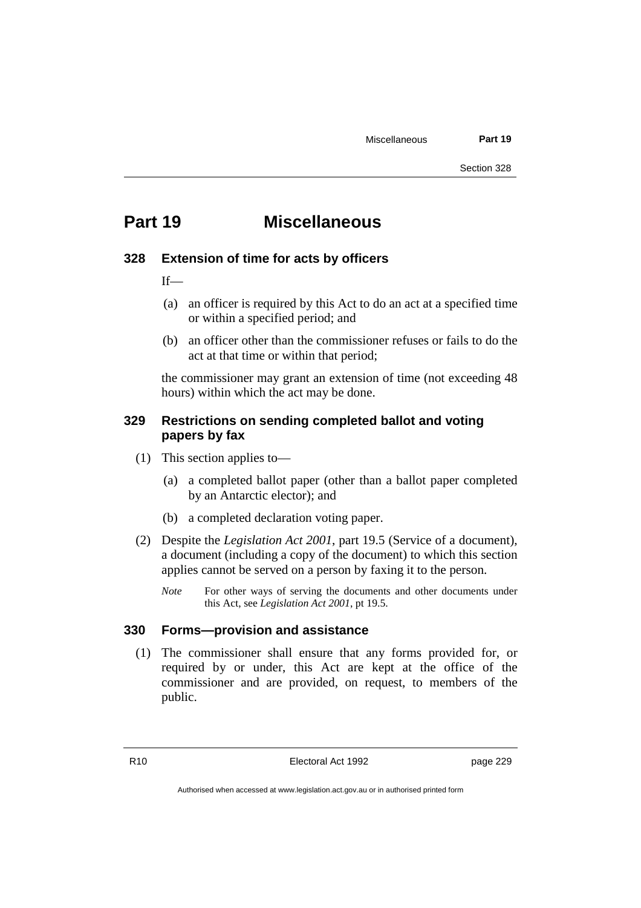# Part 19 Miscellaneous

## 328 Extension of time for acts by officers

If—

(a) an officer is required by this Act to do an act at a specified time or within a specified period; and

(b) an officer other than the commissioner refuses or fails to do the act at that time or within that period;

the commissioner may grant an extension of time (not exceeding 48 hours) within which the act may be done.

## 329 Restrictions on sending completed ballot and voting papers by fax

(1) This section applies to—

(a) a completed ballot paper (other than a ballot paper completed by an Antarctic elector); and

(b) a completed declaration voting paper.

(2) Despite the *Legislation Act 2001*, part 19.5 (Service of a document), a document (including a copy of the document) to which this section applies cannot be served on a person by faxing it to the person.

*Note* For other ways of serving the documents and other documents under this Act, see *Legislation Act 2001*, pt 19.5.

## 330 Forms—provision and assistance

(1) The commissioner shall ensure that any forms provided for, or required by or under, this Act are kept at the office of the commissioner and are provided, on request, to members of the public.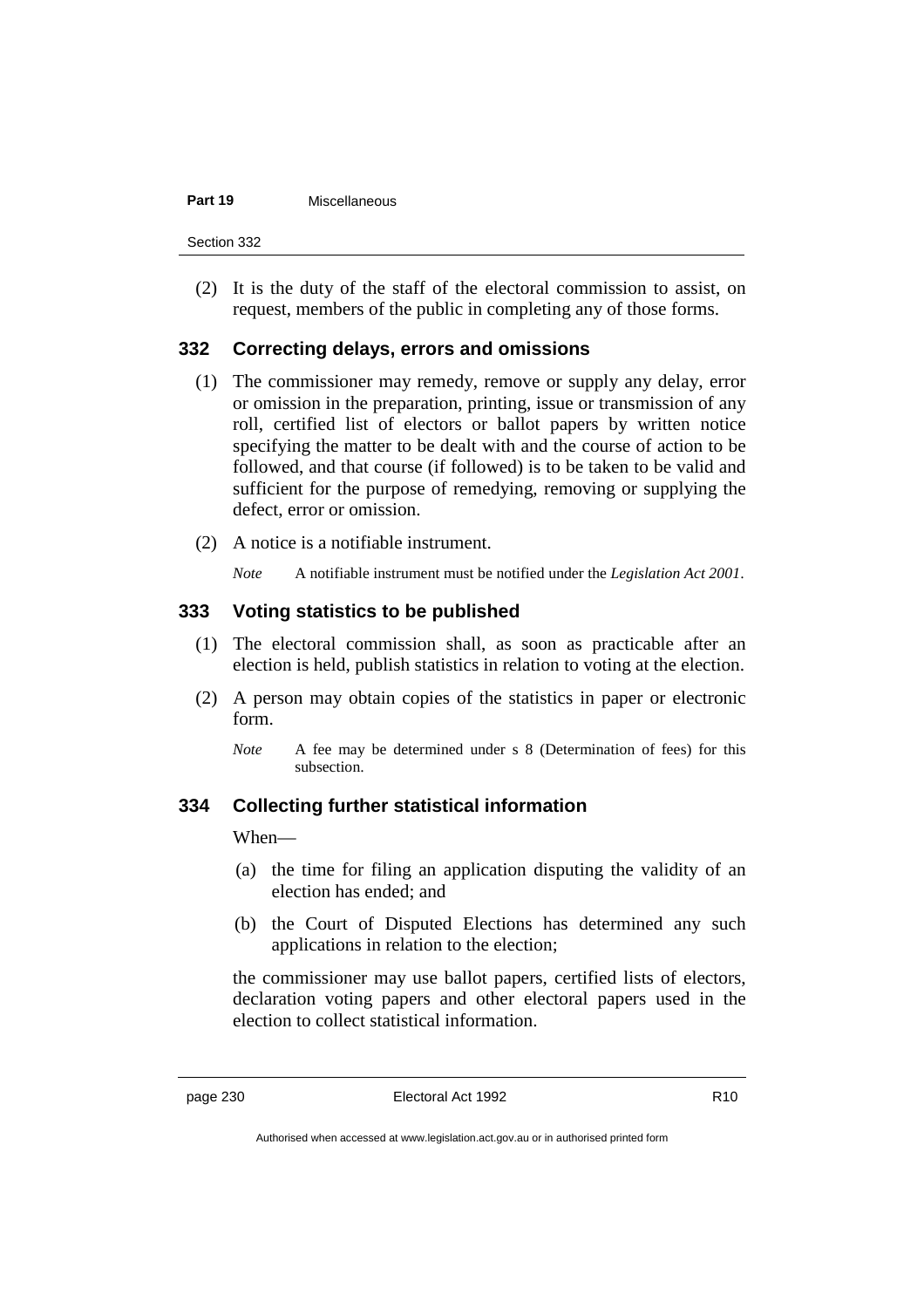(2) It is the duty of the staff of the electoral commission to assist, on request, members of the public in completing any of those forms.

### 332 Correcting delays, errors and omissions

(1) The commissioner may remedy, remove or supply any delay, error or omission in the preparation, printing, issue or transmission of any roll, certified list of electors or ballot papers by written notice specifying the matter to be dealt with and the course of action to be followed, and that course (if followed) is to be taken to be valid and sufficient for the purpose of remedying, removing or supplying the defect, error or omission.

(2) A notice is a notifiable instrument.

*Note* A notifiable instrument must be notified under the *Legislation Act 2001*.

### 333 Voting statistics to be published

(1) The electoral commission shall, as soon as practicable after an election is held, publish statistics in relation to voting at the election.

(2) A person may obtain copies of the statistics in paper or electronic form.

*Note* A fee may be determined under s 8 (Determination of fees) for this subsection.

### 334 Collecting further statistical information

When—

(a) the time for filing an application disputing the validity of an election has ended; and

(b) the Court of Disputed Elections has determined any such applications in relation to the election;

the commissioner may use ballot papers, certified lists of electors, declaration voting papers and other electoral papers used in the election to collect statistical information.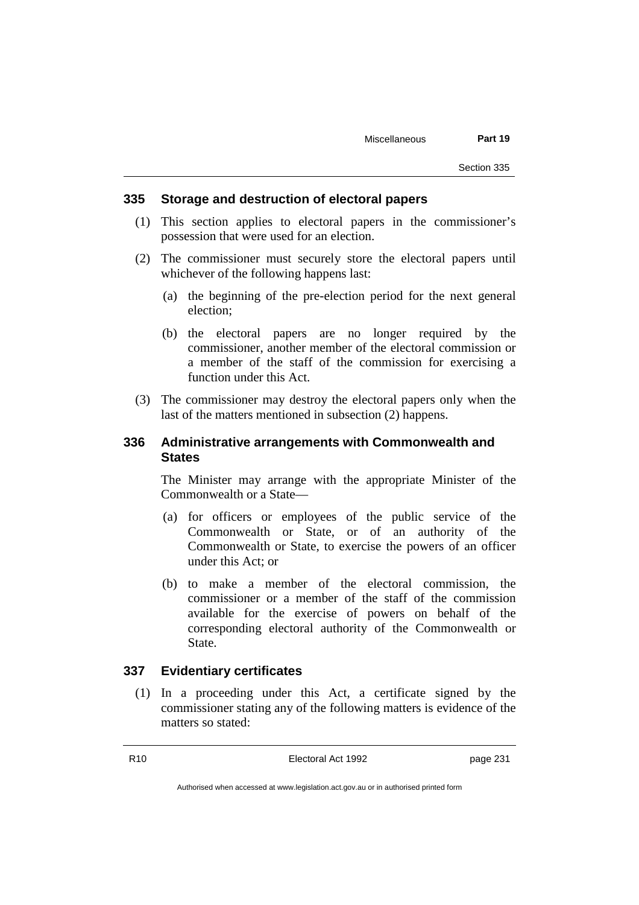### 335 Storage and destruction of electoral papers

(1) This section applies to electoral papers in the commissioner's possession that were used for an election.

(2) The commissioner must securely store the electoral papers until whichever of the following happens last:

(a) the beginning of the pre-election period for the next general election;

(b) the electoral papers are no longer required by the commissioner, another member of the electoral commission or a member of the staff of the commission for exercising a function under this Act.

(3) The commissioner may destroy the electoral papers only when the last of the matters mentioned in subsection (2) happens.

### 336 Administrative arrangements with Commonwealth and States

The Minister may arrange with the appropriate Minister of the Commonwealth or a State—

(a) for officers or employees of the public service of the Commonwealth or State, or of an authority of the Commonwealth or State, to exercise the powers of an officer under this Act; or

(b) to make a member of the electoral commission, the commissioner or a member of the staff of the commission available for the exercise of powers on behalf of the corresponding electoral authority of the Commonwealth or State.

### 337 Evidentiary certificates

(1) In a proceeding under this Act, a certificate signed by the commissioner stating any of the following matters is evidence of the matters so stated: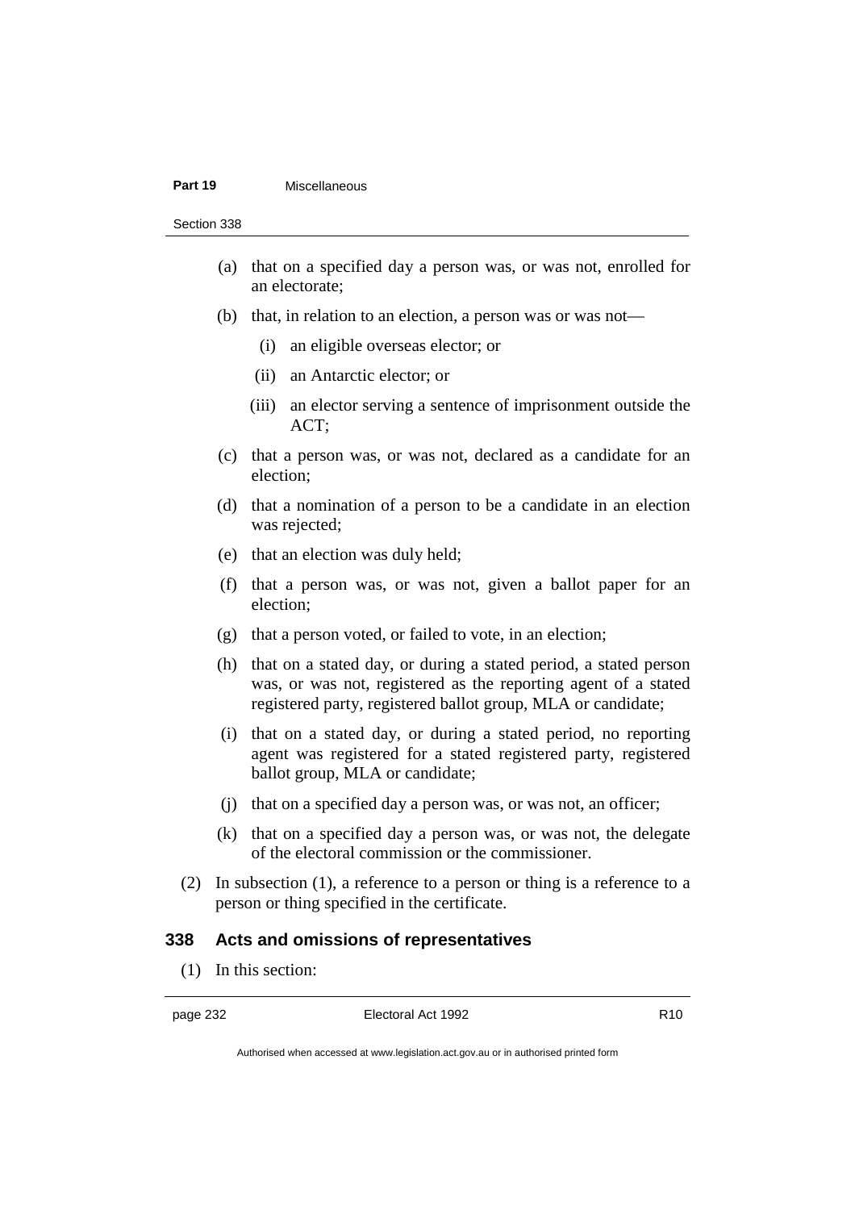(a) that on a specified day a person was, or was not, enrolled for an electorate;

(b) that, in relation to an election, a person was or was not—

  (i) an eligible overseas elector; or

  (ii) an Antarctic elector; or

  (iii) an elector serving a sentence of imprisonment outside the ACT;

(c) that a person was, or was not, declared as a candidate for an election;

(d) that a nomination of a person to be a candidate in an election was rejected;

(e) that an election was duly held;

(f) that a person was, or was not, given a ballot paper for an election;

(g) that a person voted, or failed to vote, in an election;

(h) that on a stated day, or during a stated period, a stated person was, or was not, registered as the reporting agent of a stated registered party, registered ballot group, MLA or candidate;

(i) that on a stated day, or during a stated period, no reporting agent was registered for a stated registered party, registered ballot group, MLA or candidate;

(j) that on a specified day a person was, or was not, an officer;

(k) that on a specified day a person was, or was not, the delegate of the electoral commission or the commissioner.

(2) In subsection (1), a reference to a person or thing is a reference to a person or thing specified in the certificate.

### 338 Acts and omissions of representatives

(1) In this section: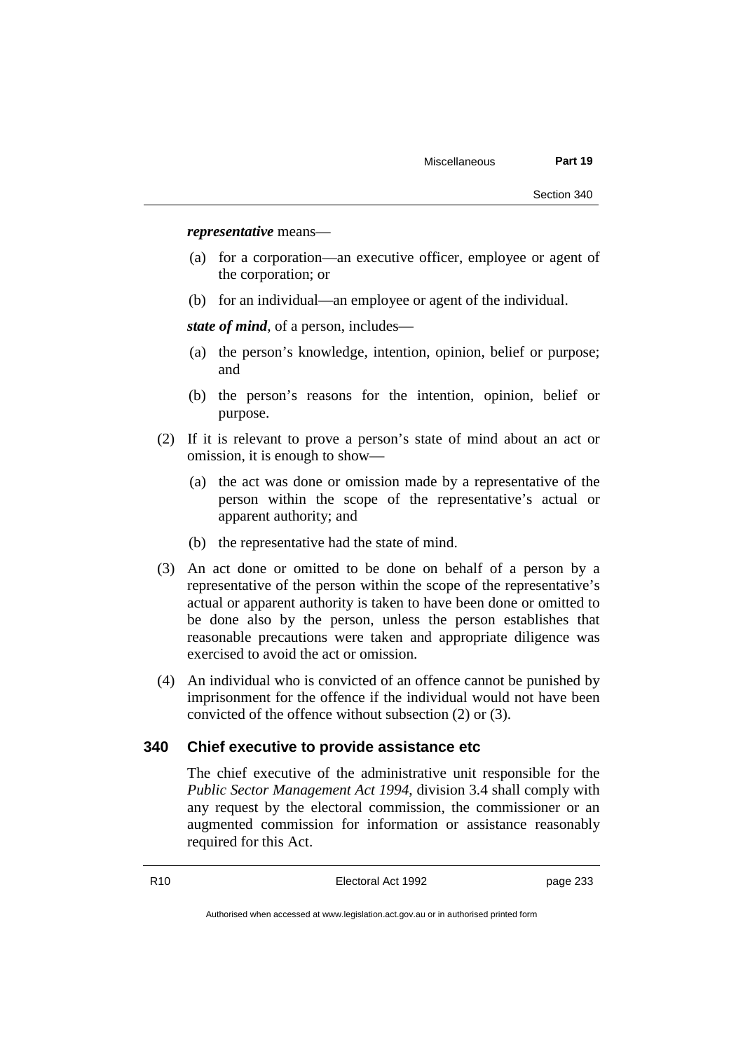***representative*** means—

(a) for a corporation—an executive officer, employee or agent of the corporation; or

(b) for an individual—an employee or agent of the individual.

***state of mind***, of a person, includes—

(a) the person's knowledge, intention, opinion, belief or purpose; and

(b) the person's reasons for the intention, opinion, belief or purpose.

(2) If it is relevant to prove a person's state of mind about an act or omission, it is enough to show—

(a) the act was done or omission made by a representative of the person within the scope of the representative's actual or apparent authority; and

(b) the representative had the state of mind.

(3) An act done or omitted to be done on behalf of a person by a representative of the person within the scope of the representative's actual or apparent authority is taken to have been done or omitted to be done also by the person, unless the person establishes that reasonable precautions were taken and appropriate diligence was exercised to avoid the act or omission.

(4) An individual who is convicted of an offence cannot be punished by imprisonment for the offence if the individual would not have been convicted of the offence without subsection (2) or (3).

### 340 Chief executive to provide assistance etc

The chief executive of the administrative unit responsible for the *Public Sector Management Act 1994*, division 3.4 shall comply with any request by the electoral commission, the commissioner or an augmented commission for information or assistance reasonably required for this Act.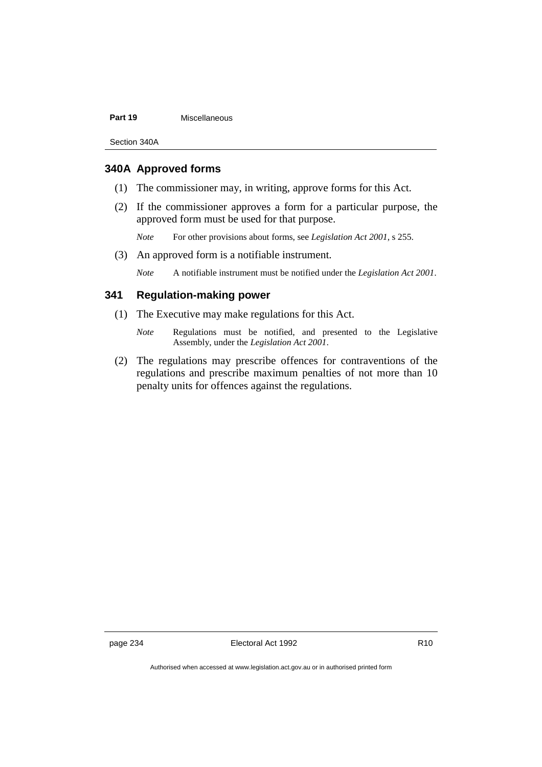### 340A Approved forms

(1) The commissioner may, in writing, approve forms for this Act.

(2) If the commissioner approves a form for a particular purpose, the approved form must be used for that purpose.

*Note* For other provisions about forms, see *Legislation Act 2001*, s 255.

(3) An approved form is a notifiable instrument.

*Note* A notifiable instrument must be notified under the *Legislation Act 2001*.

### 341 Regulation-making power

(1) The Executive may make regulations for this Act.

*Note* Regulations must be notified, and presented to the Legislative Assembly, under the *Legislation Act 2001*.

(2) The regulations may prescribe offences for contraventions of the regulations and prescribe maximum penalties of not more than 10 penalty units for offences against the regulations.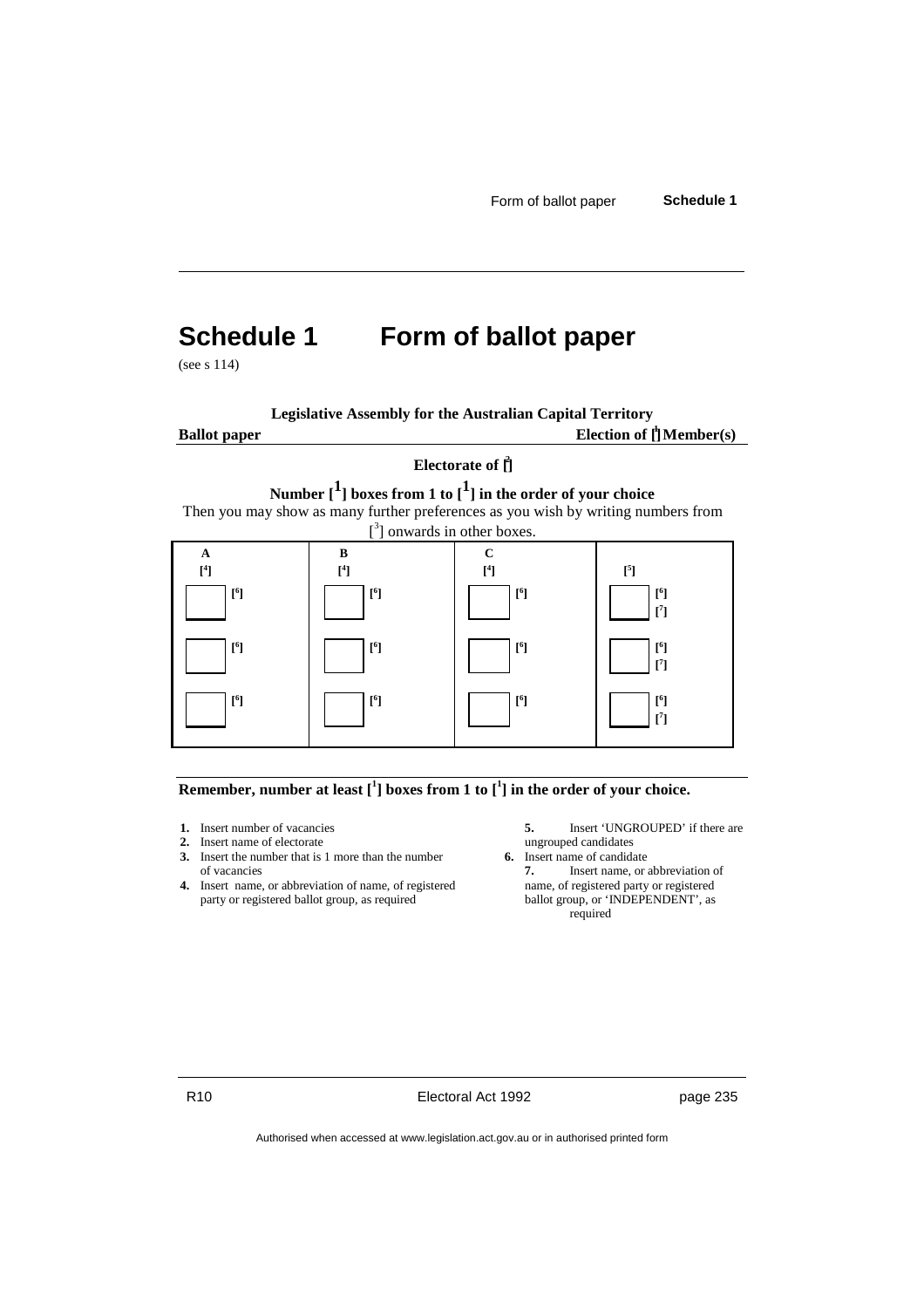# Schedule 1 Form of ballot paper

(see s 114)

**Legislative Assembly for the Australian Capital Territory**

**Ballot paper** **Election of [1] Member(s)**

**Electorate of [2]**

**Number [1] boxes from 1 to [1] in the order of your choice**

Then you may show as many further preferences as you wish by writing numbers from [3] onwards in other boxes.

| A | B | C | |
|---|---|---|---|
| [4] | [4] | [4] | [5] |
| ☐ [6] | ☐ [6] | ☐ [6] | ☐ [6] [7] |
| ☐ [6] | ☐ [6] | ☐ [6] | ☐ [6] [7] |
| ☐ [6] | ☐ [6] | ☐ [6] | ☐ [6] [7] |

**Remember, number at least [1] boxes from 1 to [1] in the order of your choice.**

1. Insert number of vacancies
2. Insert name of electorate
3. Insert the number that is 1 more than the number of vacancies
4. Insert name, or abbreviation of name, of registered party or registered ballot group, as required
5. Insert 'UNGROUPED' if there are ungrouped candidates
6. Insert name of candidate
7. Insert name, or abbreviation of name, of registered party or registered ballot group, or 'INDEPENDENT', as required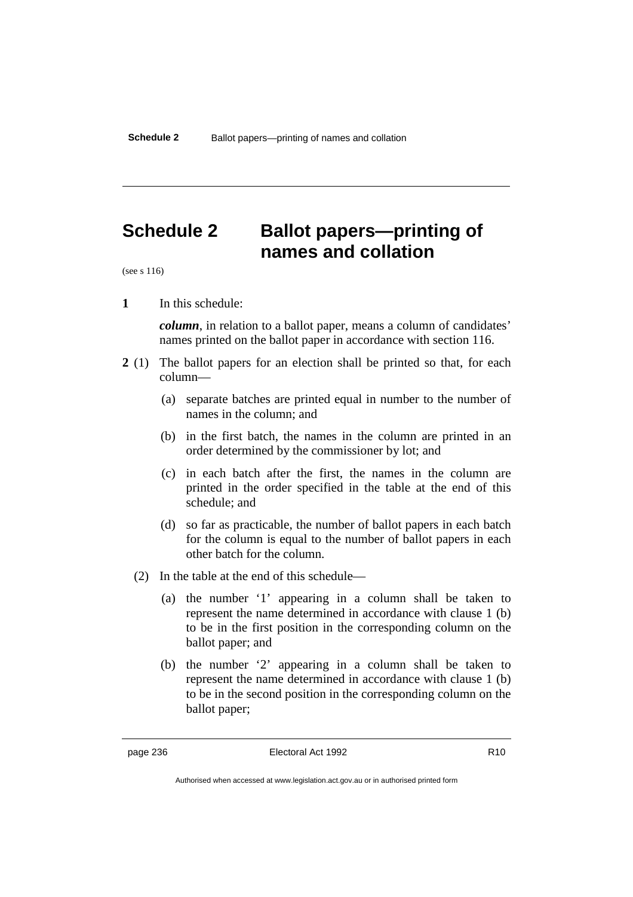# Schedule 2 Ballot papers—printing of names and collation

(see s 116)

**1** In this schedule:

***column***, in relation to a ballot paper, means a column of candidates' names printed on the ballot paper in accordance with section 116.

**2** (1) The ballot papers for an election shall be printed so that, for each column—

(a) separate batches are printed equal in number to the number of names in the column; and

(b) in the first batch, the names in the column are printed in an order determined by the commissioner by lot; and

(c) in each batch after the first, the names in the column are printed in the order specified in the table at the end of this schedule; and

(d) so far as practicable, the number of ballot papers in each batch for the column is equal to the number of ballot papers in each other batch for the column.

(2) In the table at the end of this schedule—

(a) the number '1' appearing in a column shall be taken to represent the name determined in accordance with clause 1 (b) to be in the first position in the corresponding column on the ballot paper; and

(b) the number '2' appearing in a column shall be taken to represent the name determined in accordance with clause 1 (b) to be in the second position in the corresponding column on the ballot paper;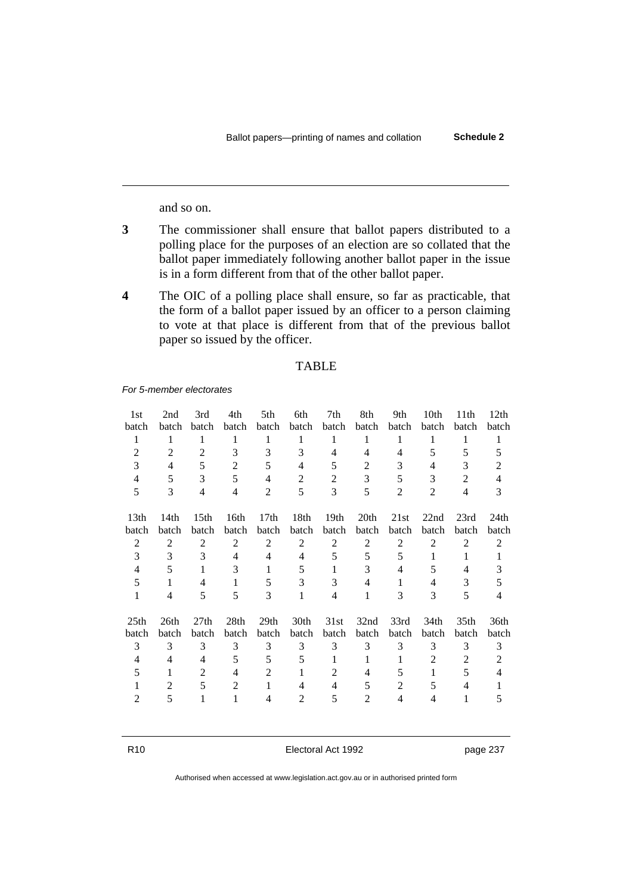and so on.

**3** The commissioner shall ensure that ballot papers distributed to a polling place for the purposes of an election are so collated that the ballot paper immediately following another ballot paper in the issue is in a form different from that of the other ballot paper.

**4** The OIC of a polling place shall ensure, so far as practicable, that the form of a ballot paper issued by an officer to a person claiming to vote at that place is different from that of the previous ballot paper so issued by the officer.

TABLE

*For 5-member electorates*

| 1st batch | 2nd batch | 3rd batch | 4th batch | 5th batch | 6th batch | 7th batch | 8th batch | 9th batch | 10th batch | 11th batch | 12th batch |
|---|---|---|---|---|---|---|---|---|---|---|---|
| 1 | 1 | 1 | 1 | 1 | 1 | 1 | 1 | 1 | 1 | 1 | 1 |
| 2 | 2 | 2 | 3 | 3 | 3 | 4 | 4 | 4 | 5 | 5 | 5 |
| 3 | 4 | 5 | 2 | 5 | 4 | 5 | 2 | 3 | 4 | 3 | 2 |
| 4 | 5 | 3 | 5 | 4 | 2 | 2 | 3 | 5 | 3 | 2 | 4 |
| 5 | 3 | 4 | 4 | 2 | 5 | 3 | 5 | 2 | 2 | 4 | 3 |

| 13th batch | 14th batch | 15th batch | 16th batch | 17th batch | 18th batch | 19th batch | 20th batch | 21st batch | 22nd batch | 23rd batch | 24th batch |
|---|---|---|---|---|---|---|---|---|---|---|---|
| 2 | 2 | 2 | 2 | 2 | 2 | 2 | 2 | 2 | 2 | 2 | 2 |
| 3 | 3 | 3 | 4 | 4 | 4 | 5 | 5 | 5 | 1 | 1 | 1 |
| 4 | 5 | 1 | 3 | 1 | 5 | 1 | 3 | 4 | 5 | 4 | 3 |
| 5 | 1 | 4 | 1 | 5 | 3 | 3 | 4 | 1 | 4 | 3 | 5 |
| 1 | 4 | 5 | 5 | 3 | 1 | 4 | 1 | 3 | 3 | 5 | 4 |

| 25th batch | 26th batch | 27th batch | 28th batch | 29th batch | 30th batch | 31st batch | 32nd batch | 33rd batch | 34th batch | 35th batch | 36th batch |
|---|---|---|---|---|---|---|---|---|---|---|---|
| 3 | 3 | 3 | 3 | 3 | 3 | 3 | 3 | 3 | 3 | 3 | 3 |
| 4 | 4 | 4 | 5 | 5 | 5 | 1 | 1 | 1 | 2 | 2 | 2 |
| 5 | 1 | 2 | 4 | 2 | 1 | 2 | 4 | 5 | 1 | 5 | 4 |
| 1 | 2 | 5 | 2 | 1 | 4 | 4 | 5 | 2 | 5 | 4 | 1 |
| 2 | 5 | 1 | 1 | 4 | 2 | 5 | 2 | 4 | 4 | 1 | 5 |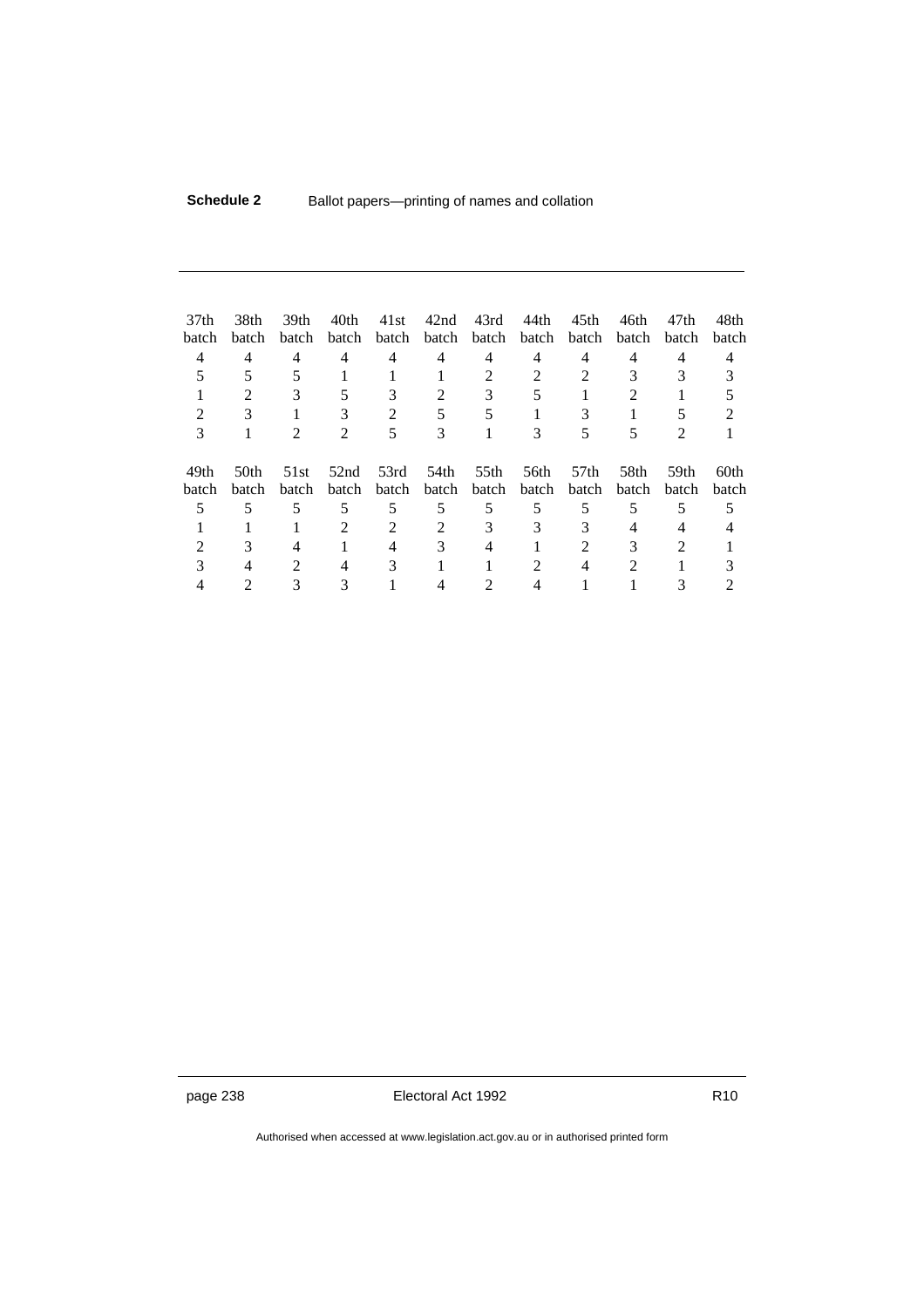| 37th batch | 38th batch | 39th batch | 40th batch | 41st batch | 42nd batch | 43rd batch | 44th batch | 45th batch | 46th batch | 47th batch | 48th batch |
|---|---|---|---|---|---|---|---|---|---|---|---|
| 4 | 4 | 4 | 4 | 4 | 4 | 4 | 4 | 4 | 4 | 4 | 4 |
| 5 | 5 | 5 | 1 | 1 | 1 | 2 | 2 | 2 | 3 | 3 | 3 |
| 1 | 2 | 3 | 5 | 3 | 2 | 3 | 5 | 1 | 2 | 1 | 5 |
| 2 | 3 | 1 | 3 | 2 | 5 | 5 | 1 | 3 | 1 | 5 | 2 |
| 3 | 1 | 2 | 2 | 5 | 3 | 1 | 3 | 5 | 5 | 2 | 1 |

| 49th batch | 50th batch | 51st batch | 52nd batch | 53rd batch | 54th batch | 55th batch | 56th batch | 57th batch | 58th batch | 59th batch | 60th batch |
|---|---|---|---|---|---|---|---|---|---|---|---|
| 5 | 5 | 5 | 5 | 5 | 5 | 5 | 5 | 5 | 5 | 5 | 5 |
| 1 | 1 | 1 | 2 | 2 | 2 | 3 | 3 | 3 | 4 | 4 | 4 |
| 2 | 3 | 4 | 1 | 4 | 3 | 4 | 1 | 2 | 3 | 2 | 1 |
| 3 | 4 | 2 | 4 | 3 | 1 | 1 | 2 | 4 | 2 | 1 | 3 |
| 4 | 2 | 3 | 3 | 1 | 4 | 2 | 4 | 1 | 1 | 3 | 2 |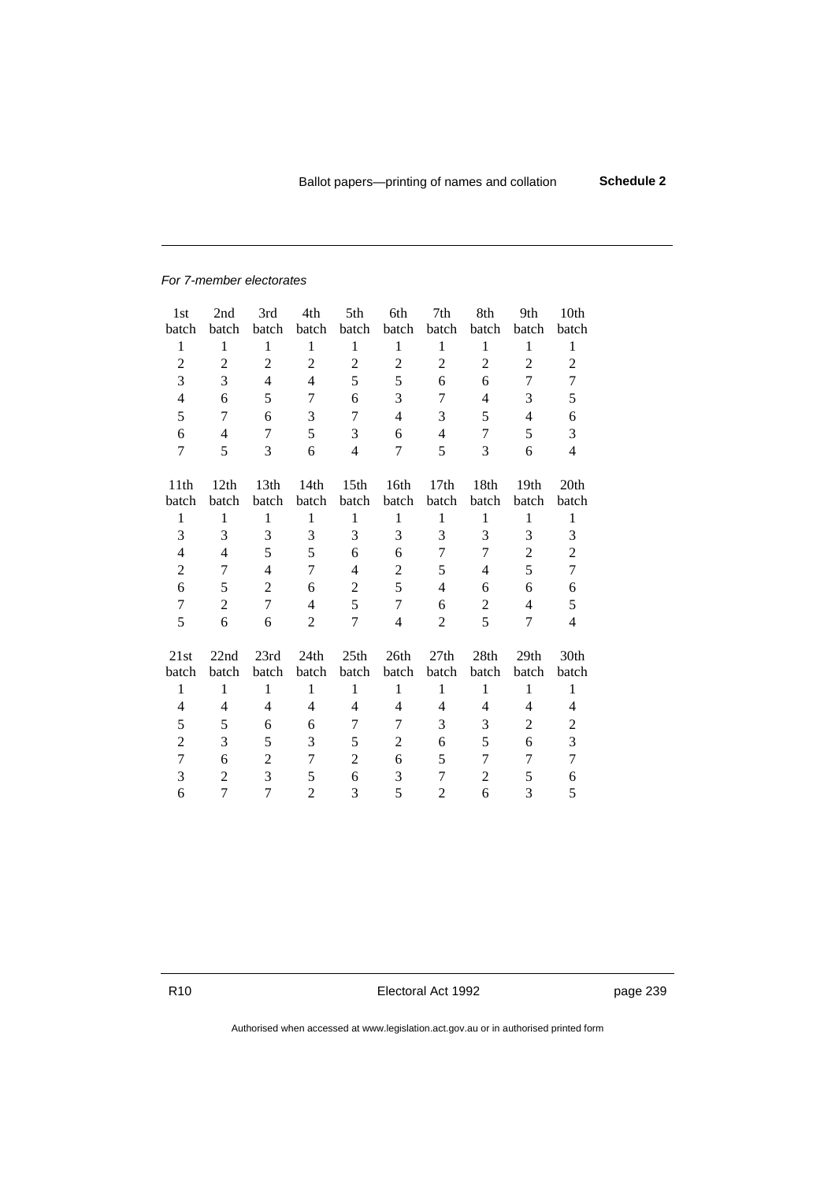*For 7-member electorates*

| 1st batch | 2nd batch | 3rd batch | 4th batch | 5th batch | 6th batch | 7th batch | 8th batch | 9th batch | 10th batch |
|---|---|---|---|---|---|---|---|---|---|
| 1 | 1 | 1 | 1 | 1 | 1 | 1 | 1 | 1 | 1 |
| 2 | 2 | 2 | 2 | 2 | 2 | 2 | 2 | 2 | 2 |
| 3 | 3 | 4 | 4 | 5 | 5 | 6 | 6 | 7 | 7 |
| 4 | 6 | 5 | 7 | 6 | 3 | 7 | 4 | 3 | 5 |
| 5 | 7 | 6 | 3 | 7 | 4 | 3 | 5 | 4 | 6 |
| 6 | 4 | 7 | 5 | 3 | 6 | 4 | 7 | 5 | 3 |
| 7 | 5 | 3 | 6 | 4 | 7 | 5 | 3 | 6 | 4 |

| 11th batch | 12th batch | 13th batch | 14th batch | 15th batch | 16th batch | 17th batch | 18th batch | 19th batch | 20th batch |
|---|---|---|---|---|---|---|---|---|---|
| 1 | 1 | 1 | 1 | 1 | 1 | 1 | 1 | 1 | 1 |
| 3 | 3 | 3 | 3 | 3 | 3 | 3 | 3 | 3 | 3 |
| 4 | 4 | 5 | 5 | 6 | 6 | 7 | 7 | 2 | 2 |
| 2 | 7 | 4 | 7 | 4 | 2 | 5 | 4 | 5 | 7 |
| 6 | 5 | 2 | 6 | 2 | 5 | 4 | 6 | 6 | 6 |
| 7 | 2 | 7 | 4 | 5 | 7 | 6 | 2 | 4 | 5 |
| 5 | 6 | 6 | 2 | 7 | 4 | 2 | 5 | 7 | 4 |

| 21st batch | 22nd batch | 23rd batch | 24th batch | 25th batch | 26th batch | 27th batch | 28th batch | 29th batch | 30th batch |
|---|---|---|---|---|---|---|---|---|---|
| 1 | 1 | 1 | 1 | 1 | 1 | 1 | 1 | 1 | 1 |
| 4 | 4 | 4 | 4 | 4 | 4 | 4 | 4 | 4 | 4 |
| 5 | 5 | 6 | 6 | 7 | 7 | 3 | 3 | 2 | 2 |
| 2 | 3 | 5 | 3 | 5 | 2 | 6 | 5 | 6 | 3 |
| 7 | 6 | 2 | 7 | 2 | 6 | 5 | 7 | 7 | 7 |
| 3 | 2 | 3 | 5 | 6 | 3 | 7 | 2 | 5 | 6 |
| 6 | 7 | 7 | 2 | 3 | 5 | 2 | 6 | 3 | 5 |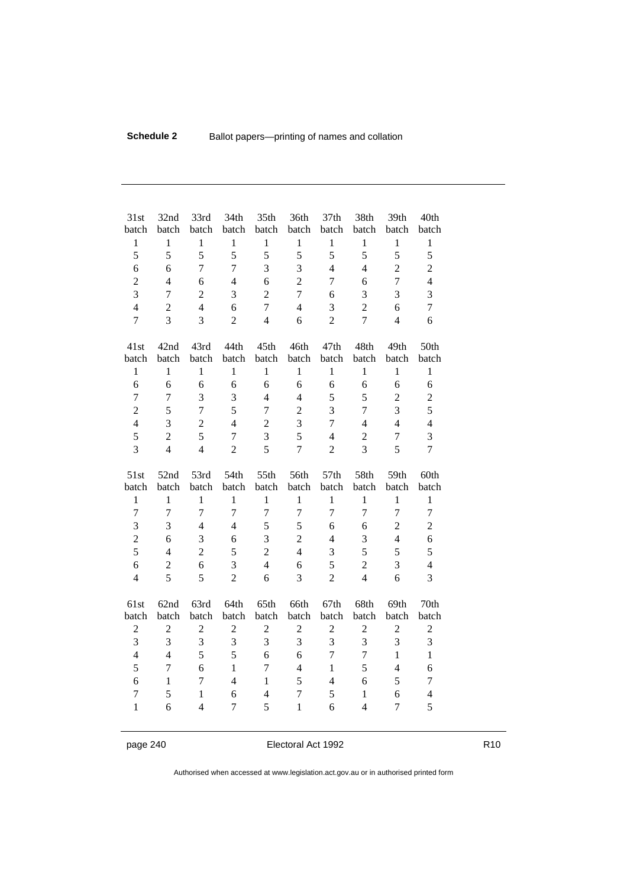| 31st batch | 32nd batch | 33rd batch | 34th batch | 35th batch | 36th batch | 37th batch | 38th batch | 39th batch | 40th batch |
|---|---|---|---|---|---|---|---|---|---|
| 1 | 1 | 1 | 1 | 1 | 1 | 1 | 1 | 1 | 1 |
| 5 | 5 | 5 | 5 | 5 | 5 | 5 | 5 | 5 | 5 |
| 6 | 6 | 7 | 7 | 3 | 3 | 4 | 4 | 2 | 2 |
| 2 | 4 | 6 | 4 | 6 | 2 | 7 | 6 | 7 | 4 |
| 3 | 7 | 2 | 3 | 2 | 7 | 6 | 3 | 3 | 3 |
| 4 | 2 | 4 | 6 | 7 | 4 | 3 | 2 | 6 | 7 |
| 7 | 3 | 3 | 2 | 4 | 6 | 2 | 7 | 4 | 6 |

| 41st batch | 42nd batch | 43rd batch | 44th batch | 45th batch | 46th batch | 47th batch | 48th batch | 49th batch | 50th batch |
|---|---|---|---|---|---|---|---|---|---|
| 1 | 1 | 1 | 1 | 1 | 1 | 1 | 1 | 1 | 1 |
| 6 | 6 | 6 | 6 | 6 | 6 | 6 | 6 | 6 | 6 |
| 7 | 7 | 3 | 3 | 4 | 4 | 5 | 5 | 2 | 2 |
| 2 | 5 | 7 | 5 | 7 | 2 | 3 | 7 | 3 | 5 |
| 4 | 3 | 2 | 4 | 2 | 3 | 7 | 4 | 4 | 4 |
| 5 | 2 | 5 | 7 | 3 | 5 | 4 | 2 | 7 | 3 |
| 3 | 4 | 4 | 2 | 5 | 7 | 2 | 3 | 5 | 7 |

| 51st batch | 52nd batch | 53rd batch | 54th batch | 55th batch | 56th batch | 57th batch | 58th batch | 59th batch | 60th batch |
|---|---|---|---|---|---|---|---|---|---|
| 1 | 1 | 1 | 1 | 1 | 1 | 1 | 1 | 1 | 1 |
| 7 | 7 | 7 | 7 | 7 | 7 | 7 | 7 | 7 | 7 |
| 3 | 3 | 4 | 4 | 5 | 5 | 6 | 6 | 2 | 2 |
| 2 | 6 | 3 | 6 | 3 | 2 | 4 | 3 | 4 | 6 |
| 5 | 4 | 2 | 5 | 2 | 4 | 3 | 5 | 5 | 5 |
| 6 | 2 | 6 | 3 | 4 | 6 | 5 | 2 | 3 | 4 |
| 4 | 5 | 5 | 2 | 6 | 3 | 2 | 4 | 6 | 3 |

| 61st batch | 62nd batch | 63rd batch | 64th batch | 65th batch | 66th batch | 67th batch | 68th batch | 69th batch | 70th batch |
|---|---|---|---|---|---|---|---|---|---|
| 2 | 2 | 2 | 2 | 2 | 2 | 2 | 2 | 2 | 2 |
| 3 | 3 | 3 | 3 | 3 | 3 | 3 | 3 | 3 | 3 |
| 4 | 4 | 5 | 5 | 6 | 6 | 7 | 7 | 1 | 1 |
| 5 | 7 | 6 | 1 | 7 | 4 | 1 | 5 | 4 | 6 |
| 6 | 1 | 7 | 4 | 1 | 5 | 4 | 6 | 5 | 7 |
| 7 | 5 | 1 | 6 | 4 | 7 | 5 | 1 | 6 | 4 |
| 1 | 6 | 4 | 7 | 5 | 1 | 6 | 4 | 7 | 5 |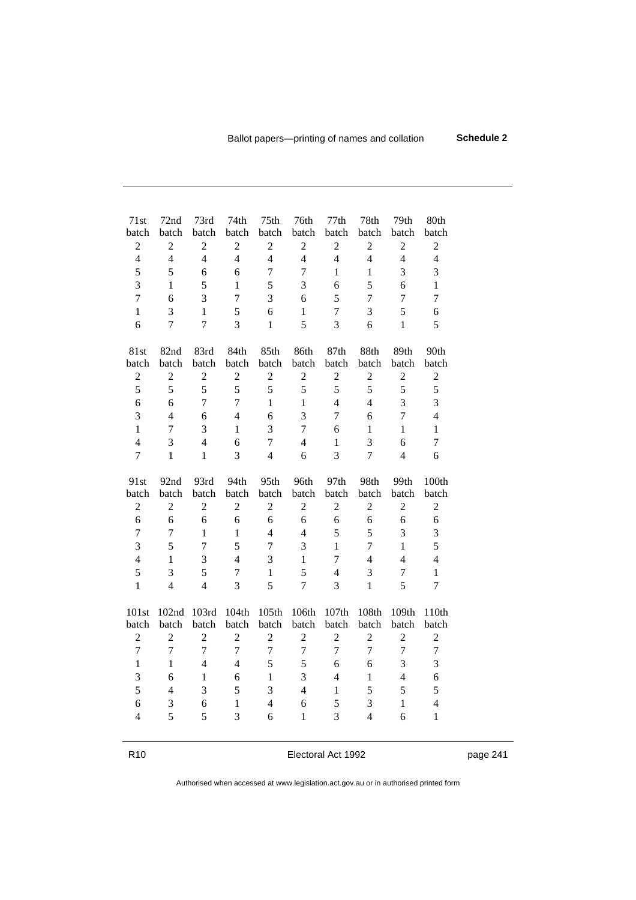| 71st batch | 72nd batch | 73rd batch | 74th batch | 75th batch | 76th batch | 77th batch | 78th batch | 79th batch | 80th batch |
|---|---|---|---|---|---|---|---|---|---|
| 2 | 2 | 2 | 2 | 2 | 2 | 2 | 2 | 2 | 2 |
| 4 | 4 | 4 | 4 | 4 | 4 | 4 | 4 | 4 | 4 |
| 5 | 5 | 6 | 6 | 7 | 7 | 1 | 1 | 3 | 3 |
| 3 | 1 | 5 | 1 | 5 | 3 | 6 | 5 | 6 | 1 |
| 7 | 6 | 3 | 7 | 3 | 6 | 5 | 7 | 7 | 7 |
| 1 | 3 | 1 | 5 | 6 | 1 | 7 | 3 | 5 | 6 |
| 6 | 7 | 7 | 3 | 1 | 5 | 3 | 6 | 1 | 5 |

| 81st batch | 82nd batch | 83rd batch | 84th batch | 85th batch | 86th batch | 87th batch | 88th batch | 89th batch | 90th batch |
|---|---|---|---|---|---|---|---|---|---|
| 2 | 2 | 2 | 2 | 2 | 2 | 2 | 2 | 2 | 2 |
| 5 | 5 | 5 | 5 | 5 | 5 | 5 | 5 | 5 | 5 |
| 6 | 6 | 7 | 7 | 1 | 1 | 4 | 4 | 3 | 3 |
| 3 | 4 | 6 | 4 | 6 | 3 | 7 | 6 | 7 | 4 |
| 1 | 7 | 3 | 1 | 3 | 7 | 6 | 1 | 1 | 1 |
| 4 | 3 | 4 | 6 | 7 | 4 | 1 | 3 | 6 | 7 |
| 7 | 1 | 1 | 3 | 4 | 6 | 3 | 7 | 4 | 6 |

| 91st batch | 92nd batch | 93rd batch | 94th batch | 95th batch | 96th batch | 97th batch | 98th batch | 99th batch | 100th batch |
|---|---|---|---|---|---|---|---|---|---|
| 2 | 2 | 2 | 2 | 2 | 2 | 2 | 2 | 2 | 2 |
| 6 | 6 | 6 | 6 | 6 | 6 | 6 | 6 | 6 | 6 |
| 7 | 7 | 1 | 1 | 4 | 4 | 5 | 5 | 3 | 3 |
| 3 | 5 | 7 | 5 | 7 | 3 | 1 | 7 | 1 | 5 |
| 4 | 1 | 3 | 4 | 3 | 1 | 7 | 4 | 4 | 4 |
| 5 | 3 | 5 | 7 | 1 | 5 | 4 | 3 | 7 | 1 |
| 1 | 4 | 4 | 3 | 5 | 7 | 3 | 1 | 5 | 7 |

| 101st batch | 102nd batch | 103rd batch | 104th batch | 105th batch | 106th batch | 107th batch | 108th batch | 109th batch | 110th batch |
|---|---|---|---|---|---|---|---|---|---|
| 2 | 2 | 2 | 2 | 2 | 2 | 2 | 2 | 2 | 2 |
| 7 | 7 | 7 | 7 | 7 | 7 | 7 | 7 | 7 | 7 |
| 1 | 1 | 4 | 4 | 5 | 5 | 6 | 6 | 3 | 3 |
| 3 | 6 | 1 | 6 | 1 | 3 | 4 | 1 | 4 | 6 |
| 5 | 4 | 3 | 5 | 3 | 4 | 1 | 5 | 5 | 5 |
| 6 | 3 | 6 | 1 | 4 | 6 | 5 | 3 | 1 | 4 |
| 4 | 5 | 5 | 3 | 6 | 1 | 3 | 4 | 6 | 1 |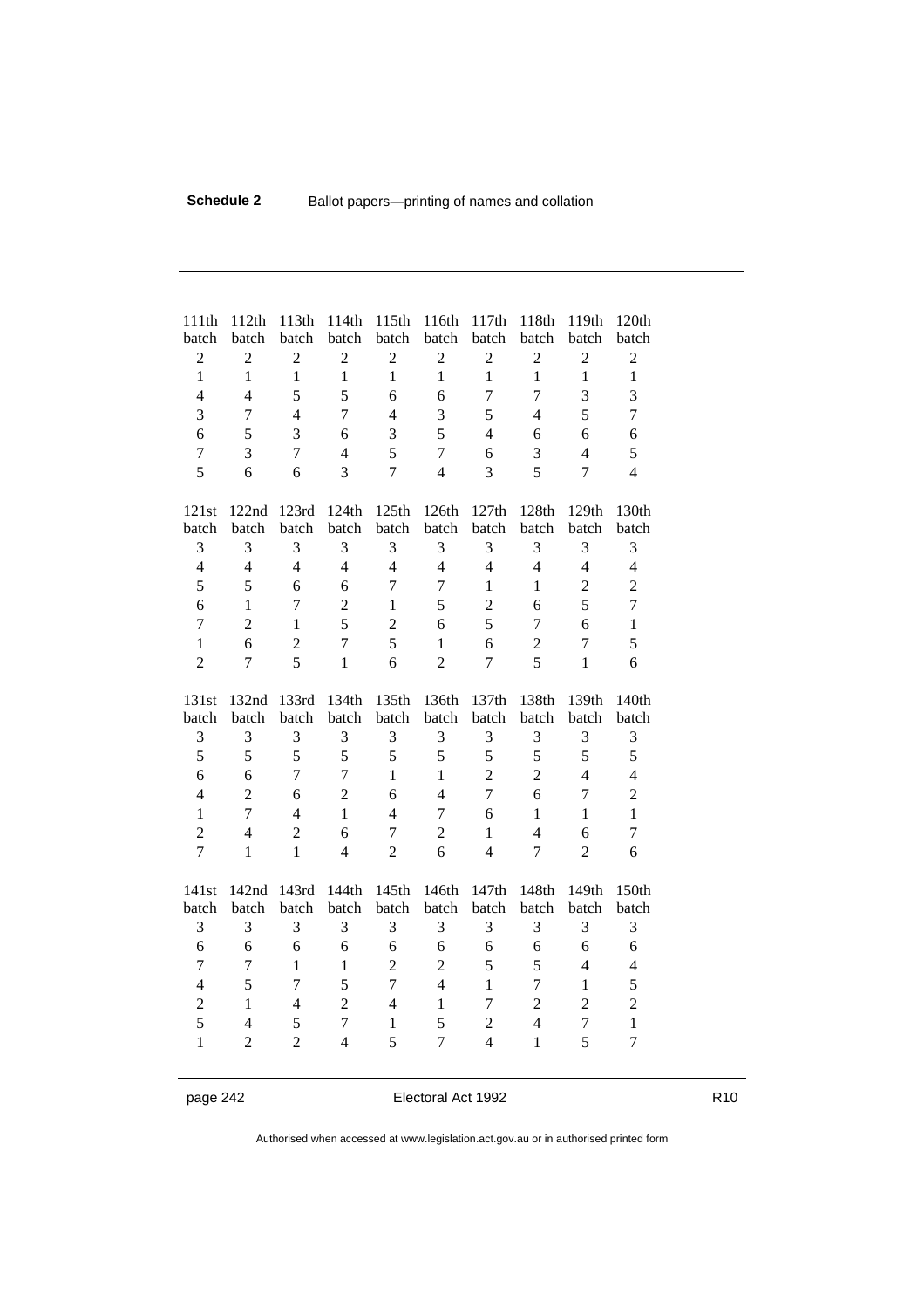| 111th batch | 112th batch | 113th batch | 114th batch | 115th batch | 116th batch | 117th batch | 118th batch | 119th batch | 120th batch |
|---|---|---|---|---|---|---|---|---|---|
| 2 | 2 | 2 | 2 | 2 | 2 | 2 | 2 | 2 | 2 |
| 1 | 1 | 1 | 1 | 1 | 1 | 1 | 1 | 1 | 1 |
| 4 | 4 | 5 | 5 | 6 | 6 | 7 | 7 | 3 | 3 |
| 3 | 7 | 4 | 7 | 4 | 3 | 5 | 4 | 5 | 7 |
| 6 | 5 | 3 | 6 | 3 | 5 | 4 | 6 | 6 | 6 |
| 7 | 3 | 7 | 4 | 5 | 7 | 6 | 3 | 4 | 5 |
| 5 | 6 | 6 | 3 | 7 | 4 | 3 | 5 | 7 | 4 |

| 121st batch | 122nd batch | 123rd batch | 124th batch | 125th batch | 126th batch | 127th batch | 128th batch | 129th batch | 130th batch |
|---|---|---|---|---|---|---|---|---|---|
| 3 | 3 | 3 | 3 | 3 | 3 | 3 | 3 | 3 | 3 |
| 4 | 4 | 4 | 4 | 4 | 4 | 4 | 4 | 4 | 4 |
| 5 | 5 | 6 | 6 | 7 | 7 | 1 | 1 | 2 | 2 |
| 6 | 1 | 7 | 2 | 1 | 5 | 2 | 6 | 5 | 7 |
| 7 | 2 | 1 | 5 | 2 | 6 | 5 | 7 | 6 | 1 |
| 1 | 6 | 2 | 7 | 5 | 1 | 6 | 2 | 7 | 5 |
| 2 | 7 | 5 | 1 | 6 | 2 | 7 | 5 | 1 | 6 |

| 131st batch | 132nd batch | 133rd batch | 134th batch | 135th batch | 136th batch | 137th batch | 138th batch | 139th batch | 140th batch |
|---|---|---|---|---|---|---|---|---|---|
| 3 | 3 | 3 | 3 | 3 | 3 | 3 | 3 | 3 | 3 |
| 5 | 5 | 5 | 5 | 5 | 5 | 5 | 5 | 5 | 5 |
| 6 | 6 | 7 | 7 | 1 | 1 | 2 | 2 | 4 | 4 |
| 4 | 2 | 6 | 2 | 6 | 4 | 7 | 6 | 7 | 2 |
| 1 | 7 | 4 | 1 | 4 | 7 | 6 | 1 | 1 | 1 |
| 2 | 4 | 2 | 6 | 7 | 2 | 1 | 4 | 6 | 7 |
| 7 | 1 | 1 | 4 | 2 | 6 | 4 | 7 | 2 | 6 |

| 141st batch | 142nd batch | 143rd batch | 144th batch | 145th batch | 146th batch | 147th batch | 148th batch | 149th batch | 150th batch |
|---|---|---|---|---|---|---|---|---|---|
| 3 | 3 | 3 | 3 | 3 | 3 | 3 | 3 | 3 | 3 |
| 6 | 6 | 6 | 6 | 6 | 6 | 6 | 6 | 6 | 6 |
| 7 | 7 | 1 | 1 | 2 | 2 | 5 | 5 | 4 | 4 |
| 4 | 5 | 7 | 5 | 7 | 4 | 1 | 7 | 1 | 5 |
| 2 | 1 | 4 | 2 | 4 | 1 | 7 | 2 | 2 | 2 |
| 5 | 4 | 5 | 7 | 1 | 5 | 2 | 4 | 7 | 1 |
| 1 | 2 | 2 | 4 | 5 | 7 | 4 | 1 | 5 | 7 |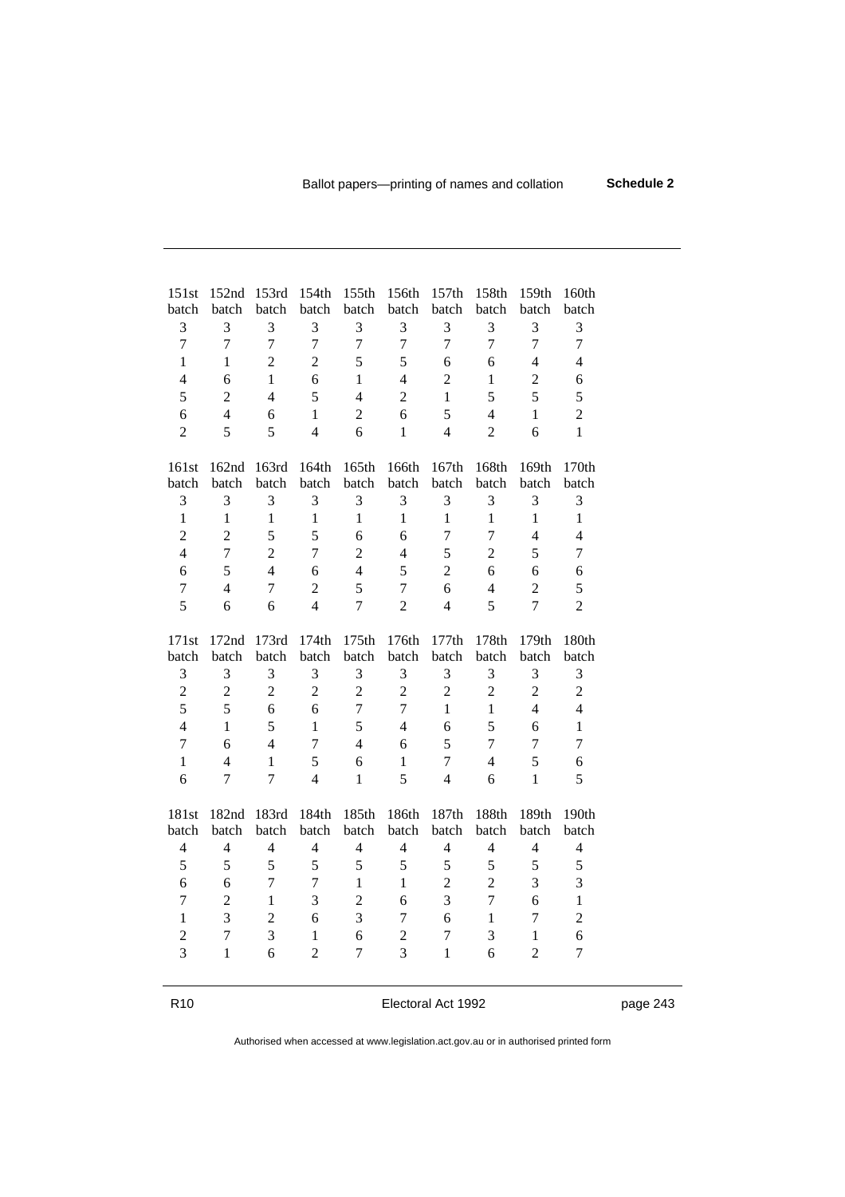| 151st batch | 152nd batch | 153rd batch | 154th batch | 155th batch | 156th batch | 157th batch | 158th batch | 159th batch | 160th batch |
|---|---|---|---|---|---|---|---|---|---|
| 3 | 3 | 3 | 3 | 3 | 3 | 3 | 3 | 3 | 3 |
| 7 | 7 | 7 | 7 | 7 | 7 | 7 | 7 | 7 | 7 |
| 1 | 1 | 2 | 2 | 5 | 5 | 6 | 6 | 4 | 4 |
| 4 | 6 | 1 | 6 | 1 | 4 | 2 | 1 | 2 | 6 |
| 5 | 2 | 4 | 5 | 4 | 2 | 1 | 5 | 5 | 5 |
| 6 | 4 | 6 | 1 | 2 | 6 | 5 | 4 | 1 | 2 |
| 2 | 5 | 5 | 4 | 6 | 1 | 4 | 2 | 6 | 1 |

| 161st batch | 162nd batch | 163rd batch | 164th batch | 165th batch | 166th batch | 167th batch | 168th batch | 169th batch | 170th batch |
|---|---|---|---|---|---|---|---|---|---|
| 3 | 3 | 3 | 3 | 3 | 3 | 3 | 3 | 3 | 3 |
| 1 | 1 | 1 | 1 | 1 | 1 | 1 | 1 | 1 | 1 |
| 2 | 2 | 5 | 5 | 6 | 6 | 7 | 7 | 4 | 4 |
| 4 | 7 | 2 | 7 | 2 | 4 | 5 | 2 | 5 | 7 |
| 6 | 5 | 4 | 6 | 4 | 5 | 2 | 6 | 6 | 6 |
| 7 | 4 | 7 | 2 | 5 | 7 | 6 | 4 | 2 | 5 |
| 5 | 6 | 6 | 4 | 7 | 2 | 4 | 5 | 7 | 2 |

| 171st batch | 172nd batch | 173rd batch | 174th batch | 175th batch | 176th batch | 177th batch | 178th batch | 179th batch | 180th batch |
|---|---|---|---|---|---|---|---|---|---|
| 3 | 3 | 3 | 3 | 3 | 3 | 3 | 3 | 3 | 3 |
| 2 | 2 | 2 | 2 | 2 | 2 | 2 | 2 | 2 | 2 |
| 5 | 5 | 6 | 6 | 7 | 7 | 1 | 1 | 4 | 4 |
| 4 | 1 | 5 | 1 | 5 | 4 | 6 | 5 | 6 | 1 |
| 7 | 6 | 4 | 7 | 4 | 6 | 5 | 7 | 7 | 7 |
| 1 | 4 | 1 | 5 | 6 | 1 | 7 | 4 | 5 | 6 |
| 6 | 7 | 7 | 4 | 1 | 5 | 4 | 6 | 1 | 5 |

| 181st batch | 182nd batch | 183rd batch | 184th batch | 185th batch | 186th batch | 187th batch | 188th batch | 189th batch | 190th batch |
|---|---|---|---|---|---|---|---|---|---|
| 4 | 4 | 4 | 4 | 4 | 4 | 4 | 4 | 4 | 4 |
| 5 | 5 | 5 | 5 | 5 | 5 | 5 | 5 | 5 | 5 |
| 6 | 6 | 7 | 7 | 1 | 1 | 2 | 2 | 3 | 3 |
| 7 | 2 | 1 | 3 | 2 | 6 | 3 | 7 | 6 | 1 |
| 1 | 3 | 2 | 6 | 3 | 7 | 6 | 1 | 7 | 2 |
| 2 | 7 | 3 | 1 | 6 | 2 | 7 | 3 | 1 | 6 |
| 3 | 1 | 6 | 2 | 7 | 3 | 1 | 6 | 2 | 7 |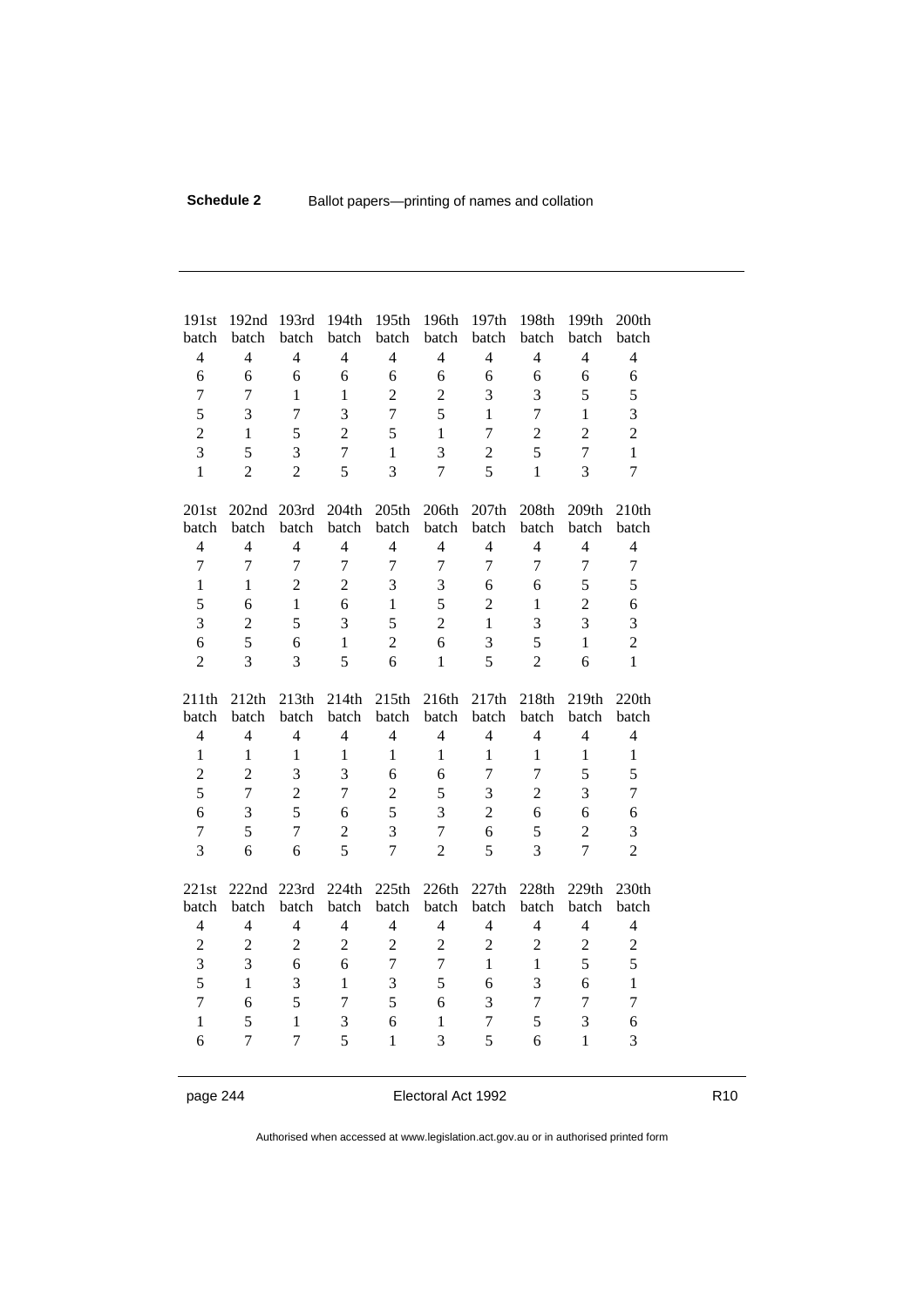| 191st batch | 192nd batch | 193rd batch | 194th batch | 195th batch | 196th batch | 197th batch | 198th batch | 199th batch | 200th batch |
|---|---|---|---|---|---|---|---|---|---|
| 4 | 4 | 4 | 4 | 4 | 4 | 4 | 4 | 4 | 4 |
| 6 | 6 | 6 | 6 | 6 | 6 | 6 | 6 | 6 | 6 |
| 7 | 7 | 1 | 1 | 2 | 2 | 3 | 3 | 5 | 5 |
| 5 | 3 | 7 | 3 | 7 | 5 | 1 | 7 | 1 | 3 |
| 2 | 1 | 5 | 2 | 5 | 1 | 7 | 2 | 2 | 2 |
| 3 | 5 | 3 | 7 | 1 | 3 | 2 | 5 | 7 | 1 |
| 1 | 2 | 2 | 5 | 3 | 7 | 5 | 1 | 3 | 7 |

| 201st batch | 202nd batch | 203rd batch | 204th batch | 205th batch | 206th batch | 207th batch | 208th batch | 209th batch | 210th batch |
|---|---|---|---|---|---|---|---|---|---|
| 4 | 4 | 4 | 4 | 4 | 4 | 4 | 4 | 4 | 4 |
| 7 | 7 | 7 | 7 | 7 | 7 | 7 | 7 | 7 | 7 |
| 1 | 1 | 2 | 2 | 3 | 3 | 6 | 6 | 5 | 5 |
| 5 | 6 | 1 | 6 | 1 | 5 | 2 | 1 | 2 | 6 |
| 3 | 2 | 5 | 3 | 5 | 2 | 1 | 3 | 3 | 3 |
| 6 | 5 | 6 | 1 | 2 | 6 | 3 | 5 | 1 | 2 |
| 2 | 3 | 3 | 5 | 6 | 1 | 5 | 2 | 6 | 1 |

| 211th batch | 212th batch | 213th batch | 214th batch | 215th batch | 216th batch | 217th batch | 218th batch | 219th batch | 220th batch |
|---|---|---|---|---|---|---|---|---|---|
| 4 | 4 | 4 | 4 | 4 | 4 | 4 | 4 | 4 | 4 |
| 1 | 1 | 1 | 1 | 1 | 1 | 1 | 1 | 1 | 1 |
| 2 | 2 | 3 | 3 | 6 | 6 | 7 | 7 | 5 | 5 |
| 5 | 7 | 2 | 7 | 2 | 5 | 3 | 2 | 3 | 7 |
| 6 | 3 | 5 | 6 | 5 | 3 | 2 | 6 | 6 | 6 |
| 7 | 5 | 7 | 2 | 3 | 7 | 6 | 5 | 2 | 3 |
| 3 | 6 | 6 | 5 | 7 | 2 | 5 | 3 | 7 | 2 |

| 221st batch | 222nd batch | 223rd batch | 224th batch | 225th batch | 226th batch | 227th batch | 228th batch | 229th batch | 230th batch |
|---|---|---|---|---|---|---|---|---|---|
| 4 | 4 | 4 | 4 | 4 | 4 | 4 | 4 | 4 | 4 |
| 2 | 2 | 2 | 2 | 2 | 2 | 2 | 2 | 2 | 2 |
| 3 | 3 | 6 | 6 | 7 | 7 | 1 | 1 | 5 | 5 |
| 5 | 1 | 3 | 1 | 3 | 5 | 6 | 3 | 6 | 1 |
| 7 | 6 | 5 | 7 | 5 | 6 | 3 | 7 | 7 | 7 |
| 1 | 5 | 1 | 3 | 6 | 1 | 7 | 5 | 3 | 6 |
| 6 | 7 | 7 | 5 | 1 | 3 | 5 | 6 | 1 | 3 |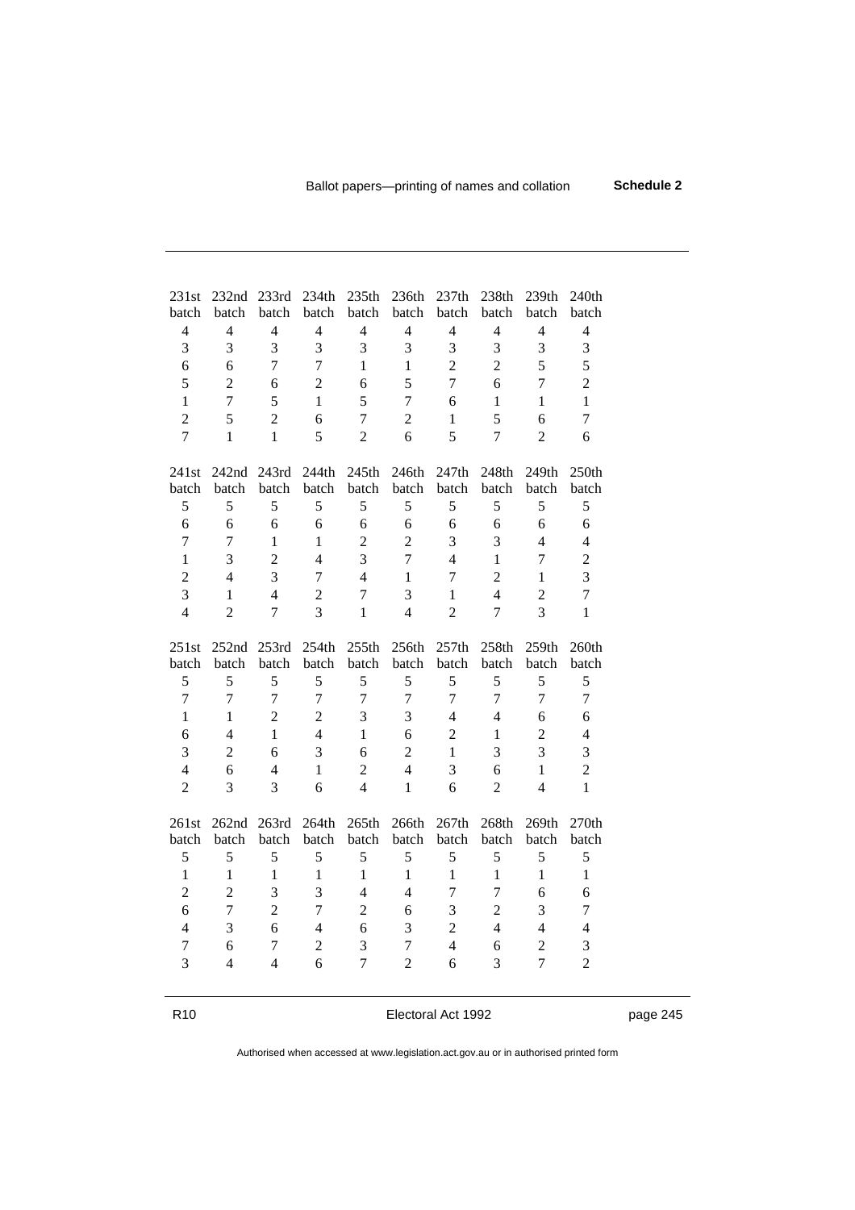| 231st batch | 232nd batch | 233rd batch | 234th batch | 235th batch | 236th batch | 237th batch | 238th batch | 239th batch | 240th batch |
|---|---|---|---|---|---|---|---|---|---|
| 4 | 4 | 4 | 4 | 4 | 4 | 4 | 4 | 4 | 4 |
| 3 | 3 | 3 | 3 | 3 | 3 | 3 | 3 | 3 | 3 |
| 6 | 6 | 7 | 7 | 1 | 1 | 2 | 2 | 5 | 5 |
| 5 | 2 | 6 | 2 | 6 | 5 | 7 | 6 | 7 | 2 |
| 1 | 7 | 5 | 1 | 5 | 7 | 6 | 1 | 1 | 1 |
| 2 | 5 | 2 | 6 | 7 | 2 | 1 | 5 | 6 | 7 |
| 7 | 1 | 1 | 5 | 2 | 6 | 5 | 7 | 2 | 6 |

| 241st batch | 242nd batch | 243rd batch | 244th batch | 245th batch | 246th batch | 247th batch | 248th batch | 249th batch | 250th batch |
|---|---|---|---|---|---|---|---|---|---|
| 5 | 5 | 5 | 5 | 5 | 5 | 5 | 5 | 5 | 5 |
| 6 | 6 | 6 | 6 | 6 | 6 | 6 | 6 | 6 | 6 |
| 7 | 7 | 1 | 1 | 2 | 2 | 3 | 3 | 4 | 4 |
| 1 | 3 | 2 | 4 | 3 | 7 | 4 | 1 | 7 | 2 |
| 2 | 4 | 3 | 7 | 4 | 1 | 7 | 2 | 1 | 3 |
| 3 | 1 | 4 | 2 | 7 | 3 | 1 | 4 | 2 | 7 |
| 4 | 2 | 7 | 3 | 1 | 4 | 2 | 7 | 3 | 1 |

| 251st batch | 252nd batch | 253rd batch | 254th batch | 255th batch | 256th batch | 257th batch | 258th batch | 259th batch | 260th batch |
|---|---|---|---|---|---|---|---|---|---|
| 5 | 5 | 5 | 5 | 5 | 5 | 5 | 5 | 5 | 5 |
| 7 | 7 | 7 | 7 | 7 | 7 | 7 | 7 | 7 | 7 |
| 1 | 1 | 2 | 2 | 3 | 3 | 4 | 4 | 6 | 6 |
| 6 | 4 | 1 | 4 | 1 | 6 | 2 | 1 | 2 | 4 |
| 3 | 2 | 6 | 3 | 6 | 2 | 1 | 3 | 3 | 3 |
| 4 | 6 | 4 | 1 | 2 | 4 | 3 | 6 | 1 | 2 |
| 2 | 3 | 3 | 6 | 4 | 1 | 6 | 2 | 4 | 1 |

| 261st batch | 262nd batch | 263rd batch | 264th batch | 265th batch | 266th batch | 267th batch | 268th batch | 269th batch | 270th batch |
|---|---|---|---|---|---|---|---|---|---|
| 5 | 5 | 5 | 5 | 5 | 5 | 5 | 5 | 5 | 5 |
| 1 | 1 | 1 | 1 | 1 | 1 | 1 | 1 | 1 | 1 |
| 2 | 2 | 3 | 3 | 4 | 4 | 7 | 7 | 6 | 6 |
| 6 | 7 | 2 | 7 | 2 | 6 | 3 | 2 | 3 | 7 |
| 4 | 3 | 6 | 4 | 6 | 3 | 2 | 4 | 4 | 4 |
| 7 | 6 | 7 | 2 | 3 | 7 | 4 | 6 | 2 | 3 |
| 3 | 4 | 4 | 6 | 7 | 2 | 6 | 3 | 7 | 2 |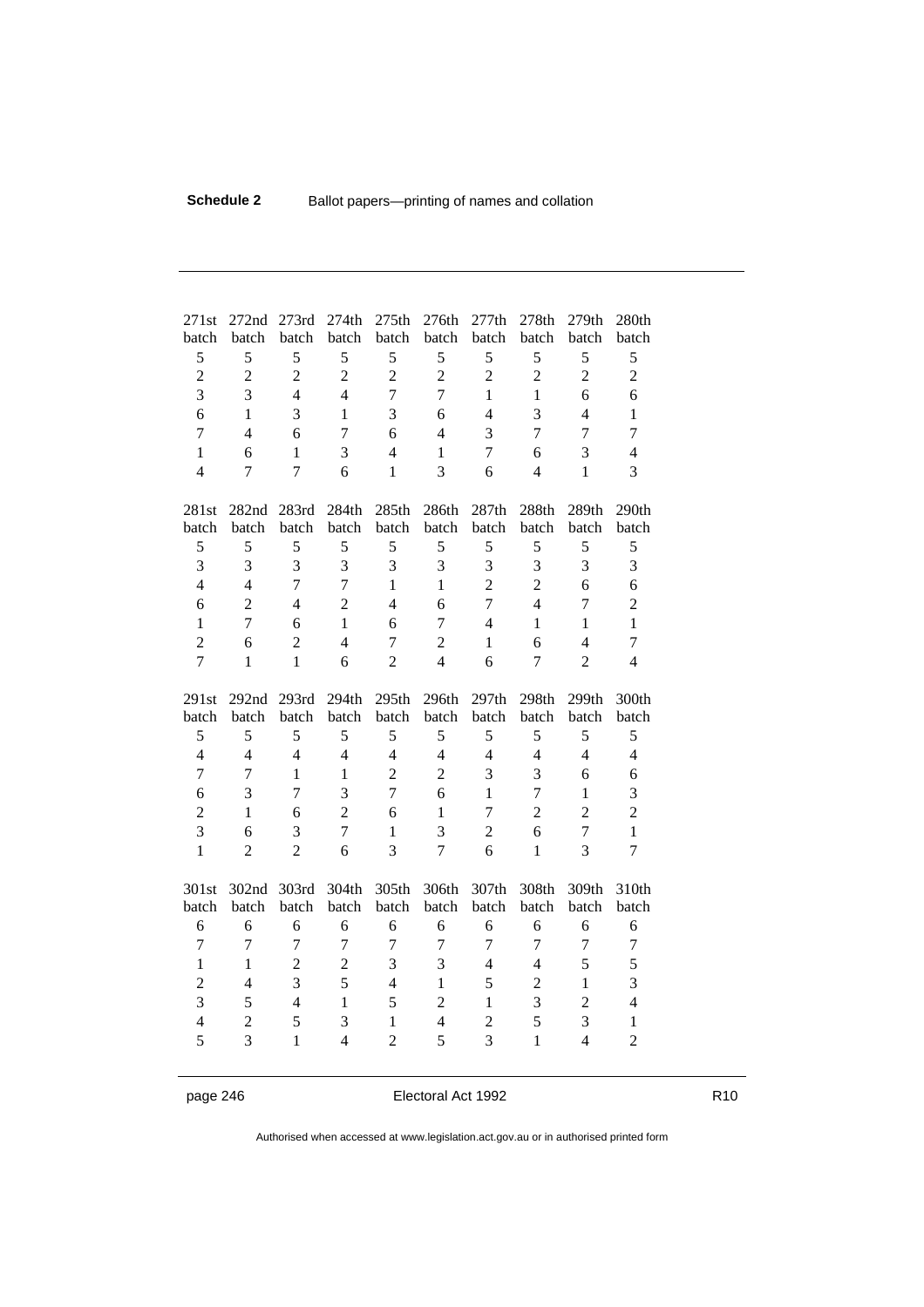| 271st batch | 272nd batch | 273rd batch | 274th batch | 275th batch | 276th batch | 277th batch | 278th batch | 279th batch | 280th batch |
|---|---|---|---|---|---|---|---|---|---|
| 5 | 5 | 5 | 5 | 5 | 5 | 5 | 5 | 5 | 5 |
| 2 | 2 | 2 | 2 | 2 | 2 | 2 | 2 | 2 | 2 |
| 3 | 3 | 4 | 4 | 7 | 7 | 1 | 1 | 6 | 6 |
| 6 | 1 | 3 | 1 | 3 | 6 | 4 | 3 | 4 | 1 |
| 7 | 4 | 6 | 7 | 6 | 4 | 3 | 7 | 7 | 7 |
| 1 | 6 | 1 | 3 | 4 | 1 | 7 | 6 | 3 | 4 |
| 4 | 7 | 7 | 6 | 1 | 3 | 6 | 4 | 1 | 3 |

| 281st batch | 282nd batch | 283rd batch | 284th batch | 285th batch | 286th batch | 287th batch | 288th batch | 289th batch | 290th batch |
|---|---|---|---|---|---|---|---|---|---|
| 5 | 5 | 5 | 5 | 5 | 5 | 5 | 5 | 5 | 5 |
| 3 | 3 | 3 | 3 | 3 | 3 | 3 | 3 | 3 | 3 |
| 4 | 4 | 7 | 7 | 1 | 1 | 2 | 2 | 6 | 6 |
| 6 | 2 | 4 | 2 | 4 | 6 | 7 | 4 | 7 | 2 |
| 1 | 7 | 6 | 1 | 6 | 7 | 4 | 1 | 1 | 1 |
| 2 | 6 | 2 | 4 | 7 | 2 | 1 | 6 | 4 | 7 |
| 7 | 1 | 1 | 6 | 2 | 4 | 6 | 7 | 2 | 4 |

| 291st batch | 292nd batch | 293rd batch | 294th batch | 295th batch | 296th batch | 297th batch | 298th batch | 299th batch | 300th batch |
|---|---|---|---|---|---|---|---|---|---|
| 5 | 5 | 5 | 5 | 5 | 5 | 5 | 5 | 5 | 5 |
| 4 | 4 | 4 | 4 | 4 | 4 | 4 | 4 | 4 | 4 |
| 7 | 7 | 1 | 1 | 2 | 2 | 3 | 3 | 6 | 6 |
| 6 | 3 | 7 | 3 | 7 | 6 | 1 | 7 | 1 | 3 |
| 2 | 1 | 6 | 2 | 6 | 1 | 7 | 2 | 2 | 2 |
| 3 | 6 | 3 | 7 | 1 | 3 | 2 | 6 | 7 | 1 |
| 1 | 2 | 2 | 6 | 3 | 7 | 6 | 1 | 3 | 7 |

| 301st batch | 302nd batch | 303rd batch | 304th batch | 305th batch | 306th batch | 307th batch | 308th batch | 309th batch | 310th batch |
|---|---|---|---|---|---|---|---|---|---|
| 6 | 6 | 6 | 6 | 6 | 6 | 6 | 6 | 6 | 6 |
| 7 | 7 | 7 | 7 | 7 | 7 | 7 | 7 | 7 | 7 |
| 1 | 1 | 2 | 2 | 3 | 3 | 4 | 4 | 5 | 5 |
| 2 | 4 | 3 | 5 | 4 | 1 | 5 | 2 | 1 | 3 |
| 3 | 5 | 4 | 1 | 5 | 2 | 1 | 3 | 2 | 4 |
| 4 | 2 | 5 | 3 | 1 | 4 | 2 | 5 | 3 | 1 |
| 5 | 3 | 1 | 4 | 2 | 5 | 3 | 1 | 4 | 2 |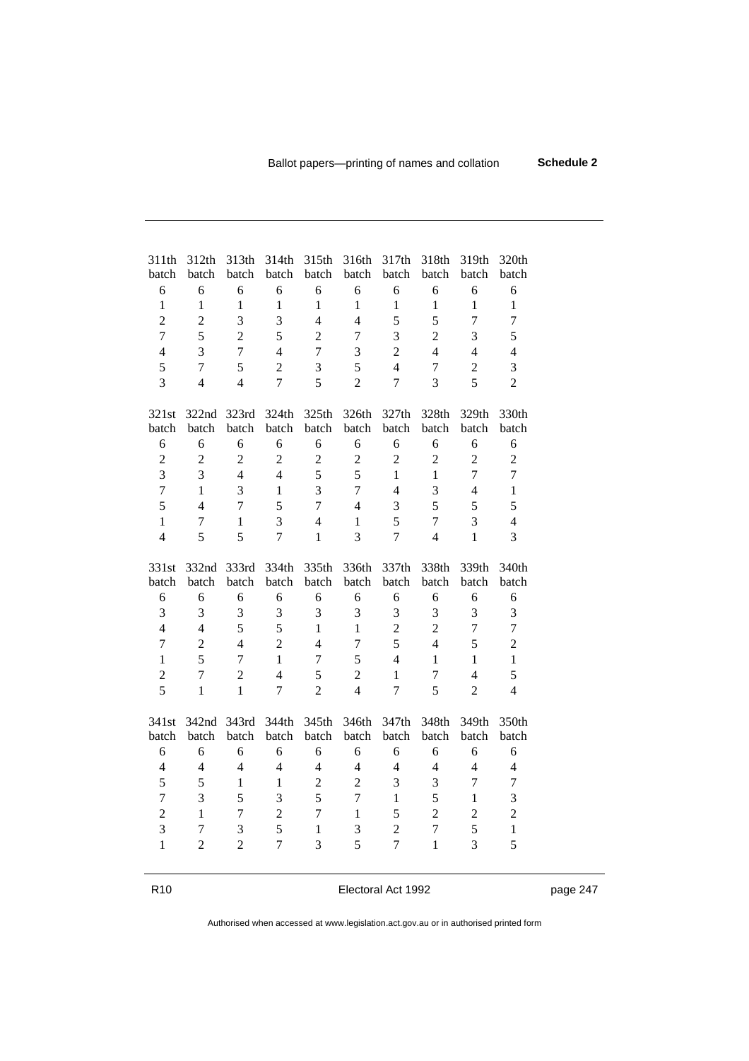| 311th batch | 312th batch | 313th batch | 314th batch | 315th batch | 316th batch | 317th batch | 318th batch | 319th batch | 320th batch |
|---|---|---|---|---|---|---|---|---|---|
| 6 | 6 | 6 | 6 | 6 | 6 | 6 | 6 | 6 | 6 |
| 1 | 1 | 1 | 1 | 1 | 1 | 1 | 1 | 1 | 1 |
| 2 | 2 | 3 | 3 | 4 | 4 | 5 | 5 | 7 | 7 |
| 7 | 5 | 2 | 5 | 2 | 7 | 3 | 2 | 3 | 5 |
| 4 | 3 | 7 | 4 | 7 | 3 | 2 | 4 | 4 | 4 |
| 5 | 7 | 5 | 2 | 3 | 5 | 4 | 7 | 2 | 3 |
| 3 | 4 | 4 | 7 | 5 | 2 | 7 | 3 | 5 | 2 |

| 321st batch | 322nd batch | 323rd batch | 324th batch | 325th batch | 326th batch | 327th batch | 328th batch | 329th batch | 330th batch |
|---|---|---|---|---|---|---|---|---|---|
| 6 | 6 | 6 | 6 | 6 | 6 | 6 | 6 | 6 | 6 |
| 2 | 2 | 2 | 2 | 2 | 2 | 2 | 2 | 2 | 2 |
| 3 | 3 | 4 | 4 | 5 | 5 | 1 | 1 | 7 | 7 |
| 7 | 1 | 3 | 1 | 3 | 7 | 4 | 3 | 4 | 1 |
| 5 | 4 | 7 | 5 | 7 | 4 | 3 | 5 | 5 | 5 |
| 1 | 7 | 1 | 3 | 4 | 1 | 5 | 7 | 3 | 4 |
| 4 | 5 | 5 | 7 | 1 | 3 | 7 | 4 | 1 | 3 |

| 331st batch | 332nd batch | 333rd batch | 334th batch | 335th batch | 336th batch | 337th batch | 338th batch | 339th batch | 340th batch |
|---|---|---|---|---|---|---|---|---|---|
| 6 | 6 | 6 | 6 | 6 | 6 | 6 | 6 | 6 | 6 |
| 3 | 3 | 3 | 3 | 3 | 3 | 3 | 3 | 3 | 3 |
| 4 | 4 | 5 | 5 | 1 | 1 | 2 | 2 | 7 | 7 |
| 7 | 2 | 4 | 2 | 4 | 7 | 5 | 4 | 5 | 2 |
| 1 | 5 | 7 | 1 | 7 | 5 | 4 | 1 | 1 | 1 |
| 2 | 7 | 2 | 4 | 5 | 2 | 1 | 7 | 4 | 5 |
| 5 | 1 | 1 | 7 | 2 | 4 | 7 | 5 | 2 | 4 |

| 341st batch | 342nd batch | 343rd batch | 344th batch | 345th batch | 346th batch | 347th batch | 348th batch | 349th batch | 350th batch |
|---|---|---|---|---|---|---|---|---|---|
| 6 | 6 | 6 | 6 | 6 | 6 | 6 | 6 | 6 | 6 |
| 4 | 4 | 4 | 4 | 4 | 4 | 4 | 4 | 4 | 4 |
| 5 | 5 | 1 | 1 | 2 | 2 | 3 | 3 | 7 | 7 |
| 7 | 3 | 5 | 3 | 5 | 7 | 1 | 5 | 1 | 3 |
| 2 | 1 | 7 | 2 | 7 | 1 | 5 | 2 | 2 | 2 |
| 3 | 7 | 3 | 5 | 1 | 3 | 2 | 7 | 5 | 1 |
| 1 | 2 | 2 | 7 | 3 | 5 | 7 | 1 | 3 | 5 |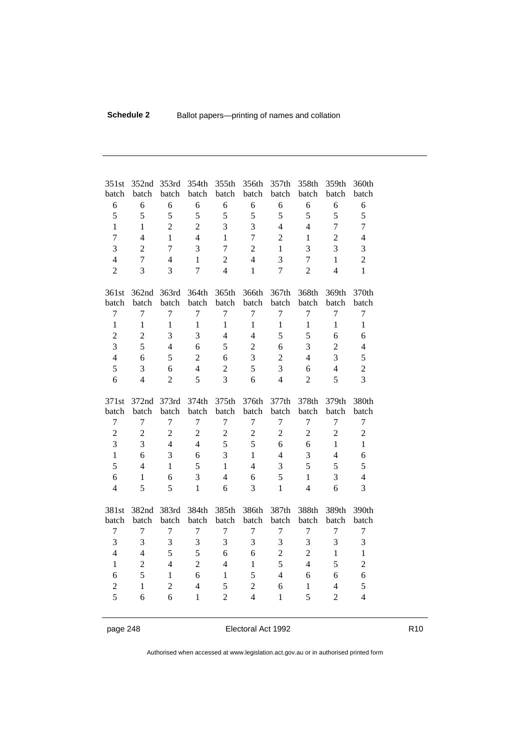| 351st batch | 352nd batch | 353rd batch | 354th batch | 355th batch | 356th batch | 357th batch | 358th batch | 359th batch | 360th batch |
|---|---|---|---|---|---|---|---|---|---|
| 6 | 6 | 6 | 6 | 6 | 6 | 6 | 6 | 6 | 6 |
| 5 | 5 | 5 | 5 | 5 | 5 | 5 | 5 | 5 | 5 |
| 1 | 1 | 2 | 2 | 3 | 3 | 4 | 4 | 7 | 7 |
| 7 | 4 | 1 | 4 | 1 | 7 | 2 | 1 | 2 | 4 |
| 3 | 2 | 7 | 3 | 7 | 2 | 1 | 3 | 3 | 3 |
| 4 | 7 | 4 | 1 | 2 | 4 | 3 | 7 | 1 | 2 |
| 2 | 3 | 3 | 7 | 4 | 1 | 7 | 2 | 4 | 1 |

| 361st batch | 362nd batch | 363rd batch | 364th batch | 365th batch | 366th batch | 367th batch | 368th batch | 369th batch | 370th batch |
|---|---|---|---|---|---|---|---|---|---|
| 7 | 7 | 7 | 7 | 7 | 7 | 7 | 7 | 7 | 7 |
| 1 | 1 | 1 | 1 | 1 | 1 | 1 | 1 | 1 | 1 |
| 2 | 2 | 3 | 3 | 4 | 4 | 5 | 5 | 6 | 6 |
| 3 | 5 | 4 | 6 | 5 | 2 | 6 | 3 | 2 | 4 |
| 4 | 6 | 5 | 2 | 6 | 3 | 2 | 4 | 3 | 5 |
| 5 | 3 | 6 | 4 | 2 | 5 | 3 | 6 | 4 | 2 |
| 6 | 4 | 2 | 5 | 3 | 6 | 4 | 2 | 5 | 3 |

| 371st batch | 372nd batch | 373rd batch | 374th batch | 375th batch | 376th batch | 377th batch | 378th batch | 379th batch | 380th batch |
|---|---|---|---|---|---|---|---|---|---|
| 7 | 7 | 7 | 7 | 7 | 7 | 7 | 7 | 7 | 7 |
| 2 | 2 | 2 | 2 | 2 | 2 | 2 | 2 | 2 | 2 |
| 3 | 3 | 4 | 4 | 5 | 5 | 6 | 6 | 1 | 1 |
| 1 | 6 | 3 | 6 | 3 | 1 | 4 | 3 | 4 | 6 |
| 5 | 4 | 1 | 5 | 1 | 4 | 3 | 5 | 5 | 5 |
| 6 | 1 | 6 | 3 | 4 | 6 | 5 | 1 | 3 | 4 |
| 4 | 5 | 5 | 1 | 6 | 3 | 1 | 4 | 6 | 3 |

| 381st batch | 382nd batch | 383rd batch | 384th batch | 385th batch | 386th batch | 387th batch | 388th batch | 389th batch | 390th batch |
|---|---|---|---|---|---|---|---|---|---|
| 7 | 7 | 7 | 7 | 7 | 7 | 7 | 7 | 7 | 7 |
| 3 | 3 | 3 | 3 | 3 | 3 | 3 | 3 | 3 | 3 |
| 4 | 4 | 5 | 5 | 6 | 6 | 2 | 2 | 1 | 1 |
| 1 | 2 | 4 | 2 | 4 | 1 | 5 | 4 | 5 | 2 |
| 6 | 5 | 1 | 6 | 1 | 5 | 4 | 6 | 6 | 6 |
| 2 | 1 | 2 | 4 | 5 | 2 | 6 | 1 | 4 | 5 |
| 5 | 6 | 6 | 1 | 2 | 4 | 1 | 5 | 2 | 4 |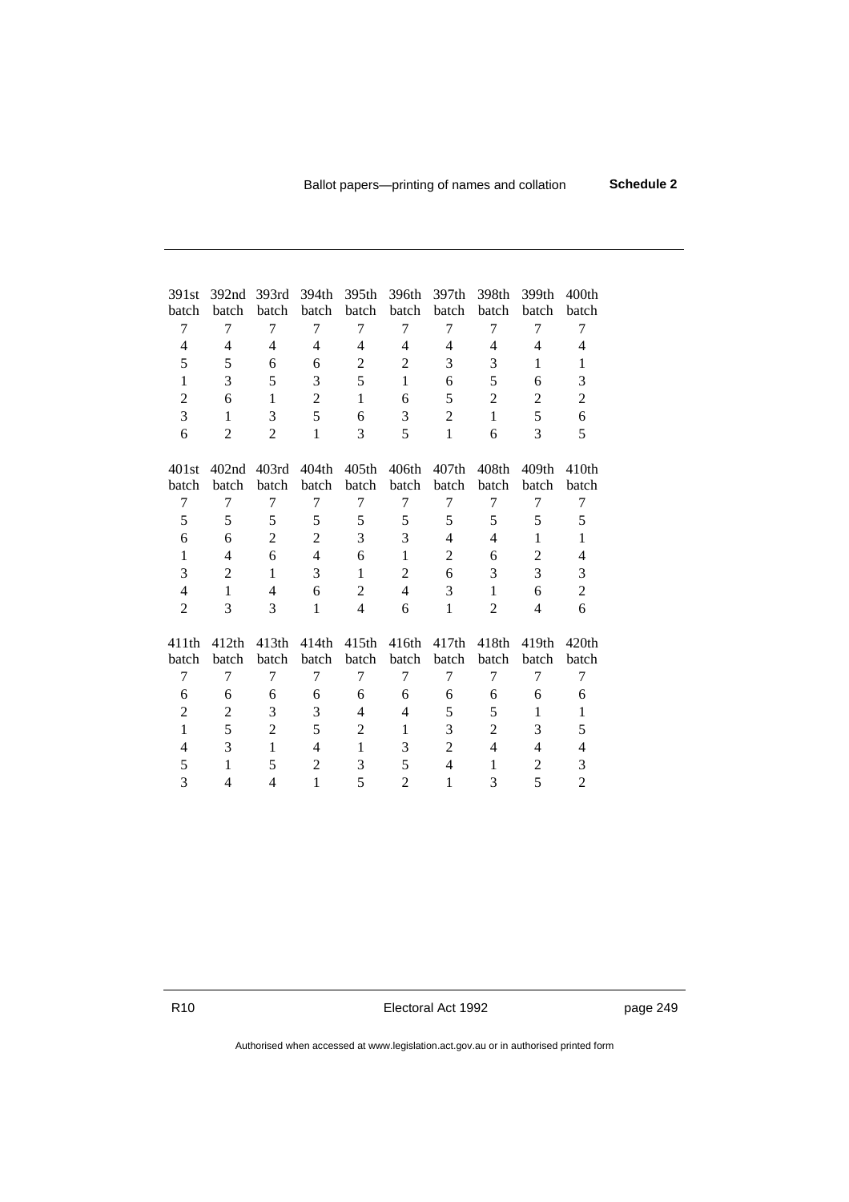| 391st batch | 392nd batch | 393rd batch | 394th batch | 395th batch | 396th batch | 397th batch | 398th batch | 399th batch | 400th batch |
|---|---|---|---|---|---|---|---|---|---|
| 7 | 7 | 7 | 7 | 7 | 7 | 7 | 7 | 7 | 7 |
| 4 | 4 | 4 | 4 | 4 | 4 | 4 | 4 | 4 | 4 |
| 5 | 5 | 6 | 6 | 2 | 2 | 3 | 3 | 1 | 1 |
| 1 | 3 | 5 | 3 | 5 | 1 | 6 | 5 | 6 | 3 |
| 2 | 6 | 1 | 2 | 1 | 6 | 5 | 2 | 2 | 2 |
| 3 | 1 | 3 | 5 | 6 | 3 | 2 | 1 | 5 | 6 |
| 6 | 2 | 2 | 1 | 3 | 5 | 1 | 6 | 3 | 5 |

| 401st batch | 402nd batch | 403rd batch | 404th batch | 405th batch | 406th batch | 407th batch | 408th batch | 409th batch | 410th batch |
|---|---|---|---|---|---|---|---|---|---|
| 7 | 7 | 7 | 7 | 7 | 7 | 7 | 7 | 7 | 7 |
| 5 | 5 | 5 | 5 | 5 | 5 | 5 | 5 | 5 | 5 |
| 6 | 6 | 2 | 2 | 3 | 3 | 4 | 4 | 1 | 1 |
| 1 | 4 | 6 | 4 | 6 | 1 | 2 | 6 | 2 | 4 |
| 3 | 2 | 1 | 3 | 1 | 2 | 6 | 3 | 3 | 3 |
| 4 | 1 | 4 | 6 | 2 | 4 | 3 | 1 | 6 | 2 |
| 2 | 3 | 3 | 1 | 4 | 6 | 1 | 2 | 4 | 6 |

| 411th batch | 412th batch | 413th batch | 414th batch | 415th batch | 416th batch | 417th batch | 418th batch | 419th batch | 420th batch |
|---|---|---|---|---|---|---|---|---|---|
| 7 | 7 | 7 | 7 | 7 | 7 | 7 | 7 | 7 | 7 |
| 6 | 6 | 6 | 6 | 6 | 6 | 6 | 6 | 6 | 6 |
| 2 | 2 | 3 | 3 | 4 | 4 | 5 | 5 | 1 | 1 |
| 1 | 5 | 2 | 5 | 2 | 1 | 3 | 2 | 3 | 5 |
| 4 | 3 | 1 | 4 | 1 | 3 | 2 | 4 | 4 | 4 |
| 5 | 1 | 5 | 2 | 3 | 5 | 4 | 1 | 2 | 3 |
| 3 | 4 | 4 | 1 | 5 | 2 | 1 | 3 | 5 | 2 |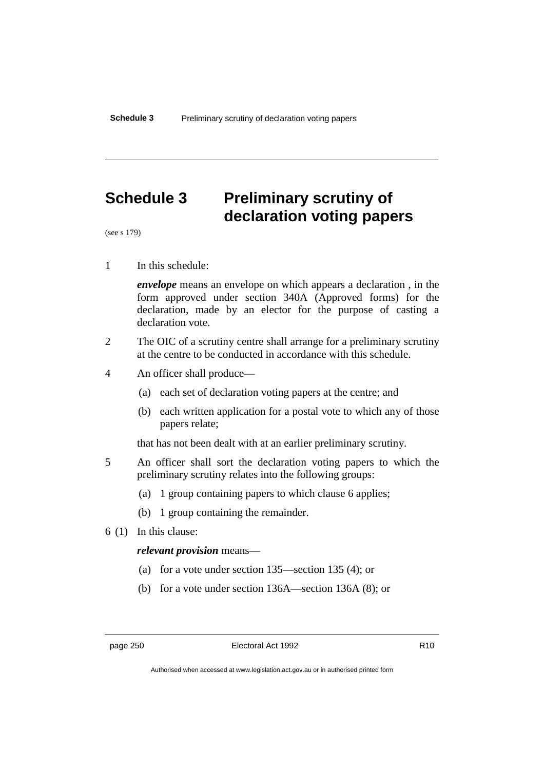# Schedule 3 Preliminary scrutiny of declaration voting papers

(see s 179)

1 In this schedule:

***envelope*** means an envelope on which appears a declaration , in the form approved under section 340A (Approved forms) for the declaration, made by an elector for the purpose of casting a declaration vote.

2 The OIC of a scrutiny centre shall arrange for a preliminary scrutiny at the centre to be conducted in accordance with this schedule.

4 An officer shall produce—

(a) each set of declaration voting papers at the centre; and

(b) each written application for a postal vote to which any of those papers relate;

that has not been dealt with at an earlier preliminary scrutiny.

5 An officer shall sort the declaration voting papers to which the preliminary scrutiny relates into the following groups:

(a) 1 group containing papers to which clause 6 applies;

(b) 1 group containing the remainder.

6 (1) In this clause:

***relevant provision*** means—

(a) for a vote under section 135—section 135 (4); or

(b) for a vote under section 136A—section 136A (8); or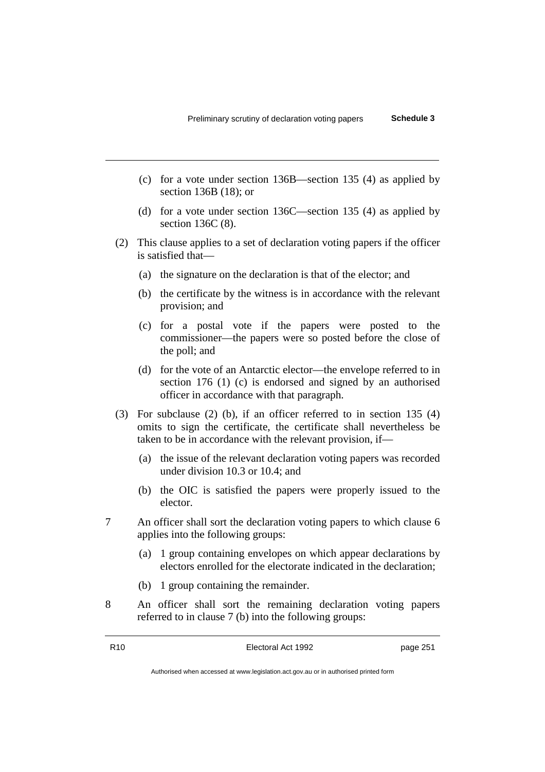(c) for a vote under section 136B—section 135 (4) as applied by section 136B (18); or

(d) for a vote under section 136C—section 135 (4) as applied by section 136C (8).

(2) This clause applies to a set of declaration voting papers if the officer is satisfied that—

(a) the signature on the declaration is that of the elector; and

(b) the certificate by the witness is in accordance with the relevant provision; and

(c) for a postal vote if the papers were posted to the commissioner—the papers were so posted before the close of the poll; and

(d) for the vote of an Antarctic elector—the envelope referred to in section 176 (1) (c) is endorsed and signed by an authorised officer in accordance with that paragraph.

(3) For subclause (2) (b), if an officer referred to in section 135 (4) omits to sign the certificate, the certificate shall nevertheless be taken to be in accordance with the relevant provision, if—

(a) the issue of the relevant declaration voting papers was recorded under division 10.3 or 10.4; and

(b) the OIC is satisfied the papers were properly issued to the elector.

7 An officer shall sort the declaration voting papers to which clause 6 applies into the following groups:

(a) 1 group containing envelopes on which appear declarations by electors enrolled for the electorate indicated in the declaration;

(b) 1 group containing the remainder.

8 An officer shall sort the remaining declaration voting papers referred to in clause 7 (b) into the following groups: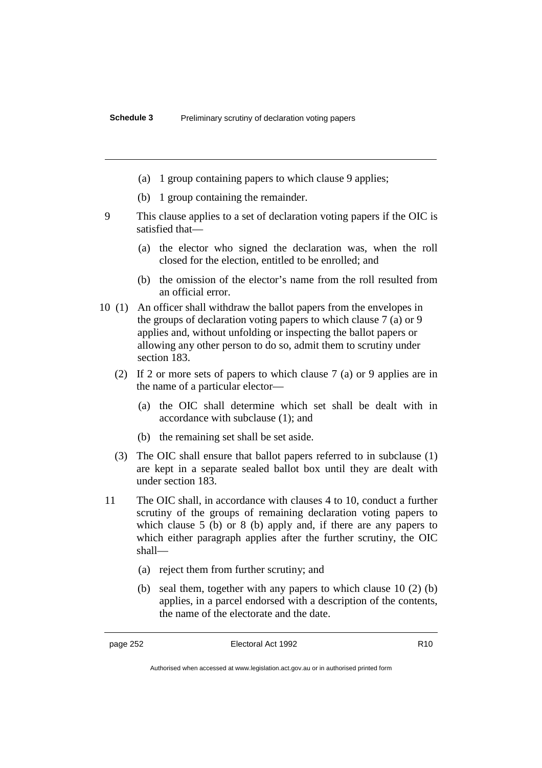(a) 1 group containing papers to which clause 9 applies;

(b) 1 group containing the remainder.

9 This clause applies to a set of declaration voting papers if the OIC is satisfied that—

(a) the elector who signed the declaration was, when the roll closed for the election, entitled to be enrolled; and

(b) the omission of the elector's name from the roll resulted from an official error.

10 (1) An officer shall withdraw the ballot papers from the envelopes in the groups of declaration voting papers to which clause 7 (a) or 9 applies and, without unfolding or inspecting the ballot papers or allowing any other person to do so, admit them to scrutiny under section 183.

(2) If 2 or more sets of papers to which clause 7 (a) or 9 applies are in the name of a particular elector—

(a) the OIC shall determine which set shall be dealt with in accordance with subclause (1); and

(b) the remaining set shall be set aside.

(3) The OIC shall ensure that ballot papers referred to in subclause (1) are kept in a separate sealed ballot box until they are dealt with under section 183.

11 The OIC shall, in accordance with clauses 4 to 10, conduct a further scrutiny of the groups of remaining declaration voting papers to which clause 5 (b) or 8 (b) apply and, if there are any papers to which either paragraph applies after the further scrutiny, the OIC shall—

(a) reject them from further scrutiny; and

(b) seal them, together with any papers to which clause 10 (2) (b) applies, in a parcel endorsed with a description of the contents, the name of the electorate and the date.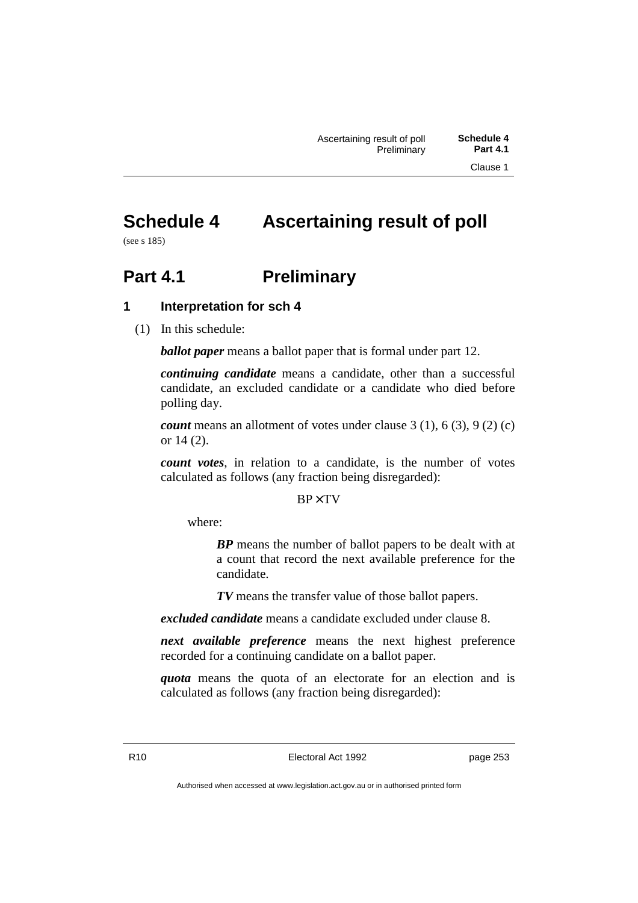# Schedule 4 Ascertaining result of poll

(see s 185)

## Part 4.1 Preliminary

### 1 Interpretation for sch 4

(1) In this schedule:

***ballot paper*** means a ballot paper that is formal under part 12.

***continuing candidate*** means a candidate, other than a successful candidate, an excluded candidate or a candidate who died before polling day.

***count*** means an allotment of votes under clause 3 (1), 6 (3), 9 (2) (c) or 14 (2).

***count votes***, in relation to a candidate, is the number of votes calculated as follows (any fraction being disregarded):

$$BP \times TV$$

where:

> ***BP*** means the number of ballot papers to be dealt with at a count that record the next available preference for the candidate.
>
> ***TV*** means the transfer value of those ballot papers.

***excluded candidate*** means a candidate excluded under clause 8.

***next available preference*** means the next highest preference recorded for a continuing candidate on a ballot paper.

***quota*** means the quota of an electorate for an election and is calculated as follows (any fraction being disregarded):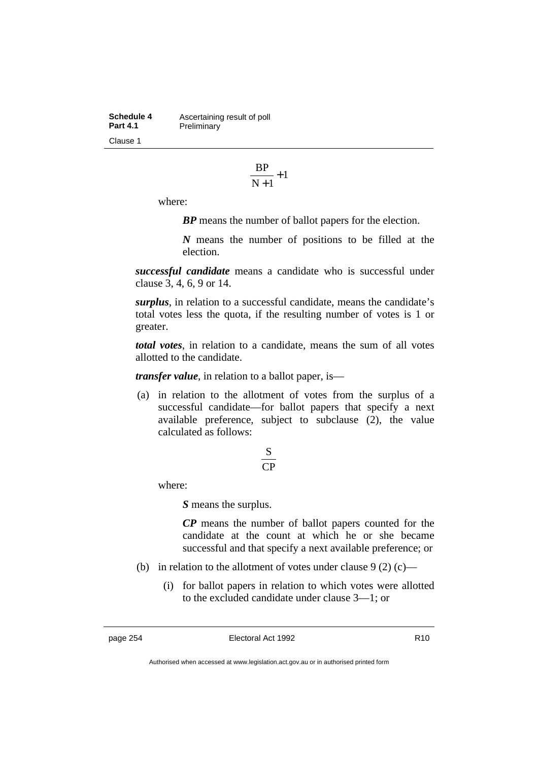$$\frac{BP}{N+1}+1$$

where:

> ***BP*** means the number of ballot papers for the election.
>
> ***N*** means the number of positions to be filled at the election.

***successful candidate*** means a candidate who is successful under clause 3, 4, 6, 9 or 14.

***surplus***, in relation to a successful candidate, means the candidate's total votes less the quota, if the resulting number of votes is 1 or greater.

***total votes***, in relation to a candidate, means the sum of all votes allotted to the candidate.

***transfer value***, in relation to a ballot paper, is—

(a) in relation to the allotment of votes from the surplus of a successful candidate—for ballot papers that specify a next available preference, subject to subclause (2), the value calculated as follows:

$$\frac{S}{CP}$$

where:

> ***S*** means the surplus.
>
> ***CP*** means the number of ballot papers counted for the candidate at the count at which he or she became successful and that specify a next available preference; or

(b) in relation to the allotment of votes under clause 9 (2) (c)—

   (i) for ballot papers in relation to which votes were allotted to the excluded candidate under clause 3—1; or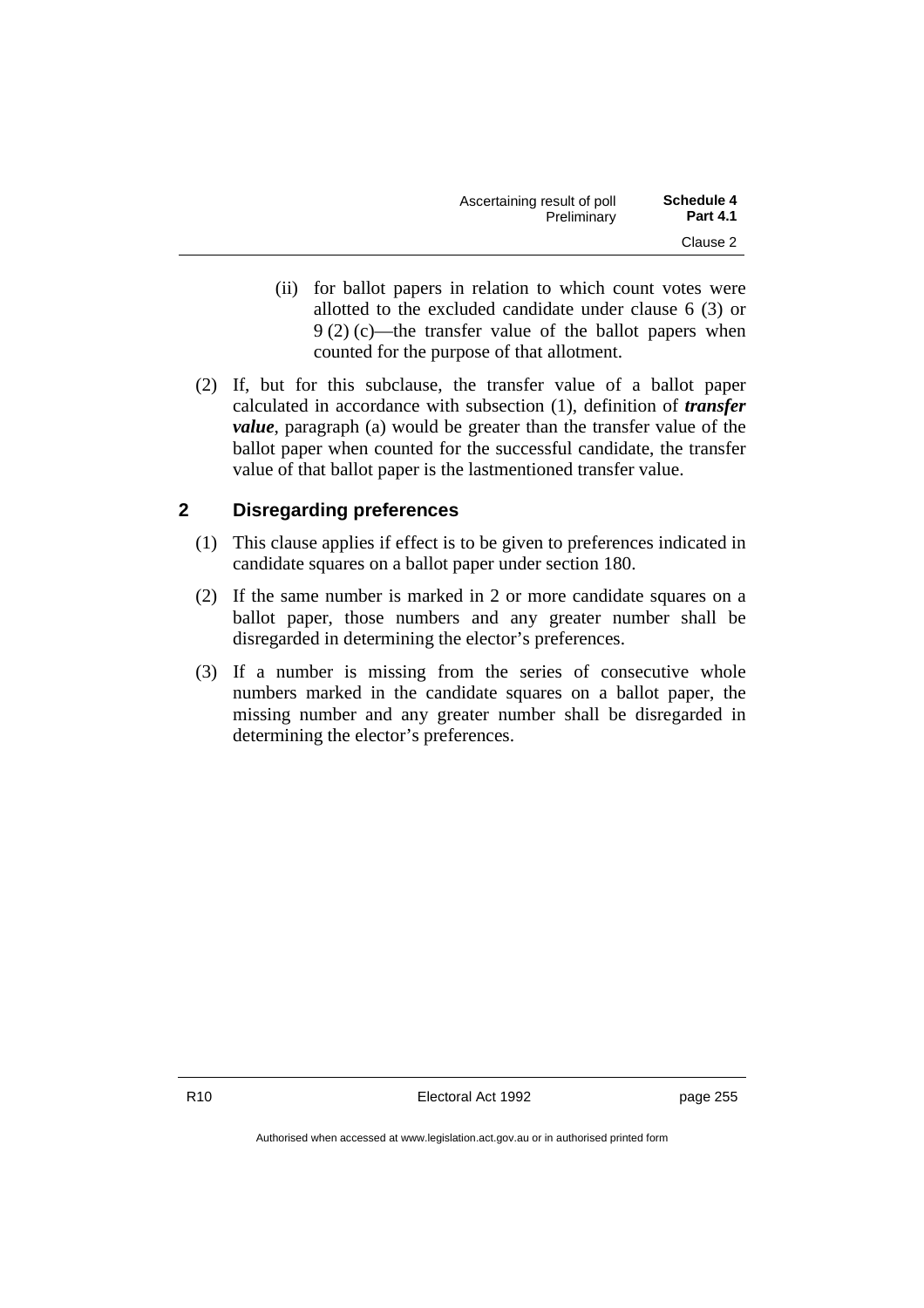(ii) for ballot papers in relation to which count votes were allotted to the excluded candidate under clause 6 (3) or 9 (2) (c)—the transfer value of the ballot papers when counted for the purpose of that allotment.

(2) If, but for this subclause, the transfer value of a ballot paper calculated in accordance with subsection (1), definition of ***transfer value***, paragraph (a) would be greater than the transfer value of the ballot paper when counted for the successful candidate, the transfer value of that ballot paper is the lastmentioned transfer value.

## 2 Disregarding preferences

(1) This clause applies if effect is to be given to preferences indicated in candidate squares on a ballot paper under section 180.

(2) If the same number is marked in 2 or more candidate squares on a ballot paper, those numbers and any greater number shall be disregarded in determining the elector's preferences.

(3) If a number is missing from the series of consecutive whole numbers marked in the candidate squares on a ballot paper, the missing number and any greater number shall be disregarded in determining the elector's preferences.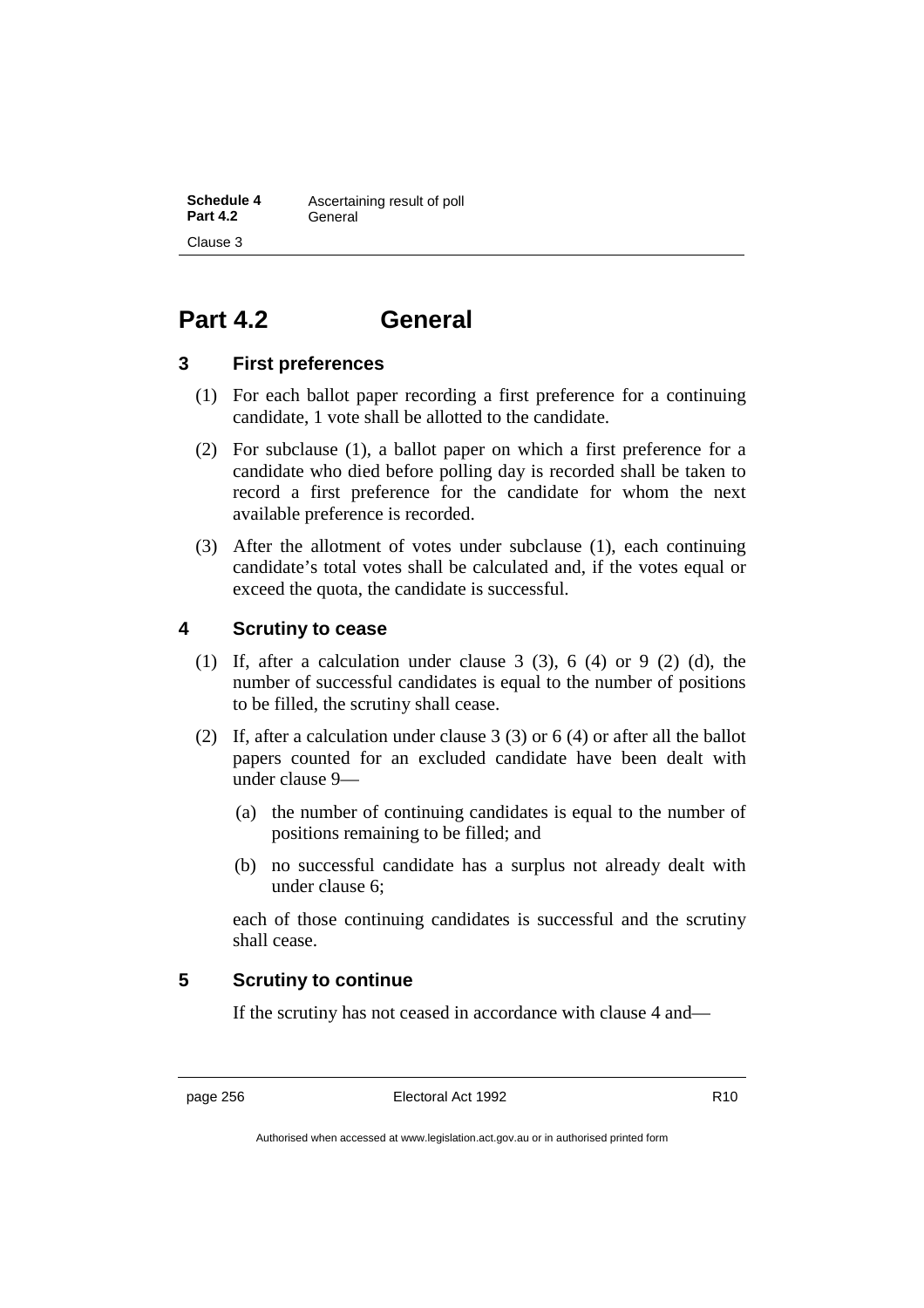# Part 4.2 General

## 3 First preferences

(1) For each ballot paper recording a first preference for a continuing candidate, 1 vote shall be allotted to the candidate.

(2) For subclause (1), a ballot paper on which a first preference for a candidate who died before polling day is recorded shall be taken to record a first preference for the candidate for whom the next available preference is recorded.

(3) After the allotment of votes under subclause (1), each continuing candidate's total votes shall be calculated and, if the votes equal or exceed the quota, the candidate is successful.

## 4 Scrutiny to cease

(1) If, after a calculation under clause 3 (3), 6 (4) or 9 (2) (d), the number of successful candidates is equal to the number of positions to be filled, the scrutiny shall cease.

(2) If, after a calculation under clause 3 (3) or 6 (4) or after all the ballot papers counted for an excluded candidate have been dealt with under clause 9—

(a) the number of continuing candidates is equal to the number of positions remaining to be filled; and

(b) no successful candidate has a surplus not already dealt with under clause 6;

each of those continuing candidates is successful and the scrutiny shall cease.

## 5 Scrutiny to continue

If the scrutiny has not ceased in accordance with clause 4 and—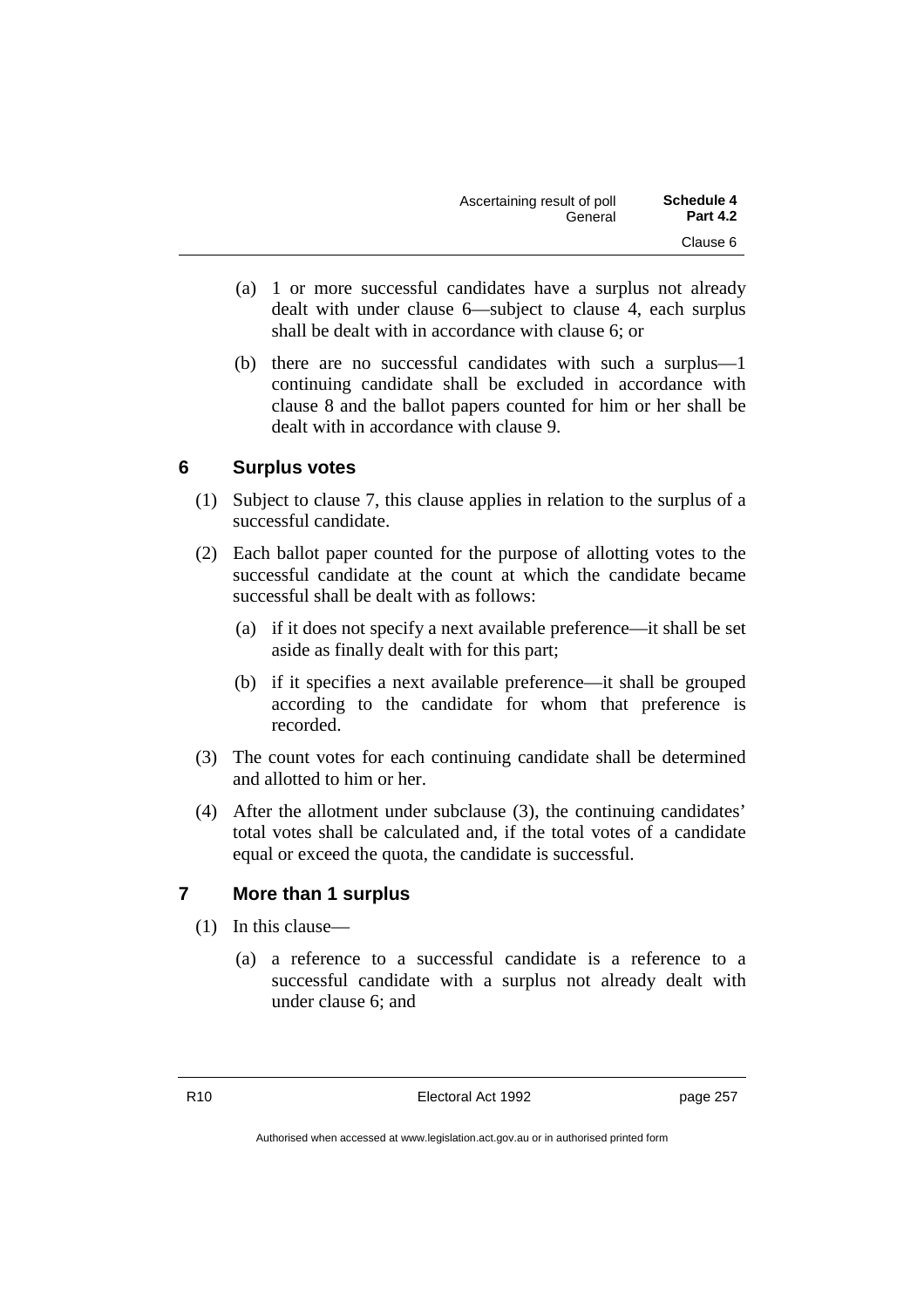(a) 1 or more successful candidates have a surplus not already dealt with under clause 6—subject to clause 4, each surplus shall be dealt with in accordance with clause 6; or

(b) there are no successful candidates with such a surplus—1 continuing candidate shall be excluded in accordance with clause 8 and the ballot papers counted for him or her shall be dealt with in accordance with clause 9.

## 6 Surplus votes

(1) Subject to clause 7, this clause applies in relation to the surplus of a successful candidate.

(2) Each ballot paper counted for the purpose of allotting votes to the successful candidate at the count at which the candidate became successful shall be dealt with as follows:

(a) if it does not specify a next available preference—it shall be set aside as finally dealt with for this part;

(b) if it specifies a next available preference—it shall be grouped according to the candidate for whom that preference is recorded.

(3) The count votes for each continuing candidate shall be determined and allotted to him or her.

(4) After the allotment under subclause (3), the continuing candidates' total votes shall be calculated and, if the total votes of a candidate equal or exceed the quota, the candidate is successful.

## 7 More than 1 surplus

(1) In this clause—

(a) a reference to a successful candidate is a reference to a successful candidate with a surplus not already dealt with under clause 6; and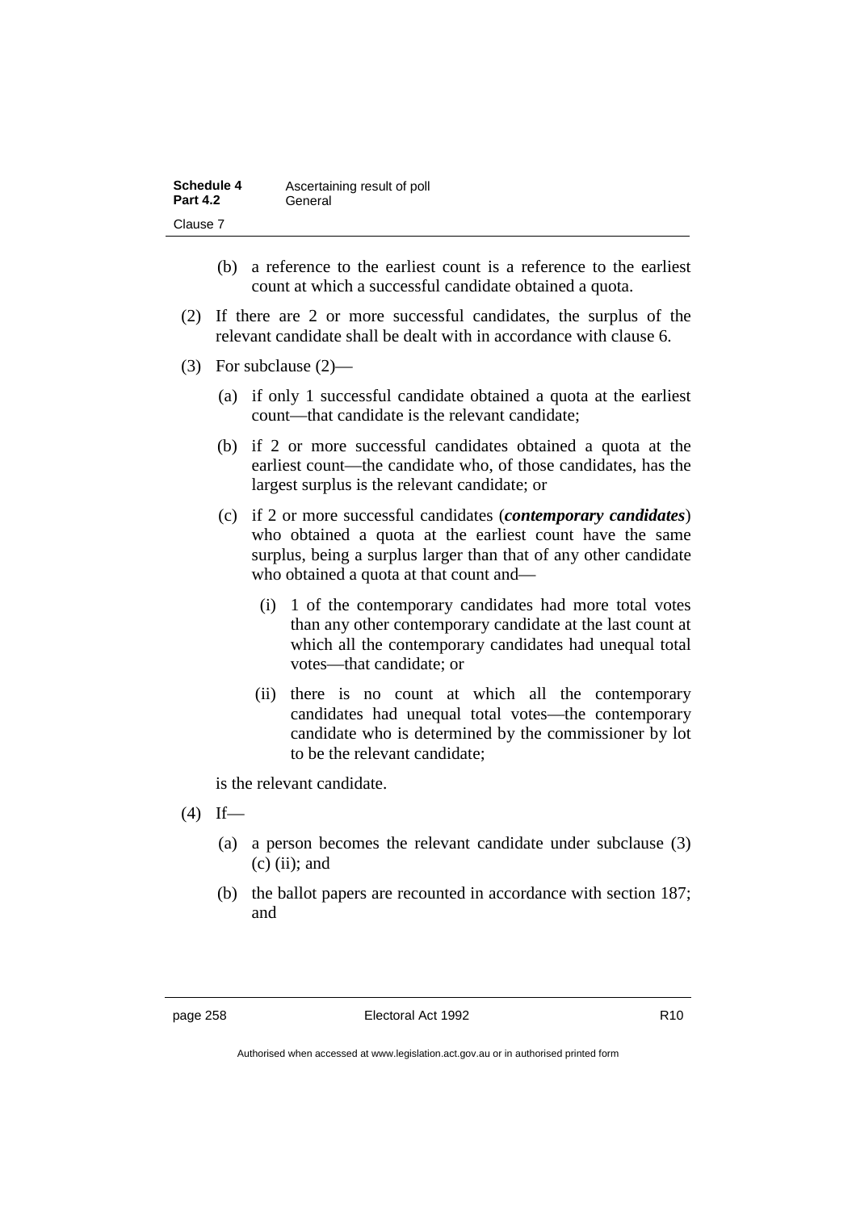(b) a reference to the earliest count is a reference to the earliest count at which a successful candidate obtained a quota.

(2) If there are 2 or more successful candidates, the surplus of the relevant candidate shall be dealt with in accordance with clause 6.

(3) For subclause (2)—

(a) if only 1 successful candidate obtained a quota at the earliest count—that candidate is the relevant candidate;

(b) if 2 or more successful candidates obtained a quota at the earliest count—the candidate who, of those candidates, has the largest surplus is the relevant candidate; or

(c) if 2 or more successful candidates (***contemporary candidates***) who obtained a quota at the earliest count have the same surplus, being a surplus larger than that of any other candidate who obtained a quota at that count and—

(i) 1 of the contemporary candidates had more total votes than any other contemporary candidate at the last count at which all the contemporary candidates had unequal total votes—that candidate; or

(ii) there is no count at which all the contemporary candidates had unequal total votes—the contemporary candidate who is determined by the commissioner by lot to be the relevant candidate;

is the relevant candidate.

(4) If—

(a) a person becomes the relevant candidate under subclause (3) (c) (ii); and

(b) the ballot papers are recounted in accordance with section 187; and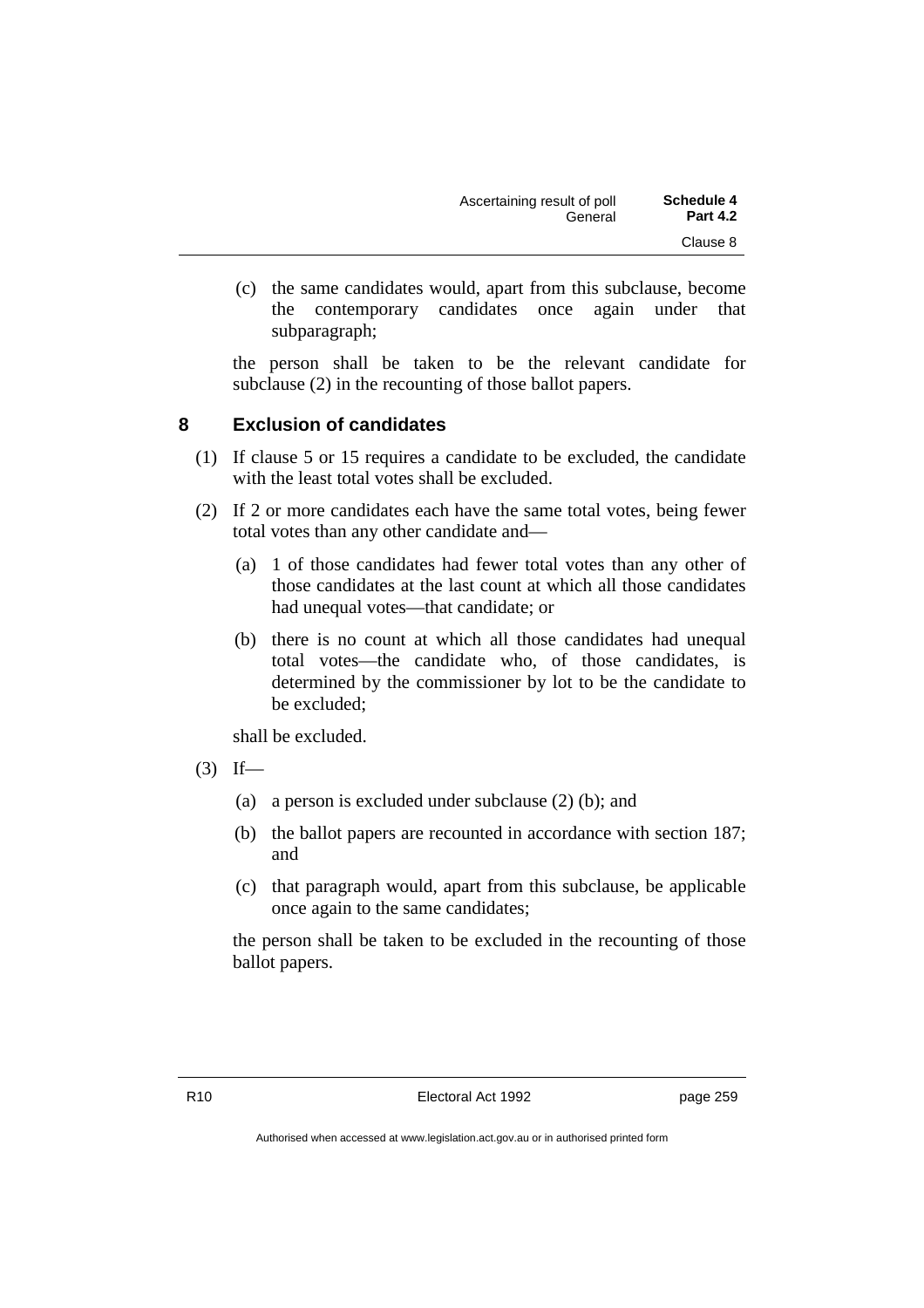(c) the same candidates would, apart from this subclause, become the contemporary candidates once again under that subparagraph;

the person shall be taken to be the relevant candidate for subclause (2) in the recounting of those ballot papers.

## 8 Exclusion of candidates

(1) If clause 5 or 15 requires a candidate to be excluded, the candidate with the least total votes shall be excluded.

(2) If 2 or more candidates each have the same total votes, being fewer total votes than any other candidate and—

(a) 1 of those candidates had fewer total votes than any other of those candidates at the last count at which all those candidates had unequal votes—that candidate; or

(b) there is no count at which all those candidates had unequal total votes—the candidate who, of those candidates, is determined by the commissioner by lot to be the candidate to be excluded;

shall be excluded.

(3) If—

(a) a person is excluded under subclause (2) (b); and

(b) the ballot papers are recounted in accordance with section 187; and

(c) that paragraph would, apart from this subclause, be applicable once again to the same candidates;

the person shall be taken to be excluded in the recounting of those ballot papers.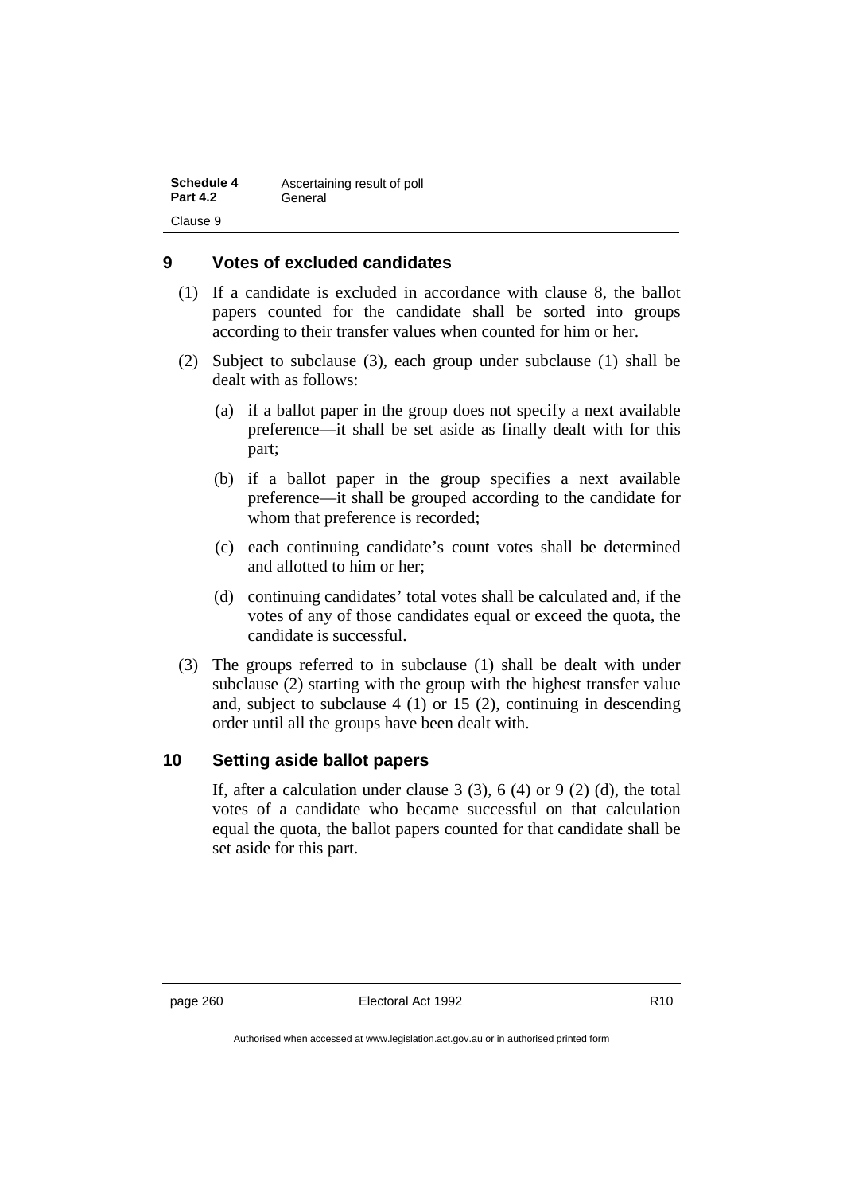## 9 Votes of excluded candidates

(1) If a candidate is excluded in accordance with clause 8, the ballot papers counted for the candidate shall be sorted into groups according to their transfer values when counted for him or her.

(2) Subject to subclause (3), each group under subclause (1) shall be dealt with as follows:

(a) if a ballot paper in the group does not specify a next available preference—it shall be set aside as finally dealt with for this part;

(b) if a ballot paper in the group specifies a next available preference—it shall be grouped according to the candidate for whom that preference is recorded;

(c) each continuing candidate's count votes shall be determined and allotted to him or her;

(d) continuing candidates' total votes shall be calculated and, if the votes of any of those candidates equal or exceed the quota, the candidate is successful.

(3) The groups referred to in subclause (1) shall be dealt with under subclause (2) starting with the group with the highest transfer value and, subject to subclause 4 (1) or 15 (2), continuing in descending order until all the groups have been dealt with.

## 10 Setting aside ballot papers

If, after a calculation under clause 3 (3), 6 (4) or 9 (2) (d), the total votes of a candidate who became successful on that calculation equal the quota, the ballot papers counted for that candidate shall be set aside for this part.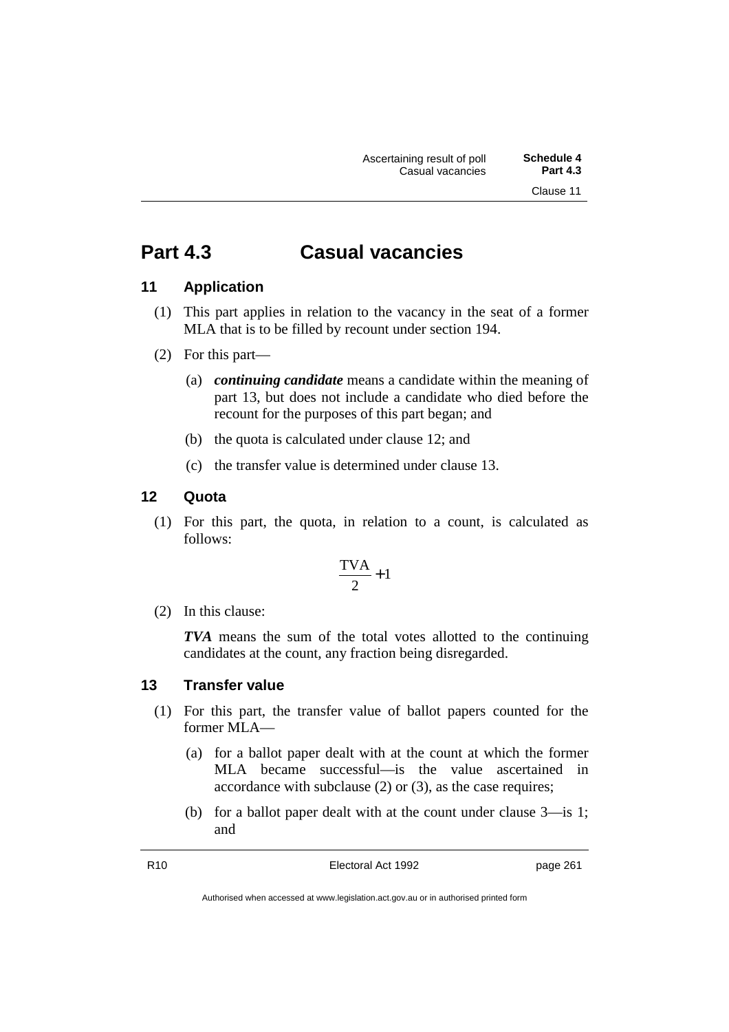# Part 4.3 Casual vacancies

## 11 Application

(1) This part applies in relation to the vacancy in the seat of a former MLA that is to be filled by recount under section 194.

(2) For this part—

(a) ***continuing candidate*** means a candidate within the meaning of part 13, but does not include a candidate who died before the recount for the purposes of this part began; and

(b) the quota is calculated under clause 12; and

(c) the transfer value is determined under clause 13.

## 12 Quota

(1) For this part, the quota, in relation to a count, is calculated as follows:

$$\frac{TVA}{2} + 1$$

(2) In this clause:

***TVA*** means the sum of the total votes allotted to the continuing candidates at the count, any fraction being disregarded.

## 13 Transfer value

(1) For this part, the transfer value of ballot papers counted for the former MLA—

(a) for a ballot paper dealt with at the count at which the former MLA became successful—is the value ascertained in accordance with subclause (2) or (3), as the case requires;

(b) for a ballot paper dealt with at the count under clause 3—is 1; and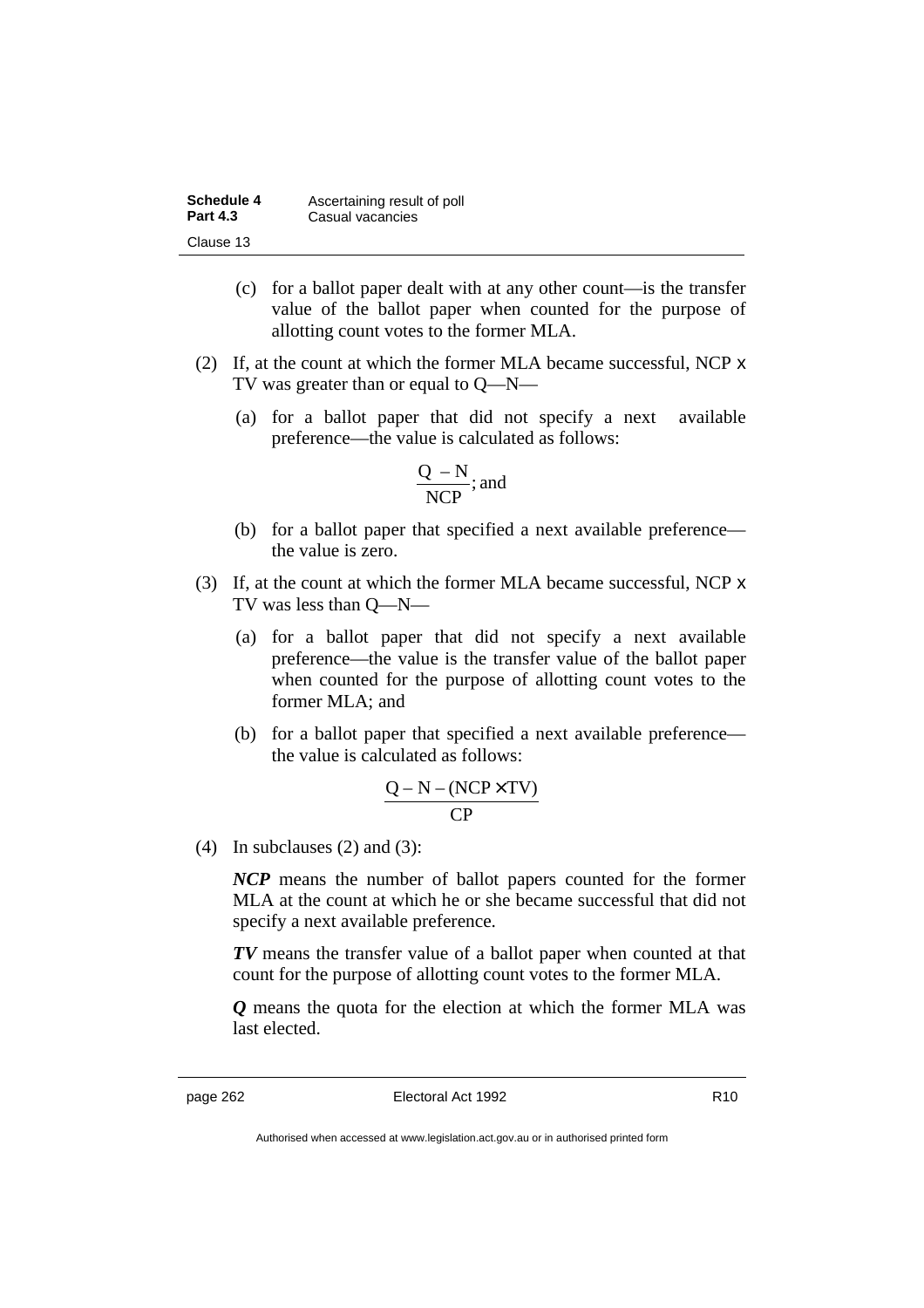(c) for a ballot paper dealt with at any other count—is the transfer value of the ballot paper when counted for the purpose of allotting count votes to the former MLA.

(2) If, at the count at which the former MLA became successful, NCP x TV was greater than or equal to Q—N—

(a) for a ballot paper that did not specify a next available preference—the value is calculated as follows:

$$\frac{Q - N}{NCP}; \text{ and}$$

(b) for a ballot paper that specified a next available preference—the value is zero.

(3) If, at the count at which the former MLA became successful, NCP x TV was less than Q—N—

(a) for a ballot paper that did not specify a next available preference—the value is the transfer value of the ballot paper when counted for the purpose of allotting count votes to the former MLA; and

(b) for a ballot paper that specified a next available preference—the value is calculated as follows:

$$\frac{Q - N - (NCP \times TV)}{CP}$$

(4) In subclauses (2) and (3):

***NCP*** means the number of ballot papers counted for the former MLA at the count at which he or she became successful that did not specify a next available preference.

***TV*** means the transfer value of a ballot paper when counted at that count for the purpose of allotting count votes to the former MLA.

***Q*** means the quota for the election at which the former MLA was last elected.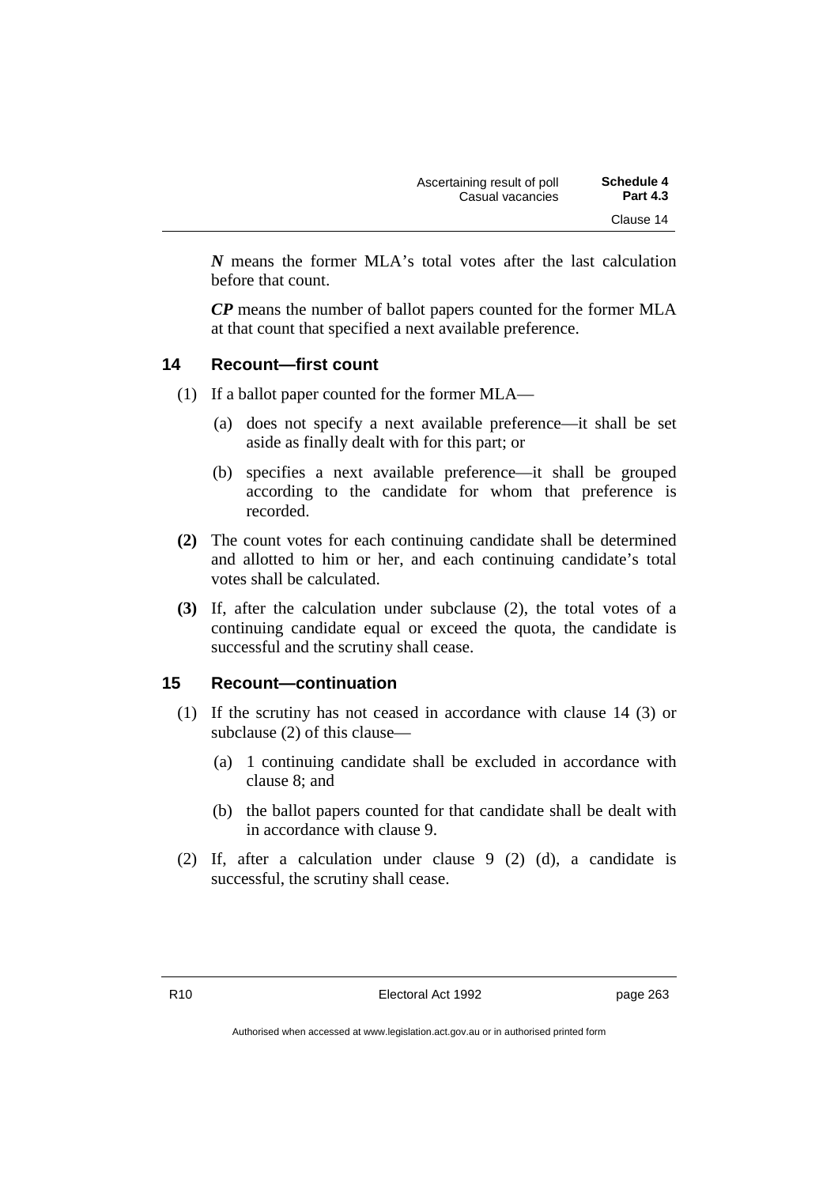***N*** means the former MLA's total votes after the last calculation before that count.

***CP*** means the number of ballot papers counted for the former MLA at that count that specified a next available preference.

## 14 Recount—first count

(1) If a ballot paper counted for the former MLA—

- (a) does not specify a next available preference—it shall be set aside as finally dealt with for this part; or
- (b) specifies a next available preference—it shall be grouped according to the candidate for whom that preference is recorded.

**(2)** The count votes for each continuing candidate shall be determined and allotted to him or her, and each continuing candidate's total votes shall be calculated.

**(3)** If, after the calculation under subclause (2), the total votes of a continuing candidate equal or exceed the quota, the candidate is successful and the scrutiny shall cease.

## 15 Recount—continuation

(1) If the scrutiny has not ceased in accordance with clause 14 (3) or subclause (2) of this clause—

- (a) 1 continuing candidate shall be excluded in accordance with clause 8; and
- (b) the ballot papers counted for that candidate shall be dealt with in accordance with clause 9.

(2) If, after a calculation under clause 9 (2) (d), a candidate is successful, the scrutiny shall cease.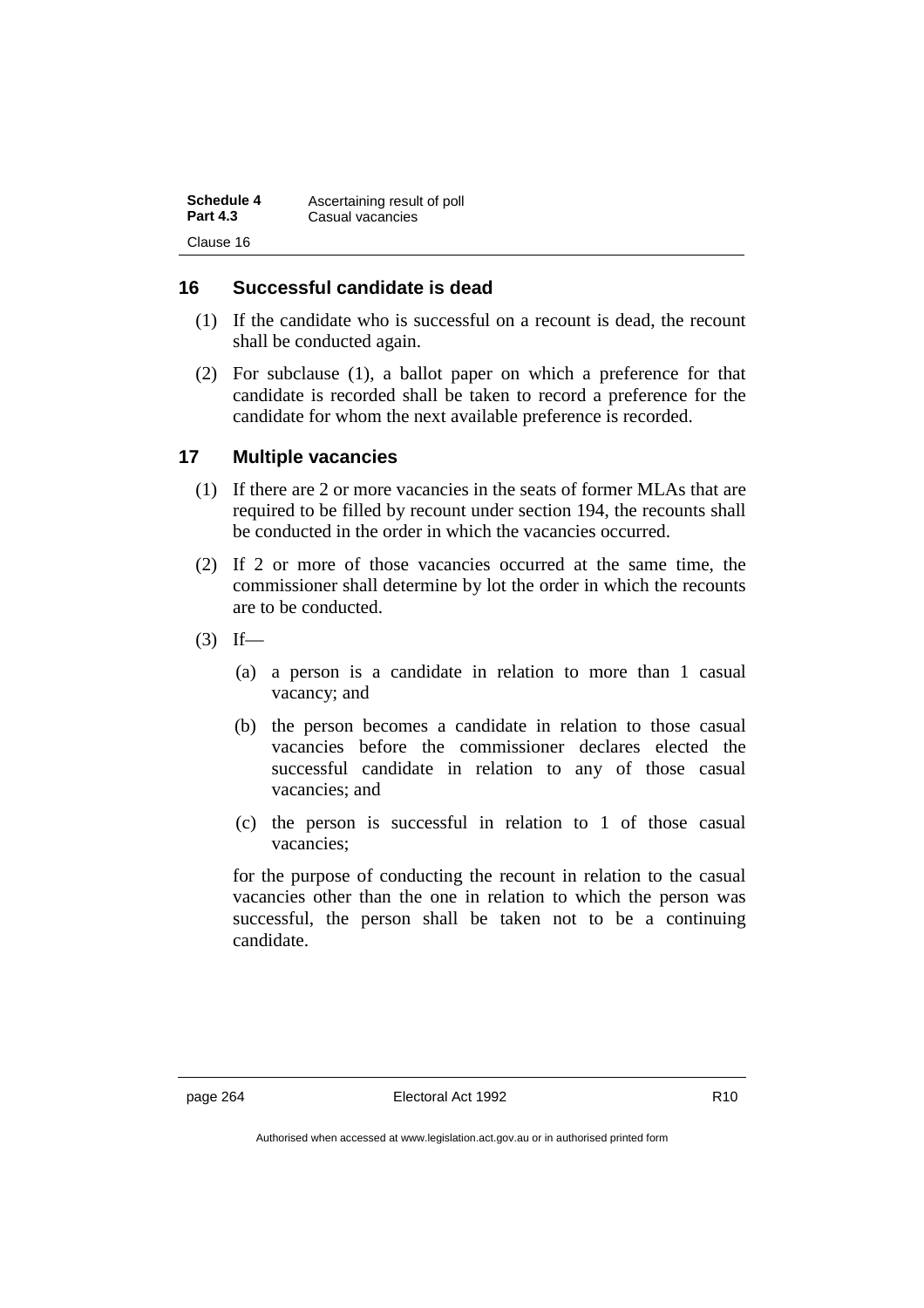## 16 Successful candidate is dead

(1) If the candidate who is successful on a recount is dead, the recount shall be conducted again.

(2) For subclause (1), a ballot paper on which a preference for that candidate is recorded shall be taken to record a preference for the candidate for whom the next available preference is recorded.

## 17 Multiple vacancies

(1) If there are 2 or more vacancies in the seats of former MLAs that are required to be filled by recount under section 194, the recounts shall be conducted in the order in which the vacancies occurred.

(2) If 2 or more of those vacancies occurred at the same time, the commissioner shall determine by lot the order in which the recounts are to be conducted.

(3) If—

(a) a person is a candidate in relation to more than 1 casual vacancy; and

(b) the person becomes a candidate in relation to those casual vacancies before the commissioner declares elected the successful candidate in relation to any of those casual vacancies; and

(c) the person is successful in relation to 1 of those casual vacancies;

for the purpose of conducting the recount in relation to the casual vacancies other than the one in relation to which the person was successful, the person shall be taken not to be a continuing candidate.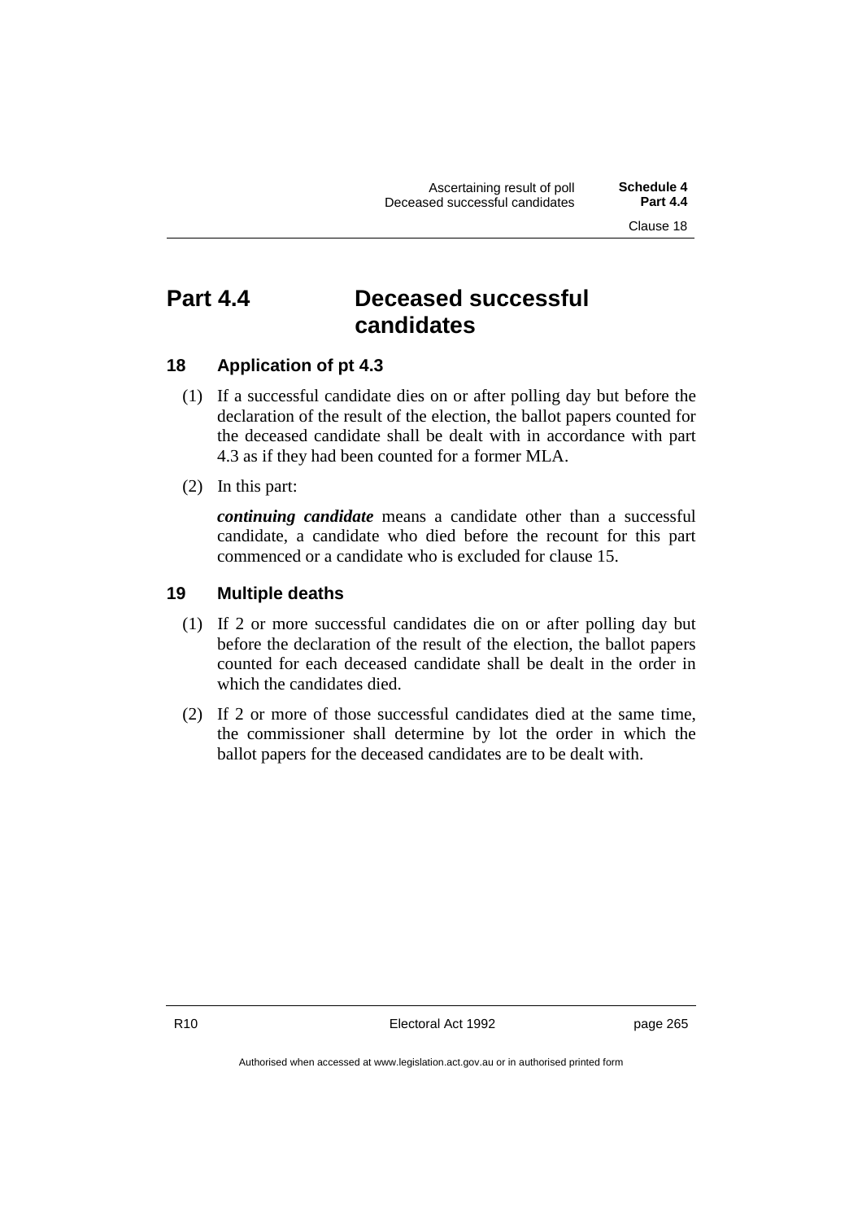## Part 4.4 Deceased successful candidates

### 18 Application of pt 4.3

(1) If a successful candidate dies on or after polling day but before the declaration of the result of the election, the ballot papers counted for the deceased candidate shall be dealt with in accordance with part 4.3 as if they had been counted for a former MLA.

(2) In this part:

***continuing candidate*** means a candidate other than a successful candidate, a candidate who died before the recount for this part commenced or a candidate who is excluded for clause 15.

### 19 Multiple deaths

(1) If 2 or more successful candidates die on or after polling day but before the declaration of the result of the election, the ballot papers counted for each deceased candidate shall be dealt in the order in which the candidates died.

(2) If 2 or more of those successful candidates died at the same time, the commissioner shall determine by lot the order in which the ballot papers for the deceased candidates are to be dealt with.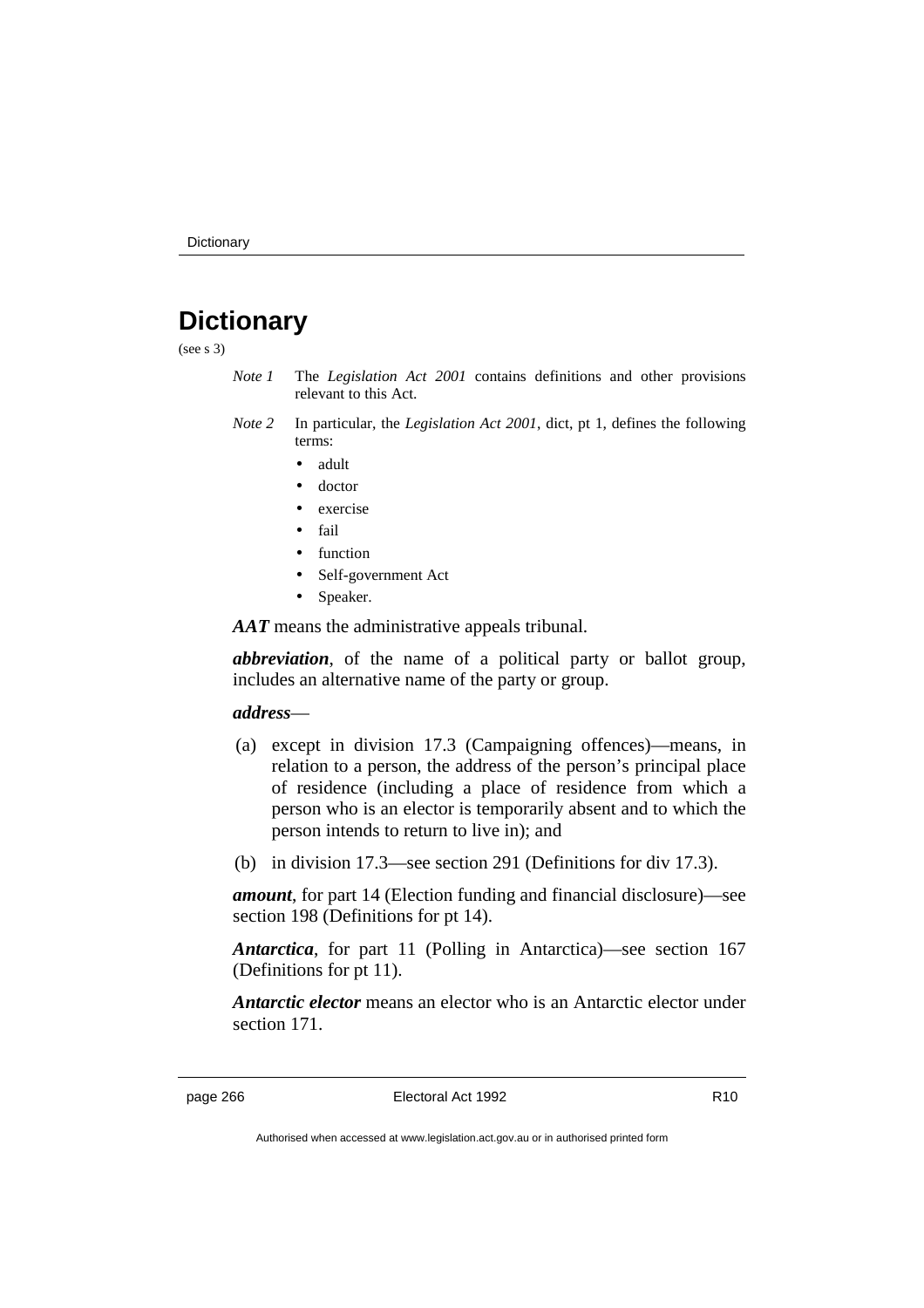# Dictionary

(see s 3)

*Note 1* The *Legislation Act 2001* contains definitions and other provisions relevant to this Act.

*Note 2* In particular, the *Legislation Act 2001*, dict, pt 1, defines the following terms:

- adult
- doctor
- exercise
- fail
- function
- Self-government Act
- Speaker.

***AAT*** means the administrative appeals tribunal.

***abbreviation***, of the name of a political party or ballot group, includes an alternative name of the party or group.

***address***—

(a) except in division 17.3 (Campaigning offences)—means, in relation to a person, the address of the person's principal place of residence (including a place of residence from which a person who is an elector is temporarily absent and to which the person intends to return to live in); and

(b) in division 17.3—see section 291 (Definitions for div 17.3).

***amount***, for part 14 (Election funding and financial disclosure)—see section 198 (Definitions for pt 14).

***Antarctica***, for part 11 (Polling in Antarctica)—see section 167 (Definitions for pt 11).

***Antarctic elector*** means an elector who is an Antarctic elector under section 171.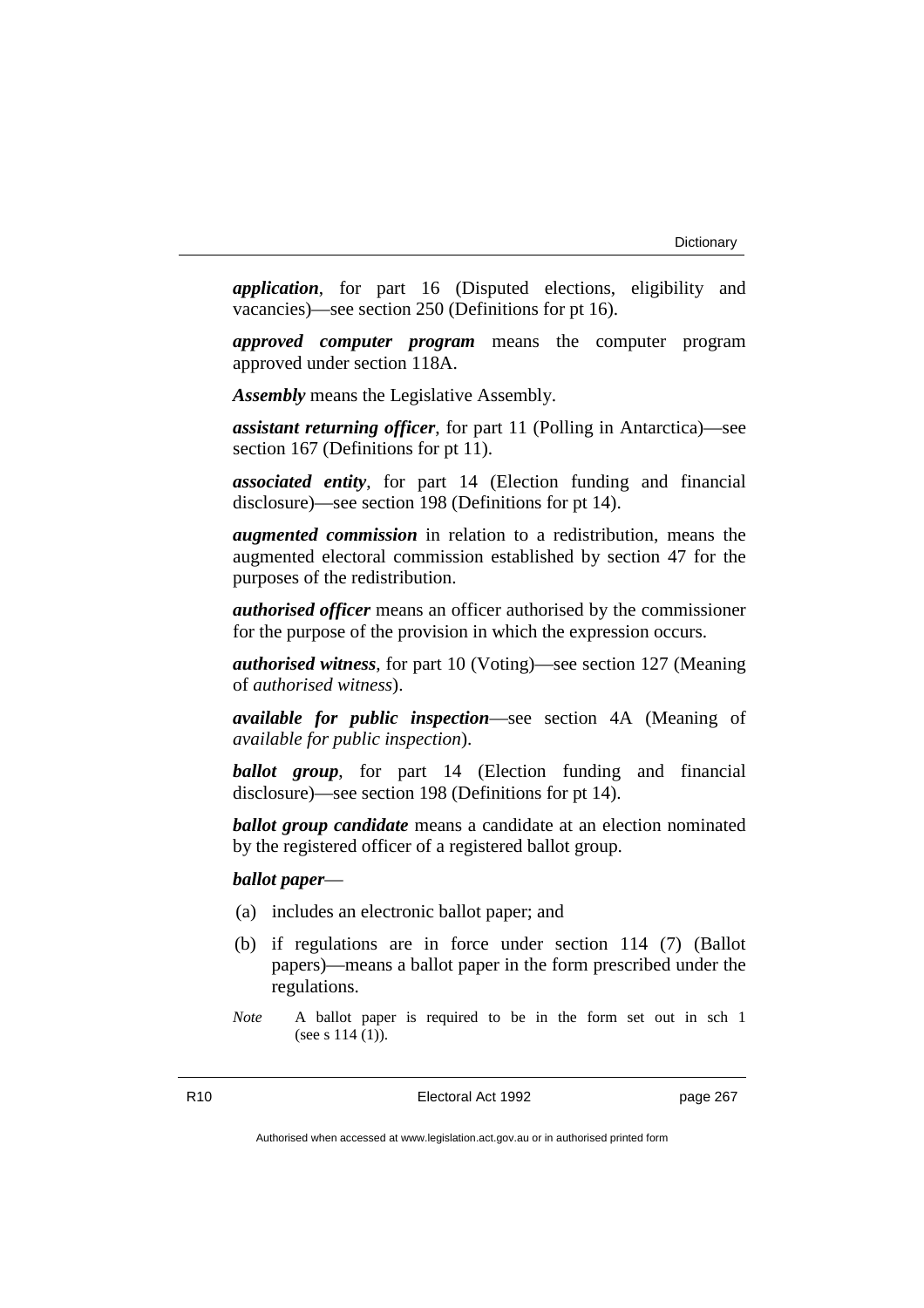***application***, for part 16 (Disputed elections, eligibility and vacancies)—see section 250 (Definitions for pt 16).

***approved computer program*** means the computer program approved under section 118A.

***Assembly*** means the Legislative Assembly.

***assistant returning officer***, for part 11 (Polling in Antarctica)—see section 167 (Definitions for pt 11).

***associated entity***, for part 14 (Election funding and financial disclosure)—see section 198 (Definitions for pt 14).

***augmented commission*** in relation to a redistribution, means the augmented electoral commission established by section 47 for the purposes of the redistribution.

***authorised officer*** means an officer authorised by the commissioner for the purpose of the provision in which the expression occurs.

***authorised witness***, for part 10 (Voting)—see section 127 (Meaning of *authorised witness*).

***available for public inspection***—see section 4A (Meaning of *available for public inspection*).

***ballot group***, for part 14 (Election funding and financial disclosure)—see section 198 (Definitions for pt 14).

***ballot group candidate*** means a candidate at an election nominated by the registered officer of a registered ballot group.

***ballot paper***—

(a) includes an electronic ballot paper; and

(b) if regulations are in force under section 114 (7) (Ballot papers)—means a ballot paper in the form prescribed under the regulations.

*Note* A ballot paper is required to be in the form set out in sch 1 (see s 114 (1)).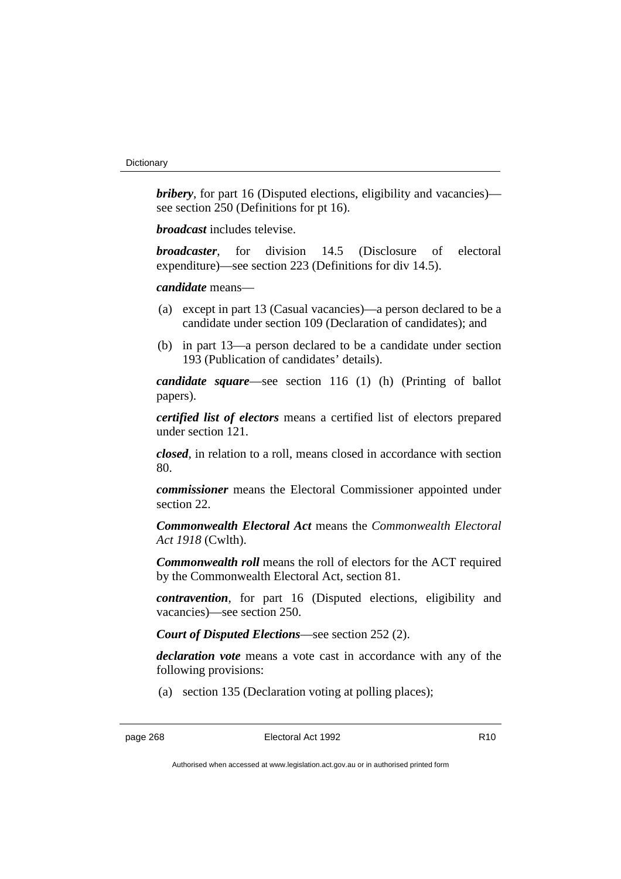***bribery***, for part 16 (Disputed elections, eligibility and vacancies)—see section 250 (Definitions for pt 16).

***broadcast*** includes televise.

***broadcaster***, for division 14.5 (Disclosure of electoral expenditure)—see section 223 (Definitions for div 14.5).

***candidate*** means—

(a) except in part 13 (Casual vacancies)—a person declared to be a candidate under section 109 (Declaration of candidates); and

(b) in part 13—a person declared to be a candidate under section 193 (Publication of candidates' details).

***candidate square***—see section 116 (1) (h) (Printing of ballot papers).

***certified list of electors*** means a certified list of electors prepared under section 121.

***closed***, in relation to a roll, means closed in accordance with section 80.

***commissioner*** means the Electoral Commissioner appointed under section 22.

***Commonwealth Electoral Act*** means the *Commonwealth Electoral Act 1918* (Cwlth).

***Commonwealth roll*** means the roll of electors for the ACT required by the Commonwealth Electoral Act, section 81.

***contravention***, for part 16 (Disputed elections, eligibility and vacancies)—see section 250.

***Court of Disputed Elections***—see section 252 (2).

***declaration vote*** means a vote cast in accordance with any of the following provisions:

(a) section 135 (Declaration voting at polling places);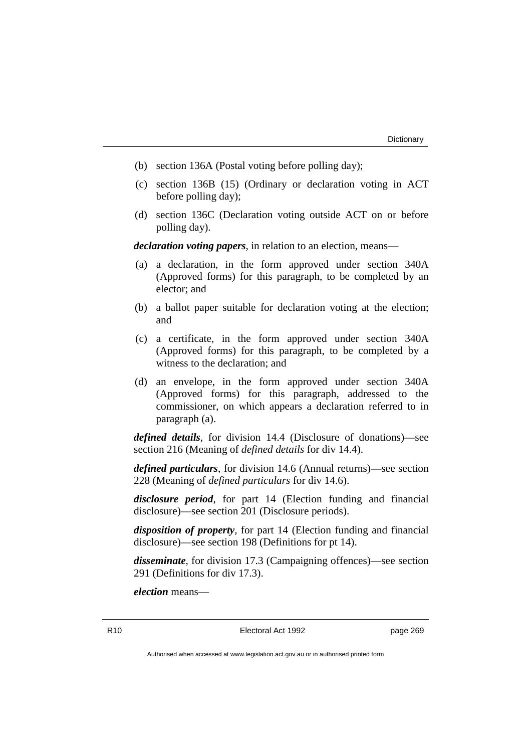(b) section 136A (Postal voting before polling day);

(c) section 136B (15) (Ordinary or declaration voting in ACT before polling day);

(d) section 136C (Declaration voting outside ACT on or before polling day).

***declaration voting papers***, in relation to an election, means—

(a) a declaration, in the form approved under section 340A (Approved forms) for this paragraph, to be completed by an elector; and

(b) a ballot paper suitable for declaration voting at the election; and

(c) a certificate, in the form approved under section 340A (Approved forms) for this paragraph, to be completed by a witness to the declaration; and

(d) an envelope, in the form approved under section 340A (Approved forms) for this paragraph, addressed to the commissioner, on which appears a declaration referred to in paragraph (a).

***defined details***, for division 14.4 (Disclosure of donations)—see section 216 (Meaning of *defined details* for div 14.4).

***defined particulars***, for division 14.6 (Annual returns)—see section 228 (Meaning of *defined particulars* for div 14.6).

***disclosure period***, for part 14 (Election funding and financial disclosure)—see section 201 (Disclosure periods).

***disposition of property***, for part 14 (Election funding and financial disclosure)—see section 198 (Definitions for pt 14).

***disseminate***, for division 17.3 (Campaigning offences)—see section 291 (Definitions for div 17.3).

***election*** means—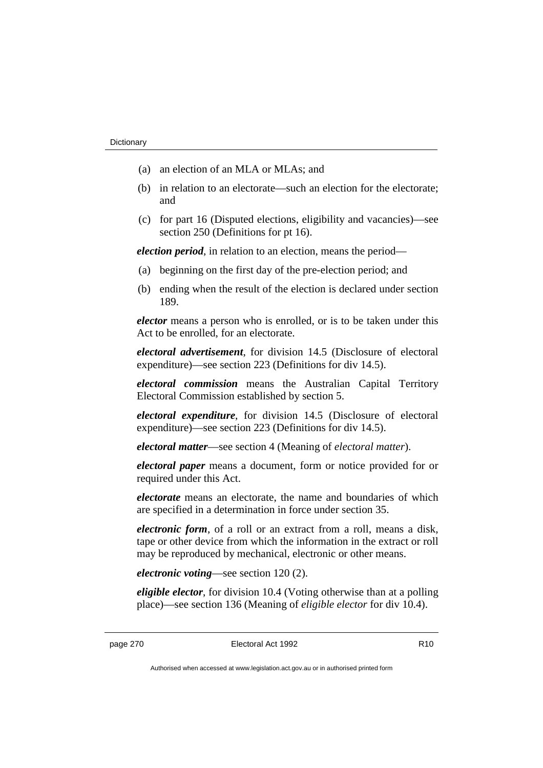(a) an election of an MLA or MLAs; and

(b) in relation to an electorate—such an election for the electorate; and

(c) for part 16 (Disputed elections, eligibility and vacancies)—see section 250 (Definitions for pt 16).

***election period***, in relation to an election, means the period—

(a) beginning on the first day of the pre-election period; and

(b) ending when the result of the election is declared under section 189.

***elector*** means a person who is enrolled, or is to be taken under this Act to be enrolled, for an electorate.

***electoral advertisement***, for division 14.5 (Disclosure of electoral expenditure)—see section 223 (Definitions for div 14.5).

***electoral commission*** means the Australian Capital Territory Electoral Commission established by section 5.

***electoral expenditure***, for division 14.5 (Disclosure of electoral expenditure)—see section 223 (Definitions for div 14.5).

***electoral matter***—see section 4 (Meaning of *electoral matter*).

***electoral paper*** means a document, form or notice provided for or required under this Act.

***electorate*** means an electorate, the name and boundaries of which are specified in a determination in force under section 35.

***electronic form***, of a roll or an extract from a roll, means a disk, tape or other device from which the information in the extract or roll may be reproduced by mechanical, electronic or other means.

***electronic voting***—see section 120 (2).

***eligible elector***, for division 10.4 (Voting otherwise than at a polling place)—see section 136 (Meaning of *eligible elector* for div 10.4).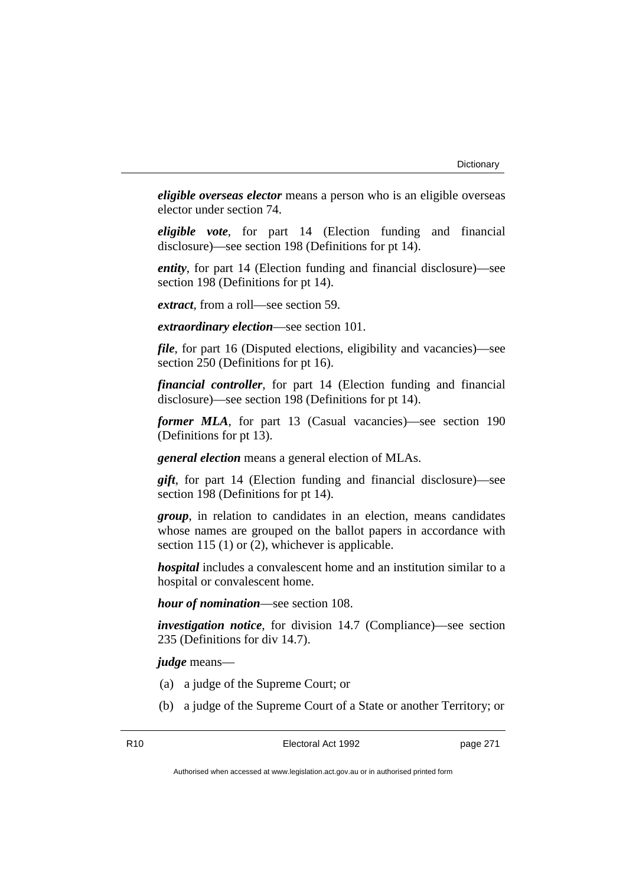***eligible overseas elector*** means a person who is an eligible overseas elector under section 74.

***eligible vote***, for part 14 (Election funding and financial disclosure)—see section 198 (Definitions for pt 14).

***entity***, for part 14 (Election funding and financial disclosure)—see section 198 (Definitions for pt 14).

***extract***, from a roll—see section 59.

***extraordinary election***—see section 101.

***file***, for part 16 (Disputed elections, eligibility and vacancies)—see section 250 (Definitions for pt 16).

***financial controller***, for part 14 (Election funding and financial disclosure)—see section 198 (Definitions for pt 14).

***former MLA***, for part 13 (Casual vacancies)—see section 190 (Definitions for pt 13).

***general election*** means a general election of MLAs.

***gift***, for part 14 (Election funding and financial disclosure)—see section 198 (Definitions for pt 14).

***group***, in relation to candidates in an election, means candidates whose names are grouped on the ballot papers in accordance with section 115 (1) or (2), whichever is applicable.

***hospital*** includes a convalescent home and an institution similar to a hospital or convalescent home.

***hour of nomination***—see section 108.

***investigation notice***, for division 14.7 (Compliance)—see section 235 (Definitions for div 14.7).

***judge*** means—

(a) a judge of the Supreme Court; or

(b) a judge of the Supreme Court of a State or another Territory; or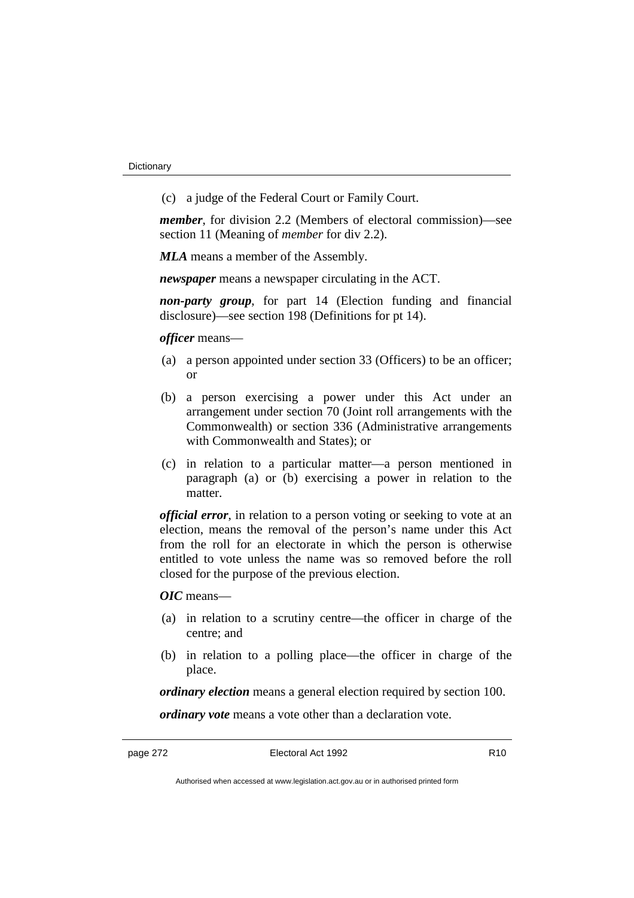(c) a judge of the Federal Court or Family Court.

***member***, for division 2.2 (Members of electoral commission)—see section 11 (Meaning of *member* for div 2.2).

***MLA*** means a member of the Assembly.

***newspaper*** means a newspaper circulating in the ACT.

***non-party group***, for part 14 (Election funding and financial disclosure)—see section 198 (Definitions for pt 14).

***officer*** means—

(a) a person appointed under section 33 (Officers) to be an officer; or

(b) a person exercising a power under this Act under an arrangement under section 70 (Joint roll arrangements with the Commonwealth) or section 336 (Administrative arrangements with Commonwealth and States); or

(c) in relation to a particular matter—a person mentioned in paragraph (a) or (b) exercising a power in relation to the matter.

***official error***, in relation to a person voting or seeking to vote at an election, means the removal of the person's name under this Act from the roll for an electorate in which the person is otherwise entitled to vote unless the name was so removed before the roll closed for the purpose of the previous election.

***OIC*** means—

(a) in relation to a scrutiny centre—the officer in charge of the centre; and

(b) in relation to a polling place—the officer in charge of the place.

***ordinary election*** means a general election required by section 100.

***ordinary vote*** means a vote other than a declaration vote.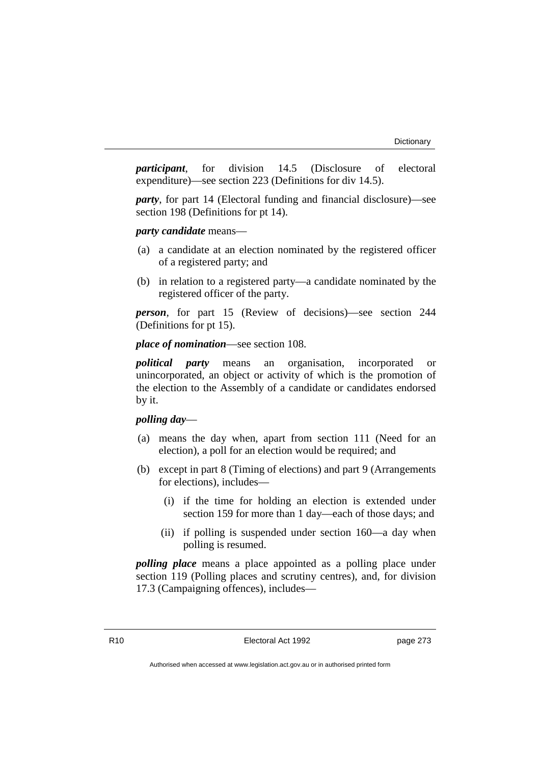***participant***, for division 14.5 (Disclosure of electoral expenditure)—see section 223 (Definitions for div 14.5).

***party***, for part 14 (Electoral funding and financial disclosure)—see section 198 (Definitions for pt 14).

***party candidate*** means—

(a) a candidate at an election nominated by the registered officer of a registered party; and

(b) in relation to a registered party—a candidate nominated by the registered officer of the party.

***person***, for part 15 (Review of decisions)—see section 244 (Definitions for pt 15).

***place of nomination***—see section 108.

***political party*** means an organisation, incorporated or unincorporated, an object or activity of which is the promotion of the election to the Assembly of a candidate or candidates endorsed by it.

***polling day***—

(a) means the day when, apart from section 111 (Need for an election), a poll for an election would be required; and

(b) except in part 8 (Timing of elections) and part 9 (Arrangements for elections), includes—

  (i) if the time for holding an election is extended under section 159 for more than 1 day—each of those days; and

  (ii) if polling is suspended under section 160—a day when polling is resumed.

***polling place*** means a place appointed as a polling place under section 119 (Polling places and scrutiny centres), and, for division 17.3 (Campaigning offences), includes—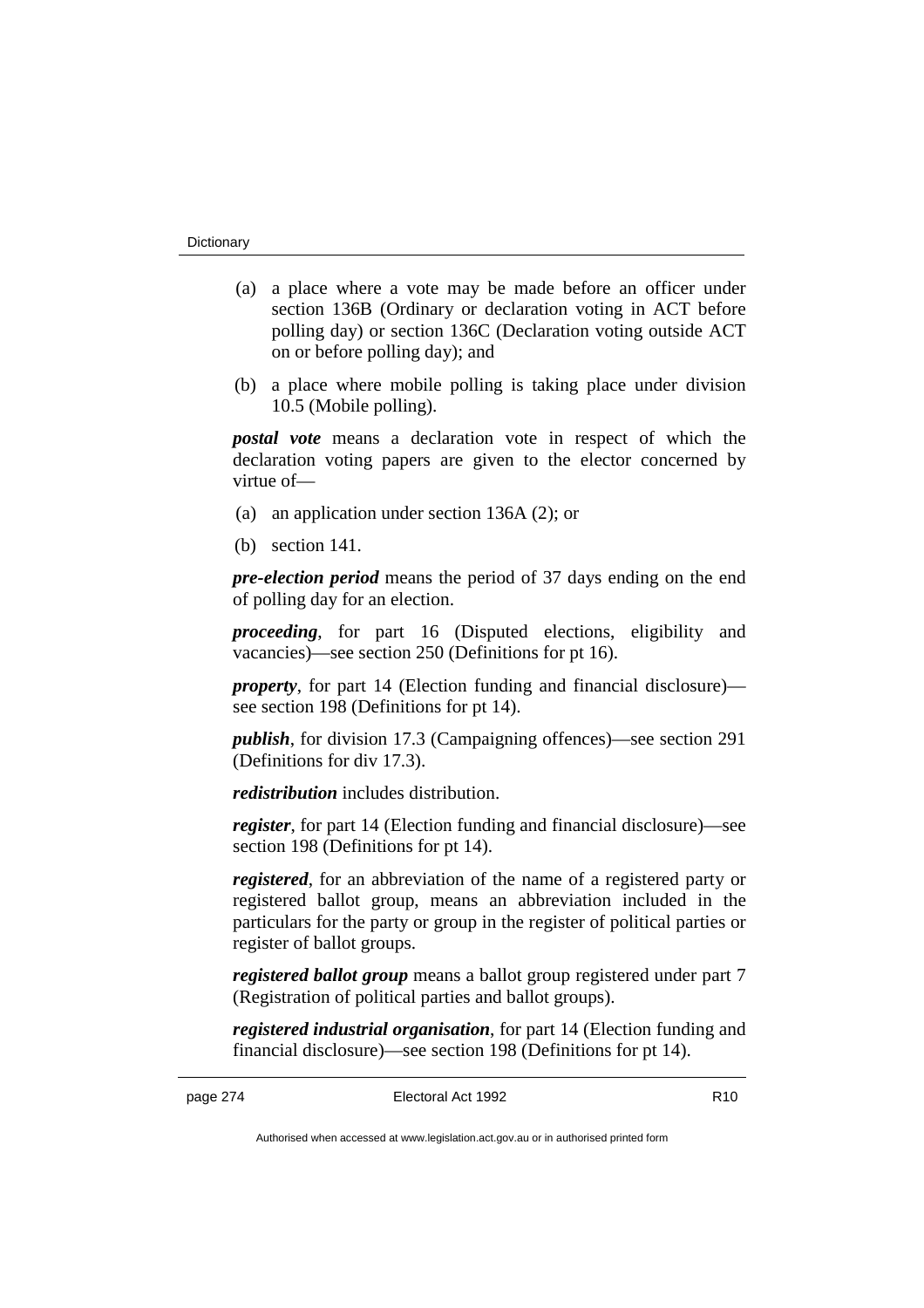(a) a place where a vote may be made before an officer under section 136B (Ordinary or declaration voting in ACT before polling day) or section 136C (Declaration voting outside ACT on or before polling day); and

(b) a place where mobile polling is taking place under division 10.5 (Mobile polling).

***postal vote*** means a declaration vote in respect of which the declaration voting papers are given to the elector concerned by virtue of—

(a) an application under section 136A (2); or

(b) section 141.

***pre-election period*** means the period of 37 days ending on the end of polling day for an election.

***proceeding***, for part 16 (Disputed elections, eligibility and vacancies)—see section 250 (Definitions for pt 16).

***property***, for part 14 (Election funding and financial disclosure)—see section 198 (Definitions for pt 14).

***publish***, for division 17.3 (Campaigning offences)—see section 291 (Definitions for div 17.3).

***redistribution*** includes distribution.

***register***, for part 14 (Election funding and financial disclosure)—see section 198 (Definitions for pt 14).

***registered***, for an abbreviation of the name of a registered party or registered ballot group, means an abbreviation included in the particulars for the party or group in the register of political parties or register of ballot groups.

***registered ballot group*** means a ballot group registered under part 7 (Registration of political parties and ballot groups).

***registered industrial organisation***, for part 14 (Election funding and financial disclosure)—see section 198 (Definitions for pt 14).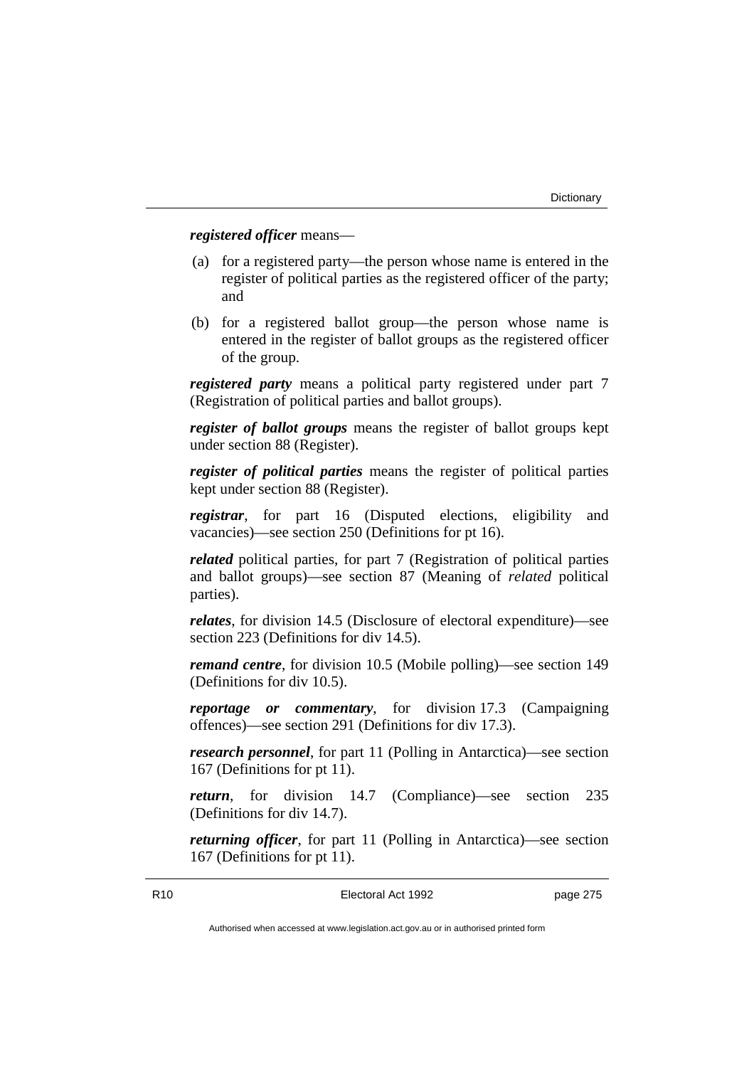***registered officer*** means—

(a) for a registered party—the person whose name is entered in the register of political parties as the registered officer of the party; and

(b) for a registered ballot group—the person whose name is entered in the register of ballot groups as the registered officer of the group.

***registered party*** means a political party registered under part 7 (Registration of political parties and ballot groups).

***register of ballot groups*** means the register of ballot groups kept under section 88 (Register).

***register of political parties*** means the register of political parties kept under section 88 (Register).

***registrar***, for part 16 (Disputed elections, eligibility and vacancies)—see section 250 (Definitions for pt 16).

***related*** political parties, for part 7 (Registration of political parties and ballot groups)—see section 87 (Meaning of *related* political parties).

***relates***, for division 14.5 (Disclosure of electoral expenditure)—see section 223 (Definitions for div 14.5).

***remand centre***, for division 10.5 (Mobile polling)—see section 149 (Definitions for div 10.5).

***reportage or commentary***, for division 17.3 (Campaigning offences)—see section 291 (Definitions for div 17.3).

***research personnel***, for part 11 (Polling in Antarctica)—see section 167 (Definitions for pt 11).

***return***, for division 14.7 (Compliance)—see section 235 (Definitions for div 14.7).

***returning officer***, for part 11 (Polling in Antarctica)—see section 167 (Definitions for pt 11).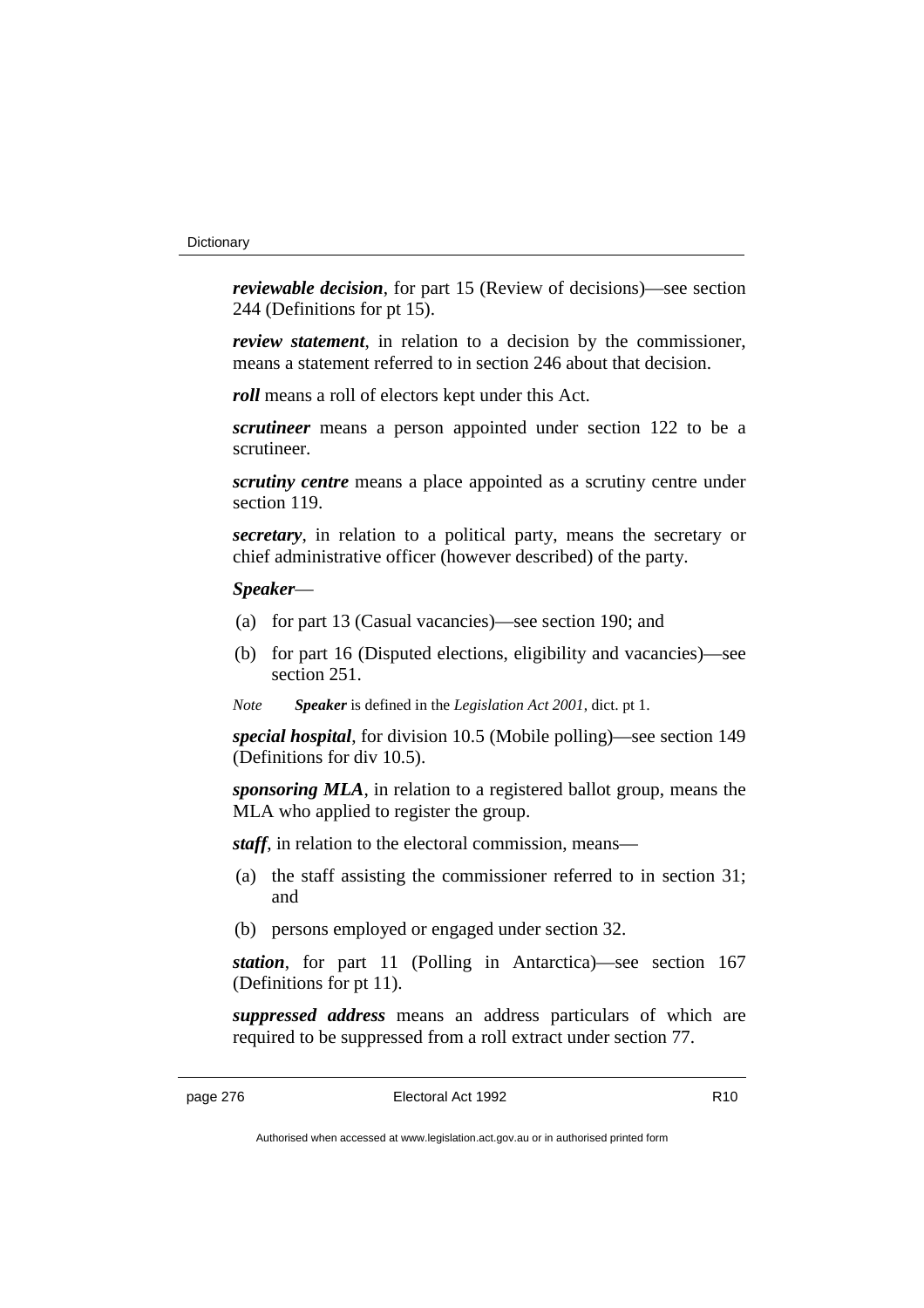***reviewable decision***, for part 15 (Review of decisions)—see section 244 (Definitions for pt 15).

***review statement***, in relation to a decision by the commissioner, means a statement referred to in section 246 about that decision.

***roll*** means a roll of electors kept under this Act.

***scrutineer*** means a person appointed under section 122 to be a scrutineer.

***scrutiny centre*** means a place appointed as a scrutiny centre under section 119.

***secretary***, in relation to a political party, means the secretary or chief administrative officer (however described) of the party.

***Speaker***—

(a) for part 13 (Casual vacancies)—see section 190; and

(b) for part 16 (Disputed elections, eligibility and vacancies)—see section 251.

*Note* ***Speaker*** is defined in the *Legislation Act 2001*, dict. pt 1.

***special hospital***, for division 10.5 (Mobile polling)—see section 149 (Definitions for div 10.5).

***sponsoring MLA***, in relation to a registered ballot group, means the MLA who applied to register the group.

***staff***, in relation to the electoral commission, means—

(a) the staff assisting the commissioner referred to in section 31; and

(b) persons employed or engaged under section 32.

***station***, for part 11 (Polling in Antarctica)—see section 167 (Definitions for pt 11).

***suppressed address*** means an address particulars of which are required to be suppressed from a roll extract under section 77.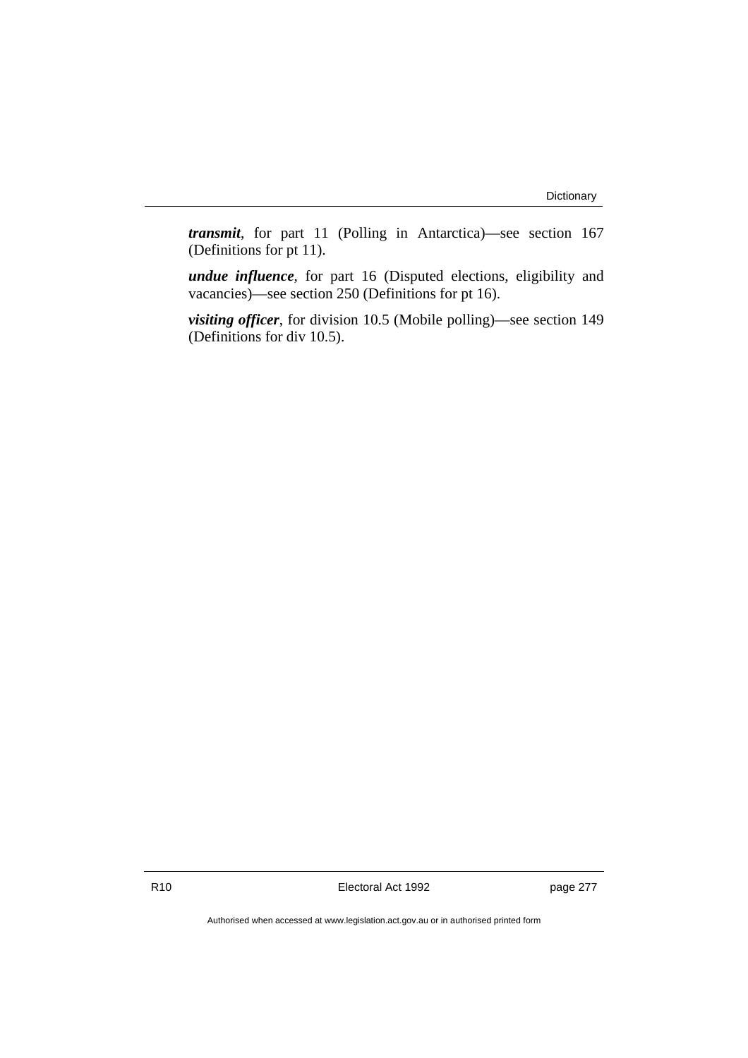***transmit***, for part 11 (Polling in Antarctica)—see section 167 (Definitions for pt 11).

***undue influence***, for part 16 (Disputed elections, eligibility and vacancies)—see section 250 (Definitions for pt 16).

***visiting officer***, for division 10.5 (Mobile polling)—see section 149 (Definitions for div 10.5).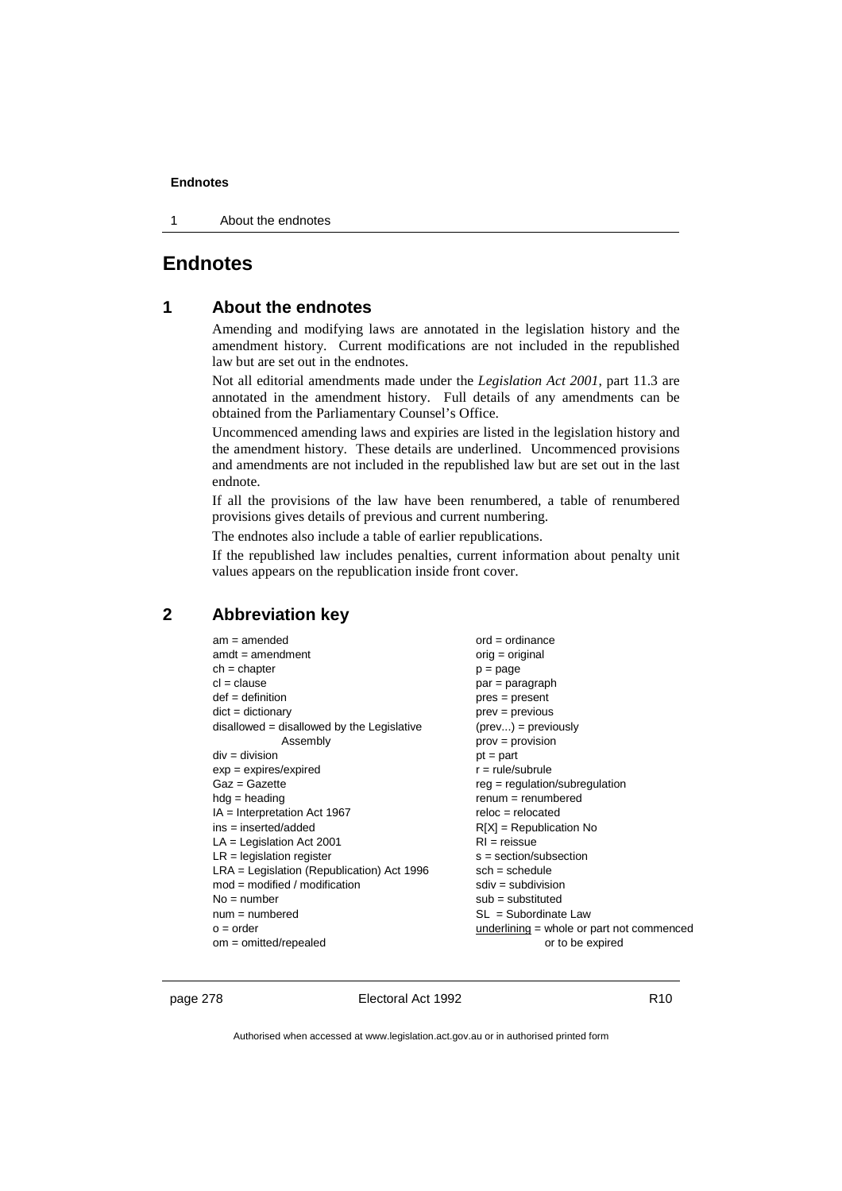# Endnotes

## 1 About the endnotes

Amending and modifying laws are annotated in the legislation history and the amendment history. Current modifications are not included in the republished law but are set out in the endnotes.

Not all editorial amendments made under the *Legislation Act 2001*, part 11.3 are annotated in the amendment history. Full details of any amendments can be obtained from the Parliamentary Counsel's Office.

Uncommenced amending laws and expiries are listed in the legislation history and the amendment history. These details are underlined. Uncommenced provisions and amendments are not included in the republished law but are set out in the last endnote.

If all the provisions of the law have been renumbered, a table of renumbered provisions gives details of previous and current numbering.

The endnotes also include a table of earlier republications.

If the republished law includes penalties, current information about penalty unit values appears on the republication inside front cover.

## 2 Abbreviation key

am = amended
amdt = amendment
ch = chapter
cl = clause
def = definition
dict = dictionary
disallowed = disallowed by the Legislative Assembly
div = division
exp = expires/expired
Gaz = Gazette
hdg = heading
IA = Interpretation Act 1967
ins = inserted/added
LA = Legislation Act 2001
LR = legislation register
LRA = Legislation (Republication) Act 1996
mod = modified / modification
No = number
num = numbered
o = order
om = omitted/repealed
ord = ordinance
orig = original
p = page
par = paragraph
pres = present
prev = previous
(prev...) = previously
prov = provision
pt = part
r = rule/subrule
reg = regulation/subregulation
renum = renumbered
reloc = relocated
R[X] = Republication No
RI = reissue
s = section/subsection
sch = schedule
sdiv = subdivision
sub = substituted
SL = Subordinate Law
<u>underlining</u> = whole or part not commenced or to be expired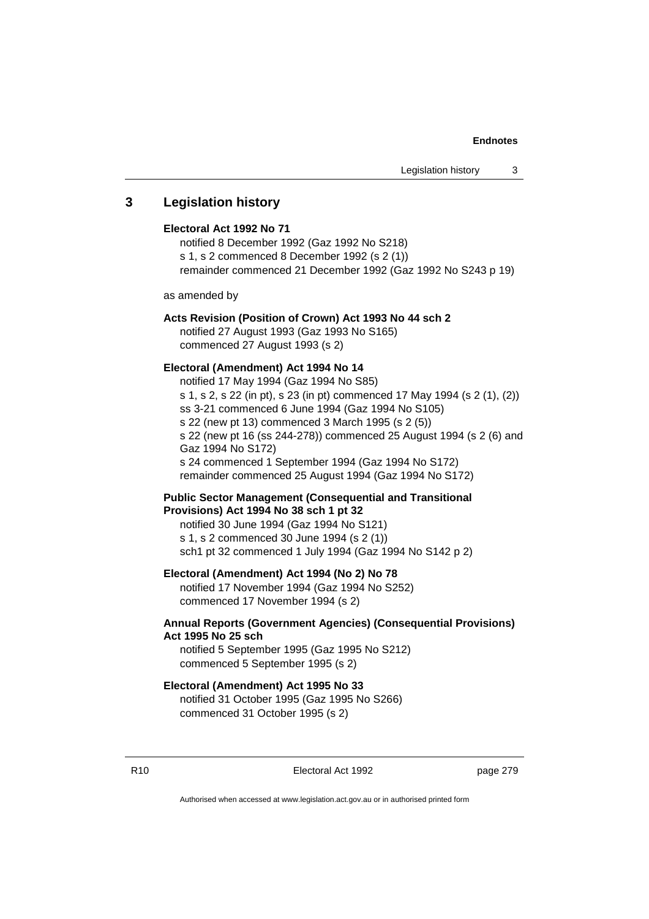## 3 Legislation history

**Electoral Act 1992 No 71**

notified 8 December 1992 (Gaz 1992 No S218)
s 1, s 2 commenced 8 December 1992 (s 2 (1))
remainder commenced 21 December 1992 (Gaz 1992 No S243 p 19)

as amended by

**Acts Revision (Position of Crown) Act 1993 No 44 sch 2**

notified 27 August 1993 (Gaz 1993 No S165)
commenced 27 August 1993 (s 2)

**Electoral (Amendment) Act 1994 No 14**

notified 17 May 1994 (Gaz 1994 No S85)
s 1, s 2, s 22 (in pt), s 23 (in pt) commenced 17 May 1994 (s 2 (1), (2))
ss 3-21 commenced 6 June 1994 (Gaz 1994 No S105)
s 22 (new pt 13) commenced 3 March 1995 (s 2 (5))
s 22 (new pt 16 (ss 244-278)) commenced 25 August 1994 (s 2 (6) and Gaz 1994 No S172)
s 24 commenced 1 September 1994 (Gaz 1994 No S172)
remainder commenced 25 August 1994 (Gaz 1994 No S172)

**Public Sector Management (Consequential and Transitional Provisions) Act 1994 No 38 sch 1 pt 32**

notified 30 June 1994 (Gaz 1994 No S121)
s 1, s 2 commenced 30 June 1994 (s 2 (1))
sch1 pt 32 commenced 1 July 1994 (Gaz 1994 No S142 p 2)

**Electoral (Amendment) Act 1994 (No 2) No 78**

notified 17 November 1994 (Gaz 1994 No S252)
commenced 17 November 1994 (s 2)

**Annual Reports (Government Agencies) (Consequential Provisions) Act 1995 No 25 sch**

notified 5 September 1995 (Gaz 1995 No S212)
commenced 5 September 1995 (s 2)

**Electoral (Amendment) Act 1995 No 33**

notified 31 October 1995 (Gaz 1995 No S266)
commenced 31 October 1995 (s 2)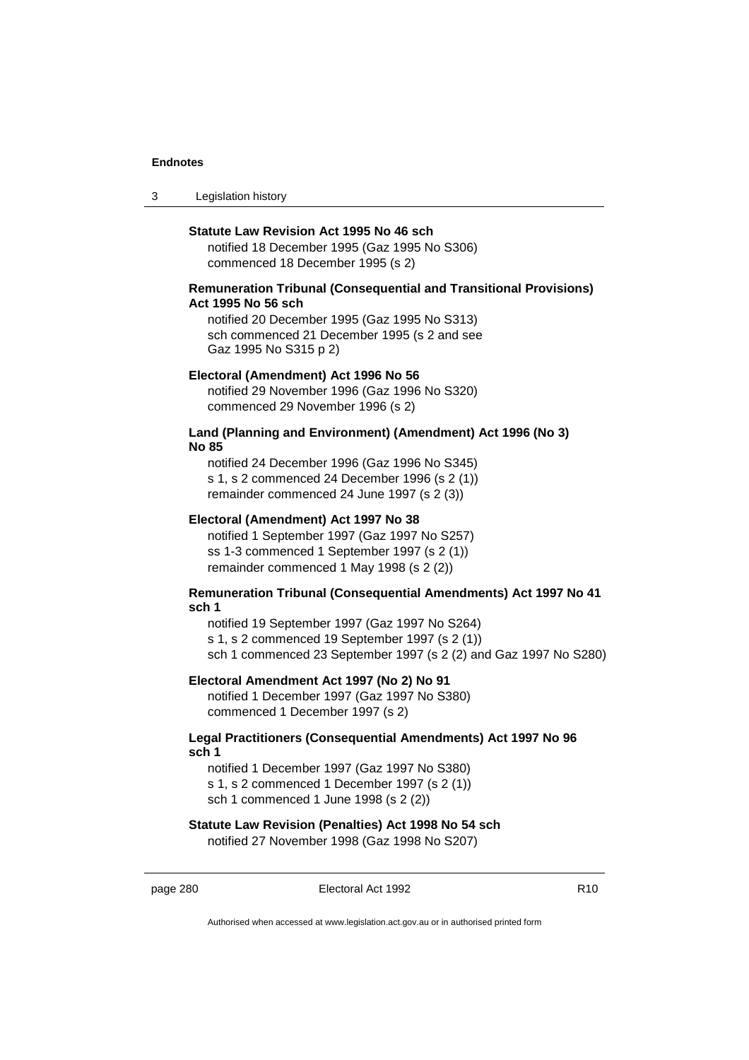**Statute Law Revision Act 1995 No 46 sch**

notified 18 December 1995 (Gaz 1995 No S306)
commenced 18 December 1995 (s 2)

**Remuneration Tribunal (Consequential and Transitional Provisions) Act 1995 No 56 sch**

notified 20 December 1995 (Gaz 1995 No S313)
sch commenced 21 December 1995 (s 2 and see Gaz 1995 No S315 p 2)

**Electoral (Amendment) Act 1996 No 56**

notified 29 November 1996 (Gaz 1996 No S320)
commenced 29 November 1996 (s 2)

**Land (Planning and Environment) (Amendment) Act 1996 (No 3) No 85**

notified 24 December 1996 (Gaz 1996 No S345)
s 1, s 2 commenced 24 December 1996 (s 2 (1))
remainder commenced 24 June 1997 (s 2 (3))

**Electoral (Amendment) Act 1997 No 38**

notified 1 September 1997 (Gaz 1997 No S257)
ss 1-3 commenced 1 September 1997 (s 2 (1))
remainder commenced 1 May 1998 (s 2 (2))

**Remuneration Tribunal (Consequential Amendments) Act 1997 No 41 sch 1**

notified 19 September 1997 (Gaz 1997 No S264)
s 1, s 2 commenced 19 September 1997 (s 2 (1))
sch 1 commenced 23 September 1997 (s 2 (2) and Gaz 1997 No S280)

**Electoral Amendment Act 1997 (No 2) No 91**

notified 1 December 1997 (Gaz 1997 No S380)
commenced 1 December 1997 (s 2)

**Legal Practitioners (Consequential Amendments) Act 1997 No 96 sch 1**

notified 1 December 1997 (Gaz 1997 No S380)
s 1, s 2 commenced 1 December 1997 (s 2 (1))
sch 1 commenced 1 June 1998 (s 2 (2))

**Statute Law Revision (Penalties) Act 1998 No 54 sch**

notified 27 November 1998 (Gaz 1998 No S207)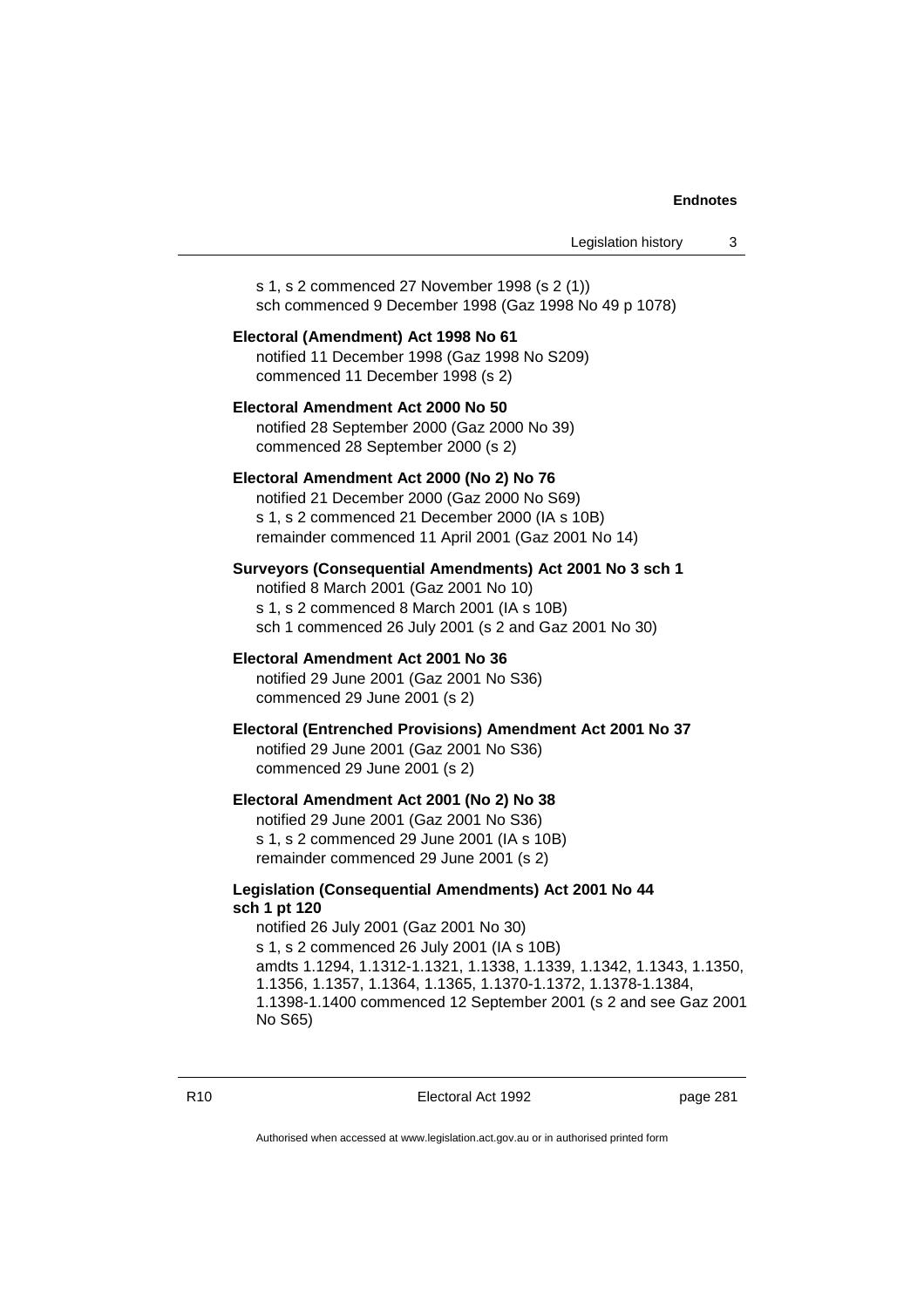s 1, s 2 commenced 27 November 1998 (s 2 (1))
sch commenced 9 December 1998 (Gaz 1998 No 49 p 1078)

**Electoral (Amendment) Act 1998 No 61**
notified 11 December 1998 (Gaz 1998 No S209)
commenced 11 December 1998 (s 2)

**Electoral Amendment Act 2000 No 50**
notified 28 September 2000 (Gaz 2000 No 39)
commenced 28 September 2000 (s 2)

**Electoral Amendment Act 2000 (No 2) No 76**
notified 21 December 2000 (Gaz 2000 No S69)
s 1, s 2 commenced 21 December 2000 (IA s 10B)
remainder commenced 11 April 2001 (Gaz 2001 No 14)

**Surveyors (Consequential Amendments) Act 2001 No 3 sch 1**
notified 8 March 2001 (Gaz 2001 No 10)
s 1, s 2 commenced 8 March 2001 (IA s 10B)
sch 1 commenced 26 July 2001 (s 2 and Gaz 2001 No 30)

**Electoral Amendment Act 2001 No 36**
notified 29 June 2001 (Gaz 2001 No S36)
commenced 29 June 2001 (s 2)

**Electoral (Entrenched Provisions) Amendment Act 2001 No 37**
notified 29 June 2001 (Gaz 2001 No S36)
commenced 29 June 2001 (s 2)

**Electoral Amendment Act 2001 (No 2) No 38**
notified 29 June 2001 (Gaz 2001 No S36)
s 1, s 2 commenced 29 June 2001 (IA s 10B)
remainder commenced 29 June 2001 (s 2)

**Legislation (Consequential Amendments) Act 2001 No 44 sch 1 pt 120**
notified 26 July 2001 (Gaz 2001 No 30)
s 1, s 2 commenced 26 July 2001 (IA s 10B)
amdts 1.1294, 1.1312-1.1321, 1.1338, 1.1339, 1.1342, 1.1343, 1.1350, 1.1356, 1.1357, 1.1364, 1.1365, 1.1370-1.1372, 1.1378-1.1384, 1.1398-1.1400 commenced 12 September 2001 (s 2 and see Gaz 2001 No S65)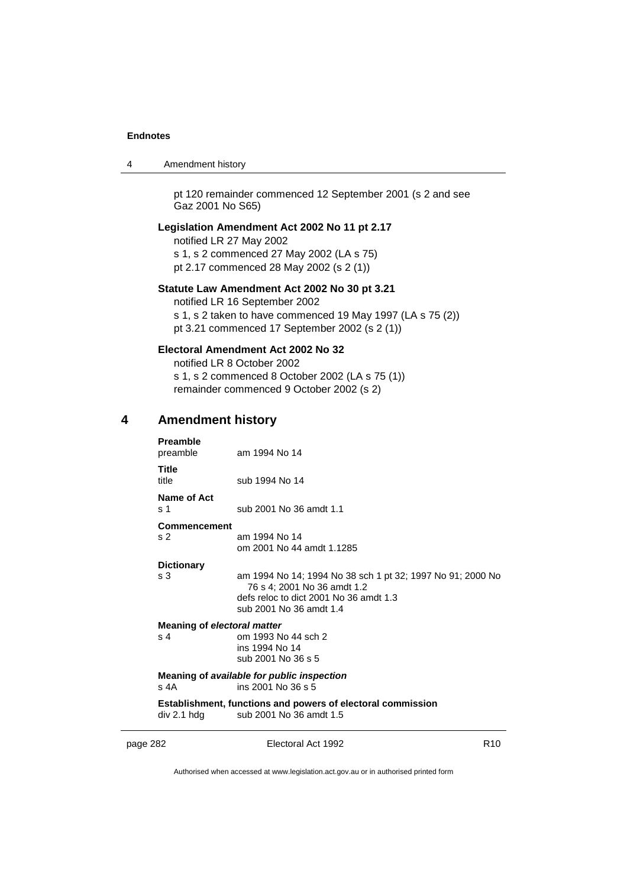pt 120 remainder commenced 12 September 2001 (s 2 and see Gaz 2001 No S65)

**Legislation Amendment Act 2002 No 11 pt 2.17**

notified LR 27 May 2002
s 1, s 2 commenced 27 May 2002 (LA s 75)
pt 2.17 commenced 28 May 2002 (s 2 (1))

**Statute Law Amendment Act 2002 No 30 pt 3.21**

notified LR 16 September 2002
s 1, s 2 taken to have commenced 19 May 1997 (LA s 75 (2))
pt 3.21 commenced 17 September 2002 (s 2 (1))

**Electoral Amendment Act 2002 No 32**

notified LR 8 October 2002
s 1, s 2 commenced 8 October 2002 (LA s 75 (1))
remainder commenced 9 October 2002 (s 2)

## 4 Amendment history

**Preamble**
preamble — am 1994 No 14

**Title**
title — sub 1994 No 14

**Name of Act**
s 1 — sub 2001 No 36 amdt 1.1

**Commencement**
s 2 — am 1994 No 14
om 2001 No 44 amdt 1.1285

**Dictionary**
s 3 — am 1994 No 14; 1994 No 38 sch 1 pt 32; 1997 No 91; 2000 No 76 s 4; 2001 No 36 amdt 1.2
defs reloc to dict 2001 No 36 amdt 1.3
sub 2001 No 36 amdt 1.4

**Meaning of *electoral matter***
s 4 — om 1993 No 44 sch 2
ins 1994 No 14
sub 2001 No 36 s 5

**Meaning of *available for public inspection***
s 4A — ins 2001 No 36 s 5

**Establishment, functions and powers of electoral commission**
div 2.1 hdg — sub 2001 No 36 amdt 1.5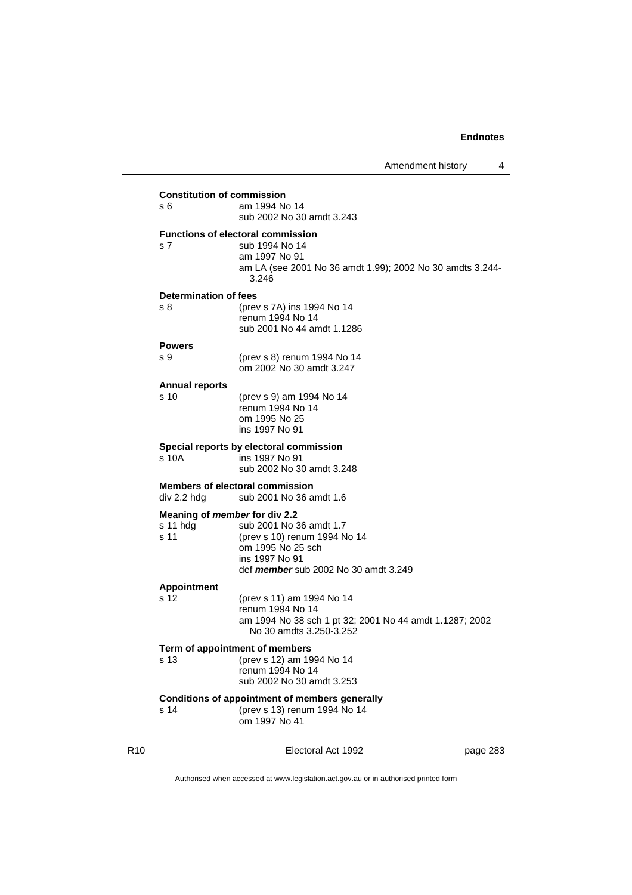**Constitution of commission**

s 6 am 1994 No 14
sub 2002 No 30 amdt 3.243

**Functions of electoral commission**

s 7 sub 1994 No 14
am 1997 No 91
am LA (see 2001 No 36 amdt 1.99); 2002 No 30 amdts 3.244-3.246

**Determination of fees**

s 8 (prev s 7A) ins 1994 No 14
renum 1994 No 14
sub 2001 No 44 amdt 1.1286

**Powers**

s 9 (prev s 8) renum 1994 No 14
om 2002 No 30 amdt 3.247

**Annual reports**

s 10 (prev s 9) am 1994 No 14
renum 1994 No 14
om 1995 No 25
ins 1997 No 91

**Special reports by electoral commission**

s 10A ins 1997 No 91
sub 2002 No 30 amdt 3.248

**Members of electoral commission**

div 2.2 hdg sub 2001 No 36 amdt 1.6

**Meaning of *member* for div 2.2**

s 11 hdg sub 2001 No 36 amdt 1.7

s 11 (prev s 10) renum 1994 No 14
om 1995 No 25 sch
ins 1997 No 91
def ***member*** sub 2002 No 30 amdt 3.249

**Appointment**

s 12 (prev s 11) am 1994 No 14
renum 1994 No 14
am 1994 No 38 sch 1 pt 32; 2001 No 44 amdt 1.1287; 2002 No 30 amdts 3.250-3.252

**Term of appointment of members**

s 13 (prev s 12) am 1994 No 14
renum 1994 No 14
sub 2002 No 30 amdt 3.253

**Conditions of appointment of members generally**

s 14 (prev s 13) renum 1994 No 14
om 1997 No 41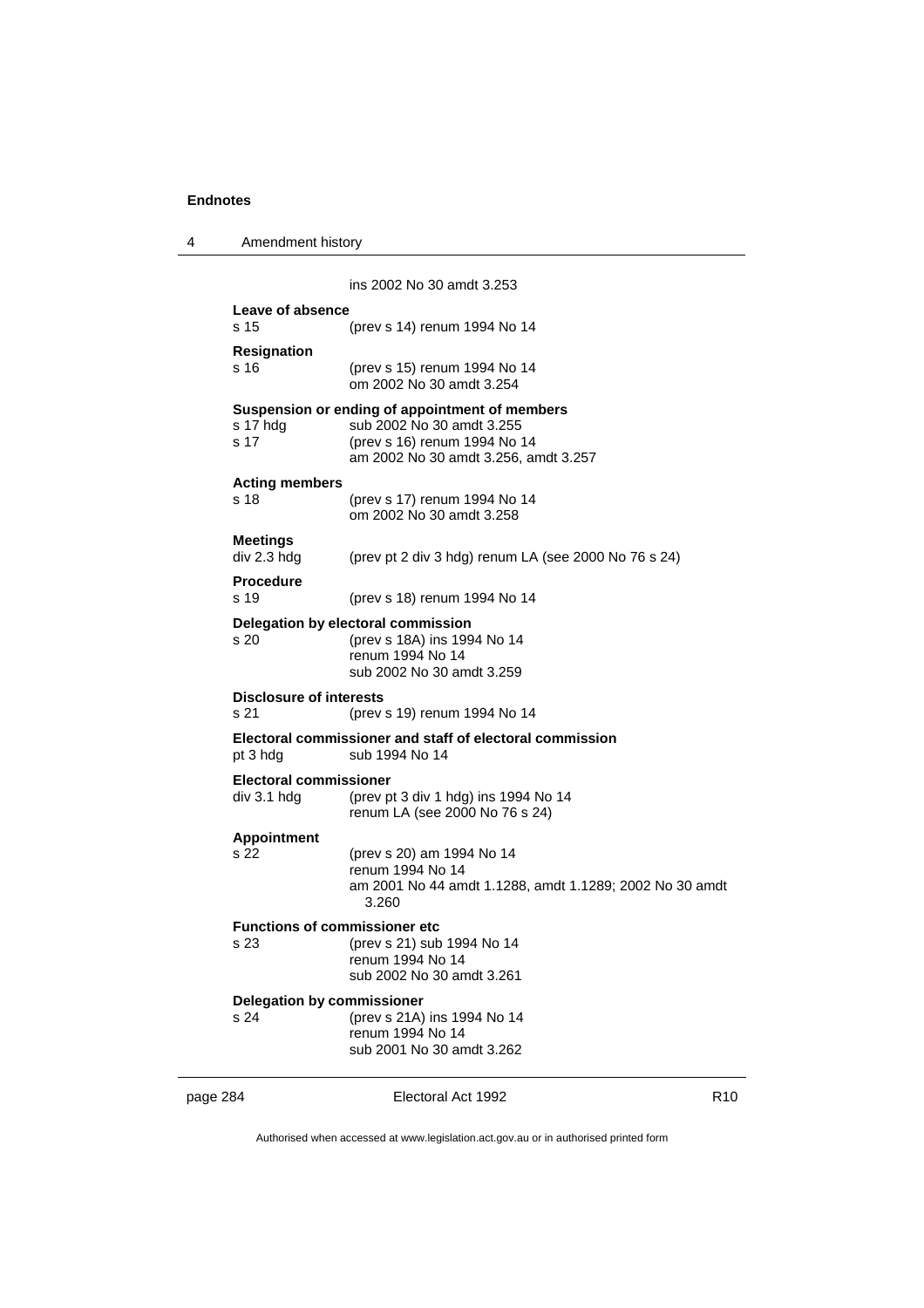ins 2002 No 30 amdt 3.253

**Leave of absence**

s 15 (prev s 14) renum 1994 No 14

**Resignation**

s 16 (prev s 15) renum 1994 No 14
om 2002 No 30 amdt 3.254

**Suspension or ending of appointment of members**

s 17 hdg sub 2002 No 30 amdt 3.255
s 17 (prev s 16) renum 1994 No 14
am 2002 No 30 amdt 3.256, amdt 3.257

**Acting members**

s 18 (prev s 17) renum 1994 No 14
om 2002 No 30 amdt 3.258

**Meetings**

div 2.3 hdg (prev pt 2 div 3 hdg) renum LA (see 2000 No 76 s 24)

**Procedure**

s 19 (prev s 18) renum 1994 No 14

**Delegation by electoral commission**

s 20 (prev s 18A) ins 1994 No 14
renum 1994 No 14
sub 2002 No 30 amdt 3.259

**Disclosure of interests**

s 21 (prev s 19) renum 1994 No 14

**Electoral commissioner and staff of electoral commission**

pt 3 hdg sub 1994 No 14

**Electoral commissioner**

div 3.1 hdg (prev pt 3 div 1 hdg) ins 1994 No 14
renum LA (see 2000 No 76 s 24)

**Appointment**

s 22 (prev s 20) am 1994 No 14
renum 1994 No 14
am 2001 No 44 amdt 1.1288, amdt 1.1289; 2002 No 30 amdt 3.260

**Functions of commissioner etc**

s 23 (prev s 21) sub 1994 No 14
renum 1994 No 14
sub 2002 No 30 amdt 3.261

**Delegation by commissioner**

s 24 (prev s 21A) ins 1994 No 14
renum 1994 No 14
sub 2001 No 30 amdt 3.262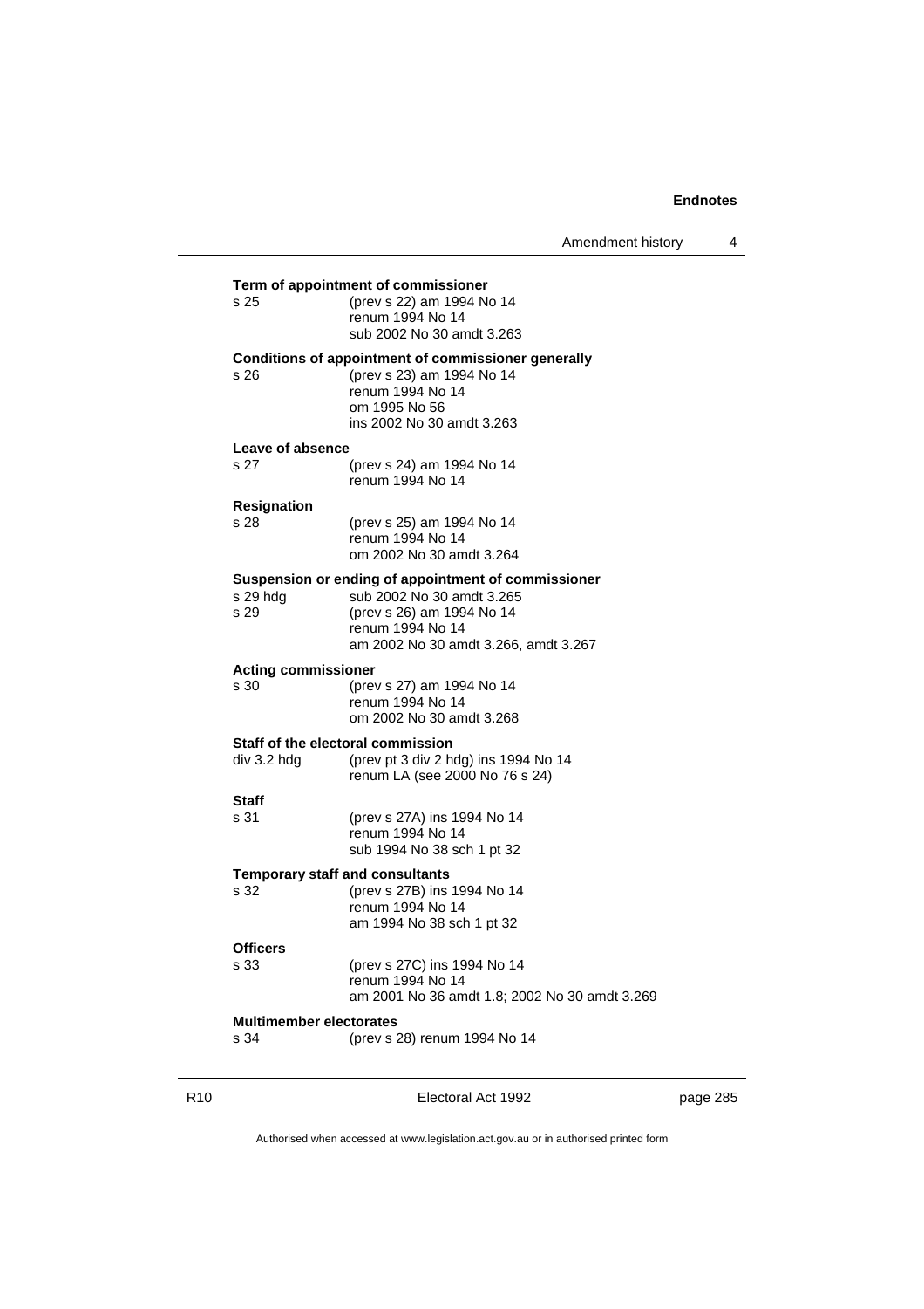**Term of appointment of commissioner**

s 25 (prev s 22) am 1994 No 14
renum 1994 No 14
sub 2002 No 30 amdt 3.263

**Conditions of appointment of commissioner generally**

s 26 (prev s 23) am 1994 No 14
renum 1994 No 14
om 1995 No 56
ins 2002 No 30 amdt 3.263

**Leave of absence**

s 27 (prev s 24) am 1994 No 14
renum 1994 No 14

**Resignation**

s 28 (prev s 25) am 1994 No 14
renum 1994 No 14
om 2002 No 30 amdt 3.264

**Suspension or ending of appointment of commissioner**

s 29 hdg sub 2002 No 30 amdt 3.265
s 29 (prev s 26) am 1994 No 14
renum 1994 No 14
am 2002 No 30 amdt 3.266, amdt 3.267

**Acting commissioner**

s 30 (prev s 27) am 1994 No 14
renum 1994 No 14
om 2002 No 30 amdt 3.268

**Staff of the electoral commission**

div 3.2 hdg (prev pt 3 div 2 hdg) ins 1994 No 14
renum LA (see 2000 No 76 s 24)

**Staff**

s 31 (prev s 27A) ins 1994 No 14
renum 1994 No 14
sub 1994 No 38 sch 1 pt 32

**Temporary staff and consultants**

s 32 (prev s 27B) ins 1994 No 14
renum 1994 No 14
am 1994 No 38 sch 1 pt 32

**Officers**

s 33 (prev s 27C) ins 1994 No 14
renum 1994 No 14
am 2001 No 36 amdt 1.8; 2002 No 30 amdt 3.269

**Multimember electorates**

s 34 (prev s 28) renum 1994 No 14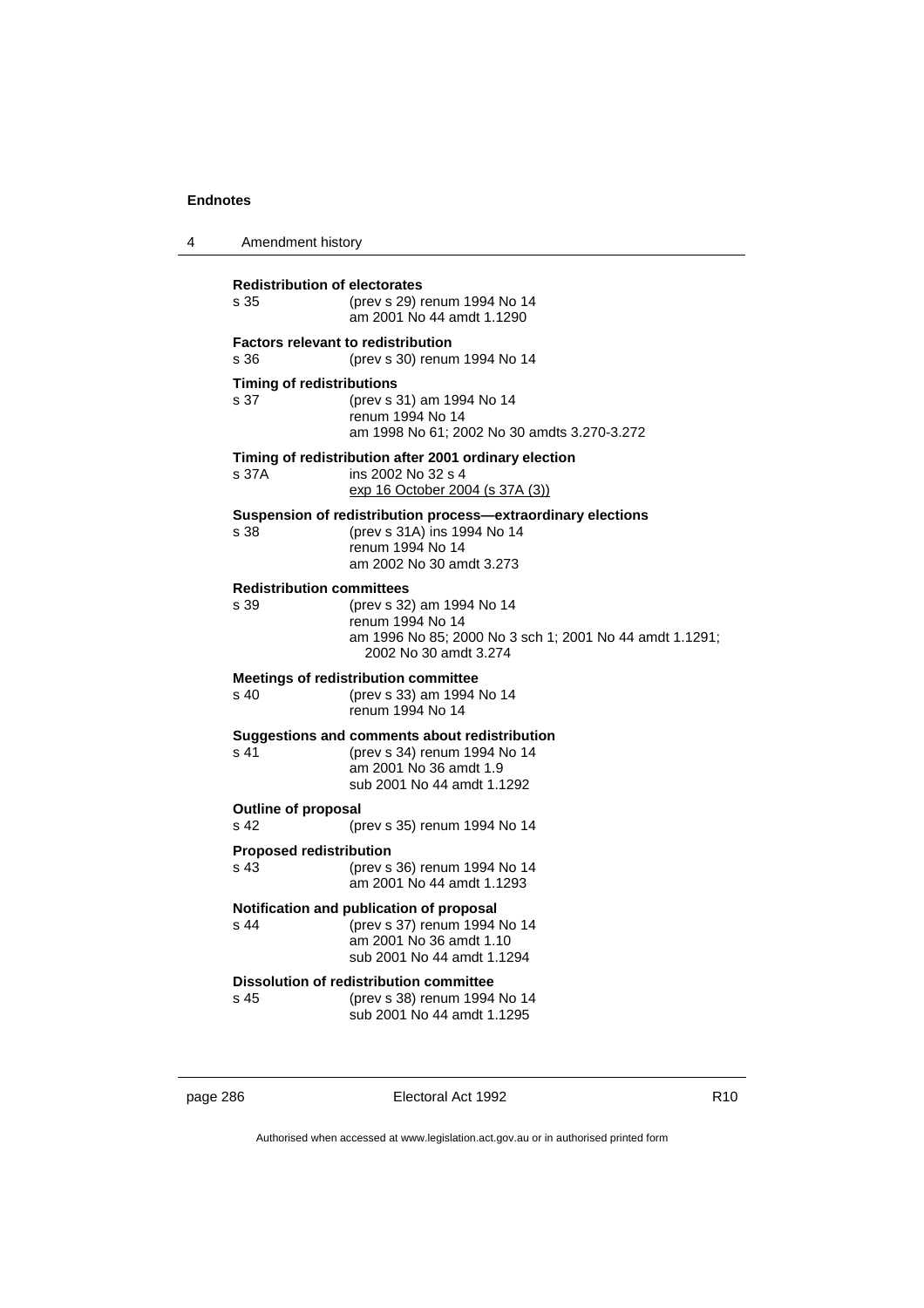## Endnotes

### 4 Amendment history

**Redistribution of electorates**

s 35 (prev s 29) renum 1994 No 14
am 2001 No 44 amdt 1.1290

**Factors relevant to redistribution**

s 36 (prev s 30) renum 1994 No 14

**Timing of redistributions**

s 37 (prev s 31) am 1994 No 14
renum 1994 No 14
am 1998 No 61; 2002 No 30 amdts 3.270-3.272

**Timing of redistribution after 2001 ordinary election**

s 37A ins 2002 No 32 s 4
exp 16 October 2004 (s 37A (3))

**Suspension of redistribution process—extraordinary elections**

s 38 (prev s 31A) ins 1994 No 14
renum 1994 No 14
am 2002 No 30 amdt 3.273

**Redistribution committees**

s 39 (prev s 32) am 1994 No 14
renum 1994 No 14
am 1996 No 85; 2000 No 3 sch 1; 2001 No 44 amdt 1.1291; 2002 No 30 amdt 3.274

**Meetings of redistribution committee**

s 40 (prev s 33) am 1994 No 14
renum 1994 No 14

**Suggestions and comments about redistribution**

s 41 (prev s 34) renum 1994 No 14
am 2001 No 36 amdt 1.9
sub 2001 No 44 amdt 1.1292

**Outline of proposal**

s 42 (prev s 35) renum 1994 No 14

**Proposed redistribution**

s 43 (prev s 36) renum 1994 No 14
am 2001 No 44 amdt 1.1293

**Notification and publication of proposal**

s 44 (prev s 37) renum 1994 No 14
am 2001 No 36 amdt 1.10
sub 2001 No 44 amdt 1.1294

**Dissolution of redistribution committee**

s 45 (prev s 38) renum 1994 No 14
sub 2001 No 44 amdt 1.1295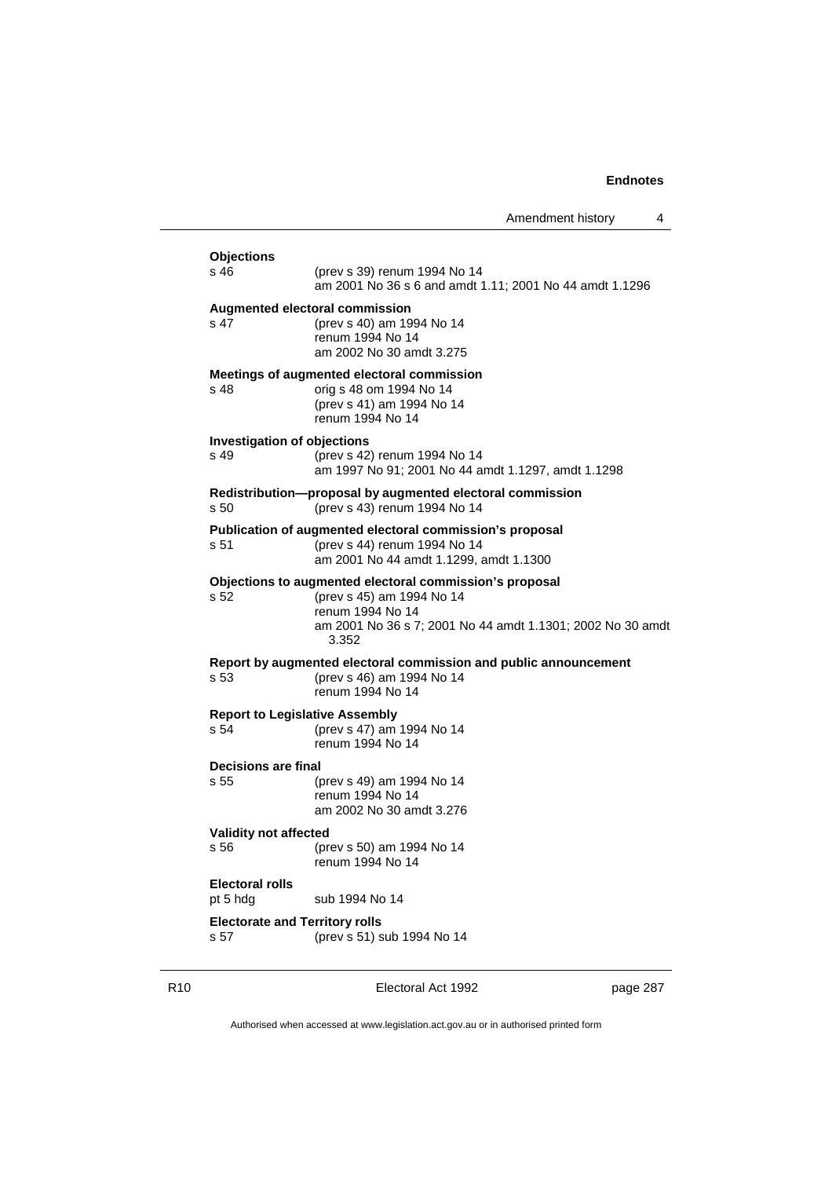**Objections**

s 46 (prev s 39) renum 1994 No 14
am 2001 No 36 s 6 and amdt 1.11; 2001 No 44 amdt 1.1296

**Augmented electoral commission**

s 47 (prev s 40) am 1994 No 14
renum 1994 No 14
am 2002 No 30 amdt 3.275

**Meetings of augmented electoral commission**

s 48 orig s 48 om 1994 No 14
(prev s 41) am 1994 No 14
renum 1994 No 14

**Investigation of objections**

s 49 (prev s 42) renum 1994 No 14
am 1997 No 91; 2001 No 44 amdt 1.1297, amdt 1.1298

**Redistribution—proposal by augmented electoral commission**

s 50 (prev s 43) renum 1994 No 14

**Publication of augmented electoral commission's proposal**

s 51 (prev s 44) renum 1994 No 14
am 2001 No 44 amdt 1.1299, amdt 1.1300

**Objections to augmented electoral commission's proposal**

s 52 (prev s 45) am 1994 No 14
renum 1994 No 14
am 2001 No 36 s 7; 2001 No 44 amdt 1.1301; 2002 No 30 amdt 3.352

**Report by augmented electoral commission and public announcement**

s 53 (prev s 46) am 1994 No 14
renum 1994 No 14

**Report to Legislative Assembly**

s 54 (prev s 47) am 1994 No 14
renum 1994 No 14

**Decisions are final**

s 55 (prev s 49) am 1994 No 14
renum 1994 No 14
am 2002 No 30 amdt 3.276

**Validity not affected**

s 56 (prev s 50) am 1994 No 14
renum 1994 No 14

**Electoral rolls**

pt 5 hdg sub 1994 No 14

**Electorate and Territory rolls**

s 57 (prev s 51) sub 1994 No 14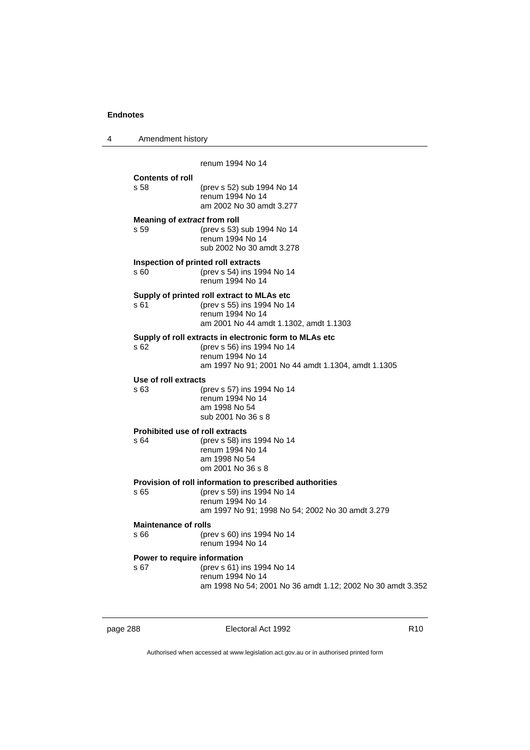renum 1994 No 14

**Contents of roll**
s 58 (prev s 52) sub 1994 No 14
renum 1994 No 14
am 2002 No 30 amdt 3.277

**Meaning of *extract* from roll**
s 59 (prev s 53) sub 1994 No 14
renum 1994 No 14
sub 2002 No 30 amdt 3.278

**Inspection of printed roll extracts**
s 60 (prev s 54) ins 1994 No 14
renum 1994 No 14

**Supply of printed roll extract to MLAs etc**
s 61 (prev s 55) ins 1994 No 14
renum 1994 No 14
am 2001 No 44 amdt 1.1302, amdt 1.1303

**Supply of roll extracts in electronic form to MLAs etc**
s 62 (prev s 56) ins 1994 No 14
renum 1994 No 14
am 1997 No 91; 2001 No 44 amdt 1.1304, amdt 1.1305

**Use of roll extracts**
s 63 (prev s 57) ins 1994 No 14
renum 1994 No 14
am 1998 No 54
sub 2001 No 36 s 8

**Prohibited use of roll extracts**
s 64 (prev s 58) ins 1994 No 14
renum 1994 No 14
am 1998 No 54
om 2001 No 36 s 8

**Provision of roll information to prescribed authorities**
s 65 (prev s 59) ins 1994 No 14
renum 1994 No 14
am 1997 No 91; 1998 No 54; 2002 No 30 amdt 3.279

**Maintenance of rolls**
s 66 (prev s 60) ins 1994 No 14
renum 1994 No 14

**Power to require information**
s 67 (prev s 61) ins 1994 No 14
renum 1994 No 14
am 1998 No 54; 2001 No 36 amdt 1.12; 2002 No 30 amdt 3.352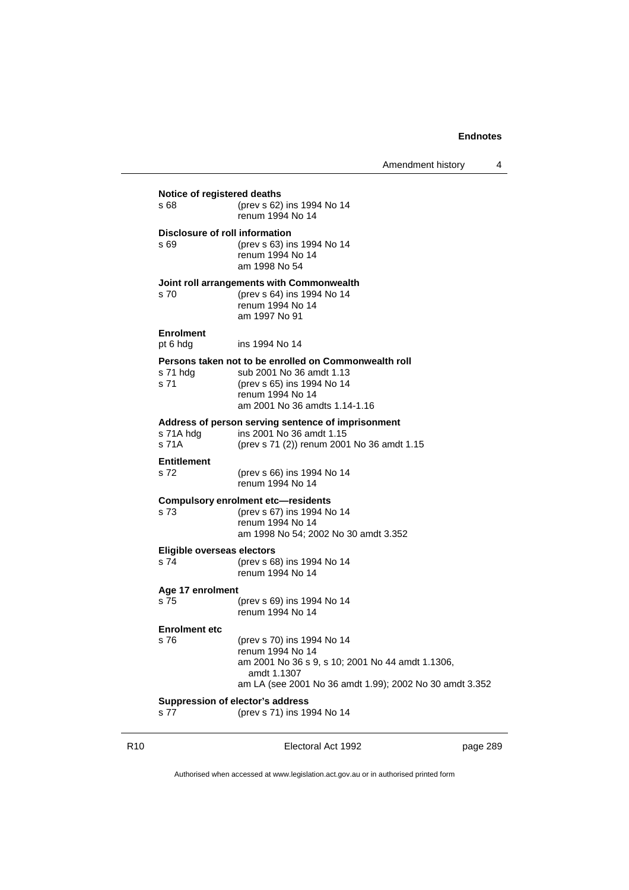**Notice of registered deaths**

| | |
|---|---|
| s 68 | (prev s 62) ins 1994 No 14<br>renum 1994 No 14 |

**Disclosure of roll information**

| | |
|---|---|
| s 69 | (prev s 63) ins 1994 No 14<br>renum 1994 No 14<br>am 1998 No 54 |

**Joint roll arrangements with Commonwealth**

| | |
|---|---|
| s 70 | (prev s 64) ins 1994 No 14<br>renum 1994 No 14<br>am 1997 No 91 |

**Enrolment**

| | |
|---|---|
| pt 6 hdg | ins 1994 No 14 |

**Persons taken not to be enrolled on Commonwealth roll**

| | |
|---|---|
| s 71 hdg | sub 2001 No 36 amdt 1.13 |
| s 71 | (prev s 65) ins 1994 No 14<br>renum 1994 No 14<br>am 2001 No 36 amdts 1.14-1.16 |

**Address of person serving sentence of imprisonment**

| | |
|---|---|
| s 71A hdg | ins 2001 No 36 amdt 1.15 |
| s 71A | (prev s 71 (2)) renum 2001 No 36 amdt 1.15 |

**Entitlement**

| | |
|---|---|
| s 72 | (prev s 66) ins 1994 No 14<br>renum 1994 No 14 |

**Compulsory enrolment etc—residents**

| | |
|---|---|
| s 73 | (prev s 67) ins 1994 No 14<br>renum 1994 No 14<br>am 1998 No 54; 2002 No 30 amdt 3.352 |

**Eligible overseas electors**

| | |
|---|---|
| s 74 | (prev s 68) ins 1994 No 14<br>renum 1994 No 14 |

**Age 17 enrolment**

| | |
|---|---|
| s 75 | (prev s 69) ins 1994 No 14<br>renum 1994 No 14 |

**Enrolment etc**

| | |
|---|---|
| s 76 | (prev s 70) ins 1994 No 14<br>renum 1994 No 14<br>am 2001 No 36 s 9, s 10; 2001 No 44 amdt 1.1306, amdt 1.1307<br>am LA (see 2001 No 36 amdt 1.99); 2002 No 30 amdt 3.352 |

**Suppression of elector's address**

| | |
|---|---|
| s 77 | (prev s 71) ins 1994 No 14 |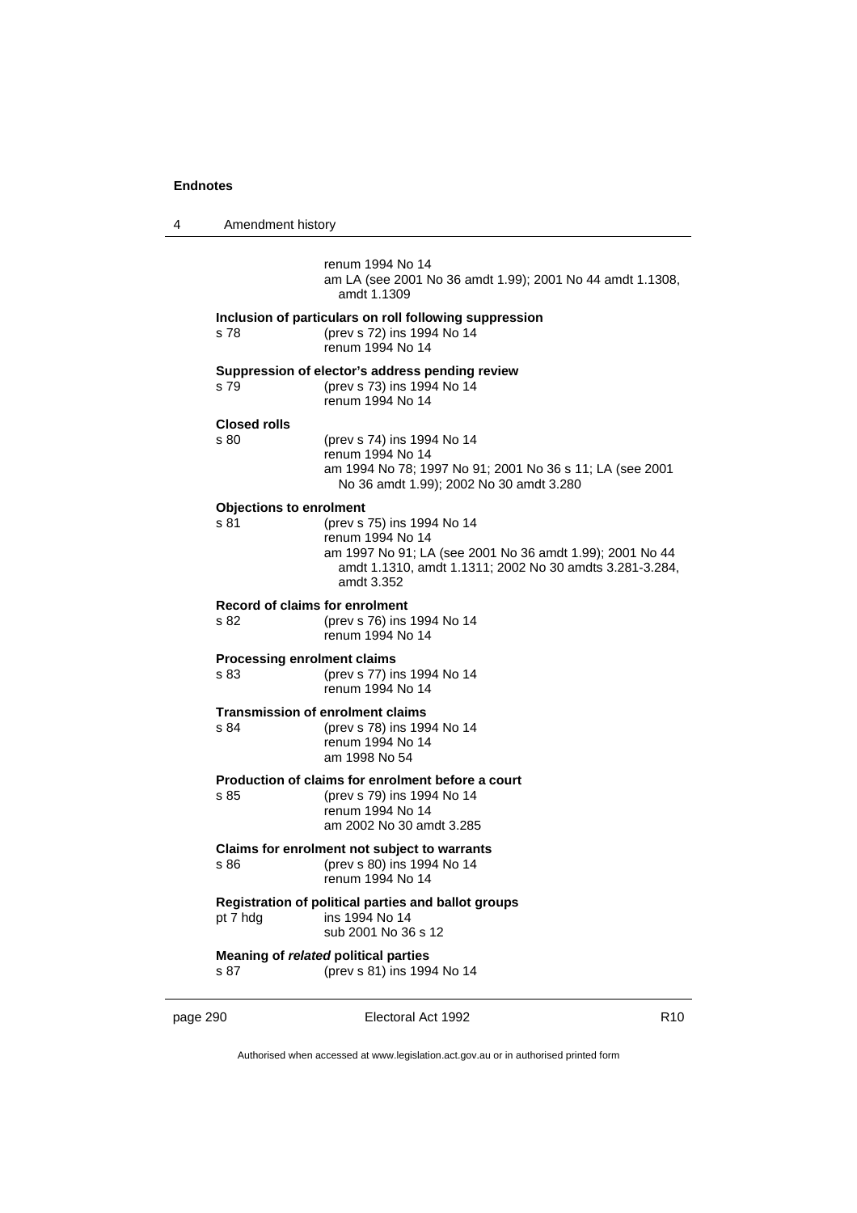renum 1994 No 14
am LA (see 2001 No 36 amdt 1.99); 2001 No 44 amdt 1.1308, amdt 1.1309

**Inclusion of particulars on roll following suppression**
s 78 (prev s 72) ins 1994 No 14
renum 1994 No 14

**Suppression of elector's address pending review**
s 79 (prev s 73) ins 1994 No 14
renum 1994 No 14

**Closed rolls**
s 80 (prev s 74) ins 1994 No 14
renum 1994 No 14
am 1994 No 78; 1997 No 91; 2001 No 36 s 11; LA (see 2001 No 36 amdt 1.99); 2002 No 30 amdt 3.280

**Objections to enrolment**
s 81 (prev s 75) ins 1994 No 14
renum 1994 No 14
am 1997 No 91; LA (see 2001 No 36 amdt 1.99); 2001 No 44 amdt 1.1310, amdt 1.1311; 2002 No 30 amdts 3.281-3.284, amdt 3.352

**Record of claims for enrolment**
s 82 (prev s 76) ins 1994 No 14
renum 1994 No 14

**Processing enrolment claims**
s 83 (prev s 77) ins 1994 No 14
renum 1994 No 14

**Transmission of enrolment claims**
s 84 (prev s 78) ins 1994 No 14
renum 1994 No 14
am 1998 No 54

**Production of claims for enrolment before a court**
s 85 (prev s 79) ins 1994 No 14
renum 1994 No 14
am 2002 No 30 amdt 3.285

**Claims for enrolment not subject to warrants**
s 86 (prev s 80) ins 1994 No 14
renum 1994 No 14

**Registration of political parties and ballot groups**
pt 7 hdg ins 1994 No 14
sub 2001 No 36 s 12

**Meaning of *related* political parties**
s 87 (prev s 81) ins 1994 No 14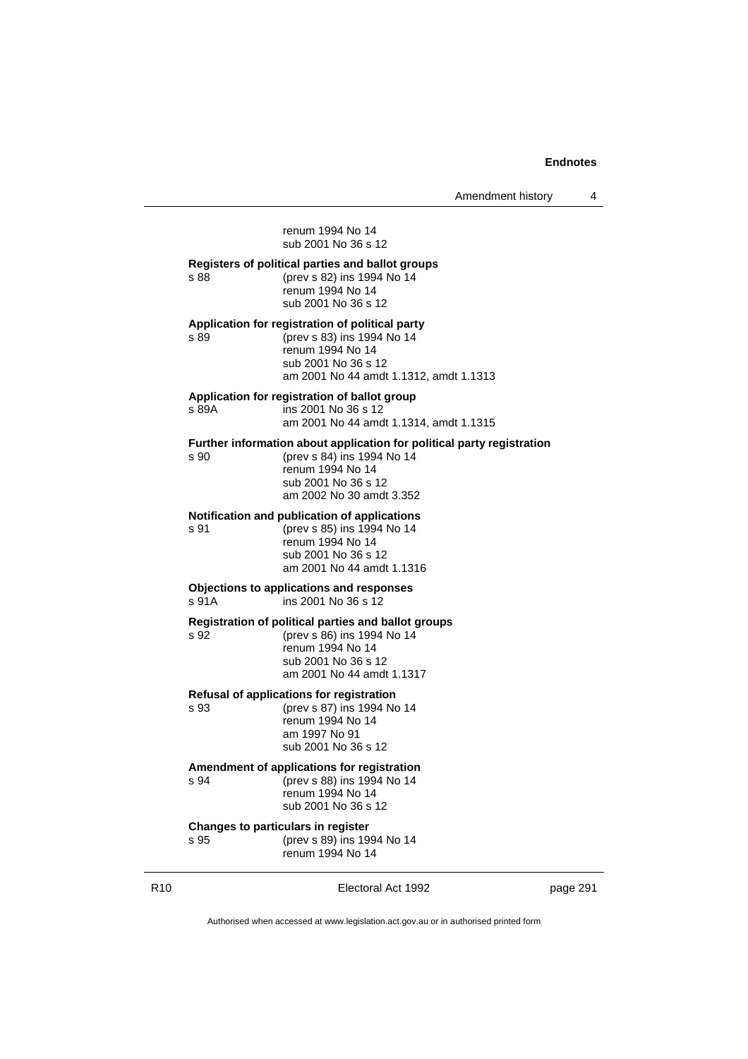renum 1994 No 14
sub 2001 No 36 s 12

**Registers of political parties and ballot groups**

s 88 (prev s 82) ins 1994 No 14
renum 1994 No 14
sub 2001 No 36 s 12

**Application for registration of political party**

s 89 (prev s 83) ins 1994 No 14
renum 1994 No 14
sub 2001 No 36 s 12
am 2001 No 44 amdt 1.1312, amdt 1.1313

**Application for registration of ballot group**

s 89A ins 2001 No 36 s 12
am 2001 No 44 amdt 1.1314, amdt 1.1315

**Further information about application for political party registration**

s 90 (prev s 84) ins 1994 No 14
renum 1994 No 14
sub 2001 No 36 s 12
am 2002 No 30 amdt 3.352

**Notification and publication of applications**

s 91 (prev s 85) ins 1994 No 14
renum 1994 No 14
sub 2001 No 36 s 12
am 2001 No 44 amdt 1.1316

**Objections to applications and responses**

s 91A ins 2001 No 36 s 12

**Registration of political parties and ballot groups**

s 92 (prev s 86) ins 1994 No 14
renum 1994 No 14
sub 2001 No 36 s 12
am 2001 No 44 amdt 1.1317

**Refusal of applications for registration**

s 93 (prev s 87) ins 1994 No 14
renum 1994 No 14
am 1997 No 91
sub 2001 No 36 s 12

**Amendment of applications for registration**

s 94 (prev s 88) ins 1994 No 14
renum 1994 No 14
sub 2001 No 36 s 12

**Changes to particulars in register**

s 95 (prev s 89) ins 1994 No 14
renum 1994 No 14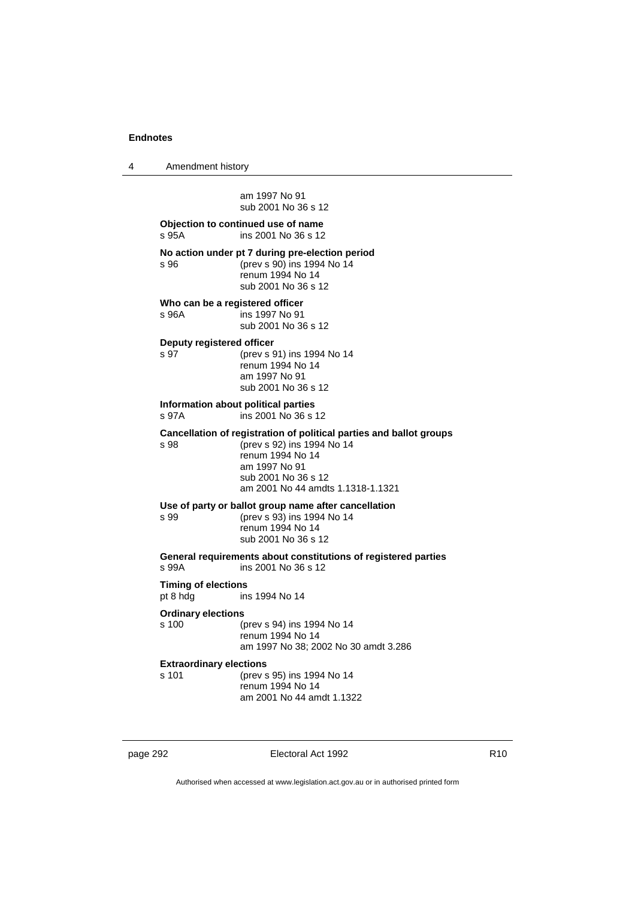am 1997 No 91
sub 2001 No 36 s 12

**Objection to continued use of name**
s 95A ins 2001 No 36 s 12

**No action under pt 7 during pre-election period**
s 96 (prev s 90) ins 1994 No 14
renum 1994 No 14
sub 2001 No 36 s 12

**Who can be a registered officer**
s 96A ins 1997 No 91
sub 2001 No 36 s 12

**Deputy registered officer**
s 97 (prev s 91) ins 1994 No 14
renum 1994 No 14
am 1997 No 91
sub 2001 No 36 s 12

**Information about political parties**
s 97A ins 2001 No 36 s 12

**Cancellation of registration of political parties and ballot groups**
s 98 (prev s 92) ins 1994 No 14
renum 1994 No 14
am 1997 No 91
sub 2001 No 36 s 12
am 2001 No 44 amdts 1.1318-1.1321

**Use of party or ballot group name after cancellation**
s 99 (prev s 93) ins 1994 No 14
renum 1994 No 14
sub 2001 No 36 s 12

**General requirements about constitutions of registered parties**
s 99A ins 2001 No 36 s 12

**Timing of elections**
pt 8 hdg ins 1994 No 14

**Ordinary elections**
s 100 (prev s 94) ins 1994 No 14
renum 1994 No 14
am 1997 No 38; 2002 No 30 amdt 3.286

**Extraordinary elections**
s 101 (prev s 95) ins 1994 No 14
renum 1994 No 14
am 2001 No 44 amdt 1.1322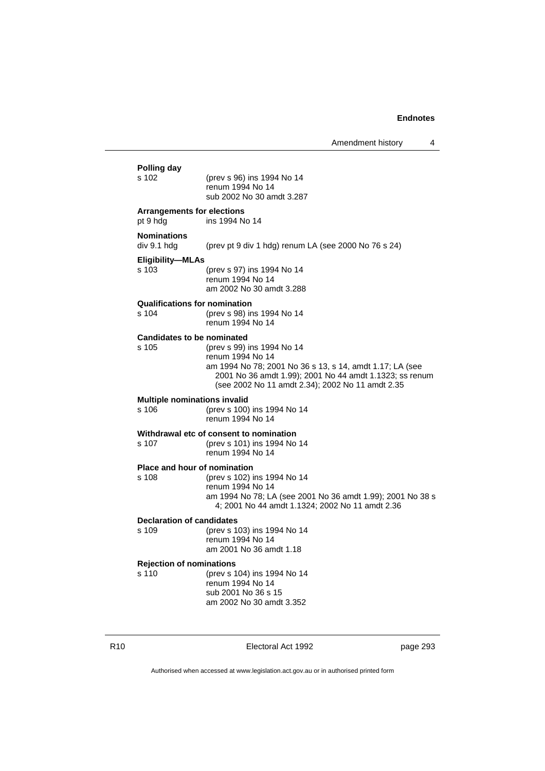**Polling day**

s 102 (prev s 96) ins 1994 No 14
renum 1994 No 14
sub 2002 No 30 amdt 3.287

**Arrangements for elections**

pt 9 hdg ins 1994 No 14

**Nominations**

div 9.1 hdg (prev pt 9 div 1 hdg) renum LA (see 2000 No 76 s 24)

**Eligibility—MLAs**

s 103 (prev s 97) ins 1994 No 14
renum 1994 No 14
am 2002 No 30 amdt 3.288

**Qualifications for nomination**

s 104 (prev s 98) ins 1994 No 14
renum 1994 No 14

**Candidates to be nominated**

s 105 (prev s 99) ins 1994 No 14
renum 1994 No 14
am 1994 No 78; 2001 No 36 s 13, s 14, amdt 1.17; LA (see 2001 No 36 amdt 1.99); 2001 No 44 amdt 1.1323; ss renum (see 2002 No 11 amdt 2.34); 2002 No 11 amdt 2.35

**Multiple nominations invalid**

s 106 (prev s 100) ins 1994 No 14
renum 1994 No 14

**Withdrawal etc of consent to nomination**

s 107 (prev s 101) ins 1994 No 14
renum 1994 No 14

**Place and hour of nomination**

s 108 (prev s 102) ins 1994 No 14
renum 1994 No 14
am 1994 No 78; LA (see 2001 No 36 amdt 1.99); 2001 No 38 s 4; 2001 No 44 amdt 1.1324; 2002 No 11 amdt 2.36

**Declaration of candidates**

s 109 (prev s 103) ins 1994 No 14
renum 1994 No 14
am 2001 No 36 amdt 1.18

**Rejection of nominations**

s 110 (prev s 104) ins 1994 No 14
renum 1994 No 14
sub 2001 No 36 s 15
am 2002 No 30 amdt 3.352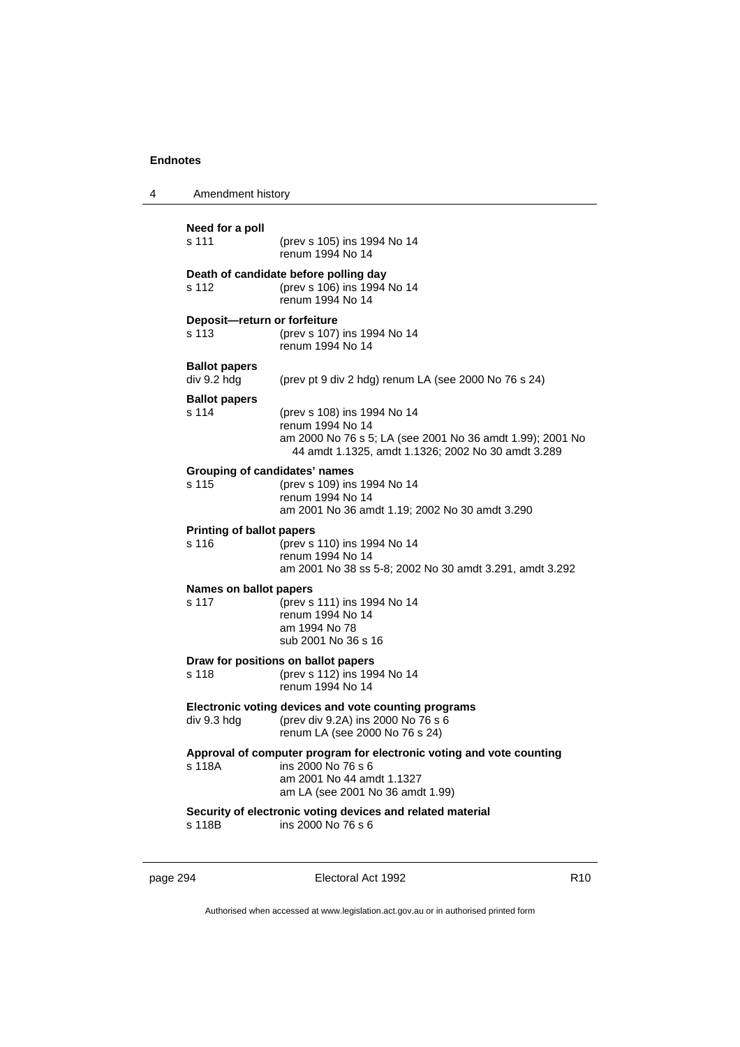**Need for a poll**

s 111 (prev s 105) ins 1994 No 14
renum 1994 No 14

**Death of candidate before polling day**

s 112 (prev s 106) ins 1994 No 14
renum 1994 No 14

**Deposit—return or forfeiture**

s 113 (prev s 107) ins 1994 No 14
renum 1994 No 14

**Ballot papers**

div 9.2 hdg (prev pt 9 div 2 hdg) renum LA (see 2000 No 76 s 24)

**Ballot papers**

s 114 (prev s 108) ins 1994 No 14
renum 1994 No 14
am 2000 No 76 s 5; LA (see 2001 No 36 amdt 1.99); 2001 No 44 amdt 1.1325, amdt 1.1326; 2002 No 30 amdt 3.289

**Grouping of candidates' names**

s 115 (prev s 109) ins 1994 No 14
renum 1994 No 14
am 2001 No 36 amdt 1.19; 2002 No 30 amdt 3.290

**Printing of ballot papers**

s 116 (prev s 110) ins 1994 No 14
renum 1994 No 14
am 2001 No 38 ss 5-8; 2002 No 30 amdt 3.291, amdt 3.292

**Names on ballot papers**

s 117 (prev s 111) ins 1994 No 14
renum 1994 No 14
am 1994 No 78
sub 2001 No 36 s 16

**Draw for positions on ballot papers**

s 118 (prev s 112) ins 1994 No 14
renum 1994 No 14

**Electronic voting devices and vote counting programs**

div 9.3 hdg (prev div 9.2A) ins 2000 No 76 s 6
renum LA (see 2000 No 76 s 24)

**Approval of computer program for electronic voting and vote counting**

s 118A ins 2000 No 76 s 6
am 2001 No 44 amdt 1.1327
am LA (see 2001 No 36 amdt 1.99)

**Security of electronic voting devices and related material**

s 118B ins 2000 No 76 s 6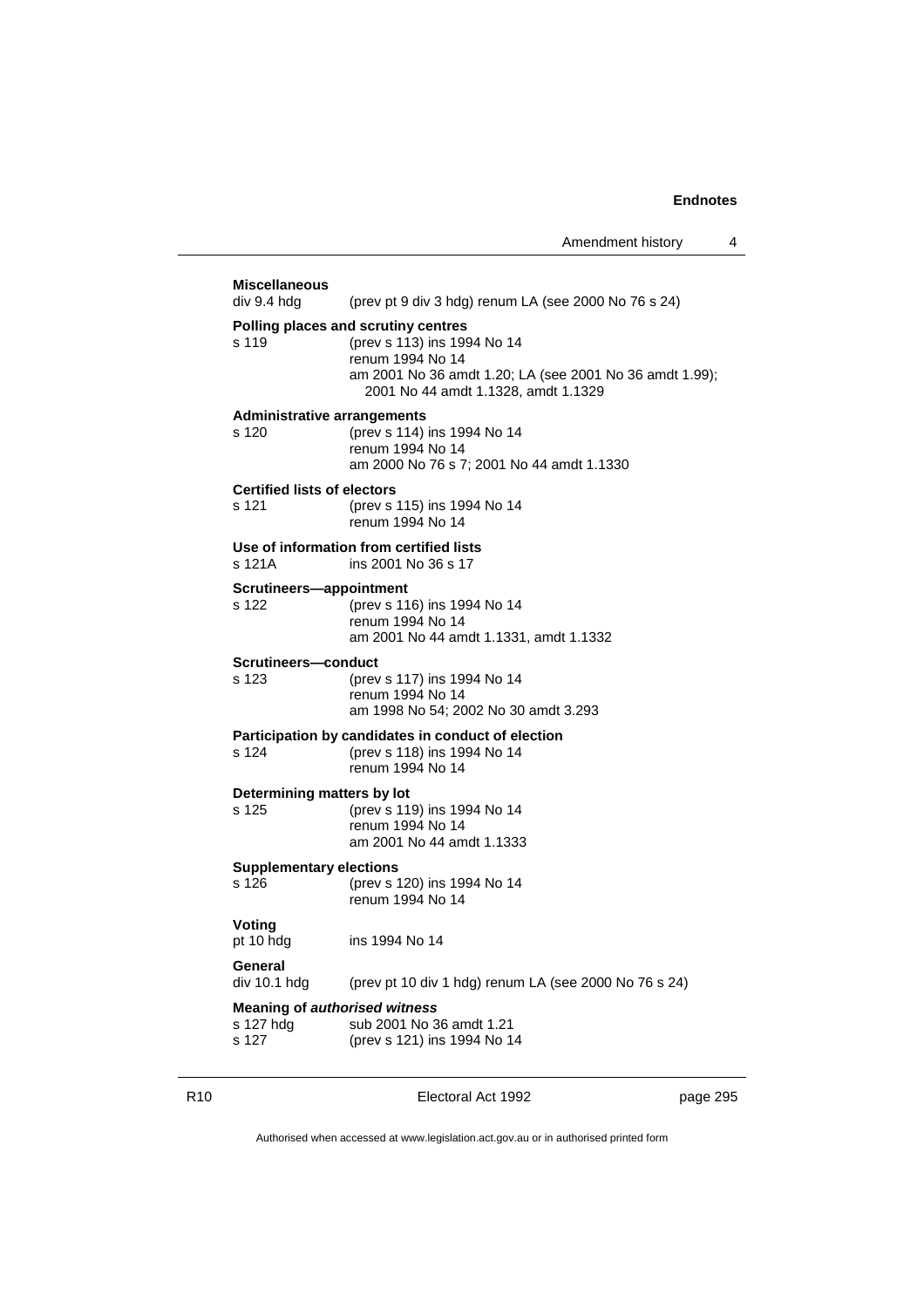**Miscellaneous**

div 9.4 hdg (prev pt 9 div 3 hdg) renum LA (see 2000 No 76 s 24)

**Polling places and scrutiny centres**

s 119 (prev s 113) ins 1994 No 14
renum 1994 No 14
am 2001 No 36 amdt 1.20; LA (see 2001 No 36 amdt 1.99); 2001 No 44 amdt 1.1328, amdt 1.1329

**Administrative arrangements**

s 120 (prev s 114) ins 1994 No 14
renum 1994 No 14
am 2000 No 76 s 7; 2001 No 44 amdt 1.1330

**Certified lists of electors**

s 121 (prev s 115) ins 1994 No 14
renum 1994 No 14

**Use of information from certified lists**

s 121A ins 2001 No 36 s 17

**Scrutineers—appointment**

s 122 (prev s 116) ins 1994 No 14
renum 1994 No 14
am 2001 No 44 amdt 1.1331, amdt 1.1332

**Scrutineers—conduct**

s 123 (prev s 117) ins 1994 No 14
renum 1994 No 14
am 1998 No 54; 2002 No 30 amdt 3.293

**Participation by candidates in conduct of election**

s 124 (prev s 118) ins 1994 No 14
renum 1994 No 14

**Determining matters by lot**

s 125 (prev s 119) ins 1994 No 14
renum 1994 No 14
am 2001 No 44 amdt 1.1333

**Supplementary elections**

s 126 (prev s 120) ins 1994 No 14
renum 1994 No 14

**Voting**

pt 10 hdg ins 1994 No 14

**General**

div 10.1 hdg (prev pt 10 div 1 hdg) renum LA (see 2000 No 76 s 24)

**Meaning of *authorised witness***

s 127 hdg sub 2001 No 36 amdt 1.21
s 127 (prev s 121) ins 1994 No 14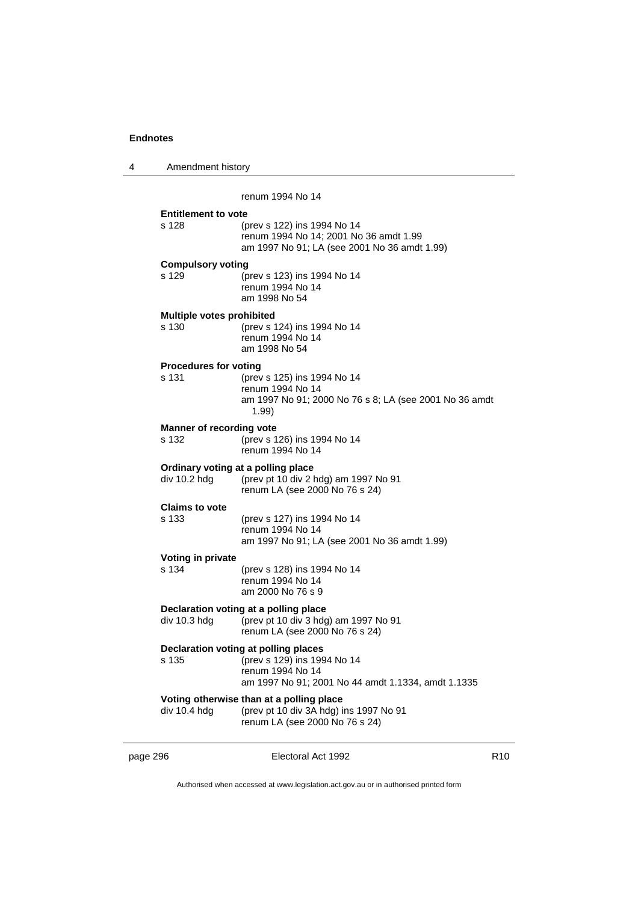renum 1994 No 14

**Entitlement to vote**

s 128 (prev s 122) ins 1994 No 14
renum 1994 No 14; 2001 No 36 amdt 1.99
am 1997 No 91; LA (see 2001 No 36 amdt 1.99)

**Compulsory voting**

s 129 (prev s 123) ins 1994 No 14
renum 1994 No 14
am 1998 No 54

**Multiple votes prohibited**

s 130 (prev s 124) ins 1994 No 14
renum 1994 No 14
am 1998 No 54

**Procedures for voting**

s 131 (prev s 125) ins 1994 No 14
renum 1994 No 14
am 1997 No 91; 2000 No 76 s 8; LA (see 2001 No 36 amdt 1.99)

**Manner of recording vote**

s 132 (prev s 126) ins 1994 No 14
renum 1994 No 14

**Ordinary voting at a polling place**

div 10.2 hdg (prev pt 10 div 2 hdg) am 1997 No 91
renum LA (see 2000 No 76 s 24)

**Claims to vote**

s 133 (prev s 127) ins 1994 No 14
renum 1994 No 14
am 1997 No 91; LA (see 2001 No 36 amdt 1.99)

**Voting in private**

s 134 (prev s 128) ins 1994 No 14
renum 1994 No 14
am 2000 No 76 s 9

**Declaration voting at a polling place**

div 10.3 hdg (prev pt 10 div 3 hdg) am 1997 No 91
renum LA (see 2000 No 76 s 24)

**Declaration voting at polling places**

s 135 (prev s 129) ins 1994 No 14
renum 1994 No 14
am 1997 No 91; 2001 No 44 amdt 1.1334, amdt 1.1335

**Voting otherwise than at a polling place**

div 10.4 hdg (prev pt 10 div 3A hdg) ins 1997 No 91
renum LA (see 2000 No 76 s 24)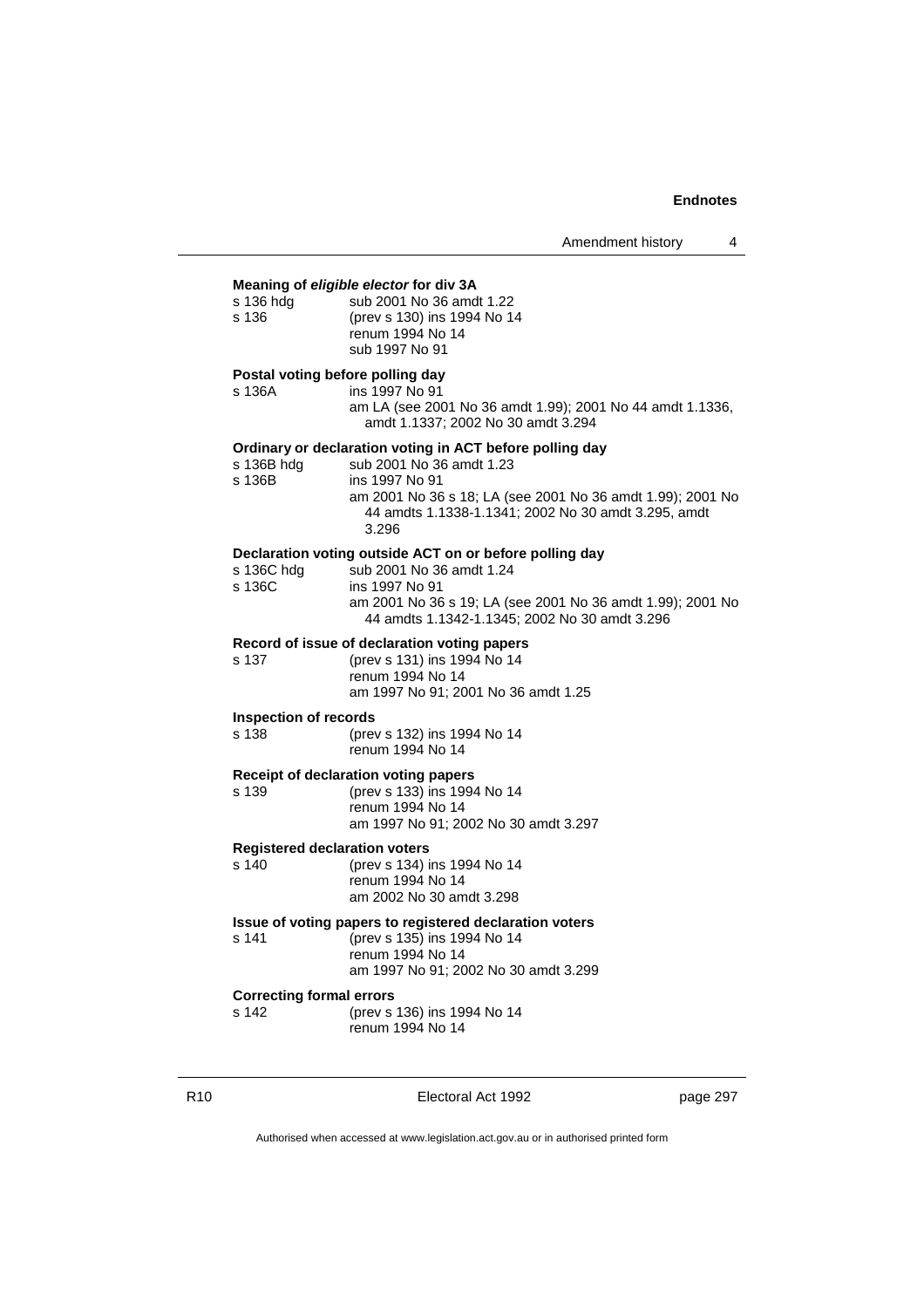**Meaning of *eligible elector* for div 3A**

| | |
|---|---|
| s 136 hdg | sub 2001 No 36 amdt 1.22 |
| s 136 | (prev s 130) ins 1994 No 14<br>renum 1994 No 14<br>sub 1997 No 91 |

**Postal voting before polling day**

| | |
|---|---|
| s 136A | ins 1997 No 91<br>am LA (see 2001 No 36 amdt 1.99); 2001 No 44 amdt 1.1336, amdt 1.1337; 2002 No 30 amdt 3.294 |

**Ordinary or declaration voting in ACT before polling day**

| | |
|---|---|
| s 136B hdg | sub 2001 No 36 amdt 1.23 |
| s 136B | ins 1997 No 91<br>am 2001 No 36 s 18; LA (see 2001 No 36 amdt 1.99); 2001 No 44 amdts 1.1338-1.1341; 2002 No 30 amdt 3.295, amdt 3.296 |

**Declaration voting outside ACT on or before polling day**

| | |
|---|---|
| s 136C hdg | sub 2001 No 36 amdt 1.24 |
| s 136C | ins 1997 No 91<br>am 2001 No 36 s 19; LA (see 2001 No 36 amdt 1.99); 2001 No 44 amdts 1.1342-1.1345; 2002 No 30 amdt 3.296 |

**Record of issue of declaration voting papers**

| | |
|---|---|
| s 137 | (prev s 131) ins 1994 No 14<br>renum 1994 No 14<br>am 1997 No 91; 2001 No 36 amdt 1.25 |

**Inspection of records**

| | |
|---|---|
| s 138 | (prev s 132) ins 1994 No 14<br>renum 1994 No 14 |

**Receipt of declaration voting papers**

| | |
|---|---|
| s 139 | (prev s 133) ins 1994 No 14<br>renum 1994 No 14<br>am 1997 No 91; 2002 No 30 amdt 3.297 |

**Registered declaration voters**

| | |
|---|---|
| s 140 | (prev s 134) ins 1994 No 14<br>renum 1994 No 14<br>am 2002 No 30 amdt 3.298 |

**Issue of voting papers to registered declaration voters**

| | |
|---|---|
| s 141 | (prev s 135) ins 1994 No 14<br>renum 1994 No 14<br>am 1997 No 91; 2002 No 30 amdt 3.299 |

**Correcting formal errors**

| | |
|---|---|
| s 142 | (prev s 136) ins 1994 No 14<br>renum 1994 No 14 |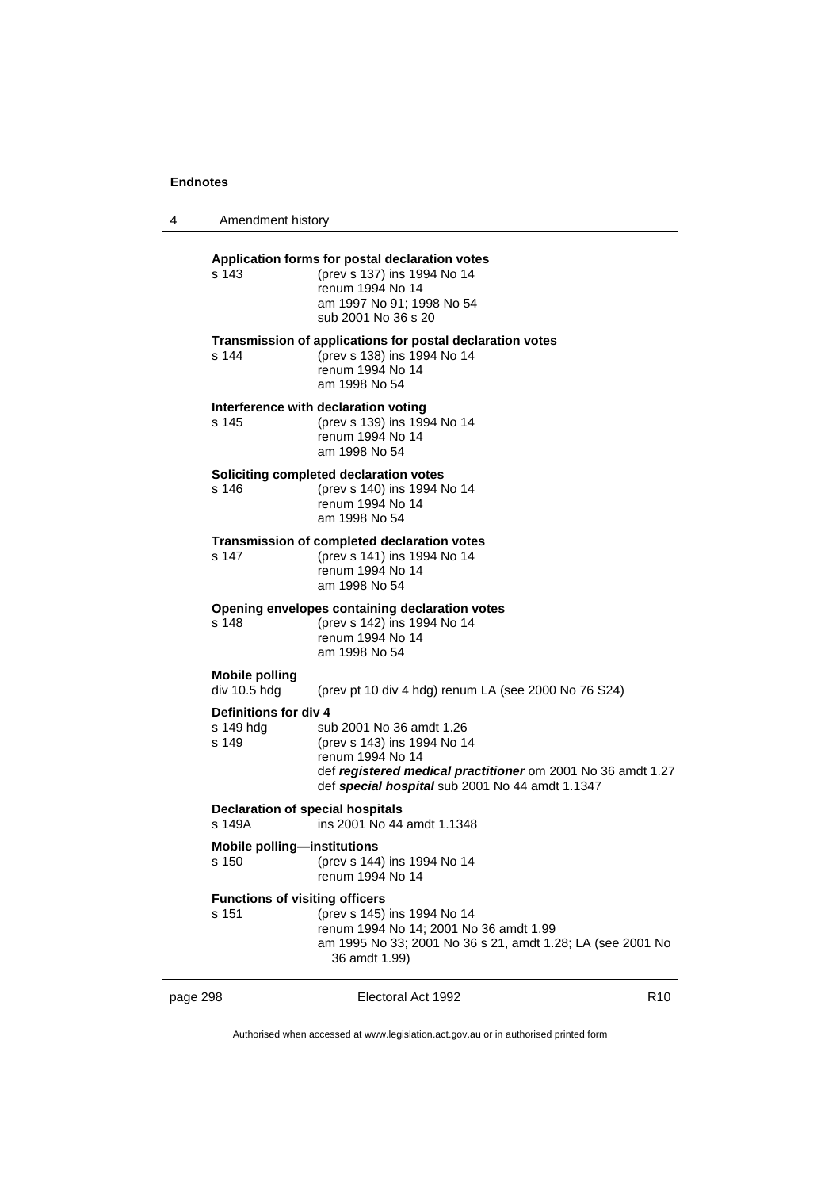**Application forms for postal declaration votes**

s 143 — (prev s 137) ins 1994 No 14
renum 1994 No 14
am 1997 No 91; 1998 No 54
sub 2001 No 36 s 20

**Transmission of applications for postal declaration votes**

s 144 — (prev s 138) ins 1994 No 14
renum 1994 No 14
am 1998 No 54

**Interference with declaration voting**

s 145 — (prev s 139) ins 1994 No 14
renum 1994 No 14
am 1998 No 54

**Soliciting completed declaration votes**

s 146 — (prev s 140) ins 1994 No 14
renum 1994 No 14
am 1998 No 54

**Transmission of completed declaration votes**

s 147 — (prev s 141) ins 1994 No 14
renum 1994 No 14
am 1998 No 54

**Opening envelopes containing declaration votes**

s 148 — (prev s 142) ins 1994 No 14
renum 1994 No 14
am 1998 No 54

**Mobile polling**

div 10.5 hdg — (prev pt 10 div 4 hdg) renum LA (see 2000 No 76 S24)

**Definitions for div 4**

s 149 hdg — sub 2001 No 36 amdt 1.26

s 149 — (prev s 143) ins 1994 No 14
renum 1994 No 14
def ***registered medical practitioner*** om 2001 No 36 amdt 1.27
def ***special hospital*** sub 2001 No 44 amdt 1.1347

**Declaration of special hospitals**

s 149A — ins 2001 No 44 amdt 1.1348

**Mobile polling—institutions**

s 150 — (prev s 144) ins 1994 No 14
renum 1994 No 14

**Functions of visiting officers**

s 151 — (prev s 145) ins 1994 No 14
renum 1994 No 14; 2001 No 36 amdt 1.99
am 1995 No 33; 2001 No 36 s 21, amdt 1.28; LA (see 2001 No 36 amdt 1.99)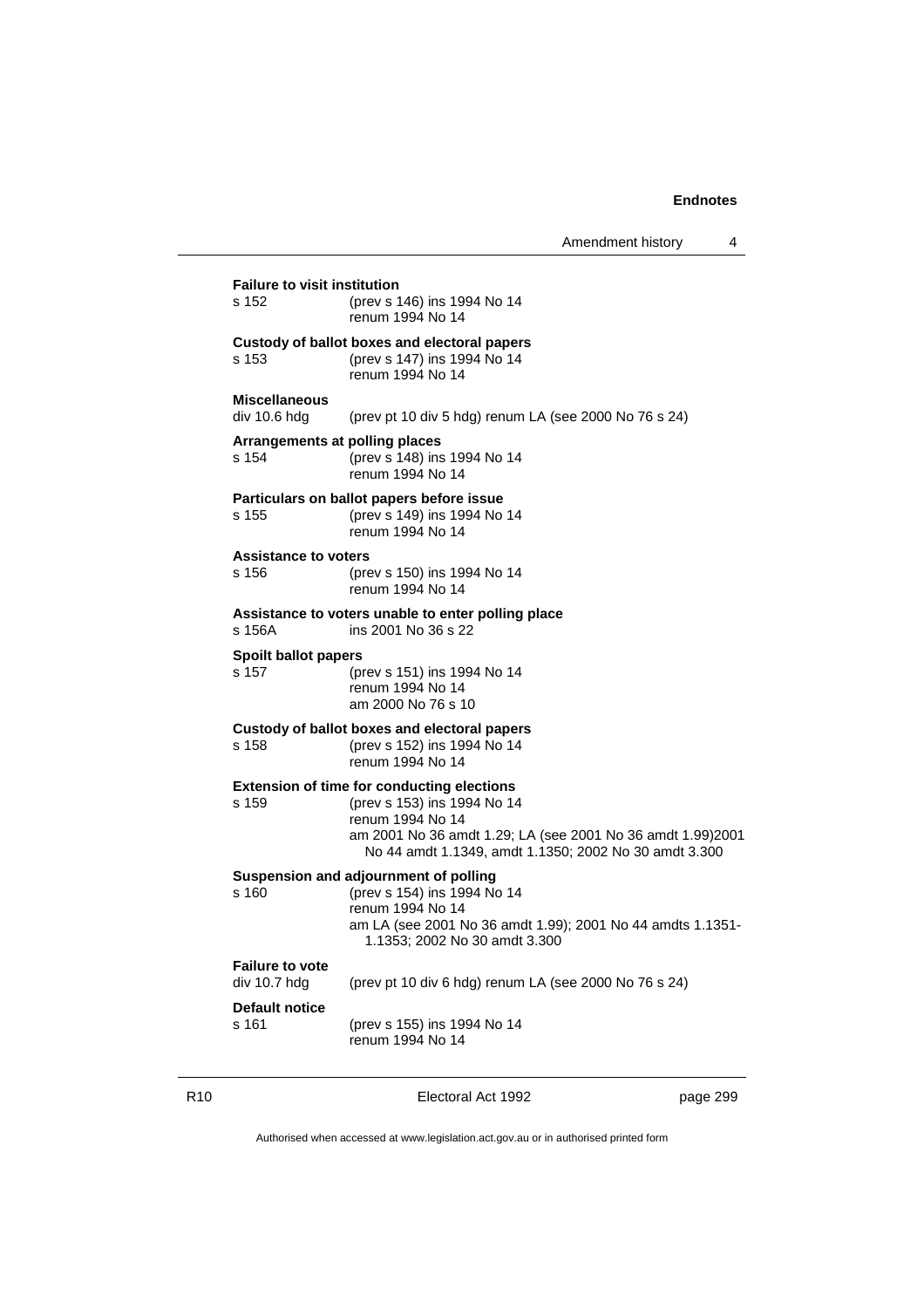**Failure to visit institution**
s 152 (prev s 146) ins 1994 No 14
renum 1994 No 14

**Custody of ballot boxes and electoral papers**
s 153 (prev s 147) ins 1994 No 14
renum 1994 No 14

**Miscellaneous**
div 10.6 hdg (prev pt 10 div 5 hdg) renum LA (see 2000 No 76 s 24)

**Arrangements at polling places**
s 154 (prev s 148) ins 1994 No 14
renum 1994 No 14

**Particulars on ballot papers before issue**
s 155 (prev s 149) ins 1994 No 14
renum 1994 No 14

**Assistance to voters**
s 156 (prev s 150) ins 1994 No 14
renum 1994 No 14

**Assistance to voters unable to enter polling place**
s 156A ins 2001 No 36 s 22

**Spoilt ballot papers**
s 157 (prev s 151) ins 1994 No 14
renum 1994 No 14
am 2000 No 76 s 10

**Custody of ballot boxes and electoral papers**
s 158 (prev s 152) ins 1994 No 14
renum 1994 No 14

**Extension of time for conducting elections**
s 159 (prev s 153) ins 1994 No 14
renum 1994 No 14
am 2001 No 36 amdt 1.29; LA (see 2001 No 36 amdt 1.99)2001 No 44 amdt 1.1349, amdt 1.1350; 2002 No 30 amdt 3.300

**Suspension and adjournment of polling**
s 160 (prev s 154) ins 1994 No 14
renum 1994 No 14
am LA (see 2001 No 36 amdt 1.99); 2001 No 44 amdts 1.1351-1.1353; 2002 No 30 amdt 3.300

**Failure to vote**
div 10.7 hdg (prev pt 10 div 6 hdg) renum LA (see 2000 No 76 s 24)

**Default notice**
s 161 (prev s 155) ins 1994 No 14
renum 1994 No 14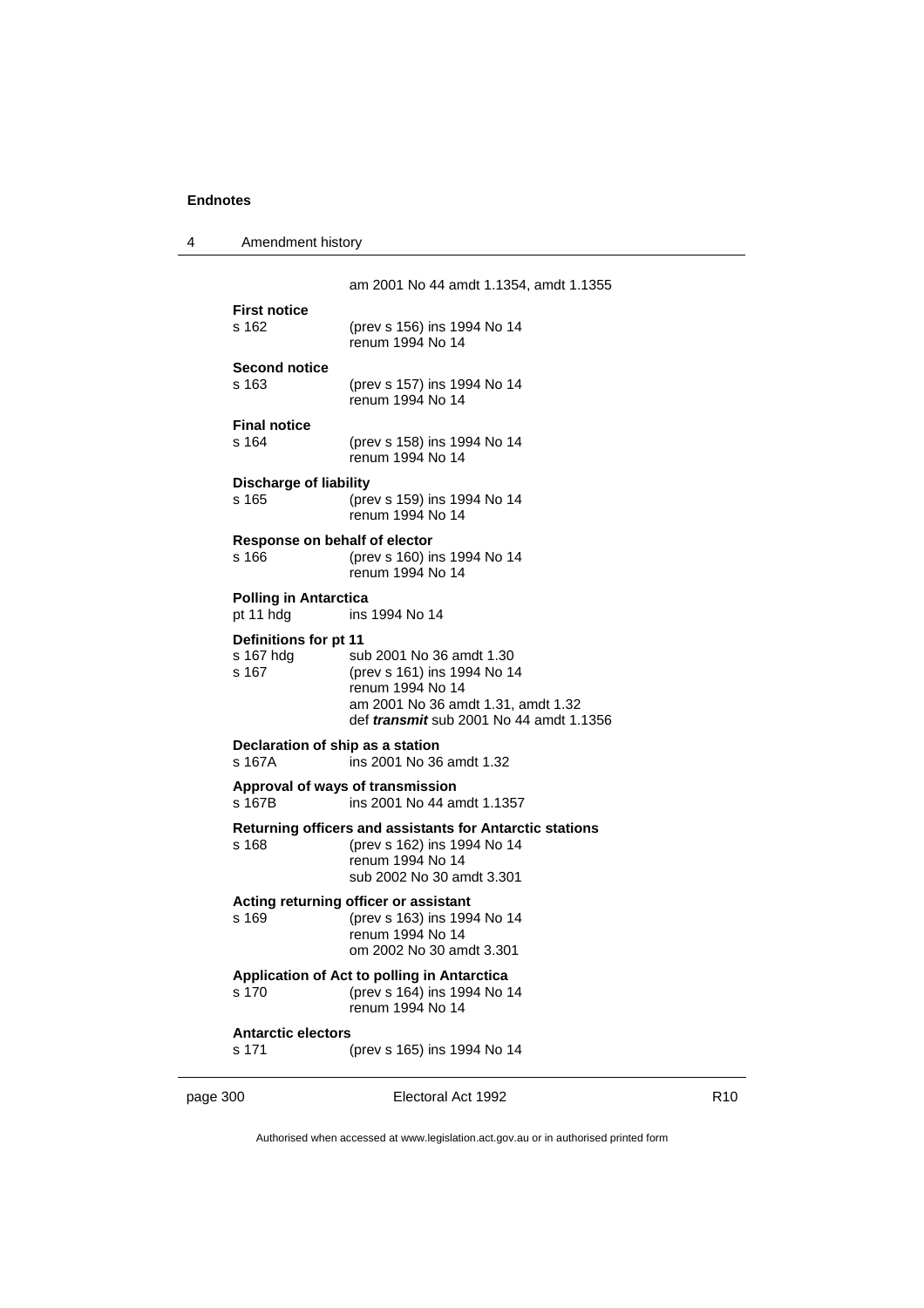am 2001 No 44 amdt 1.1354, amdt 1.1355

**First notice**

s 162 (prev s 156) ins 1994 No 14
renum 1994 No 14

**Second notice**

s 163 (prev s 157) ins 1994 No 14
renum 1994 No 14

**Final notice**

s 164 (prev s 158) ins 1994 No 14
renum 1994 No 14

**Discharge of liability**

s 165 (prev s 159) ins 1994 No 14
renum 1994 No 14

**Response on behalf of elector**

s 166 (prev s 160) ins 1994 No 14
renum 1994 No 14

**Polling in Antarctica**

pt 11 hdg ins 1994 No 14

**Definitions for pt 11**

s 167 hdg sub 2001 No 36 amdt 1.30
s 167 (prev s 161) ins 1994 No 14
renum 1994 No 14
am 2001 No 36 amdt 1.31, amdt 1.32
def ***transmit*** sub 2001 No 44 amdt 1.1356

**Declaration of ship as a station**

s 167A ins 2001 No 36 amdt 1.32

**Approval of ways of transmission**

s 167B ins 2001 No 44 amdt 1.1357

**Returning officers and assistants for Antarctic stations**

s 168 (prev s 162) ins 1994 No 14
renum 1994 No 14
sub 2002 No 30 amdt 3.301

**Acting returning officer or assistant**

s 169 (prev s 163) ins 1994 No 14
renum 1994 No 14
om 2002 No 30 amdt 3.301

**Application of Act to polling in Antarctica**

s 170 (prev s 164) ins 1994 No 14
renum 1994 No 14

**Antarctic electors**

s 171 (prev s 165) ins 1994 No 14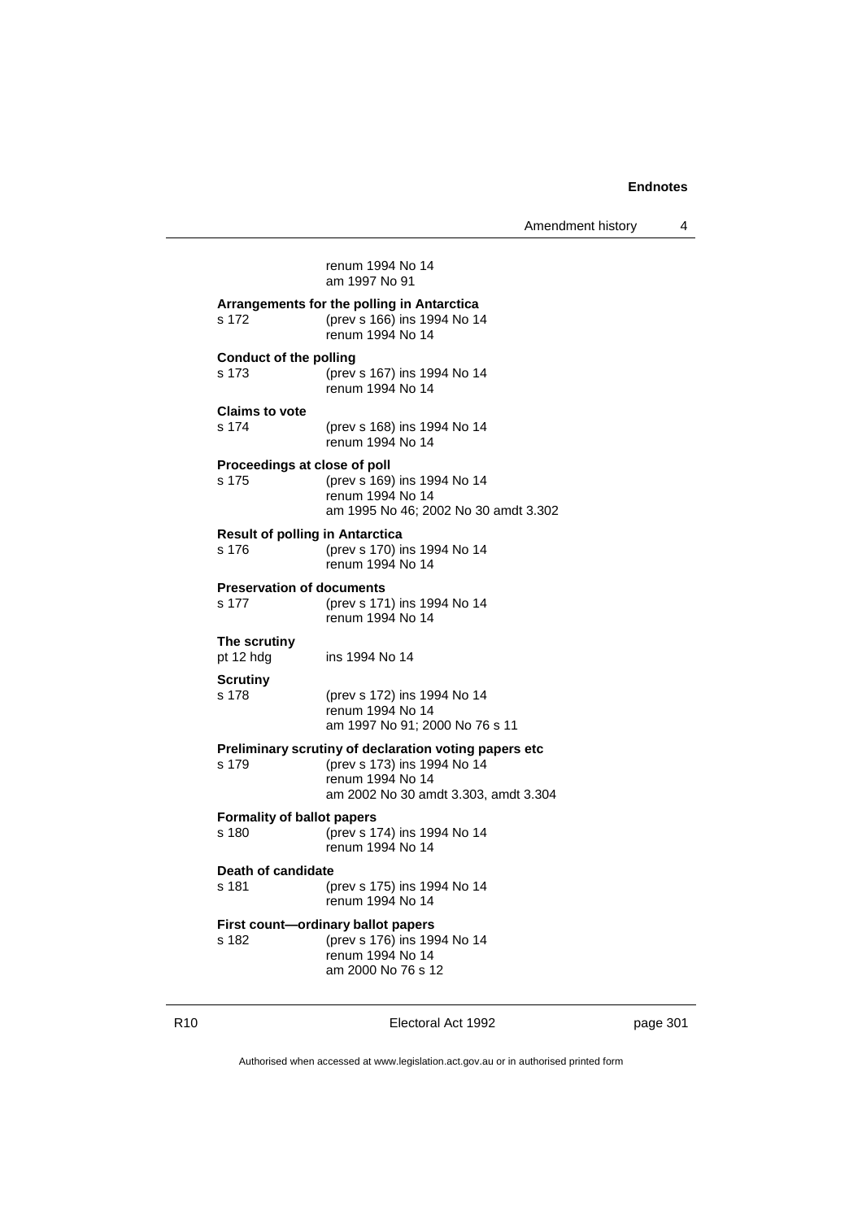renum 1994 No 14
am 1997 No 91

**Arrangements for the polling in Antarctica**
s 172 (prev s 166) ins 1994 No 14
renum 1994 No 14

**Conduct of the polling**
s 173 (prev s 167) ins 1994 No 14
renum 1994 No 14

**Claims to vote**
s 174 (prev s 168) ins 1994 No 14
renum 1994 No 14

**Proceedings at close of poll**
s 175 (prev s 169) ins 1994 No 14
renum 1994 No 14
am 1995 No 46; 2002 No 30 amdt 3.302

**Result of polling in Antarctica**
s 176 (prev s 170) ins 1994 No 14
renum 1994 No 14

**Preservation of documents**
s 177 (prev s 171) ins 1994 No 14
renum 1994 No 14

**The scrutiny**
pt 12 hdg ins 1994 No 14

**Scrutiny**
s 178 (prev s 172) ins 1994 No 14
renum 1994 No 14
am 1997 No 91; 2000 No 76 s 11

**Preliminary scrutiny of declaration voting papers etc**
s 179 (prev s 173) ins 1994 No 14
renum 1994 No 14
am 2002 No 30 amdt 3.303, amdt 3.304

**Formality of ballot papers**
s 180 (prev s 174) ins 1994 No 14
renum 1994 No 14

**Death of candidate**
s 181 (prev s 175) ins 1994 No 14
renum 1994 No 14

**First count—ordinary ballot papers**
s 182 (prev s 176) ins 1994 No 14
renum 1994 No 14
am 2000 No 76 s 12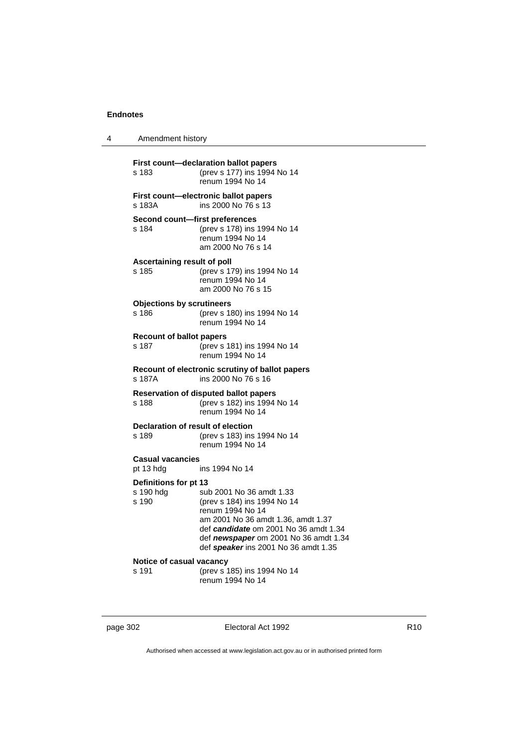**First count—declaration ballot papers**

s 183 (prev s 177) ins 1994 No 14
renum 1994 No 14

**First count—electronic ballot papers**

s 183A ins 2000 No 76 s 13

**Second count—first preferences**

s 184 (prev s 178) ins 1994 No 14
renum 1994 No 14
am 2000 No 76 s 14

**Ascertaining result of poll**

s 185 (prev s 179) ins 1994 No 14
renum 1994 No 14
am 2000 No 76 s 15

**Objections by scrutineers**

s 186 (prev s 180) ins 1994 No 14
renum 1994 No 14

**Recount of ballot papers**

s 187 (prev s 181) ins 1994 No 14
renum 1994 No 14

**Recount of electronic scrutiny of ballot papers**

s 187A ins 2000 No 76 s 16

**Reservation of disputed ballot papers**

s 188 (prev s 182) ins 1994 No 14
renum 1994 No 14

**Declaration of result of election**

s 189 (prev s 183) ins 1994 No 14
renum 1994 No 14

**Casual vacancies**

pt 13 hdg ins 1994 No 14

**Definitions for pt 13**

s 190 hdg sub 2001 No 36 amdt 1.33
s 190 (prev s 184) ins 1994 No 14
renum 1994 No 14
am 2001 No 36 amdt 1.36, amdt 1.37
def ***candidate*** om 2001 No 36 amdt 1.34
def ***newspaper*** om 2001 No 36 amdt 1.34
def ***speaker*** ins 2001 No 36 amdt 1.35

**Notice of casual vacancy**

s 191 (prev s 185) ins 1994 No 14
renum 1994 No 14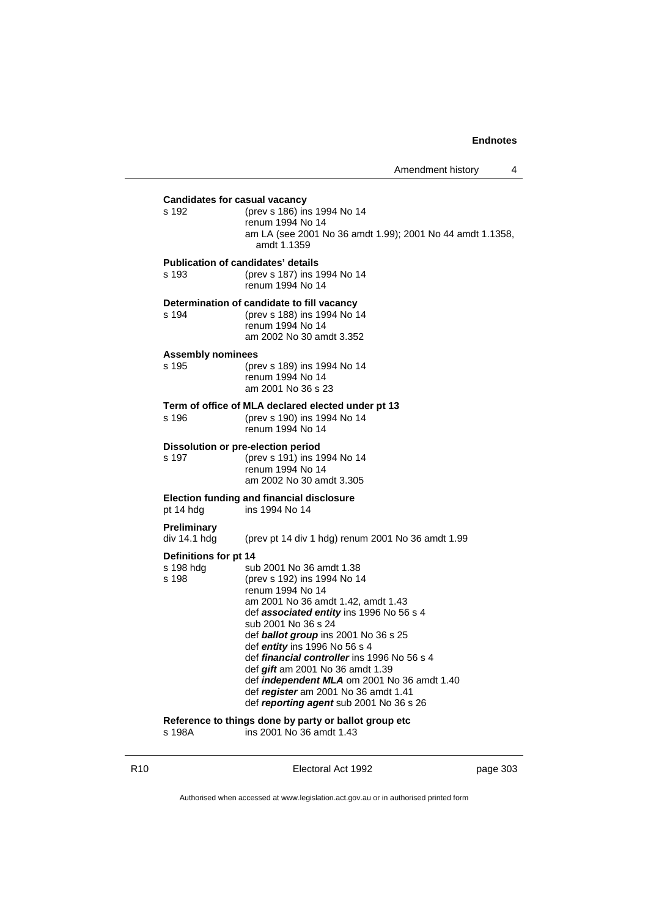**Candidates for casual vacancy**

s 192 (prev s 186) ins 1994 No 14
renum 1994 No 14
am LA (see 2001 No 36 amdt 1.99); 2001 No 44 amdt 1.1358, amdt 1.1359

**Publication of candidates' details**

s 193 (prev s 187) ins 1994 No 14
renum 1994 No 14

**Determination of candidate to fill vacancy**

s 194 (prev s 188) ins 1994 No 14
renum 1994 No 14
am 2002 No 30 amdt 3.352

**Assembly nominees**

s 195 (prev s 189) ins 1994 No 14
renum 1994 No 14
am 2001 No 36 s 23

**Term of office of MLA declared elected under pt 13**

s 196 (prev s 190) ins 1994 No 14
renum 1994 No 14

**Dissolution or pre-election period**

s 197 (prev s 191) ins 1994 No 14
renum 1994 No 14
am 2002 No 30 amdt 3.305

**Election funding and financial disclosure**

pt 14 hdg ins 1994 No 14

**Preliminary**

div 14.1 hdg (prev pt 14 div 1 hdg) renum 2001 No 36 amdt 1.99

**Definitions for pt 14**

s 198 hdg sub 2001 No 36 amdt 1.38
s 198 (prev s 192) ins 1994 No 14
renum 1994 No 14
am 2001 No 36 amdt 1.42, amdt 1.43
def ***associated entity*** ins 1996 No 56 s 4
sub 2001 No 36 s 24
def ***ballot group*** ins 2001 No 36 s 25
def ***entity*** ins 1996 No 56 s 4
def ***financial controller*** ins 1996 No 56 s 4
def ***gift*** am 2001 No 36 amdt 1.39
def ***independent MLA*** om 2001 No 36 amdt 1.40
def ***register*** am 2001 No 36 amdt 1.41
def ***reporting agent*** sub 2001 No 36 s 26

**Reference to things done by party or ballot group etc**

s 198A ins 2001 No 36 amdt 1.43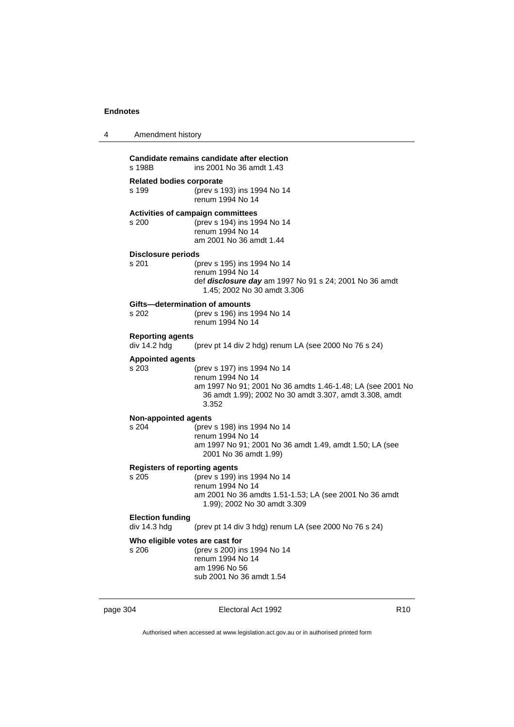**Candidate remains candidate after election**

s 198B ins 2001 No 36 amdt 1.43

**Related bodies corporate**

s 199 (prev s 193) ins 1994 No 14
renum 1994 No 14

**Activities of campaign committees**

s 200 (prev s 194) ins 1994 No 14
renum 1994 No 14
am 2001 No 36 amdt 1.44

**Disclosure periods**

s 201 (prev s 195) ins 1994 No 14
renum 1994 No 14
def ***disclosure day*** am 1997 No 91 s 24; 2001 No 36 amdt 1.45; 2002 No 30 amdt 3.306

**Gifts—determination of amounts**

s 202 (prev s 196) ins 1994 No 14
renum 1994 No 14

**Reporting agents**

div 14.2 hdg (prev pt 14 div 2 hdg) renum LA (see 2000 No 76 s 24)

**Appointed agents**

s 203 (prev s 197) ins 1994 No 14
renum 1994 No 14
am 1997 No 91; 2001 No 36 amdts 1.46-1.48; LA (see 2001 No 36 amdt 1.99); 2002 No 30 amdt 3.307, amdt 3.308, amdt 3.352

**Non-appointed agents**

s 204 (prev s 198) ins 1994 No 14
renum 1994 No 14
am 1997 No 91; 2001 No 36 amdt 1.49, amdt 1.50; LA (see 2001 No 36 amdt 1.99)

**Registers of reporting agents**

s 205 (prev s 199) ins 1994 No 14
renum 1994 No 14
am 2001 No 36 amdts 1.51-1.53; LA (see 2001 No 36 amdt 1.99); 2002 No 30 amdt 3.309

**Election funding**

div 14.3 hdg (prev pt 14 div 3 hdg) renum LA (see 2000 No 76 s 24)

**Who eligible votes are cast for**

s 206 (prev s 200) ins 1994 No 14
renum 1994 No 14
am 1996 No 56
sub 2001 No 36 amdt 1.54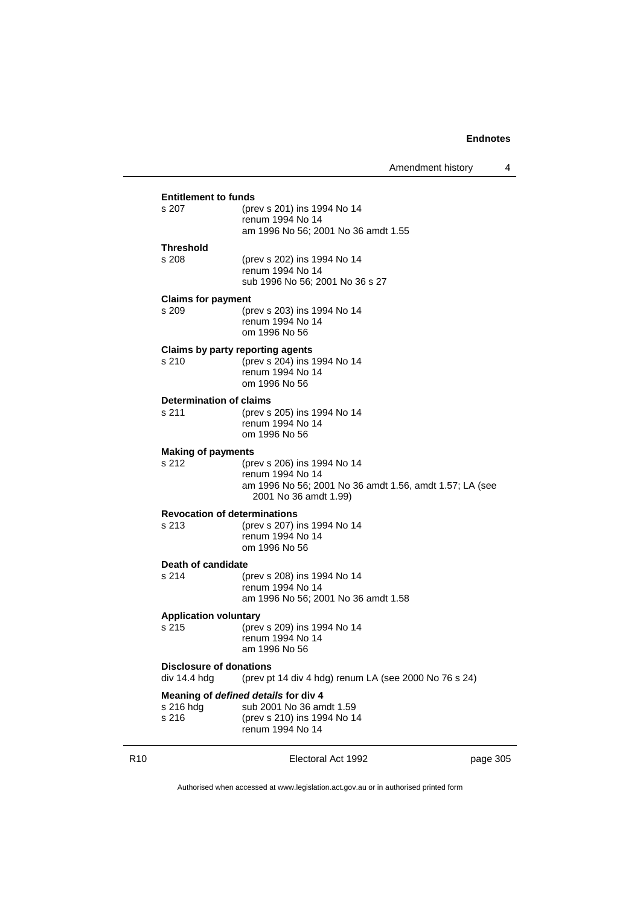**Entitlement to funds**

s 207 (prev s 201) ins 1994 No 14
renum 1994 No 14
am 1996 No 56; 2001 No 36 amdt 1.55

**Threshold**

s 208 (prev s 202) ins 1994 No 14
renum 1994 No 14
sub 1996 No 56; 2001 No 36 s 27

**Claims for payment**

s 209 (prev s 203) ins 1994 No 14
renum 1994 No 14
om 1996 No 56

**Claims by party reporting agents**

s 210 (prev s 204) ins 1994 No 14
renum 1994 No 14
om 1996 No 56

**Determination of claims**

s 211 (prev s 205) ins 1994 No 14
renum 1994 No 14
om 1996 No 56

**Making of payments**

s 212 (prev s 206) ins 1994 No 14
renum 1994 No 14
am 1996 No 56; 2001 No 36 amdt 1.56, amdt 1.57; LA (see 2001 No 36 amdt 1.99)

**Revocation of determinations**

s 213 (prev s 207) ins 1994 No 14
renum 1994 No 14
om 1996 No 56

**Death of candidate**

s 214 (prev s 208) ins 1994 No 14
renum 1994 No 14
am 1996 No 56; 2001 No 36 amdt 1.58

**Application voluntary**

s 215 (prev s 209) ins 1994 No 14
renum 1994 No 14
am 1996 No 56

**Disclosure of donations**

div 14.4 hdg (prev pt 14 div 4 hdg) renum LA (see 2000 No 76 s 24)

**Meaning of *defined details* for div 4**

s 216 hdg sub 2001 No 36 amdt 1.59
s 216 (prev s 210) ins 1994 No 14
renum 1994 No 14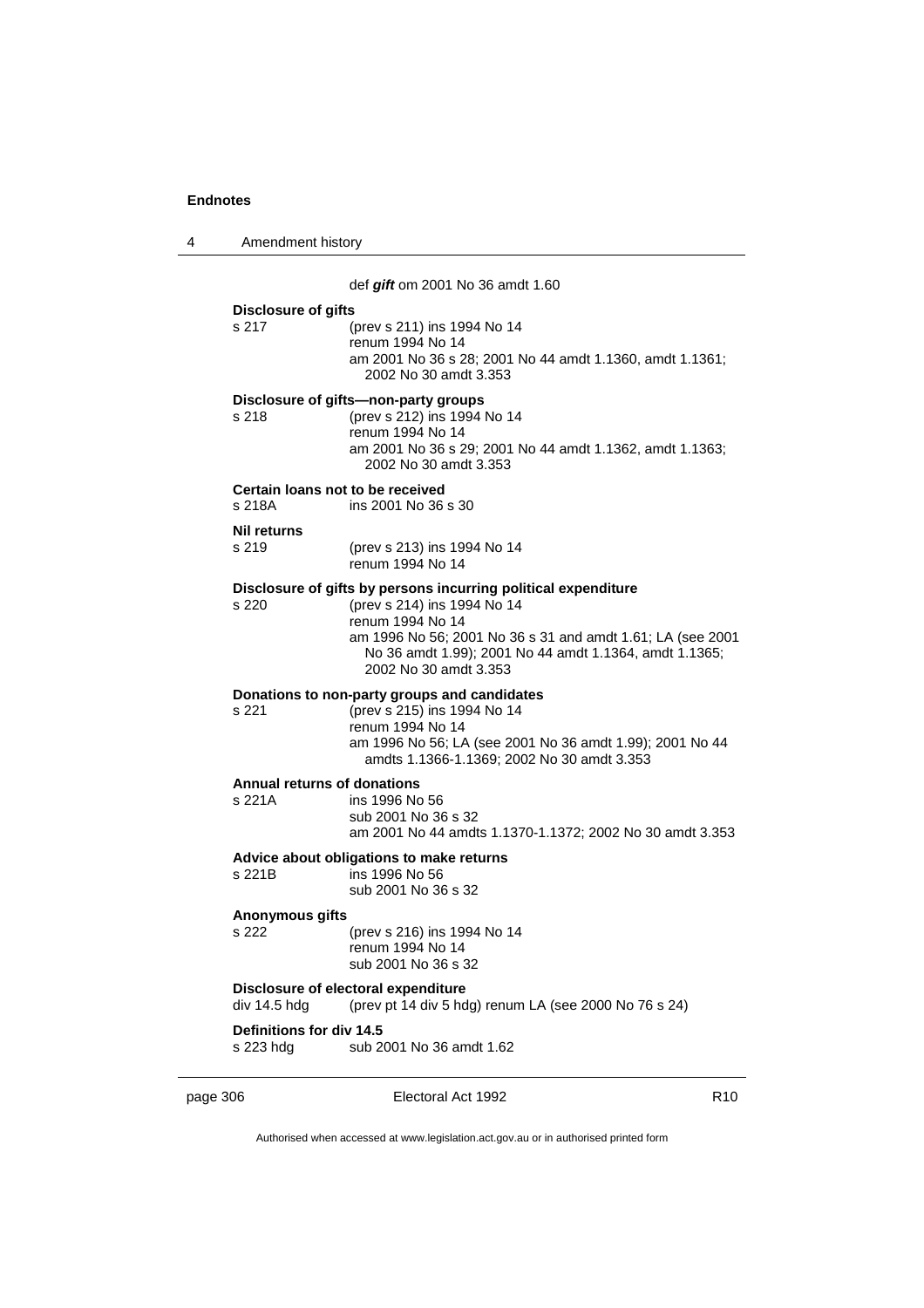def ***gift*** om 2001 No 36 amdt 1.60

**Disclosure of gifts**

s 217 (prev s 211) ins 1994 No 14
renum 1994 No 14
am 2001 No 36 s 28; 2001 No 44 amdt 1.1360, amdt 1.1361; 2002 No 30 amdt 3.353

**Disclosure of gifts—non-party groups**

s 218 (prev s 212) ins 1994 No 14
renum 1994 No 14
am 2001 No 36 s 29; 2001 No 44 amdt 1.1362, amdt 1.1363; 2002 No 30 amdt 3.353

**Certain loans not to be received**

s 218A ins 2001 No 36 s 30

**Nil returns**

s 219 (prev s 213) ins 1994 No 14
renum 1994 No 14

**Disclosure of gifts by persons incurring political expenditure**

s 220 (prev s 214) ins 1994 No 14
renum 1994 No 14
am 1996 No 56; 2001 No 36 s 31 and amdt 1.61; LA (see 2001 No 36 amdt 1.99); 2001 No 44 amdt 1.1364, amdt 1.1365; 2002 No 30 amdt 3.353

**Donations to non-party groups and candidates**

s 221 (prev s 215) ins 1994 No 14
renum 1994 No 14
am 1996 No 56; LA (see 2001 No 36 amdt 1.99); 2001 No 44 amdts 1.1366-1.1369; 2002 No 30 amdt 3.353

**Annual returns of donations**

s 221A ins 1996 No 56
sub 2001 No 36 s 32
am 2001 No 44 amdts 1.1370-1.1372; 2002 No 30 amdt 3.353

**Advice about obligations to make returns**

s 221B ins 1996 No 56
sub 2001 No 36 s 32

**Anonymous gifts**

s 222 (prev s 216) ins 1994 No 14
renum 1994 No 14
sub 2001 No 36 s 32

**Disclosure of electoral expenditure**

div 14.5 hdg (prev pt 14 div 5 hdg) renum LA (see 2000 No 76 s 24)

**Definitions for div 14.5**

s 223 hdg sub 2001 No 36 amdt 1.62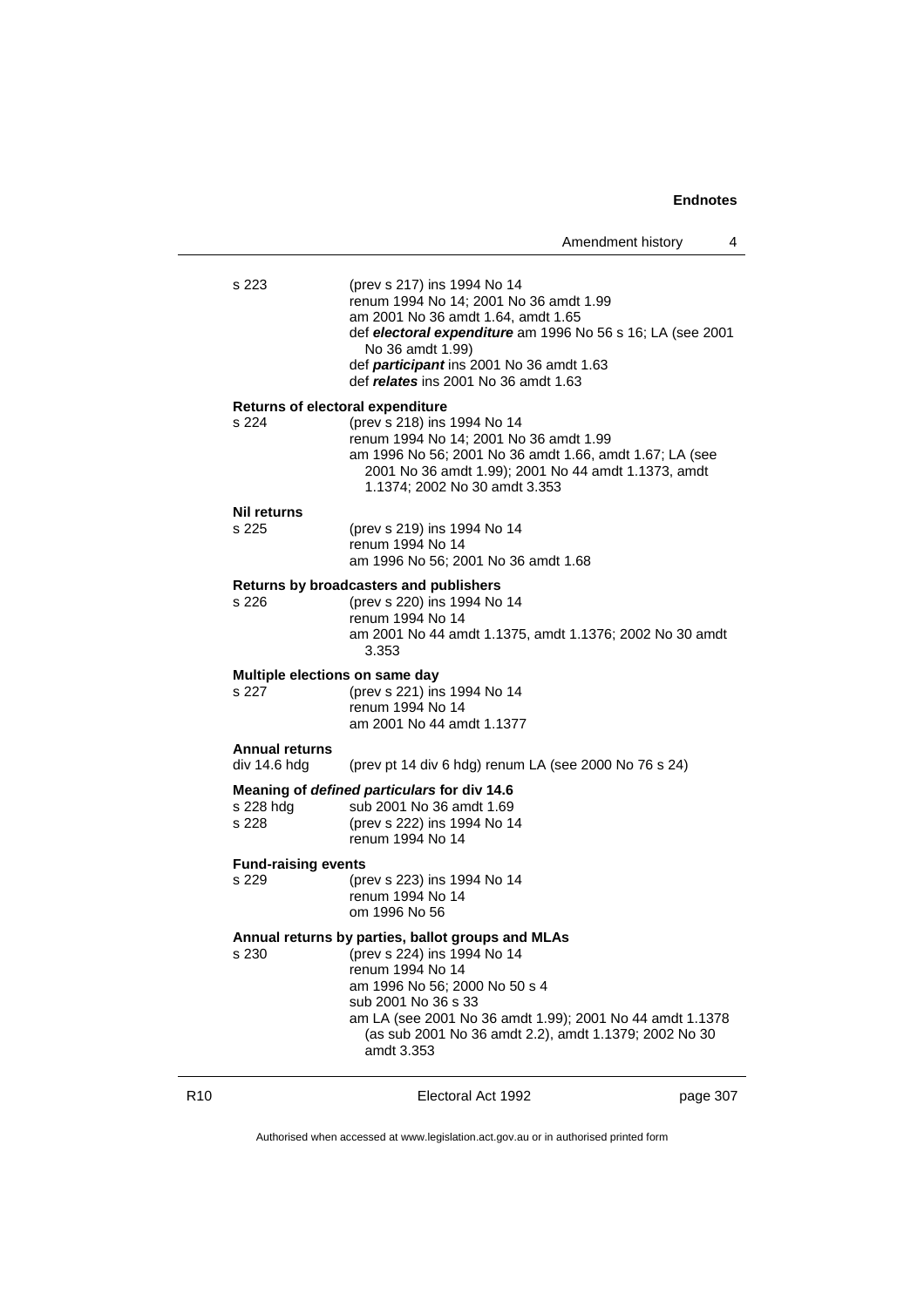s 223 (prev s 217) ins 1994 No 14
renum 1994 No 14; 2001 No 36 amdt 1.99
am 2001 No 36 amdt 1.64, amdt 1.65
def ***electoral expenditure*** am 1996 No 56 s 16; LA (see 2001 No 36 amdt 1.99)
def ***participant*** ins 2001 No 36 amdt 1.63
def ***relates*** ins 2001 No 36 amdt 1.63

**Returns of electoral expenditure**

s 224 (prev s 218) ins 1994 No 14
renum 1994 No 14; 2001 No 36 amdt 1.99
am 1996 No 56; 2001 No 36 amdt 1.66, amdt 1.67; LA (see 2001 No 36 amdt 1.99); 2001 No 44 amdt 1.1373, amdt 1.1374; 2002 No 30 amdt 3.353

**Nil returns**

s 225 (prev s 219) ins 1994 No 14
renum 1994 No 14
am 1996 No 56; 2001 No 36 amdt 1.68

**Returns by broadcasters and publishers**

s 226 (prev s 220) ins 1994 No 14
renum 1994 No 14
am 2001 No 44 amdt 1.1375, amdt 1.1376; 2002 No 30 amdt 3.353

**Multiple elections on same day**

s 227 (prev s 221) ins 1994 No 14
renum 1994 No 14
am 2001 No 44 amdt 1.1377

**Annual returns**

div 14.6 hdg (prev pt 14 div 6 hdg) renum LA (see 2000 No 76 s 24)

**Meaning of *defined particulars* for div 14.6**

s 228 hdg sub 2001 No 36 amdt 1.69
s 228 (prev s 222) ins 1994 No 14
renum 1994 No 14

**Fund-raising events**

s 229 (prev s 223) ins 1994 No 14
renum 1994 No 14
om 1996 No 56

**Annual returns by parties, ballot groups and MLAs**

s 230 (prev s 224) ins 1994 No 14
renum 1994 No 14
am 1996 No 56; 2000 No 50 s 4
sub 2001 No 36 s 33
am LA (see 2001 No 36 amdt 1.99); 2001 No 44 amdt 1.1378 (as sub 2001 No 36 amdt 2.2), amdt 1.1379; 2002 No 30 amdt 3.353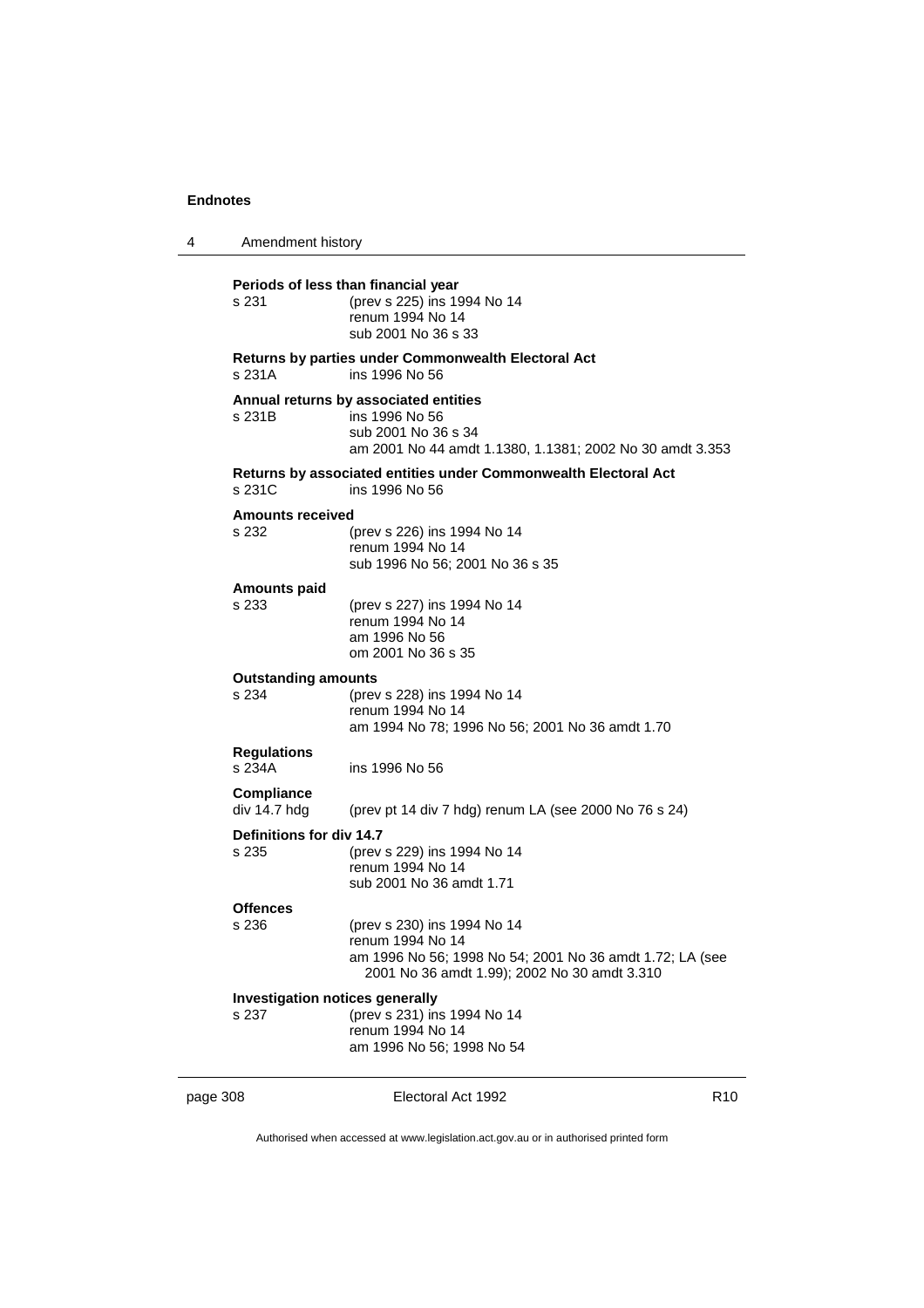**Periods of less than financial year**
s 231 (prev s 225) ins 1994 No 14
renum 1994 No 14
sub 2001 No 36 s 33

**Returns by parties under Commonwealth Electoral Act**
s 231A ins 1996 No 56

**Annual returns by associated entities**
s 231B ins 1996 No 56
sub 2001 No 36 s 34
am 2001 No 44 amdt 1.1380, 1.1381; 2002 No 30 amdt 3.353

**Returns by associated entities under Commonwealth Electoral Act**
s 231C ins 1996 No 56

**Amounts received**
s 232 (prev s 226) ins 1994 No 14
renum 1994 No 14
sub 1996 No 56; 2001 No 36 s 35

**Amounts paid**
s 233 (prev s 227) ins 1994 No 14
renum 1994 No 14
am 1996 No 56
om 2001 No 36 s 35

**Outstanding amounts**
s 234 (prev s 228) ins 1994 No 14
renum 1994 No 14
am 1994 No 78; 1996 No 56; 2001 No 36 amdt 1.70

**Regulations**
s 234A ins 1996 No 56

**Compliance**
div 14.7 hdg (prev pt 14 div 7 hdg) renum LA (see 2000 No 76 s 24)

**Definitions for div 14.7**
s 235 (prev s 229) ins 1994 No 14
renum 1994 No 14
sub 2001 No 36 amdt 1.71

**Offences**
s 236 (prev s 230) ins 1994 No 14
renum 1994 No 14
am 1996 No 56; 1998 No 54; 2001 No 36 amdt 1.72; LA (see 2001 No 36 amdt 1.99); 2002 No 30 amdt 3.310

**Investigation notices generally**
s 237 (prev s 231) ins 1994 No 14
renum 1994 No 14
am 1996 No 56; 1998 No 54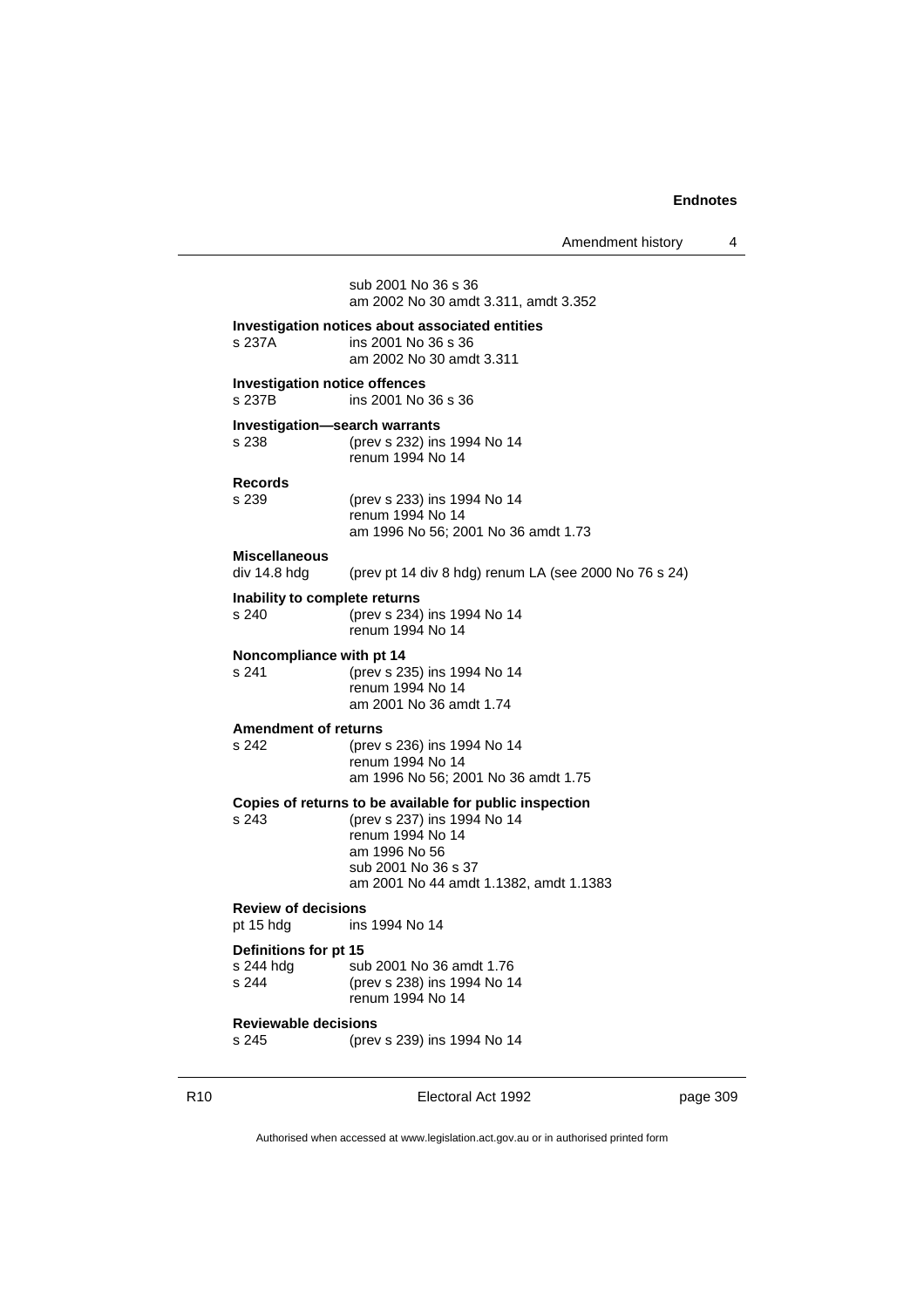sub 2001 No 36 s 36
am 2002 No 30 amdt 3.311, amdt 3.352

**Investigation notices about associated entities**

| | |
|---|---|
| s 237A | ins 2001 No 36 s 36<br>am 2002 No 30 amdt 3.311 |

**Investigation notice offences**

| | |
|---|---|
| s 237B | ins 2001 No 36 s 36 |

**Investigation—search warrants**

| | |
|---|---|
| s 238 | (prev s 232) ins 1994 No 14<br>renum 1994 No 14 |

**Records**

| | |
|---|---|
| s 239 | (prev s 233) ins 1994 No 14<br>renum 1994 No 14<br>am 1996 No 56; 2001 No 36 amdt 1.73 |

**Miscellaneous**

| | |
|---|---|
| div 14.8 hdg | (prev pt 14 div 8 hdg) renum LA (see 2000 No 76 s 24) |

**Inability to complete returns**

| | |
|---|---|
| s 240 | (prev s 234) ins 1994 No 14<br>renum 1994 No 14 |

**Noncompliance with pt 14**

| | |
|---|---|
| s 241 | (prev s 235) ins 1994 No 14<br>renum 1994 No 14<br>am 2001 No 36 amdt 1.74 |

**Amendment of returns**

| | |
|---|---|
| s 242 | (prev s 236) ins 1994 No 14<br>renum 1994 No 14<br>am 1996 No 56; 2001 No 36 amdt 1.75 |

**Copies of returns to be available for public inspection**

| | |
|---|---|
| s 243 | (prev s 237) ins 1994 No 14<br>renum 1994 No 14<br>am 1996 No 56<br>sub 2001 No 36 s 37<br>am 2001 No 44 amdt 1.1382, amdt 1.1383 |

**Review of decisions**

| | |
|---|---|
| pt 15 hdg | ins 1994 No 14 |

**Definitions for pt 15**

| | |
|---|---|
| s 244 hdg | sub 2001 No 36 amdt 1.76 |
| s 244 | (prev s 238) ins 1994 No 14<br>renum 1994 No 14 |

**Reviewable decisions**

| | |
|---|---|
| s 245 | (prev s 239) ins 1994 No 14 |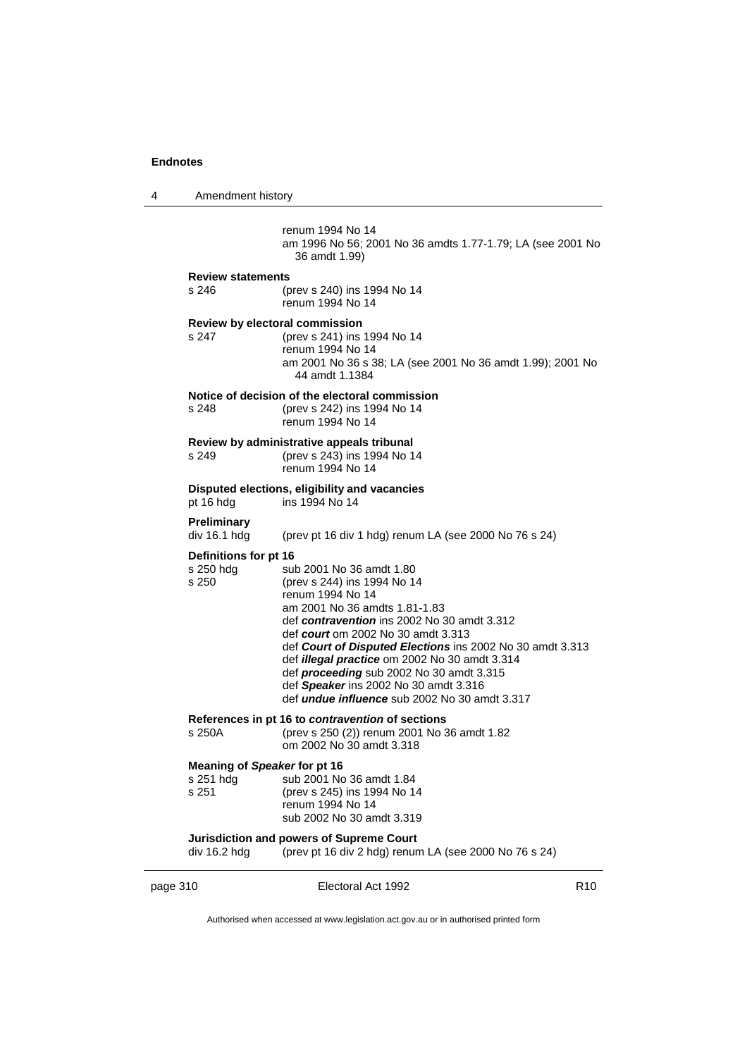renum 1994 No 14
am 1996 No 56; 2001 No 36 amdts 1.77-1.79; LA (see 2001 No 36 amdt 1.99)

**Review statements**

| | |
|---|---|
| s 246 | (prev s 240) ins 1994 No 14<br>renum 1994 No 14 |

**Review by electoral commission**

| | |
|---|---|
| s 247 | (prev s 241) ins 1994 No 14<br>renum 1994 No 14<br>am 2001 No 36 s 38; LA (see 2001 No 36 amdt 1.99); 2001 No 44 amdt 1.1384 |

**Notice of decision of the electoral commission**

| | |
|---|---|
| s 248 | (prev s 242) ins 1994 No 14<br>renum 1994 No 14 |

**Review by administrative appeals tribunal**

| | |
|---|---|
| s 249 | (prev s 243) ins 1994 No 14<br>renum 1994 No 14 |

**Disputed elections, eligibility and vacancies**

| | |
|---|---|
| pt 16 hdg | ins 1994 No 14 |

**Preliminary**

| | |
|---|---|
| div 16.1 hdg | (prev pt 16 div 1 hdg) renum LA (see 2000 No 76 s 24) |

**Definitions for pt 16**

| | |
|---|---|
| s 250 hdg | sub 2001 No 36 amdt 1.80 |
| s 250 | (prev s 244) ins 1994 No 14<br>renum 1994 No 14<br>am 2001 No 36 amdts 1.81-1.83<br>def ***contravention*** ins 2002 No 30 amdt 3.312<br>def ***court*** om 2002 No 30 amdt 3.313<br>def ***Court of Disputed Elections*** ins 2002 No 30 amdt 3.313<br>def ***illegal practice*** om 2002 No 30 amdt 3.314<br>def ***proceeding*** sub 2002 No 30 amdt 3.315<br>def ***Speaker*** ins 2002 No 30 amdt 3.316<br>def ***undue influence*** sub 2002 No 30 amdt 3.317 |

**References in pt 16 to *contravention* of sections**

| | |
|---|---|
| s 250A | (prev s 250 (2)) renum 2001 No 36 amdt 1.82<br>om 2002 No 30 amdt 3.318 |

**Meaning of *Speaker* for pt 16**

| | |
|---|---|
| s 251 hdg | sub 2001 No 36 amdt 1.84 |
| s 251 | (prev s 245) ins 1994 No 14<br>renum 1994 No 14<br>sub 2002 No 30 amdt 3.319 |

**Jurisdiction and powers of Supreme Court**

| | |
|---|---|
| div 16.2 hdg | (prev pt 16 div 2 hdg) renum LA (see 2000 No 76 s 24) |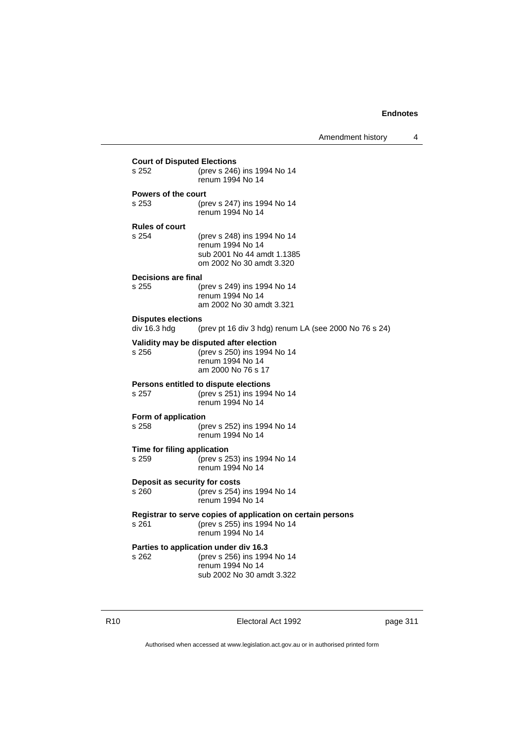**Court of Disputed Elections**

s 252 (prev s 246) ins 1994 No 14
renum 1994 No 14

**Powers of the court**

s 253 (prev s 247) ins 1994 No 14
renum 1994 No 14

**Rules of court**

s 254 (prev s 248) ins 1994 No 14
renum 1994 No 14
sub 2001 No 44 amdt 1.1385
om 2002 No 30 amdt 3.320

**Decisions are final**

s 255 (prev s 249) ins 1994 No 14
renum 1994 No 14
am 2002 No 30 amdt 3.321

**Disputes elections**

div 16.3 hdg (prev pt 16 div 3 hdg) renum LA (see 2000 No 76 s 24)

**Validity may be disputed after election**

s 256 (prev s 250) ins 1994 No 14
renum 1994 No 14
am 2000 No 76 s 17

**Persons entitled to dispute elections**

s 257 (prev s 251) ins 1994 No 14
renum 1994 No 14

**Form of application**

s 258 (prev s 252) ins 1994 No 14
renum 1994 No 14

**Time for filing application**

s 259 (prev s 253) ins 1994 No 14
renum 1994 No 14

**Deposit as security for costs**

s 260 (prev s 254) ins 1994 No 14
renum 1994 No 14

**Registrar to serve copies of application on certain persons**

s 261 (prev s 255) ins 1994 No 14
renum 1994 No 14

**Parties to application under div 16.3**

s 262 (prev s 256) ins 1994 No 14
renum 1994 No 14
sub 2002 No 30 amdt 3.322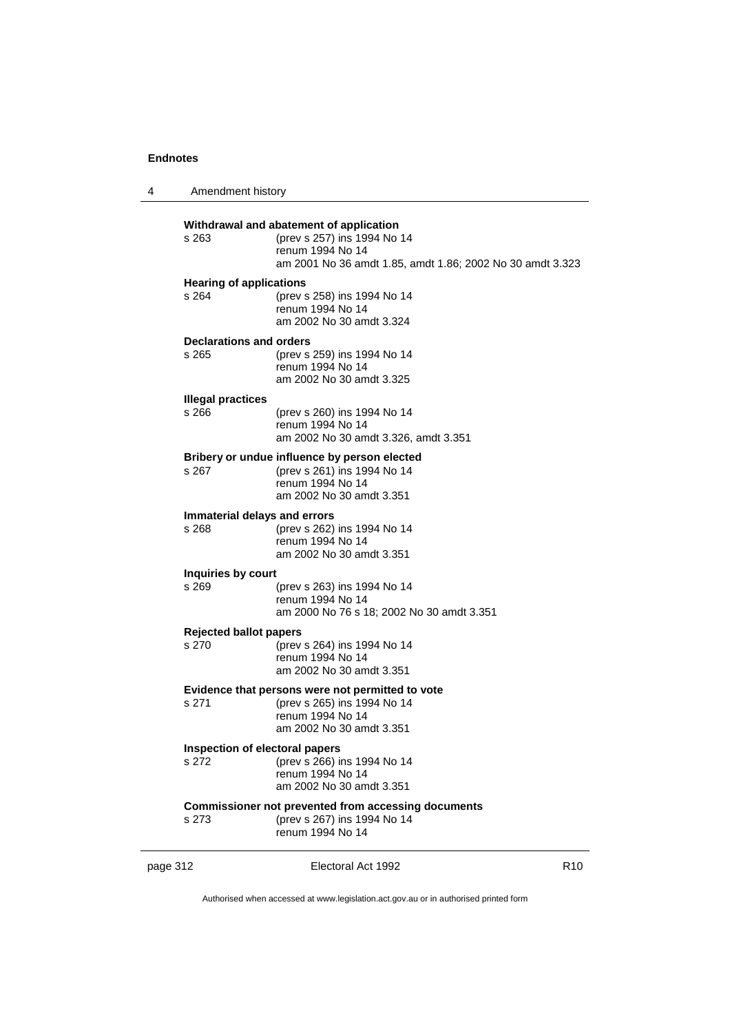**Withdrawal and abatement of application**

s 263 (prev s 257) ins 1994 No 14
renum 1994 No 14
am 2001 No 36 amdt 1.85, amdt 1.86; 2002 No 30 amdt 3.323

**Hearing of applications**

s 264 (prev s 258) ins 1994 No 14
renum 1994 No 14
am 2002 No 30 amdt 3.324

**Declarations and orders**

s 265 (prev s 259) ins 1994 No 14
renum 1994 No 14
am 2002 No 30 amdt 3.325

**Illegal practices**

s 266 (prev s 260) ins 1994 No 14
renum 1994 No 14
am 2002 No 30 amdt 3.326, amdt 3.351

**Bribery or undue influence by person elected**

s 267 (prev s 261) ins 1994 No 14
renum 1994 No 14
am 2002 No 30 amdt 3.351

**Immaterial delays and errors**

s 268 (prev s 262) ins 1994 No 14
renum 1994 No 14
am 2002 No 30 amdt 3.351

**Inquiries by court**

s 269 (prev s 263) ins 1994 No 14
renum 1994 No 14
am 2000 No 76 s 18; 2002 No 30 amdt 3.351

**Rejected ballot papers**

s 270 (prev s 264) ins 1994 No 14
renum 1994 No 14
am 2002 No 30 amdt 3.351

**Evidence that persons were not permitted to vote**

s 271 (prev s 265) ins 1994 No 14
renum 1994 No 14
am 2002 No 30 amdt 3.351

**Inspection of electoral papers**

s 272 (prev s 266) ins 1994 No 14
renum 1994 No 14
am 2002 No 30 amdt 3.351

**Commissioner not prevented from accessing documents**

s 273 (prev s 267) ins 1994 No 14
renum 1994 No 14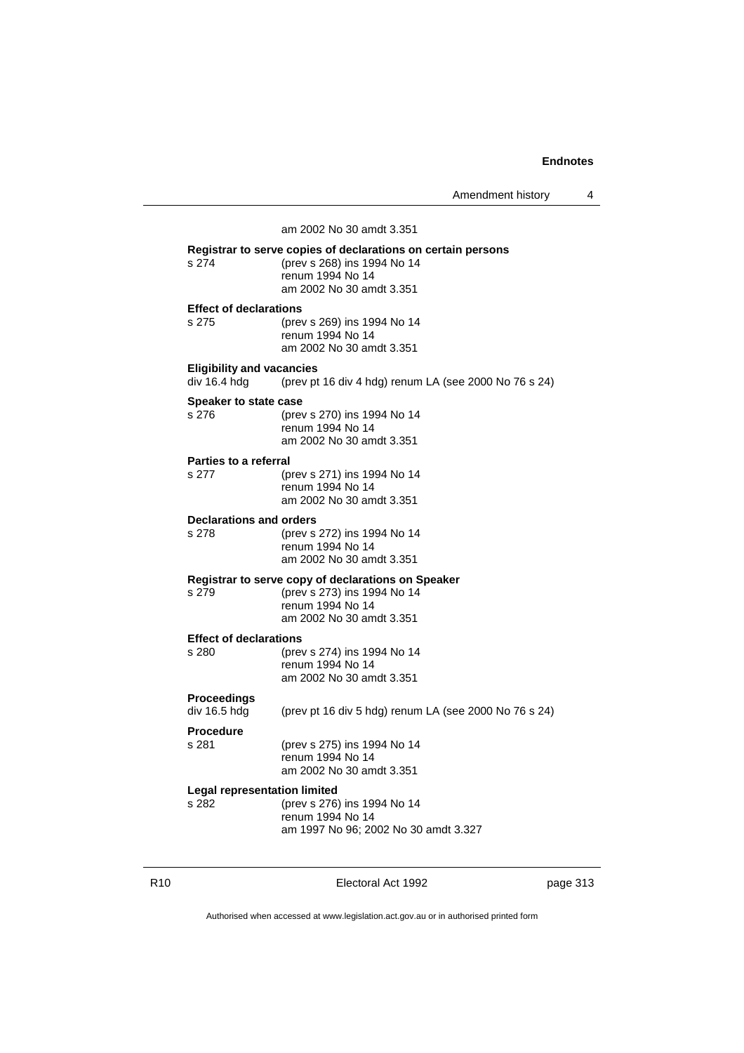am 2002 No 30 amdt 3.351

**Registrar to serve copies of declarations on certain persons**

s 274 (prev s 268) ins 1994 No 14
renum 1994 No 14
am 2002 No 30 amdt 3.351

**Effect of declarations**

s 275 (prev s 269) ins 1994 No 14
renum 1994 No 14
am 2002 No 30 amdt 3.351

**Eligibility and vacancies**

div 16.4 hdg (prev pt 16 div 4 hdg) renum LA (see 2000 No 76 s 24)

**Speaker to state case**

s 276 (prev s 270) ins 1994 No 14
renum 1994 No 14
am 2002 No 30 amdt 3.351

**Parties to a referral**

s 277 (prev s 271) ins 1994 No 14
renum 1994 No 14
am 2002 No 30 amdt 3.351

**Declarations and orders**

s 278 (prev s 272) ins 1994 No 14
renum 1994 No 14
am 2002 No 30 amdt 3.351

**Registrar to serve copy of declarations on Speaker**

s 279 (prev s 273) ins 1994 No 14
renum 1994 No 14
am 2002 No 30 amdt 3.351

**Effect of declarations**

s 280 (prev s 274) ins 1994 No 14
renum 1994 No 14
am 2002 No 30 amdt 3.351

**Proceedings**

div 16.5 hdg (prev pt 16 div 5 hdg) renum LA (see 2000 No 76 s 24)

**Procedure**

s 281 (prev s 275) ins 1994 No 14
renum 1994 No 14
am 2002 No 30 amdt 3.351

**Legal representation limited**

s 282 (prev s 276) ins 1994 No 14
renum 1994 No 14
am 1997 No 96; 2002 No 30 amdt 3.327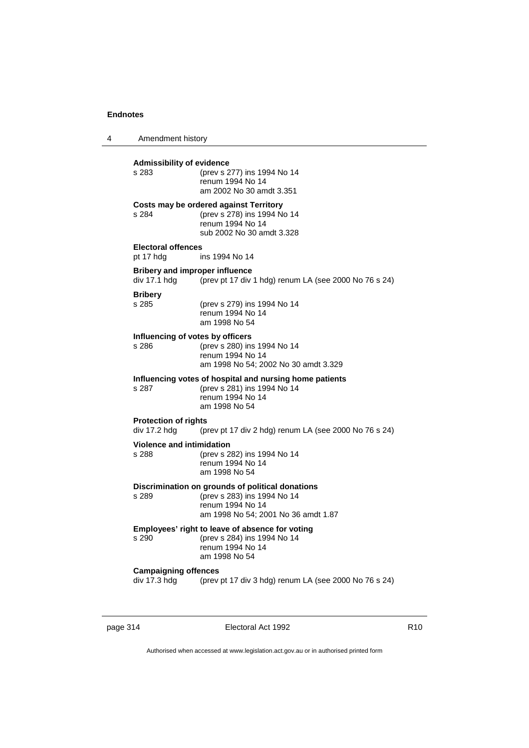**Admissibility of evidence**

s 283 (prev s 277) ins 1994 No 14
renum 1994 No 14
am 2002 No 30 amdt 3.351

**Costs may be ordered against Territory**

s 284 (prev s 278) ins 1994 No 14
renum 1994 No 14
sub 2002 No 30 amdt 3.328

**Electoral offences**

pt 17 hdg ins 1994 No 14

**Bribery and improper influence**

div 17.1 hdg (prev pt 17 div 1 hdg) renum LA (see 2000 No 76 s 24)

**Bribery**

s 285 (prev s 279) ins 1994 No 14
renum 1994 No 14
am 1998 No 54

**Influencing of votes by officers**

s 286 (prev s 280) ins 1994 No 14
renum 1994 No 14
am 1998 No 54; 2002 No 30 amdt 3.329

**Influencing votes of hospital and nursing home patients**

s 287 (prev s 281) ins 1994 No 14
renum 1994 No 14
am 1998 No 54

**Protection of rights**

div 17.2 hdg (prev pt 17 div 2 hdg) renum LA (see 2000 No 76 s 24)

**Violence and intimidation**

s 288 (prev s 282) ins 1994 No 14
renum 1994 No 14
am 1998 No 54

**Discrimination on grounds of political donations**

s 289 (prev s 283) ins 1994 No 14
renum 1994 No 14
am 1998 No 54; 2001 No 36 amdt 1.87

**Employees' right to leave of absence for voting**

s 290 (prev s 284) ins 1994 No 14
renum 1994 No 14
am 1998 No 54

**Campaigning offences**

div 17.3 hdg (prev pt 17 div 3 hdg) renum LA (see 2000 No 76 s 24)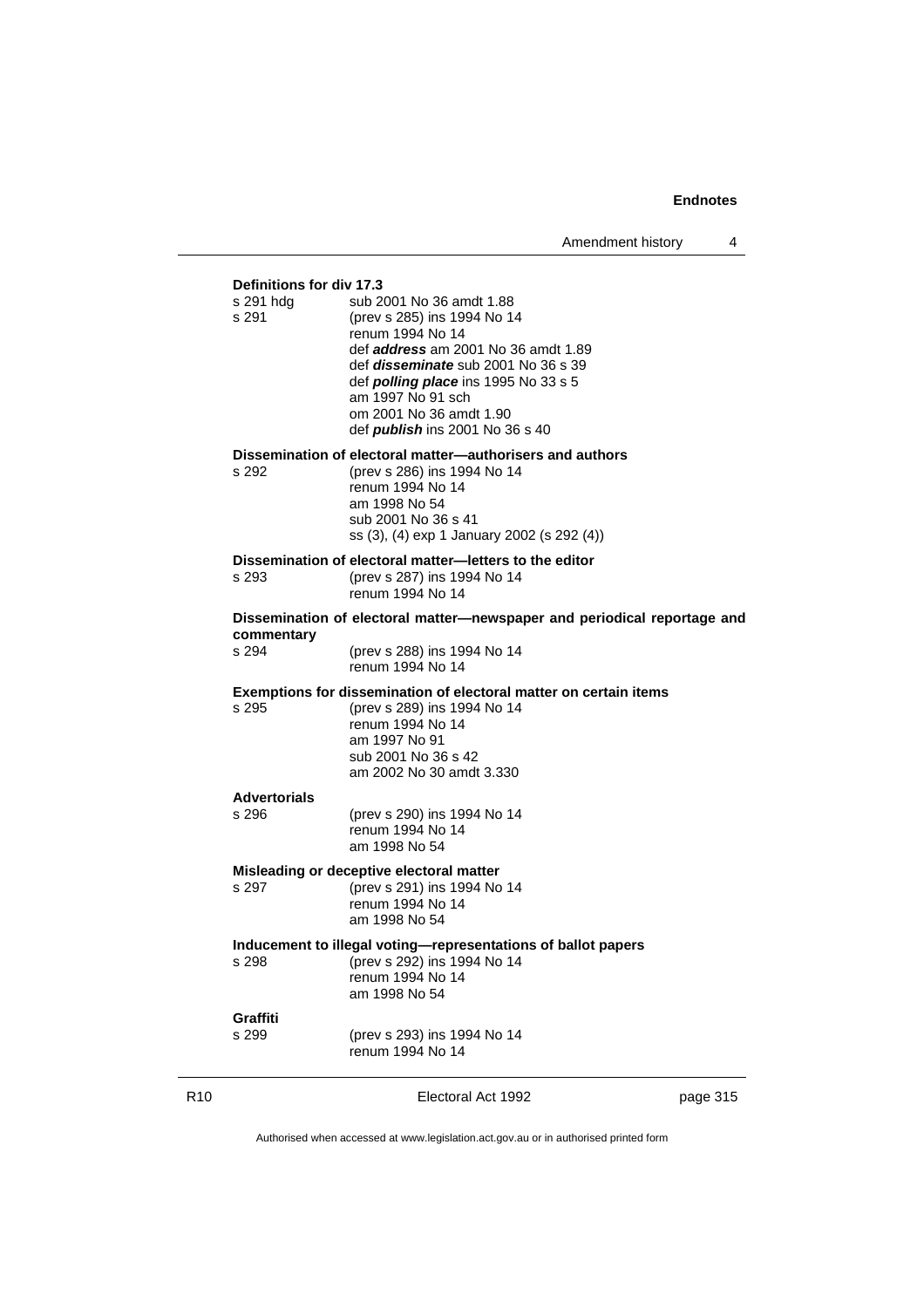**Definitions for div 17.3**

| | |
|---|---|
| s 291 hdg | sub 2001 No 36 amdt 1.88 |
| s 291 | (prev s 285) ins 1994 No 14<br>renum 1994 No 14<br>def ***address*** am 2001 No 36 amdt 1.89<br>def ***disseminate*** sub 2001 No 36 s 39<br>def ***polling place*** ins 1995 No 33 s 5<br>am 1997 No 91 sch<br>om 2001 No 36 amdt 1.90<br>def ***publish*** ins 2001 No 36 s 40 |

**Dissemination of electoral matter—authorisers and authors**

| | |
|---|---|
| s 292 | (prev s 286) ins 1994 No 14<br>renum 1994 No 14<br>am 1998 No 54<br>sub 2001 No 36 s 41<br>ss (3), (4) exp 1 January 2002 (s 292 (4)) |

**Dissemination of electoral matter—letters to the editor**

| | |
|---|---|
| s 293 | (prev s 287) ins 1994 No 14<br>renum 1994 No 14 |

**Dissemination of electoral matter—newspaper and periodical reportage and commentary**

| | |
|---|---|
| s 294 | (prev s 288) ins 1994 No 14<br>renum 1994 No 14 |

**Exemptions for dissemination of electoral matter on certain items**

| | |
|---|---|
| s 295 | (prev s 289) ins 1994 No 14<br>renum 1994 No 14<br>am 1997 No 91<br>sub 2001 No 36 s 42<br>am 2002 No 30 amdt 3.330 |

**Advertorials**

| | |
|---|---|
| s 296 | (prev s 290) ins 1994 No 14<br>renum 1994 No 14<br>am 1998 No 54 |

**Misleading or deceptive electoral matter**

| | |
|---|---|
| s 297 | (prev s 291) ins 1994 No 14<br>renum 1994 No 14<br>am 1998 No 54 |

**Inducement to illegal voting—representations of ballot papers**

| | |
|---|---|
| s 298 | (prev s 292) ins 1994 No 14<br>renum 1994 No 14<br>am 1998 No 54 |

**Graffiti**

| | |
|---|---|
| s 299 | (prev s 293) ins 1994 No 14<br>renum 1994 No 14 |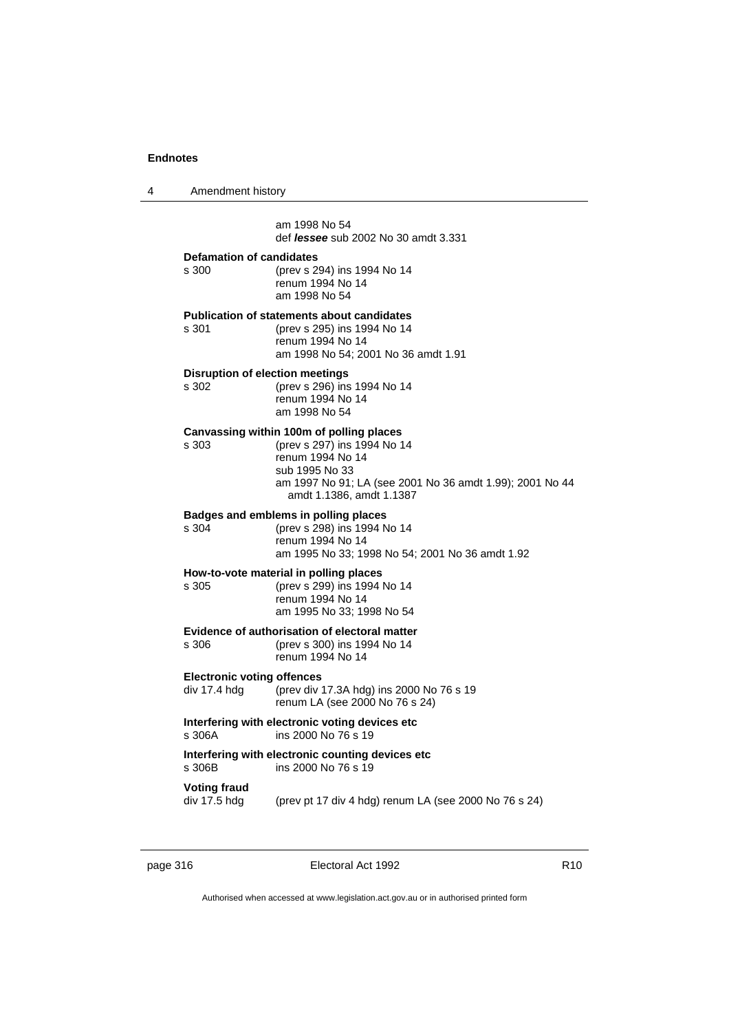am 1998 No 54
def ***lessee*** sub 2002 No 30 amdt 3.331

**Defamation of candidates**

s 300 (prev s 294) ins 1994 No 14
renum 1994 No 14
am 1998 No 54

**Publication of statements about candidates**

s 301 (prev s 295) ins 1994 No 14
renum 1994 No 14
am 1998 No 54; 2001 No 36 amdt 1.91

**Disruption of election meetings**

s 302 (prev s 296) ins 1994 No 14
renum 1994 No 14
am 1998 No 54

**Canvassing within 100m of polling places**

s 303 (prev s 297) ins 1994 No 14
renum 1994 No 14
sub 1995 No 33
am 1997 No 91; LA (see 2001 No 36 amdt 1.99); 2001 No 44 amdt 1.1386, amdt 1.1387

**Badges and emblems in polling places**

s 304 (prev s 298) ins 1994 No 14
renum 1994 No 14
am 1995 No 33; 1998 No 54; 2001 No 36 amdt 1.92

**How-to-vote material in polling places**

s 305 (prev s 299) ins 1994 No 14
renum 1994 No 14
am 1995 No 33; 1998 No 54

**Evidence of authorisation of electoral matter**

s 306 (prev s 300) ins 1994 No 14
renum 1994 No 14

**Electronic voting offences**

div 17.4 hdg (prev div 17.3A hdg) ins 2000 No 76 s 19
renum LA (see 2000 No 76 s 24)

**Interfering with electronic voting devices etc**

s 306A ins 2000 No 76 s 19

**Interfering with electronic counting devices etc**

s 306B ins 2000 No 76 s 19

**Voting fraud**

div 17.5 hdg (prev pt 17 div 4 hdg) renum LA (see 2000 No 76 s 24)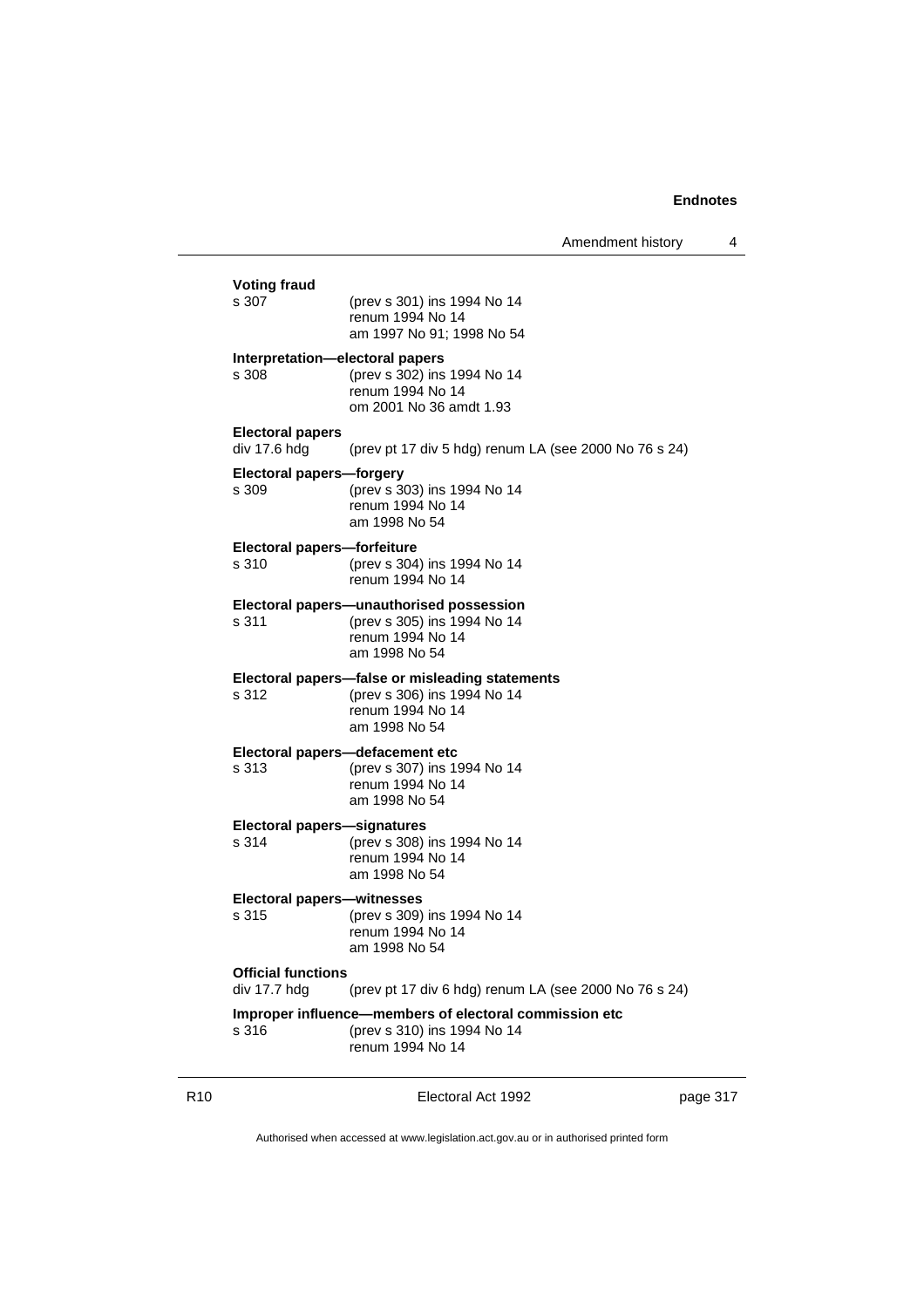**Voting fraud**

s 307 (prev s 301) ins 1994 No 14
renum 1994 No 14
am 1997 No 91; 1998 No 54

**Interpretation—electoral papers**

s 308 (prev s 302) ins 1994 No 14
renum 1994 No 14
om 2001 No 36 amdt 1.93

**Electoral papers**

div 17.6 hdg (prev pt 17 div 5 hdg) renum LA (see 2000 No 76 s 24)

**Electoral papers—forgery**

s 309 (prev s 303) ins 1994 No 14
renum 1994 No 14
am 1998 No 54

**Electoral papers—forfeiture**

s 310 (prev s 304) ins 1994 No 14
renum 1994 No 14

**Electoral papers—unauthorised possession**

s 311 (prev s 305) ins 1994 No 14
renum 1994 No 14
am 1998 No 54

**Electoral papers—false or misleading statements**

s 312 (prev s 306) ins 1994 No 14
renum 1994 No 14
am 1998 No 54

**Electoral papers—defacement etc**

s 313 (prev s 307) ins 1994 No 14
renum 1994 No 14
am 1998 No 54

**Electoral papers—signatures**

s 314 (prev s 308) ins 1994 No 14
renum 1994 No 14
am 1998 No 54

**Electoral papers—witnesses**

s 315 (prev s 309) ins 1994 No 14
renum 1994 No 14
am 1998 No 54

**Official functions**

div 17.7 hdg (prev pt 17 div 6 hdg) renum LA (see 2000 No 76 s 24)

**Improper influence—members of electoral commission etc**

s 316 (prev s 310) ins 1994 No 14
renum 1994 No 14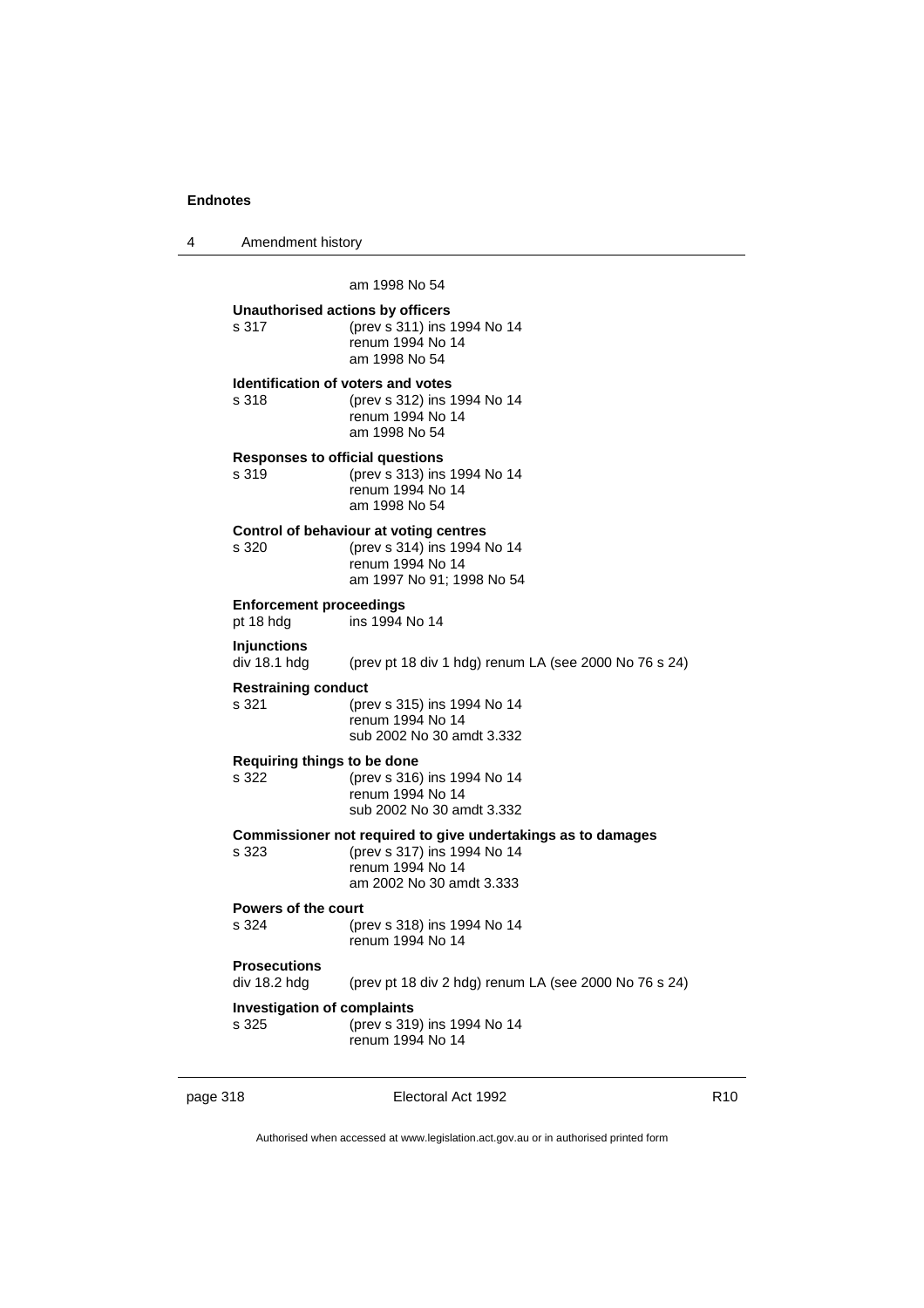am 1998 No 54

**Unauthorised actions by officers**
s 317 (prev s 311) ins 1994 No 14
renum 1994 No 14
am 1998 No 54

**Identification of voters and votes**
s 318 (prev s 312) ins 1994 No 14
renum 1994 No 14
am 1998 No 54

**Responses to official questions**
s 319 (prev s 313) ins 1994 No 14
renum 1994 No 14
am 1998 No 54

**Control of behaviour at voting centres**
s 320 (prev s 314) ins 1994 No 14
renum 1994 No 14
am 1997 No 91; 1998 No 54

**Enforcement proceedings**
pt 18 hdg ins 1994 No 14

**Injunctions**
div 18.1 hdg (prev pt 18 div 1 hdg) renum LA (see 2000 No 76 s 24)

**Restraining conduct**
s 321 (prev s 315) ins 1994 No 14
renum 1994 No 14
sub 2002 No 30 amdt 3.332

**Requiring things to be done**
s 322 (prev s 316) ins 1994 No 14
renum 1994 No 14
sub 2002 No 30 amdt 3.332

**Commissioner not required to give undertakings as to damages**
s 323 (prev s 317) ins 1994 No 14
renum 1994 No 14
am 2002 No 30 amdt 3.333

**Powers of the court**
s 324 (prev s 318) ins 1994 No 14
renum 1994 No 14

**Prosecutions**
div 18.2 hdg (prev pt 18 div 2 hdg) renum LA (see 2000 No 76 s 24)

**Investigation of complaints**
s 325 (prev s 319) ins 1994 No 14
renum 1994 No 14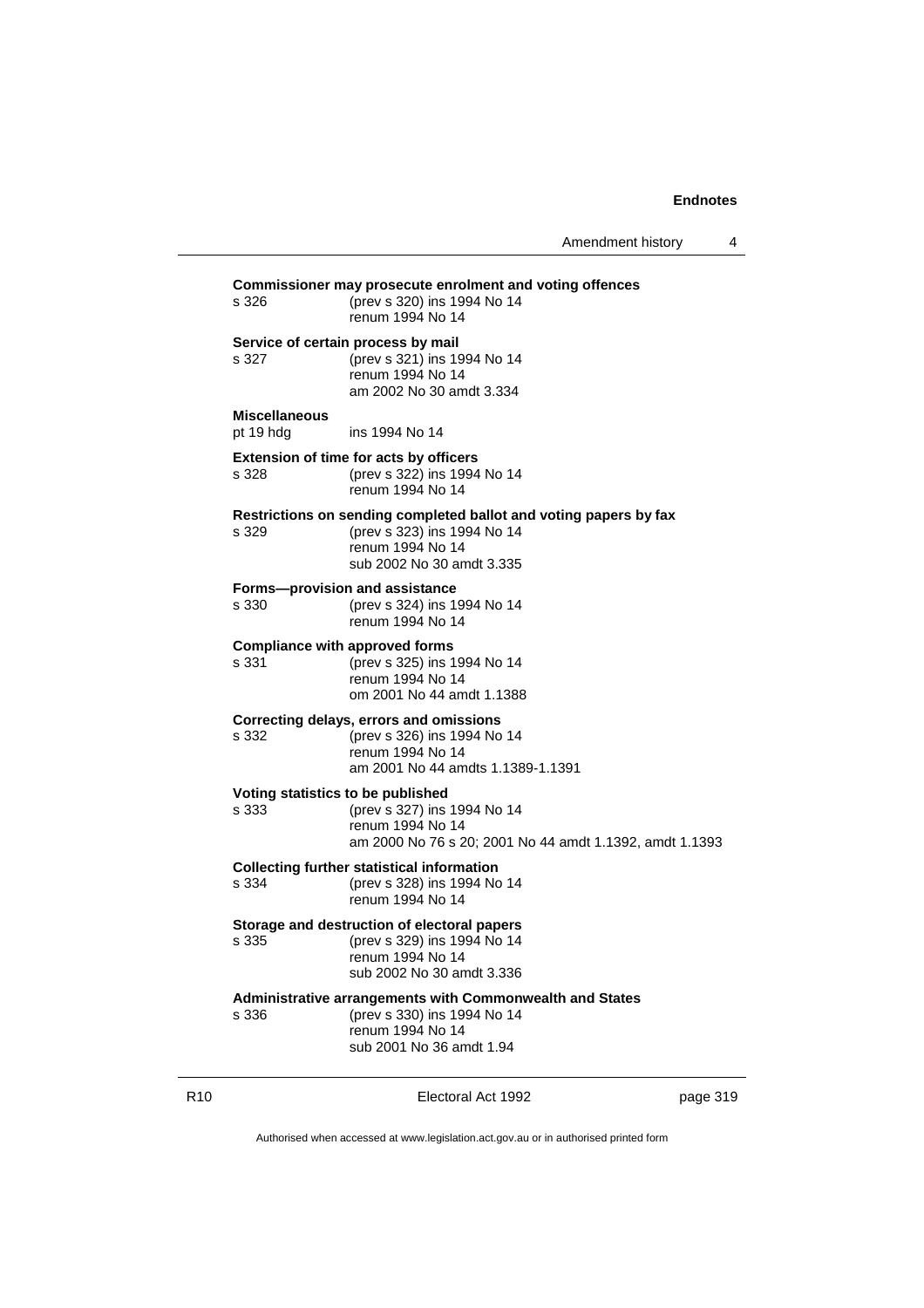**Commissioner may prosecute enrolment and voting offences**

s 326 (prev s 320) ins 1994 No 14
renum 1994 No 14

**Service of certain process by mail**

s 327 (prev s 321) ins 1994 No 14
renum 1994 No 14
am 2002 No 30 amdt 3.334

**Miscellaneous**

pt 19 hdg ins 1994 No 14

**Extension of time for acts by officers**

s 328 (prev s 322) ins 1994 No 14
renum 1994 No 14

**Restrictions on sending completed ballot and voting papers by fax**

s 329 (prev s 323) ins 1994 No 14
renum 1994 No 14
sub 2002 No 30 amdt 3.335

**Forms—provision and assistance**

s 330 (prev s 324) ins 1994 No 14
renum 1994 No 14

**Compliance with approved forms**

s 331 (prev s 325) ins 1994 No 14
renum 1994 No 14
om 2001 No 44 amdt 1.1388

**Correcting delays, errors and omissions**

s 332 (prev s 326) ins 1994 No 14
renum 1994 No 14
am 2001 No 44 amdts 1.1389-1.1391

**Voting statistics to be published**

s 333 (prev s 327) ins 1994 No 14
renum 1994 No 14
am 2000 No 76 s 20; 2001 No 44 amdt 1.1392, amdt 1.1393

**Collecting further statistical information**

s 334 (prev s 328) ins 1994 No 14
renum 1994 No 14

**Storage and destruction of electoral papers**

s 335 (prev s 329) ins 1994 No 14
renum 1994 No 14
sub 2002 No 30 amdt 3.336

**Administrative arrangements with Commonwealth and States**

s 336 (prev s 330) ins 1994 No 14
renum 1994 No 14
sub 2001 No 36 amdt 1.94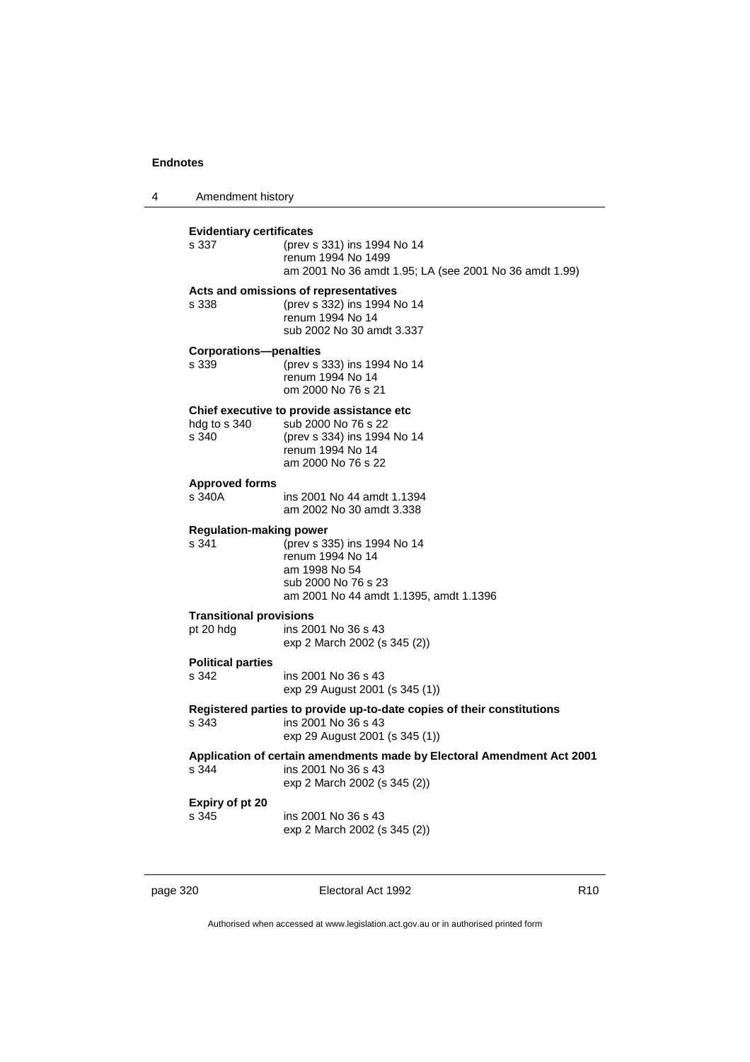**Evidentiary certificates**

s 337 (prev s 331) ins 1994 No 14
renum 1994 No 1499
am 2001 No 36 amdt 1.95; LA (see 2001 No 36 amdt 1.99)

**Acts and omissions of representatives**

s 338 (prev s 332) ins 1994 No 14
renum 1994 No 14
sub 2002 No 30 amdt 3.337

**Corporations—penalties**

s 339 (prev s 333) ins 1994 No 14
renum 1994 No 14
om 2000 No 76 s 21

**Chief executive to provide assistance etc**

hdg to s 340 sub 2000 No 76 s 22
s 340 (prev s 334) ins 1994 No 14
renum 1994 No 14
am 2000 No 76 s 22

**Approved forms**

s 340A ins 2001 No 44 amdt 1.1394
am 2002 No 30 amdt 3.338

**Regulation-making power**

s 341 (prev s 335) ins 1994 No 14
renum 1994 No 14
am 1998 No 54
sub 2000 No 76 s 23
am 2001 No 44 amdt 1.1395, amdt 1.1396

**Transitional provisions**

pt 20 hdg ins 2001 No 36 s 43
exp 2 March 2002 (s 345 (2))

**Political parties**

s 342 ins 2001 No 36 s 43
exp 29 August 2001 (s 345 (1))

**Registered parties to provide up-to-date copies of their constitutions**

s 343 ins 2001 No 36 s 43
exp 29 August 2001 (s 345 (1))

**Application of certain amendments made by Electoral Amendment Act 2001**

s 344 ins 2001 No 36 s 43
exp 2 March 2002 (s 345 (2))

**Expiry of pt 20**

s 345 ins 2001 No 36 s 43
exp 2 March 2002 (s 345 (2))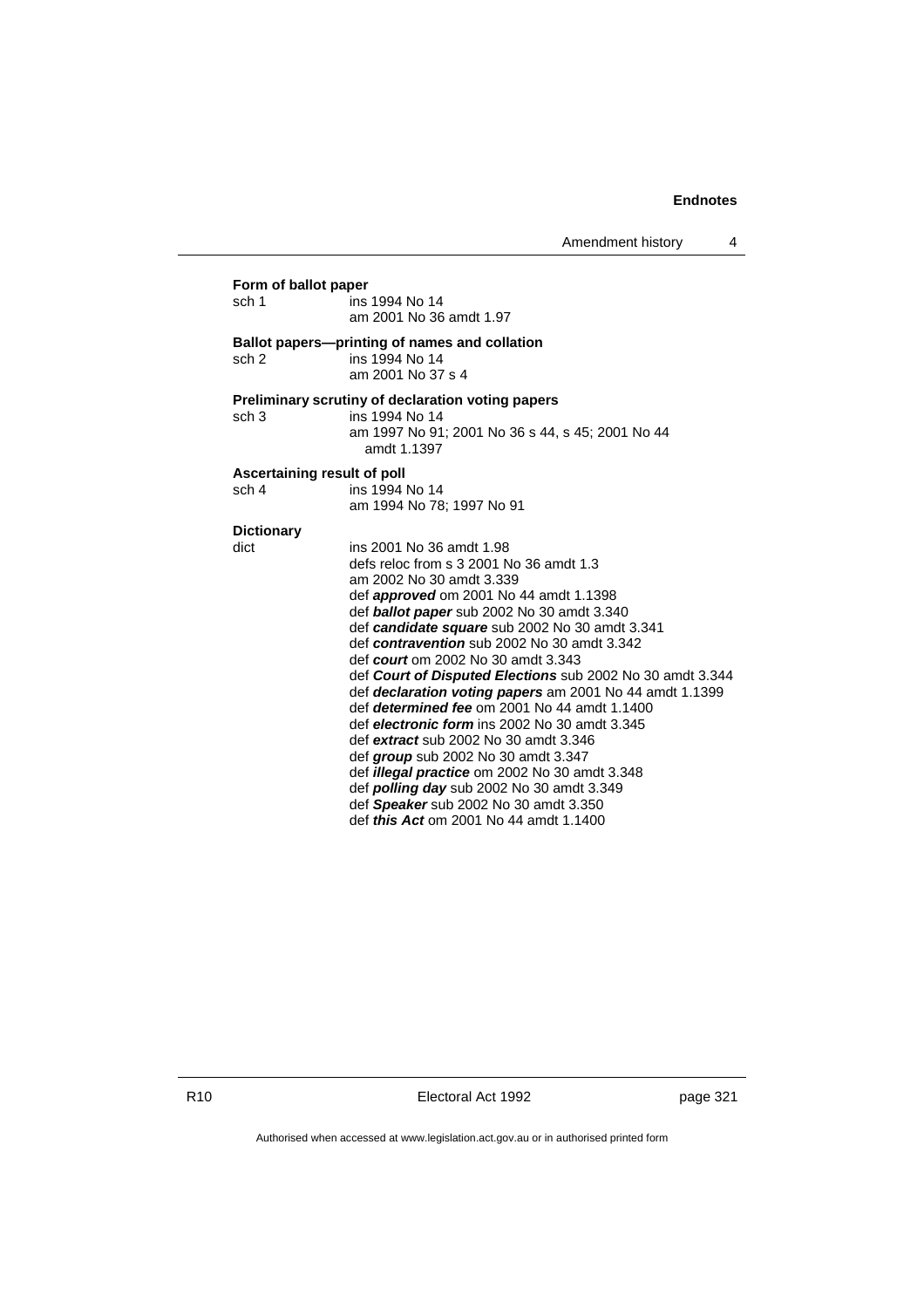**Form of ballot paper**

sch 1 ins 1994 No 14
am 2001 No 36 amdt 1.97

**Ballot papers—printing of names and collation**

sch 2 ins 1994 No 14
am 2001 No 37 s 4

**Preliminary scrutiny of declaration voting papers**

sch 3 ins 1994 No 14
am 1997 No 91; 2001 No 36 s 44, s 45; 2001 No 44 amdt 1.1397

**Ascertaining result of poll**

sch 4 ins 1994 No 14
am 1994 No 78; 1997 No 91

**Dictionary**

dict ins 2001 No 36 amdt 1.98
defs reloc from s 3 2001 No 36 amdt 1.3
am 2002 No 30 amdt 3.339
def ***approved*** om 2001 No 44 amdt 1.1398
def ***ballot paper*** sub 2002 No 30 amdt 3.340
def ***candidate square*** sub 2002 No 30 amdt 3.341
def ***contravention*** sub 2002 No 30 amdt 3.342
def ***court*** om 2002 No 30 amdt 3.343
def ***Court of Disputed Elections*** sub 2002 No 30 amdt 3.344
def ***declaration voting papers*** am 2001 No 44 amdt 1.1399
def ***determined fee*** om 2001 No 44 amdt 1.1400
def ***electronic form*** ins 2002 No 30 amdt 3.345
def ***extract*** sub 2002 No 30 amdt 3.346
def ***group*** sub 2002 No 30 amdt 3.347
def ***illegal practice*** om 2002 No 30 amdt 3.348
def ***polling day*** sub 2002 No 30 amdt 3.349
def ***Speaker*** sub 2002 No 30 amdt 3.350
def ***this Act*** om 2001 No 44 amdt 1.1400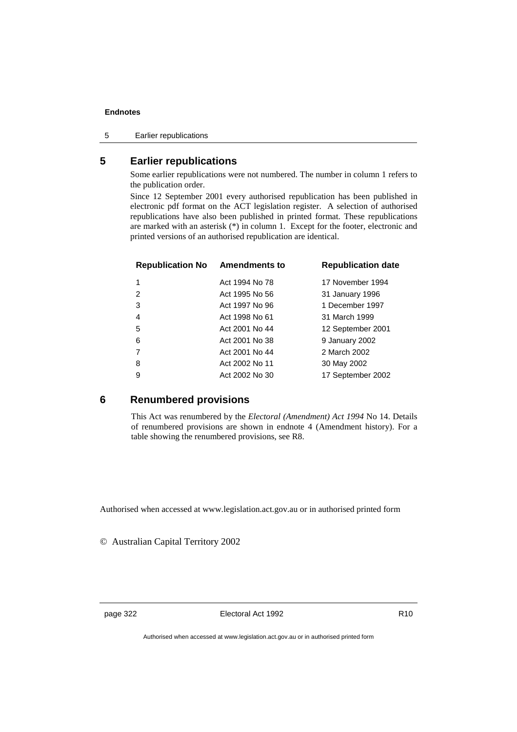## 5 Earlier republications

Some earlier republications were not numbered. The number in column 1 refers to the publication order.

Since 12 September 2001 every authorised republication has been published in electronic pdf format on the ACT legislation register. A selection of authorised republications have also been published in printed format. These republications are marked with an asterisk (*) in column 1. Except for the footer, electronic and printed versions of an authorised republication are identical.

| Republication No | Amendments to | Republication date |
|---|---|---|
| 1 | Act 1994 No 78 | 17 November 1994 |
| 2 | Act 1995 No 56 | 31 January 1996 |
| 3 | Act 1997 No 96 | 1 December 1997 |
| 4 | Act 1998 No 61 | 31 March 1999 |
| 5 | Act 2001 No 44 | 12 September 2001 |
| 6 | Act 2001 No 38 | 9 January 2002 |
| 7 | Act 2001 No 44 | 2 March 2002 |
| 8 | Act 2002 No 11 | 30 May 2002 |
| 9 | Act 2002 No 30 | 17 September 2002 |

## 6 Renumbered provisions

This Act was renumbered by the *Electoral (Amendment) Act 1994* No 14. Details of renumbered provisions are shown in endnote 4 (Amendment history). For a table showing the renumbered provisions, see R8.

Authorised when accessed at www.legislation.act.gov.au or in authorised printed form

© Australian Capital Territory 2002